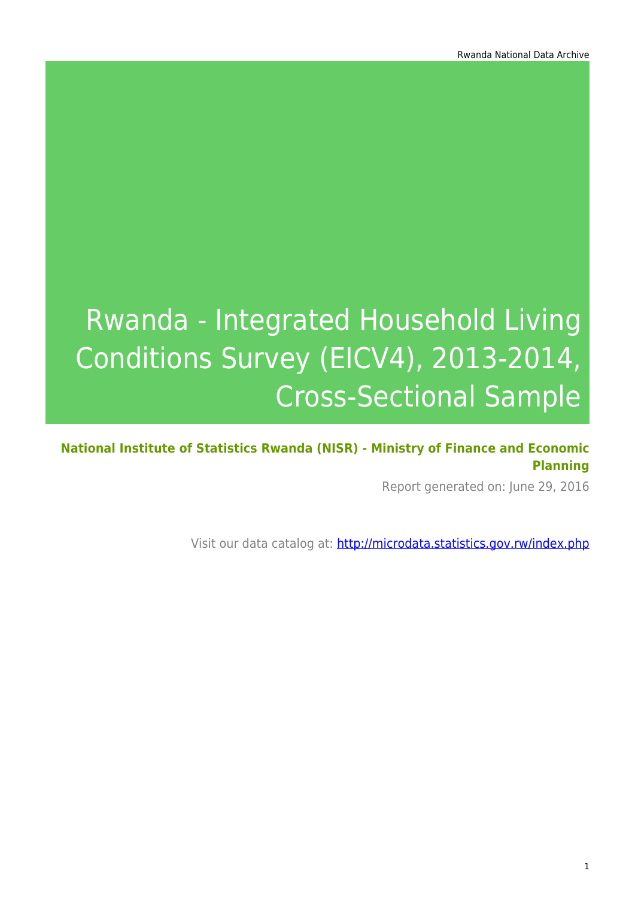# Rwanda - Integrated Household Living Conditions Survey (EICV4), 2013-2014, Cross-Sectional Sample

**National Institute of Statistics Rwanda (NISR) - Ministry of Finance and Economic Planning**

Report generated on: June 29, 2016

Visit our data catalog at: http://microdata.statistics.gov.rw/index.php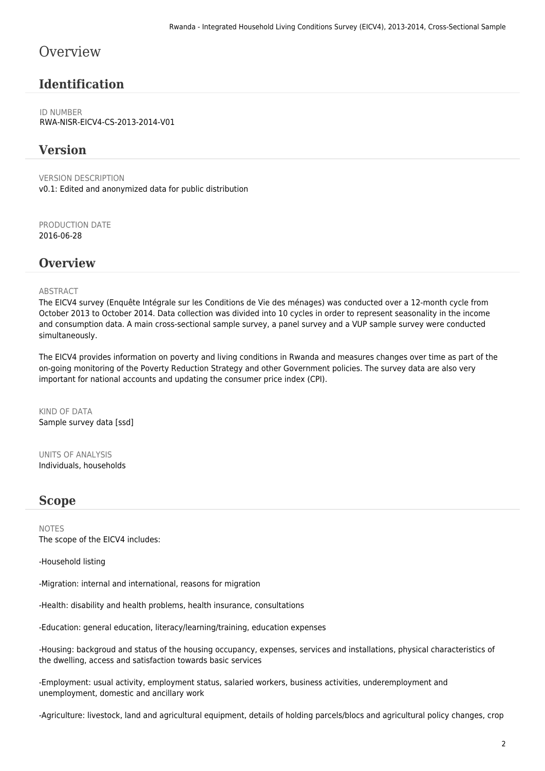# Overview

## Identification

ID NUMBER
RWA-NISR-EICV4-CS-2013-2014-V01

## Version

VERSION DESCRIPTION
v0.1: Edited and anonymized data for public distribution

PRODUCTION DATE
2016-06-28

## Overview

ABSTRACT
The EICV4 survey (Enquête Intégrale sur les Conditions de Vie des ménages) was conducted over a 12-month cycle from October 2013 to October 2014. Data collection was divided into 10 cycles in order to represent seasonality in the income and consumption data. A main cross-sectional sample survey, a panel survey and a VUP sample survey were conducted simultaneously.

The EICV4 provides information on poverty and living conditions in Rwanda and measures changes over time as part of the on-going monitoring of the Poverty Reduction Strategy and other Government policies. The survey data are also very important for national accounts and updating the consumer price index (CPI).

KIND OF DATA
Sample survey data [ssd]

UNITS OF ANALYSIS
Individuals, households

## Scope

NOTES
The scope of the EICV4 includes:

-Household listing

-Migration: internal and international, reasons for migration

-Health: disability and health problems, health insurance, consultations

-Education: general education, literacy/learning/training, education expenses

-Housing: backgroud and status of the housing occupancy, expenses, services and installations, physical characteristics of the dwelling, access and satisfaction towards basic services

-Employment: usual activity, employment status, salaried workers, business activities, underemployment and unemployment, domestic and ancillary work

-Agriculture: livestock, land and agricultural equipment, details of holding parcels/blocs and agricultural policy changes, crop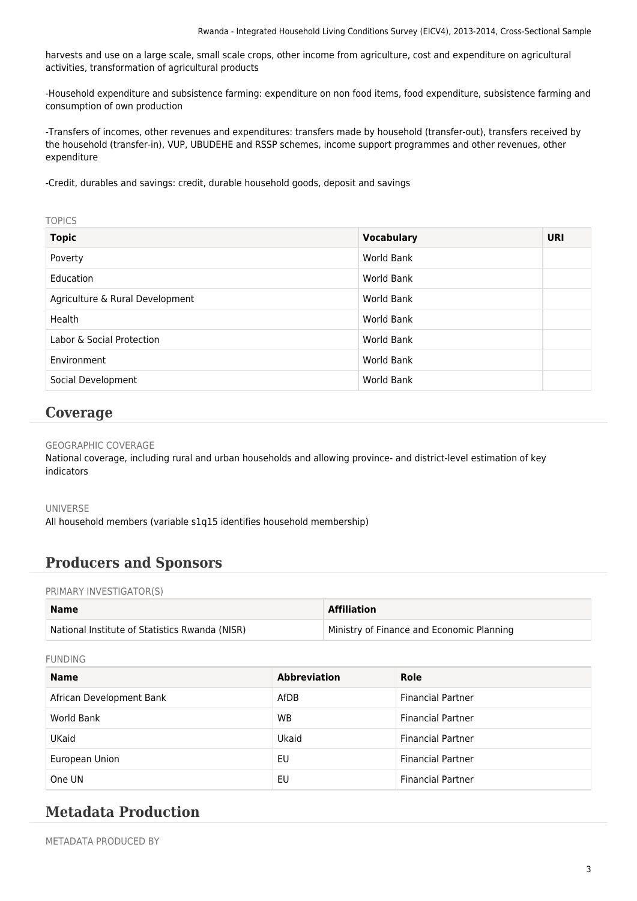harvests and use on a large scale, small scale crops, other income from agriculture, cost and expenditure on agricultural activities, transformation of agricultural products

-Household expenditure and subsistence farming: expenditure on non food items, food expenditure, subsistence farming and consumption of own production

-Transfers of incomes, other revenues and expenditures: transfers made by household (transfer-out), transfers received by the household (transfer-in), VUP, UBUDEHE and RSSP schemes, income support programmes and other revenues, other expenditure

-Credit, durables and savings: credit, durable household goods, deposit and savings

TOPICS

| Topic | Vocabulary | URI |
|---|---|---|
| Poverty | World Bank | |
| Education | World Bank | |
| Agriculture & Rural Development | World Bank | |
| Health | World Bank | |
| Labor & Social Protection | World Bank | |
| Environment | World Bank | |
| Social Development | World Bank | |

## Coverage

GEOGRAPHIC COVERAGE

National coverage, including rural and urban households and allowing province- and district-level estimation of key indicators

UNIVERSE

All household members (variable s1q15 identifies household membership)

## Producers and Sponsors

PRIMARY INVESTIGATOR(S)

| Name | Affiliation |
|---|---|
| National Institute of Statistics Rwanda (NISR) | Ministry of Finance and Economic Planning |

FUNDING

| Name | Abbreviation | Role |
|---|---|---|
| African Development Bank | AfDB | Financial Partner |
| World Bank | WB | Financial Partner |
| UKaid | Ukaid | Financial Partner |
| European Union | EU | Financial Partner |
| One UN | EU | Financial Partner |

## Metadata Production

METADATA PRODUCED BY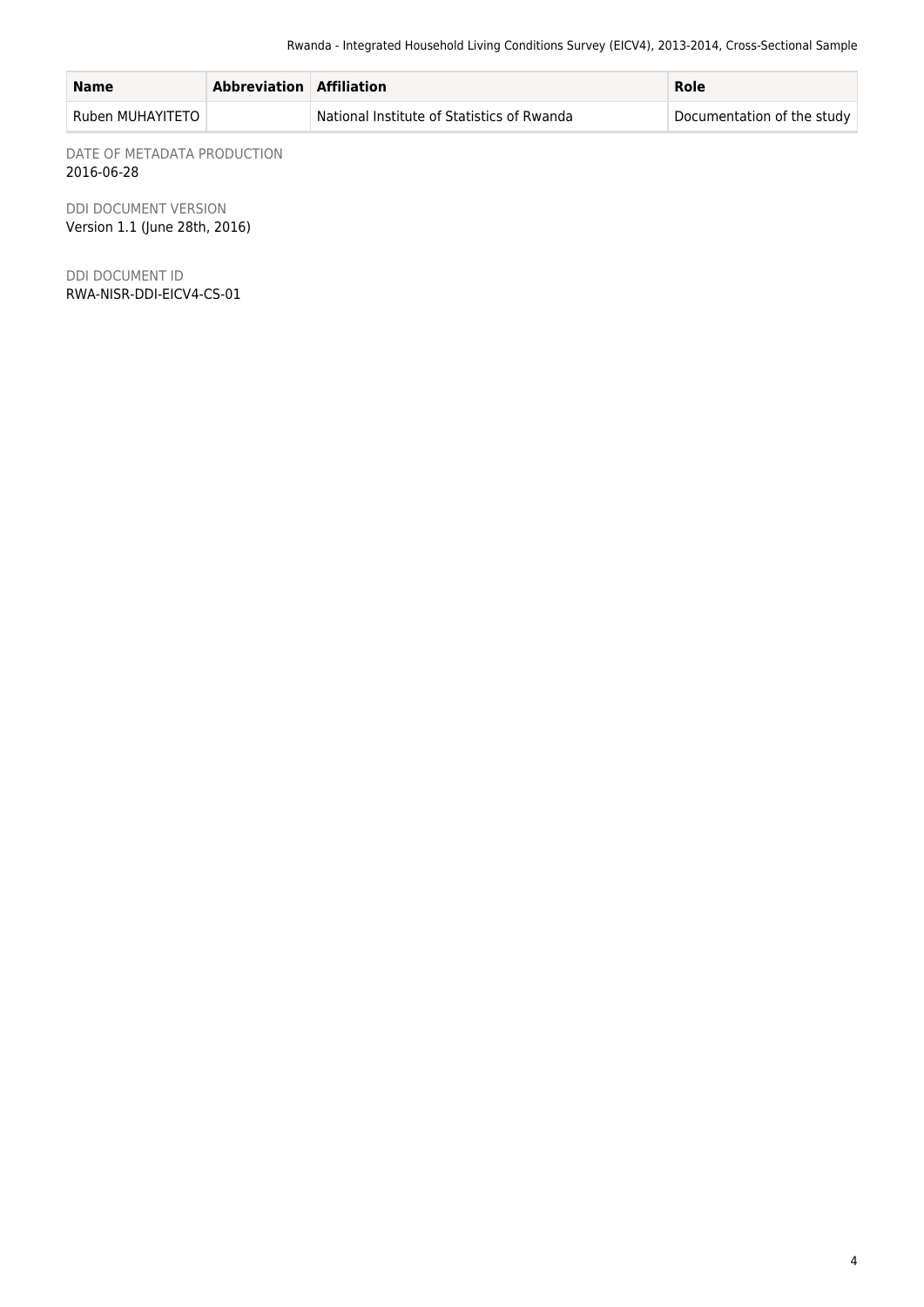| Name | Abbreviation | Affiliation | Role |
| --- | --- | --- | --- |
| Ruben MUHAYITETO | | National Institute of Statistics of Rwanda | Documentation of the study |

DATE OF METADATA PRODUCTION
2016-06-28

DDI DOCUMENT VERSION
Version 1.1 (June 28th, 2016)

DDI DOCUMENT ID
RWA-NISR-DDI-EICV4-CS-01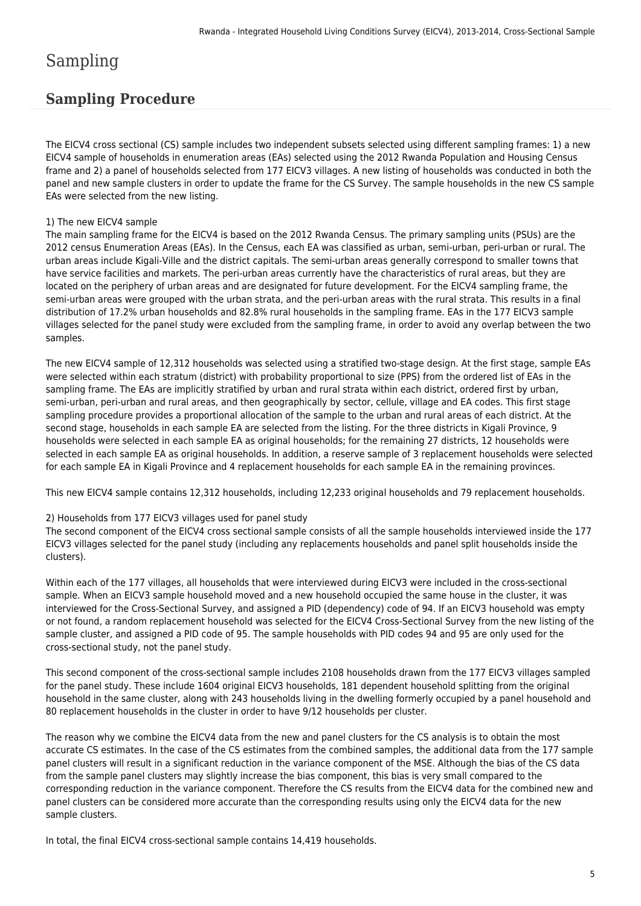# Sampling

## Sampling Procedure

The EICV4 cross sectional (CS) sample includes two independent subsets selected using different sampling frames: 1) a new EICV4 sample of households in enumeration areas (EAs) selected using the 2012 Rwanda Population and Housing Census frame and 2) a panel of households selected from 177 EICV3 villages. A new listing of households was conducted in both the panel and new sample clusters in order to update the frame for the CS Survey. The sample households in the new CS sample EAs were selected from the new listing.

1) The new EICV4 sample
The main sampling frame for the EICV4 is based on the 2012 Rwanda Census. The primary sampling units (PSUs) are the 2012 census Enumeration Areas (EAs). In the Census, each EA was classified as urban, semi-urban, peri-urban or rural. The urban areas include Kigali-Ville and the district capitals. The semi-urban areas generally correspond to smaller towns that have service facilities and markets. The peri-urban areas currently have the characteristics of rural areas, but they are located on the periphery of urban areas and are designated for future development. For the EICV4 sampling frame, the semi-urban areas were grouped with the urban strata, and the peri-urban areas with the rural strata. This results in a final distribution of 17.2% urban households and 82.8% rural households in the sampling frame. EAs in the 177 EICV3 sample villages selected for the panel study were excluded from the sampling frame, in order to avoid any overlap between the two samples.

The new EICV4 sample of 12,312 households was selected using a stratified two-stage design. At the first stage, sample EAs were selected within each stratum (district) with probability proportional to size (PPS) from the ordered list of EAs in the sampling frame. The EAs are implicitly stratified by urban and rural strata within each district, ordered first by urban, semi-urban, peri-urban and rural areas, and then geographically by sector, cellule, village and EA codes. This first stage sampling procedure provides a proportional allocation of the sample to the urban and rural areas of each district. At the second stage, households in each sample EA are selected from the listing. For the three districts in Kigali Province, 9 households were selected in each sample EA as original households; for the remaining 27 districts, 12 households were selected in each sample EA as original households. In addition, a reserve sample of 3 replacement households were selected for each sample EA in Kigali Province and 4 replacement households for each sample EA in the remaining provinces.

This new EICV4 sample contains 12,312 households, including 12,233 original households and 79 replacement households.

2) Households from 177 EICV3 villages used for panel study
The second component of the EICV4 cross sectional sample consists of all the sample households interviewed inside the 177 EICV3 villages selected for the panel study (including any replacements households and panel split households inside the clusters).

Within each of the 177 villages, all households that were interviewed during EICV3 were included in the cross-sectional sample. When an EICV3 sample household moved and a new household occupied the same house in the cluster, it was interviewed for the Cross-Sectional Survey, and assigned a PID (dependency) code of 94. If an EICV3 household was empty or not found, a random replacement household was selected for the EICV4 Cross-Sectional Survey from the new listing of the sample cluster, and assigned a PID code of 95. The sample households with PID codes 94 and 95 are only used for the cross-sectional study, not the panel study.

This second component of the cross-sectional sample includes 2108 households drawn from the 177 EICV3 villages sampled for the panel study. These include 1604 original EICV3 households, 181 dependent household splitting from the original household in the same cluster, along with 243 households living in the dwelling formerly occupied by a panel household and 80 replacement households in the cluster in order to have 9/12 households per cluster.

The reason why we combine the EICV4 data from the new and panel clusters for the CS analysis is to obtain the most accurate CS estimates. In the case of the CS estimates from the combined samples, the additional data from the 177 sample panel clusters will result in a significant reduction in the variance component of the MSE. Although the bias of the CS data from the sample panel clusters may slightly increase the bias component, this bias is very small compared to the corresponding reduction in the variance component. Therefore the CS results from the EICV4 data for the combined new and panel clusters can be considered more accurate than the corresponding results using only the EICV4 data for the new sample clusters.

In total, the final EICV4 cross-sectional sample contains 14,419 households.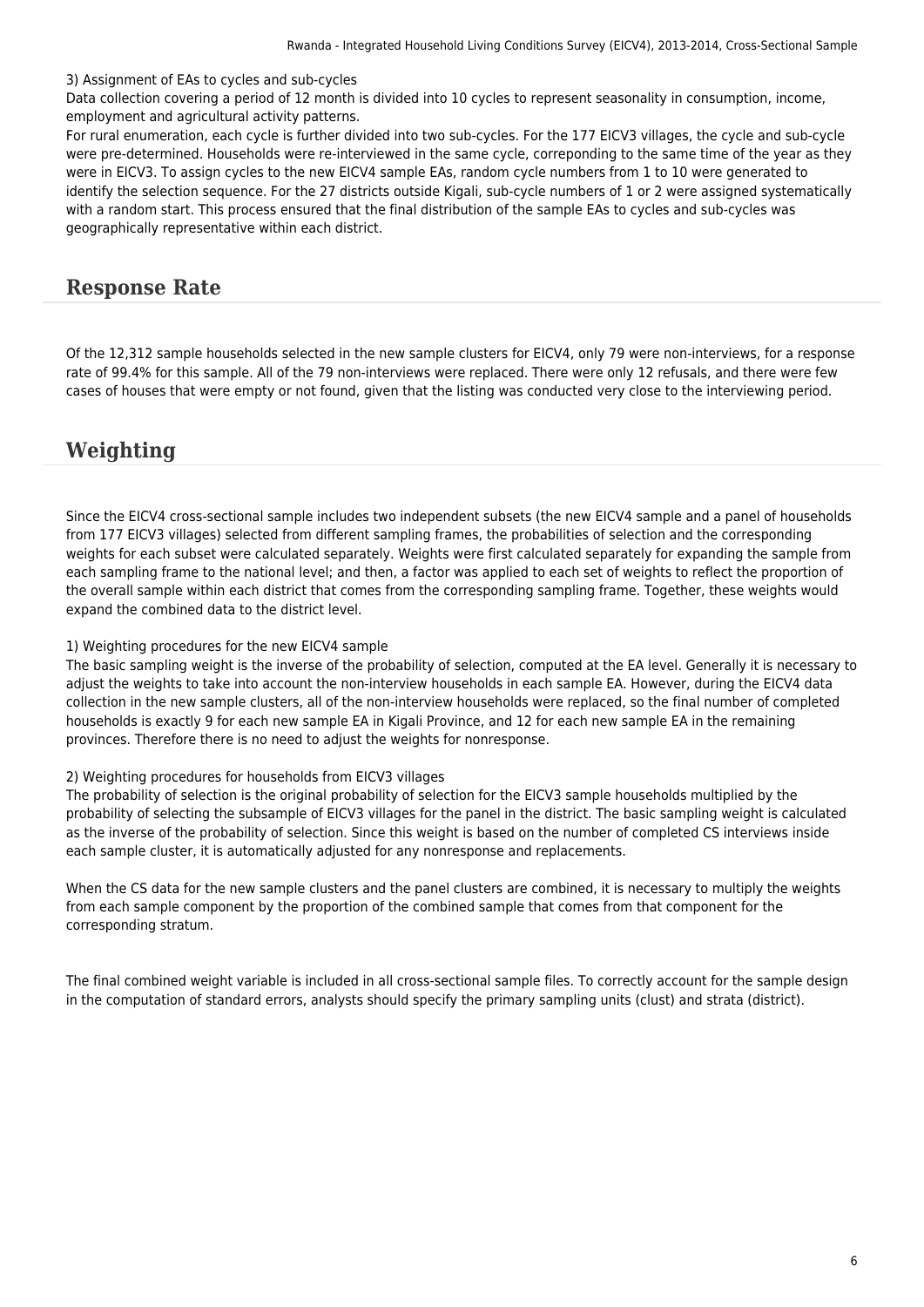3) Assignment of EAs to cycles and sub-cycles

Data collection covering a period of 12 month is divided into 10 cycles to represent seasonality in consumption, income, employment and agricultural activity patterns.

For rural enumeration, each cycle is further divided into two sub-cycles. For the 177 EICV3 villages, the cycle and sub-cycle were pre-determined. Households were re-interviewed in the same cycle, correponding to the same time of the year as they were in EICV3. To assign cycles to the new EICV4 sample EAs, random cycle numbers from 1 to 10 were generated to identify the selection sequence. For the 27 districts outside Kigali, sub-cycle numbers of 1 or 2 were assigned systematically with a random start. This process ensured that the final distribution of the sample EAs to cycles and sub-cycles was geographically representative within each district.

## Response Rate

Of the 12,312 sample households selected in the new sample clusters for EICV4, only 79 were non-interviews, for a response rate of 99.4% for this sample. All of the 79 non-interviews were replaced. There were only 12 refusals, and there were few cases of houses that were empty or not found, given that the listing was conducted very close to the interviewing period.

## Weighting

Since the EICV4 cross-sectional sample includes two independent subsets (the new EICV4 sample and a panel of households from 177 EICV3 villages) selected from different sampling frames, the probabilities of selection and the corresponding weights for each subset were calculated separately. Weights were first calculated separately for expanding the sample from each sampling frame to the national level; and then, a factor was applied to each set of weights to reflect the proportion of the overall sample within each district that comes from the corresponding sampling frame. Together, these weights would expand the combined data to the district level.

1) Weighting procedures for the new EICV4 sample

The basic sampling weight is the inverse of the probability of selection, computed at the EA level. Generally it is necessary to adjust the weights to take into account the non-interview households in each sample EA. However, during the EICV4 data collection in the new sample clusters, all of the non-interview households were replaced, so the final number of completed households is exactly 9 for each new sample EA in Kigali Province, and 12 for each new sample EA in the remaining provinces. Therefore there is no need to adjust the weights for nonresponse.

2) Weighting procedures for households from EICV3 villages

The probability of selection is the original probability of selection for the EICV3 sample households multiplied by the probability of selecting the subsample of EICV3 villages for the panel in the district. The basic sampling weight is calculated as the inverse of the probability of selection. Since this weight is based on the number of completed CS interviews inside each sample cluster, it is automatically adjusted for any nonresponse and replacements.

When the CS data for the new sample clusters and the panel clusters are combined, it is necessary to multiply the weights from each sample component by the proportion of the combined sample that comes from that component for the corresponding stratum.

The final combined weight variable is included in all cross-sectional sample files. To correctly account for the sample design in the computation of standard errors, analysts should specify the primary sampling units (clust) and strata (district).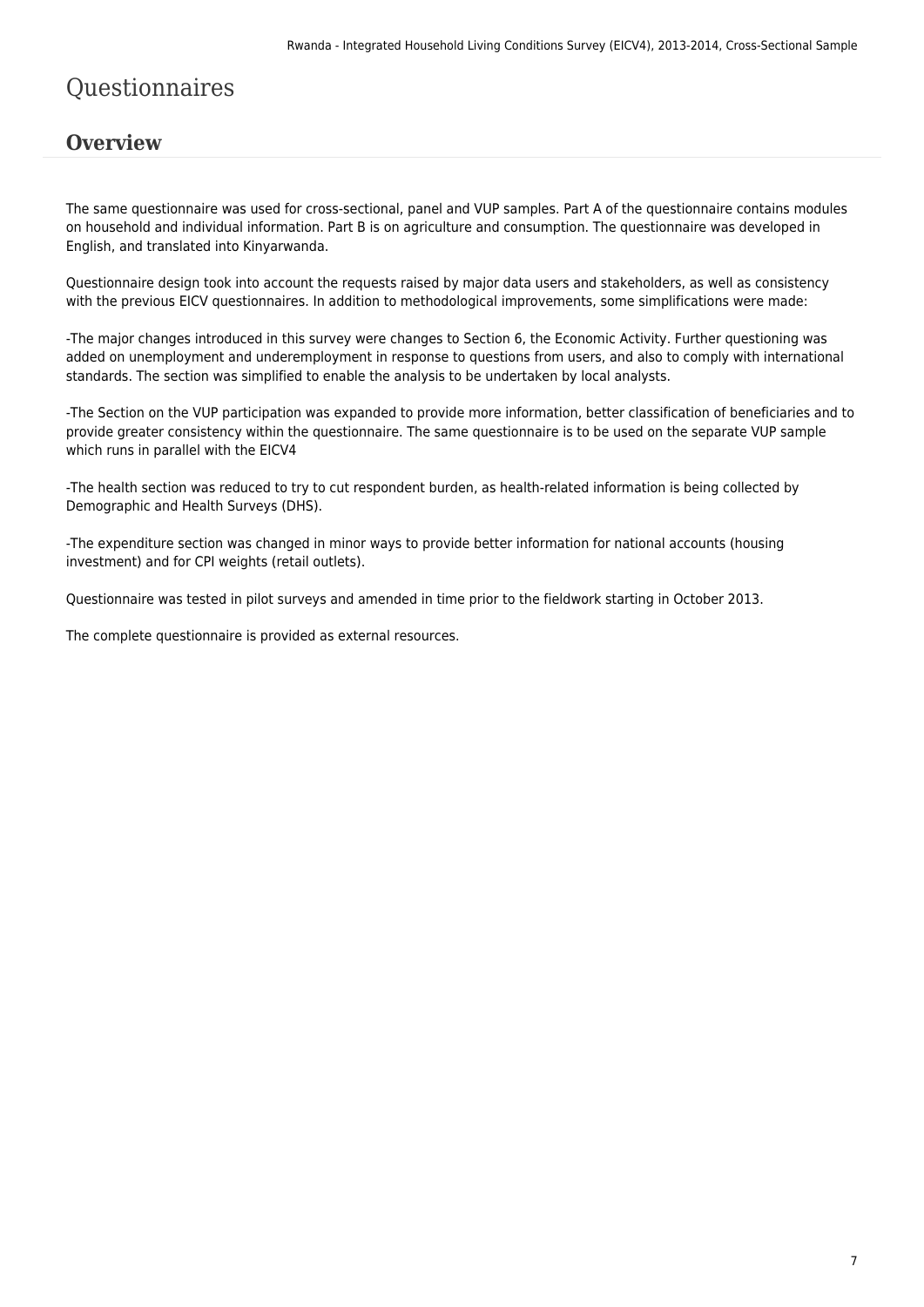# Questionnaires

## Overview

The same questionnaire was used for cross-sectional, panel and VUP samples. Part A of the questionnaire contains modules on household and individual information. Part B is on agriculture and consumption. The questionnaire was developed in English, and translated into Kinyarwanda.

Questionnaire design took into account the requests raised by major data users and stakeholders, as well as consistency with the previous EICV questionnaires. In addition to methodological improvements, some simplifications were made:

-The major changes introduced in this survey were changes to Section 6, the Economic Activity. Further questioning was added on unemployment and underemployment in response to questions from users, and also to comply with international standards. The section was simplified to enable the analysis to be undertaken by local analysts.

-The Section on the VUP participation was expanded to provide more information, better classification of beneficiaries and to provide greater consistency within the questionnaire. The same questionnaire is to be used on the separate VUP sample which runs in parallel with the EICV4

-The health section was reduced to try to cut respondent burden, as health-related information is being collected by Demographic and Health Surveys (DHS).

-The expenditure section was changed in minor ways to provide better information for national accounts (housing investment) and for CPI weights (retail outlets).

Questionnaire was tested in pilot surveys and amended in time prior to the fieldwork starting in October 2013.

The complete questionnaire is provided as external resources.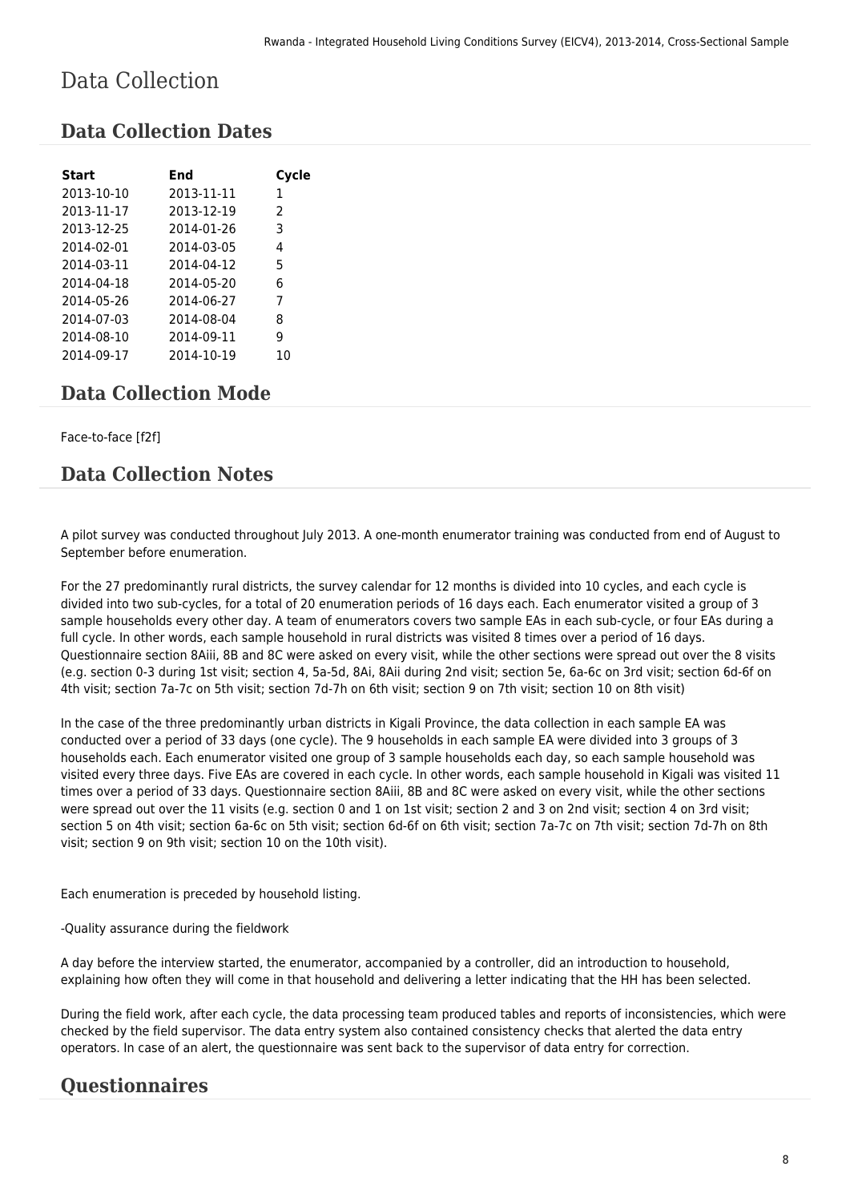# Data Collection

## Data Collection Dates

| Start | End | Cycle |
|---|---|---|
| 2013-10-10 | 2013-11-11 | 1 |
| 2013-11-17 | 2013-12-19 | 2 |
| 2013-12-25 | 2014-01-26 | 3 |
| 2014-02-01 | 2014-03-05 | 4 |
| 2014-03-11 | 2014-04-12 | 5 |
| 2014-04-18 | 2014-05-20 | 6 |
| 2014-05-26 | 2014-06-27 | 7 |
| 2014-07-03 | 2014-08-04 | 8 |
| 2014-08-10 | 2014-09-11 | 9 |
| 2014-09-17 | 2014-10-19 | 10 |

## Data Collection Mode

Face-to-face [f2f]

## Data Collection Notes

A pilot survey was conducted throughout July 2013. A one-month enumerator training was conducted from end of August to September before enumeration.

For the 27 predominantly rural districts, the survey calendar for 12 months is divided into 10 cycles, and each cycle is divided into two sub-cycles, for a total of 20 enumeration periods of 16 days each. Each enumerator visited a group of 3 sample households every other day. A team of enumerators covers two sample EAs in each sub-cycle, or four EAs during a full cycle. In other words, each sample household in rural districts was visited 8 times over a period of 16 days. Questionnaire section 8Aiii, 8B and 8C were asked on every visit, while the other sections were spread out over the 8 visits (e.g. section 0-3 during 1st visit; section 4, 5a-5d, 8Ai, 8Aii during 2nd visit; section 5e, 6a-6c on 3rd visit; section 6d-6f on 4th visit; section 7a-7c on 5th visit; section 7d-7h on 6th visit; section 9 on 7th visit; section 10 on 8th visit)

In the case of the three predominantly urban districts in Kigali Province, the data collection in each sample EA was conducted over a period of 33 days (one cycle). The 9 households in each sample EA were divided into 3 groups of 3 households each. Each enumerator visited one group of 3 sample households each day, so each sample household was visited every three days. Five EAs are covered in each cycle. In other words, each sample household in Kigali was visited 11 times over a period of 33 days. Questionnaire section 8Aiii, 8B and 8C were asked on every visit, while the other sections were spread out over the 11 visits (e.g. section 0 and 1 on 1st visit; section 2 and 3 on 2nd visit; section 4 on 3rd visit; section 5 on 4th visit; section 6a-6c on 5th visit; section 6d-6f on 6th visit; section 7a-7c on 7th visit; section 7d-7h on 8th visit; section 9 on 9th visit; section 10 on the 10th visit).

Each enumeration is preceded by household listing.

-Quality assurance during the fieldwork

A day before the interview started, the enumerator, accompanied by a controller, did an introduction to household, explaining how often they will come in that household and delivering a letter indicating that the HH has been selected.

During the field work, after each cycle, the data processing team produced tables and reports of inconsistencies, which were checked by the field supervisor. The data entry system also contained consistency checks that alerted the data entry operators. In case of an alert, the questionnaire was sent back to the supervisor of data entry for correction.

## Questionnaires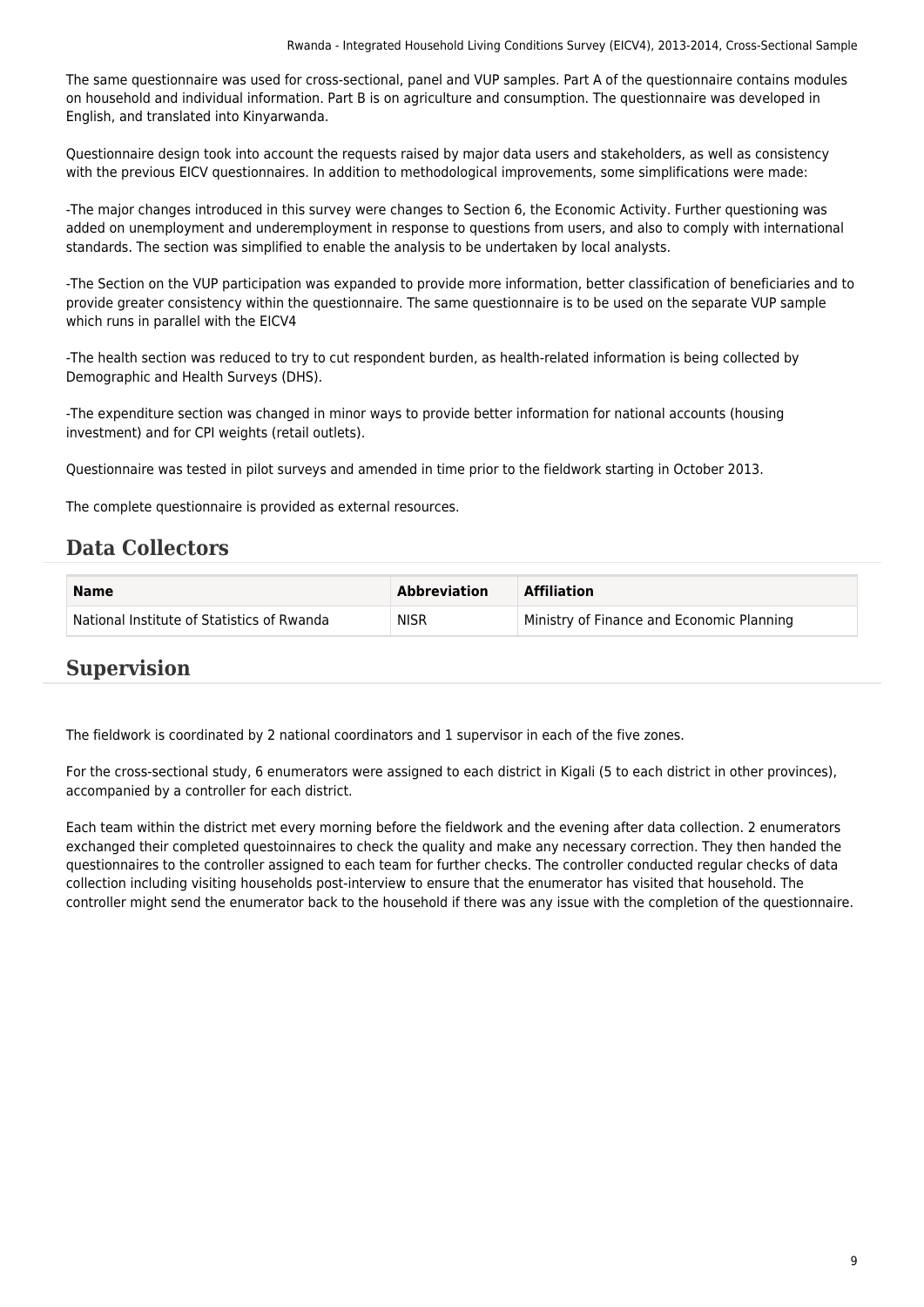The same questionnaire was used for cross-sectional, panel and VUP samples. Part A of the questionnaire contains modules on household and individual information. Part B is on agriculture and consumption. The questionnaire was developed in English, and translated into Kinyarwanda.

Questionnaire design took into account the requests raised by major data users and stakeholders, as well as consistency with the previous EICV questionnaires. In addition to methodological improvements, some simplifications were made:

-The major changes introduced in this survey were changes to Section 6, the Economic Activity. Further questioning was added on unemployment and underemployment in response to questions from users, and also to comply with international standards. The section was simplified to enable the analysis to be undertaken by local analysts.

-The Section on the VUP participation was expanded to provide more information, better classification of beneficiaries and to provide greater consistency within the questionnaire. The same questionnaire is to be used on the separate VUP sample which runs in parallel with the EICV4

-The health section was reduced to try to cut respondent burden, as health-related information is being collected by Demographic and Health Surveys (DHS).

-The expenditure section was changed in minor ways to provide better information for national accounts (housing investment) and for CPI weights (retail outlets).

Questionnaire was tested in pilot surveys and amended in time prior to the fieldwork starting in October 2013.

The complete questionnaire is provided as external resources.

## Data Collectors

| Name | Abbreviation | Affiliation |
|---|---|---|
| National Institute of Statistics of Rwanda | NISR | Ministry of Finance and Economic Planning |

## Supervision

The fieldwork is coordinated by 2 national coordinators and 1 supervisor in each of the five zones.

For the cross-sectional study, 6 enumerators were assigned to each district in Kigali (5 to each district in other provinces), accompanied by a controller for each district.

Each team within the district met every morning before the fieldwork and the evening after data collection. 2 enumerators exchanged their completed questoinnaires to check the quality and make any necessary correction. They then handed the questionnaires to the controller assigned to each team for further checks. The controller conducted regular checks of data collection including visiting households post-interview to ensure that the enumerator has visited that household. The controller might send the enumerator back to the household if there was any issue with the completion of the questionnaire.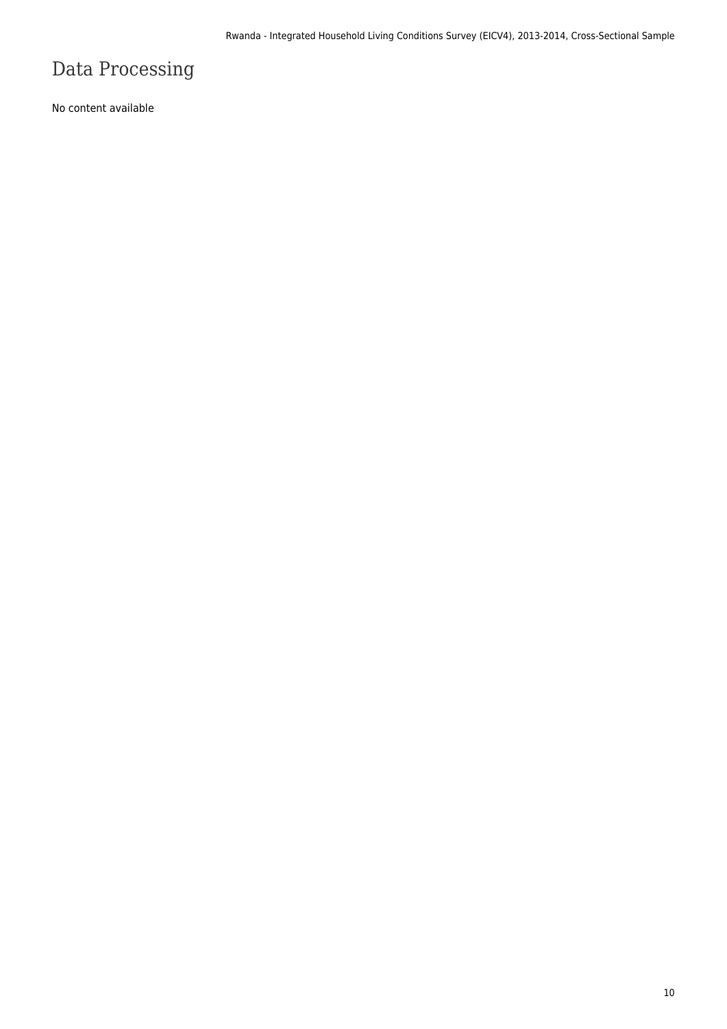# Data Processing

No content available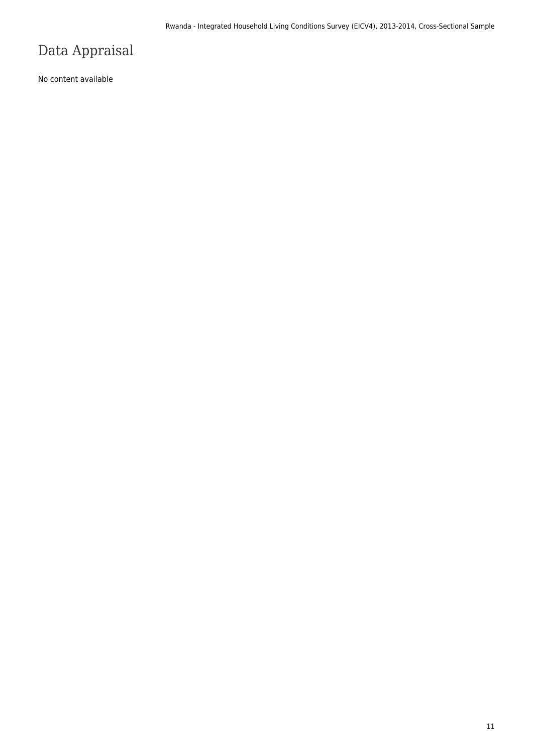# Data Appraisal

No content available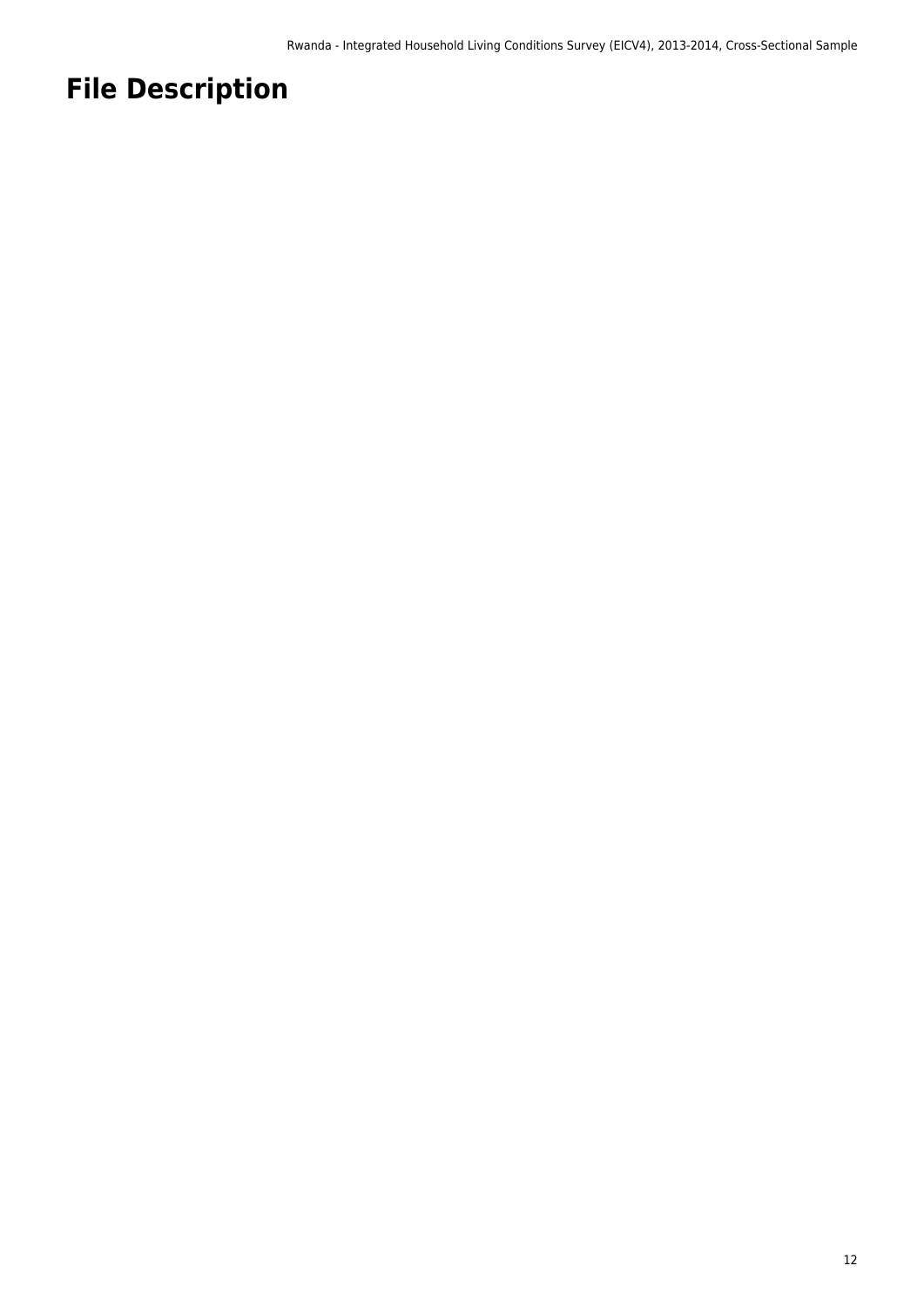# File Description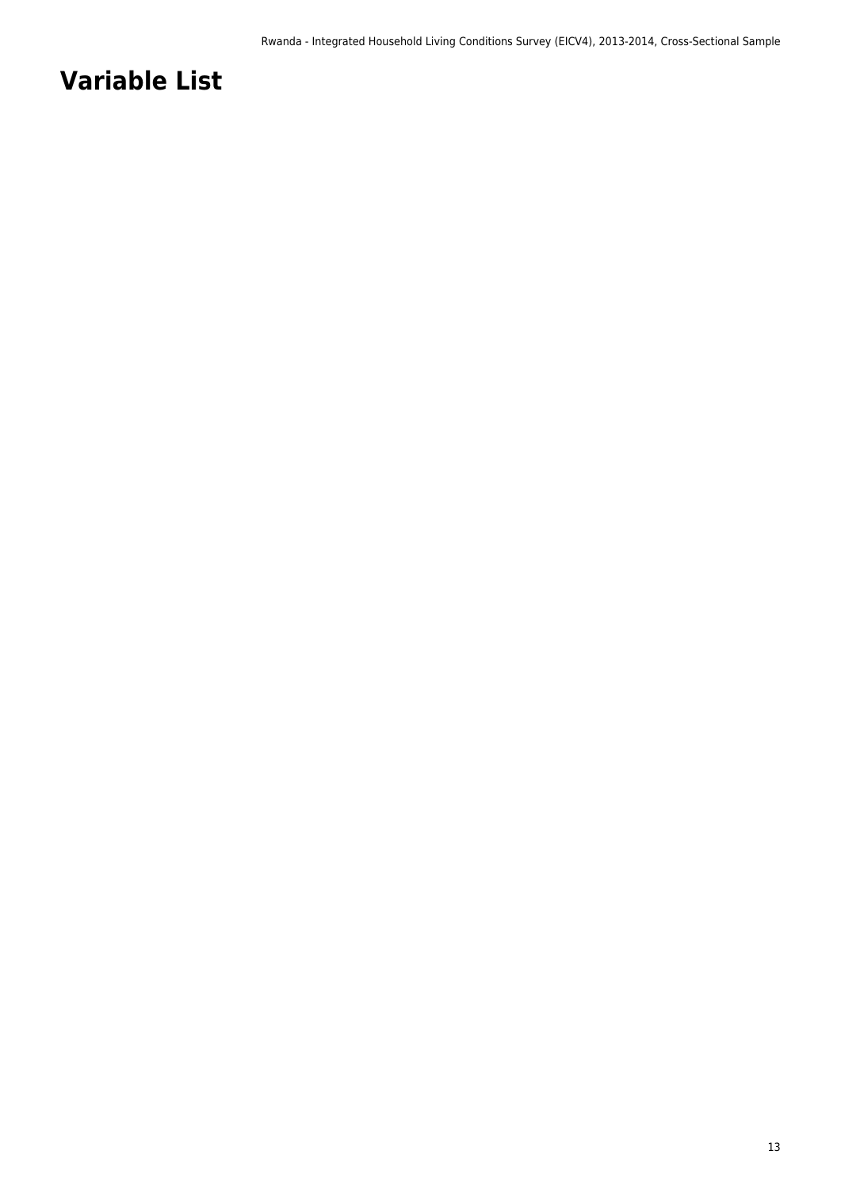# Variable List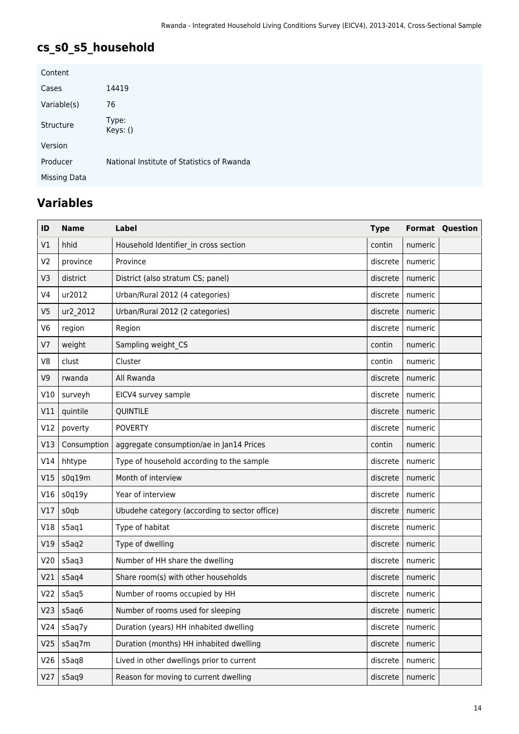## cs_s0_s5_household

| | |
|---|---|
| Content | |
| Cases | 14419 |
| Variable(s) | 76 |
| Structure | Type:<br>Keys: () |
| Version | |
| Producer | National Institute of Statistics of Rwanda |
| Missing Data | |

## Variables

| ID | Name | Label | Type | Format | Question |
|---|---|---|---|---|---|
| V1 | hhid | Household Identifier_in cross section | contin | numeric | |
| V2 | province | Province | discrete | numeric | |
| V3 | district | District (also stratum CS; panel) | discrete | numeric | |
| V4 | ur2012 | Urban/Rural 2012 (4 categories) | discrete | numeric | |
| V5 | ur2_2012 | Urban/Rural 2012 (2 categories) | discrete | numeric | |
| V6 | region | Region | discrete | numeric | |
| V7 | weight | Sampling weight_CS | contin | numeric | |
| V8 | clust | Cluster | contin | numeric | |
| V9 | rwanda | All Rwanda | discrete | numeric | |
| V10 | surveyh | EICV4 survey sample | discrete | numeric | |
| V11 | quintile | QUINTILE | discrete | numeric | |
| V12 | poverty | POVERTY | discrete | numeric | |
| V13 | Consumption | aggregate consumption/ae in Jan14 Prices | contin | numeric | |
| V14 | hhtype | Type of household according to the sample | discrete | numeric | |
| V15 | s0q19m | Month of interview | discrete | numeric | |
| V16 | s0q19y | Year of interview | discrete | numeric | |
| V17 | s0qb | Ubudehe category (according to sector office) | discrete | numeric | |
| V18 | s5aq1 | Type of habitat | discrete | numeric | |
| V19 | s5aq2 | Type of dwelling | discrete | numeric | |
| V20 | s5aq3 | Number of HH share the dwelling | discrete | numeric | |
| V21 | s5aq4 | Share room(s) with other households | discrete | numeric | |
| V22 | s5aq5 | Number of rooms occupied by HH | discrete | numeric | |
| V23 | s5aq6 | Number of rooms used for sleeping | discrete | numeric | |
| V24 | s5aq7y | Duration (years) HH inhabited dwelling | discrete | numeric | |
| V25 | s5aq7m | Duration (months) HH inhabited dwelling | discrete | numeric | |
| V26 | s5aq8 | Lived in other dwellings prior to current | discrete | numeric | |
| V27 | s5aq9 | Reason for moving to current dwelling | discrete | numeric | |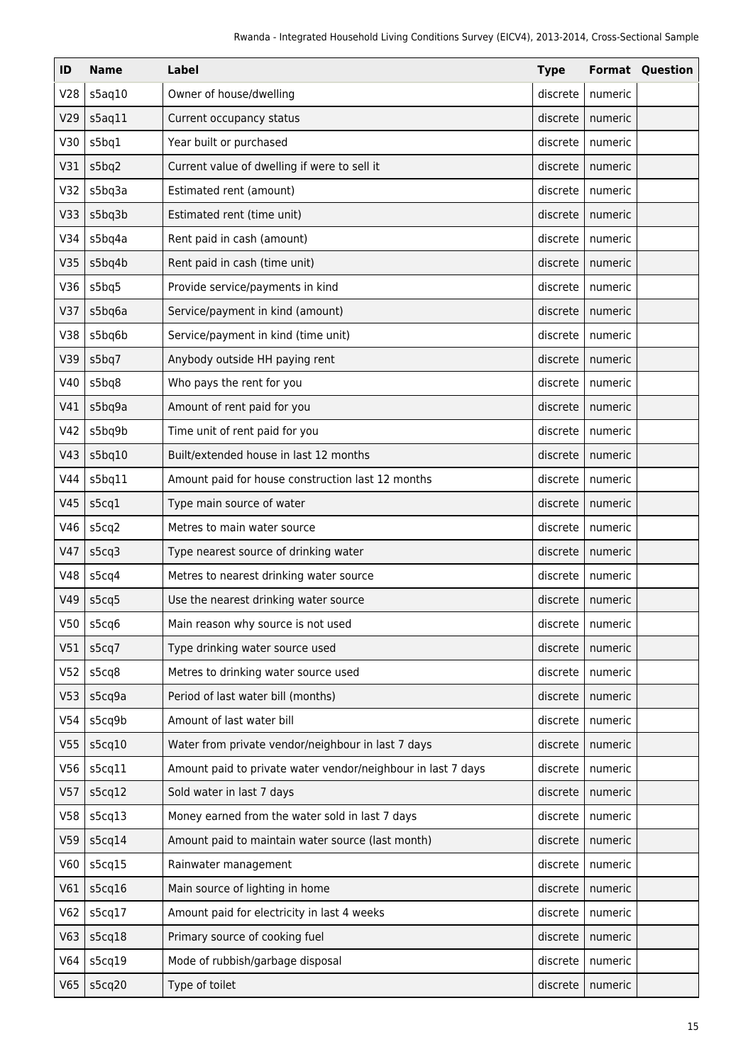| ID | Name | Label | Type | Format | Question |
|---|---|---|---|---|---|
| V28 | s5aq10 | Owner of house/dwelling | discrete | numeric | |
| V29 | s5aq11 | Current occupancy status | discrete | numeric | |
| V30 | s5bq1 | Year built or purchased | discrete | numeric | |
| V31 | s5bq2 | Current value of dwelling if were to sell it | discrete | numeric | |
| V32 | s5bq3a | Estimated rent (amount) | discrete | numeric | |
| V33 | s5bq3b | Estimated rent (time unit) | discrete | numeric | |
| V34 | s5bq4a | Rent paid in cash (amount) | discrete | numeric | |
| V35 | s5bq4b | Rent paid in cash (time unit) | discrete | numeric | |
| V36 | s5bq5 | Provide service/payments in kind | discrete | numeric | |
| V37 | s5bq6a | Service/payment in kind (amount) | discrete | numeric | |
| V38 | s5bq6b | Service/payment in kind (time unit) | discrete | numeric | |
| V39 | s5bq7 | Anybody outside HH paying rent | discrete | numeric | |
| V40 | s5bq8 | Who pays the rent for you | discrete | numeric | |
| V41 | s5bq9a | Amount of rent paid for you | discrete | numeric | |
| V42 | s5bq9b | Time unit of rent paid for you | discrete | numeric | |
| V43 | s5bq10 | Built/extended house in last 12 months | discrete | numeric | |
| V44 | s5bq11 | Amount paid for house construction last 12 months | discrete | numeric | |
| V45 | s5cq1 | Type main source of water | discrete | numeric | |
| V46 | s5cq2 | Metres to main water source | discrete | numeric | |
| V47 | s5cq3 | Type nearest source of drinking water | discrete | numeric | |
| V48 | s5cq4 | Metres to nearest drinking water source | discrete | numeric | |
| V49 | s5cq5 | Use the nearest drinking water source | discrete | numeric | |
| V50 | s5cq6 | Main reason why source is not used | discrete | numeric | |
| V51 | s5cq7 | Type drinking water source used | discrete | numeric | |
| V52 | s5cq8 | Metres to drinking water source used | discrete | numeric | |
| V53 | s5cq9a | Period of last water bill (months) | discrete | numeric | |
| V54 | s5cq9b | Amount of last water bill | discrete | numeric | |
| V55 | s5cq10 | Water from private vendor/neighbour in last 7 days | discrete | numeric | |
| V56 | s5cq11 | Amount paid to private water vendor/neighbour in last 7 days | discrete | numeric | |
| V57 | s5cq12 | Sold water in last 7 days | discrete | numeric | |
| V58 | s5cq13 | Money earned from the water sold in last 7 days | discrete | numeric | |
| V59 | s5cq14 | Amount paid to maintain water source (last month) | discrete | numeric | |
| V60 | s5cq15 | Rainwater management | discrete | numeric | |
| V61 | s5cq16 | Main source of lighting in home | discrete | numeric | |
| V62 | s5cq17 | Amount paid for electricity in last 4 weeks | discrete | numeric | |
| V63 | s5cq18 | Primary source of cooking fuel | discrete | numeric | |
| V64 | s5cq19 | Mode of rubbish/garbage disposal | discrete | numeric | |
| V65 | s5cq20 | Type of toilet | discrete | numeric | |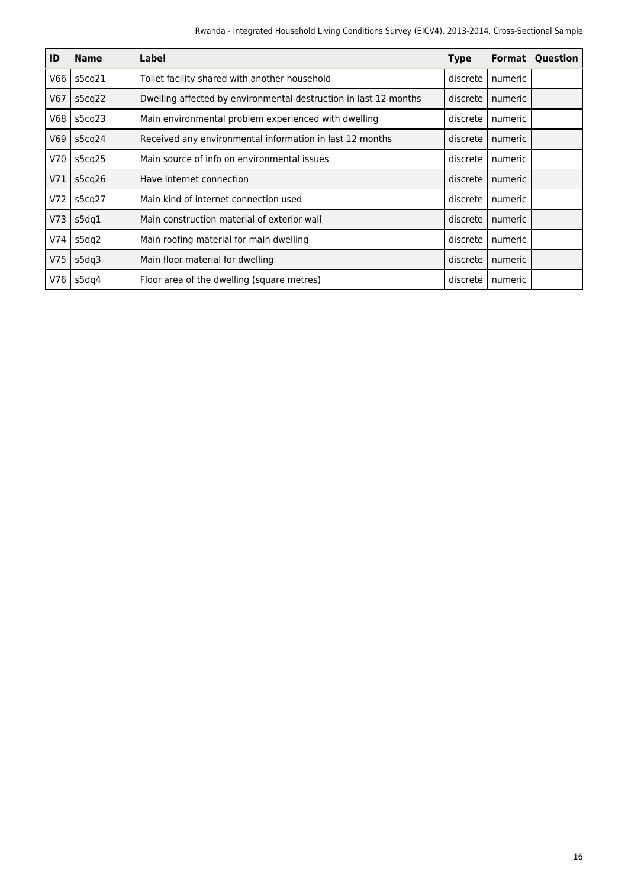| ID | Name | Label | Type | Format | Question |
|---|---|---|---|---|---|
| V66 | s5cq21 | Toilet facility shared with another household | discrete | numeric | |
| V67 | s5cq22 | Dwelling affected by environmental destruction in last 12 months | discrete | numeric | |
| V68 | s5cq23 | Main environmental problem experienced with dwelling | discrete | numeric | |
| V69 | s5cq24 | Received any environmental information in last 12 months | discrete | numeric | |
| V70 | s5cq25 | Main source of info on environmental issues | discrete | numeric | |
| V71 | s5cq26 | Have Internet connection | discrete | numeric | |
| V72 | s5cq27 | Main kind of internet connection used | discrete | numeric | |
| V73 | s5dq1 | Main construction material of exterior wall | discrete | numeric | |
| V74 | s5dq2 | Main roofing material for main dwelling | discrete | numeric | |
| V75 | s5dq3 | Main floor material for dwelling | discrete | numeric | |
| V76 | s5dq4 | Floor area of the dwelling (square metres) | discrete | numeric | |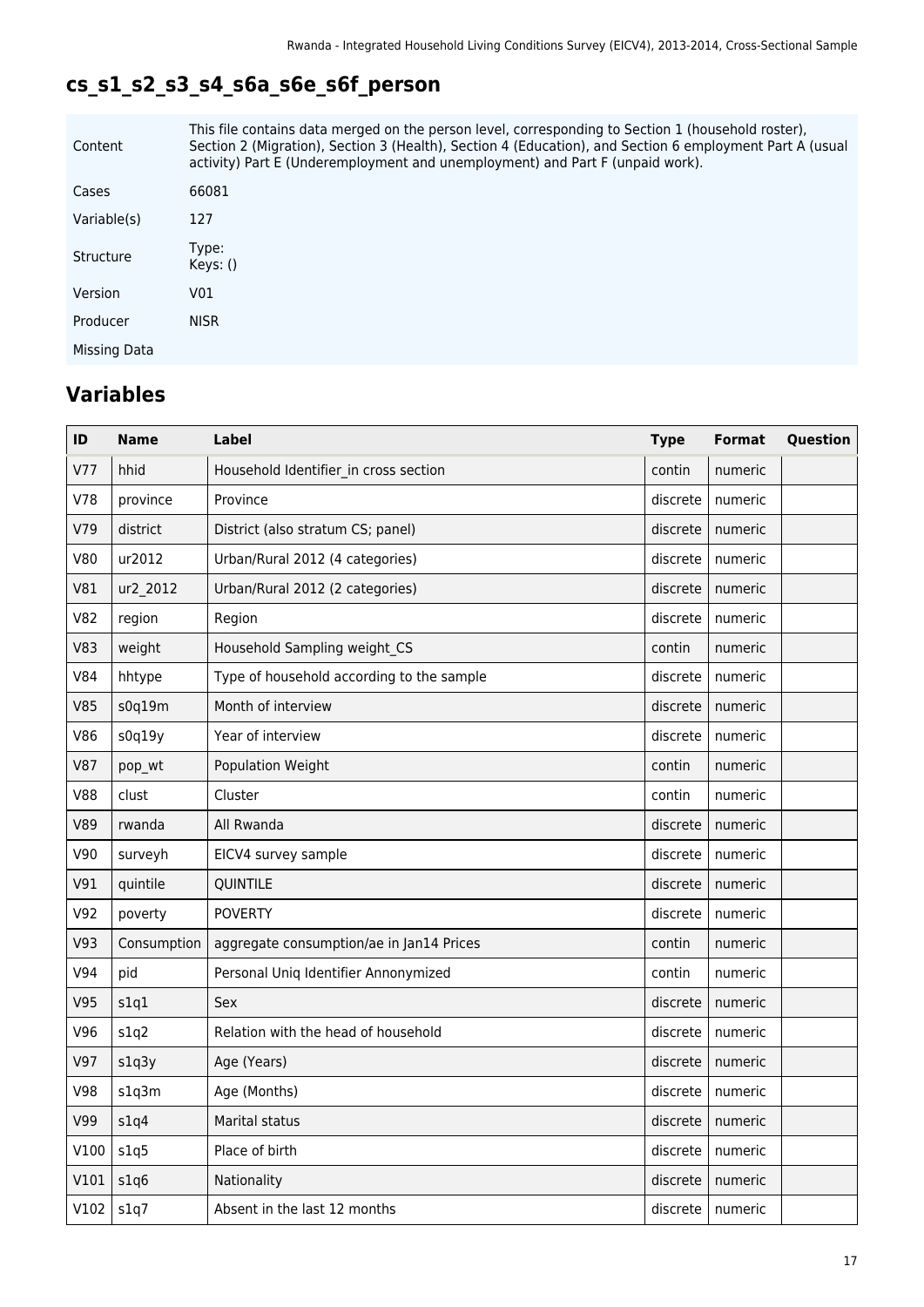## cs_s1_s2_s3_s4_s6a_s6e_s6f_person

| | |
|---|---|
| Content | This file contains data merged on the person level, corresponding to Section 1 (household roster), Section 2 (Migration), Section 3 (Health), Section 4 (Education), and Section 6 employment Part A (usual activity) Part E (Underemployment and unemployment) and Part F (unpaid work). |
| Cases | 66081 |
| Variable(s) | 127 |
| Structure | Type: Keys: () |
| Version | V01 |
| Producer | NISR |
| Missing Data | |

## Variables

| ID | Name | Label | Type | Format | Question |
|---|---|---|---|---|---|
| V77 | hhid | Household Identifier_in cross section | contin | numeric | |
| V78 | province | Province | discrete | numeric | |
| V79 | district | District (also stratum CS; panel) | discrete | numeric | |
| V80 | ur2012 | Urban/Rural 2012 (4 categories) | discrete | numeric | |
| V81 | ur2_2012 | Urban/Rural 2012 (2 categories) | discrete | numeric | |
| V82 | region | Region | discrete | numeric | |
| V83 | weight | Household Sampling weight_CS | contin | numeric | |
| V84 | hhtype | Type of household according to the sample | discrete | numeric | |
| V85 | s0q19m | Month of interview | discrete | numeric | |
| V86 | s0q19y | Year of interview | discrete | numeric | |
| V87 | pop_wt | Population Weight | contin | numeric | |
| V88 | clust | Cluster | contin | numeric | |
| V89 | rwanda | All Rwanda | discrete | numeric | |
| V90 | surveyh | EICV4 survey sample | discrete | numeric | |
| V91 | quintile | QUINTILE | discrete | numeric | |
| V92 | poverty | POVERTY | discrete | numeric | |
| V93 | Consumption | aggregate consumption/ae in Jan14 Prices | contin | numeric | |
| V94 | pid | Personal Uniq Identifier Annonymized | contin | numeric | |
| V95 | s1q1 | Sex | discrete | numeric | |
| V96 | s1q2 | Relation with the head of household | discrete | numeric | |
| V97 | s1q3y | Age (Years) | discrete | numeric | |
| V98 | s1q3m | Age (Months) | discrete | numeric | |
| V99 | s1q4 | Marital status | discrete | numeric | |
| V100 | s1q5 | Place of birth | discrete | numeric | |
| V101 | s1q6 | Nationality | discrete | numeric | |
| V102 | s1q7 | Absent in the last 12 months | discrete | numeric | |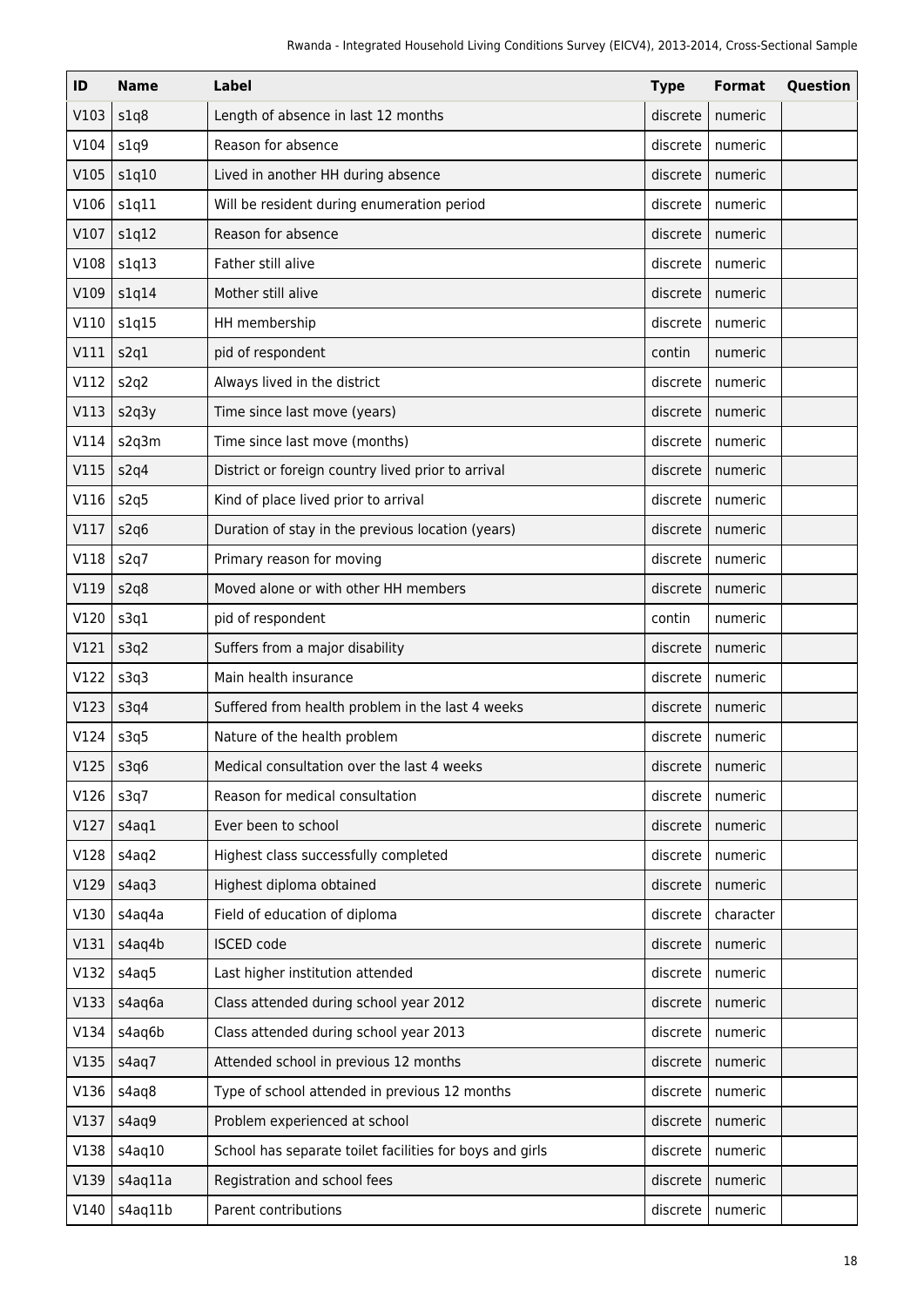| ID | Name | Label | Type | Format | Question |
|---|---|---|---|---|---|
| V103 | s1q8 | Length of absence in last 12 months | discrete | numeric | |
| V104 | s1q9 | Reason for absence | discrete | numeric | |
| V105 | s1q10 | Lived in another HH during absence | discrete | numeric | |
| V106 | s1q11 | Will be resident during enumeration period | discrete | numeric | |
| V107 | s1q12 | Reason for absence | discrete | numeric | |
| V108 | s1q13 | Father still alive | discrete | numeric | |
| V109 | s1q14 | Mother still alive | discrete | numeric | |
| V110 | s1q15 | HH membership | discrete | numeric | |
| V111 | s2q1 | pid of respondent | contin | numeric | |
| V112 | s2q2 | Always lived in the district | discrete | numeric | |
| V113 | s2q3y | Time since last move (years) | discrete | numeric | |
| V114 | s2q3m | Time since last move (months) | discrete | numeric | |
| V115 | s2q4 | District or foreign country lived prior to arrival | discrete | numeric | |
| V116 | s2q5 | Kind of place lived prior to arrival | discrete | numeric | |
| V117 | s2q6 | Duration of stay in the previous location (years) | discrete | numeric | |
| V118 | s2q7 | Primary reason for moving | discrete | numeric | |
| V119 | s2q8 | Moved alone or with other HH members | discrete | numeric | |
| V120 | s3q1 | pid of respondent | contin | numeric | |
| V121 | s3q2 | Suffers from a major disability | discrete | numeric | |
| V122 | s3q3 | Main health insurance | discrete | numeric | |
| V123 | s3q4 | Suffered from health problem in the last 4 weeks | discrete | numeric | |
| V124 | s3q5 | Nature of the health problem | discrete | numeric | |
| V125 | s3q6 | Medical consultation over the last 4 weeks | discrete | numeric | |
| V126 | s3q7 | Reason for medical consultation | discrete | numeric | |
| V127 | s4aq1 | Ever been to school | discrete | numeric | |
| V128 | s4aq2 | Highest class successfully completed | discrete | numeric | |
| V129 | s4aq3 | Highest diploma obtained | discrete | numeric | |
| V130 | s4aq4a | Field of education of diploma | discrete | character | |
| V131 | s4aq4b | ISCED code | discrete | numeric | |
| V132 | s4aq5 | Last higher institution attended | discrete | numeric | |
| V133 | s4aq6a | Class attended during school year 2012 | discrete | numeric | |
| V134 | s4aq6b | Class attended during school year 2013 | discrete | numeric | |
| V135 | s4aq7 | Attended school in previous 12 months | discrete | numeric | |
| V136 | s4aq8 | Type of school attended in previous 12 months | discrete | numeric | |
| V137 | s4aq9 | Problem experienced at school | discrete | numeric | |
| V138 | s4aq10 | School has separate toilet facilities for boys and girls | discrete | numeric | |
| V139 | s4aq11a | Registration and school fees | discrete | numeric | |
| V140 | s4aq11b | Parent contributions | discrete | numeric | |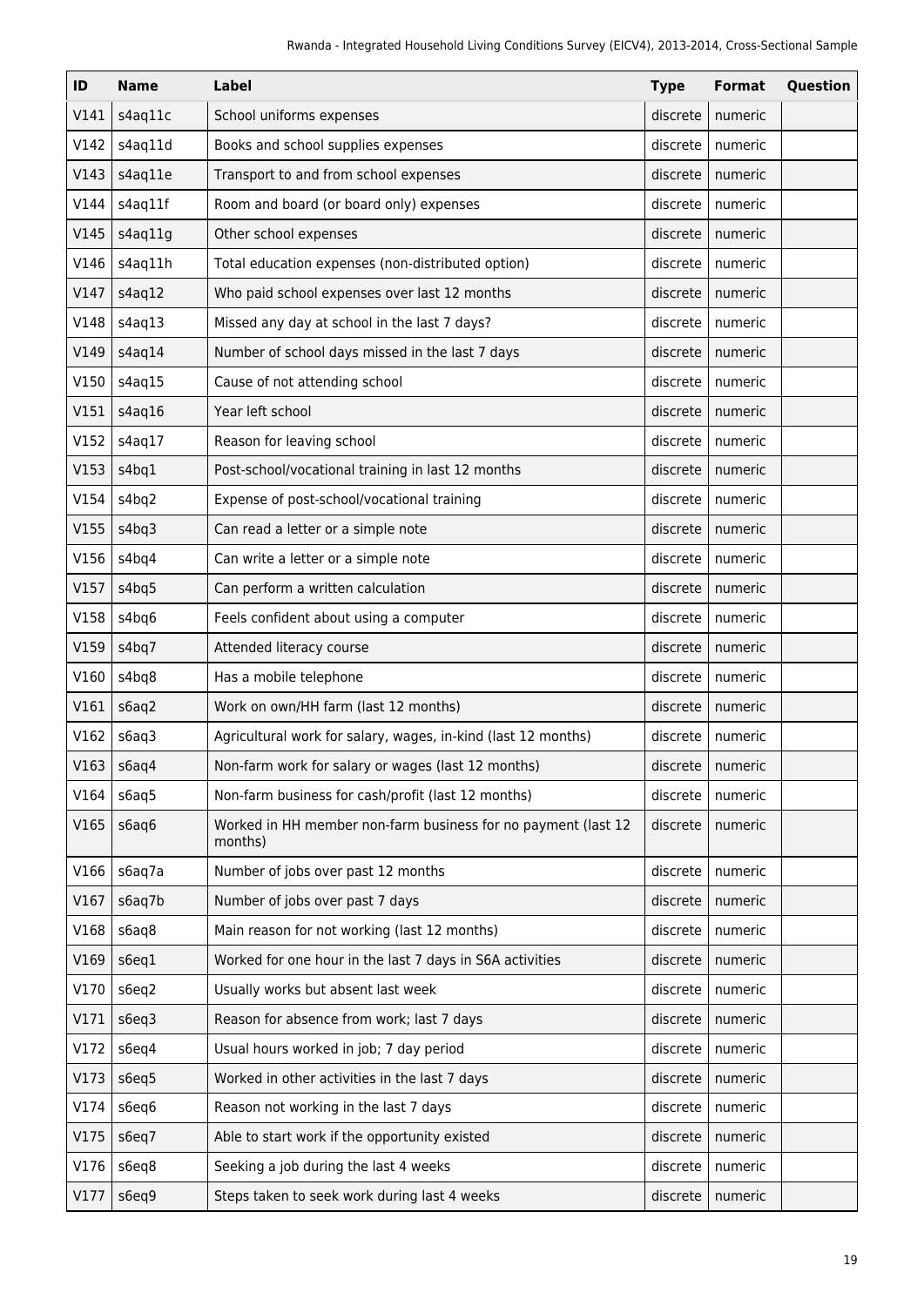| ID | Name | Label | Type | Format | Question |
|---|---|---|---|---|---|
| V141 | s4aq11c | School uniforms expenses | discrete | numeric | |
| V142 | s4aq11d | Books and school supplies expenses | discrete | numeric | |
| V143 | s4aq11e | Transport to and from school expenses | discrete | numeric | |
| V144 | s4aq11f | Room and board (or board only) expenses | discrete | numeric | |
| V145 | s4aq11g | Other school expenses | discrete | numeric | |
| V146 | s4aq11h | Total education expenses (non-distributed option) | discrete | numeric | |
| V147 | s4aq12 | Who paid school expenses over last 12 months | discrete | numeric | |
| V148 | s4aq13 | Missed any day at school in the last 7 days? | discrete | numeric | |
| V149 | s4aq14 | Number of school days missed in the last 7 days | discrete | numeric | |
| V150 | s4aq15 | Cause of not attending school | discrete | numeric | |
| V151 | s4aq16 | Year left school | discrete | numeric | |
| V152 | s4aq17 | Reason for leaving school | discrete | numeric | |
| V153 | s4bq1 | Post-school/vocational training in last 12 months | discrete | numeric | |
| V154 | s4bq2 | Expense of post-school/vocational training | discrete | numeric | |
| V155 | s4bq3 | Can read a letter or a simple note | discrete | numeric | |
| V156 | s4bq4 | Can write a letter or a simple note | discrete | numeric | |
| V157 | s4bq5 | Can perform a written calculation | discrete | numeric | |
| V158 | s4bq6 | Feels confident about using a computer | discrete | numeric | |
| V159 | s4bq7 | Attended literacy course | discrete | numeric | |
| V160 | s4bq8 | Has a mobile telephone | discrete | numeric | |
| V161 | s6aq2 | Work on own/HH farm (last 12 months) | discrete | numeric | |
| V162 | s6aq3 | Agricultural work for salary, wages, in-kind (last 12 months) | discrete | numeric | |
| V163 | s6aq4 | Non-farm work for salary or wages (last 12 months) | discrete | numeric | |
| V164 | s6aq5 | Non-farm business for cash/profit (last 12 months) | discrete | numeric | |
| V165 | s6aq6 | Worked in HH member non-farm business for no payment (last 12 months) | discrete | numeric | |
| V166 | s6aq7a | Number of jobs over past 12 months | discrete | numeric | |
| V167 | s6aq7b | Number of jobs over past 7 days | discrete | numeric | |
| V168 | s6aq8 | Main reason for not working (last 12 months) | discrete | numeric | |
| V169 | s6eq1 | Worked for one hour in the last 7 days in S6A activities | discrete | numeric | |
| V170 | s6eq2 | Usually works but absent last week | discrete | numeric | |
| V171 | s6eq3 | Reason for absence from work; last 7 days | discrete | numeric | |
| V172 | s6eq4 | Usual hours worked in job; 7 day period | discrete | numeric | |
| V173 | s6eq5 | Worked in other activities in the last 7 days | discrete | numeric | |
| V174 | s6eq6 | Reason not working in the last 7 days | discrete | numeric | |
| V175 | s6eq7 | Able to start work if the opportunity existed | discrete | numeric | |
| V176 | s6eq8 | Seeking a job during the last 4 weeks | discrete | numeric | |
| V177 | s6eq9 | Steps taken to seek work during last 4 weeks | discrete | numeric | |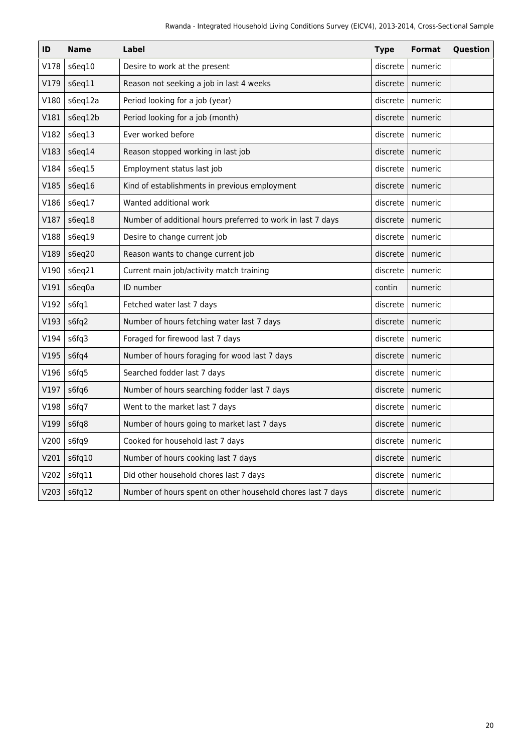| ID | Name | Label | Type | Format | Question |
|---|---|---|---|---|---|
| V178 | s6eq10 | Desire to work at the present | discrete | numeric | |
| V179 | s6eq11 | Reason not seeking a job in last 4 weeks | discrete | numeric | |
| V180 | s6eq12a | Period looking for a job (year) | discrete | numeric | |
| V181 | s6eq12b | Period looking for a job (month) | discrete | numeric | |
| V182 | s6eq13 | Ever worked before | discrete | numeric | |
| V183 | s6eq14 | Reason stopped working in last job | discrete | numeric | |
| V184 | s6eq15 | Employment status last job | discrete | numeric | |
| V185 | s6eq16 | Kind of establishments in previous employment | discrete | numeric | |
| V186 | s6eq17 | Wanted additional work | discrete | numeric | |
| V187 | s6eq18 | Number of additional hours preferred to work in last 7 days | discrete | numeric | |
| V188 | s6eq19 | Desire to change current job | discrete | numeric | |
| V189 | s6eq20 | Reason wants to change current job | discrete | numeric | |
| V190 | s6eq21 | Current main job/activity match training | discrete | numeric | |
| V191 | s6eq0a | ID number | contin | numeric | |
| V192 | s6fq1 | Fetched water last 7 days | discrete | numeric | |
| V193 | s6fq2 | Number of hours fetching water last 7 days | discrete | numeric | |
| V194 | s6fq3 | Foraged for firewood last 7 days | discrete | numeric | |
| V195 | s6fq4 | Number of hours foraging for wood last 7 days | discrete | numeric | |
| V196 | s6fq5 | Searched fodder last 7 days | discrete | numeric | |
| V197 | s6fq6 | Number of hours searching fodder last 7 days | discrete | numeric | |
| V198 | s6fq7 | Went to the market last 7 days | discrete | numeric | |
| V199 | s6fq8 | Number of hours going to market last 7 days | discrete | numeric | |
| V200 | s6fq9 | Cooked for household last 7 days | discrete | numeric | |
| V201 | s6fq10 | Number of hours cooking last 7 days | discrete | numeric | |
| V202 | s6fq11 | Did other household chores last 7 days | discrete | numeric | |
| V203 | s6fq12 | Number of hours spent on other household chores last 7 days | discrete | numeric | |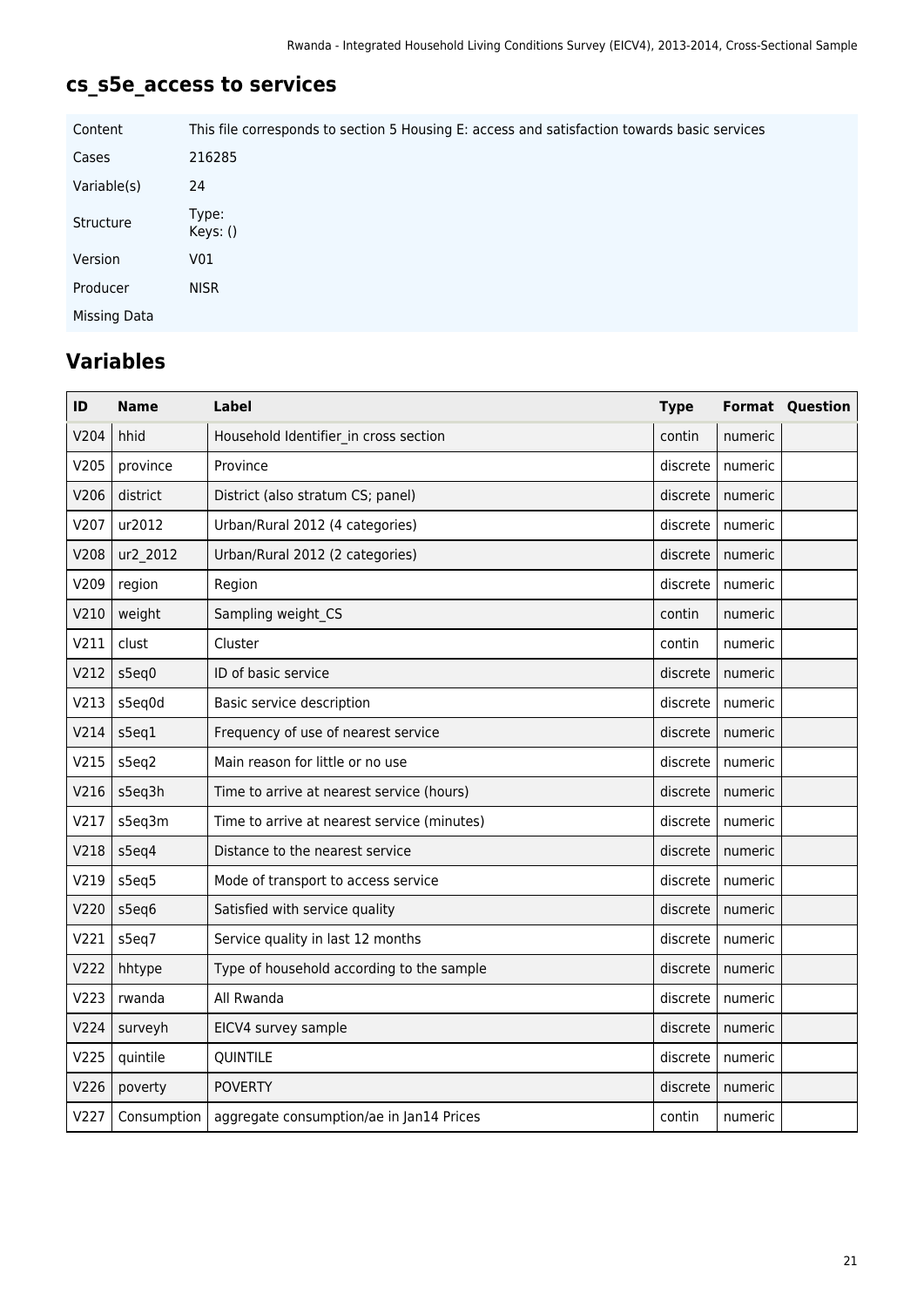## cs_s5e_access to services

| | |
|---|---|
| Content | This file corresponds to section 5 Housing E: access and satisfaction towards basic services |
| Cases | 216285 |
| Variable(s) | 24 |
| Structure | Type:<br>Keys: () |
| Version | V01 |
| Producer | NISR |
| Missing Data | |

## Variables

| ID | Name | Label | Type | Format | Question |
|---|---|---|---|---|---|
| V204 | hhid | Household Identifier_in cross section | contin | numeric | |
| V205 | province | Province | discrete | numeric | |
| V206 | district | District (also stratum CS; panel) | discrete | numeric | |
| V207 | ur2012 | Urban/Rural 2012 (4 categories) | discrete | numeric | |
| V208 | ur2_2012 | Urban/Rural 2012 (2 categories) | discrete | numeric | |
| V209 | region | Region | discrete | numeric | |
| V210 | weight | Sampling weight_CS | contin | numeric | |
| V211 | clust | Cluster | contin | numeric | |
| V212 | s5eq0 | ID of basic service | discrete | numeric | |
| V213 | s5eq0d | Basic service description | discrete | numeric | |
| V214 | s5eq1 | Frequency of use of nearest service | discrete | numeric | |
| V215 | s5eq2 | Main reason for little or no use | discrete | numeric | |
| V216 | s5eq3h | Time to arrive at nearest service (hours) | discrete | numeric | |
| V217 | s5eq3m | Time to arrive at nearest service (minutes) | discrete | numeric | |
| V218 | s5eq4 | Distance to the nearest service | discrete | numeric | |
| V219 | s5eq5 | Mode of transport to access service | discrete | numeric | |
| V220 | s5eq6 | Satisfied with service quality | discrete | numeric | |
| V221 | s5eq7 | Service quality in last 12 months | discrete | numeric | |
| V222 | hhtype | Type of household according to the sample | discrete | numeric | |
| V223 | rwanda | All Rwanda | discrete | numeric | |
| V224 | surveyh | EICV4 survey sample | discrete | numeric | |
| V225 | quintile | QUINTILE | discrete | numeric | |
| V226 | poverty | POVERTY | discrete | numeric | |
| V227 | Consumption | aggregate consumption/ae in Jan14 Prices | contin | numeric | |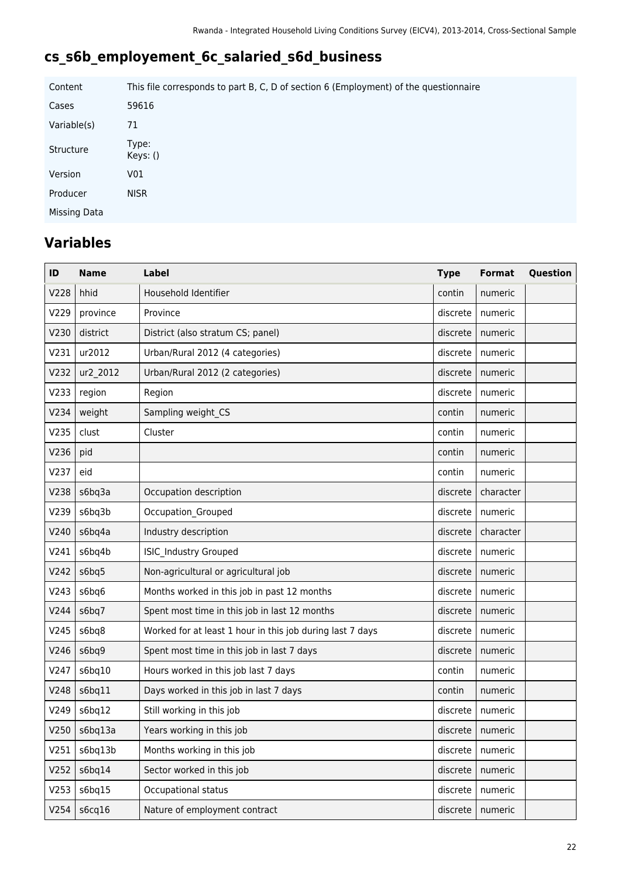## cs_s6b_employement_6c_salaried_s6d_business

| | |
|---|---|
| Content | This file corresponds to part B, C, D of section 6 (Employment) of the questionnaire |
| Cases | 59616 |
| Variable(s) | 71 |
| Structure | Type: Keys: () |
| Version | V01 |
| Producer | NISR |
| Missing Data | |

## Variables

| ID | Name | Label | Type | Format | Question |
|---|---|---|---|---|---|
| V228 | hhid | Household Identifier | contin | numeric | |
| V229 | province | Province | discrete | numeric | |
| V230 | district | District (also stratum CS; panel) | discrete | numeric | |
| V231 | ur2012 | Urban/Rural 2012 (4 categories) | discrete | numeric | |
| V232 | ur2_2012 | Urban/Rural 2012 (2 categories) | discrete | numeric | |
| V233 | region | Region | discrete | numeric | |
| V234 | weight | Sampling weight_CS | contin | numeric | |
| V235 | clust | Cluster | contin | numeric | |
| V236 | pid | | contin | numeric | |
| V237 | eid | | contin | numeric | |
| V238 | s6bq3a | Occupation description | discrete | character | |
| V239 | s6bq3b | Occupation_Grouped | discrete | numeric | |
| V240 | s6bq4a | Industry description | discrete | character | |
| V241 | s6bq4b | ISIC_Industry Grouped | discrete | numeric | |
| V242 | s6bq5 | Non-agricultural or agricultural job | discrete | numeric | |
| V243 | s6bq6 | Months worked in this job in past 12 months | discrete | numeric | |
| V244 | s6bq7 | Spent most time in this job in last 12 months | discrete | numeric | |
| V245 | s6bq8 | Worked for at least 1 hour in this job during last 7 days | discrete | numeric | |
| V246 | s6bq9 | Spent most time in this job in last 7 days | discrete | numeric | |
| V247 | s6bq10 | Hours worked in this job last 7 days | contin | numeric | |
| V248 | s6bq11 | Days worked in this job in last 7 days | contin | numeric | |
| V249 | s6bq12 | Still working in this job | discrete | numeric | |
| V250 | s6bq13a | Years working in this job | discrete | numeric | |
| V251 | s6bq13b | Months working in this job | discrete | numeric | |
| V252 | s6bq14 | Sector worked in this job | discrete | numeric | |
| V253 | s6bq15 | Occupational status | discrete | numeric | |
| V254 | s6cq16 | Nature of employment contract | discrete | numeric | |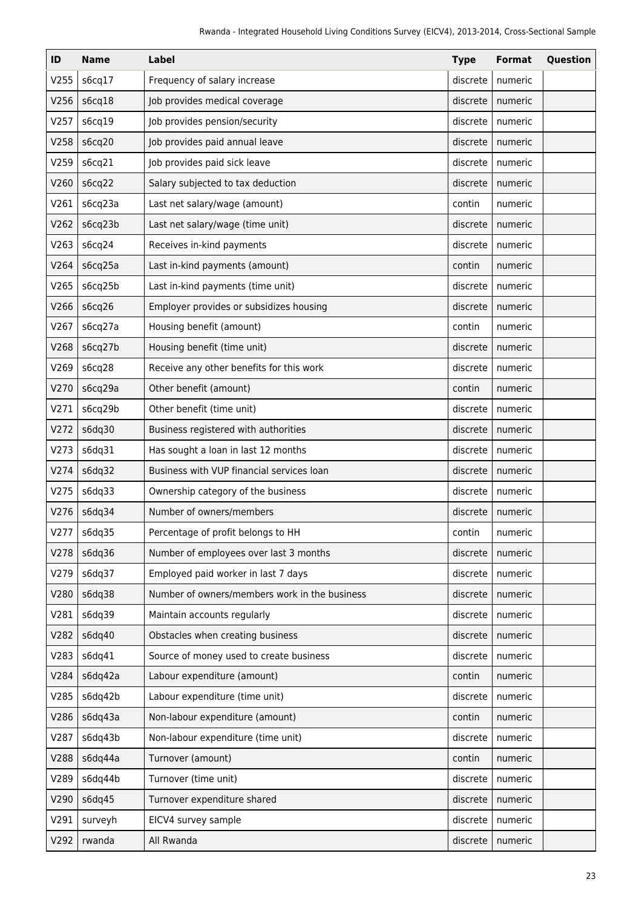| ID | Name | Label | Type | Format | Question |
| --- | --- | --- | --- | --- | --- |
| V255 | s6cq17 | Frequency of salary increase | discrete | numeric | |
| V256 | s6cq18 | Job provides medical coverage | discrete | numeric | |
| V257 | s6cq19 | Job provides pension/security | discrete | numeric | |
| V258 | s6cq20 | Job provides paid annual leave | discrete | numeric | |
| V259 | s6cq21 | Job provides paid sick leave | discrete | numeric | |
| V260 | s6cq22 | Salary subjected to tax deduction | discrete | numeric | |
| V261 | s6cq23a | Last net salary/wage (amount) | contin | numeric | |
| V262 | s6cq23b | Last net salary/wage (time unit) | discrete | numeric | |
| V263 | s6cq24 | Receives in-kind payments | discrete | numeric | |
| V264 | s6cq25a | Last in-kind payments (amount) | contin | numeric | |
| V265 | s6cq25b | Last in-kind payments (time unit) | discrete | numeric | |
| V266 | s6cq26 | Employer provides or subsidizes housing | discrete | numeric | |
| V267 | s6cq27a | Housing benefit (amount) | contin | numeric | |
| V268 | s6cq27b | Housing benefit (time unit) | discrete | numeric | |
| V269 | s6cq28 | Receive any other benefits for this work | discrete | numeric | |
| V270 | s6cq29a | Other benefit (amount) | contin | numeric | |
| V271 | s6cq29b | Other benefit (time unit) | discrete | numeric | |
| V272 | s6dq30 | Business registered with authorities | discrete | numeric | |
| V273 | s6dq31 | Has sought a loan in last 12 months | discrete | numeric | |
| V274 | s6dq32 | Business with VUP financial services loan | discrete | numeric | |
| V275 | s6dq33 | Ownership category of the business | discrete | numeric | |
| V276 | s6dq34 | Number of owners/members | discrete | numeric | |
| V277 | s6dq35 | Percentage of profit belongs to HH | contin | numeric | |
| V278 | s6dq36 | Number of employees over last 3 months | discrete | numeric | |
| V279 | s6dq37 | Employed paid worker in last 7 days | discrete | numeric | |
| V280 | s6dq38 | Number of owners/members work in the business | discrete | numeric | |
| V281 | s6dq39 | Maintain accounts regularly | discrete | numeric | |
| V282 | s6dq40 | Obstacles when creating business | discrete | numeric | |
| V283 | s6dq41 | Source of money used to create business | discrete | numeric | |
| V284 | s6dq42a | Labour expenditure (amount) | contin | numeric | |
| V285 | s6dq42b | Labour expenditure (time unit) | discrete | numeric | |
| V286 | s6dq43a | Non-labour expenditure (amount) | contin | numeric | |
| V287 | s6dq43b | Non-labour expenditure (time unit) | discrete | numeric | |
| V288 | s6dq44a | Turnover (amount) | contin | numeric | |
| V289 | s6dq44b | Turnover (time unit) | discrete | numeric | |
| V290 | s6dq45 | Turnover expenditure shared | discrete | numeric | |
| V291 | surveyh | EICV4 survey sample | discrete | numeric | |
| V292 | rwanda | All Rwanda | discrete | numeric | |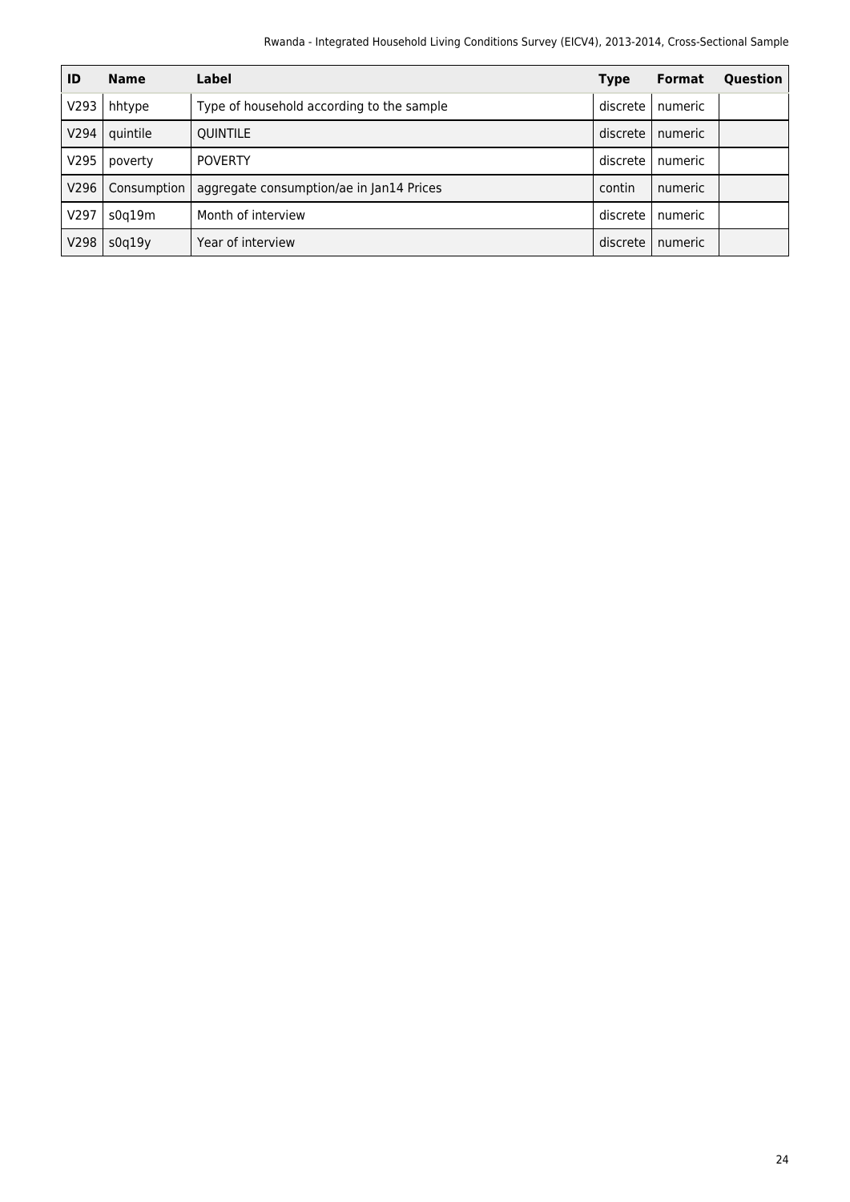| ID | Name | Label | Type | Format | Question |
|---|---|---|---|---|---|
| V293 | hhtype | Type of household according to the sample | discrete | numeric | |
| V294 | quintile | QUINTILE | discrete | numeric | |
| V295 | poverty | POVERTY | discrete | numeric | |
| V296 | Consumption | aggregate consumption/ae in Jan14 Prices | contin | numeric | |
| V297 | s0q19m | Month of interview | discrete | numeric | |
| V298 | s0q19y | Year of interview | discrete | numeric | |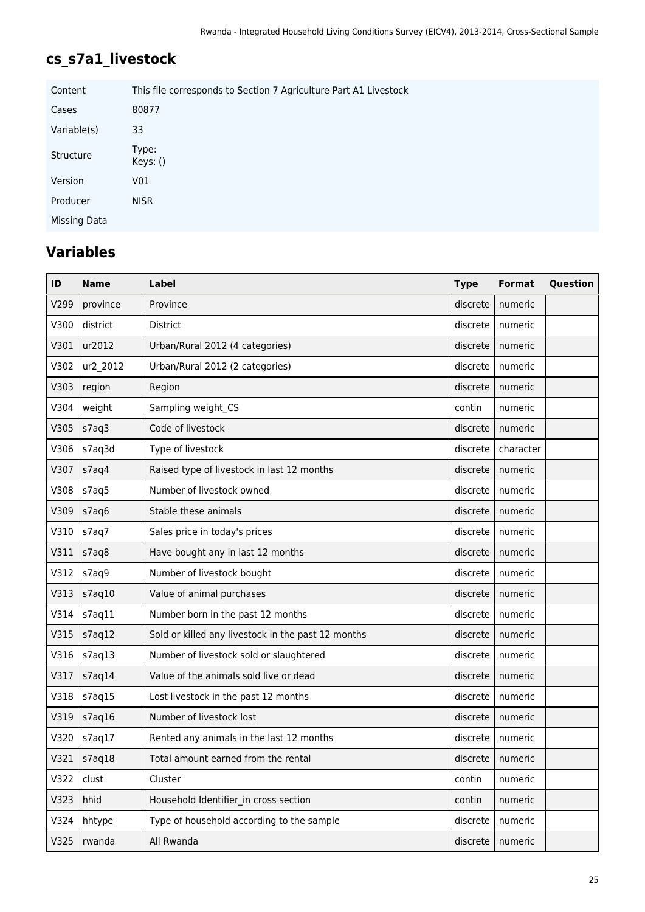## cs_s7a1_livestock

| | |
|---|---|
| Content | This file corresponds to Section 7 Agriculture Part A1 Livestock |
| Cases | 80877 |
| Variable(s) | 33 |
| Structure | Type: Keys: () |
| Version | V01 |
| Producer | NISR |
| Missing Data | |

## Variables

| ID | Name | Label | Type | Format | Question |
|---|---|---|---|---|---|
| V299 | province | Province | discrete | numeric | |
| V300 | district | District | discrete | numeric | |
| V301 | ur2012 | Urban/Rural 2012 (4 categories) | discrete | numeric | |
| V302 | ur2_2012 | Urban/Rural 2012 (2 categories) | discrete | numeric | |
| V303 | region | Region | discrete | numeric | |
| V304 | weight | Sampling weight_CS | contin | numeric | |
| V305 | s7aq3 | Code of livestock | discrete | numeric | |
| V306 | s7aq3d | Type of livestock | discrete | character | |
| V307 | s7aq4 | Raised type of livestock in last 12 months | discrete | numeric | |
| V308 | s7aq5 | Number of livestock owned | discrete | numeric | |
| V309 | s7aq6 | Stable these animals | discrete | numeric | |
| V310 | s7aq7 | Sales price in today's prices | discrete | numeric | |
| V311 | s7aq8 | Have bought any in last 12 months | discrete | numeric | |
| V312 | s7aq9 | Number of livestock bought | discrete | numeric | |
| V313 | s7aq10 | Value of animal purchases | discrete | numeric | |
| V314 | s7aq11 | Number born in the past 12 months | discrete | numeric | |
| V315 | s7aq12 | Sold or killed any livestock in the past 12 months | discrete | numeric | |
| V316 | s7aq13 | Number of livestock sold or slaughtered | discrete | numeric | |
| V317 | s7aq14 | Value of the animals sold live or dead | discrete | numeric | |
| V318 | s7aq15 | Lost livestock in the past 12 months | discrete | numeric | |
| V319 | s7aq16 | Number of livestock lost | discrete | numeric | |
| V320 | s7aq17 | Rented any animals in the last 12 months | discrete | numeric | |
| V321 | s7aq18 | Total amount earned from the rental | discrete | numeric | |
| V322 | clust | Cluster | contin | numeric | |
| V323 | hhid | Household Identifier_in cross section | contin | numeric | |
| V324 | hhtype | Type of household according to the sample | discrete | numeric | |
| V325 | rwanda | All Rwanda | discrete | numeric | |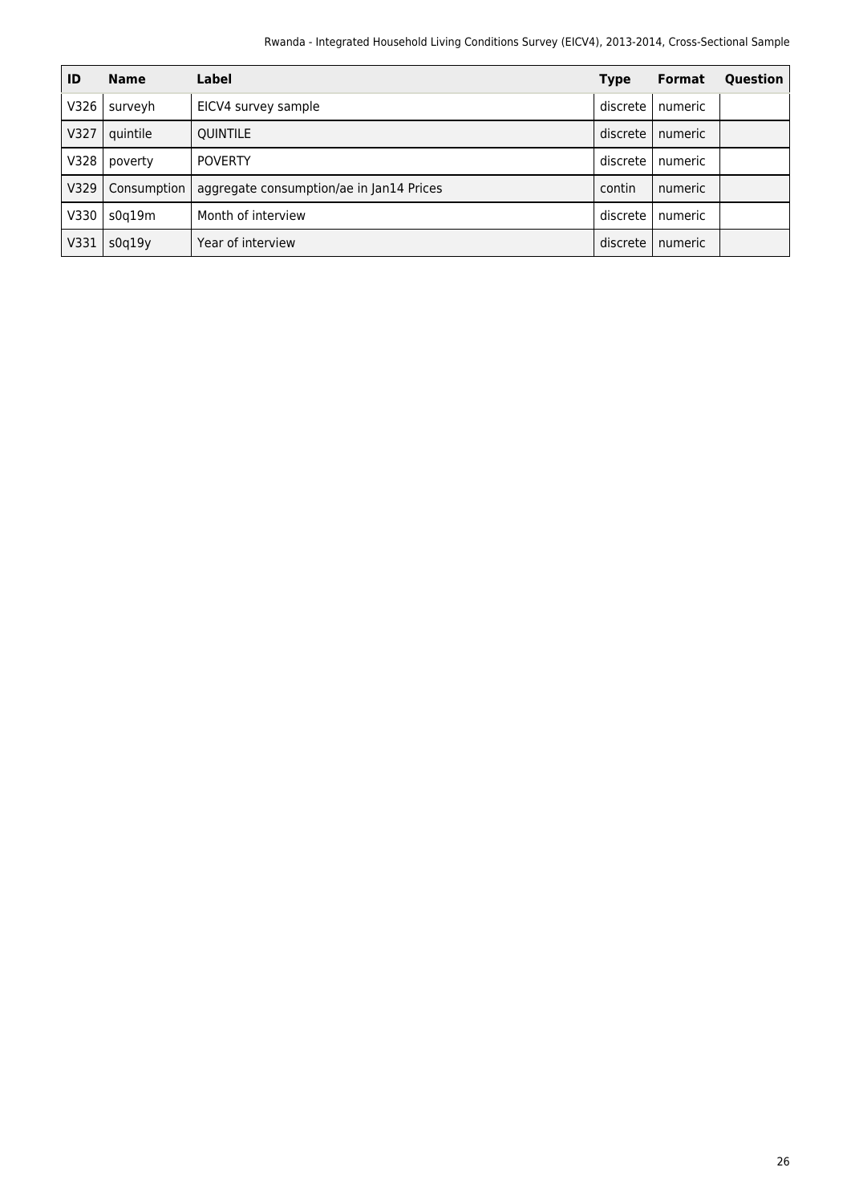| ID | Name | Label | Type | Format | Question |
| --- | --- | --- | --- | --- | --- |
| V326 | surveyh | EICV4 survey sample | discrete | numeric | |
| V327 | quintile | QUINTILE | discrete | numeric | |
| V328 | poverty | POVERTY | discrete | numeric | |
| V329 | Consumption | aggregate consumption/ae in Jan14 Prices | contin | numeric | |
| V330 | s0q19m | Month of interview | discrete | numeric | |
| V331 | s0q19y | Year of interview | discrete | numeric | |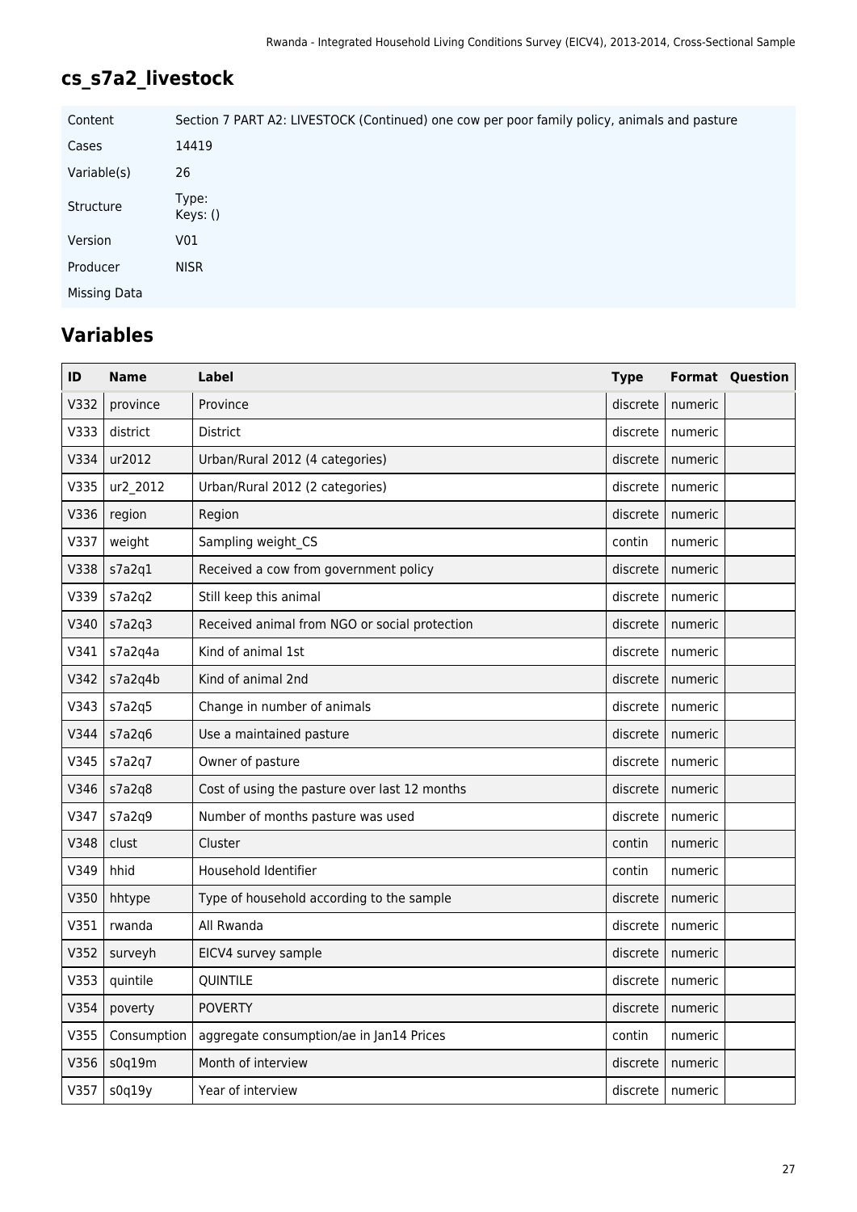## cs_s7a2_livestock

| | |
|---|---|
| Content | Section 7 PART A2: LIVESTOCK (Continued) one cow per poor family policy, animals and pasture |
| Cases | 14419 |
| Variable(s) | 26 |
| Structure | Type:<br>Keys: () |
| Version | V01 |
| Producer | NISR |
| Missing Data | |

## Variables

| ID | Name | Label | Type | Format | Question |
|---|---|---|---|---|---|
| V332 | province | Province | discrete | numeric | |
| V333 | district | District | discrete | numeric | |
| V334 | ur2012 | Urban/Rural 2012 (4 categories) | discrete | numeric | |
| V335 | ur2_2012 | Urban/Rural 2012 (2 categories) | discrete | numeric | |
| V336 | region | Region | discrete | numeric | |
| V337 | weight | Sampling weight_CS | contin | numeric | |
| V338 | s7a2q1 | Received a cow from government policy | discrete | numeric | |
| V339 | s7a2q2 | Still keep this animal | discrete | numeric | |
| V340 | s7a2q3 | Received animal from NGO or social protection | discrete | numeric | |
| V341 | s7a2q4a | Kind of animal 1st | discrete | numeric | |
| V342 | s7a2q4b | Kind of animal 2nd | discrete | numeric | |
| V343 | s7a2q5 | Change in number of animals | discrete | numeric | |
| V344 | s7a2q6 | Use a maintained pasture | discrete | numeric | |
| V345 | s7a2q7 | Owner of pasture | discrete | numeric | |
| V346 | s7a2q8 | Cost of using the pasture over last 12 months | discrete | numeric | |
| V347 | s7a2q9 | Number of months pasture was used | discrete | numeric | |
| V348 | clust | Cluster | contin | numeric | |
| V349 | hhid | Household Identifier | contin | numeric | |
| V350 | hhtype | Type of household according to the sample | discrete | numeric | |
| V351 | rwanda | All Rwanda | discrete | numeric | |
| V352 | surveyh | EICV4 survey sample | discrete | numeric | |
| V353 | quintile | QUINTILE | discrete | numeric | |
| V354 | poverty | POVERTY | discrete | numeric | |
| V355 | Consumption | aggregate consumption/ae in Jan14 Prices | contin | numeric | |
| V356 | s0q19m | Month of interview | discrete | numeric | |
| V357 | s0q19y | Year of interview | discrete | numeric | |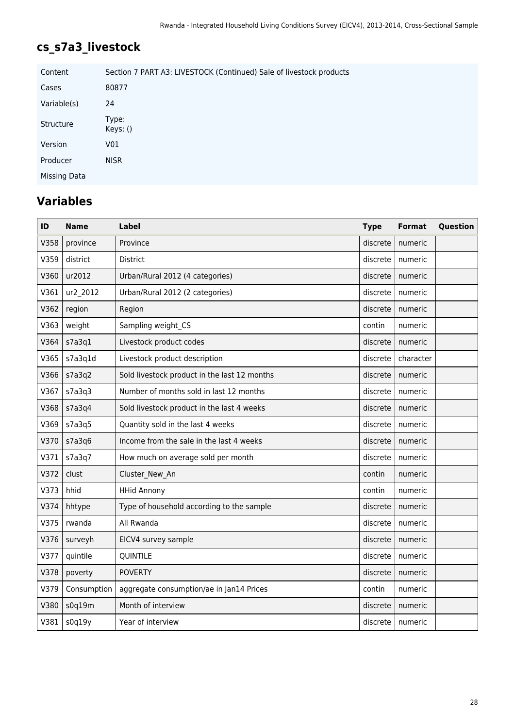## cs_s7a3_livestock

| | |
|---|---|
| Content | Section 7 PART A3: LIVESTOCK (Continued) Sale of livestock products |
| Cases | 80877 |
| Variable(s) | 24 |
| Structure | Type:<br>Keys: () |
| Version | V01 |
| Producer | NISR |
| Missing Data | |

## Variables

| ID | Name | Label | Type | Format | Question |
|---|---|---|---|---|---|
| V358 | province | Province | discrete | numeric | |
| V359 | district | District | discrete | numeric | |
| V360 | ur2012 | Urban/Rural 2012 (4 categories) | discrete | numeric | |
| V361 | ur2_2012 | Urban/Rural 2012 (2 categories) | discrete | numeric | |
| V362 | region | Region | discrete | numeric | |
| V363 | weight | Sampling weight_CS | contin | numeric | |
| V364 | s7a3q1 | Livestock product codes | discrete | numeric | |
| V365 | s7a3q1d | Livestock product description | discrete | character | |
| V366 | s7a3q2 | Sold livestock product in the last 12 months | discrete | numeric | |
| V367 | s7a3q3 | Number of months sold in last 12 months | discrete | numeric | |
| V368 | s7a3q4 | Sold livestock product in the last 4 weeks | discrete | numeric | |
| V369 | s7a3q5 | Quantity sold in the last 4 weeks | discrete | numeric | |
| V370 | s7a3q6 | Income from the sale in the last 4 weeks | discrete | numeric | |
| V371 | s7a3q7 | How much on average sold per month | discrete | numeric | |
| V372 | clust | Cluster_New_An | contin | numeric | |
| V373 | hhid | HHid Annony | contin | numeric | |
| V374 | hhtype | Type of household according to the sample | discrete | numeric | |
| V375 | rwanda | All Rwanda | discrete | numeric | |
| V376 | surveyh | EICV4 survey sample | discrete | numeric | |
| V377 | quintile | QUINTILE | discrete | numeric | |
| V378 | poverty | POVERTY | discrete | numeric | |
| V379 | Consumption | aggregate consumption/ae in Jan14 Prices | contin | numeric | |
| V380 | s0q19m | Month of interview | discrete | numeric | |
| V381 | s0q19y | Year of interview | discrete | numeric | |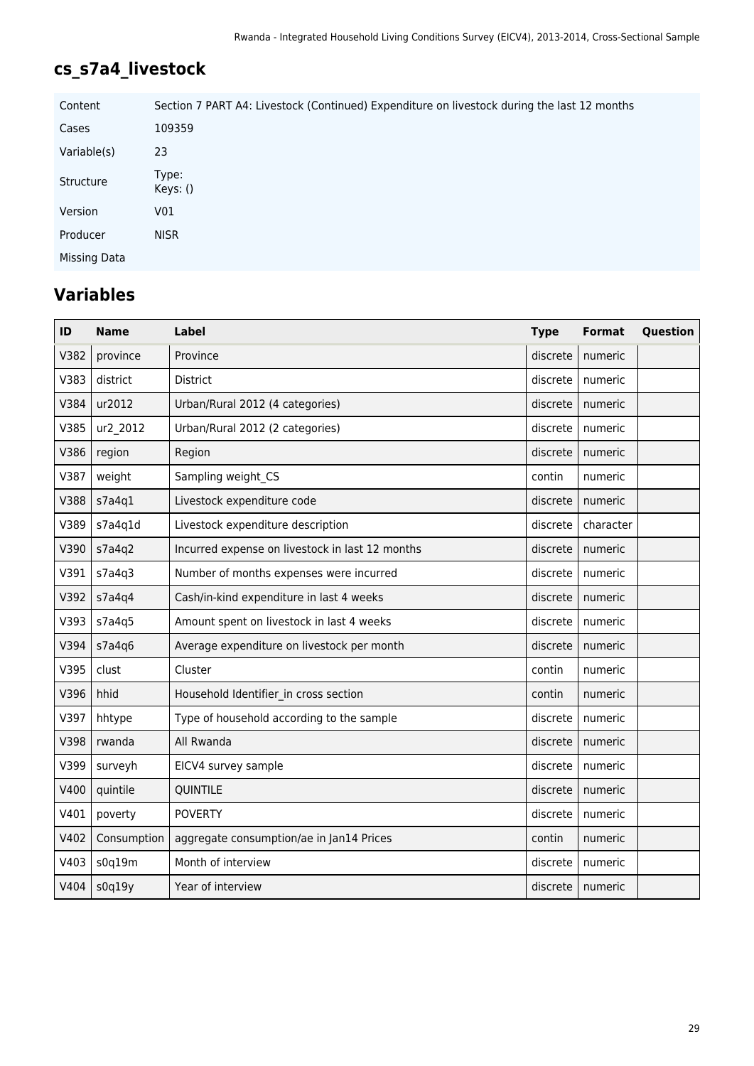## cs_s7a4_livestock

| | |
|---|---|
| Content | Section 7 PART A4: Livestock (Continued) Expenditure on livestock during the last 12 months |
| Cases | 109359 |
| Variable(s) | 23 |
| Structure | Type:<br>Keys: () |
| Version | V01 |
| Producer | NISR |
| Missing Data | |

## Variables

| ID | Name | Label | Type | Format | Question |
|---|---|---|---|---|---|
| V382 | province | Province | discrete | numeric | |
| V383 | district | District | discrete | numeric | |
| V384 | ur2012 | Urban/Rural 2012 (4 categories) | discrete | numeric | |
| V385 | ur2_2012 | Urban/Rural 2012 (2 categories) | discrete | numeric | |
| V386 | region | Region | discrete | numeric | |
| V387 | weight | Sampling weight_CS | contin | numeric | |
| V388 | s7a4q1 | Livestock expenditure code | discrete | numeric | |
| V389 | s7a4q1d | Livestock expenditure description | discrete | character | |
| V390 | s7a4q2 | Incurred expense on livestock in last 12 months | discrete | numeric | |
| V391 | s7a4q3 | Number of months expenses were incurred | discrete | numeric | |
| V392 | s7a4q4 | Cash/in-kind expenditure in last 4 weeks | discrete | numeric | |
| V393 | s7a4q5 | Amount spent on livestock in last 4 weeks | discrete | numeric | |
| V394 | s7a4q6 | Average expenditure on livestock per month | discrete | numeric | |
| V395 | clust | Cluster | contin | numeric | |
| V396 | hhid | Household Identifier_in cross section | contin | numeric | |
| V397 | hhtype | Type of household according to the sample | discrete | numeric | |
| V398 | rwanda | All Rwanda | discrete | numeric | |
| V399 | surveyh | EICV4 survey sample | discrete | numeric | |
| V400 | quintile | QUINTILE | discrete | numeric | |
| V401 | poverty | POVERTY | discrete | numeric | |
| V402 | Consumption | aggregate consumption/ae in Jan14 Prices | contin | numeric | |
| V403 | s0q19m | Month of interview | discrete | numeric | |
| V404 | s0q19y | Year of interview | discrete | numeric | |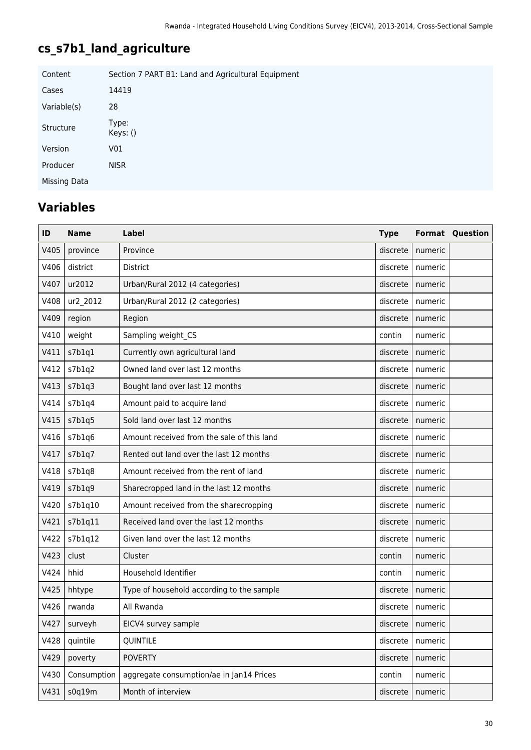# cs_s7b1_land_agriculture

| | |
|---|---|
| Content | Section 7 PART B1: Land and Agricultural Equipment |
| Cases | 14419 |
| Variable(s) | 28 |
| Structure | Type:<br>Keys: () |
| Version | V01 |
| Producer | NISR |
| Missing Data | |

## Variables

| ID | Name | Label | Type | Format | Question |
|---|---|---|---|---|---|
| V405 | province | Province | discrete | numeric | |
| V406 | district | District | discrete | numeric | |
| V407 | ur2012 | Urban/Rural 2012 (4 categories) | discrete | numeric | |
| V408 | ur2_2012 | Urban/Rural 2012 (2 categories) | discrete | numeric | |
| V409 | region | Region | discrete | numeric | |
| V410 | weight | Sampling weight_CS | contin | numeric | |
| V411 | s7b1q1 | Currently own agricultural land | discrete | numeric | |
| V412 | s7b1q2 | Owned land over last 12 months | discrete | numeric | |
| V413 | s7b1q3 | Bought land over last 12 months | discrete | numeric | |
| V414 | s7b1q4 | Amount paid to acquire land | discrete | numeric | |
| V415 | s7b1q5 | Sold land over last 12 months | discrete | numeric | |
| V416 | s7b1q6 | Amount received from the sale of this land | discrete | numeric | |
| V417 | s7b1q7 | Rented out land over the last 12 months | discrete | numeric | |
| V418 | s7b1q8 | Amount received from the rent of land | discrete | numeric | |
| V419 | s7b1q9 | Sharecropped land in the last 12 months | discrete | numeric | |
| V420 | s7b1q10 | Amount received from the sharecropping | discrete | numeric | |
| V421 | s7b1q11 | Received land over the last 12 months | discrete | numeric | |
| V422 | s7b1q12 | Given land over the last 12 months | discrete | numeric | |
| V423 | clust | Cluster | contin | numeric | |
| V424 | hhid | Household Identifier | contin | numeric | |
| V425 | hhtype | Type of household according to the sample | discrete | numeric | |
| V426 | rwanda | All Rwanda | discrete | numeric | |
| V427 | surveyh | EICV4 survey sample | discrete | numeric | |
| V428 | quintile | QUINTILE | discrete | numeric | |
| V429 | poverty | POVERTY | discrete | numeric | |
| V430 | Consumption | aggregate consumption/ae in Jan14 Prices | contin | numeric | |
| V431 | s0q19m | Month of interview | discrete | numeric | |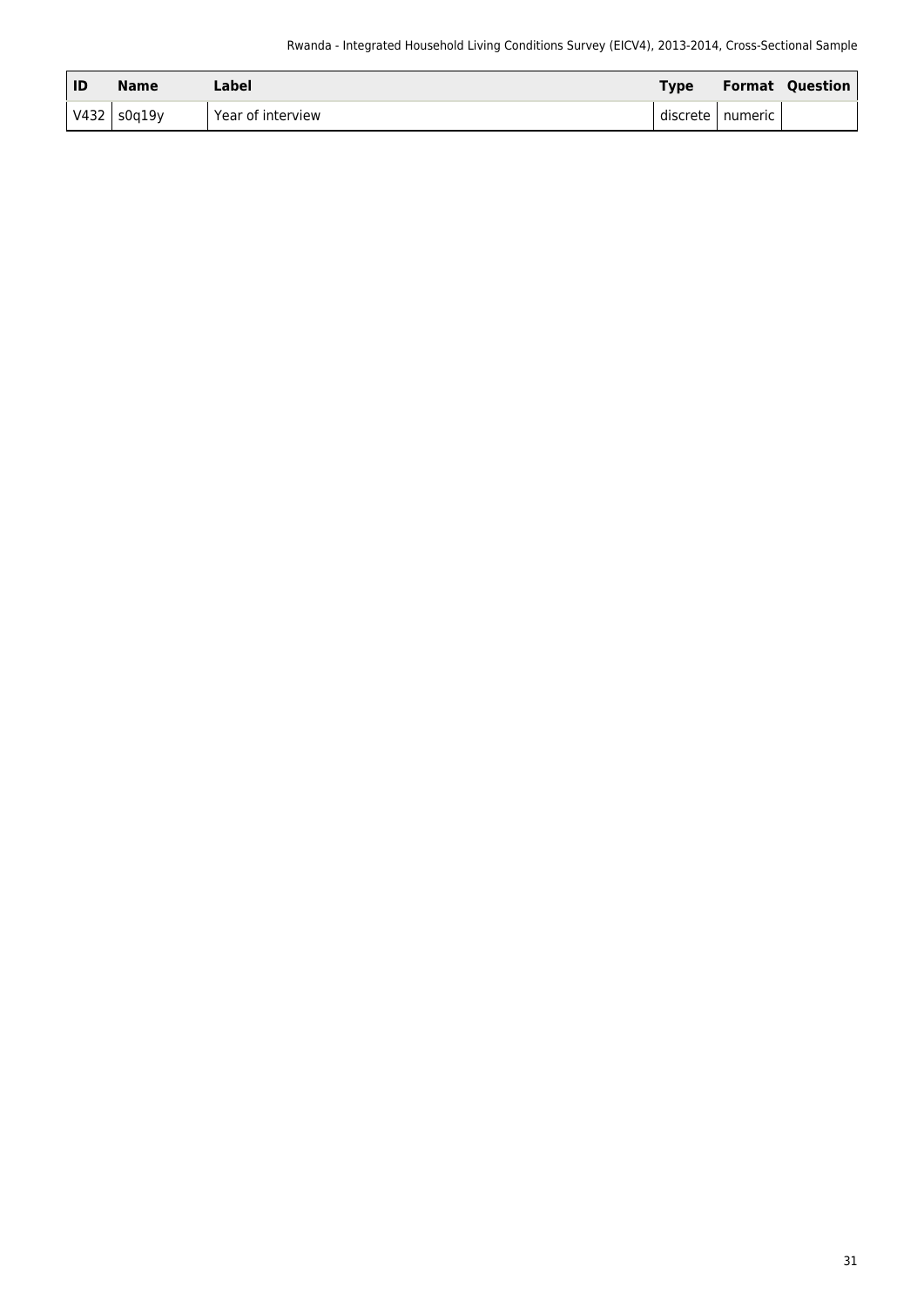| ID | Name | Label | Type | Format | Question |
| --- | --- | --- | --- | --- | --- |
| V432 | s0q19y | Year of interview | discrete | numeric | |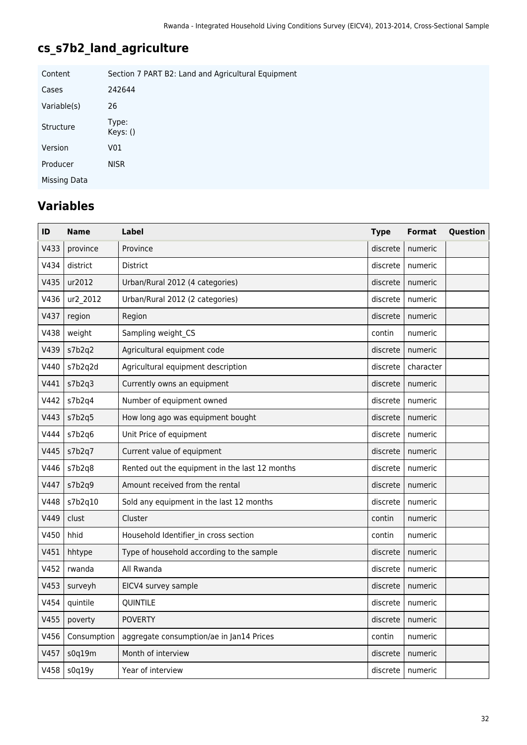# cs_s7b2_land_agriculture

| | |
|---|---|
| Content | Section 7 PART B2: Land and Agricultural Equipment |
| Cases | 242644 |
| Variable(s) | 26 |
| Structure | Type: <br> Keys: () |
| Version | V01 |
| Producer | NISR |
| Missing Data | |

## Variables

| ID | Name | Label | Type | Format | Question |
|---|---|---|---|---|---|
| V433 | province | Province | discrete | numeric | |
| V434 | district | District | discrete | numeric | |
| V435 | ur2012 | Urban/Rural 2012 (4 categories) | discrete | numeric | |
| V436 | ur2_2012 | Urban/Rural 2012 (2 categories) | discrete | numeric | |
| V437 | region | Region | discrete | numeric | |
| V438 | weight | Sampling weight_CS | contin | numeric | |
| V439 | s7b2q2 | Agricultural equipment code | discrete | numeric | |
| V440 | s7b2q2d | Agricultural equipment description | discrete | character | |
| V441 | s7b2q3 | Currently owns an equipment | discrete | numeric | |
| V442 | s7b2q4 | Number of equipment owned | discrete | numeric | |
| V443 | s7b2q5 | How long ago was equipment bought | discrete | numeric | |
| V444 | s7b2q6 | Unit Price of equipment | discrete | numeric | |
| V445 | s7b2q7 | Current value of equipment | discrete | numeric | |
| V446 | s7b2q8 | Rented out the equipment in the last 12 months | discrete | numeric | |
| V447 | s7b2q9 | Amount received from the rental | discrete | numeric | |
| V448 | s7b2q10 | Sold any equipment in the last 12 months | discrete | numeric | |
| V449 | clust | Cluster | contin | numeric | |
| V450 | hhid | Household Identifier_in cross section | contin | numeric | |
| V451 | hhtype | Type of household according to the sample | discrete | numeric | |
| V452 | rwanda | All Rwanda | discrete | numeric | |
| V453 | surveyh | EICV4 survey sample | discrete | numeric | |
| V454 | quintile | QUINTILE | discrete | numeric | |
| V455 | poverty | POVERTY | discrete | numeric | |
| V456 | Consumption | aggregate consumption/ae in Jan14 Prices | contin | numeric | |
| V457 | s0q19m | Month of interview | discrete | numeric | |
| V458 | s0q19y | Year of interview | discrete | numeric | |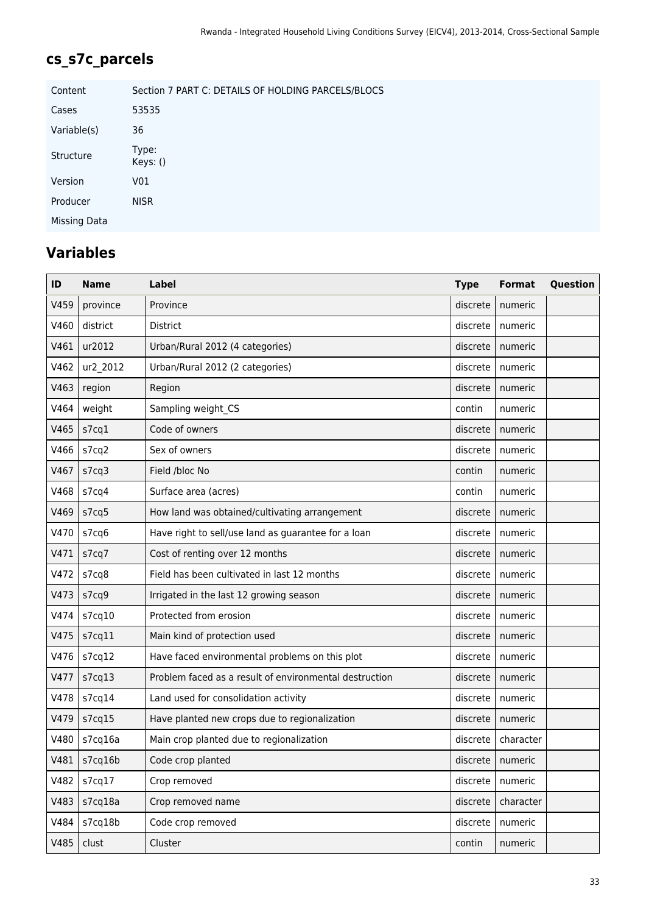## cs_s7c_parcels

| | |
|---|---|
| Content | Section 7 PART C: DETAILS OF HOLDING PARCELS/BLOCS |
| Cases | 53535 |
| Variable(s) | 36 |
| Structure | Type:<br>Keys: () |
| Version | V01 |
| Producer | NISR |
| Missing Data | |

## Variables

| ID | Name | Label | Type | Format | Question |
|---|---|---|---|---|---|
| V459 | province | Province | discrete | numeric | |
| V460 | district | District | discrete | numeric | |
| V461 | ur2012 | Urban/Rural 2012 (4 categories) | discrete | numeric | |
| V462 | ur2_2012 | Urban/Rural 2012 (2 categories) | discrete | numeric | |
| V463 | region | Region | discrete | numeric | |
| V464 | weight | Sampling weight_CS | contin | numeric | |
| V465 | s7cq1 | Code of owners | discrete | numeric | |
| V466 | s7cq2 | Sex of owners | discrete | numeric | |
| V467 | s7cq3 | Field /bloc No | contin | numeric | |
| V468 | s7cq4 | Surface area (acres) | contin | numeric | |
| V469 | s7cq5 | How land was obtained/cultivating arrangement | discrete | numeric | |
| V470 | s7cq6 | Have right to sell/use land as guarantee for a loan | discrete | numeric | |
| V471 | s7cq7 | Cost of renting over 12 months | discrete | numeric | |
| V472 | s7cq8 | Field has been cultivated in last 12 months | discrete | numeric | |
| V473 | s7cq9 | Irrigated in the last 12 growing season | discrete | numeric | |
| V474 | s7cq10 | Protected from erosion | discrete | numeric | |
| V475 | s7cq11 | Main kind of protection used | discrete | numeric | |
| V476 | s7cq12 | Have faced environmental problems on this plot | discrete | numeric | |
| V477 | s7cq13 | Problem faced as a result of environmental destruction | discrete | numeric | |
| V478 | s7cq14 | Land used for consolidation activity | discrete | numeric | |
| V479 | s7cq15 | Have planted new crops due to regionalization | discrete | numeric | |
| V480 | s7cq16a | Main crop planted due to regionalization | discrete | character | |
| V481 | s7cq16b | Code crop planted | discrete | numeric | |
| V482 | s7cq17 | Crop removed | discrete | numeric | |
| V483 | s7cq18a | Crop removed name | discrete | character | |
| V484 | s7cq18b | Code crop removed | discrete | numeric | |
| V485 | clust | Cluster | contin | numeric | |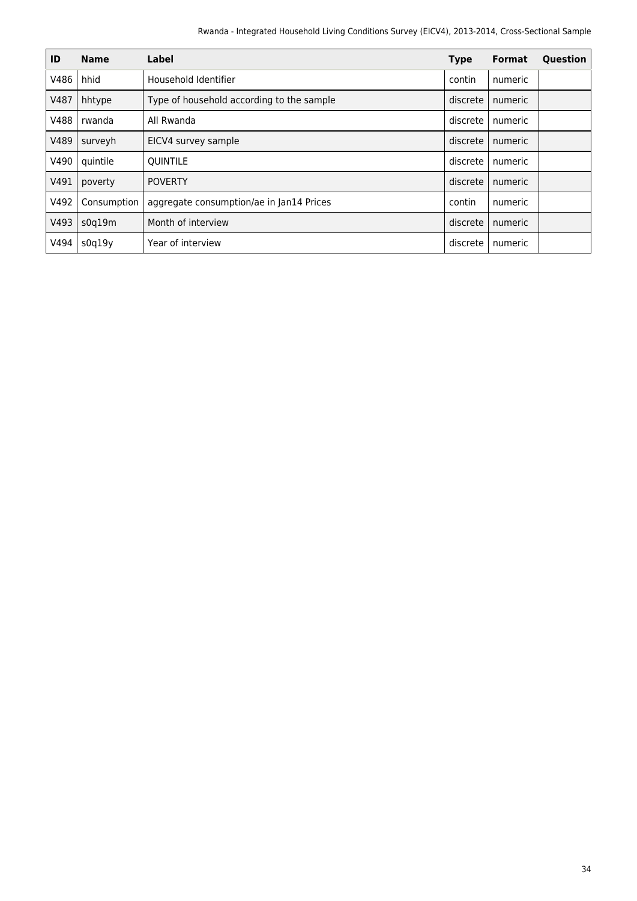| ID | Name | Label | Type | Format | Question |
|---|---|---|---|---|---|
| V486 | hhid | Household Identifier | contin | numeric | |
| V487 | hhtype | Type of household according to the sample | discrete | numeric | |
| V488 | rwanda | All Rwanda | discrete | numeric | |
| V489 | surveyh | EICV4 survey sample | discrete | numeric | |
| V490 | quintile | QUINTILE | discrete | numeric | |
| V491 | poverty | POVERTY | discrete | numeric | |
| V492 | Consumption | aggregate consumption/ae in Jan14 Prices | contin | numeric | |
| V493 | s0q19m | Month of interview | discrete | numeric | |
| V494 | s0q19y | Year of interview | discrete | numeric | |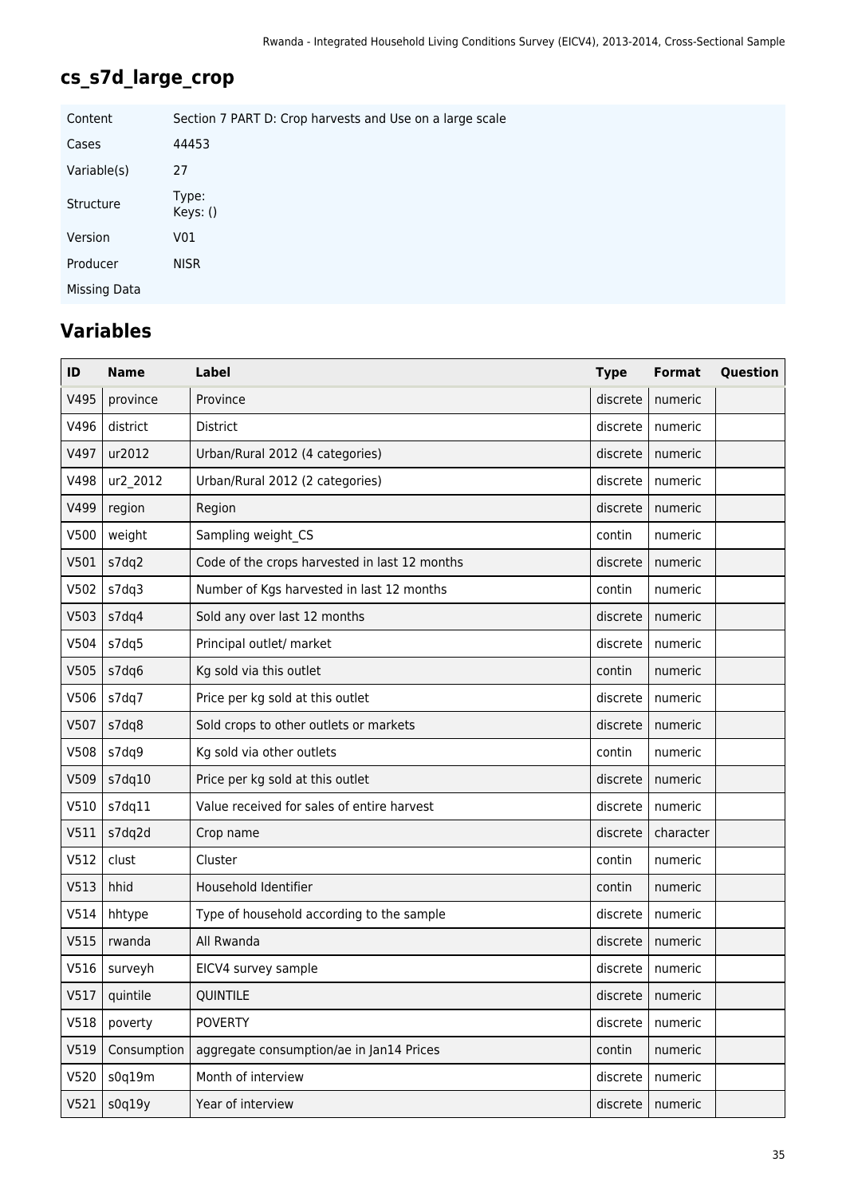## cs_s7d_large_crop

| | |
|---|---|
| Content | Section 7 PART D: Crop harvests and Use on a large scale |
| Cases | 44453 |
| Variable(s) | 27 |
| Structure | Type: Keys: () |
| Version | V01 |
| Producer | NISR |
| Missing Data | |

## Variables

| ID | Name | Label | Type | Format | Question |
|---|---|---|---|---|---|
| V495 | province | Province | discrete | numeric | |
| V496 | district | District | discrete | numeric | |
| V497 | ur2012 | Urban/Rural 2012 (4 categories) | discrete | numeric | |
| V498 | ur2_2012 | Urban/Rural 2012 (2 categories) | discrete | numeric | |
| V499 | region | Region | discrete | numeric | |
| V500 | weight | Sampling weight_CS | contin | numeric | |
| V501 | s7dq2 | Code of the crops harvested in last 12 months | discrete | numeric | |
| V502 | s7dq3 | Number of Kgs harvested in last 12 months | contin | numeric | |
| V503 | s7dq4 | Sold any over last 12 months | discrete | numeric | |
| V504 | s7dq5 | Principal outlet/ market | discrete | numeric | |
| V505 | s7dq6 | Kg sold via this outlet | contin | numeric | |
| V506 | s7dq7 | Price per kg sold at this outlet | discrete | numeric | |
| V507 | s7dq8 | Sold crops to other outlets or markets | discrete | numeric | |
| V508 | s7dq9 | Kg sold via other outlets | contin | numeric | |
| V509 | s7dq10 | Price per kg sold at this outlet | discrete | numeric | |
| V510 | s7dq11 | Value received for sales of entire harvest | discrete | numeric | |
| V511 | s7dq2d | Crop name | discrete | character | |
| V512 | clust | Cluster | contin | numeric | |
| V513 | hhid | Household Identifier | contin | numeric | |
| V514 | hhtype | Type of household according to the sample | discrete | numeric | |
| V515 | rwanda | All Rwanda | discrete | numeric | |
| V516 | surveyh | EICV4 survey sample | discrete | numeric | |
| V517 | quintile | QUINTILE | discrete | numeric | |
| V518 | poverty | POVERTY | discrete | numeric | |
| V519 | Consumption | aggregate consumption/ae in Jan14 Prices | contin | numeric | |
| V520 | s0q19m | Month of interview | discrete | numeric | |
| V521 | s0q19y | Year of interview | discrete | numeric | |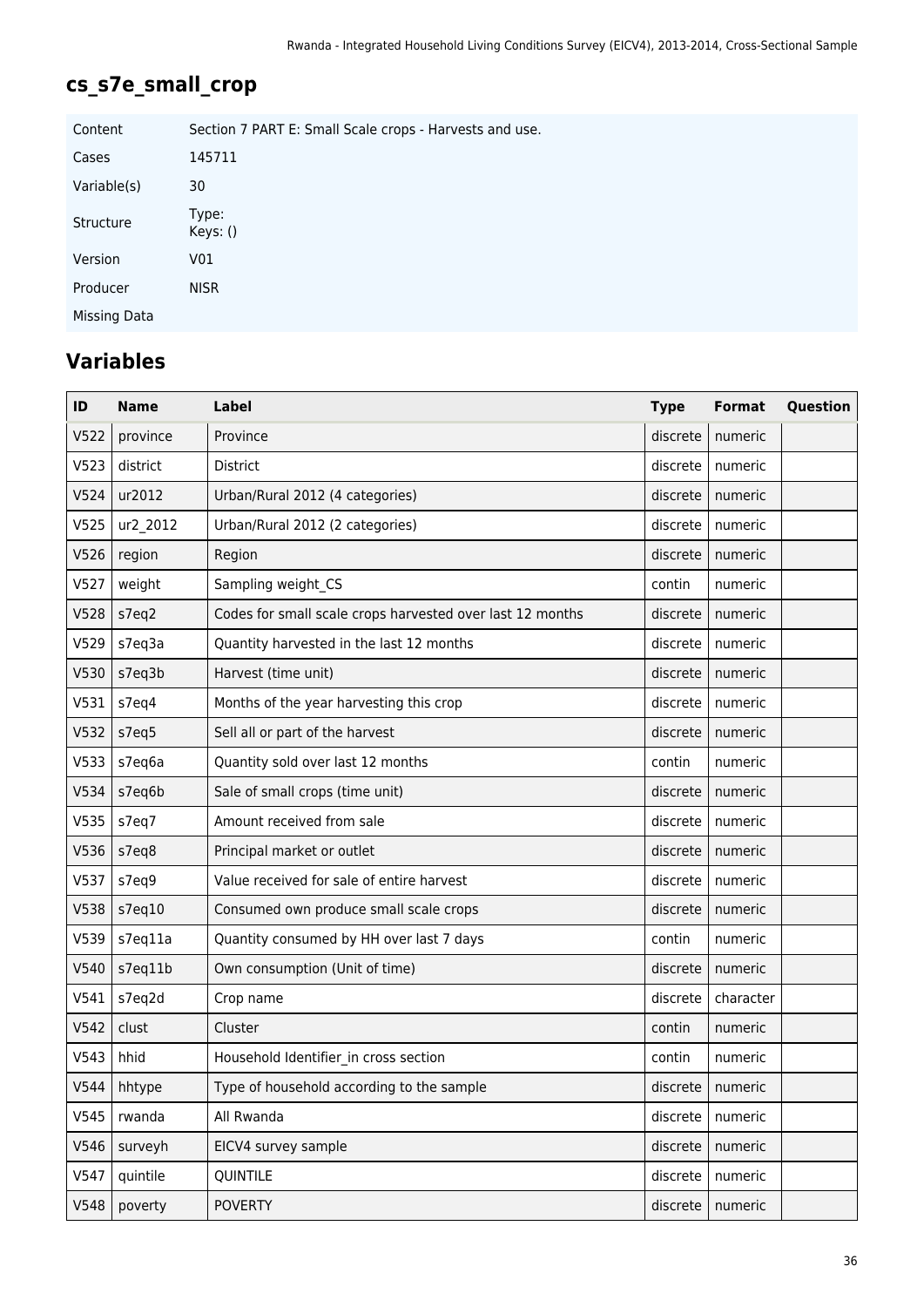## cs_s7e_small_crop

| | |
|---|---|
| Content | Section 7 PART E: Small Scale crops - Harvests and use. |
| Cases | 145711 |
| Variable(s) | 30 |
| Structure | Type:<br>Keys: () |
| Version | V01 |
| Producer | NISR |
| Missing Data | |

## Variables

| ID | Name | Label | Type | Format | Question |
|---|---|---|---|---|---|
| V522 | province | Province | discrete | numeric | |
| V523 | district | District | discrete | numeric | |
| V524 | ur2012 | Urban/Rural 2012 (4 categories) | discrete | numeric | |
| V525 | ur2_2012 | Urban/Rural 2012 (2 categories) | discrete | numeric | |
| V526 | region | Region | discrete | numeric | |
| V527 | weight | Sampling weight_CS | contin | numeric | |
| V528 | s7eq2 | Codes for small scale crops harvested over last 12 months | discrete | numeric | |
| V529 | s7eq3a | Quantity harvested in the last 12 months | discrete | numeric | |
| V530 | s7eq3b | Harvest (time unit) | discrete | numeric | |
| V531 | s7eq4 | Months of the year harvesting this crop | discrete | numeric | |
| V532 | s7eq5 | Sell all or part of the harvest | discrete | numeric | |
| V533 | s7eq6a | Quantity sold over last 12 months | contin | numeric | |
| V534 | s7eq6b | Sale of small crops (time unit) | discrete | numeric | |
| V535 | s7eq7 | Amount received from sale | discrete | numeric | |
| V536 | s7eq8 | Principal market or outlet | discrete | numeric | |
| V537 | s7eq9 | Value received for sale of entire harvest | discrete | numeric | |
| V538 | s7eq10 | Consumed own produce small scale crops | discrete | numeric | |
| V539 | s7eq11a | Quantity consumed by HH over last 7 days | contin | numeric | |
| V540 | s7eq11b | Own consumption (Unit of time) | discrete | numeric | |
| V541 | s7eq2d | Crop name | discrete | character | |
| V542 | clust | Cluster | contin | numeric | |
| V543 | hhid | Household Identifier_in cross section | contin | numeric | |
| V544 | hhtype | Type of household according to the sample | discrete | numeric | |
| V545 | rwanda | All Rwanda | discrete | numeric | |
| V546 | surveyh | EICV4 survey sample | discrete | numeric | |
| V547 | quintile | QUINTILE | discrete | numeric | |
| V548 | poverty | POVERTY | discrete | numeric | |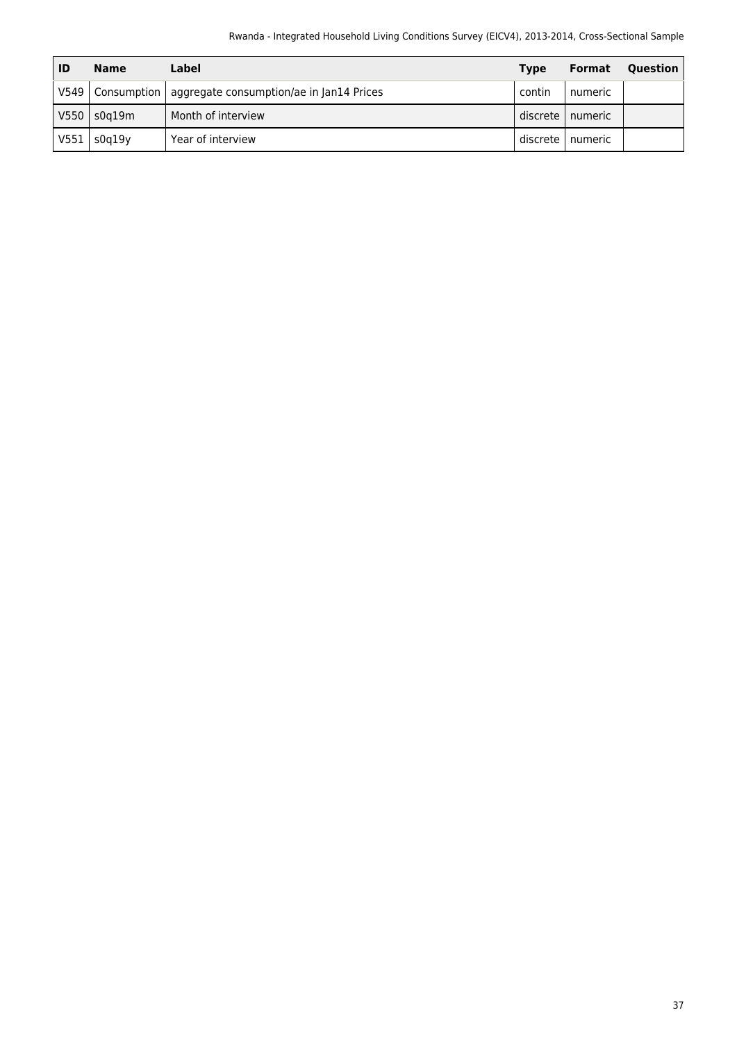| ID | Name | Label | Type | Format | Question |
|---|---|---|---|---|---|
| V549 | Consumption | aggregate consumption/ae in Jan14 Prices | contin | numeric | |
| V550 | s0q19m | Month of interview | discrete | numeric | |
| V551 | s0q19y | Year of interview | discrete | numeric | |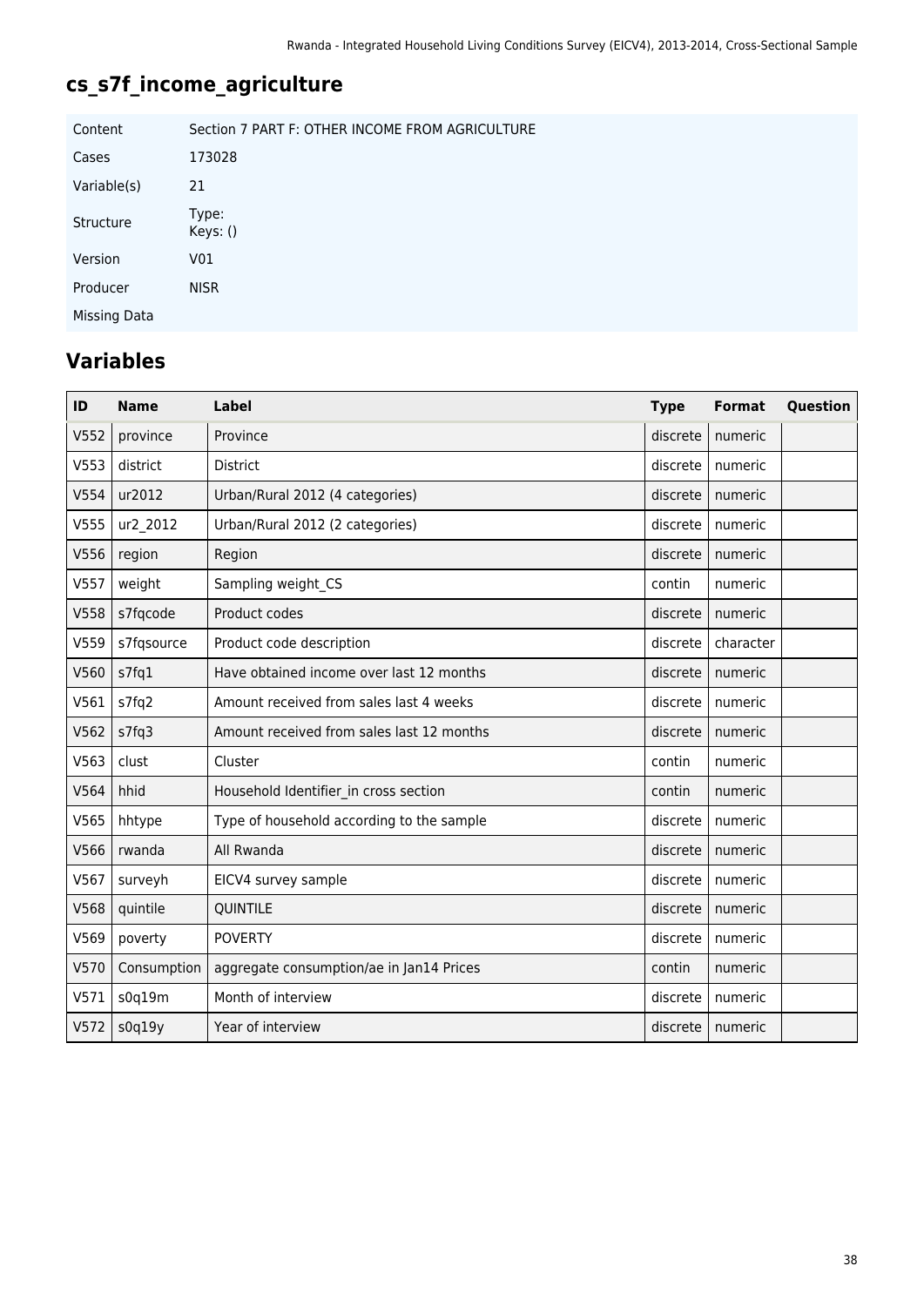# cs_s7f_income_agriculture

| | |
|---|---|
| Content | Section 7 PART F: OTHER INCOME FROM AGRICULTURE |
| Cases | 173028 |
| Variable(s) | 21 |
| Structure | Type:<br>Keys: () |
| Version | V01 |
| Producer | NISR |
| Missing Data | |

## Variables

| ID | Name | Label | Type | Format | Question |
|---|---|---|---|---|---|
| V552 | province | Province | discrete | numeric | |
| V553 | district | District | discrete | numeric | |
| V554 | ur2012 | Urban/Rural 2012 (4 categories) | discrete | numeric | |
| V555 | ur2_2012 | Urban/Rural 2012 (2 categories) | discrete | numeric | |
| V556 | region | Region | discrete | numeric | |
| V557 | weight | Sampling weight_CS | contin | numeric | |
| V558 | s7fqcode | Product codes | discrete | numeric | |
| V559 | s7fqsource | Product code description | discrete | character | |
| V560 | s7fq1 | Have obtained income over last 12 months | discrete | numeric | |
| V561 | s7fq2 | Amount received from sales last 4 weeks | discrete | numeric | |
| V562 | s7fq3 | Amount received from sales last 12 months | discrete | numeric | |
| V563 | clust | Cluster | contin | numeric | |
| V564 | hhid | Household Identifier_in cross section | contin | numeric | |
| V565 | hhtype | Type of household according to the sample | discrete | numeric | |
| V566 | rwanda | All Rwanda | discrete | numeric | |
| V567 | surveyh | EICV4 survey sample | discrete | numeric | |
| V568 | quintile | QUINTILE | discrete | numeric | |
| V569 | poverty | POVERTY | discrete | numeric | |
| V570 | Consumption | aggregate consumption/ae in Jan14 Prices | contin | numeric | |
| V571 | s0q19m | Month of interview | discrete | numeric | |
| V572 | s0q19y | Year of interview | discrete | numeric | |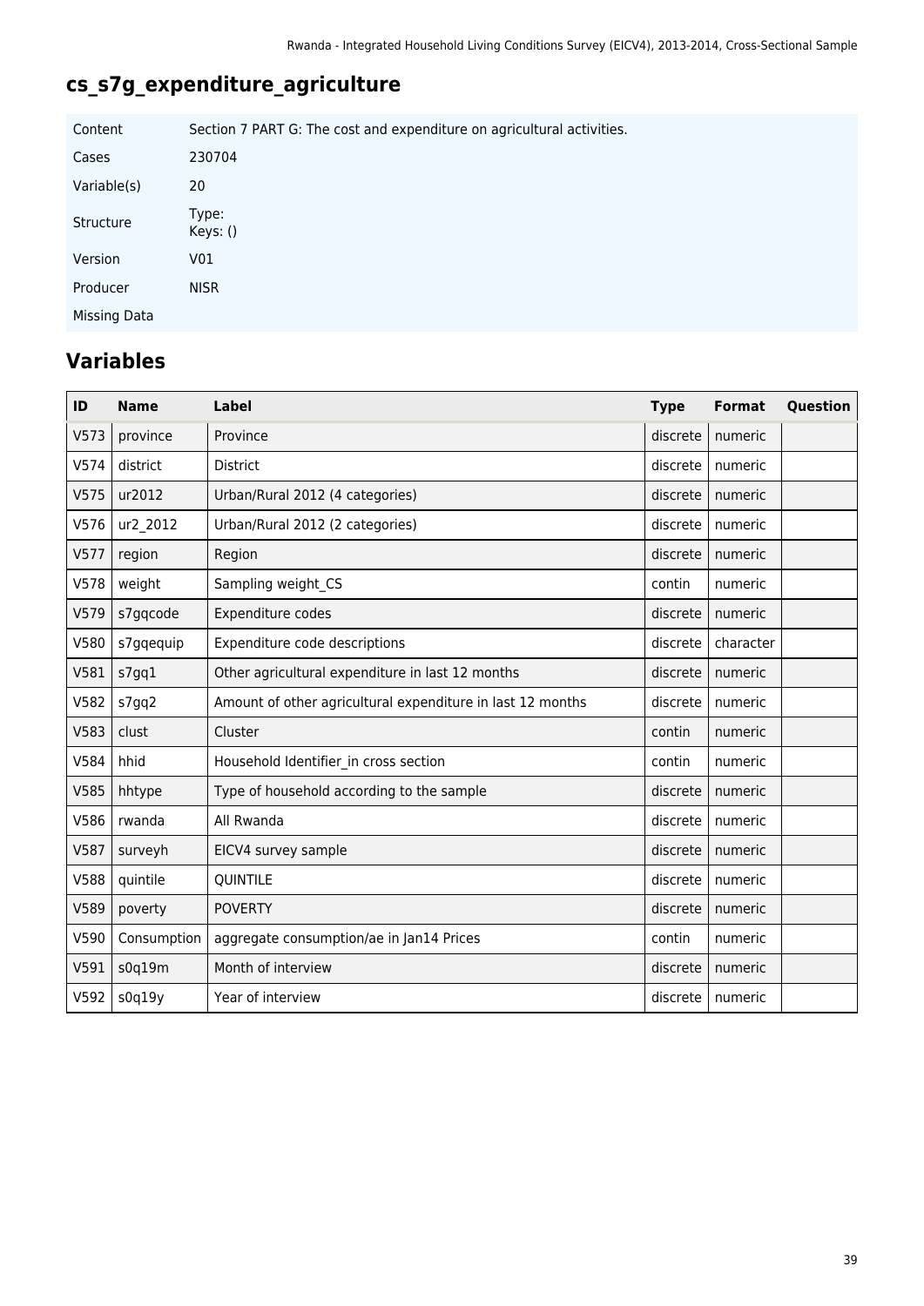# cs_s7g_expenditure_agriculture

| Content | Section 7 PART G: The cost and expenditure on agricultural activities. |
|---|---|
| Cases | 230704 |
| Variable(s) | 20 |
| Structure | Type:<br>Keys: () |
| Version | V01 |
| Producer | NISR |
| Missing Data | |

## Variables

| ID | Name | Label | Type | Format | Question |
|---|---|---|---|---|---|
| V573 | province | Province | discrete | numeric | |
| V574 | district | District | discrete | numeric | |
| V575 | ur2012 | Urban/Rural 2012 (4 categories) | discrete | numeric | |
| V576 | ur2_2012 | Urban/Rural 2012 (2 categories) | discrete | numeric | |
| V577 | region | Region | discrete | numeric | |
| V578 | weight | Sampling weight_CS | contin | numeric | |
| V579 | s7gqcode | Expenditure codes | discrete | numeric | |
| V580 | s7gqequip | Expenditure code descriptions | discrete | character | |
| V581 | s7gq1 | Other agricultural expenditure in last 12 months | discrete | numeric | |
| V582 | s7gq2 | Amount of other agricultural expenditure in last 12 months | discrete | numeric | |
| V583 | clust | Cluster | contin | numeric | |
| V584 | hhid | Household Identifier_in cross section | contin | numeric | |
| V585 | hhtype | Type of household according to the sample | discrete | numeric | |
| V586 | rwanda | All Rwanda | discrete | numeric | |
| V587 | surveyh | EICV4 survey sample | discrete | numeric | |
| V588 | quintile | QUINTILE | discrete | numeric | |
| V589 | poverty | POVERTY | discrete | numeric | |
| V590 | Consumption | aggregate consumption/ae in Jan14 Prices | contin | numeric | |
| V591 | s0q19m | Month of interview | discrete | numeric | |
| V592 | s0q19y | Year of interview | discrete | numeric | |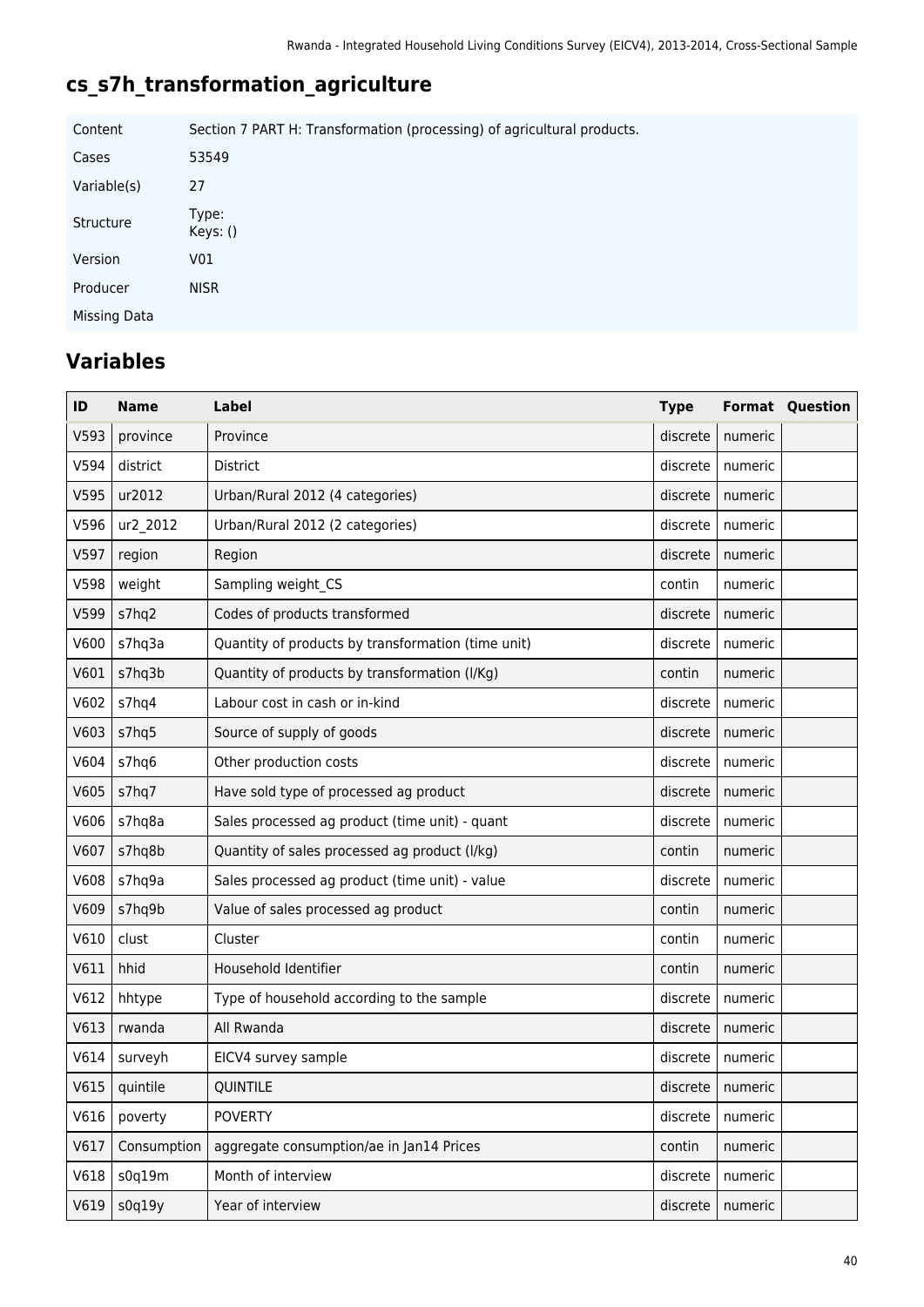# cs_s7h_transformation_agriculture

| | |
|---|---|
| Content | Section 7 PART H: Transformation (processing) of agricultural products. |
| Cases | 53549 |
| Variable(s) | 27 |
| Structure | Type:<br>Keys: () |
| Version | V01 |
| Producer | NISR |
| Missing Data | |

## Variables

| ID | Name | Label | Type | Format | Question |
|---|---|---|---|---|---|
| V593 | province | Province | discrete | numeric | |
| V594 | district | District | discrete | numeric | |
| V595 | ur2012 | Urban/Rural 2012 (4 categories) | discrete | numeric | |
| V596 | ur2_2012 | Urban/Rural 2012 (2 categories) | discrete | numeric | |
| V597 | region | Region | discrete | numeric | |
| V598 | weight | Sampling weight_CS | contin | numeric | |
| V599 | s7hq2 | Codes of products transformed | discrete | numeric | |
| V600 | s7hq3a | Quantity of products by transformation (time unit) | discrete | numeric | |
| V601 | s7hq3b | Quantity of products by transformation (l/Kg) | contin | numeric | |
| V602 | s7hq4 | Labour cost in cash or in-kind | discrete | numeric | |
| V603 | s7hq5 | Source of supply of goods | discrete | numeric | |
| V604 | s7hq6 | Other production costs | discrete | numeric | |
| V605 | s7hq7 | Have sold type of processed ag product | discrete | numeric | |
| V606 | s7hq8a | Sales processed ag product (time unit) - quant | discrete | numeric | |
| V607 | s7hq8b | Quantity of sales processed ag product (l/kg) | contin | numeric | |
| V608 | s7hq9a | Sales processed ag product (time unit) - value | discrete | numeric | |
| V609 | s7hq9b | Value of sales processed ag product | contin | numeric | |
| V610 | clust | Cluster | contin | numeric | |
| V611 | hhid | Household Identifier | contin | numeric | |
| V612 | hhtype | Type of household according to the sample | discrete | numeric | |
| V613 | rwanda | All Rwanda | discrete | numeric | |
| V614 | surveyh | EICV4 survey sample | discrete | numeric | |
| V615 | quintile | QUINTILE | discrete | numeric | |
| V616 | poverty | POVERTY | discrete | numeric | |
| V617 | Consumption | aggregate consumption/ae in Jan14 Prices | contin | numeric | |
| V618 | s0q19m | Month of interview | discrete | numeric | |
| V619 | s0q19y | Year of interview | discrete | numeric | |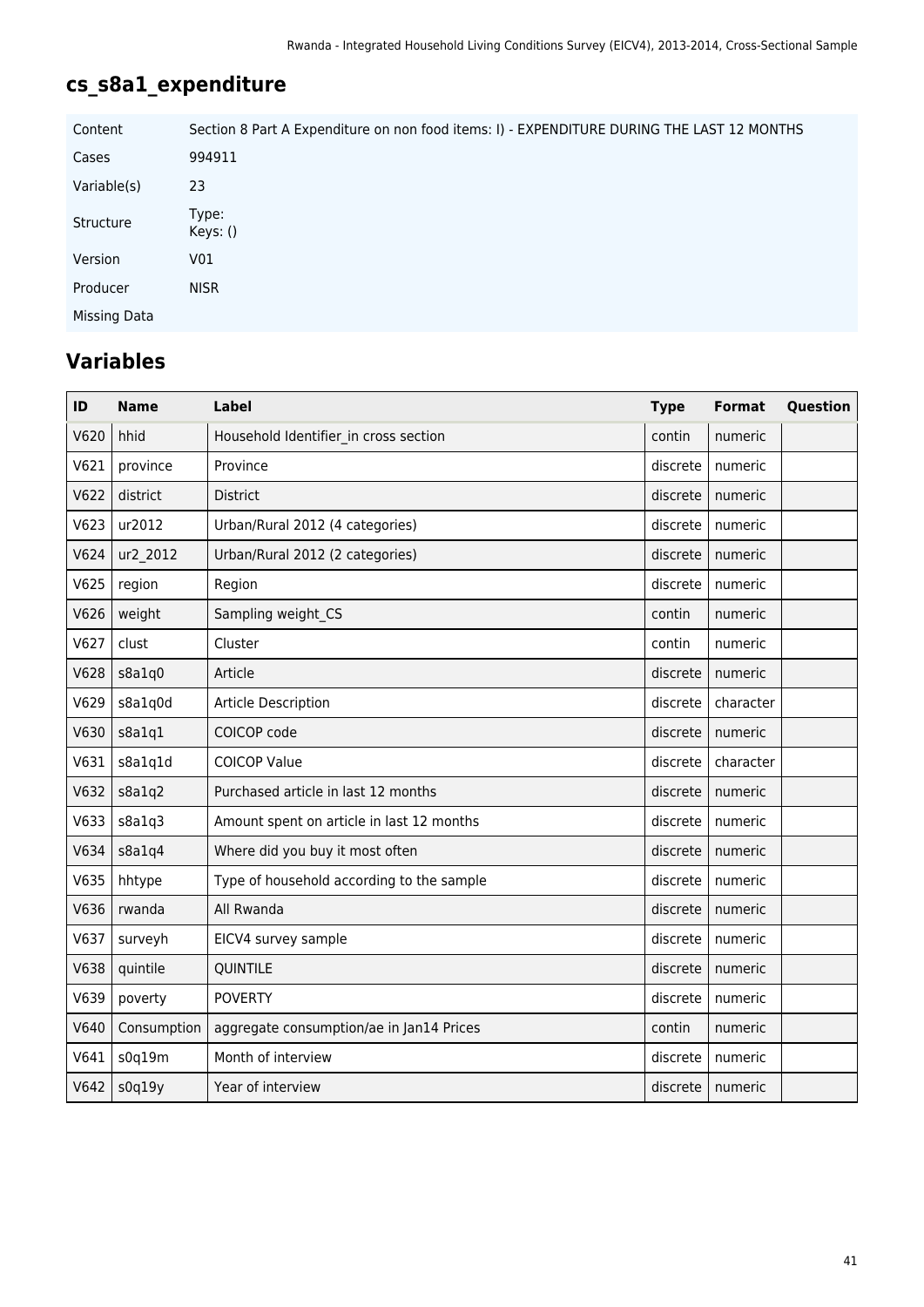## cs_s8a1_expenditure

| | |
|---|---|
| Content | Section 8 Part A Expenditure on non food items: I) - EXPENDITURE DURING THE LAST 12 MONTHS |
| Cases | 994911 |
| Variable(s) | 23 |
| Structure | Type: Keys: () |
| Version | V01 |
| Producer | NISR |
| Missing Data | |

## Variables

| ID | Name | Label | Type | Format | Question |
|---|---|---|---|---|---|
| V620 | hhid | Household Identifier_in cross section | contin | numeric | |
| V621 | province | Province | discrete | numeric | |
| V622 | district | District | discrete | numeric | |
| V623 | ur2012 | Urban/Rural 2012 (4 categories) | discrete | numeric | |
| V624 | ur2_2012 | Urban/Rural 2012 (2 categories) | discrete | numeric | |
| V625 | region | Region | discrete | numeric | |
| V626 | weight | Sampling weight_CS | contin | numeric | |
| V627 | clust | Cluster | contin | numeric | |
| V628 | s8a1q0 | Article | discrete | numeric | |
| V629 | s8a1q0d | Article Description | discrete | character | |
| V630 | s8a1q1 | COICOP code | discrete | numeric | |
| V631 | s8a1q1d | COICOP Value | discrete | character | |
| V632 | s8a1q2 | Purchased article in last 12 months | discrete | numeric | |
| V633 | s8a1q3 | Amount spent on article in last 12 months | discrete | numeric | |
| V634 | s8a1q4 | Where did you buy it most often | discrete | numeric | |
| V635 | hhtype | Type of household according to the sample | discrete | numeric | |
| V636 | rwanda | All Rwanda | discrete | numeric | |
| V637 | surveyh | EICV4 survey sample | discrete | numeric | |
| V638 | quintile | QUINTILE | discrete | numeric | |
| V639 | poverty | POVERTY | discrete | numeric | |
| V640 | Consumption | aggregate consumption/ae in Jan14 Prices | contin | numeric | |
| V641 | s0q19m | Month of interview | discrete | numeric | |
| V642 | s0q19y | Year of interview | discrete | numeric | |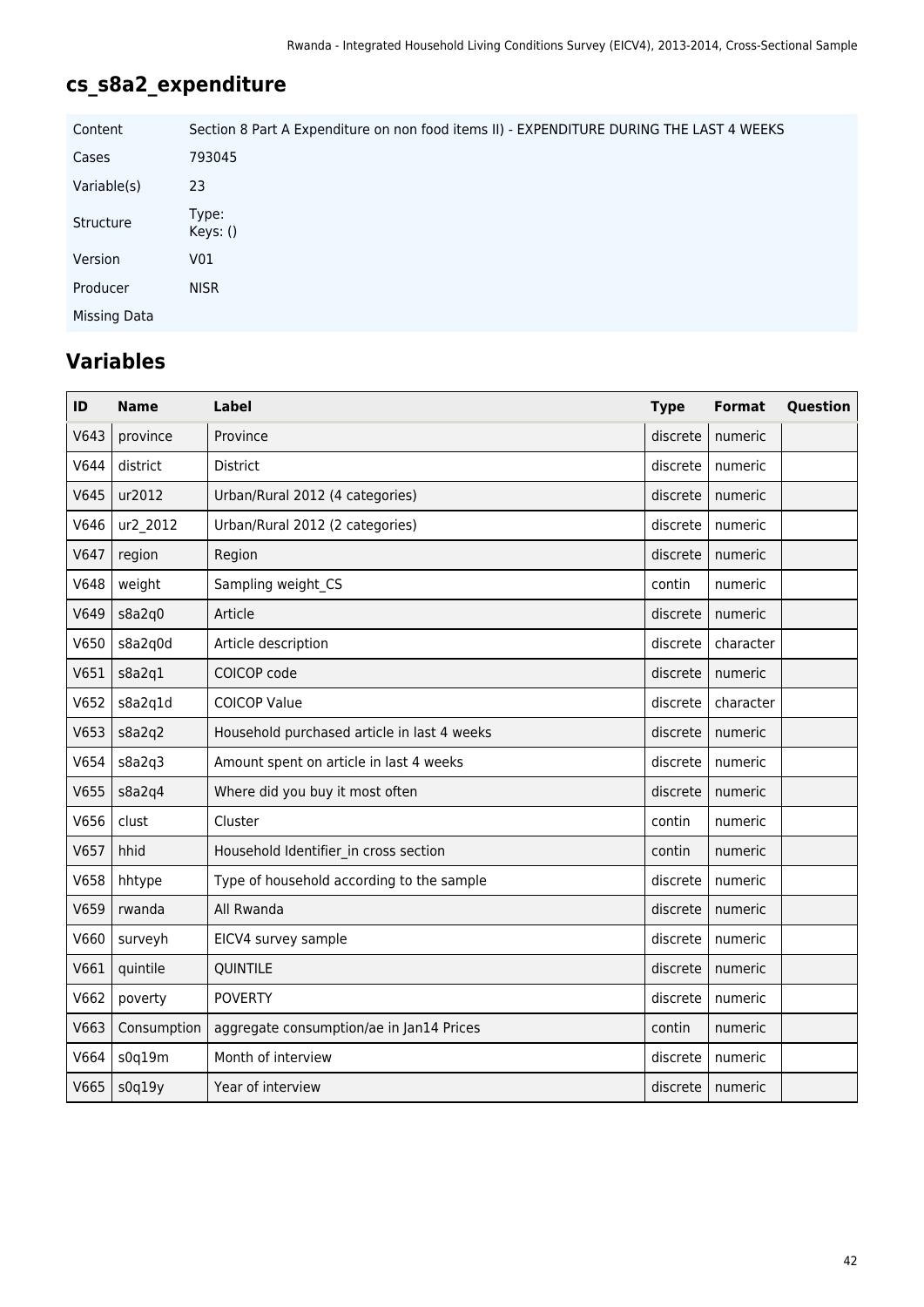## cs_s8a2_expenditure

| | |
|---|---|
| Content | Section 8 Part A Expenditure on non food items II) - EXPENDITURE DURING THE LAST 4 WEEKS |
| Cases | 793045 |
| Variable(s) | 23 |
| Structure | Type: <br> Keys: () |
| Version | V01 |
| Producer | NISR |
| Missing Data | |

## Variables

| ID | Name | Label | Type | Format | Question |
|---|---|---|---|---|---|
| V643 | province | Province | discrete | numeric | |
| V644 | district | District | discrete | numeric | |
| V645 | ur2012 | Urban/Rural 2012 (4 categories) | discrete | numeric | |
| V646 | ur2_2012 | Urban/Rural 2012 (2 categories) | discrete | numeric | |
| V647 | region | Region | discrete | numeric | |
| V648 | weight | Sampling weight_CS | contin | numeric | |
| V649 | s8a2q0 | Article | discrete | numeric | |
| V650 | s8a2q0d | Article description | discrete | character | |
| V651 | s8a2q1 | COICOP code | discrete | numeric | |
| V652 | s8a2q1d | COICOP Value | discrete | character | |
| V653 | s8a2q2 | Household purchased article in last 4 weeks | discrete | numeric | |
| V654 | s8a2q3 | Amount spent on article in last 4 weeks | discrete | numeric | |
| V655 | s8a2q4 | Where did you buy it most often | discrete | numeric | |
| V656 | clust | Cluster | contin | numeric | |
| V657 | hhid | Household Identifier_in cross section | contin | numeric | |
| V658 | hhtype | Type of household according to the sample | discrete | numeric | |
| V659 | rwanda | All Rwanda | discrete | numeric | |
| V660 | surveyh | EICV4 survey sample | discrete | numeric | |
| V661 | quintile | QUINTILE | discrete | numeric | |
| V662 | poverty | POVERTY | discrete | numeric | |
| V663 | Consumption | aggregate consumption/ae in Jan14 Prices | contin | numeric | |
| V664 | s0q19m | Month of interview | discrete | numeric | |
| V665 | s0q19y | Year of interview | discrete | numeric | |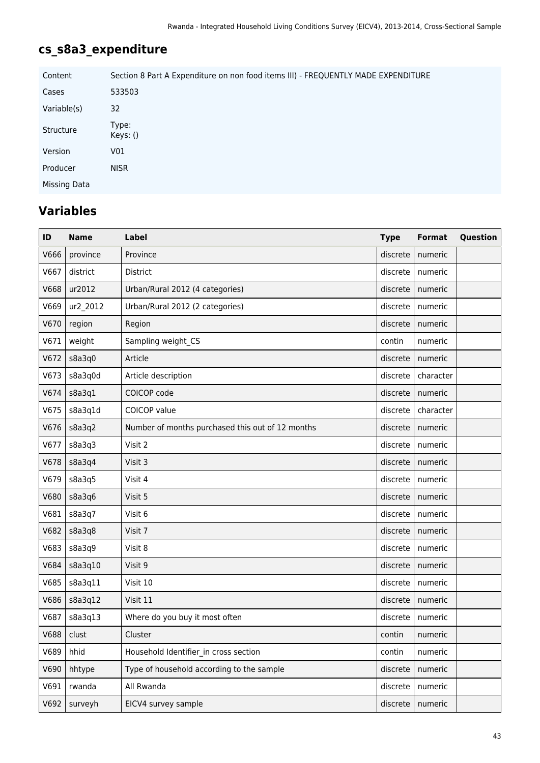## cs_s8a3_expenditure

| | |
|---|---|
| Content | Section 8 Part A Expenditure on non food items III) - FREQUENTLY MADE EXPENDITURE |
| Cases | 533503 |
| Variable(s) | 32 |
| Structure | Type:<br>Keys: () |
| Version | V01 |
| Producer | NISR |
| Missing Data | |

## Variables

| ID | Name | Label | Type | Format | Question |
|---|---|---|---|---|---|
| V666 | province | Province | discrete | numeric | |
| V667 | district | District | discrete | numeric | |
| V668 | ur2012 | Urban/Rural 2012 (4 categories) | discrete | numeric | |
| V669 | ur2_2012 | Urban/Rural 2012 (2 categories) | discrete | numeric | |
| V670 | region | Region | discrete | numeric | |
| V671 | weight | Sampling weight_CS | contin | numeric | |
| V672 | s8a3q0 | Article | discrete | numeric | |
| V673 | s8a3q0d | Article description | discrete | character | |
| V674 | s8a3q1 | COICOP code | discrete | numeric | |
| V675 | s8a3q1d | COICOP value | discrete | character | |
| V676 | s8a3q2 | Number of months purchased this out of 12 months | discrete | numeric | |
| V677 | s8a3q3 | Visit 2 | discrete | numeric | |
| V678 | s8a3q4 | Visit 3 | discrete | numeric | |
| V679 | s8a3q5 | Visit 4 | discrete | numeric | |
| V680 | s8a3q6 | Visit 5 | discrete | numeric | |
| V681 | s8a3q7 | Visit 6 | discrete | numeric | |
| V682 | s8a3q8 | Visit 7 | discrete | numeric | |
| V683 | s8a3q9 | Visit 8 | discrete | numeric | |
| V684 | s8a3q10 | Visit 9 | discrete | numeric | |
| V685 | s8a3q11 | Visit 10 | discrete | numeric | |
| V686 | s8a3q12 | Visit 11 | discrete | numeric | |
| V687 | s8a3q13 | Where do you buy it most often | discrete | numeric | |
| V688 | clust | Cluster | contin | numeric | |
| V689 | hhid | Household Identifier_in cross section | contin | numeric | |
| V690 | hhtype | Type of household according to the sample | discrete | numeric | |
| V691 | rwanda | All Rwanda | discrete | numeric | |
| V692 | surveyh | EICV4 survey sample | discrete | numeric | |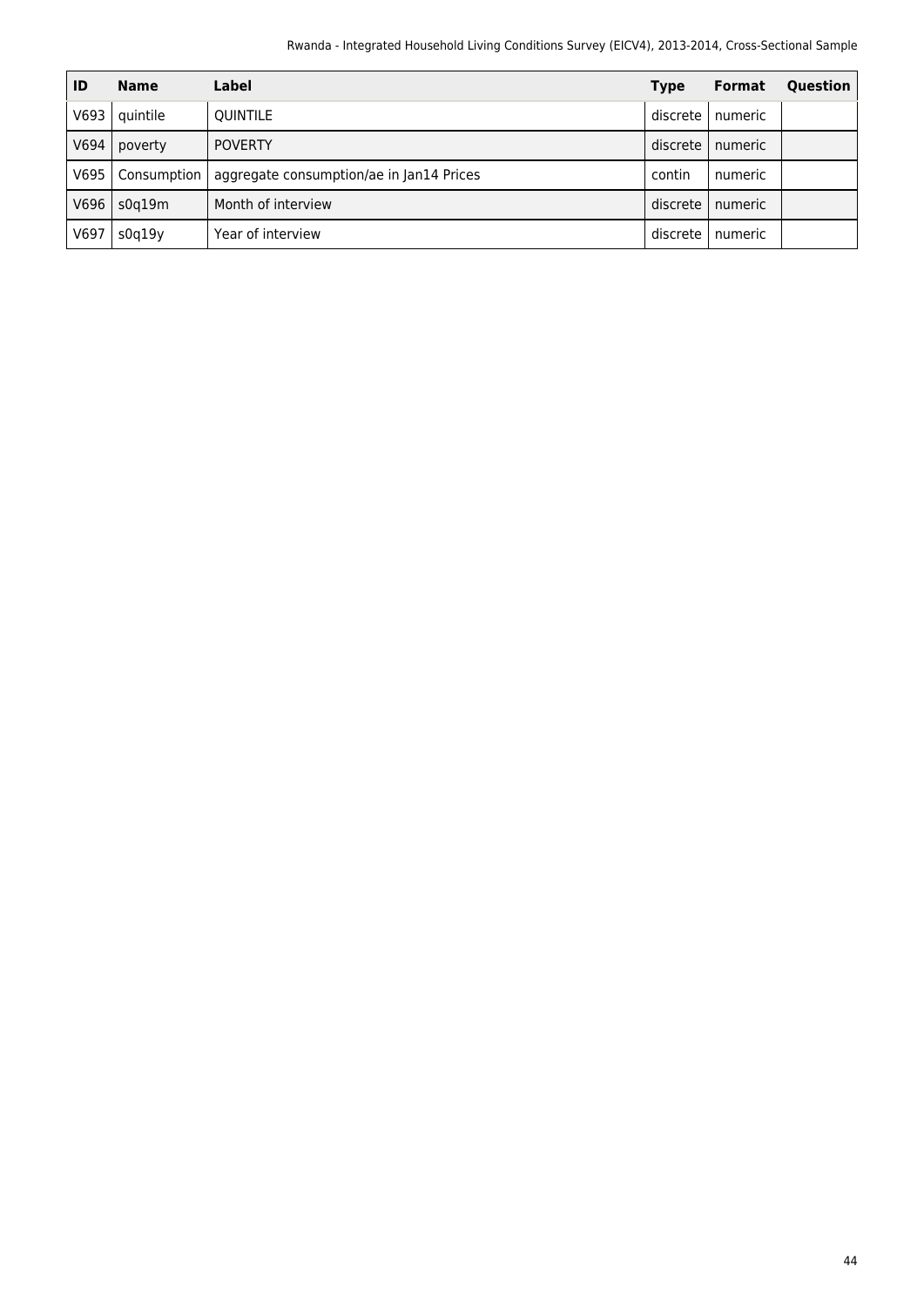| ID | Name | Label | Type | Format | Question |
| --- | --- | --- | --- | --- | --- |
| V693 | quintile | QUINTILE | discrete | numeric | |
| V694 | poverty | POVERTY | discrete | numeric | |
| V695 | Consumption | aggregate consumption/ae in Jan14 Prices | contin | numeric | |
| V696 | s0q19m | Month of interview | discrete | numeric | |
| V697 | s0q19y | Year of interview | discrete | numeric | |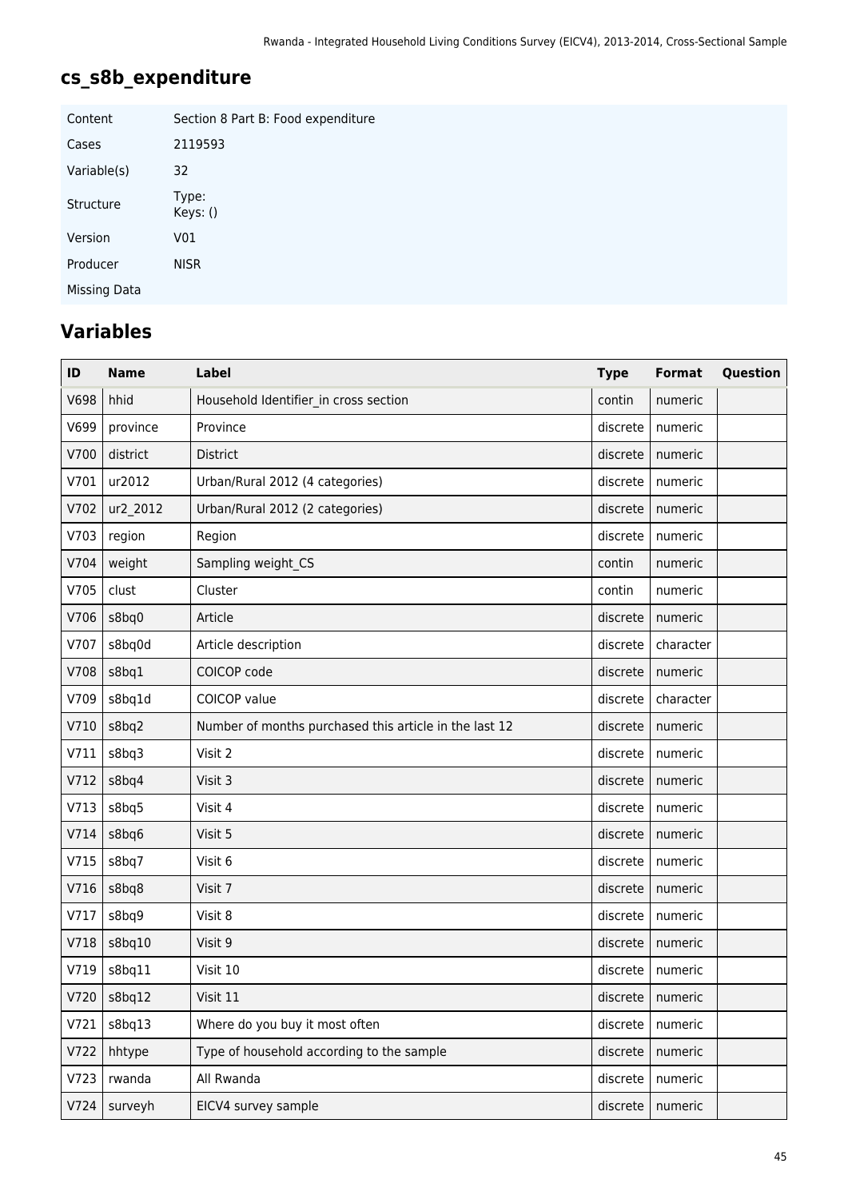# cs_s8b_expenditure

| | |
|---|---|
| Content | Section 8 Part B: Food expenditure |
| Cases | 2119593 |
| Variable(s) | 32 |
| Structure | Type:<br>Keys: () |
| Version | V01 |
| Producer | NISR |
| Missing Data | |

## Variables

| ID | Name | Label | Type | Format | Question |
|---|---|---|---|---|---|
| V698 | hhid | Household Identifier_in cross section | contin | numeric | |
| V699 | province | Province | discrete | numeric | |
| V700 | district | District | discrete | numeric | |
| V701 | ur2012 | Urban/Rural 2012 (4 categories) | discrete | numeric | |
| V702 | ur2_2012 | Urban/Rural 2012 (2 categories) | discrete | numeric | |
| V703 | region | Region | discrete | numeric | |
| V704 | weight | Sampling weight_CS | contin | numeric | |
| V705 | clust | Cluster | contin | numeric | |
| V706 | s8bq0 | Article | discrete | numeric | |
| V707 | s8bq0d | Article description | discrete | character | |
| V708 | s8bq1 | COICOP code | discrete | numeric | |
| V709 | s8bq1d | COICOP value | discrete | character | |
| V710 | s8bq2 | Number of months purchased this article in the last 12 | discrete | numeric | |
| V711 | s8bq3 | Visit 2 | discrete | numeric | |
| V712 | s8bq4 | Visit 3 | discrete | numeric | |
| V713 | s8bq5 | Visit 4 | discrete | numeric | |
| V714 | s8bq6 | Visit 5 | discrete | numeric | |
| V715 | s8bq7 | Visit 6 | discrete | numeric | |
| V716 | s8bq8 | Visit 7 | discrete | numeric | |
| V717 | s8bq9 | Visit 8 | discrete | numeric | |
| V718 | s8bq10 | Visit 9 | discrete | numeric | |
| V719 | s8bq11 | Visit 10 | discrete | numeric | |
| V720 | s8bq12 | Visit 11 | discrete | numeric | |
| V721 | s8bq13 | Where do you buy it most often | discrete | numeric | |
| V722 | hhtype | Type of household according to the sample | discrete | numeric | |
| V723 | rwanda | All Rwanda | discrete | numeric | |
| V724 | surveyh | EICV4 survey sample | discrete | numeric | |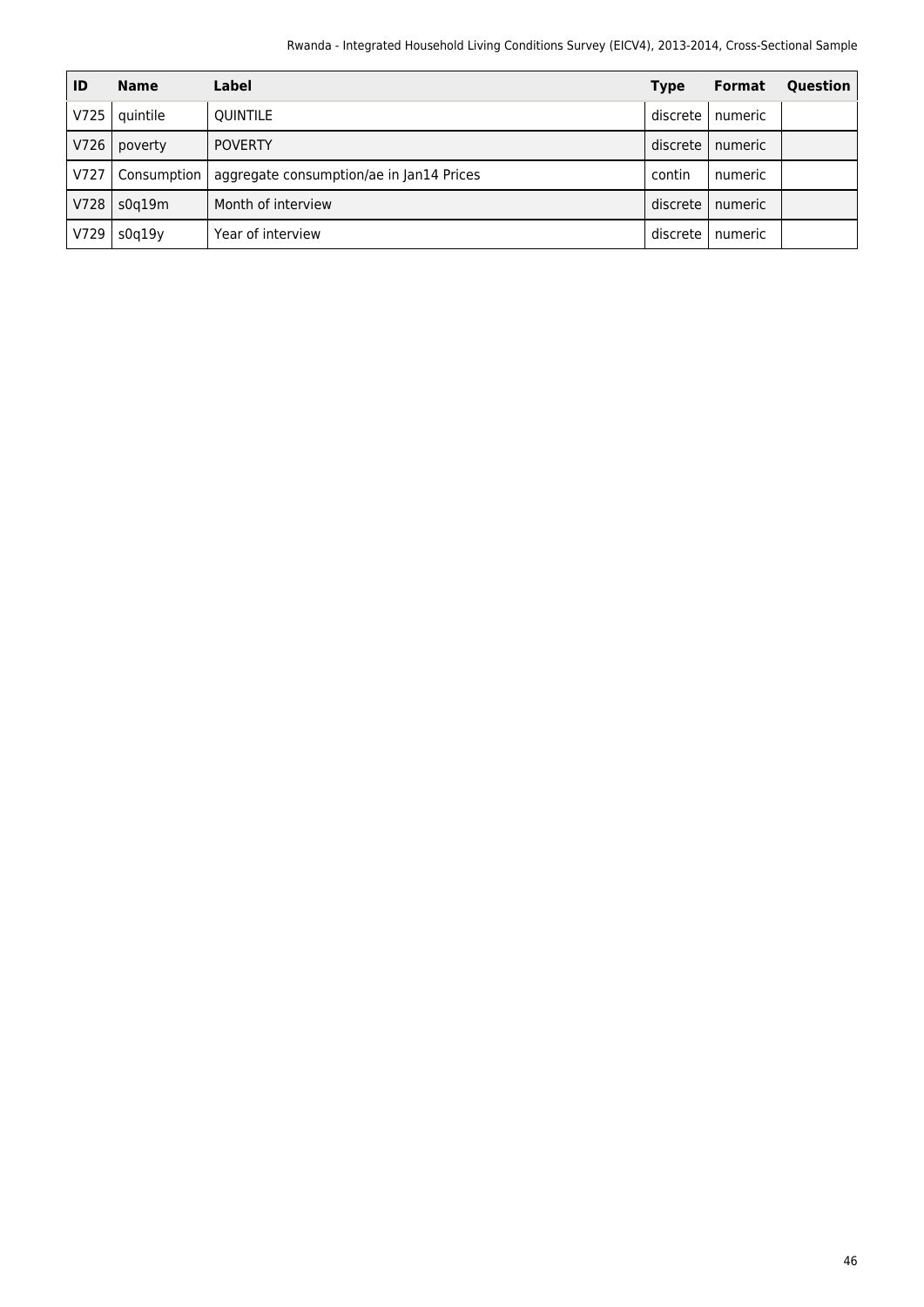| ID | Name | Label | Type | Format | Question |
| --- | --- | --- | --- | --- | --- |
| V725 | quintile | QUINTILE | discrete | numeric | |
| V726 | poverty | POVERTY | discrete | numeric | |
| V727 | Consumption | aggregate consumption/ae in Jan14 Prices | contin | numeric | |
| V728 | s0q19m | Month of interview | discrete | numeric | |
| V729 | s0q19y | Year of interview | discrete | numeric | |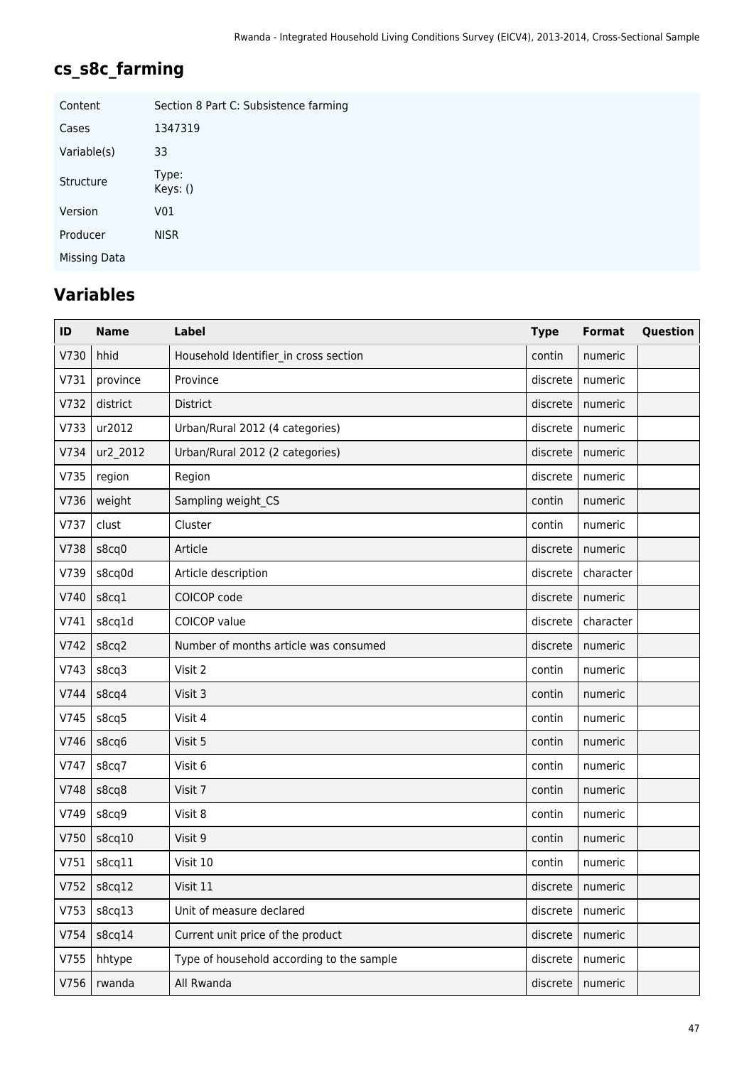# cs_s8c_farming

| | |
|---|---|
| Content | Section 8 Part C: Subsistence farming |
| Cases | 1347319 |
| Variable(s) | 33 |
| Structure | Type:<br>Keys: () |
| Version | V01 |
| Producer | NISR |
| Missing Data | |

## Variables

| ID | Name | Label | Type | Format | Question |
|---|---|---|---|---|---|
| V730 | hhid | Household Identifier_in cross section | contin | numeric | |
| V731 | province | Province | discrete | numeric | |
| V732 | district | District | discrete | numeric | |
| V733 | ur2012 | Urban/Rural 2012 (4 categories) | discrete | numeric | |
| V734 | ur2_2012 | Urban/Rural 2012 (2 categories) | discrete | numeric | |
| V735 | region | Region | discrete | numeric | |
| V736 | weight | Sampling weight_CS | contin | numeric | |
| V737 | clust | Cluster | contin | numeric | |
| V738 | s8cq0 | Article | discrete | numeric | |
| V739 | s8cq0d | Article description | discrete | character | |
| V740 | s8cq1 | COICOP code | discrete | numeric | |
| V741 | s8cq1d | COICOP value | discrete | character | |
| V742 | s8cq2 | Number of months article was consumed | discrete | numeric | |
| V743 | s8cq3 | Visit 2 | contin | numeric | |
| V744 | s8cq4 | Visit 3 | contin | numeric | |
| V745 | s8cq5 | Visit 4 | contin | numeric | |
| V746 | s8cq6 | Visit 5 | contin | numeric | |
| V747 | s8cq7 | Visit 6 | contin | numeric | |
| V748 | s8cq8 | Visit 7 | contin | numeric | |
| V749 | s8cq9 | Visit 8 | contin | numeric | |
| V750 | s8cq10 | Visit 9 | contin | numeric | |
| V751 | s8cq11 | Visit 10 | contin | numeric | |
| V752 | s8cq12 | Visit 11 | discrete | numeric | |
| V753 | s8cq13 | Unit of measure declared | discrete | numeric | |
| V754 | s8cq14 | Current unit price of the product | discrete | numeric | |
| V755 | hhtype | Type of household according to the sample | discrete | numeric | |
| V756 | rwanda | All Rwanda | discrete | numeric | |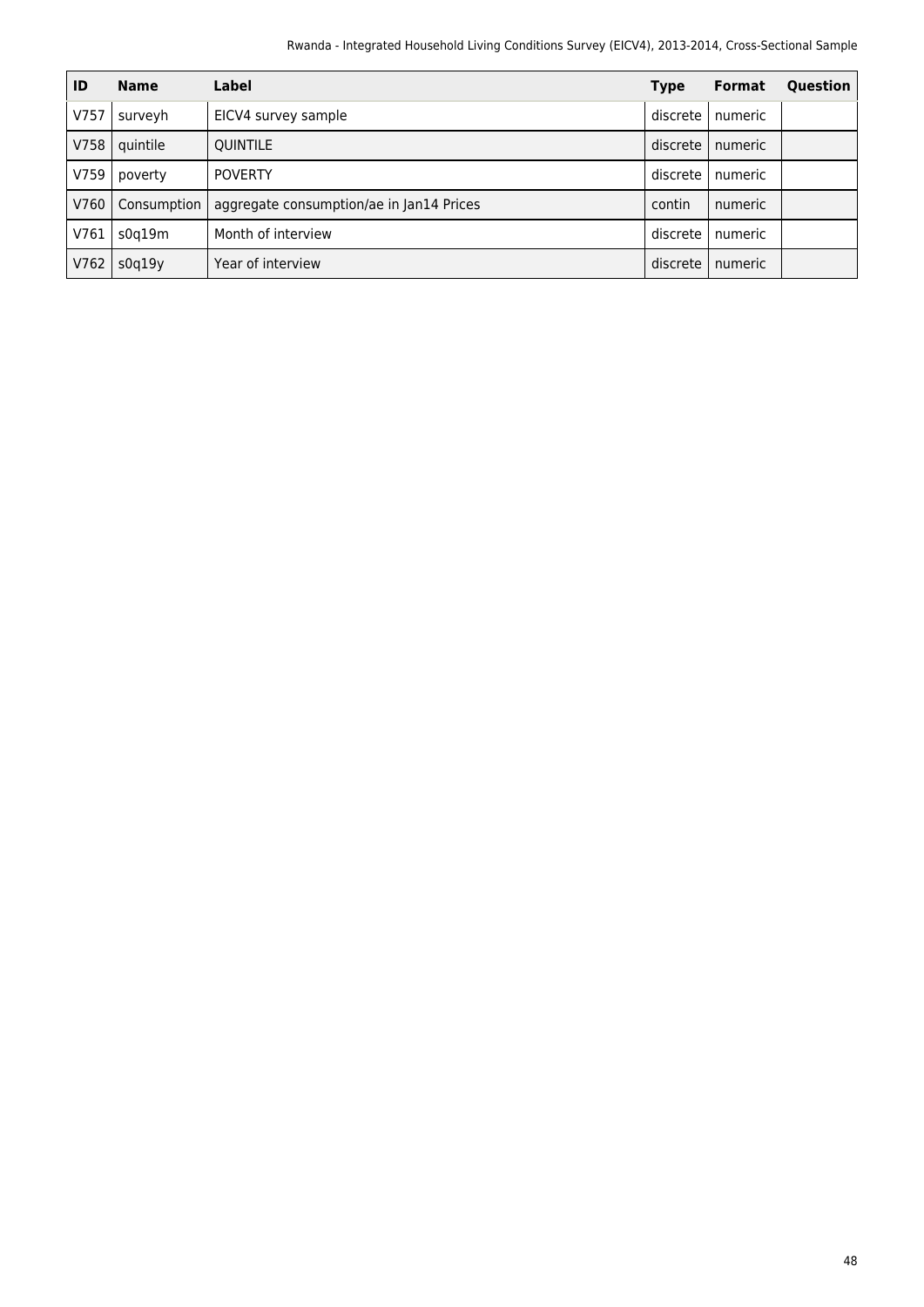| ID | Name | Label | Type | Format | Question |
|---|---|---|---|---|---|
| V757 | surveyh | EICV4 survey sample | discrete | numeric | |
| V758 | quintile | QUINTILE | discrete | numeric | |
| V759 | poverty | POVERTY | discrete | numeric | |
| V760 | Consumption | aggregate consumption/ae in Jan14 Prices | contin | numeric | |
| V761 | s0q19m | Month of interview | discrete | numeric | |
| V762 | s0q19y | Year of interview | discrete | numeric | |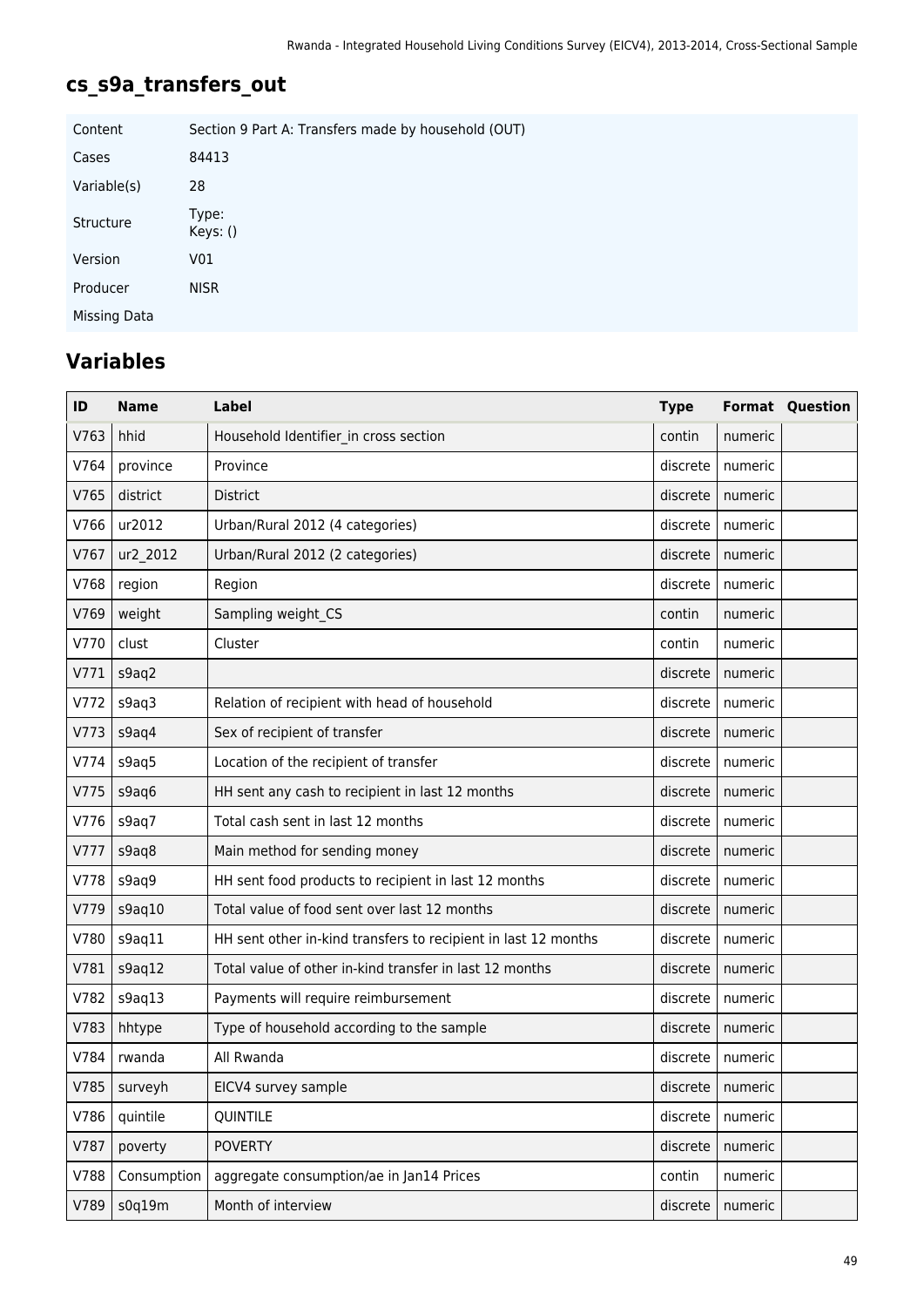## cs_s9a_transfers_out

| | |
|---|---|
| Content | Section 9 Part A: Transfers made by household (OUT) |
| Cases | 84413 |
| Variable(s) | 28 |
| Structure | Type: Keys: () |
| Version | V01 |
| Producer | NISR |
| Missing Data | |

## Variables

| ID | Name | Label | Type | Format | Question |
|---|---|---|---|---|---|
| V763 | hhid | Household Identifier_in cross section | contin | numeric | |
| V764 | province | Province | discrete | numeric | |
| V765 | district | District | discrete | numeric | |
| V766 | ur2012 | Urban/Rural 2012 (4 categories) | discrete | numeric | |
| V767 | ur2_2012 | Urban/Rural 2012 (2 categories) | discrete | numeric | |
| V768 | region | Region | discrete | numeric | |
| V769 | weight | Sampling weight_CS | contin | numeric | |
| V770 | clust | Cluster | contin | numeric | |
| V771 | s9aq2 | | discrete | numeric | |
| V772 | s9aq3 | Relation of recipient with head of household | discrete | numeric | |
| V773 | s9aq4 | Sex of recipient of transfer | discrete | numeric | |
| V774 | s9aq5 | Location of the recipient of transfer | discrete | numeric | |
| V775 | s9aq6 | HH sent any cash to recipient in last 12 months | discrete | numeric | |
| V776 | s9aq7 | Total cash sent in last 12 months | discrete | numeric | |
| V777 | s9aq8 | Main method for sending money | discrete | numeric | |
| V778 | s9aq9 | HH sent food products to recipient in last 12 months | discrete | numeric | |
| V779 | s9aq10 | Total value of food sent over last 12 months | discrete | numeric | |
| V780 | s9aq11 | HH sent other in-kind transfers to recipient in last 12 months | discrete | numeric | |
| V781 | s9aq12 | Total value of other in-kind transfer in last 12 months | discrete | numeric | |
| V782 | s9aq13 | Payments will require reimbursement | discrete | numeric | |
| V783 | hhtype | Type of household according to the sample | discrete | numeric | |
| V784 | rwanda | All Rwanda | discrete | numeric | |
| V785 | surveyh | EICV4 survey sample | discrete | numeric | |
| V786 | quintile | QUINTILE | discrete | numeric | |
| V787 | poverty | POVERTY | discrete | numeric | |
| V788 | Consumption | aggregate consumption/ae in Jan14 Prices | contin | numeric | |
| V789 | s0q19m | Month of interview | discrete | numeric | |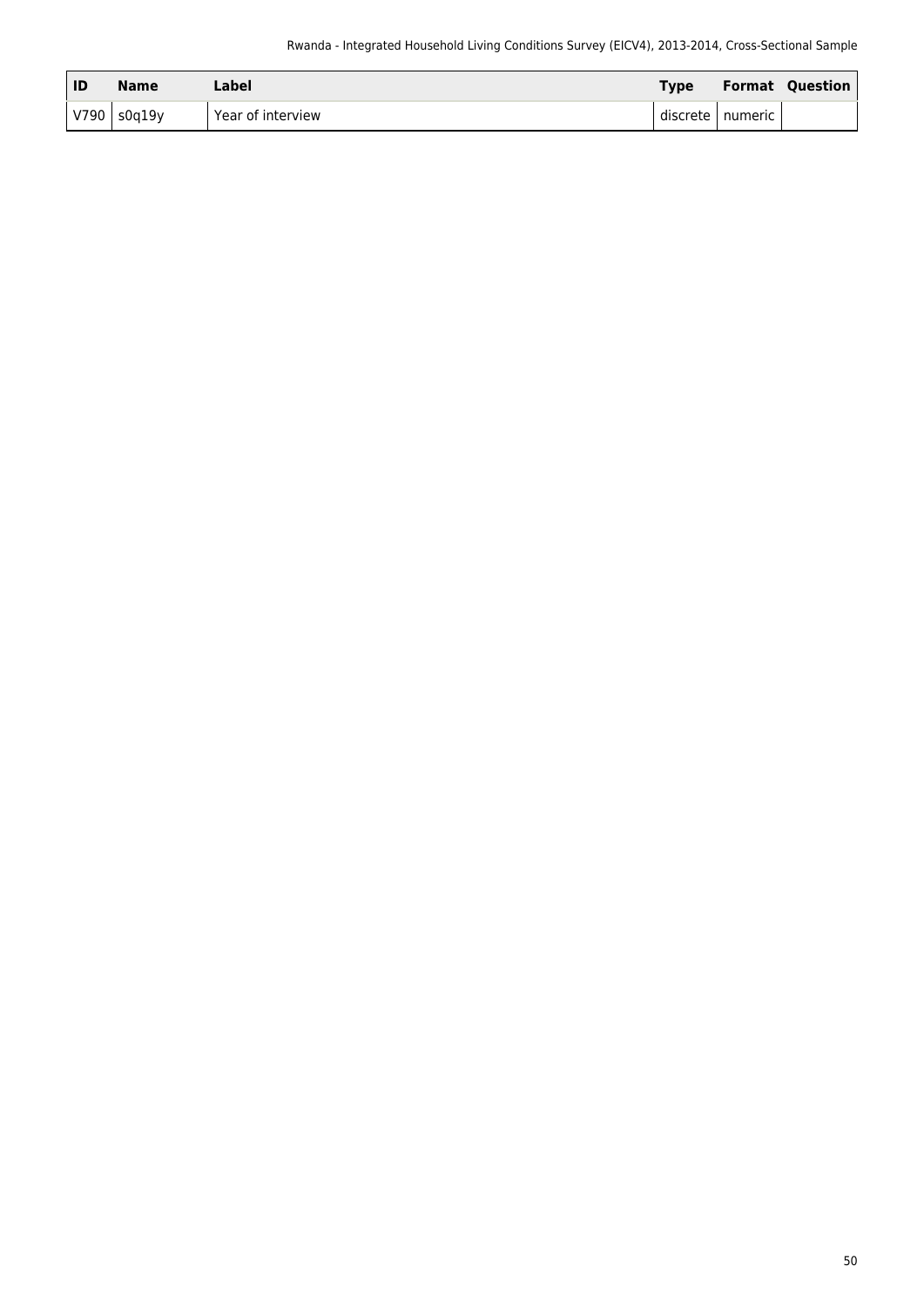| ID | Name | Label | Type | Format | Question |
| --- | --- | --- | --- | --- | --- |
| V790 | s0q19y | Year of interview | discrete | numeric | |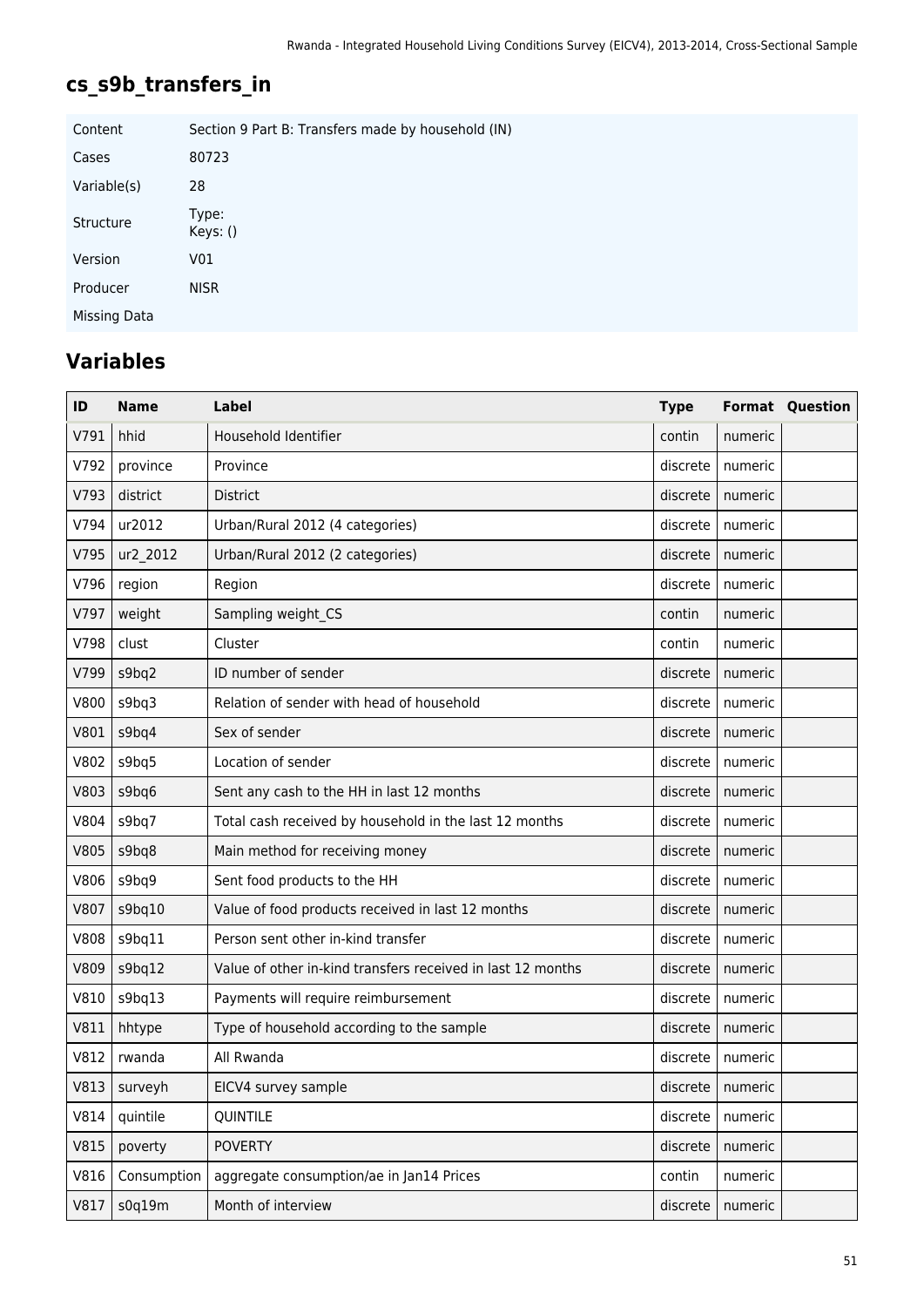## cs_s9b_transfers_in

| | |
|---|---|
| Content | Section 9 Part B: Transfers made by household (IN) |
| Cases | 80723 |
| Variable(s) | 28 |
| Structure | Type:<br>Keys: () |
| Version | V01 |
| Producer | NISR |
| Missing Data | |

## Variables

| ID | Name | Label | Type | Format | Question |
|---|---|---|---|---|---|
| V791 | hhid | Household Identifier | contin | numeric | |
| V792 | province | Province | discrete | numeric | |
| V793 | district | District | discrete | numeric | |
| V794 | ur2012 | Urban/Rural 2012 (4 categories) | discrete | numeric | |
| V795 | ur2_2012 | Urban/Rural 2012 (2 categories) | discrete | numeric | |
| V796 | region | Region | discrete | numeric | |
| V797 | weight | Sampling weight_CS | contin | numeric | |
| V798 | clust | Cluster | contin | numeric | |
| V799 | s9bq2 | ID number of sender | discrete | numeric | |
| V800 | s9bq3 | Relation of sender with head of household | discrete | numeric | |
| V801 | s9bq4 | Sex of sender | discrete | numeric | |
| V802 | s9bq5 | Location of sender | discrete | numeric | |
| V803 | s9bq6 | Sent any cash to the HH in last 12 months | discrete | numeric | |
| V804 | s9bq7 | Total cash received by household in the last 12 months | discrete | numeric | |
| V805 | s9bq8 | Main method for receiving money | discrete | numeric | |
| V806 | s9bq9 | Sent food products to the HH | discrete | numeric | |
| V807 | s9bq10 | Value of food products received in last 12 months | discrete | numeric | |
| V808 | s9bq11 | Person sent other in-kind transfer | discrete | numeric | |
| V809 | s9bq12 | Value of other in-kind transfers received in last 12 months | discrete | numeric | |
| V810 | s9bq13 | Payments will require reimbursement | discrete | numeric | |
| V811 | hhtype | Type of household according to the sample | discrete | numeric | |
| V812 | rwanda | All Rwanda | discrete | numeric | |
| V813 | surveyh | EICV4 survey sample | discrete | numeric | |
| V814 | quintile | QUINTILE | discrete | numeric | |
| V815 | poverty | POVERTY | discrete | numeric | |
| V816 | Consumption | aggregate consumption/ae in Jan14 Prices | contin | numeric | |
| V817 | s0q19m | Month of interview | discrete | numeric | |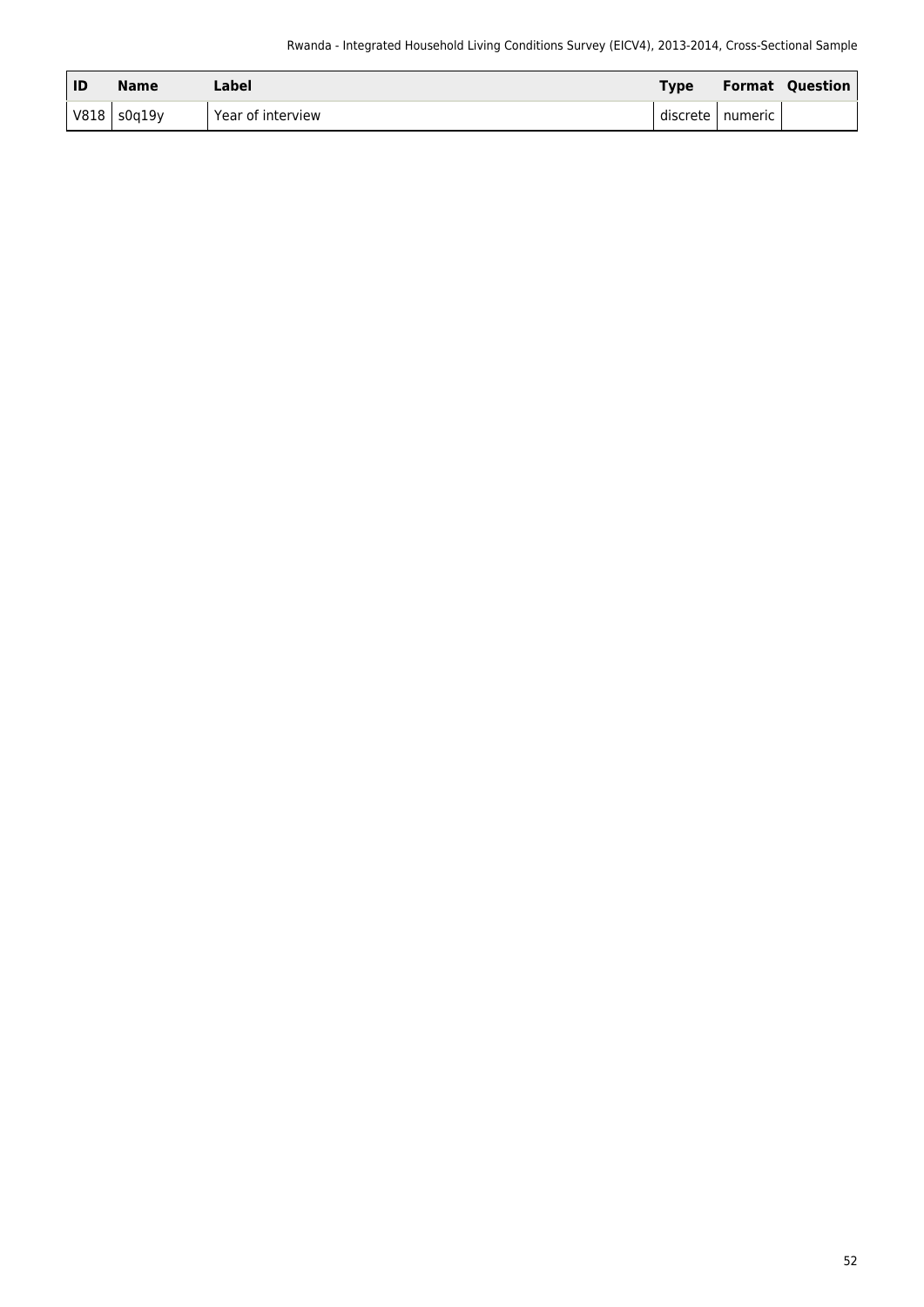| ID | Name | Label | Type | Format | Question |
| --- | --- | --- | --- | --- | --- |
| V818 | s0q19y | Year of interview | discrete | numeric | |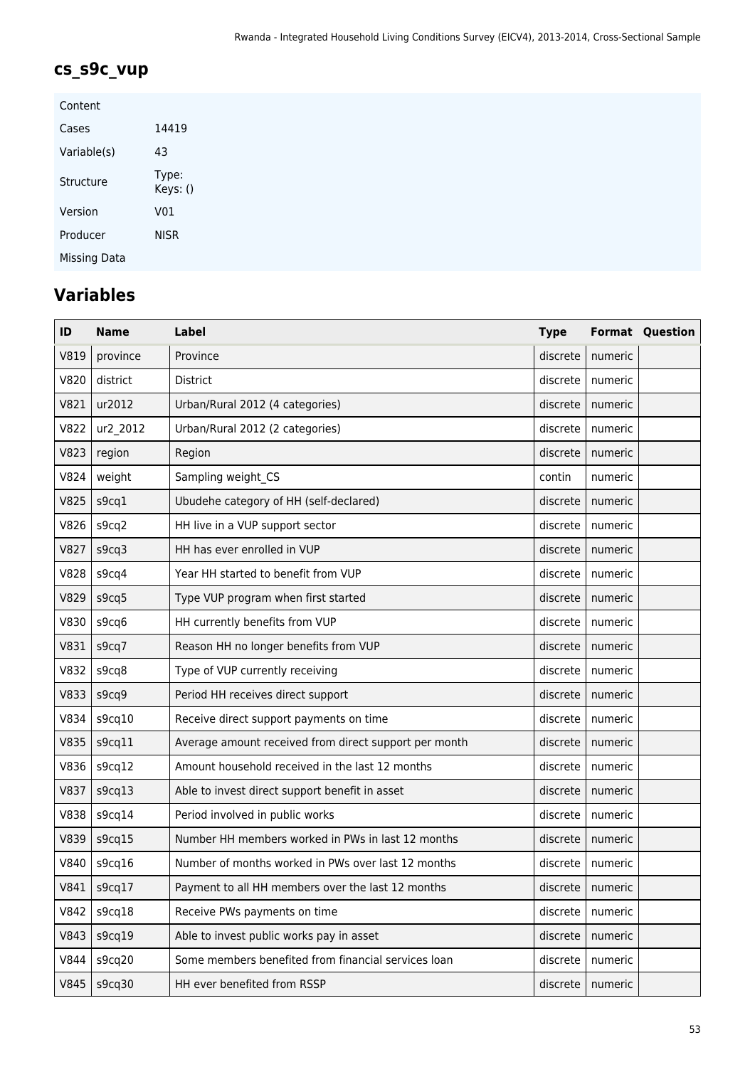## cs_s9c_vup

| Content | |
|---|---|
| Cases | 14419 |
| Variable(s) | 43 |
| Structure | Type: Keys: () |
| Version | V01 |
| Producer | NISR |
| Missing Data | |

## Variables

| ID | Name | Label | Type | Format | Question |
|---|---|---|---|---|---|
| V819 | province | Province | discrete | numeric | |
| V820 | district | District | discrete | numeric | |
| V821 | ur2012 | Urban/Rural 2012 (4 categories) | discrete | numeric | |
| V822 | ur2_2012 | Urban/Rural 2012 (2 categories) | discrete | numeric | |
| V823 | region | Region | discrete | numeric | |
| V824 | weight | Sampling weight_CS | contin | numeric | |
| V825 | s9cq1 | Ubudehe category of HH (self-declared) | discrete | numeric | |
| V826 | s9cq2 | HH live in a VUP support sector | discrete | numeric | |
| V827 | s9cq3 | HH has ever enrolled in VUP | discrete | numeric | |
| V828 | s9cq4 | Year HH started to benefit from VUP | discrete | numeric | |
| V829 | s9cq5 | Type VUP program when first started | discrete | numeric | |
| V830 | s9cq6 | HH currently benefits from VUP | discrete | numeric | |
| V831 | s9cq7 | Reason HH no longer benefits from VUP | discrete | numeric | |
| V832 | s9cq8 | Type of VUP currently receiving | discrete | numeric | |
| V833 | s9cq9 | Period HH receives direct support | discrete | numeric | |
| V834 | s9cq10 | Receive direct support payments on time | discrete | numeric | |
| V835 | s9cq11 | Average amount received from direct support per month | discrete | numeric | |
| V836 | s9cq12 | Amount household received in the last 12 months | discrete | numeric | |
| V837 | s9cq13 | Able to invest direct support benefit in asset | discrete | numeric | |
| V838 | s9cq14 | Period involved in public works | discrete | numeric | |
| V839 | s9cq15 | Number HH members worked in PWs in last 12 months | discrete | numeric | |
| V840 | s9cq16 | Number of months worked in PWs over last 12 months | discrete | numeric | |
| V841 | s9cq17 | Payment to all HH members over the last 12 months | discrete | numeric | |
| V842 | s9cq18 | Receive PWs payments on time | discrete | numeric | |
| V843 | s9cq19 | Able to invest public works pay in asset | discrete | numeric | |
| V844 | s9cq20 | Some members benefited from financial services loan | discrete | numeric | |
| V845 | s9cq30 | HH ever benefited from RSSP | discrete | numeric | |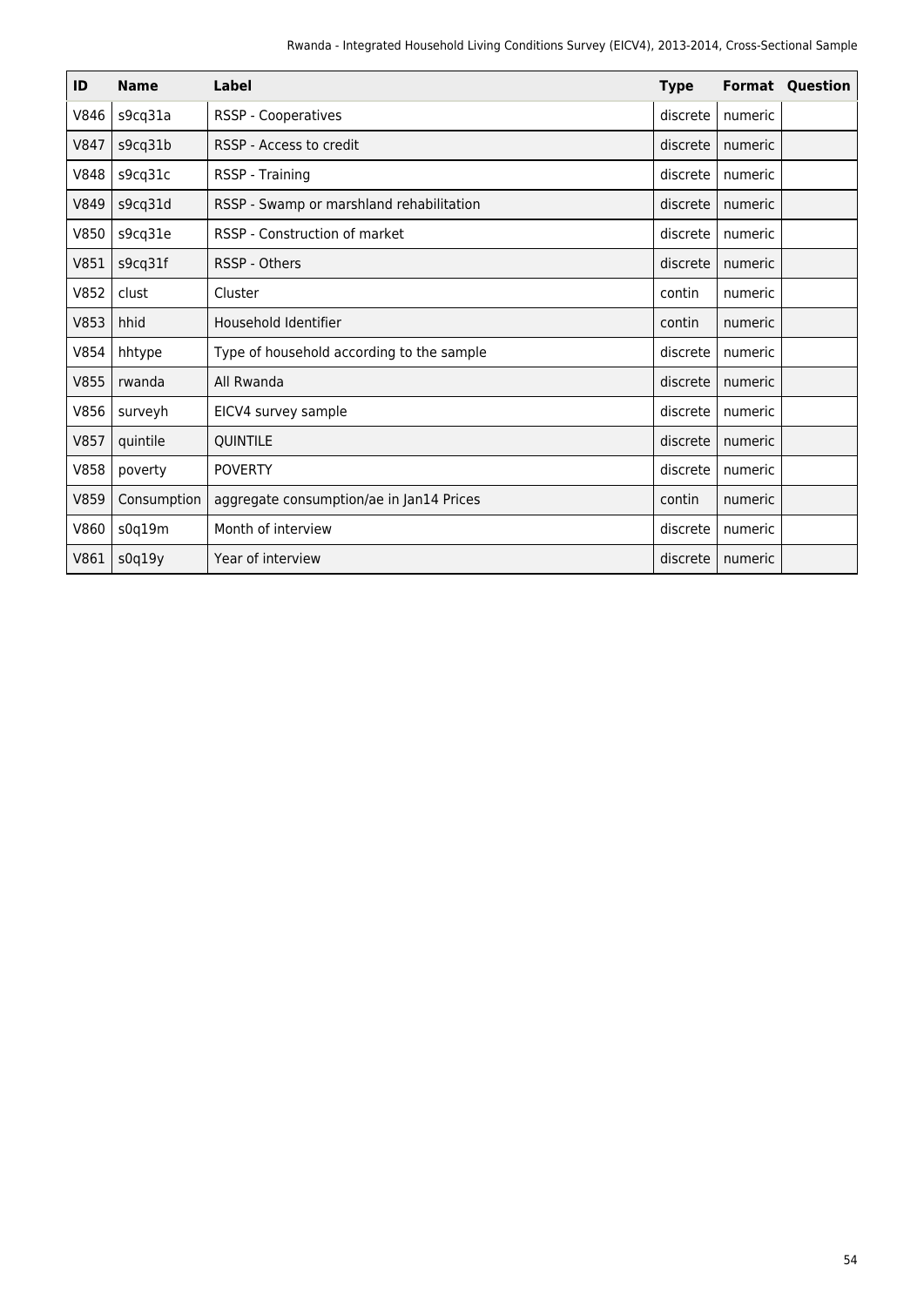| ID | Name | Label | Type | Format | Question |
| --- | --- | --- | --- | --- | --- |
| V846 | s9cq31a | RSSP - Cooperatives | discrete | numeric | |
| V847 | s9cq31b | RSSP - Access to credit | discrete | numeric | |
| V848 | s9cq31c | RSSP - Training | discrete | numeric | |
| V849 | s9cq31d | RSSP - Swamp or marshland rehabilitation | discrete | numeric | |
| V850 | s9cq31e | RSSP - Construction of market | discrete | numeric | |
| V851 | s9cq31f | RSSP - Others | discrete | numeric | |
| V852 | clust | Cluster | contin | numeric | |
| V853 | hhid | Household Identifier | contin | numeric | |
| V854 | hhtype | Type of household according to the sample | discrete | numeric | |
| V855 | rwanda | All Rwanda | discrete | numeric | |
| V856 | surveyh | EICV4 survey sample | discrete | numeric | |
| V857 | quintile | QUINTILE | discrete | numeric | |
| V858 | poverty | POVERTY | discrete | numeric | |
| V859 | Consumption | aggregate consumption/ae in Jan14 Prices | contin | numeric | |
| V860 | s0q19m | Month of interview | discrete | numeric | |
| V861 | s0q19y | Year of interview | discrete | numeric | |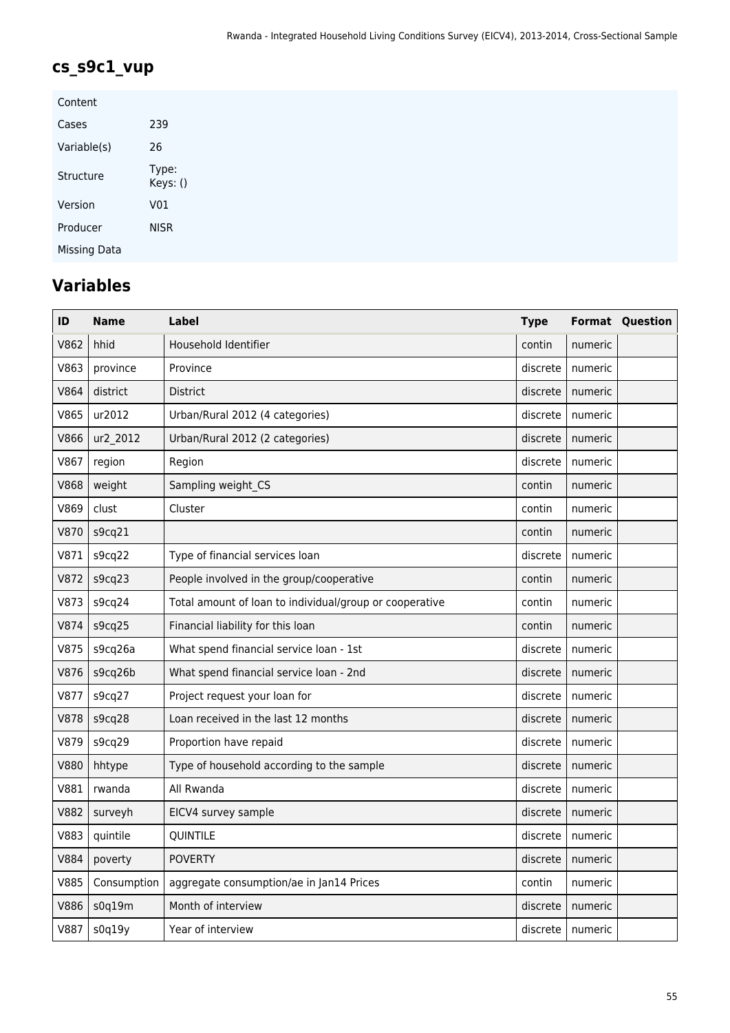## cs_s9c1_vup

| Content | |
|---|---|
| Cases | 239 |
| Variable(s) | 26 |
| Structure | Type: Keys: () |
| Version | V01 |
| Producer | NISR |
| Missing Data | |

## Variables

| ID | Name | Label | Type | Format | Question |
|---|---|---|---|---|---|
| V862 | hhid | Household Identifier | contin | numeric | |
| V863 | province | Province | discrete | numeric | |
| V864 | district | District | discrete | numeric | |
| V865 | ur2012 | Urban/Rural 2012 (4 categories) | discrete | numeric | |
| V866 | ur2_2012 | Urban/Rural 2012 (2 categories) | discrete | numeric | |
| V867 | region | Region | discrete | numeric | |
| V868 | weight | Sampling weight_CS | contin | numeric | |
| V869 | clust | Cluster | contin | numeric | |
| V870 | s9cq21 | | contin | numeric | |
| V871 | s9cq22 | Type of financial services loan | discrete | numeric | |
| V872 | s9cq23 | People involved in the group/cooperative | contin | numeric | |
| V873 | s9cq24 | Total amount of loan to individual/group or cooperative | contin | numeric | |
| V874 | s9cq25 | Financial liability for this loan | contin | numeric | |
| V875 | s9cq26a | What spend financial service loan - 1st | discrete | numeric | |
| V876 | s9cq26b | What spend financial service loan - 2nd | discrete | numeric | |
| V877 | s9cq27 | Project request your loan for | discrete | numeric | |
| V878 | s9cq28 | Loan received in the last 12 months | discrete | numeric | |
| V879 | s9cq29 | Proportion have repaid | discrete | numeric | |
| V880 | hhtype | Type of household according to the sample | discrete | numeric | |
| V881 | rwanda | All Rwanda | discrete | numeric | |
| V882 | surveyh | EICV4 survey sample | discrete | numeric | |
| V883 | quintile | QUINTILE | discrete | numeric | |
| V884 | poverty | POVERTY | discrete | numeric | |
| V885 | Consumption | aggregate consumption/ae in Jan14 Prices | contin | numeric | |
| V886 | s0q19m | Month of interview | discrete | numeric | |
| V887 | s0q19y | Year of interview | discrete | numeric | |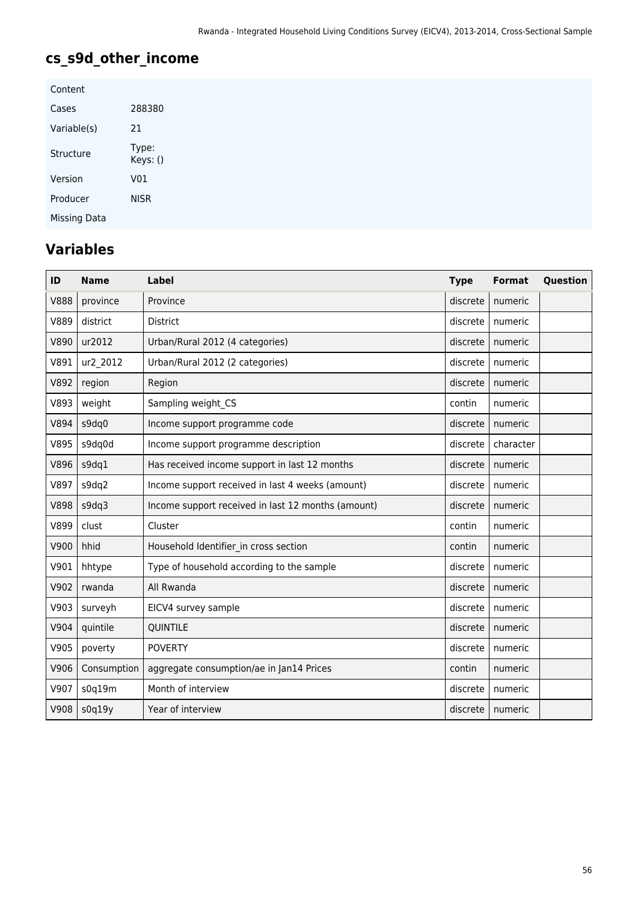## cs_s9d_other_income

| | |
|---|---|
| Content | |
| Cases | 288380 |
| Variable(s) | 21 |
| Structure | Type: Keys: () |
| Version | V01 |
| Producer | NISR |
| Missing Data | |

## Variables

| ID | Name | Label | Type | Format | Question |
|---|---|---|---|---|---|
| V888 | province | Province | discrete | numeric | |
| V889 | district | District | discrete | numeric | |
| V890 | ur2012 | Urban/Rural 2012 (4 categories) | discrete | numeric | |
| V891 | ur2_2012 | Urban/Rural 2012 (2 categories) | discrete | numeric | |
| V892 | region | Region | discrete | numeric | |
| V893 | weight | Sampling weight_CS | contin | numeric | |
| V894 | s9dq0 | Income support programme code | discrete | numeric | |
| V895 | s9dq0d | Income support programme description | discrete | character | |
| V896 | s9dq1 | Has received income support in last 12 months | discrete | numeric | |
| V897 | s9dq2 | Income support received in last 4 weeks (amount) | discrete | numeric | |
| V898 | s9dq3 | Income support received in last 12 months (amount) | discrete | numeric | |
| V899 | clust | Cluster | contin | numeric | |
| V900 | hhid | Household Identifier_in cross section | contin | numeric | |
| V901 | hhtype | Type of household according to the sample | discrete | numeric | |
| V902 | rwanda | All Rwanda | discrete | numeric | |
| V903 | surveyh | EICV4 survey sample | discrete | numeric | |
| V904 | quintile | QUINTILE | discrete | numeric | |
| V905 | poverty | POVERTY | discrete | numeric | |
| V906 | Consumption | aggregate consumption/ae in Jan14 Prices | contin | numeric | |
| V907 | s0q19m | Month of interview | discrete | numeric | |
| V908 | s0q19y | Year of interview | discrete | numeric | |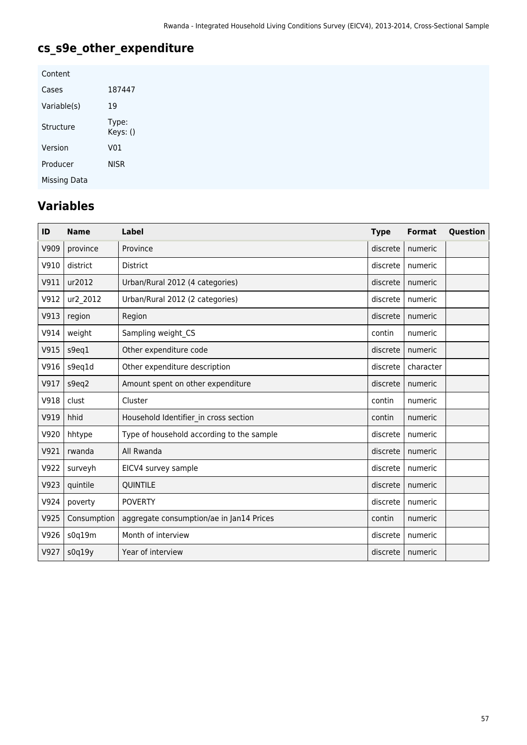## cs_s9e_other_expenditure

| | |
|---|---|
| Content | |
| Cases | 187447 |
| Variable(s) | 19 |
| Structure | Type: Keys: () |
| Version | V01 |
| Producer | NISR |
| Missing Data | |

## Variables

| ID | Name | Label | Type | Format | Question |
|---|---|---|---|---|---|
| V909 | province | Province | discrete | numeric | |
| V910 | district | District | discrete | numeric | |
| V911 | ur2012 | Urban/Rural 2012 (4 categories) | discrete | numeric | |
| V912 | ur2_2012 | Urban/Rural 2012 (2 categories) | discrete | numeric | |
| V913 | region | Region | discrete | numeric | |
| V914 | weight | Sampling weight_CS | contin | numeric | |
| V915 | s9eq1 | Other expenditure code | discrete | numeric | |
| V916 | s9eq1d | Other expenditure description | discrete | character | |
| V917 | s9eq2 | Amount spent on other expenditure | discrete | numeric | |
| V918 | clust | Cluster | contin | numeric | |
| V919 | hhid | Household Identifier_in cross section | contin | numeric | |
| V920 | hhtype | Type of household according to the sample | discrete | numeric | |
| V921 | rwanda | All Rwanda | discrete | numeric | |
| V922 | surveyh | EICV4 survey sample | discrete | numeric | |
| V923 | quintile | QUINTILE | discrete | numeric | |
| V924 | poverty | POVERTY | discrete | numeric | |
| V925 | Consumption | aggregate consumption/ae in Jan14 Prices | contin | numeric | |
| V926 | s0q19m | Month of interview | discrete | numeric | |
| V927 | s0q19y | Year of interview | discrete | numeric | |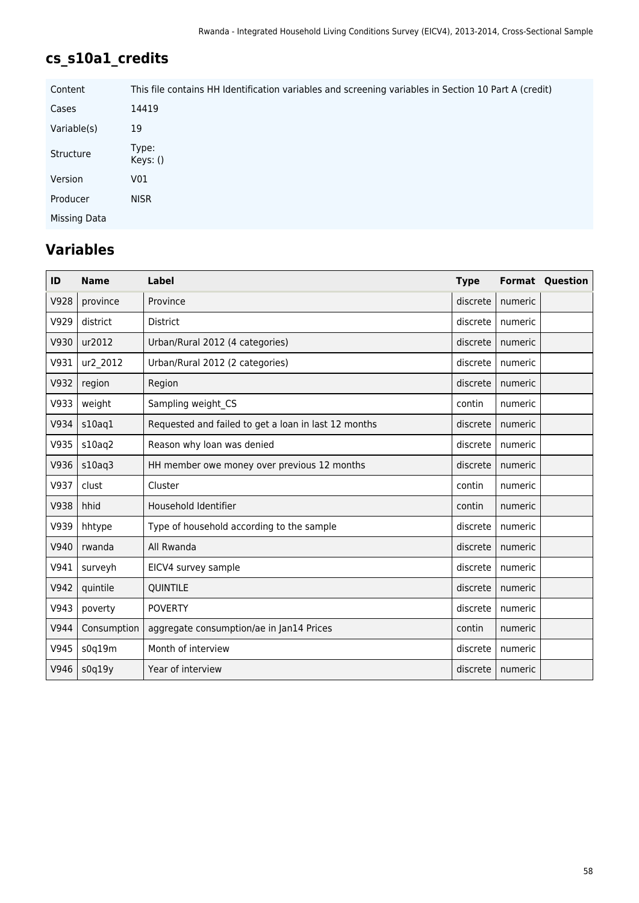## cs_s10a1_credits

| | |
|---|---|
| Content | This file contains HH Identification variables and screening variables in Section 10 Part A (credit) |
| Cases | 14419 |
| Variable(s) | 19 |
| Structure | Type:<br>Keys: () |
| Version | V01 |
| Producer | NISR |
| Missing Data | |

## Variables

| ID | Name | Label | Type | Format | Question |
|---|---|---|---|---|---|
| V928 | province | Province | discrete | numeric | |
| V929 | district | District | discrete | numeric | |
| V930 | ur2012 | Urban/Rural 2012 (4 categories) | discrete | numeric | |
| V931 | ur2_2012 | Urban/Rural 2012 (2 categories) | discrete | numeric | |
| V932 | region | Region | discrete | numeric | |
| V933 | weight | Sampling weight_CS | contin | numeric | |
| V934 | s10aq1 | Requested and failed to get a loan in last 12 months | discrete | numeric | |
| V935 | s10aq2 | Reason why loan was denied | discrete | numeric | |
| V936 | s10aq3 | HH member owe money over previous 12 months | discrete | numeric | |
| V937 | clust | Cluster | contin | numeric | |
| V938 | hhid | Household Identifier | contin | numeric | |
| V939 | hhtype | Type of household according to the sample | discrete | numeric | |
| V940 | rwanda | All Rwanda | discrete | numeric | |
| V941 | surveyh | EICV4 survey sample | discrete | numeric | |
| V942 | quintile | QUINTILE | discrete | numeric | |
| V943 | poverty | POVERTY | discrete | numeric | |
| V944 | Consumption | aggregate consumption/ae in Jan14 Prices | contin | numeric | |
| V945 | s0q19m | Month of interview | discrete | numeric | |
| V946 | s0q19y | Year of interview | discrete | numeric | |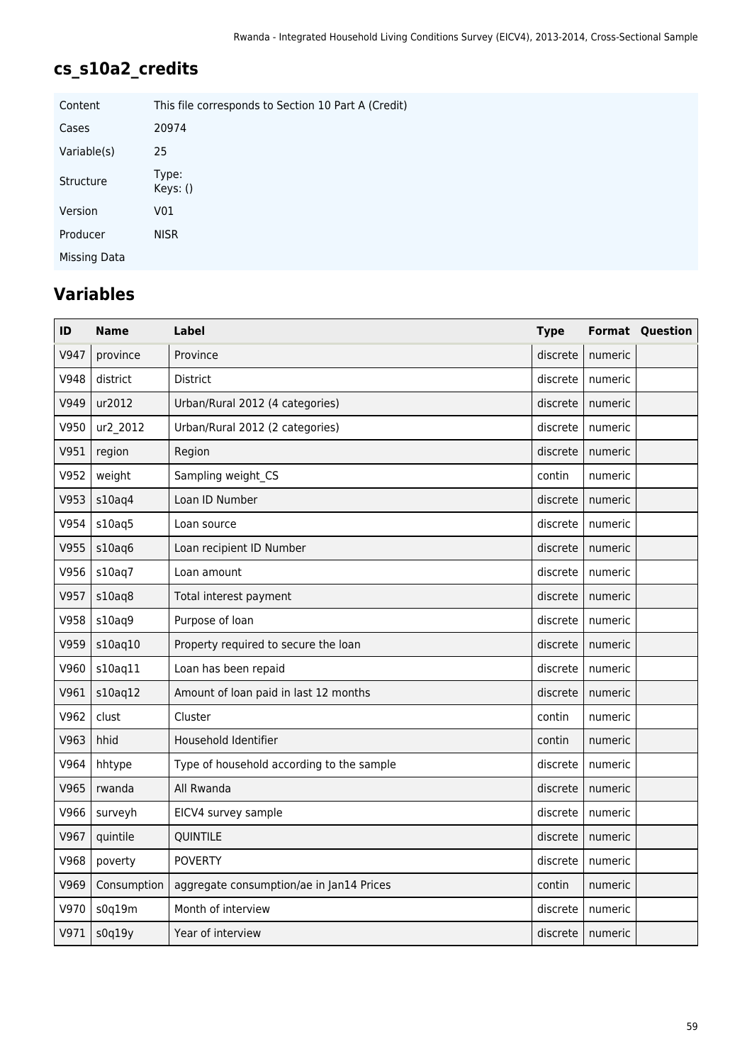## cs_s10a2_credits

| | |
|---|---|
| Content | This file corresponds to Section 10 Part A (Credit) |
| Cases | 20974 |
| Variable(s) | 25 |
| Structure | Type:<br>Keys: () |
| Version | V01 |
| Producer | NISR |
| Missing Data | |

## Variables

| ID | Name | Label | Type | Format | Question |
|---|---|---|---|---|---|
| V947 | province | Province | discrete | numeric | |
| V948 | district | District | discrete | numeric | |
| V949 | ur2012 | Urban/Rural 2012 (4 categories) | discrete | numeric | |
| V950 | ur2_2012 | Urban/Rural 2012 (2 categories) | discrete | numeric | |
| V951 | region | Region | discrete | numeric | |
| V952 | weight | Sampling weight_CS | contin | numeric | |
| V953 | s10aq4 | Loan ID Number | discrete | numeric | |
| V954 | s10aq5 | Loan source | discrete | numeric | |
| V955 | s10aq6 | Loan recipient ID Number | discrete | numeric | |
| V956 | s10aq7 | Loan amount | discrete | numeric | |
| V957 | s10aq8 | Total interest payment | discrete | numeric | |
| V958 | s10aq9 | Purpose of loan | discrete | numeric | |
| V959 | s10aq10 | Property required to secure the loan | discrete | numeric | |
| V960 | s10aq11 | Loan has been repaid | discrete | numeric | |
| V961 | s10aq12 | Amount of loan paid in last 12 months | discrete | numeric | |
| V962 | clust | Cluster | contin | numeric | |
| V963 | hhid | Household Identifier | contin | numeric | |
| V964 | hhtype | Type of household according to the sample | discrete | numeric | |
| V965 | rwanda | All Rwanda | discrete | numeric | |
| V966 | surveyh | EICV4 survey sample | discrete | numeric | |
| V967 | quintile | QUINTILE | discrete | numeric | |
| V968 | poverty | POVERTY | discrete | numeric | |
| V969 | Consumption | aggregate consumption/ae in Jan14 Prices | contin | numeric | |
| V970 | s0q19m | Month of interview | discrete | numeric | |
| V971 | s0q19y | Year of interview | discrete | numeric | |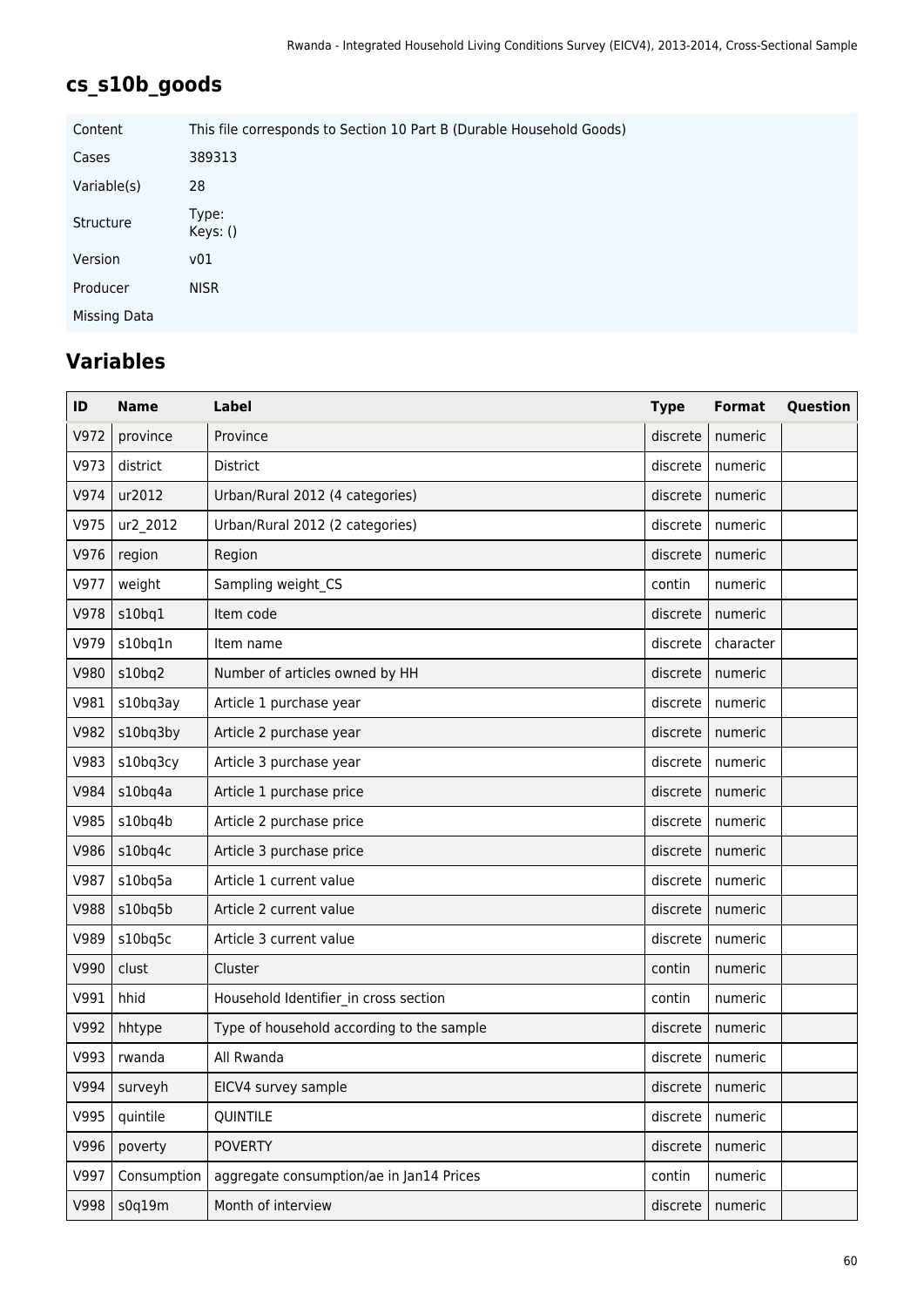## cs_s10b_goods

| | |
|---|---|
| Content | This file corresponds to Section 10 Part B (Durable Household Goods) |
| Cases | 389313 |
| Variable(s) | 28 |
| Structure | Type:<br>Keys: () |
| Version | v01 |
| Producer | NISR |
| Missing Data | |

## Variables

| ID | Name | Label | Type | Format | Question |
|---|---|---|---|---|---|
| V972 | province | Province | discrete | numeric | |
| V973 | district | District | discrete | numeric | |
| V974 | ur2012 | Urban/Rural 2012 (4 categories) | discrete | numeric | |
| V975 | ur2_2012 | Urban/Rural 2012 (2 categories) | discrete | numeric | |
| V976 | region | Region | discrete | numeric | |
| V977 | weight | Sampling weight_CS | contin | numeric | |
| V978 | s10bq1 | Item code | discrete | numeric | |
| V979 | s10bq1n | Item name | discrete | character | |
| V980 | s10bq2 | Number of articles owned by HH | discrete | numeric | |
| V981 | s10bq3ay | Article 1 purchase year | discrete | numeric | |
| V982 | s10bq3by | Article 2 purchase year | discrete | numeric | |
| V983 | s10bq3cy | Article 3 purchase year | discrete | numeric | |
| V984 | s10bq4a | Article 1 purchase price | discrete | numeric | |
| V985 | s10bq4b | Article 2 purchase price | discrete | numeric | |
| V986 | s10bq4c | Article 3 purchase price | discrete | numeric | |
| V987 | s10bq5a | Article 1 current value | discrete | numeric | |
| V988 | s10bq5b | Article 2 current value | discrete | numeric | |
| V989 | s10bq5c | Article 3 current value | discrete | numeric | |
| V990 | clust | Cluster | contin | numeric | |
| V991 | hhid | Household Identifier_in cross section | contin | numeric | |
| V992 | hhtype | Type of household according to the sample | discrete | numeric | |
| V993 | rwanda | All Rwanda | discrete | numeric | |
| V994 | surveyh | EICV4 survey sample | discrete | numeric | |
| V995 | quintile | QUINTILE | discrete | numeric | |
| V996 | poverty | POVERTY | discrete | numeric | |
| V997 | Consumption | aggregate consumption/ae in Jan14 Prices | contin | numeric | |
| V998 | s0q19m | Month of interview | discrete | numeric | |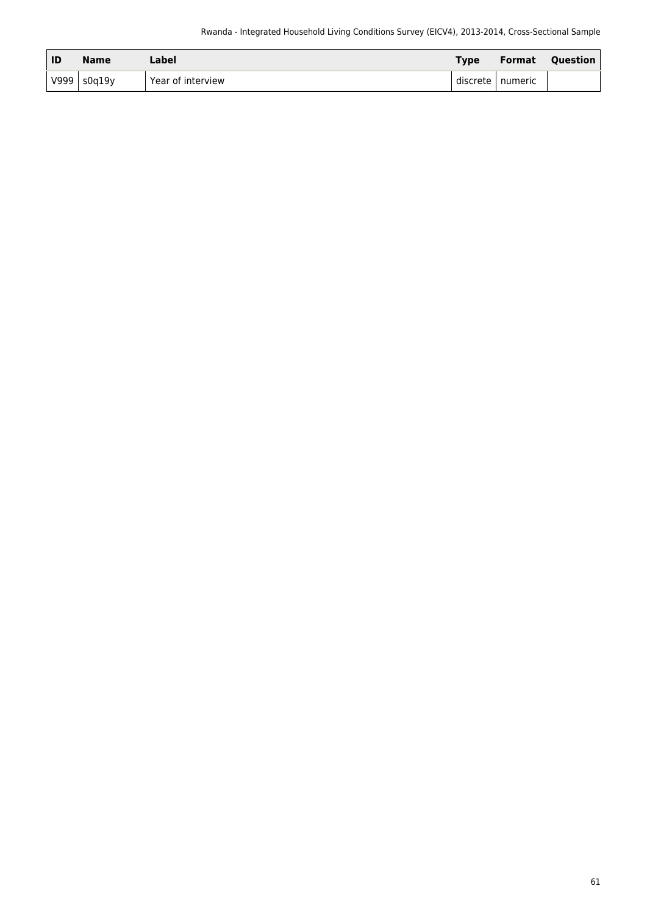| ID | Name | Label | Type | Format | Question |
|---|---|---|---|---|---|
| V999 | s0q19y | Year of interview | discrete | numeric | |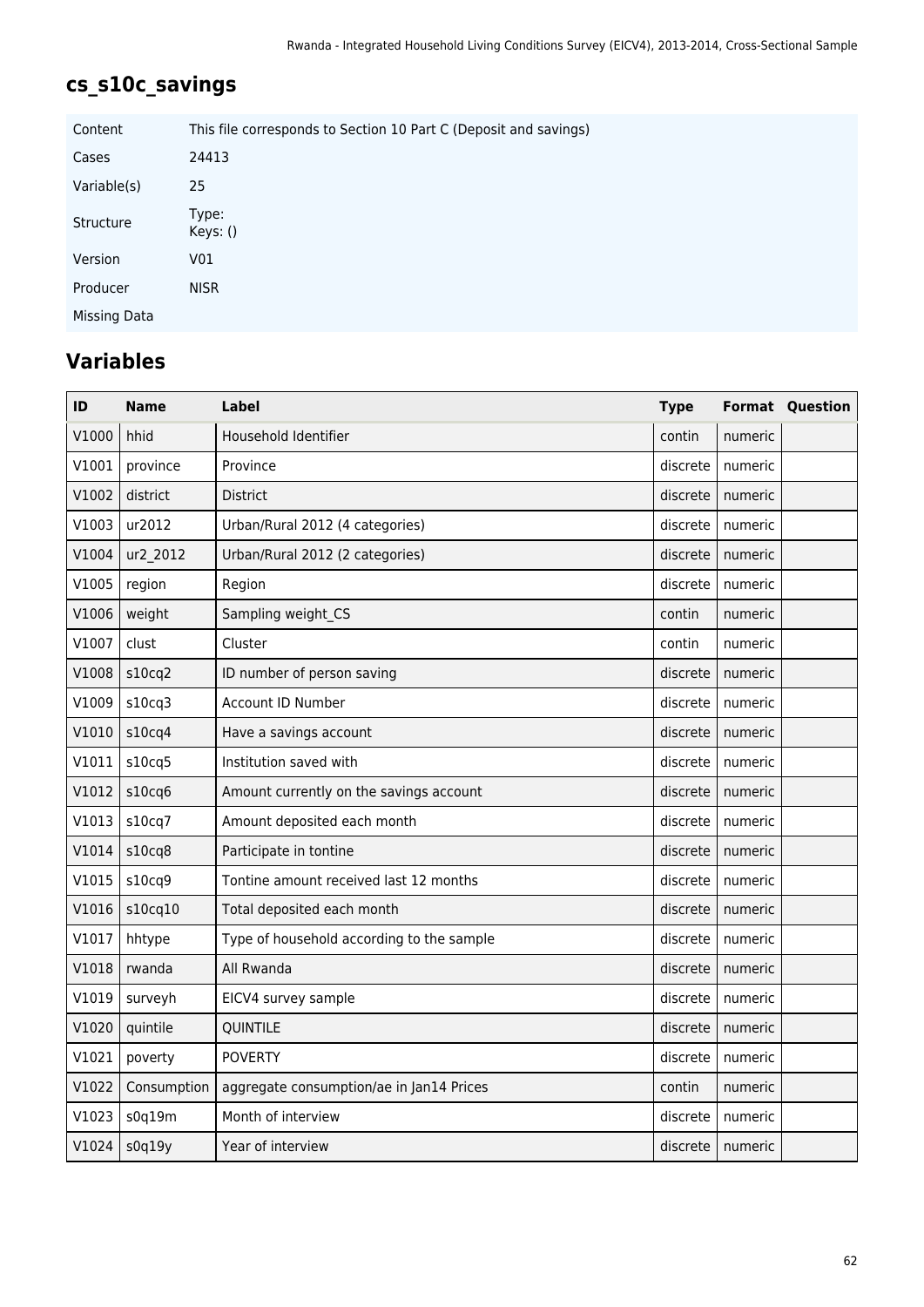## cs_s10c_savings

| Content | This file corresponds to Section 10 Part C (Deposit and savings) |
|---|---|
| Cases | 24413 |
| Variable(s) | 25 |
| Structure | Type: <br> Keys: () |
| Version | V01 |
| Producer | NISR |
| Missing Data | |

## Variables

| ID | Name | Label | Type | Format | Question |
|---|---|---|---|---|---|
| V1000 | hhid | Household Identifier | contin | numeric | |
| V1001 | province | Province | discrete | numeric | |
| V1002 | district | District | discrete | numeric | |
| V1003 | ur2012 | Urban/Rural 2012 (4 categories) | discrete | numeric | |
| V1004 | ur2_2012 | Urban/Rural 2012 (2 categories) | discrete | numeric | |
| V1005 | region | Region | discrete | numeric | |
| V1006 | weight | Sampling weight_CS | contin | numeric | |
| V1007 | clust | Cluster | contin | numeric | |
| V1008 | s10cq2 | ID number of person saving | discrete | numeric | |
| V1009 | s10cq3 | Account ID Number | discrete | numeric | |
| V1010 | s10cq4 | Have a savings account | discrete | numeric | |
| V1011 | s10cq5 | Institution saved with | discrete | numeric | |
| V1012 | s10cq6 | Amount currently on the savings account | discrete | numeric | |
| V1013 | s10cq7 | Amount deposited each month | discrete | numeric | |
| V1014 | s10cq8 | Participate in tontine | discrete | numeric | |
| V1015 | s10cq9 | Tontine amount received last 12 months | discrete | numeric | |
| V1016 | s10cq10 | Total deposited each month | discrete | numeric | |
| V1017 | hhtype | Type of household according to the sample | discrete | numeric | |
| V1018 | rwanda | All Rwanda | discrete | numeric | |
| V1019 | surveyh | EICV4 survey sample | discrete | numeric | |
| V1020 | quintile | QUINTILE | discrete | numeric | |
| V1021 | poverty | POVERTY | discrete | numeric | |
| V1022 | Consumption | aggregate consumption/ae in Jan14 Prices | contin | numeric | |
| V1023 | s0q19m | Month of interview | discrete | numeric | |
| V1024 | s0q19y | Year of interview | discrete | numeric | |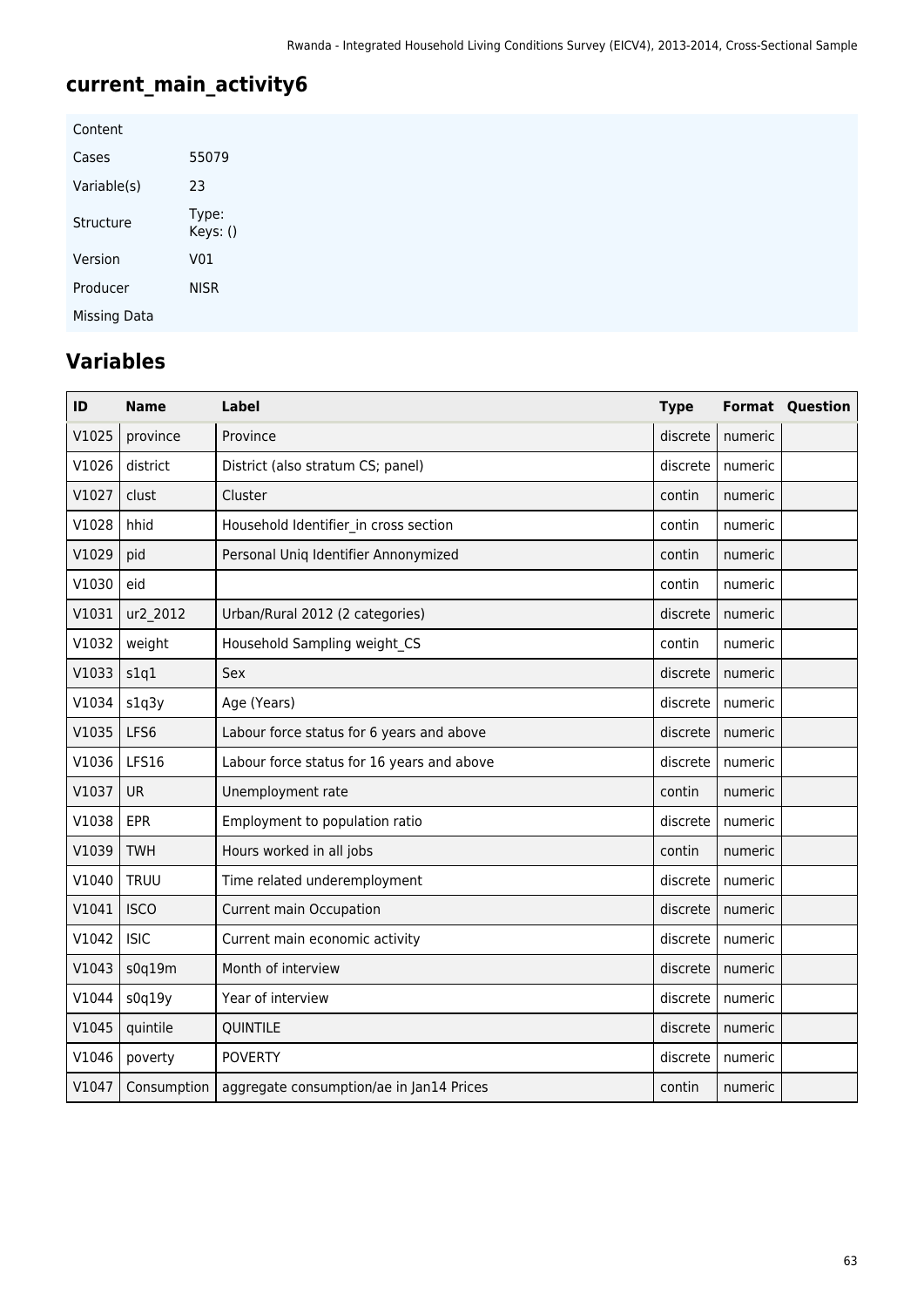## current_main_activity6

| | |
|---|---|
| Content | |
| Cases | 55079 |
| Variable(s) | 23 |
| Structure | Type:<br>Keys: () |
| Version | V01 |
| Producer | NISR |
| Missing Data | |

## Variables

| ID | Name | Label | Type | Format | Question |
|---|---|---|---|---|---|
| V1025 | province | Province | discrete | numeric | |
| V1026 | district | District (also stratum CS; panel) | discrete | numeric | |
| V1027 | clust | Cluster | contin | numeric | |
| V1028 | hhid | Household Identifier_in cross section | contin | numeric | |
| V1029 | pid | Personal Uniq Identifier Annonymized | contin | numeric | |
| V1030 | eid | | contin | numeric | |
| V1031 | ur2_2012 | Urban/Rural 2012 (2 categories) | discrete | numeric | |
| V1032 | weight | Household Sampling weight_CS | contin | numeric | |
| V1033 | s1q1 | Sex | discrete | numeric | |
| V1034 | s1q3y | Age (Years) | discrete | numeric | |
| V1035 | LFS6 | Labour force status for 6 years and above | discrete | numeric | |
| V1036 | LFS16 | Labour force status for 16 years and above | discrete | numeric | |
| V1037 | UR | Unemployment rate | contin | numeric | |
| V1038 | EPR | Employment to population ratio | discrete | numeric | |
| V1039 | TWH | Hours worked in all jobs | contin | numeric | |
| V1040 | TRUU | Time related underemployment | discrete | numeric | |
| V1041 | ISCO | Current main Occupation | discrete | numeric | |
| V1042 | ISIC | Current main economic activity | discrete | numeric | |
| V1043 | s0q19m | Month of interview | discrete | numeric | |
| V1044 | s0q19y | Year of interview | discrete | numeric | |
| V1045 | quintile | QUINTILE | discrete | numeric | |
| V1046 | poverty | POVERTY | discrete | numeric | |
| V1047 | Consumption | aggregate consumption/ae in Jan14 Prices | contin | numeric | |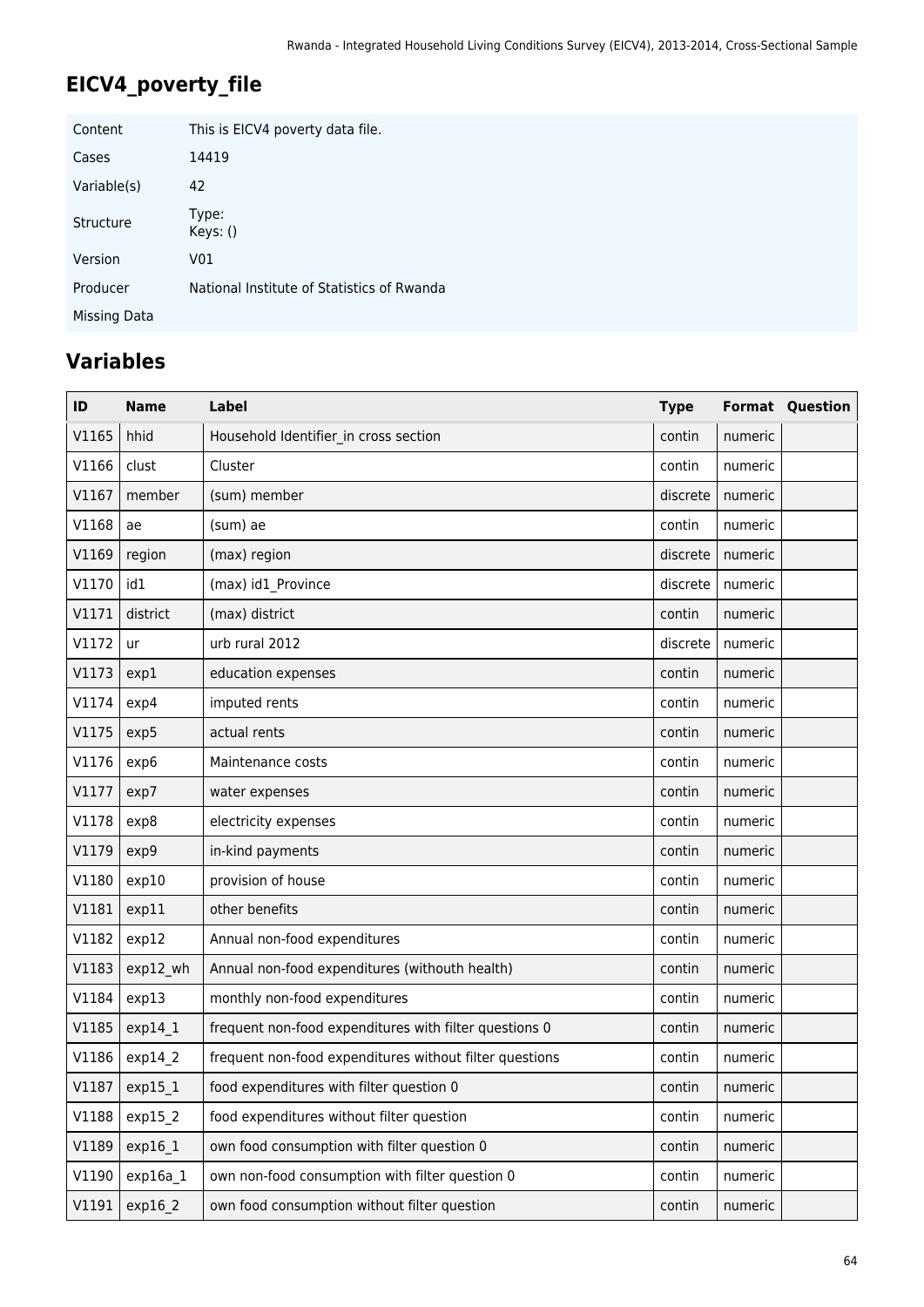# EICV4_poverty_file

| | |
|---|---|
| Content | This is EICV4 poverty data file. |
| Cases | 14419 |
| Variable(s) | 42 |
| Structure | Type: <br> Keys: () |
| Version | V01 |
| Producer | National Institute of Statistics of Rwanda |
| Missing Data | |

## Variables

| ID | Name | Label | Type | Format | Question |
|---|---|---|---|---|---|
| V1165 | hhid | Household Identifier_in cross section | contin | numeric | |
| V1166 | clust | Cluster | contin | numeric | |
| V1167 | member | (sum) member | discrete | numeric | |
| V1168 | ae | (sum) ae | contin | numeric | |
| V1169 | region | (max) region | discrete | numeric | |
| V1170 | id1 | (max) id1_Province | discrete | numeric | |
| V1171 | district | (max) district | contin | numeric | |
| V1172 | ur | urb rural 2012 | discrete | numeric | |
| V1173 | exp1 | education expenses | contin | numeric | |
| V1174 | exp4 | imputed rents | contin | numeric | |
| V1175 | exp5 | actual rents | contin | numeric | |
| V1176 | exp6 | Maintenance costs | contin | numeric | |
| V1177 | exp7 | water expenses | contin | numeric | |
| V1178 | exp8 | electricity expenses | contin | numeric | |
| V1179 | exp9 | in-kind payments | contin | numeric | |
| V1180 | exp10 | provision of house | contin | numeric | |
| V1181 | exp11 | other benefits | contin | numeric | |
| V1182 | exp12 | Annual non-food expenditures | contin | numeric | |
| V1183 | exp12_wh | Annual non-food expenditures (withouth health) | contin | numeric | |
| V1184 | exp13 | monthly non-food expenditures | contin | numeric | |
| V1185 | exp14_1 | frequent non-food expenditures with filter questions 0 | contin | numeric | |
| V1186 | exp14_2 | frequent non-food expenditures without filter questions | contin | numeric | |
| V1187 | exp15_1 | food expenditures with filter question 0 | contin | numeric | |
| V1188 | exp15_2 | food expenditures without filter question | contin | numeric | |
| V1189 | exp16_1 | own food consumption with filter question 0 | contin | numeric | |
| V1190 | exp16a_1 | own non-food consumption with filter question 0 | contin | numeric | |
| V1191 | exp16_2 | own food consumption without filter question | contin | numeric | |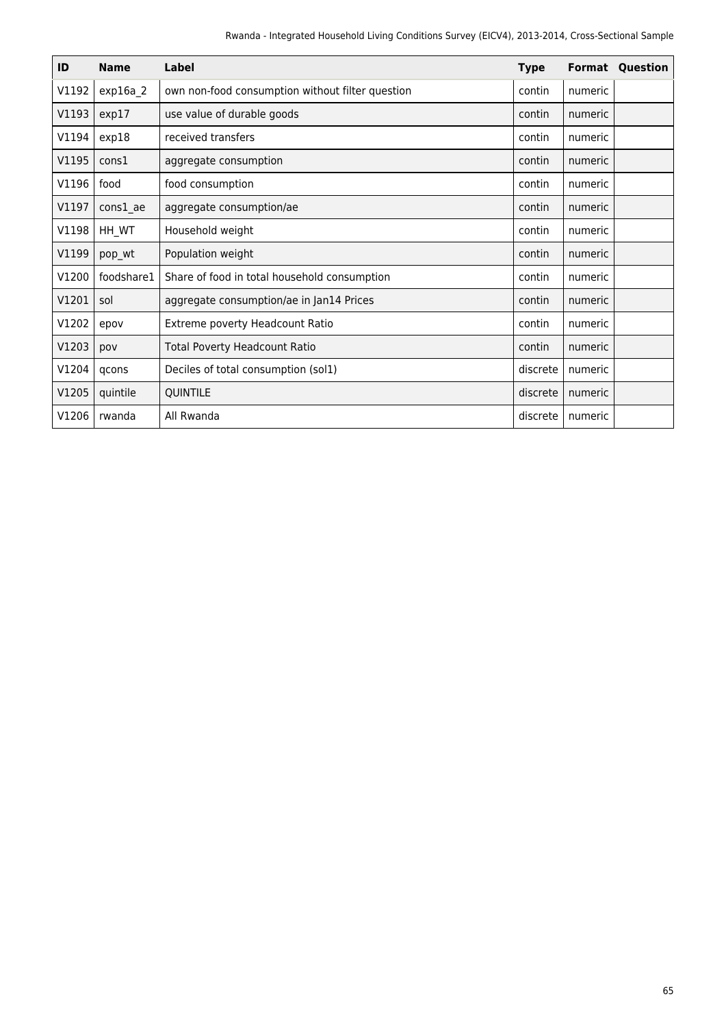| ID | Name | Label | Type | Format | Question |
| --- | --- | --- | --- | --- | --- |
| V1192 | exp16a_2 | own non-food consumption without filter question | contin | numeric | |
| V1193 | exp17 | use value of durable goods | contin | numeric | |
| V1194 | exp18 | received transfers | contin | numeric | |
| V1195 | cons1 | aggregate consumption | contin | numeric | |
| V1196 | food | food consumption | contin | numeric | |
| V1197 | cons1_ae | aggregate consumption/ae | contin | numeric | |
| V1198 | HH_WT | Household weight | contin | numeric | |
| V1199 | pop_wt | Population weight | contin | numeric | |
| V1200 | foodshare1 | Share of food in total household consumption | contin | numeric | |
| V1201 | sol | aggregate consumption/ae in Jan14 Prices | contin | numeric | |
| V1202 | epov | Extreme poverty Headcount Ratio | contin | numeric | |
| V1203 | pov | Total Poverty Headcount Ratio | contin | numeric | |
| V1204 | qcons | Deciles of total consumption (sol1) | discrete | numeric | |
| V1205 | quintile | QUINTILE | discrete | numeric | |
| V1206 | rwanda | All Rwanda | discrete | numeric | |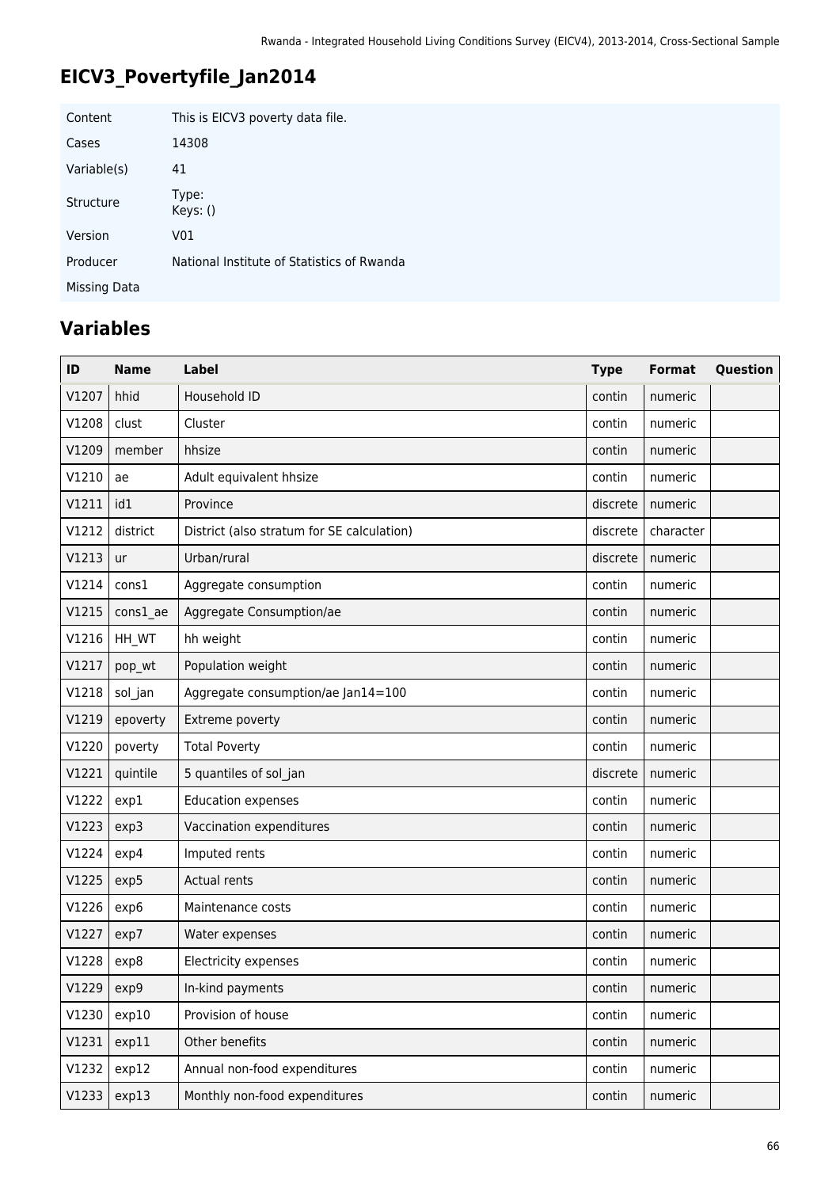## EICV3_Povertyfile_Jan2014

| | |
|---|---|
| Content | This is EICV3 poverty data file. |
| Cases | 14308 |
| Variable(s) | 41 |
| Structure | Type:<br>Keys: () |
| Version | V01 |
| Producer | National Institute of Statistics of Rwanda |
| Missing Data | |

## Variables

| ID | Name | Label | Type | Format | Question |
|---|---|---|---|---|---|
| V1207 | hhid | Household ID | contin | numeric | |
| V1208 | clust | Cluster | contin | numeric | |
| V1209 | member | hhsize | contin | numeric | |
| V1210 | ae | Adult equivalent hhsize | contin | numeric | |
| V1211 | id1 | Province | discrete | numeric | |
| V1212 | district | District (also stratum for SE calculation) | discrete | character | |
| V1213 | ur | Urban/rural | discrete | numeric | |
| V1214 | cons1 | Aggregate consumption | contin | numeric | |
| V1215 | cons1_ae | Aggregate Consumption/ae | contin | numeric | |
| V1216 | HH_WT | hh weight | contin | numeric | |
| V1217 | pop_wt | Population weight | contin | numeric | |
| V1218 | sol_jan | Aggregate consumption/ae Jan14=100 | contin | numeric | |
| V1219 | epoverty | Extreme poverty | contin | numeric | |
| V1220 | poverty | Total Poverty | contin | numeric | |
| V1221 | quintile | 5 quantiles of sol_jan | discrete | numeric | |
| V1222 | exp1 | Education expenses | contin | numeric | |
| V1223 | exp3 | Vaccination expenditures | contin | numeric | |
| V1224 | exp4 | Imputed rents | contin | numeric | |
| V1225 | exp5 | Actual rents | contin | numeric | |
| V1226 | exp6 | Maintenance costs | contin | numeric | |
| V1227 | exp7 | Water expenses | contin | numeric | |
| V1228 | exp8 | Electricity expenses | contin | numeric | |
| V1229 | exp9 | In-kind payments | contin | numeric | |
| V1230 | exp10 | Provision of house | contin | numeric | |
| V1231 | exp11 | Other benefits | contin | numeric | |
| V1232 | exp12 | Annual non-food expenditures | contin | numeric | |
| V1233 | exp13 | Monthly non-food expenditures | contin | numeric | |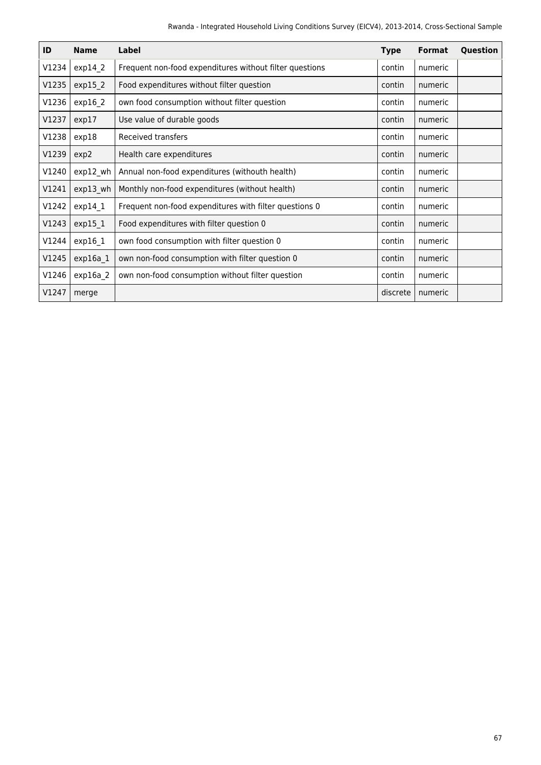| ID | Name | Label | Type | Format | Question |
|---|---|---|---|---|---|
| V1234 | exp14_2 | Frequent non-food expenditures without filter questions | contin | numeric | |
| V1235 | exp15_2 | Food expenditures without filter question | contin | numeric | |
| V1236 | exp16_2 | own food consumption without filter question | contin | numeric | |
| V1237 | exp17 | Use value of durable goods | contin | numeric | |
| V1238 | exp18 | Received transfers | contin | numeric | |
| V1239 | exp2 | Health care expenditures | contin | numeric | |
| V1240 | exp12_wh | Annual non-food expenditures (withouth health) | contin | numeric | |
| V1241 | exp13_wh | Monthly non-food expenditures (without health) | contin | numeric | |
| V1242 | exp14_1 | Frequent non-food expenditures with filter questions 0 | contin | numeric | |
| V1243 | exp15_1 | Food expenditures with filter question 0 | contin | numeric | |
| V1244 | exp16_1 | own food consumption with filter question 0 | contin | numeric | |
| V1245 | exp16a_1 | own non-food consumption with filter question 0 | contin | numeric | |
| V1246 | exp16a_2 | own non-food consumption without filter question | contin | numeric | |
| V1247 | merge | | discrete | numeric | |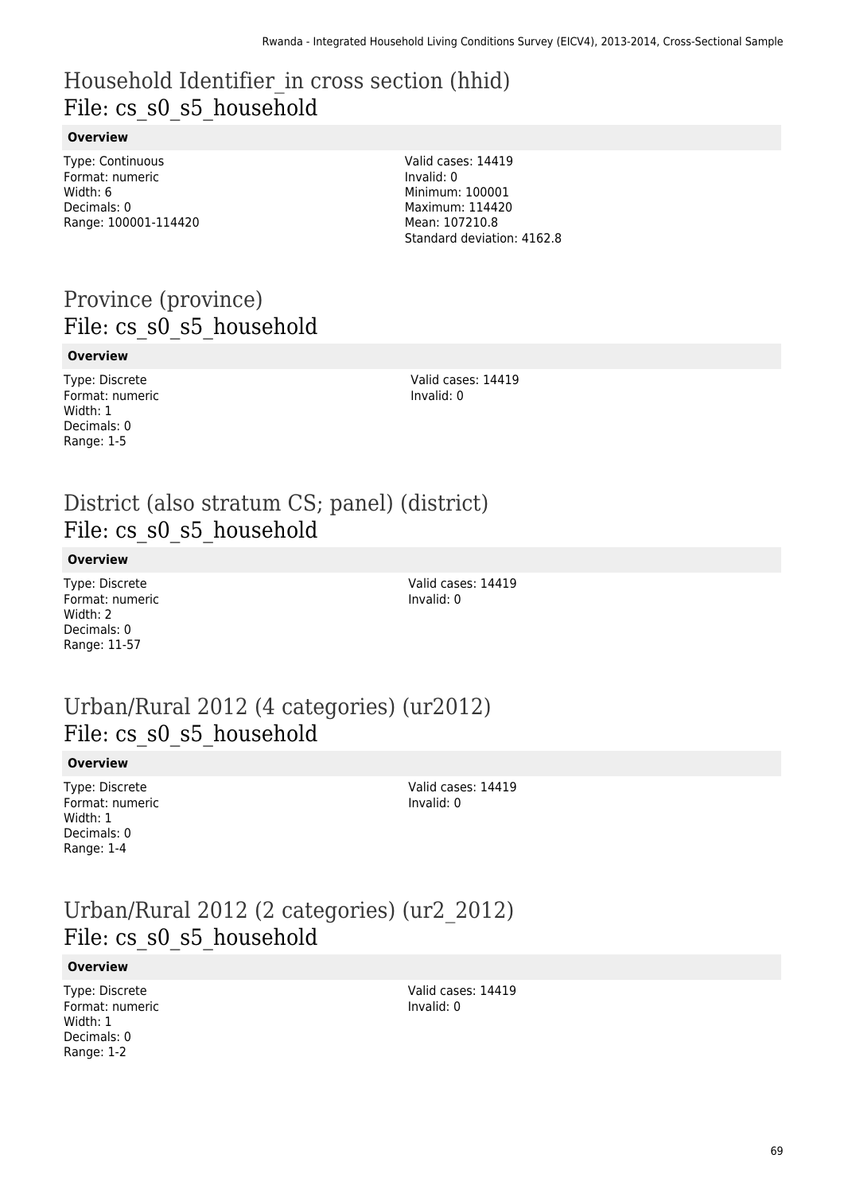# Household Identifier_in cross section (hhid)
## File: cs_s0_s5_household

### Overview

Type: Continuous
Format: numeric
Width: 6
Decimals: 0
Range: 100001-114420

Valid cases: 14419
Invalid: 0
Minimum: 100001
Maximum: 114420
Mean: 107210.8
Standard deviation: 4162.8

# Province (province)
## File: cs_s0_s5_household

### Overview

Type: Discrete
Format: numeric
Width: 1
Decimals: 0
Range: 1-5

Valid cases: 14419
Invalid: 0

# District (also stratum CS; panel) (district)
## File: cs_s0_s5_household

### Overview

Type: Discrete
Format: numeric
Width: 2
Decimals: 0
Range: 11-57

Valid cases: 14419
Invalid: 0

# Urban/Rural 2012 (4 categories) (ur2012)
## File: cs_s0_s5_household

### Overview

Type: Discrete
Format: numeric
Width: 1
Decimals: 0
Range: 1-4

Valid cases: 14419
Invalid: 0

# Urban/Rural 2012 (2 categories) (ur2_2012)
## File: cs_s0_s5_household

### Overview

Type: Discrete
Format: numeric
Width: 1
Decimals: 0
Range: 1-2

Valid cases: 14419
Invalid: 0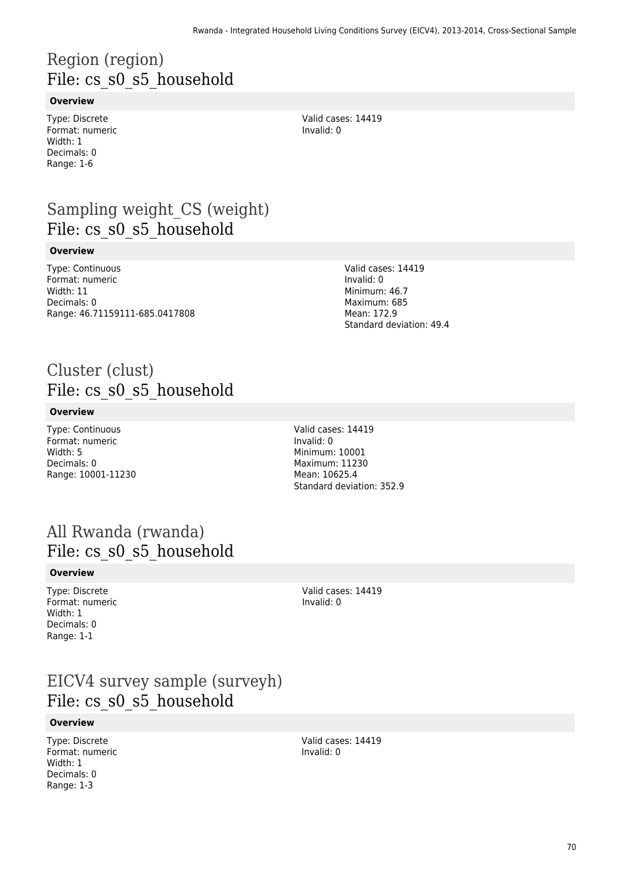# Region (region)
## File: cs_s0_s5_household

**Overview**

Type: Discrete
Format: numeric
Width: 1
Decimals: 0
Range: 1-6

Valid cases: 14419
Invalid: 0

# Sampling weight_CS (weight)
## File: cs_s0_s5_household

**Overview**

Type: Continuous
Format: numeric
Width: 11
Decimals: 0
Range: 46.71159111-685.0417808

Valid cases: 14419
Invalid: 0
Minimum: 46.7
Maximum: 685
Mean: 172.9
Standard deviation: 49.4

# Cluster (clust)
## File: cs_s0_s5_household

**Overview**

Type: Continuous
Format: numeric
Width: 5
Decimals: 0
Range: 10001-11230

Valid cases: 14419
Invalid: 0
Minimum: 10001
Maximum: 11230
Mean: 10625.4
Standard deviation: 352.9

# All Rwanda (rwanda)
## File: cs_s0_s5_household

**Overview**

Type: Discrete
Format: numeric
Width: 1
Decimals: 0
Range: 1-1

Valid cases: 14419
Invalid: 0

# EICV4 survey sample (surveyh)
## File: cs_s0_s5_household

**Overview**

Type: Discrete
Format: numeric
Width: 1
Decimals: 0
Range: 1-3

Valid cases: 14419
Invalid: 0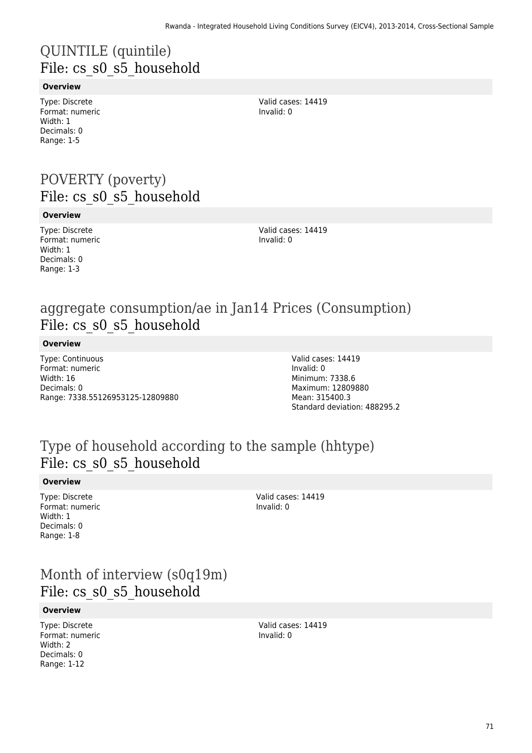# QUINTILE (quintile)
## File: cs_s0_s5_household

**Overview**

Type: Discrete
Format: numeric
Width: 1
Decimals: 0
Range: 1-5

Valid cases: 14419
Invalid: 0

# POVERTY (poverty)
## File: cs_s0_s5_household

**Overview**

Type: Discrete
Format: numeric
Width: 1
Decimals: 0
Range: 1-3

Valid cases: 14419
Invalid: 0

# aggregate consumption/ae in Jan14 Prices (Consumption)
## File: cs_s0_s5_household

**Overview**

Type: Continuous
Format: numeric
Width: 16
Decimals: 0
Range: 7338.55126953125-12809880

Valid cases: 14419
Invalid: 0
Minimum: 7338.6
Maximum: 12809880
Mean: 315400.3
Standard deviation: 488295.2

# Type of household according to the sample (hhtype)
## File: cs_s0_s5_household

**Overview**

Type: Discrete
Format: numeric
Width: 1
Decimals: 0
Range: 1-8

Valid cases: 14419
Invalid: 0

# Month of interview (s0q19m)
## File: cs_s0_s5_household

**Overview**

Type: Discrete
Format: numeric
Width: 2
Decimals: 0
Range: 1-12

Valid cases: 14419
Invalid: 0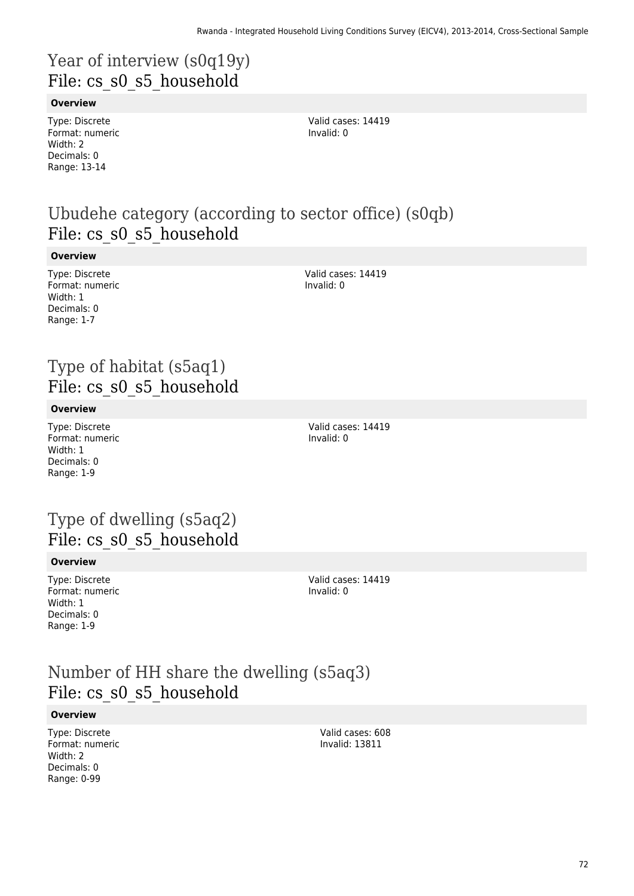# Year of interview (s0q19y)
File: cs_s0_s5_household

**Overview**

Type: Discrete
Format: numeric
Width: 2
Decimals: 0
Range: 13-14

Valid cases: 14419
Invalid: 0

# Ubudehe category (according to sector office) (s0qb)
File: cs_s0_s5_household

**Overview**

Type: Discrete
Format: numeric
Width: 1
Decimals: 0
Range: 1-7

Valid cases: 14419
Invalid: 0

# Type of habitat (s5aq1)
File: cs_s0_s5_household

**Overview**

Type: Discrete
Format: numeric
Width: 1
Decimals: 0
Range: 1-9

Valid cases: 14419
Invalid: 0

# Type of dwelling (s5aq2)
File: cs_s0_s5_household

**Overview**

Type: Discrete
Format: numeric
Width: 1
Decimals: 0
Range: 1-9

Valid cases: 14419
Invalid: 0

# Number of HH share the dwelling (s5aq3)
File: cs_s0_s5_household

**Overview**

Type: Discrete
Format: numeric
Width: 2
Decimals: 0
Range: 0-99

Valid cases: 608
Invalid: 13811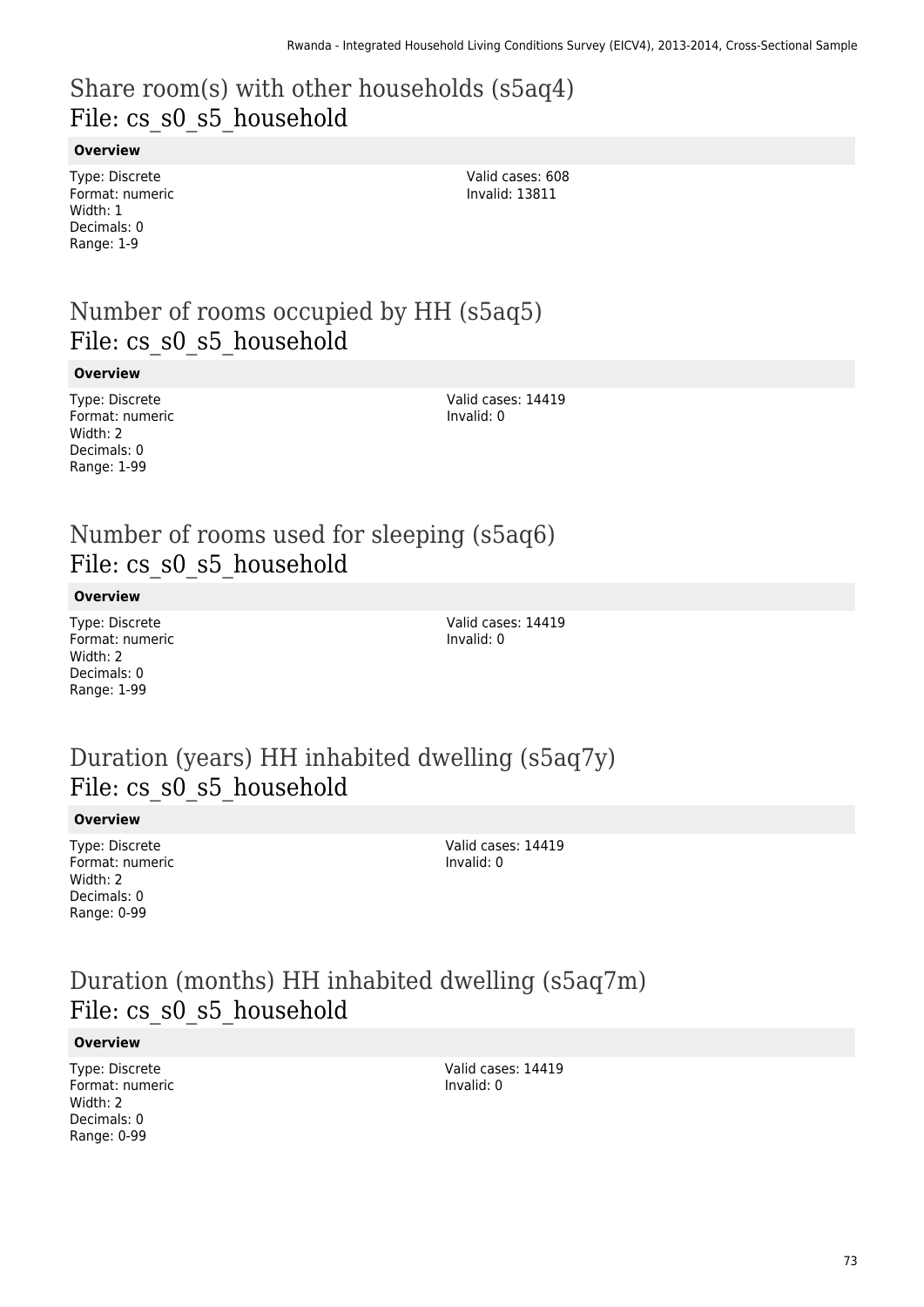## Share room(s) with other households (s5aq4)
## File: cs_s0_s5_household

**Overview**

Type: Discrete
Format: numeric
Width: 1
Decimals: 0
Range: 1-9

Valid cases: 608
Invalid: 13811

## Number of rooms occupied by HH (s5aq5)
## File: cs_s0_s5_household

**Overview**

Type: Discrete
Format: numeric
Width: 2
Decimals: 0
Range: 1-99

Valid cases: 14419
Invalid: 0

## Number of rooms used for sleeping (s5aq6)
## File: cs_s0_s5_household

**Overview**

Type: Discrete
Format: numeric
Width: 2
Decimals: 0
Range: 1-99

Valid cases: 14419
Invalid: 0

## Duration (years) HH inhabited dwelling (s5aq7y)
## File: cs_s0_s5_household

**Overview**

Type: Discrete
Format: numeric
Width: 2
Decimals: 0
Range: 0-99

Valid cases: 14419
Invalid: 0

## Duration (months) HH inhabited dwelling (s5aq7m)
## File: cs_s0_s5_household

**Overview**

Type: Discrete
Format: numeric
Width: 2
Decimals: 0
Range: 0-99

Valid cases: 14419
Invalid: 0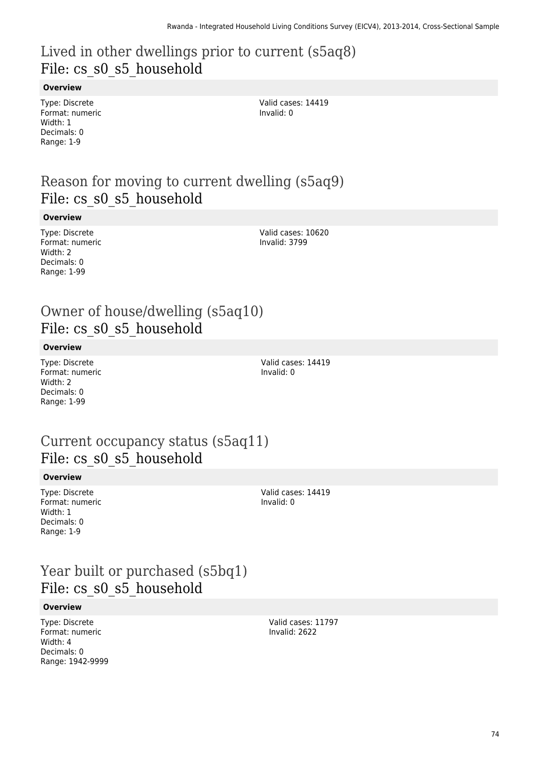## Lived in other dwellings prior to current (s5aq8)
## File: cs_s0_s5_household

**Overview**

Type: Discrete
Format: numeric
Width: 1
Decimals: 0
Range: 1-9

Valid cases: 14419
Invalid: 0

## Reason for moving to current dwelling (s5aq9)
## File: cs_s0_s5_household

**Overview**

Type: Discrete
Format: numeric
Width: 2
Decimals: 0
Range: 1-99

Valid cases: 10620
Invalid: 3799

## Owner of house/dwelling (s5aq10)
## File: cs_s0_s5_household

**Overview**

Type: Discrete
Format: numeric
Width: 2
Decimals: 0
Range: 1-99

Valid cases: 14419
Invalid: 0

## Current occupancy status (s5aq11)
## File: cs_s0_s5_household

**Overview**

Type: Discrete
Format: numeric
Width: 1
Decimals: 0
Range: 1-9

Valid cases: 14419
Invalid: 0

## Year built or purchased (s5bq1)
## File: cs_s0_s5_household

**Overview**

Type: Discrete
Format: numeric
Width: 4
Decimals: 0
Range: 1942-9999

Valid cases: 11797
Invalid: 2622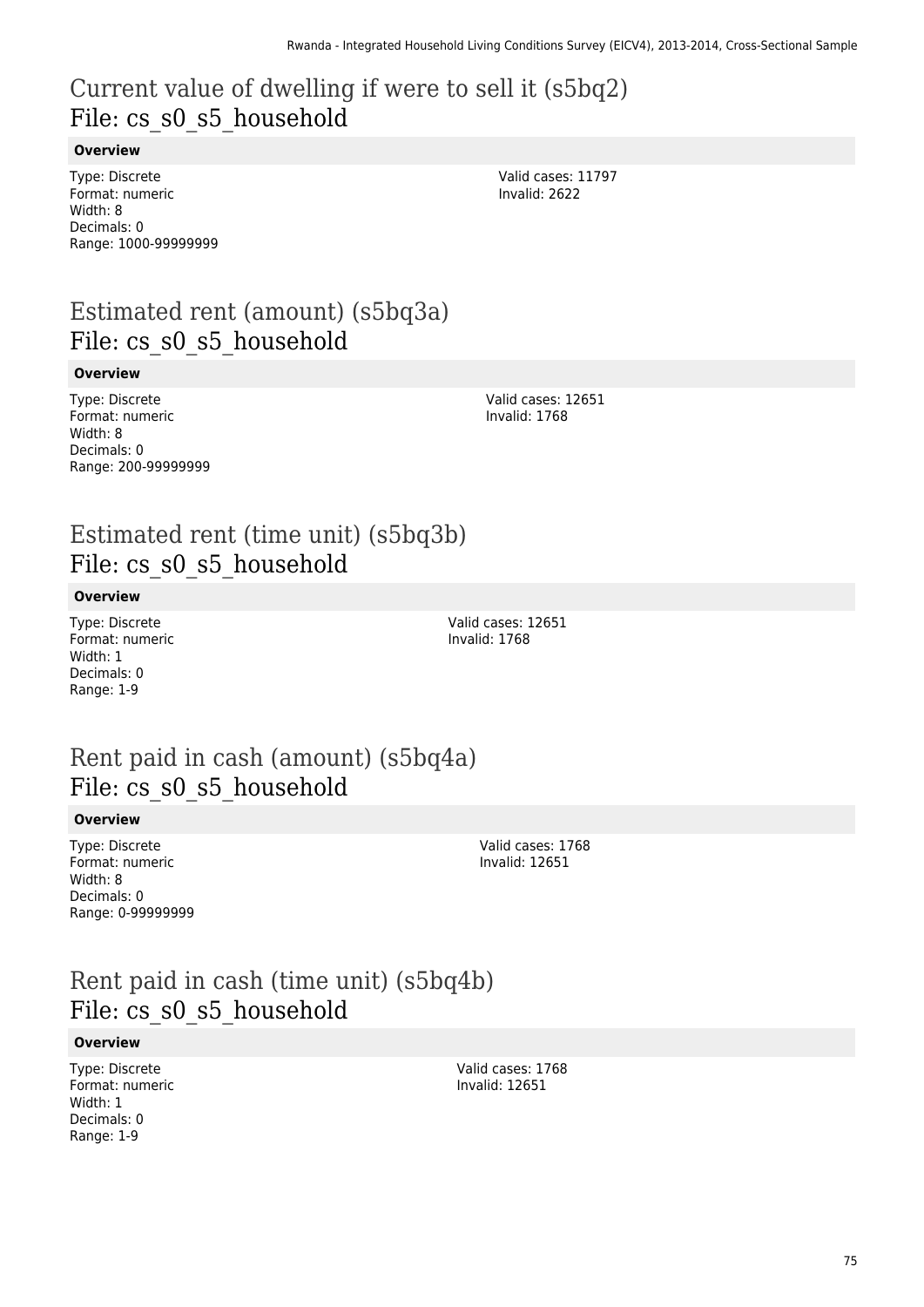## Current value of dwelling if were to sell it (s5bq2)
## File: cs_s0_s5_household

**Overview**

Type: Discrete
Format: numeric
Width: 8
Decimals: 0
Range: 1000-99999999

Valid cases: 11797
Invalid: 2622

## Estimated rent (amount) (s5bq3a)
## File: cs_s0_s5_household

**Overview**

Type: Discrete
Format: numeric
Width: 8
Decimals: 0
Range: 200-99999999

Valid cases: 12651
Invalid: 1768

## Estimated rent (time unit) (s5bq3b)
## File: cs_s0_s5_household

**Overview**

Type: Discrete
Format: numeric
Width: 1
Decimals: 0
Range: 1-9

Valid cases: 12651
Invalid: 1768

## Rent paid in cash (amount) (s5bq4a)
## File: cs_s0_s5_household

**Overview**

Type: Discrete
Format: numeric
Width: 8
Decimals: 0
Range: 0-99999999

Valid cases: 1768
Invalid: 12651

## Rent paid in cash (time unit) (s5bq4b)
## File: cs_s0_s5_household

**Overview**

Type: Discrete
Format: numeric
Width: 1
Decimals: 0
Range: 1-9

Valid cases: 1768
Invalid: 12651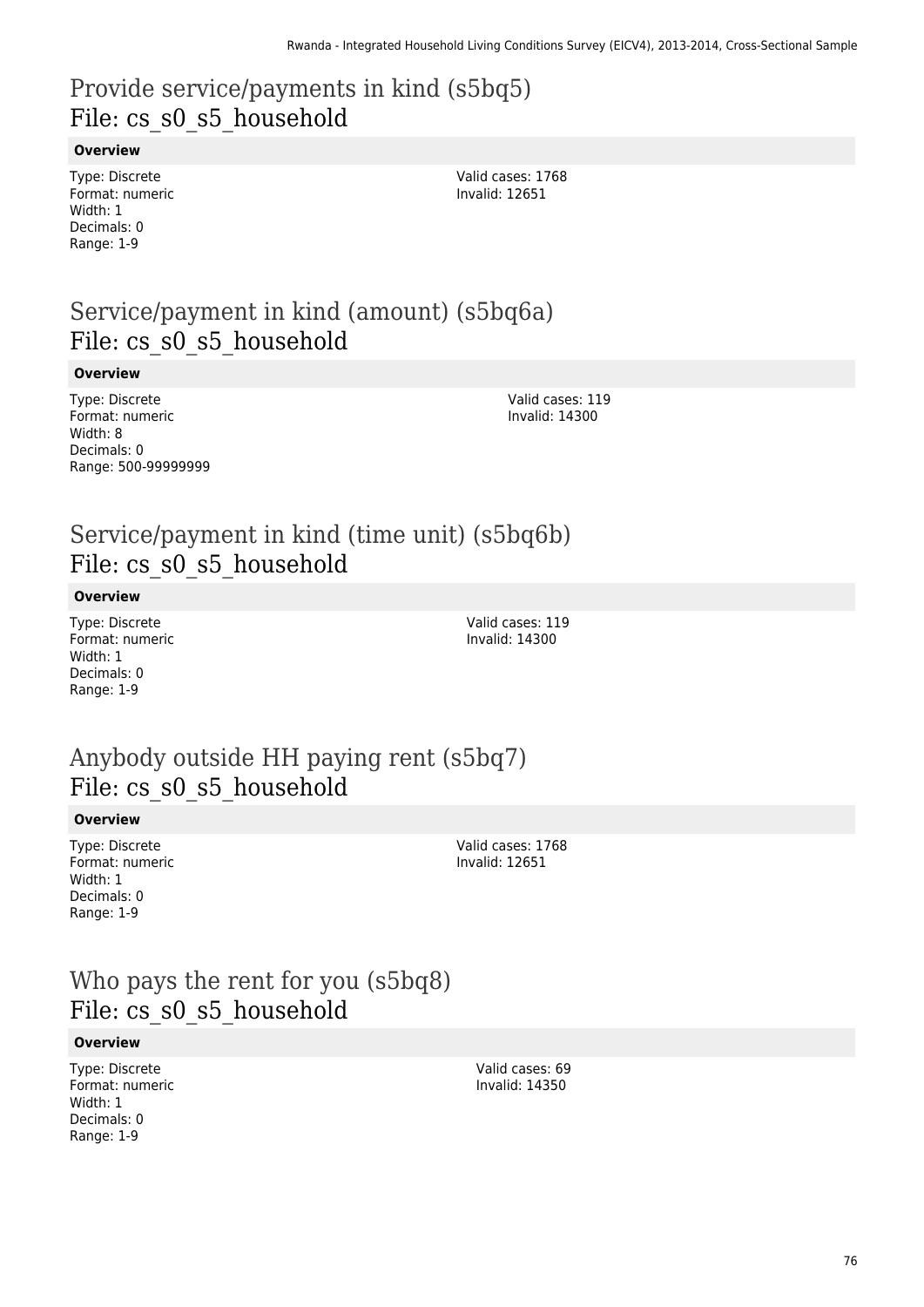# Provide service/payments in kind (s5bq5)
## File: cs_s0_s5_household

**Overview**

Type: Discrete
Format: numeric
Width: 1
Decimals: 0
Range: 1-9

Valid cases: 1768
Invalid: 12651

# Service/payment in kind (amount) (s5bq6a)
## File: cs_s0_s5_household

**Overview**

Type: Discrete
Format: numeric
Width: 8
Decimals: 0
Range: 500-99999999

Valid cases: 119
Invalid: 14300

# Service/payment in kind (time unit) (s5bq6b)
## File: cs_s0_s5_household

**Overview**

Type: Discrete
Format: numeric
Width: 1
Decimals: 0
Range: 1-9

Valid cases: 119
Invalid: 14300

# Anybody outside HH paying rent (s5bq7)
## File: cs_s0_s5_household

**Overview**

Type: Discrete
Format: numeric
Width: 1
Decimals: 0
Range: 1-9

Valid cases: 1768
Invalid: 12651

# Who pays the rent for you (s5bq8)
## File: cs_s0_s5_household

**Overview**

Type: Discrete
Format: numeric
Width: 1
Decimals: 0
Range: 1-9

Valid cases: 69
Invalid: 14350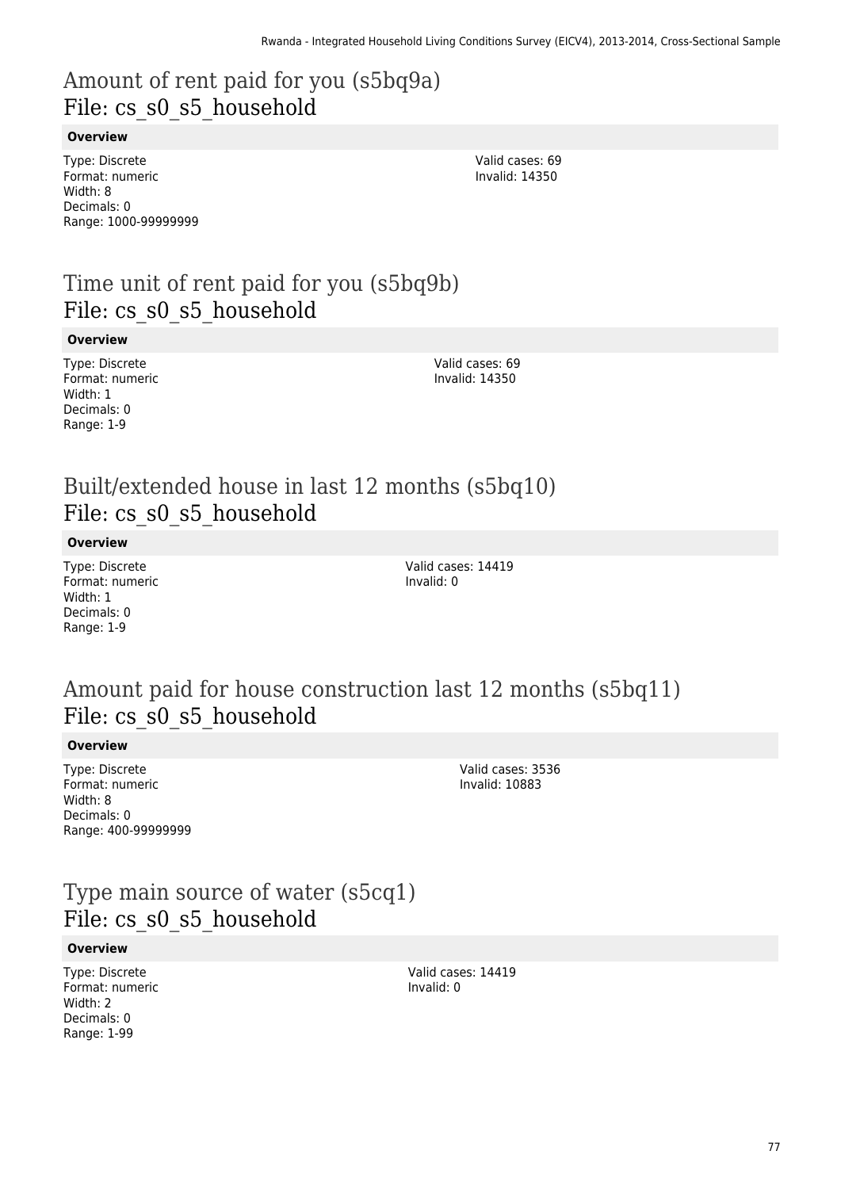## Amount of rent paid for you (s5bq9a)
## File: cs_s0_s5_household

**Overview**

Type: Discrete
Format: numeric
Width: 8
Decimals: 0
Range: 1000-99999999

Valid cases: 69
Invalid: 14350

## Time unit of rent paid for you (s5bq9b)
## File: cs_s0_s5_household

**Overview**

Type: Discrete
Format: numeric
Width: 1
Decimals: 0
Range: 1-9

Valid cases: 69
Invalid: 14350

## Built/extended house in last 12 months (s5bq10)
## File: cs_s0_s5_household

**Overview**

Type: Discrete
Format: numeric
Width: 1
Decimals: 0
Range: 1-9

Valid cases: 14419
Invalid: 0

## Amount paid for house construction last 12 months (s5bq11)
## File: cs_s0_s5_household

**Overview**

Type: Discrete
Format: numeric
Width: 8
Decimals: 0
Range: 400-99999999

Valid cases: 3536
Invalid: 10883

## Type main source of water (s5cq1)
## File: cs_s0_s5_household

**Overview**

Type: Discrete
Format: numeric
Width: 2
Decimals: 0
Range: 1-99

Valid cases: 14419
Invalid: 0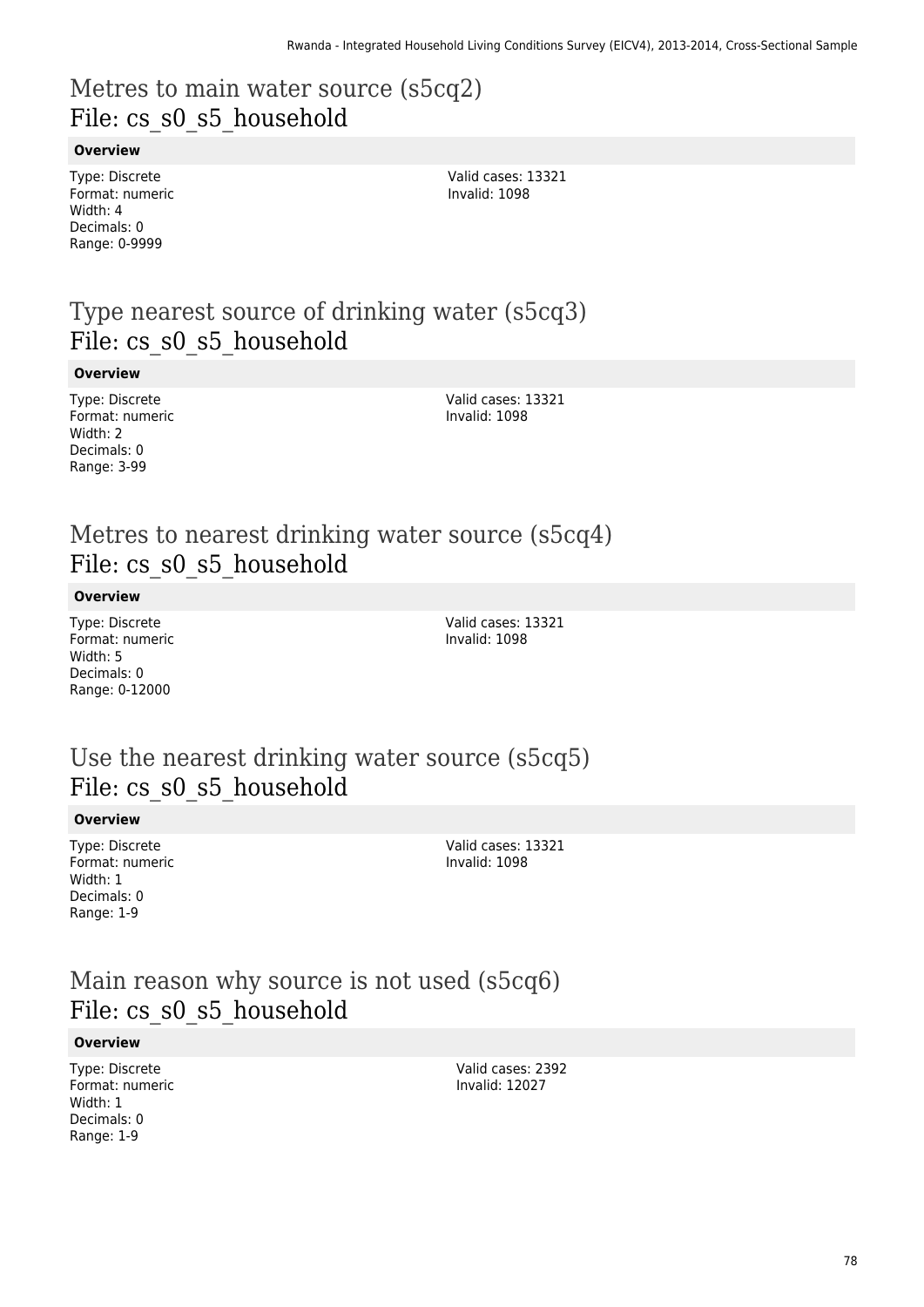## Metres to main water source (s5cq2)
## File: cs_s0_s5_household

**Overview**

Type: Discrete
Format: numeric
Width: 4
Decimals: 0
Range: 0-9999

Valid cases: 13321
Invalid: 1098

## Type nearest source of drinking water (s5cq3)
## File: cs_s0_s5_household

**Overview**

Type: Discrete
Format: numeric
Width: 2
Decimals: 0
Range: 3-99

Valid cases: 13321
Invalid: 1098

## Metres to nearest drinking water source (s5cq4)
## File: cs_s0_s5_household

**Overview**

Type: Discrete
Format: numeric
Width: 5
Decimals: 0
Range: 0-12000

Valid cases: 13321
Invalid: 1098

## Use the nearest drinking water source (s5cq5)
## File: cs_s0_s5_household

**Overview**

Type: Discrete
Format: numeric
Width: 1
Decimals: 0
Range: 1-9

Valid cases: 13321
Invalid: 1098

## Main reason why source is not used (s5cq6)
## File: cs_s0_s5_household

**Overview**

Type: Discrete
Format: numeric
Width: 1
Decimals: 0
Range: 1-9

Valid cases: 2392
Invalid: 12027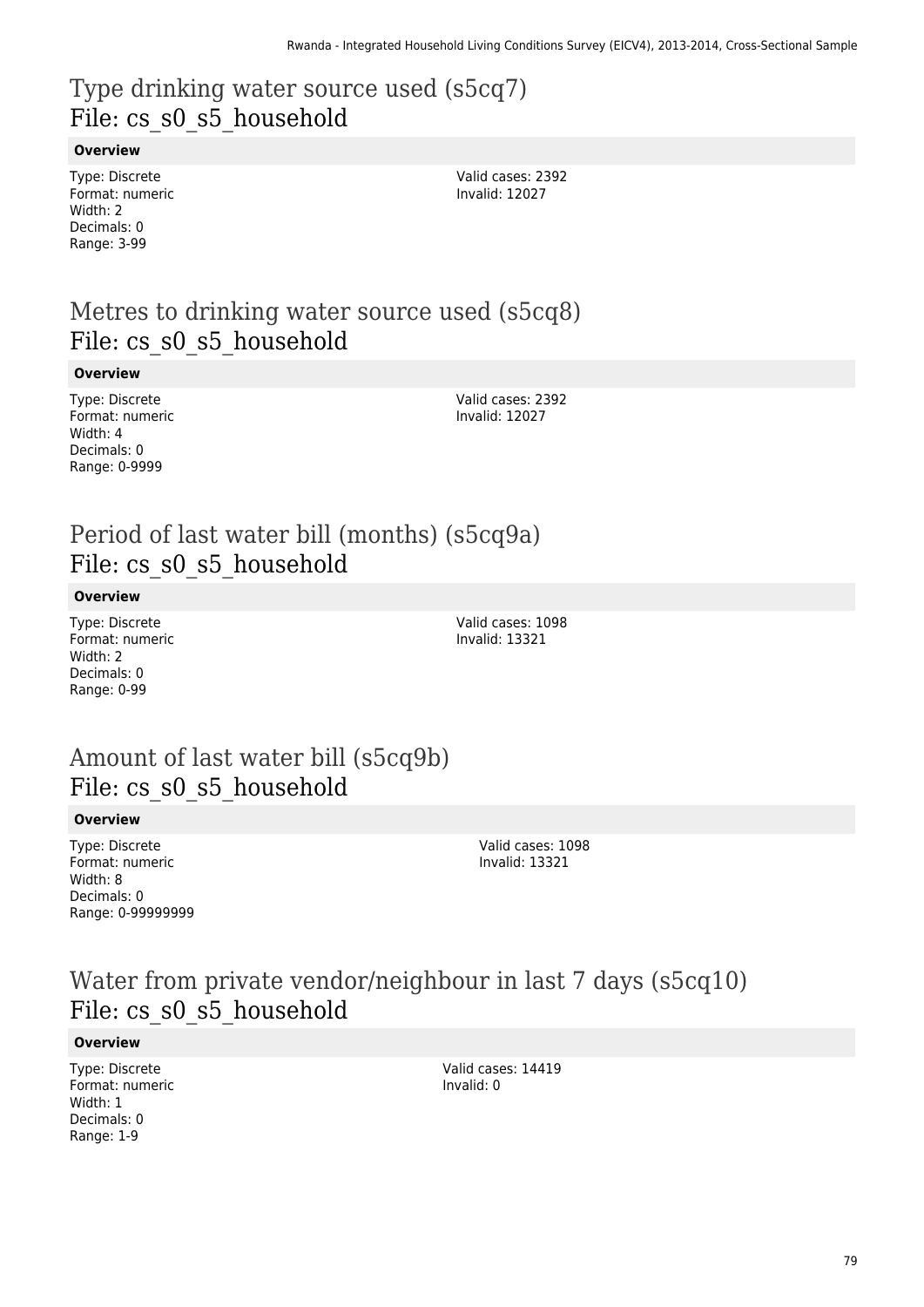## Type drinking water source used (s5cq7)
## File: cs_s0_s5_household

**Overview**

Type: Discrete
Format: numeric
Width: 2
Decimals: 0
Range: 3-99

Valid cases: 2392
Invalid: 12027

## Metres to drinking water source used (s5cq8)
## File: cs_s0_s5_household

**Overview**

Type: Discrete
Format: numeric
Width: 4
Decimals: 0
Range: 0-9999

Valid cases: 2392
Invalid: 12027

## Period of last water bill (months) (s5cq9a)
## File: cs_s0_s5_household

**Overview**

Type: Discrete
Format: numeric
Width: 2
Decimals: 0
Range: 0-99

Valid cases: 1098
Invalid: 13321

## Amount of last water bill (s5cq9b)
## File: cs_s0_s5_household

**Overview**

Type: Discrete
Format: numeric
Width: 8
Decimals: 0
Range: 0-99999999

Valid cases: 1098
Invalid: 13321

## Water from private vendor/neighbour in last 7 days (s5cq10)
## File: cs_s0_s5_household

**Overview**

Type: Discrete
Format: numeric
Width: 1
Decimals: 0
Range: 1-9

Valid cases: 14419
Invalid: 0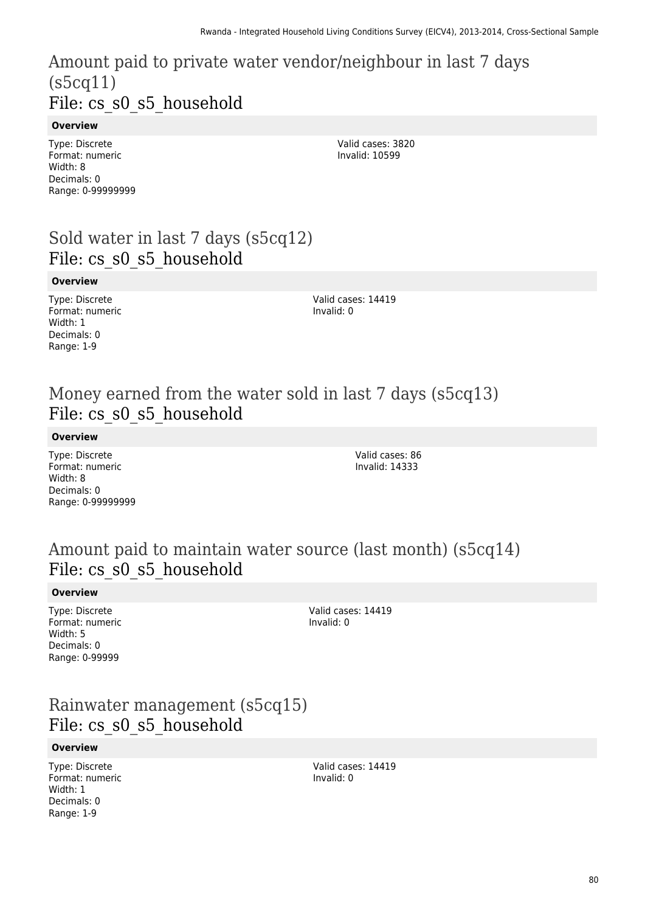# Amount paid to private water vendor/neighbour in last 7 days (s5cq11)
## File: cs_s0_s5_household

**Overview**

Type: Discrete
Format: numeric
Width: 8
Decimals: 0
Range: 0-99999999

Valid cases: 3820
Invalid: 10599

# Sold water in last 7 days (s5cq12)
## File: cs_s0_s5_household

**Overview**

Type: Discrete
Format: numeric
Width: 1
Decimals: 0
Range: 1-9

Valid cases: 14419
Invalid: 0

# Money earned from the water sold in last 7 days (s5cq13)
## File: cs_s0_s5_household

**Overview**

Type: Discrete
Format: numeric
Width: 8
Decimals: 0
Range: 0-99999999

Valid cases: 86
Invalid: 14333

# Amount paid to maintain water source (last month) (s5cq14)
## File: cs_s0_s5_household

**Overview**

Type: Discrete
Format: numeric
Width: 5
Decimals: 0
Range: 0-99999

Valid cases: 14419
Invalid: 0

# Rainwater management (s5cq15)
## File: cs_s0_s5_household

**Overview**

Type: Discrete
Format: numeric
Width: 1
Decimals: 0
Range: 1-9

Valid cases: 14419
Invalid: 0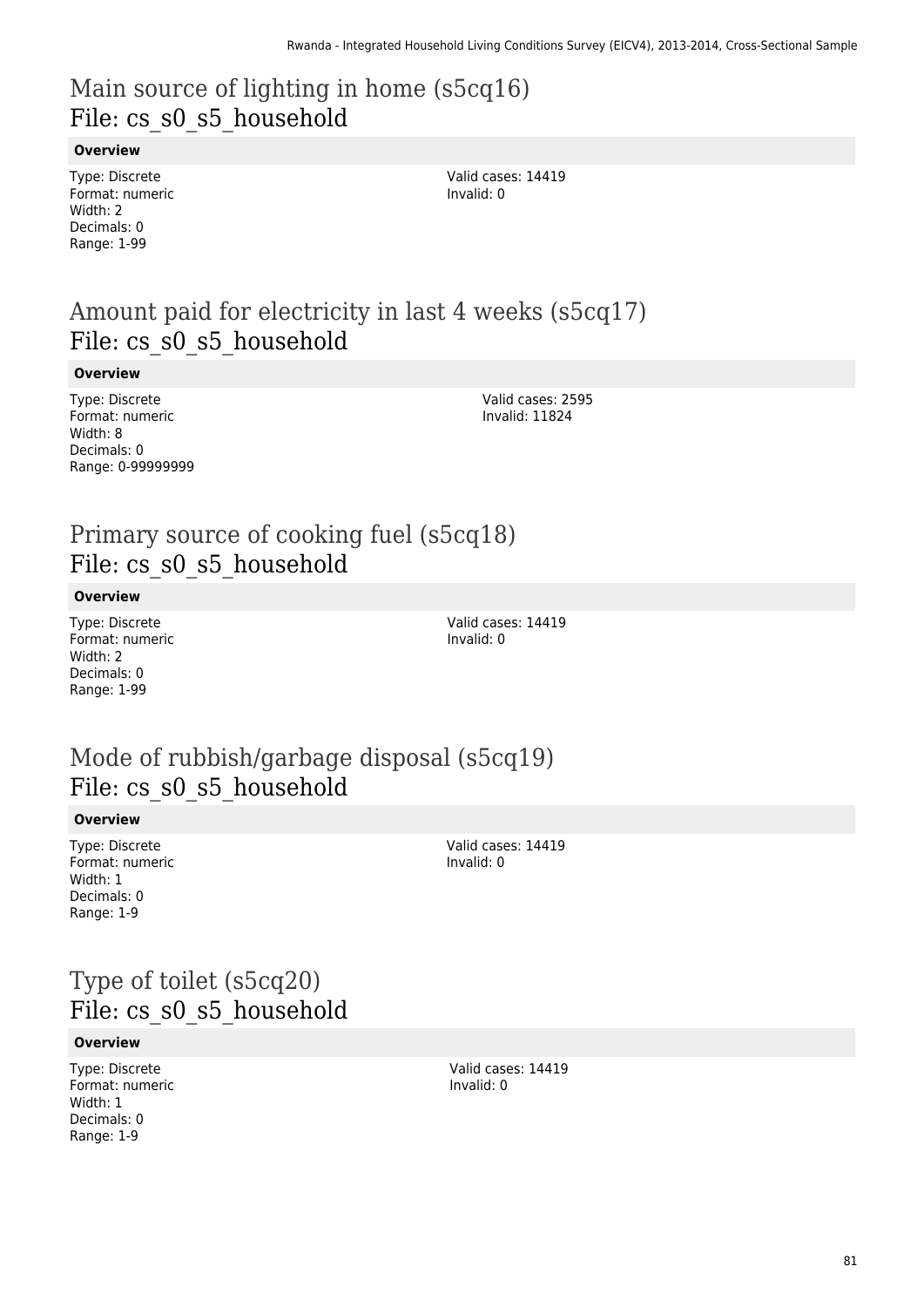## Main source of lighting in home (s5cq16)
## File: cs_s0_s5_household

**Overview**

Type: Discrete
Format: numeric
Width: 2
Decimals: 0
Range: 1-99

Valid cases: 14419
Invalid: 0

## Amount paid for electricity in last 4 weeks (s5cq17)
## File: cs_s0_s5_household

**Overview**

Type: Discrete
Format: numeric
Width: 8
Decimals: 0
Range: 0-99999999

Valid cases: 2595
Invalid: 11824

## Primary source of cooking fuel (s5cq18)
## File: cs_s0_s5_household

**Overview**

Type: Discrete
Format: numeric
Width: 2
Decimals: 0
Range: 1-99

Valid cases: 14419
Invalid: 0

## Mode of rubbish/garbage disposal (s5cq19)
## File: cs_s0_s5_household

**Overview**

Type: Discrete
Format: numeric
Width: 1
Decimals: 0
Range: 1-9

Valid cases: 14419
Invalid: 0

## Type of toilet (s5cq20)
## File: cs_s0_s5_household

**Overview**

Type: Discrete
Format: numeric
Width: 1
Decimals: 0
Range: 1-9

Valid cases: 14419
Invalid: 0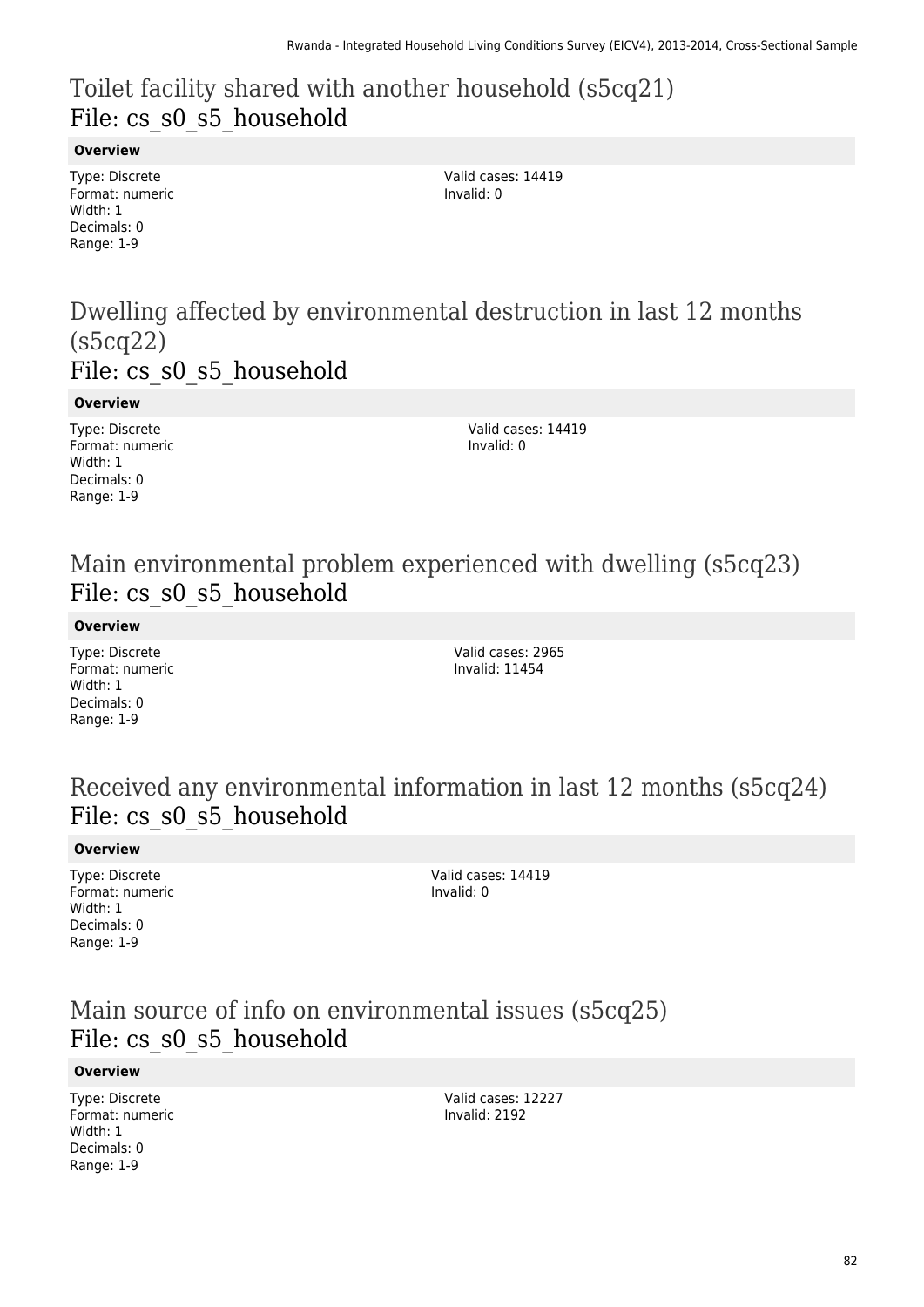## Toilet facility shared with another household (s5cq21)
## File: cs_s0_s5_household

**Overview**

Type: Discrete
Format: numeric
Width: 1
Decimals: 0
Range: 1-9

Valid cases: 14419
Invalid: 0

## Dwelling affected by environmental destruction in last 12 months (s5cq22)
## File: cs_s0_s5_household

**Overview**

Type: Discrete
Format: numeric
Width: 1
Decimals: 0
Range: 1-9

Valid cases: 14419
Invalid: 0

## Main environmental problem experienced with dwelling (s5cq23)
## File: cs_s0_s5_household

**Overview**

Type: Discrete
Format: numeric
Width: 1
Decimals: 0
Range: 1-9

Valid cases: 2965
Invalid: 11454

## Received any environmental information in last 12 months (s5cq24)
## File: cs_s0_s5_household

**Overview**

Type: Discrete
Format: numeric
Width: 1
Decimals: 0
Range: 1-9

Valid cases: 14419
Invalid: 0

## Main source of info on environmental issues (s5cq25)
## File: cs_s0_s5_household

**Overview**

Type: Discrete
Format: numeric
Width: 1
Decimals: 0
Range: 1-9

Valid cases: 12227
Invalid: 2192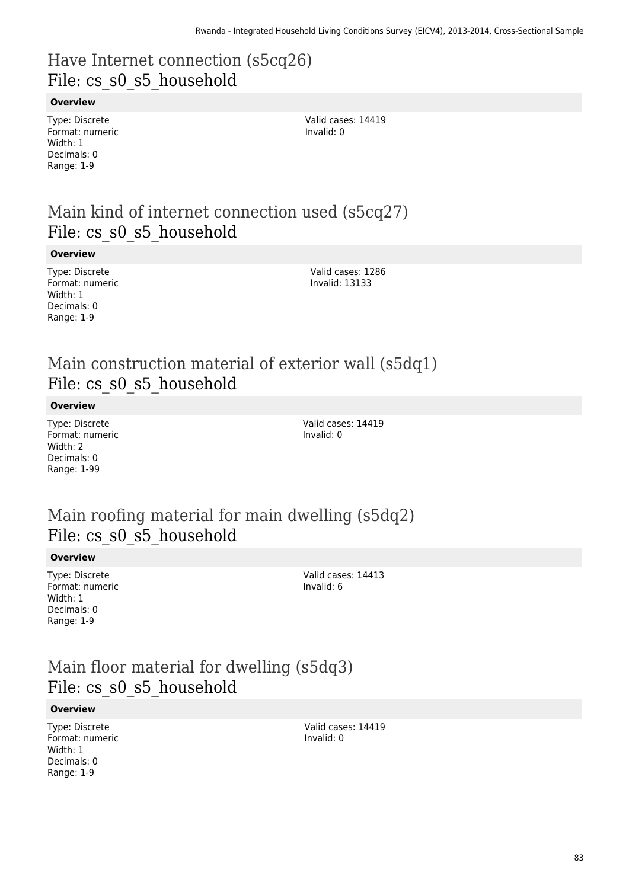# Have Internet connection (s5cq26)
File: cs_s0_s5_household

**Overview**

Type: Discrete
Format: numeric
Width: 1
Decimals: 0
Range: 1-9

Valid cases: 14419
Invalid: 0

# Main kind of internet connection used (s5cq27)
File: cs_s0_s5_household

**Overview**

Type: Discrete
Format: numeric
Width: 1
Decimals: 0
Range: 1-9

Valid cases: 1286
Invalid: 13133

# Main construction material of exterior wall (s5dq1)
File: cs_s0_s5_household

**Overview**

Type: Discrete
Format: numeric
Width: 2
Decimals: 0
Range: 1-99

Valid cases: 14419
Invalid: 0

# Main roofing material for main dwelling (s5dq2)
File: cs_s0_s5_household

**Overview**

Type: Discrete
Format: numeric
Width: 1
Decimals: 0
Range: 1-9

Valid cases: 14413
Invalid: 6

# Main floor material for dwelling (s5dq3)
File: cs_s0_s5_household

**Overview**

Type: Discrete
Format: numeric
Width: 1
Decimals: 0
Range: 1-9

Valid cases: 14419
Invalid: 0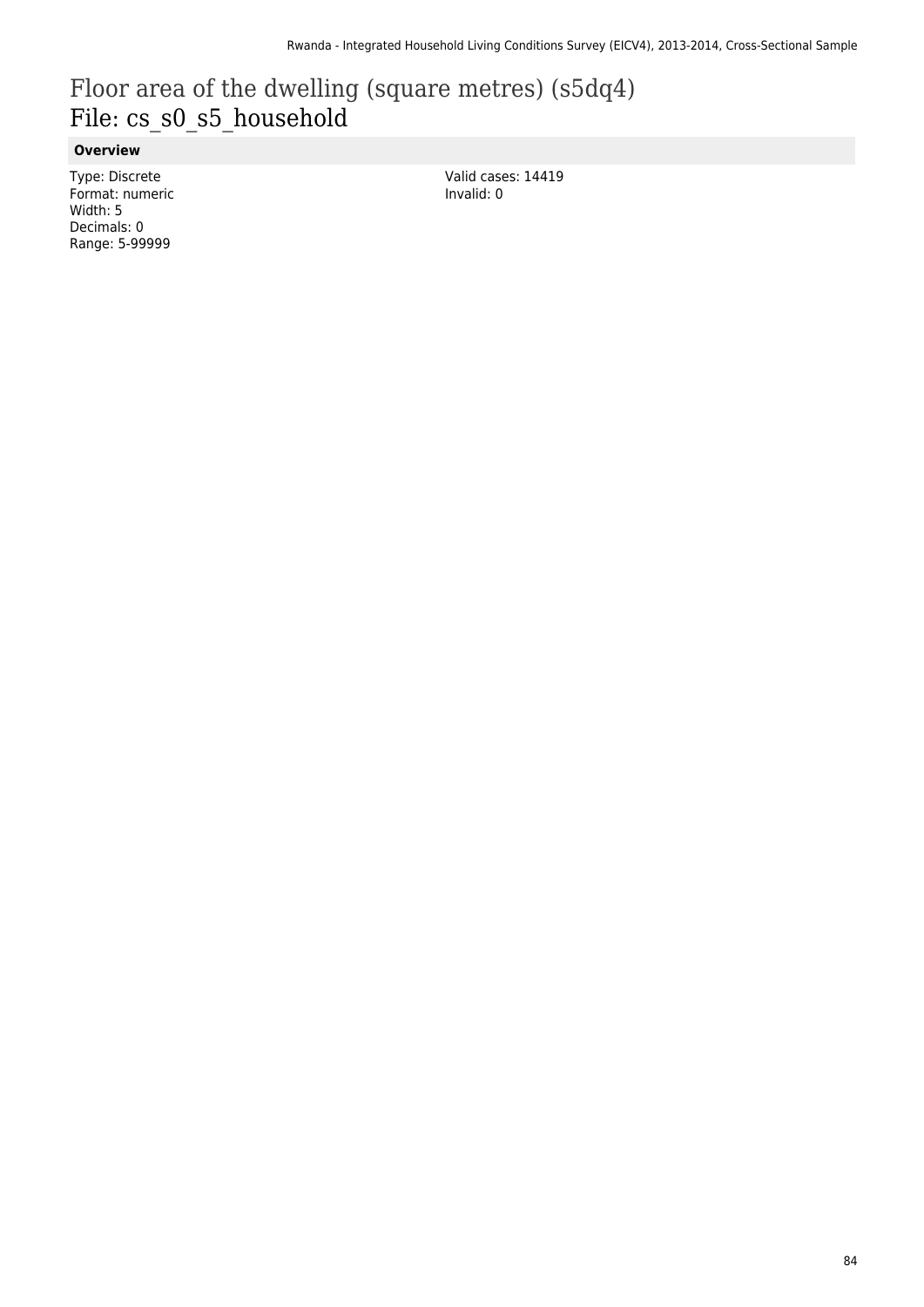# Floor area of the dwelling (square metres) (s5dq4)

## File: cs_s0_s5_household

### Overview

Type: Discrete
Format: numeric
Width: 5
Decimals: 0
Range: 5-99999

Valid cases: 14419
Invalid: 0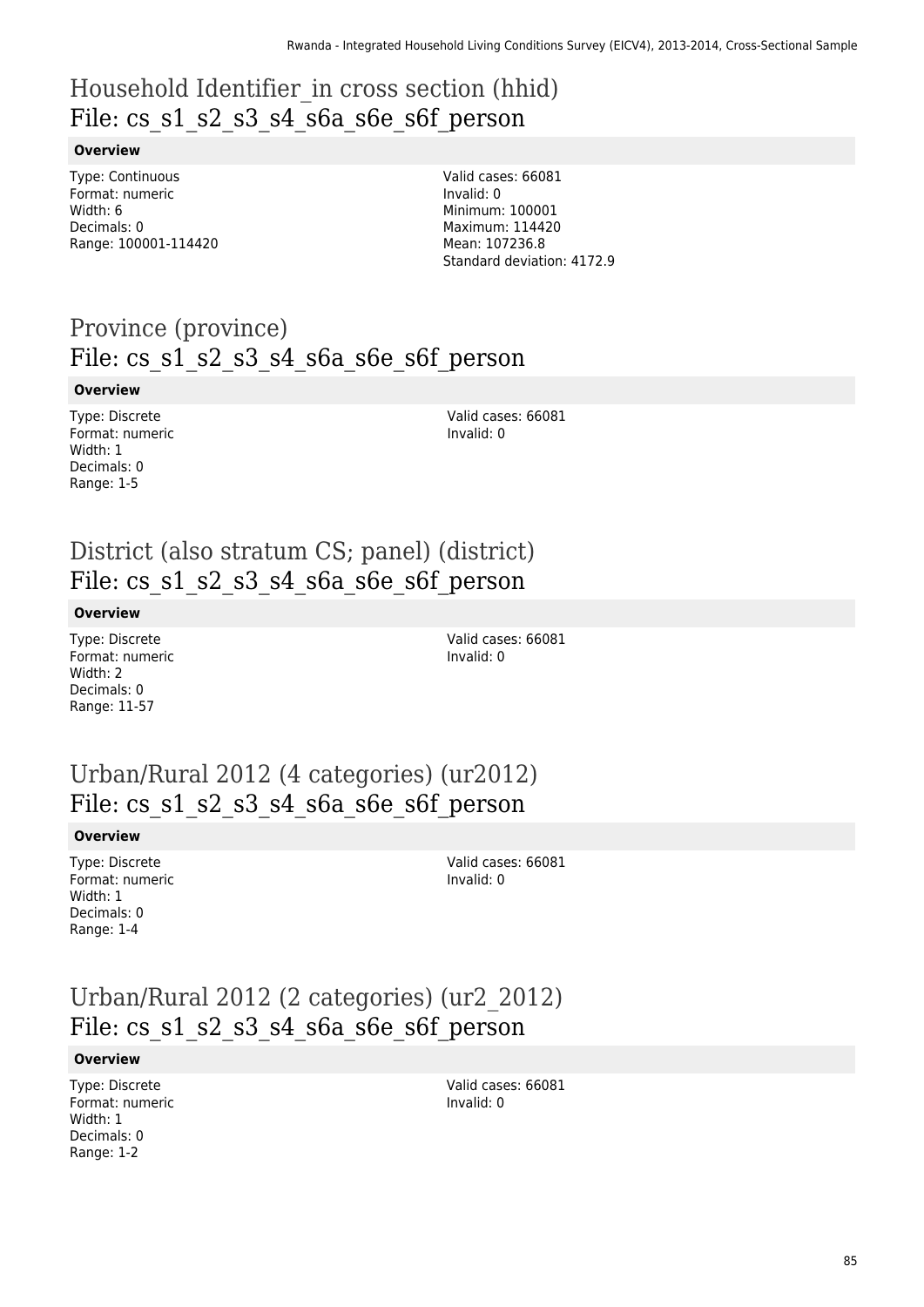## Household Identifier_in cross section (hhid)
## File: cs_s1_s2_s3_s4_s6a_s6e_s6f_person

**Overview**

Type: Continuous
Format: numeric
Width: 6
Decimals: 0
Range: 100001-114420

Valid cases: 66081
Invalid: 0
Minimum: 100001
Maximum: 114420
Mean: 107236.8
Standard deviation: 4172.9

## Province (province)
## File: cs_s1_s2_s3_s4_s6a_s6e_s6f_person

**Overview**

Type: Discrete
Format: numeric
Width: 1
Decimals: 0
Range: 1-5

Valid cases: 66081
Invalid: 0

## District (also stratum CS; panel) (district)
## File: cs_s1_s2_s3_s4_s6a_s6e_s6f_person

**Overview**

Type: Discrete
Format: numeric
Width: 2
Decimals: 0
Range: 11-57

Valid cases: 66081
Invalid: 0

## Urban/Rural 2012 (4 categories) (ur2012)
## File: cs_s1_s2_s3_s4_s6a_s6e_s6f_person

**Overview**

Type: Discrete
Format: numeric
Width: 1
Decimals: 0
Range: 1-4

Valid cases: 66081
Invalid: 0

## Urban/Rural 2012 (2 categories) (ur2_2012)
## File: cs_s1_s2_s3_s4_s6a_s6e_s6f_person

**Overview**

Type: Discrete
Format: numeric
Width: 1
Decimals: 0
Range: 1-2

Valid cases: 66081
Invalid: 0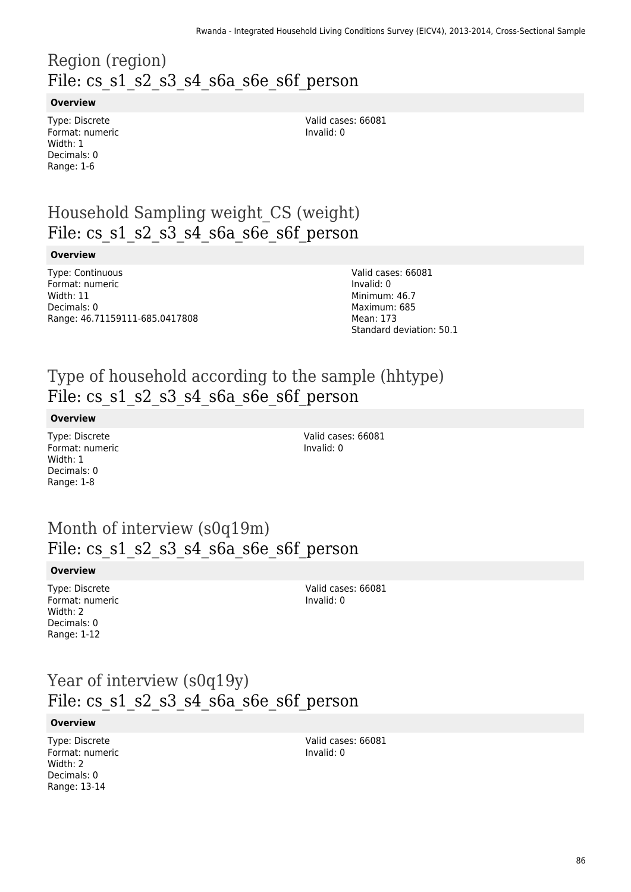# Region (region)
## File: cs_s1_s2_s3_s4_s6a_s6e_s6f_person

**Overview**

Type: Discrete
Format: numeric
Width: 1
Decimals: 0
Range: 1-6

Valid cases: 66081
Invalid: 0

# Household Sampling weight_CS (weight)
## File: cs_s1_s2_s3_s4_s6a_s6e_s6f_person

**Overview**

Type: Continuous
Format: numeric
Width: 11
Decimals: 0
Range: 46.71159111-685.0417808

Valid cases: 66081
Invalid: 0
Minimum: 46.7
Maximum: 685
Mean: 173
Standard deviation: 50.1

# Type of household according to the sample (hhtype)
## File: cs_s1_s2_s3_s4_s6a_s6e_s6f_person

**Overview**

Type: Discrete
Format: numeric
Width: 1
Decimals: 0
Range: 1-8

Valid cases: 66081
Invalid: 0

# Month of interview (s0q19m)
## File: cs_s1_s2_s3_s4_s6a_s6e_s6f_person

**Overview**

Type: Discrete
Format: numeric
Width: 2
Decimals: 0
Range: 1-12

Valid cases: 66081
Invalid: 0

# Year of interview (s0q19y)
## File: cs_s1_s2_s3_s4_s6a_s6e_s6f_person

**Overview**

Type: Discrete
Format: numeric
Width: 2
Decimals: 0
Range: 13-14

Valid cases: 66081
Invalid: 0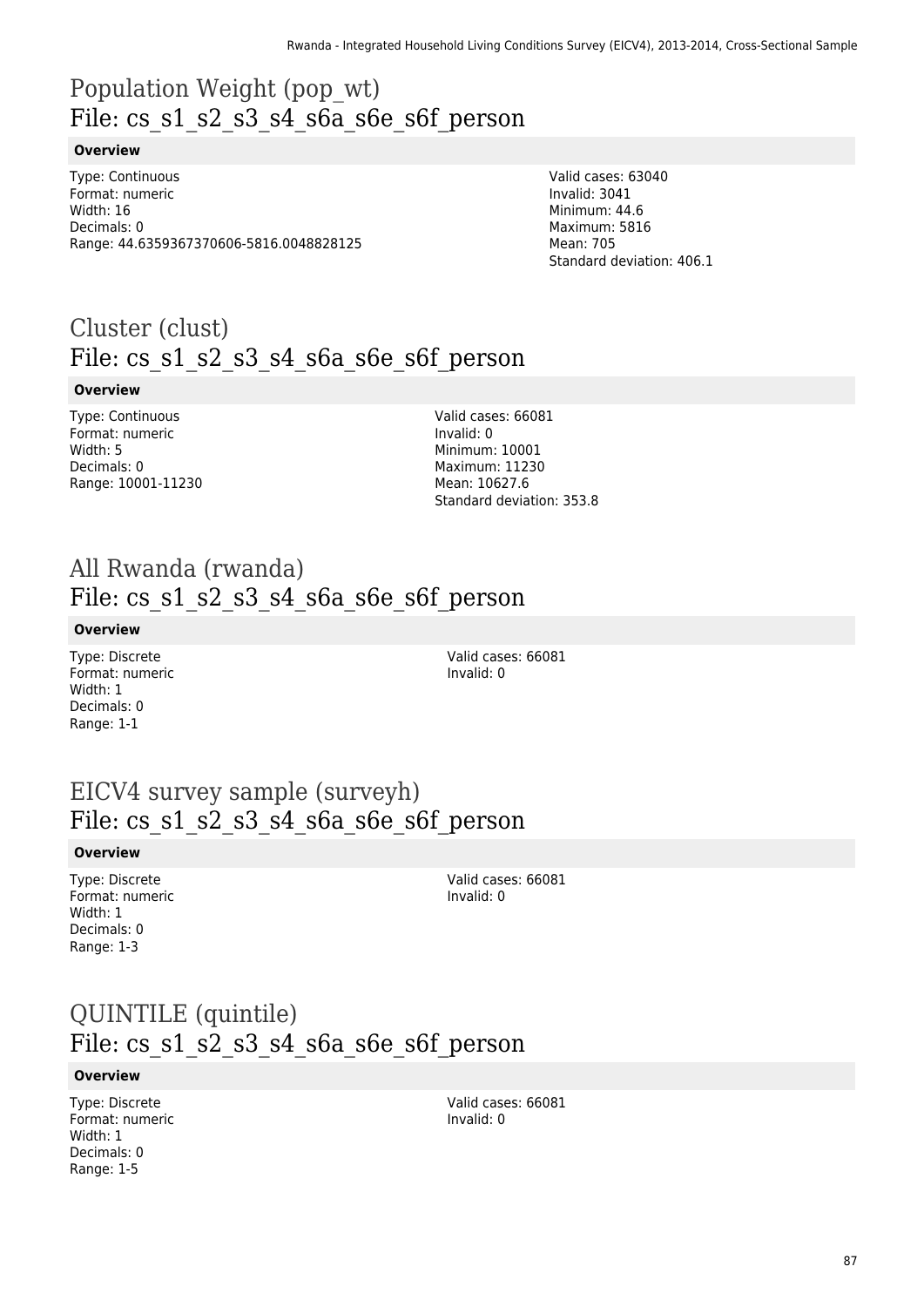# Population Weight (pop_wt)
## File: cs_s1_s2_s3_s4_s6a_s6e_s6f_person

**Overview**

Type: Continuous
Format: numeric
Width: 16
Decimals: 0
Range: 44.6359367370606-5816.0048828125

Valid cases: 63040
Invalid: 3041
Minimum: 44.6
Maximum: 5816
Mean: 705
Standard deviation: 406.1

# Cluster (clust)
## File: cs_s1_s2_s3_s4_s6a_s6e_s6f_person

**Overview**

Type: Continuous
Format: numeric
Width: 5
Decimals: 0
Range: 10001-11230

Valid cases: 66081
Invalid: 0
Minimum: 10001
Maximum: 11230
Mean: 10627.6
Standard deviation: 353.8

# All Rwanda (rwanda)
## File: cs_s1_s2_s3_s4_s6a_s6e_s6f_person

**Overview**

Type: Discrete
Format: numeric
Width: 1
Decimals: 0
Range: 1-1

Valid cases: 66081
Invalid: 0

# EICV4 survey sample (surveyh)
## File: cs_s1_s2_s3_s4_s6a_s6e_s6f_person

**Overview**

Type: Discrete
Format: numeric
Width: 1
Decimals: 0
Range: 1-3

Valid cases: 66081
Invalid: 0

# QUINTILE (quintile)
## File: cs_s1_s2_s3_s4_s6a_s6e_s6f_person

**Overview**

Type: Discrete
Format: numeric
Width: 1
Decimals: 0
Range: 1-5

Valid cases: 66081
Invalid: 0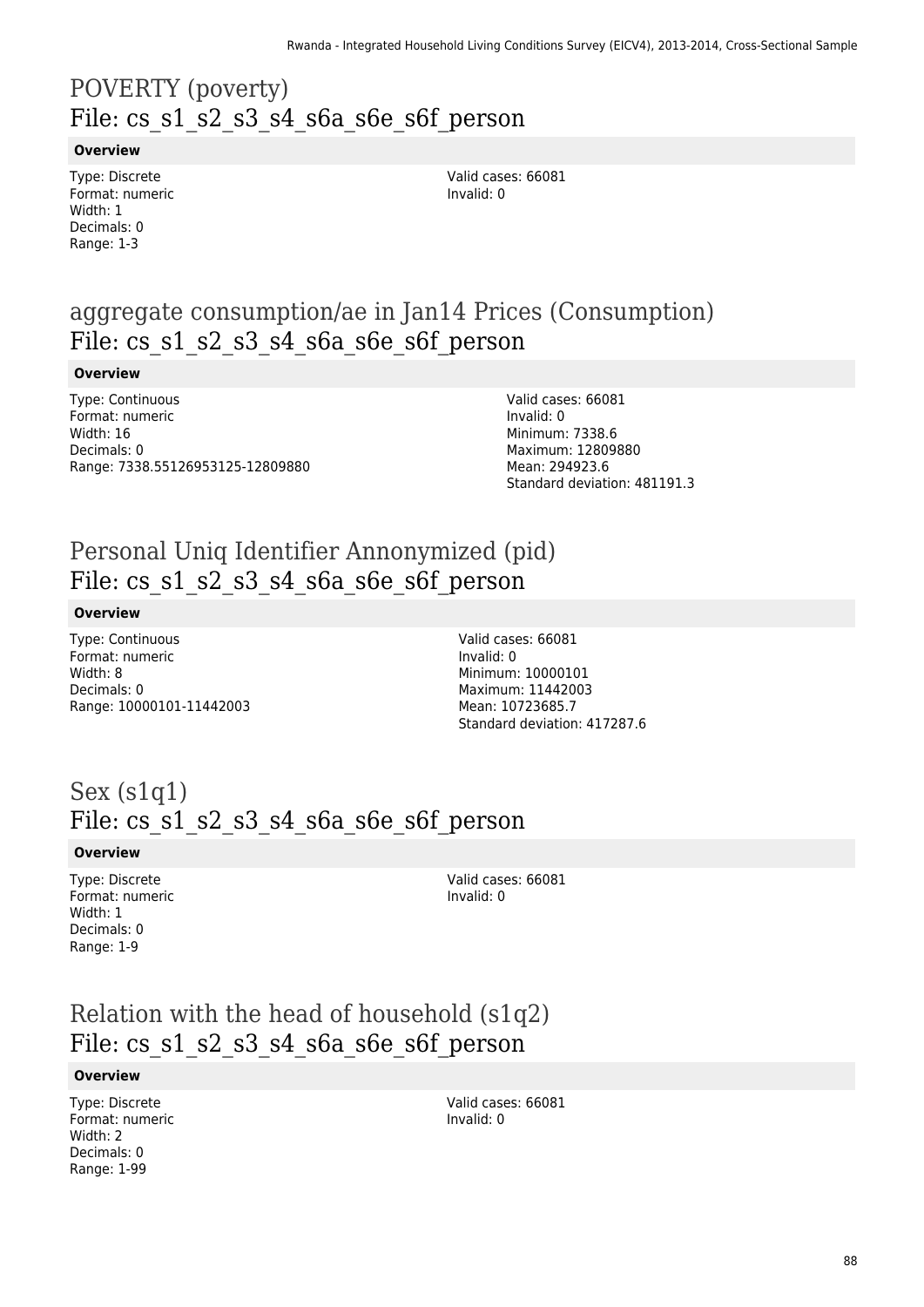## POVERTY (poverty)
## File: cs_s1_s2_s3_s4_s6a_s6e_s6f_person

**Overview**

Type: Discrete
Format: numeric
Width: 1
Decimals: 0
Range: 1-3

Valid cases: 66081
Invalid: 0

## aggregate consumption/ae in Jan14 Prices (Consumption)
## File: cs_s1_s2_s3_s4_s6a_s6e_s6f_person

**Overview**

Type: Continuous
Format: numeric
Width: 16
Decimals: 0
Range: 7338.55126953125-12809880

Valid cases: 66081
Invalid: 0
Minimum: 7338.6
Maximum: 12809880
Mean: 294923.6
Standard deviation: 481191.3

## Personal Uniq Identifier Annonymized (pid)
## File: cs_s1_s2_s3_s4_s6a_s6e_s6f_person

**Overview**

Type: Continuous
Format: numeric
Width: 8
Decimals: 0
Range: 10000101-11442003

Valid cases: 66081
Invalid: 0
Minimum: 10000101
Maximum: 11442003
Mean: 10723685.7
Standard deviation: 417287.6

## Sex (s1q1)
## File: cs_s1_s2_s3_s4_s6a_s6e_s6f_person

**Overview**

Type: Discrete
Format: numeric
Width: 1
Decimals: 0
Range: 1-9

Valid cases: 66081
Invalid: 0

## Relation with the head of household (s1q2)
## File: cs_s1_s2_s3_s4_s6a_s6e_s6f_person

**Overview**

Type: Discrete
Format: numeric
Width: 2
Decimals: 0
Range: 1-99

Valid cases: 66081
Invalid: 0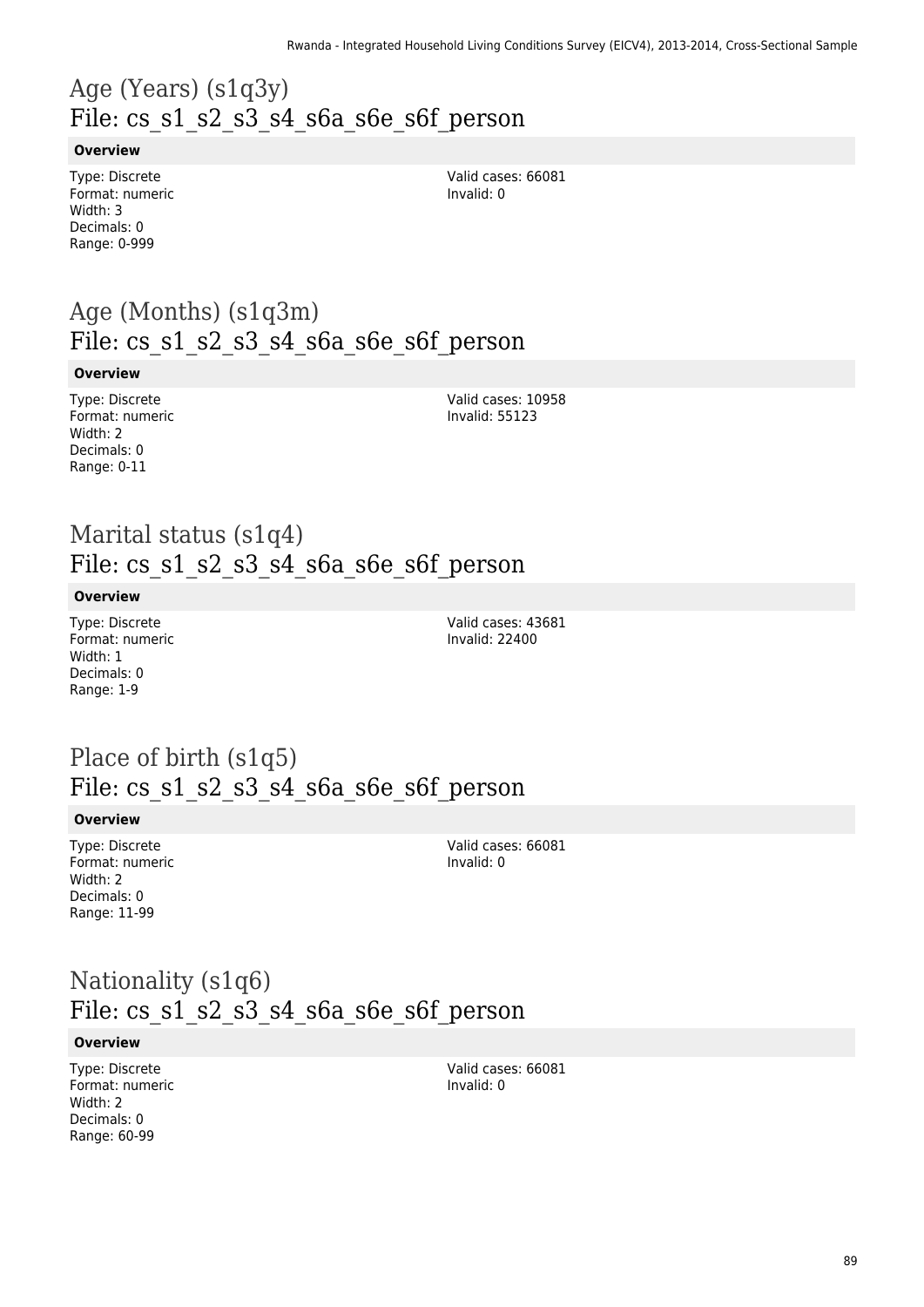# Age (Years) (s1q3y)
File: cs_s1_s2_s3_s4_s6a_s6e_s6f_person

### Overview

Type: Discrete
Format: numeric
Width: 3
Decimals: 0
Range: 0-999

Valid cases: 66081
Invalid: 0

# Age (Months) (s1q3m)
File: cs_s1_s2_s3_s4_s6a_s6e_s6f_person

### Overview

Type: Discrete
Format: numeric
Width: 2
Decimals: 0
Range: 0-11

Valid cases: 10958
Invalid: 55123

# Marital status (s1q4)
File: cs_s1_s2_s3_s4_s6a_s6e_s6f_person

### Overview

Type: Discrete
Format: numeric
Width: 1
Decimals: 0
Range: 1-9

Valid cases: 43681
Invalid: 22400

# Place of birth (s1q5)
File: cs_s1_s2_s3_s4_s6a_s6e_s6f_person

### Overview

Type: Discrete
Format: numeric
Width: 2
Decimals: 0
Range: 11-99

Valid cases: 66081
Invalid: 0

# Nationality (s1q6)
File: cs_s1_s2_s3_s4_s6a_s6e_s6f_person

### Overview

Type: Discrete
Format: numeric
Width: 2
Decimals: 0
Range: 60-99

Valid cases: 66081
Invalid: 0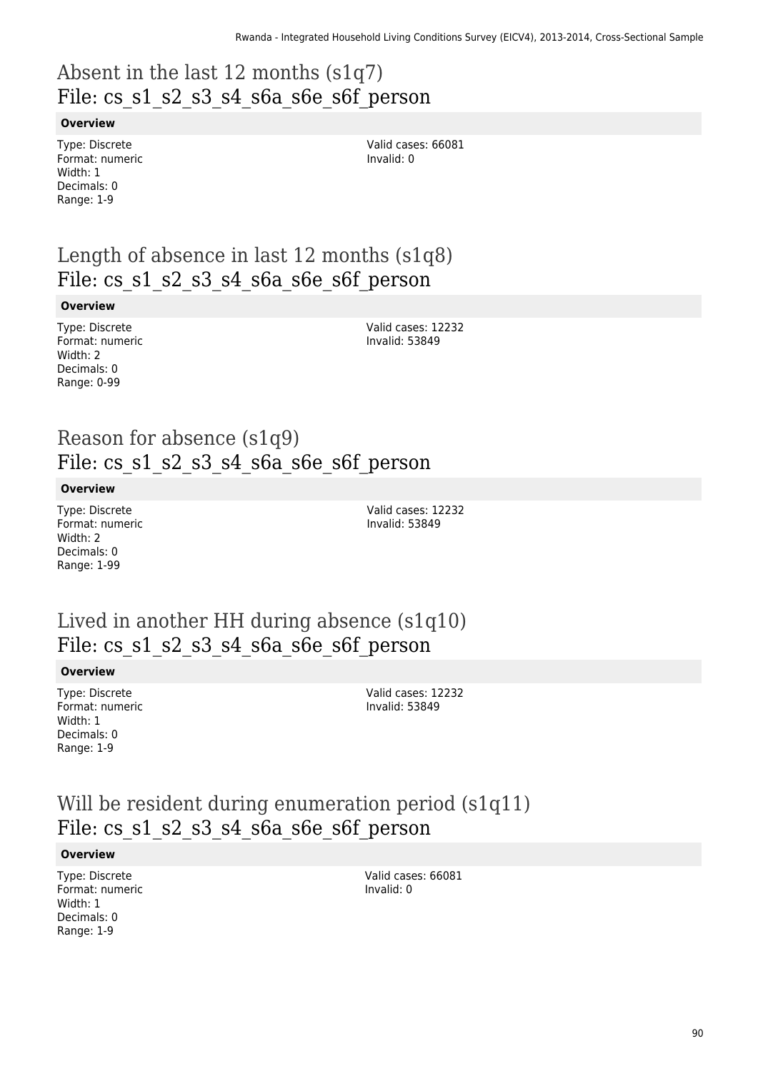## Absent in the last 12 months (s1q7)
## File: cs_s1_s2_s3_s4_s6a_s6e_s6f_person

**Overview**

Type: Discrete
Format: numeric
Width: 1
Decimals: 0
Range: 1-9

Valid cases: 66081
Invalid: 0

## Length of absence in last 12 months (s1q8)
## File: cs_s1_s2_s3_s4_s6a_s6e_s6f_person

**Overview**

Type: Discrete
Format: numeric
Width: 2
Decimals: 0
Range: 0-99

Valid cases: 12232
Invalid: 53849

## Reason for absence (s1q9)
## File: cs_s1_s2_s3_s4_s6a_s6e_s6f_person

**Overview**

Type: Discrete
Format: numeric
Width: 2
Decimals: 0
Range: 1-99

Valid cases: 12232
Invalid: 53849

## Lived in another HH during absence (s1q10)
## File: cs_s1_s2_s3_s4_s6a_s6e_s6f_person

**Overview**

Type: Discrete
Format: numeric
Width: 1
Decimals: 0
Range: 1-9

Valid cases: 12232
Invalid: 53849

## Will be resident during enumeration period (s1q11)
## File: cs_s1_s2_s3_s4_s6a_s6e_s6f_person

**Overview**

Type: Discrete
Format: numeric
Width: 1
Decimals: 0
Range: 1-9

Valid cases: 66081
Invalid: 0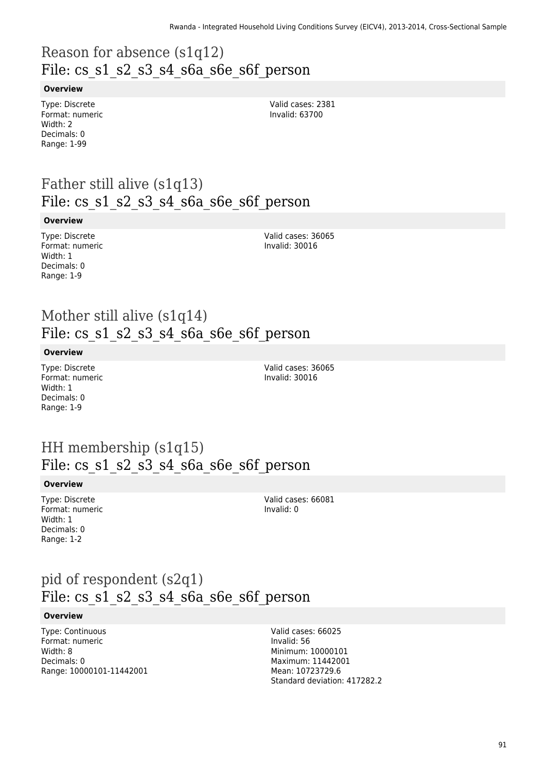## Reason for absence (s1q12)
File: cs_s1_s2_s3_s4_s6a_s6e_s6f_person

**Overview**

Type: Discrete
Format: numeric
Width: 2
Decimals: 0
Range: 1-99

Valid cases: 2381
Invalid: 63700

## Father still alive (s1q13)
File: cs_s1_s2_s3_s4_s6a_s6e_s6f_person

**Overview**

Type: Discrete
Format: numeric
Width: 1
Decimals: 0
Range: 1-9

Valid cases: 36065
Invalid: 30016

## Mother still alive (s1q14)
File: cs_s1_s2_s3_s4_s6a_s6e_s6f_person

**Overview**

Type: Discrete
Format: numeric
Width: 1
Decimals: 0
Range: 1-9

Valid cases: 36065
Invalid: 30016

## HH membership (s1q15)
File: cs_s1_s2_s3_s4_s6a_s6e_s6f_person

**Overview**

Type: Discrete
Format: numeric
Width: 1
Decimals: 0
Range: 1-2

Valid cases: 66081
Invalid: 0

## pid of respondent (s2q1)
File: cs_s1_s2_s3_s4_s6a_s6e_s6f_person

**Overview**

Type: Continuous
Format: numeric
Width: 8
Decimals: 0
Range: 10000101-11442001

Valid cases: 66025
Invalid: 56
Minimum: 10000101
Maximum: 11442001
Mean: 10723729.6
Standard deviation: 417282.2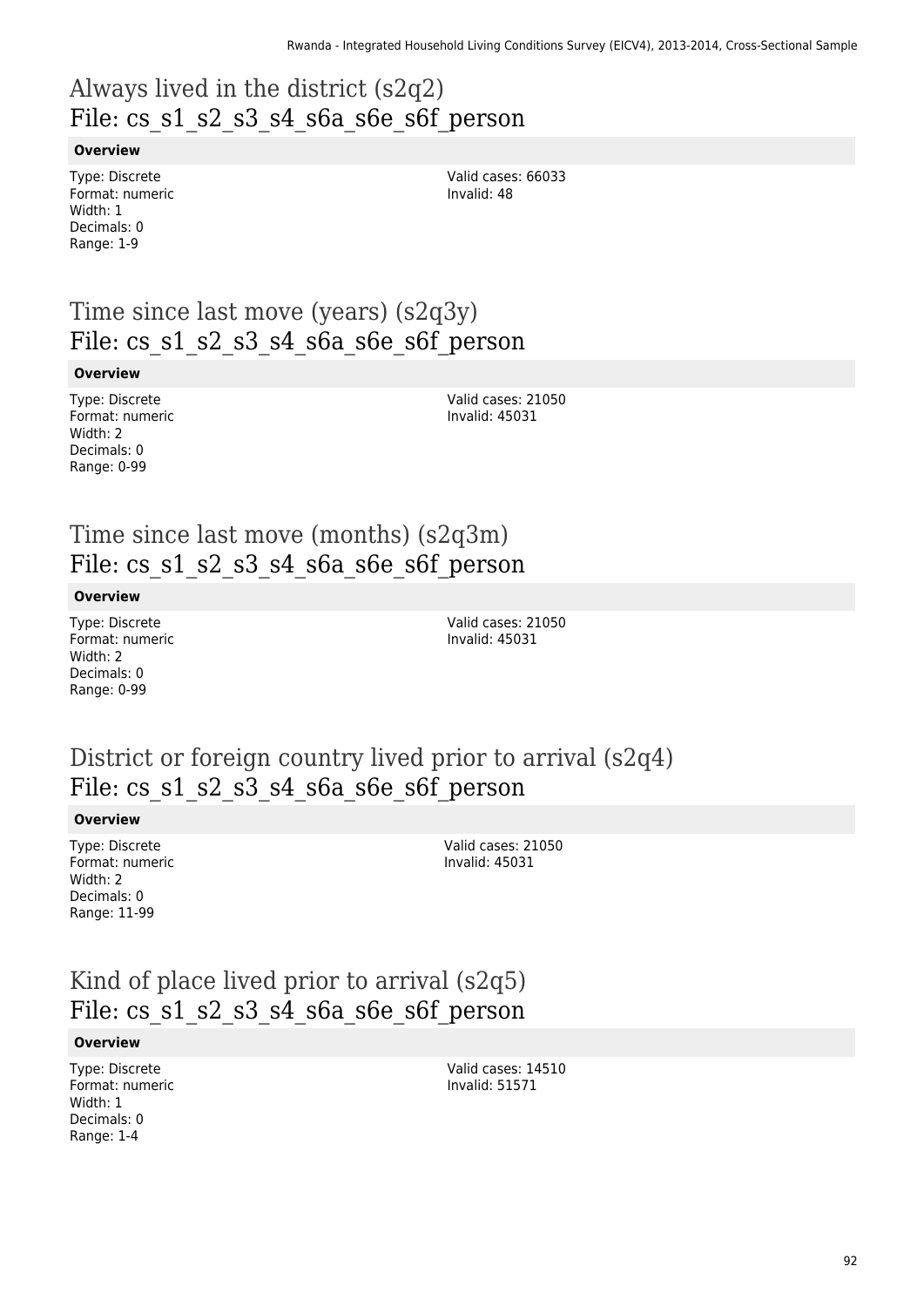# Always lived in the district (s2q2)
File: cs_s1_s2_s3_s4_s6a_s6e_s6f_person

**Overview**

Type: Discrete
Format: numeric
Width: 1
Decimals: 0
Range: 1-9

Valid cases: 66033
Invalid: 48

# Time since last move (years) (s2q3y)
File: cs_s1_s2_s3_s4_s6a_s6e_s6f_person

**Overview**

Type: Discrete
Format: numeric
Width: 2
Decimals: 0
Range: 0-99

Valid cases: 21050
Invalid: 45031

# Time since last move (months) (s2q3m)
File: cs_s1_s2_s3_s4_s6a_s6e_s6f_person

**Overview**

Type: Discrete
Format: numeric
Width: 2
Decimals: 0
Range: 0-99

Valid cases: 21050
Invalid: 45031

# District or foreign country lived prior to arrival (s2q4)
File: cs_s1_s2_s3_s4_s6a_s6e_s6f_person

**Overview**

Type: Discrete
Format: numeric
Width: 2
Decimals: 0
Range: 11-99

Valid cases: 21050
Invalid: 45031

# Kind of place lived prior to arrival (s2q5)
File: cs_s1_s2_s3_s4_s6a_s6e_s6f_person

**Overview**

Type: Discrete
Format: numeric
Width: 1
Decimals: 0
Range: 1-4

Valid cases: 14510
Invalid: 51571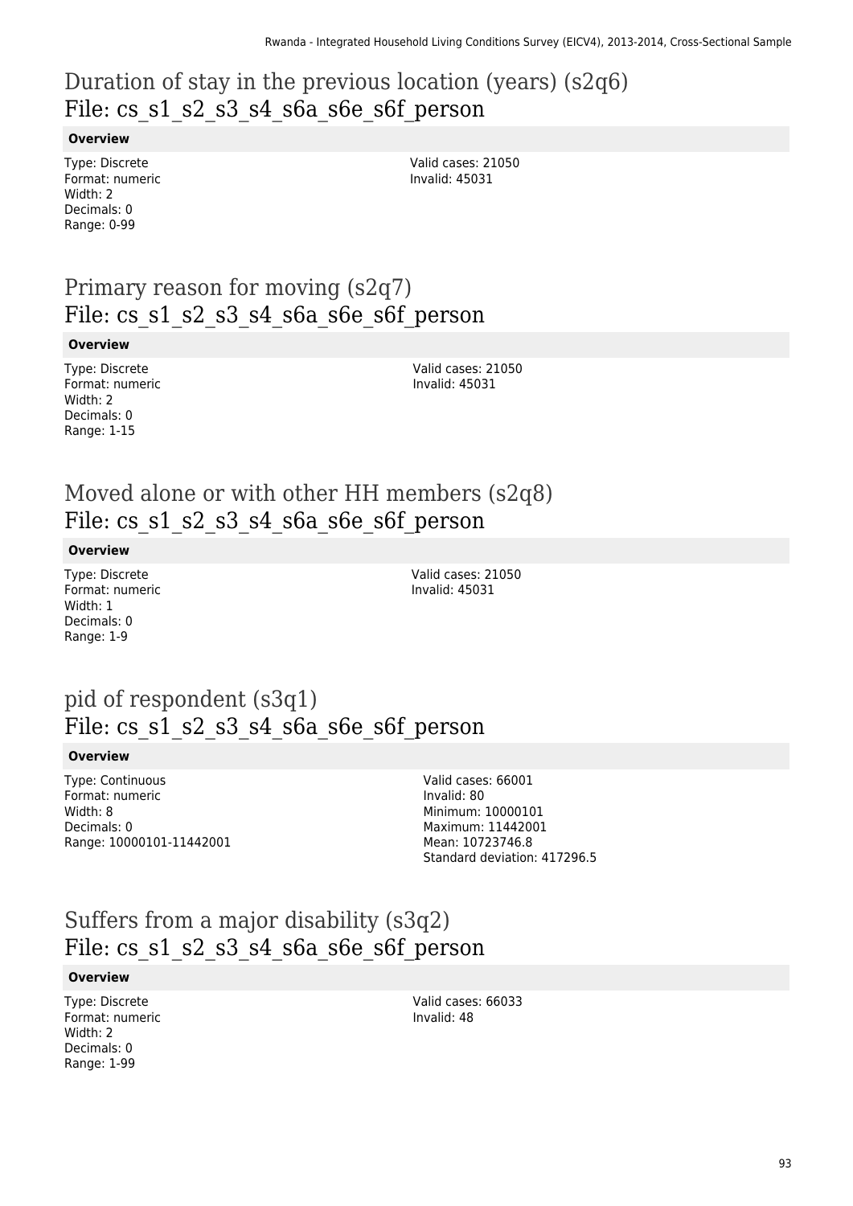# Duration of stay in the previous location (years) (s2q6)
# File: cs_s1_s2_s3_s4_s6a_s6e_s6f_person

**Overview**

Type: Discrete
Format: numeric
Width: 2
Decimals: 0
Range: 0-99

Valid cases: 21050
Invalid: 45031

# Primary reason for moving (s2q7)
# File: cs_s1_s2_s3_s4_s6a_s6e_s6f_person

**Overview**

Type: Discrete
Format: numeric
Width: 2
Decimals: 0
Range: 1-15

Valid cases: 21050
Invalid: 45031

# Moved alone or with other HH members (s2q8)
# File: cs_s1_s2_s3_s4_s6a_s6e_s6f_person

**Overview**

Type: Discrete
Format: numeric
Width: 1
Decimals: 0
Range: 1-9

Valid cases: 21050
Invalid: 45031

# pid of respondent (s3q1)
# File: cs_s1_s2_s3_s4_s6a_s6e_s6f_person

**Overview**

Type: Continuous
Format: numeric
Width: 8
Decimals: 0
Range: 10000101-11442001

Valid cases: 66001
Invalid: 80
Minimum: 10000101
Maximum: 11442001
Mean: 10723746.8
Standard deviation: 417296.5

# Suffers from a major disability (s3q2)
# File: cs_s1_s2_s3_s4_s6a_s6e_s6f_person

**Overview**

Type: Discrete
Format: numeric
Width: 2
Decimals: 0
Range: 1-99

Valid cases: 66033
Invalid: 48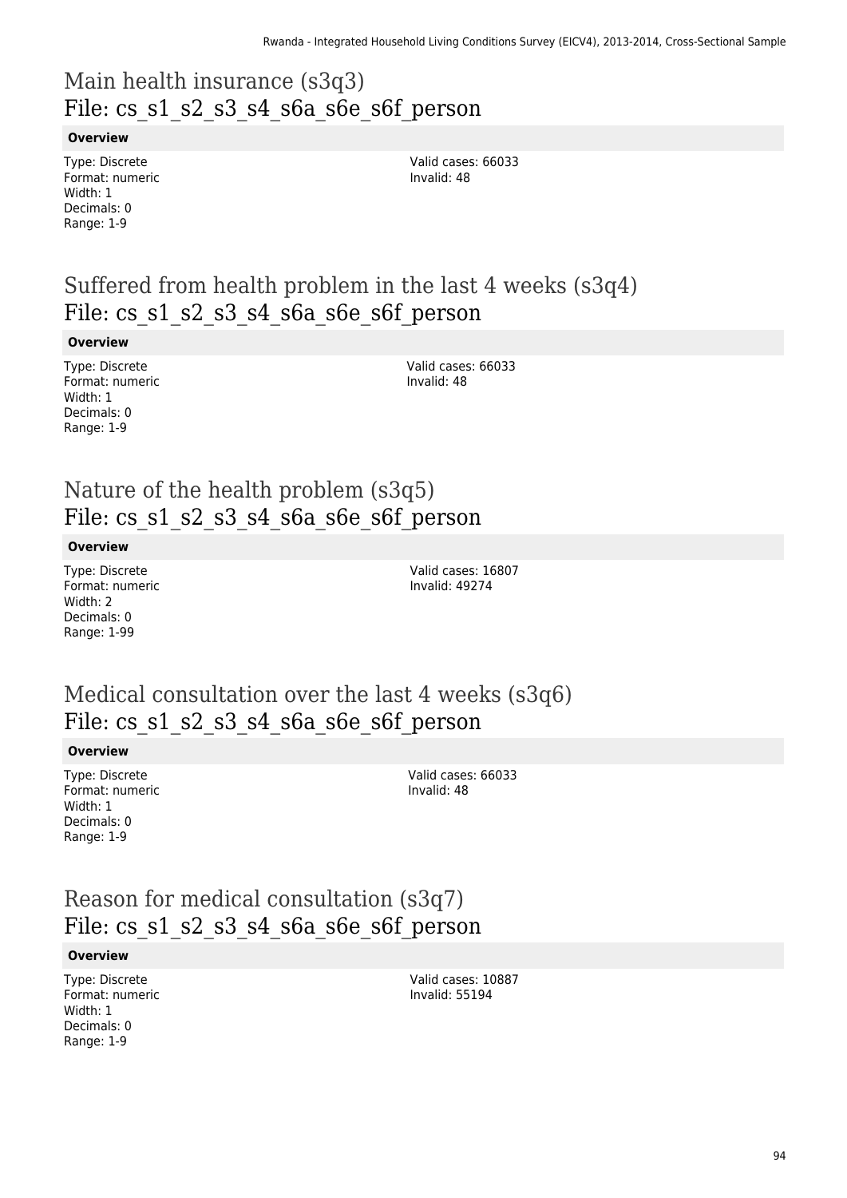## Main health insurance (s3q3)
## File: cs_s1_s2_s3_s4_s6a_s6e_s6f_person

**Overview**

Type: Discrete
Format: numeric
Width: 1
Decimals: 0
Range: 1-9

Valid cases: 66033
Invalid: 48

## Suffered from health problem in the last 4 weeks (s3q4)
## File: cs_s1_s2_s3_s4_s6a_s6e_s6f_person

**Overview**

Type: Discrete
Format: numeric
Width: 1
Decimals: 0
Range: 1-9

Valid cases: 66033
Invalid: 48

## Nature of the health problem (s3q5)
## File: cs_s1_s2_s3_s4_s6a_s6e_s6f_person

**Overview**

Type: Discrete
Format: numeric
Width: 2
Decimals: 0
Range: 1-99

Valid cases: 16807
Invalid: 49274

## Medical consultation over the last 4 weeks (s3q6)
## File: cs_s1_s2_s3_s4_s6a_s6e_s6f_person

**Overview**

Type: Discrete
Format: numeric
Width: 1
Decimals: 0
Range: 1-9

Valid cases: 66033
Invalid: 48

## Reason for medical consultation (s3q7)
## File: cs_s1_s2_s3_s4_s6a_s6e_s6f_person

**Overview**

Type: Discrete
Format: numeric
Width: 1
Decimals: 0
Range: 1-9

Valid cases: 10887
Invalid: 55194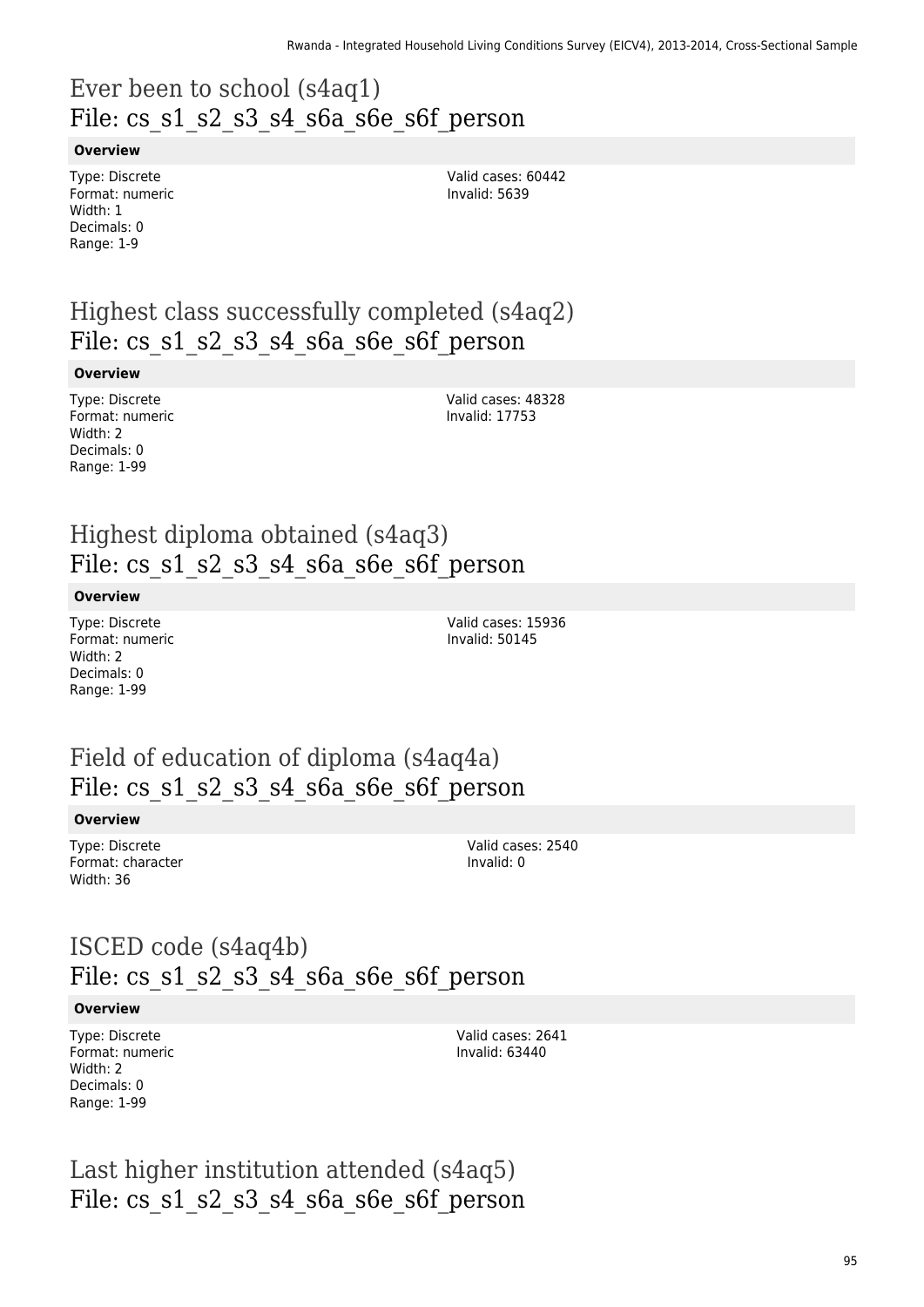## Ever been to school (s4aq1)
## File: cs_s1_s2_s3_s4_s6a_s6e_s6f_person

**Overview**

Type: Discrete
Format: numeric
Width: 1
Decimals: 0
Range: 1-9

Valid cases: 60442
Invalid: 5639

## Highest class successfully completed (s4aq2)
## File: cs_s1_s2_s3_s4_s6a_s6e_s6f_person

**Overview**

Type: Discrete
Format: numeric
Width: 2
Decimals: 0
Range: 1-99

Valid cases: 48328
Invalid: 17753

## Highest diploma obtained (s4aq3)
## File: cs_s1_s2_s3_s4_s6a_s6e_s6f_person

**Overview**

Type: Discrete
Format: numeric
Width: 2
Decimals: 0
Range: 1-99

Valid cases: 15936
Invalid: 50145

## Field of education of diploma (s4aq4a)
## File: cs_s1_s2_s3_s4_s6a_s6e_s6f_person

**Overview**

Type: Discrete
Format: character
Width: 36

Valid cases: 2540
Invalid: 0

## ISCED code (s4aq4b)
## File: cs_s1_s2_s3_s4_s6a_s6e_s6f_person

**Overview**

Type: Discrete
Format: numeric
Width: 2
Decimals: 0
Range: 1-99

Valid cases: 2641
Invalid: 63440

## Last higher institution attended (s4aq5)
## File: cs_s1_s2_s3_s4_s6a_s6e_s6f_person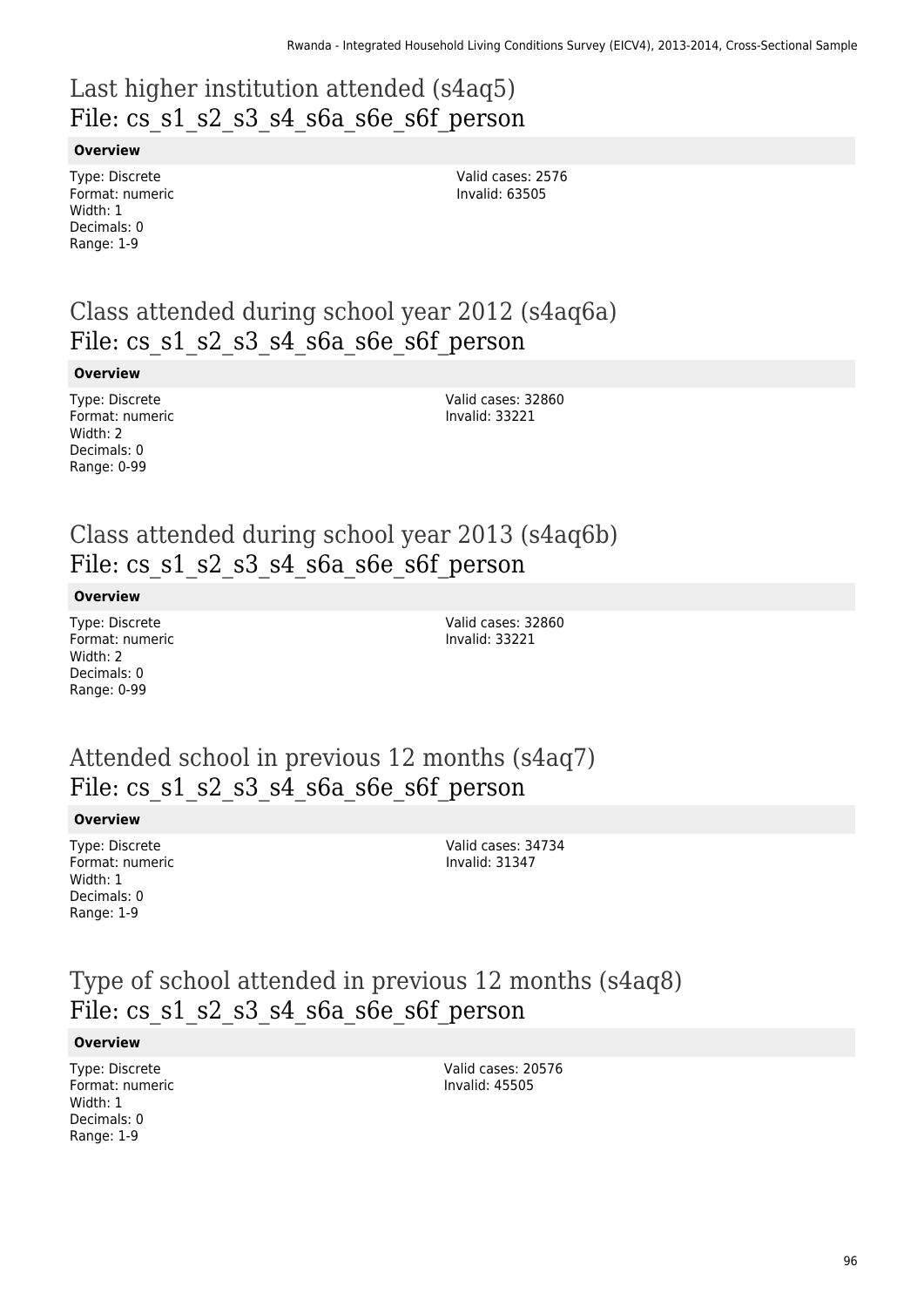## Last higher institution attended (s4aq5)
## File: cs_s1_s2_s3_s4_s6a_s6e_s6f_person

**Overview**

Type: Discrete
Format: numeric
Width: 1
Decimals: 0
Range: 1-9

Valid cases: 2576
Invalid: 63505

## Class attended during school year 2012 (s4aq6a)
## File: cs_s1_s2_s3_s4_s6a_s6e_s6f_person

**Overview**

Type: Discrete
Format: numeric
Width: 2
Decimals: 0
Range: 0-99

Valid cases: 32860
Invalid: 33221

## Class attended during school year 2013 (s4aq6b)
## File: cs_s1_s2_s3_s4_s6a_s6e_s6f_person

**Overview**

Type: Discrete
Format: numeric
Width: 2
Decimals: 0
Range: 0-99

Valid cases: 32860
Invalid: 33221

## Attended school in previous 12 months (s4aq7)
## File: cs_s1_s2_s3_s4_s6a_s6e_s6f_person

**Overview**

Type: Discrete
Format: numeric
Width: 1
Decimals: 0
Range: 1-9

Valid cases: 34734
Invalid: 31347

## Type of school attended in previous 12 months (s4aq8)
## File: cs_s1_s2_s3_s4_s6a_s6e_s6f_person

**Overview**

Type: Discrete
Format: numeric
Width: 1
Decimals: 0
Range: 1-9

Valid cases: 20576
Invalid: 45505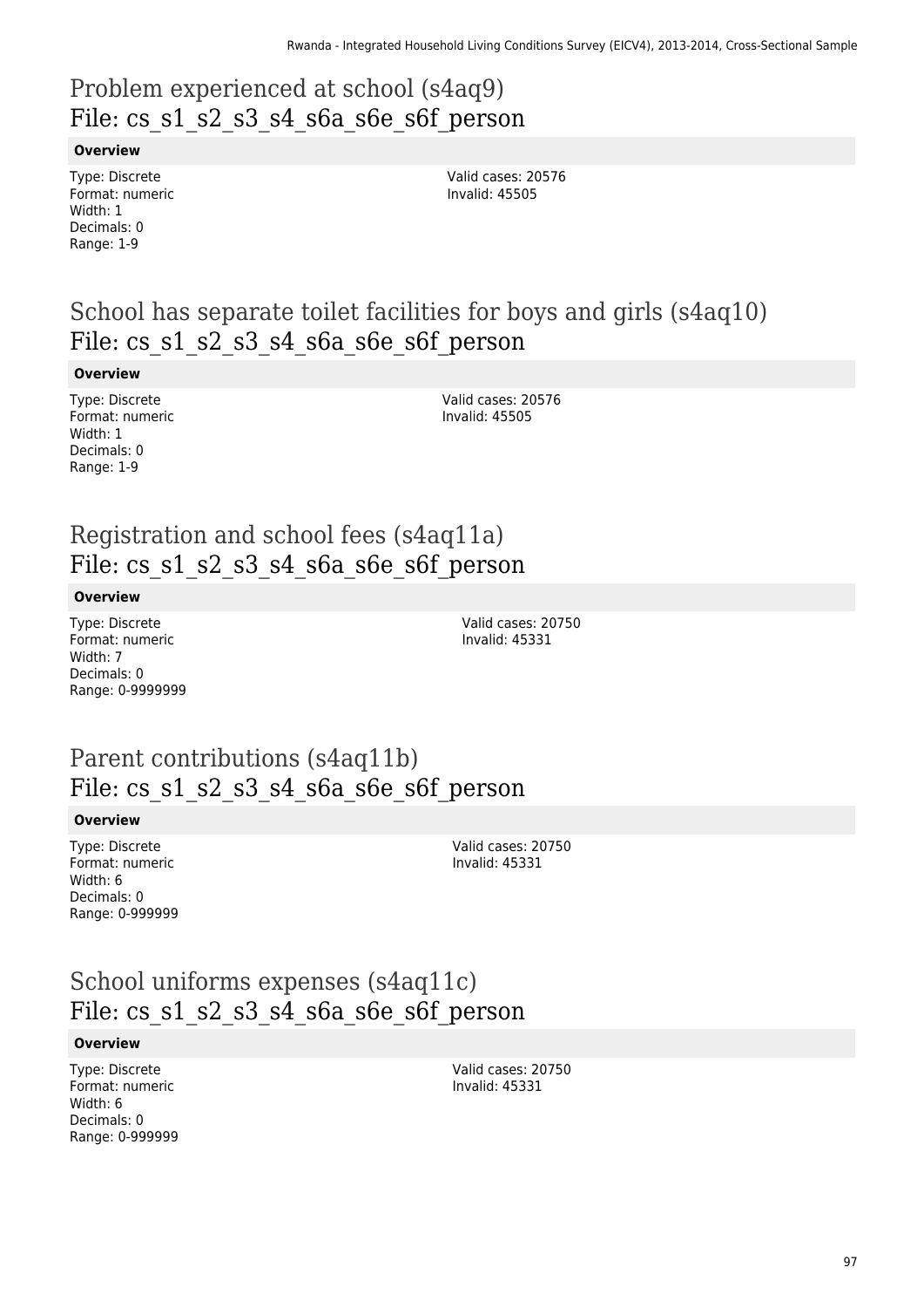## Problem experienced at school (s4aq9)
## File: cs_s1_s2_s3_s4_s6a_s6e_s6f_person

**Overview**

Type: Discrete
Format: numeric
Width: 1
Decimals: 0
Range: 1-9

Valid cases: 20576
Invalid: 45505

## School has separate toilet facilities for boys and girls (s4aq10)
## File: cs_s1_s2_s3_s4_s6a_s6e_s6f_person

**Overview**

Type: Discrete
Format: numeric
Width: 1
Decimals: 0
Range: 1-9

Valid cases: 20576
Invalid: 45505

## Registration and school fees (s4aq11a)
## File: cs_s1_s2_s3_s4_s6a_s6e_s6f_person

**Overview**

Type: Discrete
Format: numeric
Width: 7
Decimals: 0
Range: 0-9999999

Valid cases: 20750
Invalid: 45331

## Parent contributions (s4aq11b)
## File: cs_s1_s2_s3_s4_s6a_s6e_s6f_person

**Overview**

Type: Discrete
Format: numeric
Width: 6
Decimals: 0
Range: 0-999999

Valid cases: 20750
Invalid: 45331

## School uniforms expenses (s4aq11c)
## File: cs_s1_s2_s3_s4_s6a_s6e_s6f_person

**Overview**

Type: Discrete
Format: numeric
Width: 6
Decimals: 0
Range: 0-999999

Valid cases: 20750
Invalid: 45331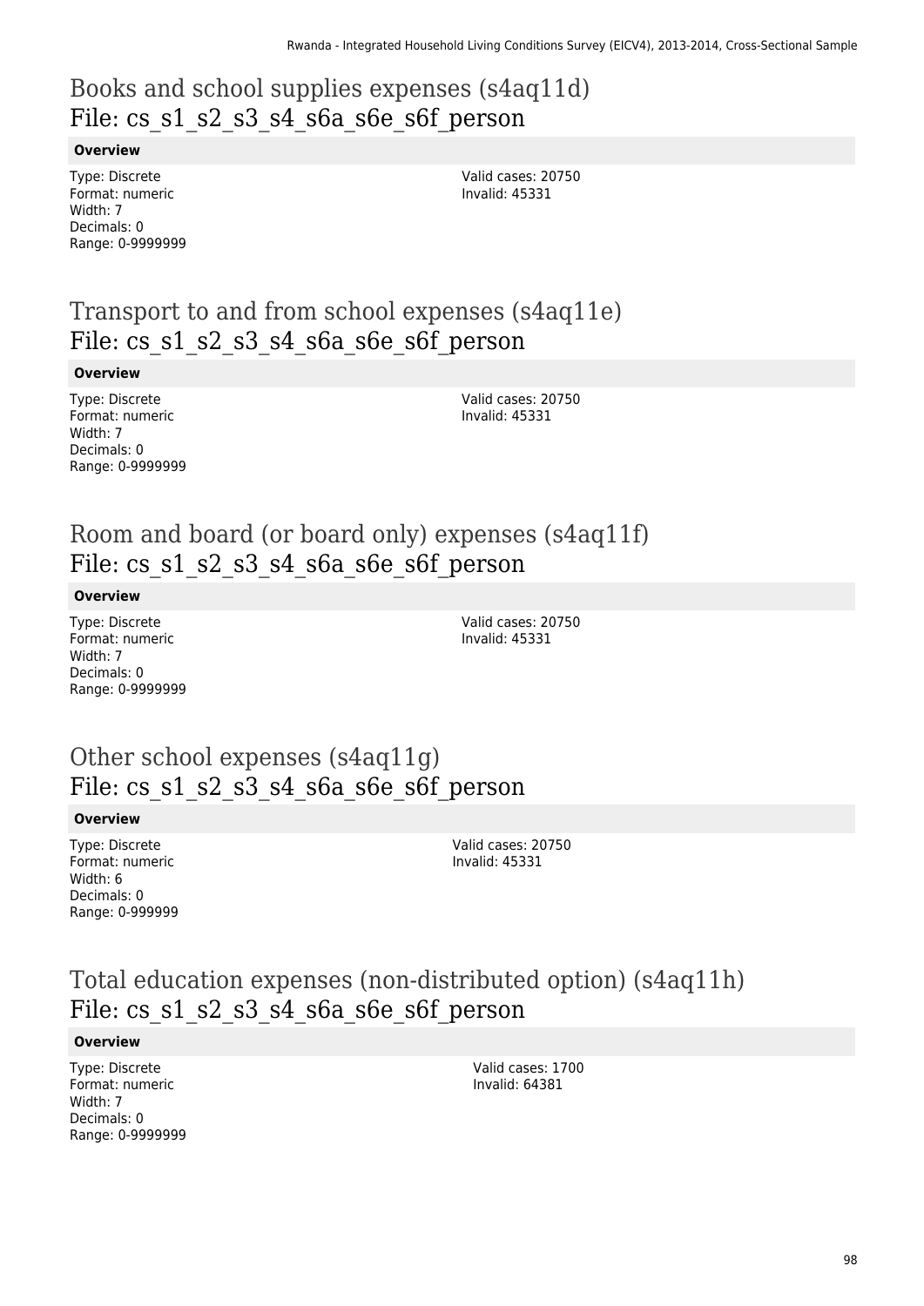## Books and school supplies expenses (s4aq11d)
## File: cs_s1_s2_s3_s4_s6a_s6e_s6f_person

**Overview**

Type: Discrete
Format: numeric
Width: 7
Decimals: 0
Range: 0-9999999

Valid cases: 20750
Invalid: 45331

## Transport to and from school expenses (s4aq11e)
## File: cs_s1_s2_s3_s4_s6a_s6e_s6f_person

**Overview**

Type: Discrete
Format: numeric
Width: 7
Decimals: 0
Range: 0-9999999

Valid cases: 20750
Invalid: 45331

## Room and board (or board only) expenses (s4aq11f)
## File: cs_s1_s2_s3_s4_s6a_s6e_s6f_person

**Overview**

Type: Discrete
Format: numeric
Width: 7
Decimals: 0
Range: 0-9999999

Valid cases: 20750
Invalid: 45331

## Other school expenses (s4aq11g)
## File: cs_s1_s2_s3_s4_s6a_s6e_s6f_person

**Overview**

Type: Discrete
Format: numeric
Width: 6
Decimals: 0
Range: 0-999999

Valid cases: 20750
Invalid: 45331

## Total education expenses (non-distributed option) (s4aq11h)
## File: cs_s1_s2_s3_s4_s6a_s6e_s6f_person

**Overview**

Type: Discrete
Format: numeric
Width: 7
Decimals: 0
Range: 0-9999999

Valid cases: 1700
Invalid: 64381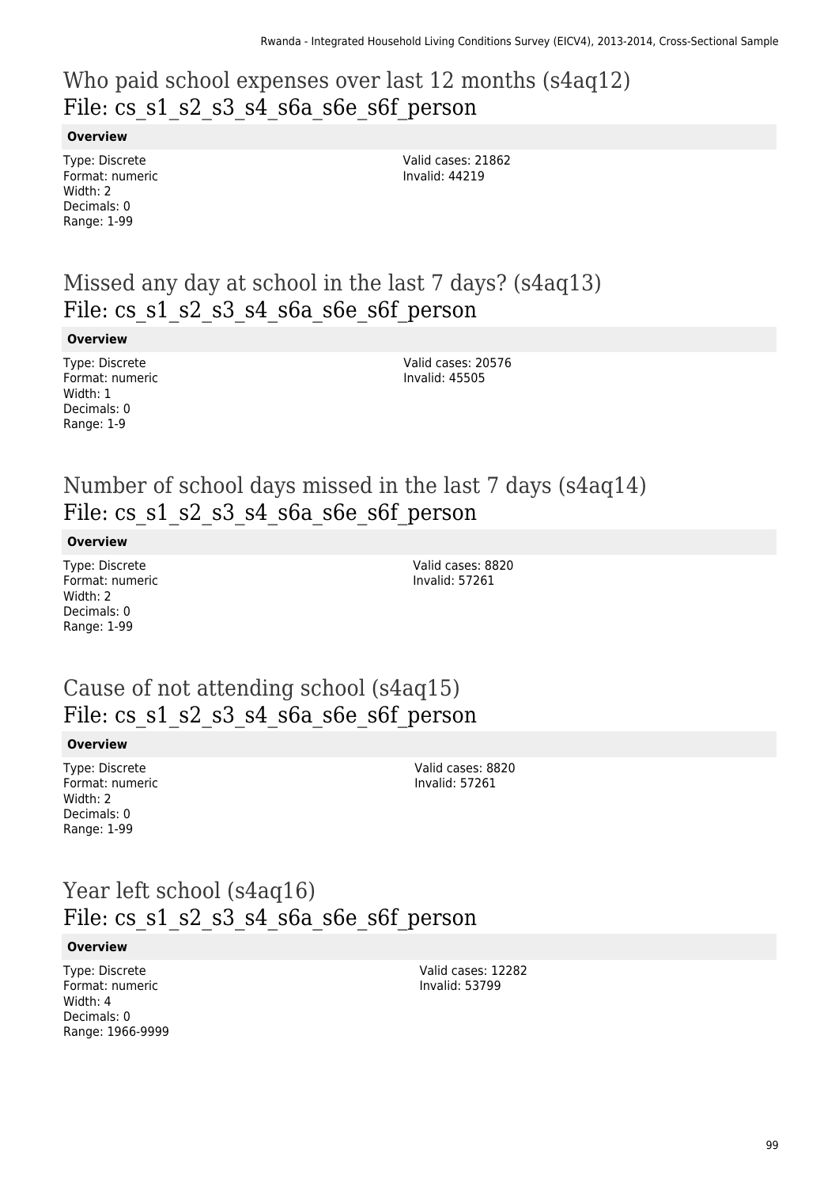## Who paid school expenses over last 12 months (s4aq12)
File: cs_s1_s2_s3_s4_s6a_s6e_s6f_person

**Overview**

Type: Discrete
Format: numeric
Width: 2
Decimals: 0
Range: 1-99

Valid cases: 21862
Invalid: 44219

## Missed any day at school in the last 7 days? (s4aq13)
File: cs_s1_s2_s3_s4_s6a_s6e_s6f_person

**Overview**

Type: Discrete
Format: numeric
Width: 1
Decimals: 0
Range: 1-9

Valid cases: 20576
Invalid: 45505

## Number of school days missed in the last 7 days (s4aq14)
File: cs_s1_s2_s3_s4_s6a_s6e_s6f_person

**Overview**

Type: Discrete
Format: numeric
Width: 2
Decimals: 0
Range: 1-99

Valid cases: 8820
Invalid: 57261

## Cause of not attending school (s4aq15)
File: cs_s1_s2_s3_s4_s6a_s6e_s6f_person

**Overview**

Type: Discrete
Format: numeric
Width: 2
Decimals: 0
Range: 1-99

Valid cases: 8820
Invalid: 57261

## Year left school (s4aq16)
File: cs_s1_s2_s3_s4_s6a_s6e_s6f_person

**Overview**

Type: Discrete
Format: numeric
Width: 4
Decimals: 0
Range: 1966-9999

Valid cases: 12282
Invalid: 53799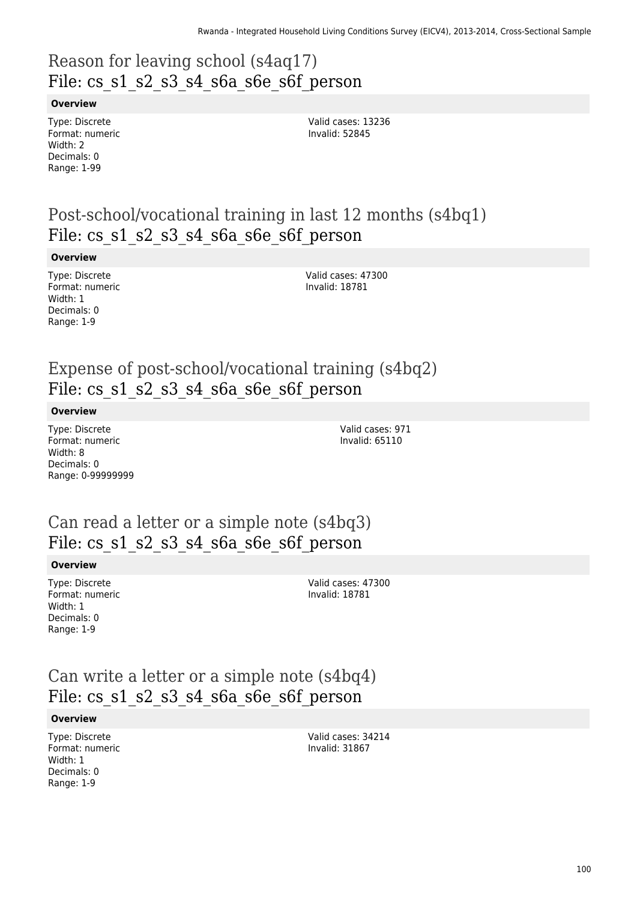# Reason for leaving school (s4aq17)
## File: cs_s1_s2_s3_s4_s6a_s6e_s6f_person

**Overview**

Type: Discrete
Format: numeric
Width: 2
Decimals: 0
Range: 1-99

Valid cases: 13236
Invalid: 52845

# Post-school/vocational training in last 12 months (s4bq1)
## File: cs_s1_s2_s3_s4_s6a_s6e_s6f_person

**Overview**

Type: Discrete
Format: numeric
Width: 1
Decimals: 0
Range: 1-9

Valid cases: 47300
Invalid: 18781

# Expense of post-school/vocational training (s4bq2)
## File: cs_s1_s2_s3_s4_s6a_s6e_s6f_person

**Overview**

Type: Discrete
Format: numeric
Width: 8
Decimals: 0
Range: 0-99999999

Valid cases: 971
Invalid: 65110

# Can read a letter or a simple note (s4bq3)
## File: cs_s1_s2_s3_s4_s6a_s6e_s6f_person

**Overview**

Type: Discrete
Format: numeric
Width: 1
Decimals: 0
Range: 1-9

Valid cases: 47300
Invalid: 18781

# Can write a letter or a simple note (s4bq4)
## File: cs_s1_s2_s3_s4_s6a_s6e_s6f_person

**Overview**

Type: Discrete
Format: numeric
Width: 1
Decimals: 0
Range: 1-9

Valid cases: 34214
Invalid: 31867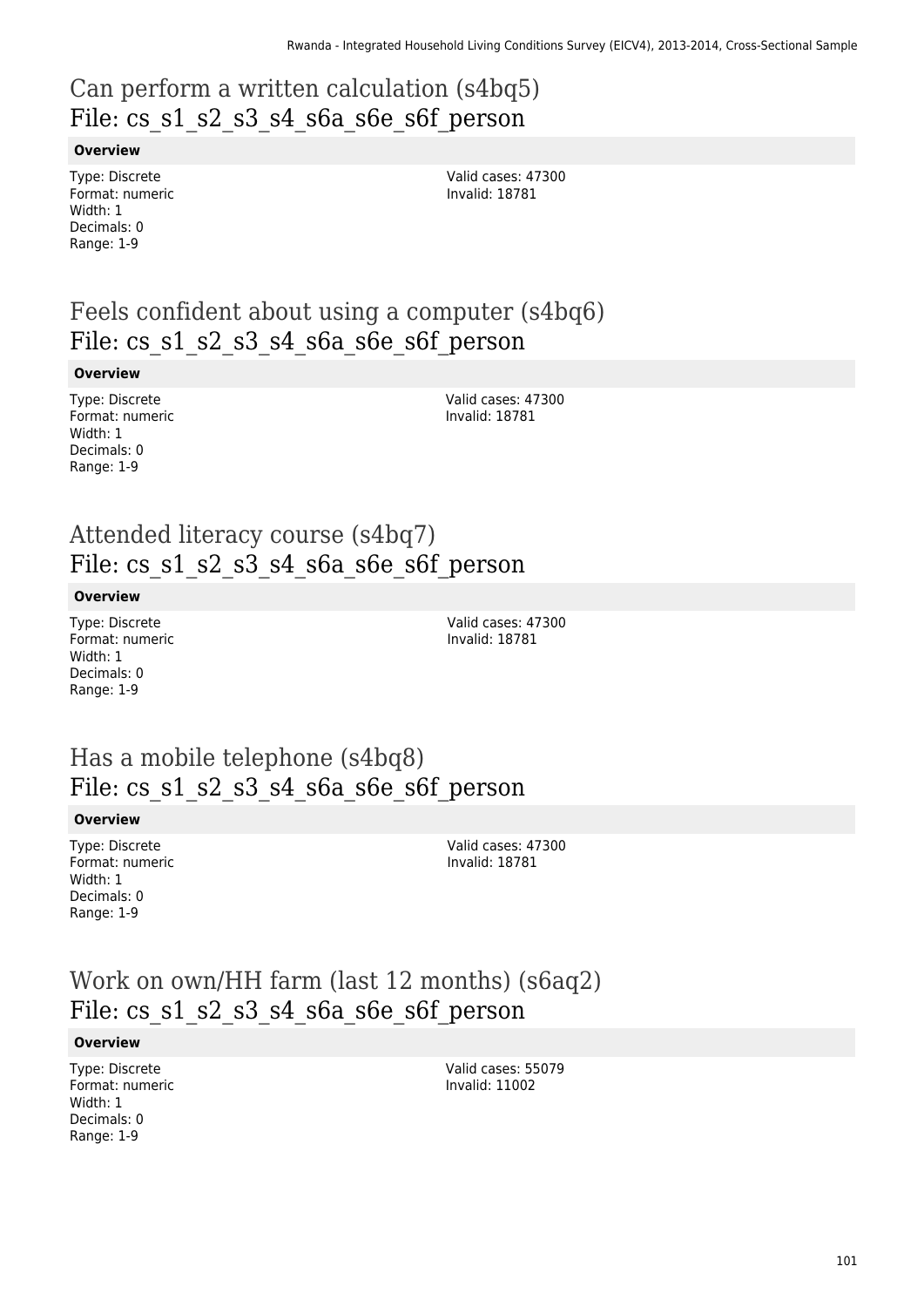## Can perform a written calculation (s4bq5)
## File: cs_s1_s2_s3_s4_s6a_s6e_s6f_person

**Overview**

Type: Discrete
Format: numeric
Width: 1
Decimals: 0
Range: 1-9

Valid cases: 47300
Invalid: 18781

## Feels confident about using a computer (s4bq6)
## File: cs_s1_s2_s3_s4_s6a_s6e_s6f_person

**Overview**

Type: Discrete
Format: numeric
Width: 1
Decimals: 0
Range: 1-9

Valid cases: 47300
Invalid: 18781

## Attended literacy course (s4bq7)
## File: cs_s1_s2_s3_s4_s6a_s6e_s6f_person

**Overview**

Type: Discrete
Format: numeric
Width: 1
Decimals: 0
Range: 1-9

Valid cases: 47300
Invalid: 18781

## Has a mobile telephone (s4bq8)
## File: cs_s1_s2_s3_s4_s6a_s6e_s6f_person

**Overview**

Type: Discrete
Format: numeric
Width: 1
Decimals: 0
Range: 1-9

Valid cases: 47300
Invalid: 18781

## Work on own/HH farm (last 12 months) (s6aq2)
## File: cs_s1_s2_s3_s4_s6a_s6e_s6f_person

**Overview**

Type: Discrete
Format: numeric
Width: 1
Decimals: 0
Range: 1-9

Valid cases: 55079
Invalid: 11002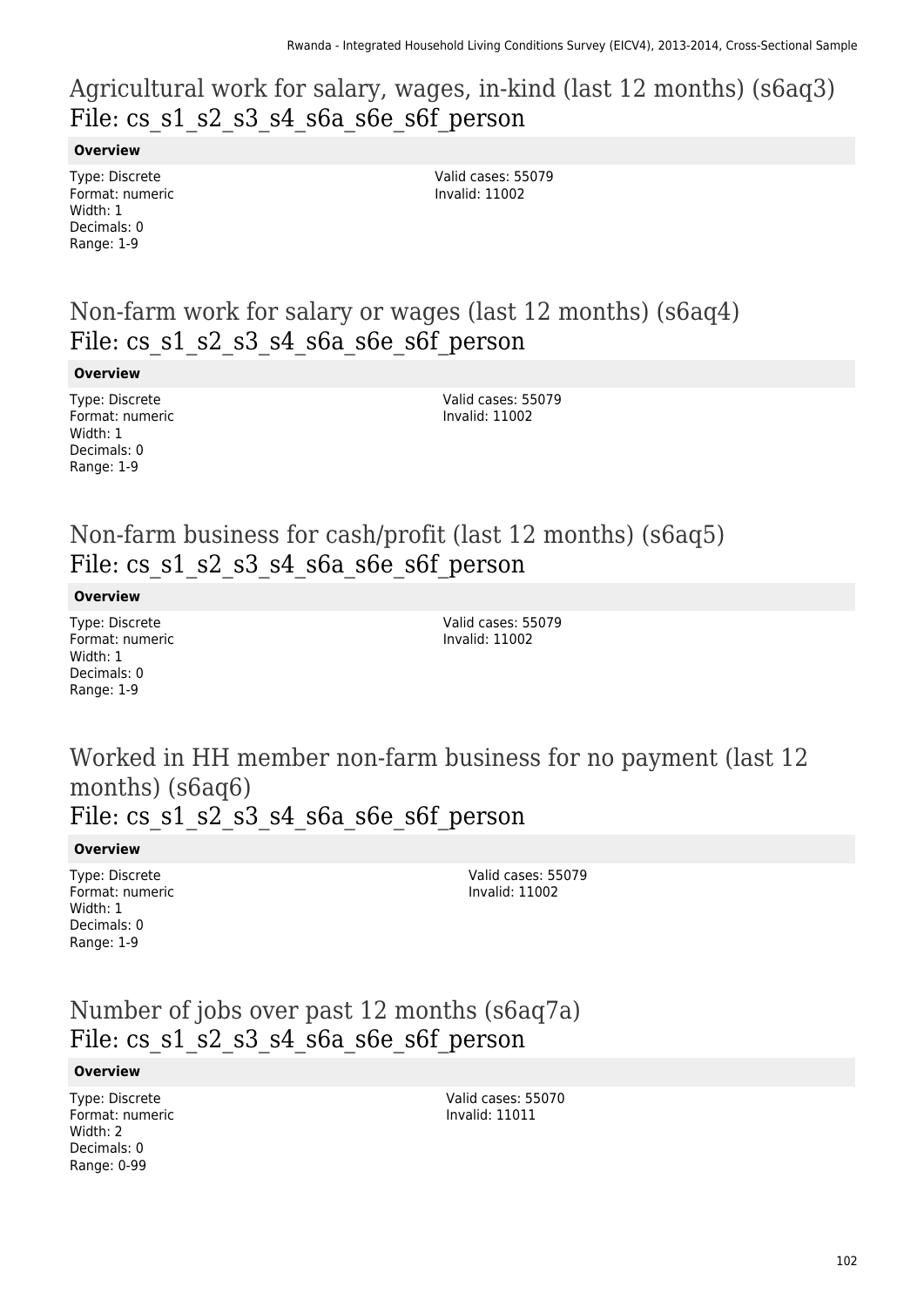## Agricultural work for salary, wages, in-kind (last 12 months) (s6aq3)
## File: cs_s1_s2_s3_s4_s6a_s6e_s6f_person

**Overview**

Type: Discrete
Format: numeric
Width: 1
Decimals: 0
Range: 1-9

Valid cases: 55079
Invalid: 11002

## Non-farm work for salary or wages (last 12 months) (s6aq4)
## File: cs_s1_s2_s3_s4_s6a_s6e_s6f_person

**Overview**

Type: Discrete
Format: numeric
Width: 1
Decimals: 0
Range: 1-9

Valid cases: 55079
Invalid: 11002

## Non-farm business for cash/profit (last 12 months) (s6aq5)
## File: cs_s1_s2_s3_s4_s6a_s6e_s6f_person

**Overview**

Type: Discrete
Format: numeric
Width: 1
Decimals: 0
Range: 1-9

Valid cases: 55079
Invalid: 11002

## Worked in HH member non-farm business for no payment (last 12 months) (s6aq6)
## File: cs_s1_s2_s3_s4_s6a_s6e_s6f_person

**Overview**

Type: Discrete
Format: numeric
Width: 1
Decimals: 0
Range: 1-9

Valid cases: 55079
Invalid: 11002

## Number of jobs over past 12 months (s6aq7a)
## File: cs_s1_s2_s3_s4_s6a_s6e_s6f_person

**Overview**

Type: Discrete
Format: numeric
Width: 2
Decimals: 0
Range: 0-99

Valid cases: 55070
Invalid: 11011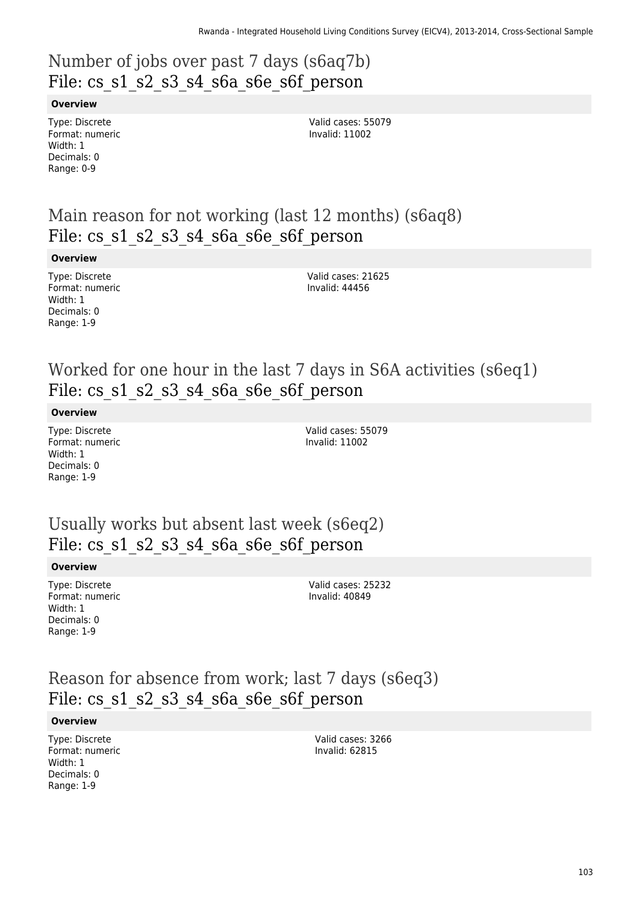# Number of jobs over past 7 days (s6aq7b)
# File: cs_s1_s2_s3_s4_s6a_s6e_s6f_person

**Overview**

Type: Discrete
Format: numeric
Width: 1
Decimals: 0
Range: 0-9

Valid cases: 55079
Invalid: 11002

# Main reason for not working (last 12 months) (s6aq8)
# File: cs_s1_s2_s3_s4_s6a_s6e_s6f_person

**Overview**

Type: Discrete
Format: numeric
Width: 1
Decimals: 0
Range: 1-9

Valid cases: 21625
Invalid: 44456

# Worked for one hour in the last 7 days in S6A activities (s6eq1)
# File: cs_s1_s2_s3_s4_s6a_s6e_s6f_person

**Overview**

Type: Discrete
Format: numeric
Width: 1
Decimals: 0
Range: 1-9

Valid cases: 55079
Invalid: 11002

# Usually works but absent last week (s6eq2)
# File: cs_s1_s2_s3_s4_s6a_s6e_s6f_person

**Overview**

Type: Discrete
Format: numeric
Width: 1
Decimals: 0
Range: 1-9

Valid cases: 25232
Invalid: 40849

# Reason for absence from work; last 7 days (s6eq3)
# File: cs_s1_s2_s3_s4_s6a_s6e_s6f_person

**Overview**

Type: Discrete
Format: numeric
Width: 1
Decimals: 0
Range: 1-9

Valid cases: 3266
Invalid: 62815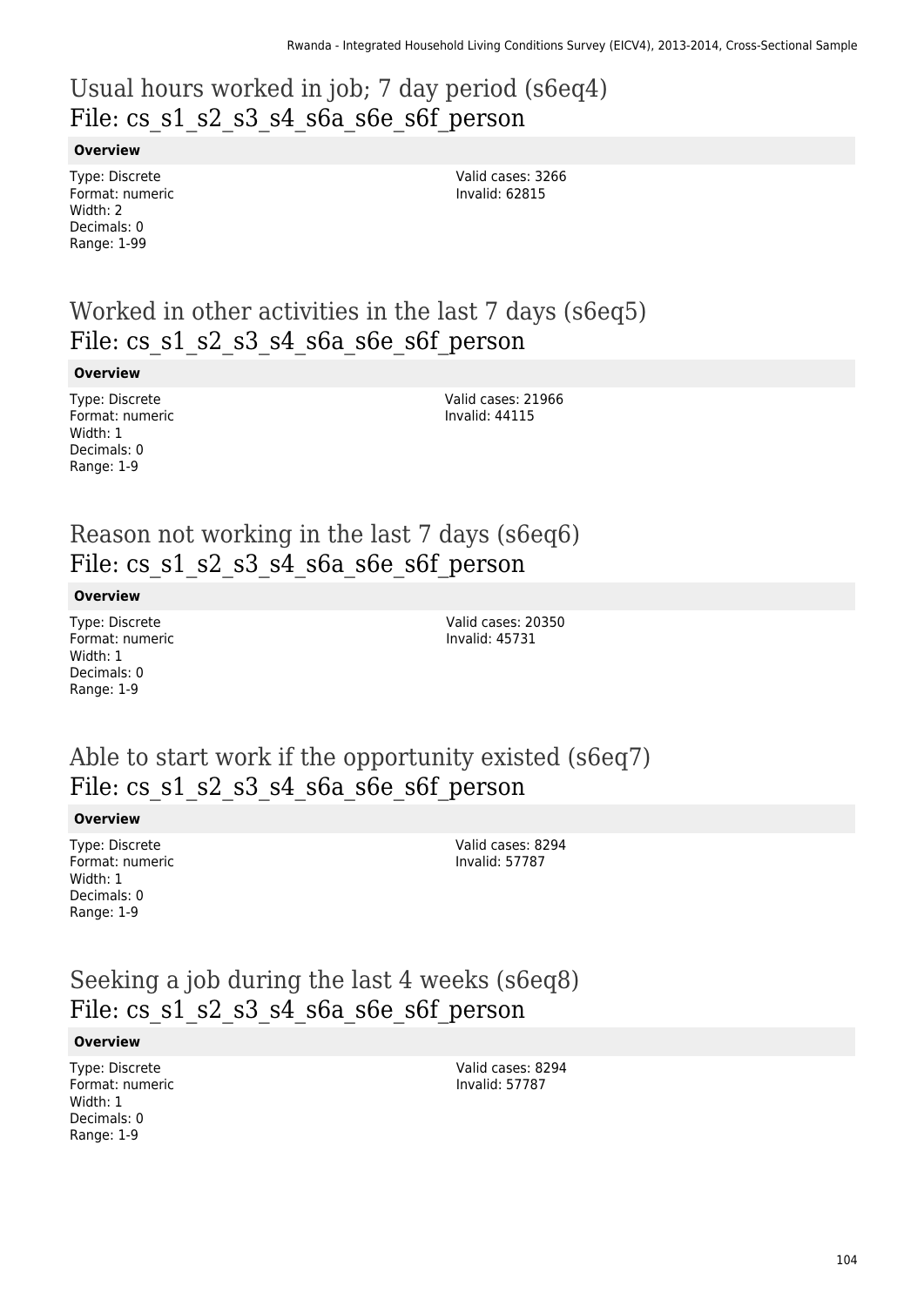# Usual hours worked in job; 7 day period (s6eq4)
File: cs_s1_s2_s3_s4_s6a_s6e_s6f_person

**Overview**

Type: Discrete
Format: numeric
Width: 2
Decimals: 0
Range: 1-99

Valid cases: 3266
Invalid: 62815

# Worked in other activities in the last 7 days (s6eq5)
File: cs_s1_s2_s3_s4_s6a_s6e_s6f_person

**Overview**

Type: Discrete
Format: numeric
Width: 1
Decimals: 0
Range: 1-9

Valid cases: 21966
Invalid: 44115

# Reason not working in the last 7 days (s6eq6)
File: cs_s1_s2_s3_s4_s6a_s6e_s6f_person

**Overview**

Type: Discrete
Format: numeric
Width: 1
Decimals: 0
Range: 1-9

Valid cases: 20350
Invalid: 45731

# Able to start work if the opportunity existed (s6eq7)
File: cs_s1_s2_s3_s4_s6a_s6e_s6f_person

**Overview**

Type: Discrete
Format: numeric
Width: 1
Decimals: 0
Range: 1-9

Valid cases: 8294
Invalid: 57787

# Seeking a job during the last 4 weeks (s6eq8)
File: cs_s1_s2_s3_s4_s6a_s6e_s6f_person

**Overview**

Type: Discrete
Format: numeric
Width: 1
Decimals: 0
Range: 1-9

Valid cases: 8294
Invalid: 57787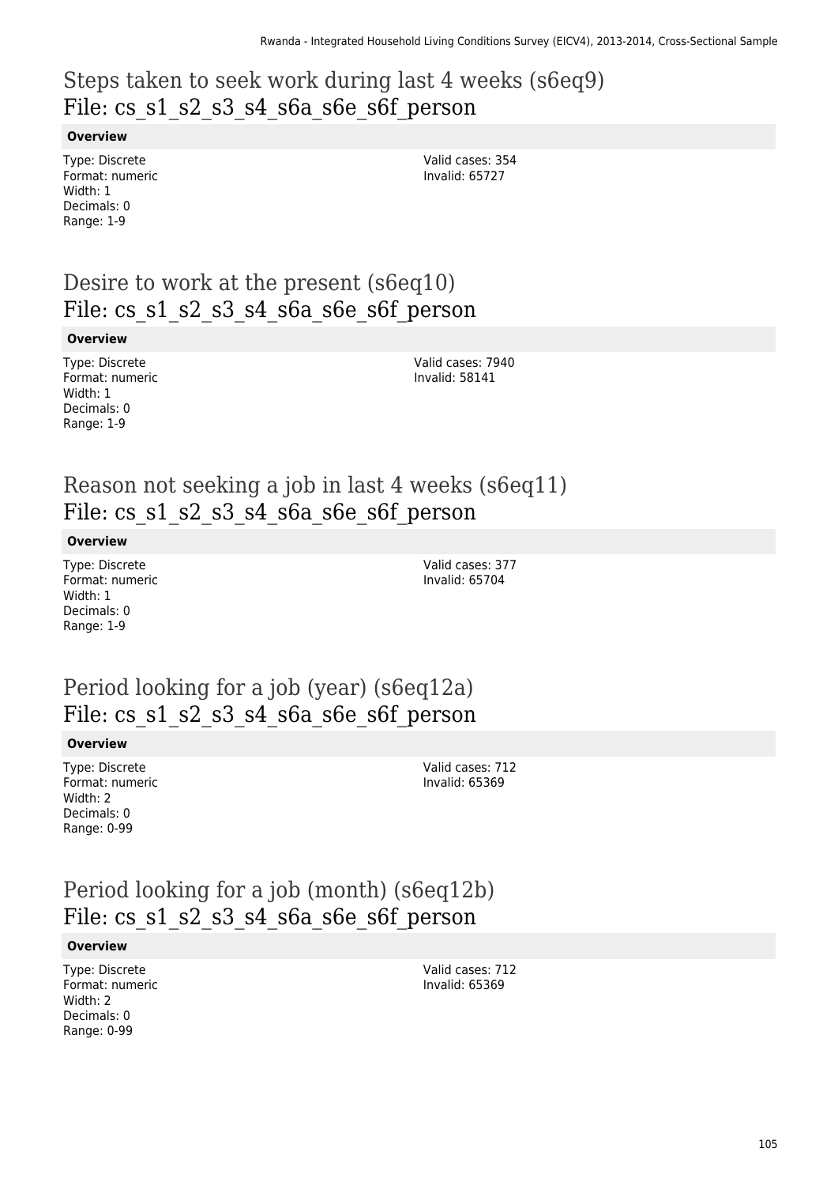## Steps taken to seek work during last 4 weeks (s6eq9)
## File: cs_s1_s2_s3_s4_s6a_s6e_s6f_person

**Overview**

Type: Discrete
Format: numeric
Width: 1
Decimals: 0
Range: 1-9

Valid cases: 354
Invalid: 65727

## Desire to work at the present (s6eq10)
## File: cs_s1_s2_s3_s4_s6a_s6e_s6f_person

**Overview**

Type: Discrete
Format: numeric
Width: 1
Decimals: 0
Range: 1-9

Valid cases: 7940
Invalid: 58141

## Reason not seeking a job in last 4 weeks (s6eq11)
## File: cs_s1_s2_s3_s4_s6a_s6e_s6f_person

**Overview**

Type: Discrete
Format: numeric
Width: 1
Decimals: 0
Range: 1-9

Valid cases: 377
Invalid: 65704

## Period looking for a job (year) (s6eq12a)
## File: cs_s1_s2_s3_s4_s6a_s6e_s6f_person

**Overview**

Type: Discrete
Format: numeric
Width: 2
Decimals: 0
Range: 0-99

Valid cases: 712
Invalid: 65369

## Period looking for a job (month) (s6eq12b)
## File: cs_s1_s2_s3_s4_s6a_s6e_s6f_person

**Overview**

Type: Discrete
Format: numeric
Width: 2
Decimals: 0
Range: 0-99

Valid cases: 712
Invalid: 65369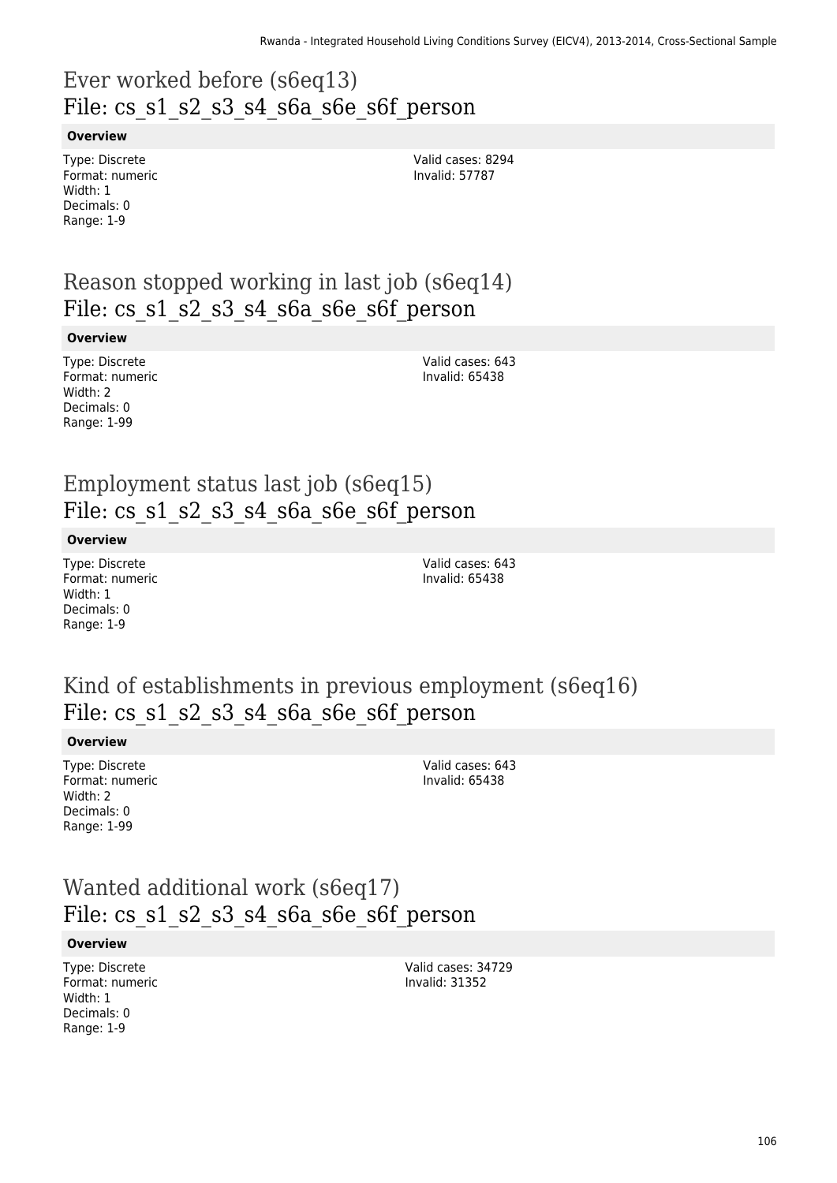# Ever worked before (s6eq13)
## File: cs_s1_s2_s3_s4_s6a_s6e_s6f_person

**Overview**

Type: Discrete
Format: numeric
Width: 1
Decimals: 0
Range: 1-9

Valid cases: 8294
Invalid: 57787

# Reason stopped working in last job (s6eq14)
## File: cs_s1_s2_s3_s4_s6a_s6e_s6f_person

**Overview**

Type: Discrete
Format: numeric
Width: 2
Decimals: 0
Range: 1-99

Valid cases: 643
Invalid: 65438

# Employment status last job (s6eq15)
## File: cs_s1_s2_s3_s4_s6a_s6e_s6f_person

**Overview**

Type: Discrete
Format: numeric
Width: 1
Decimals: 0
Range: 1-9

Valid cases: 643
Invalid: 65438

# Kind of establishments in previous employment (s6eq16)
## File: cs_s1_s2_s3_s4_s6a_s6e_s6f_person

**Overview**

Type: Discrete
Format: numeric
Width: 2
Decimals: 0
Range: 1-99

Valid cases: 643
Invalid: 65438

# Wanted additional work (s6eq17)
## File: cs_s1_s2_s3_s4_s6a_s6e_s6f_person

**Overview**

Type: Discrete
Format: numeric
Width: 1
Decimals: 0
Range: 1-9

Valid cases: 34729
Invalid: 31352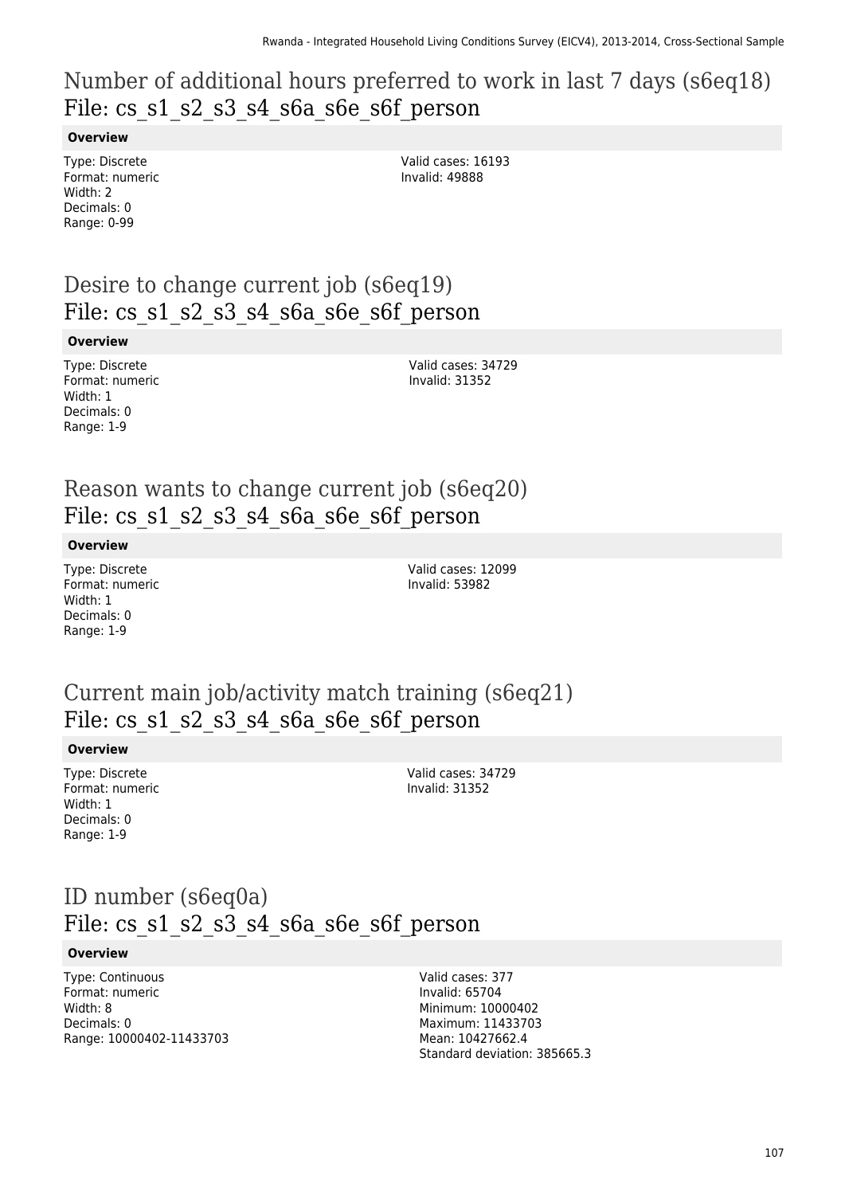## Number of additional hours preferred to work in last 7 days (s6eq18)
## File: cs_s1_s2_s3_s4_s6a_s6e_s6f_person

**Overview**

Type: Discrete
Format: numeric
Width: 2
Decimals: 0
Range: 0-99

Valid cases: 16193
Invalid: 49888

## Desire to change current job (s6eq19)
## File: cs_s1_s2_s3_s4_s6a_s6e_s6f_person

**Overview**

Type: Discrete
Format: numeric
Width: 1
Decimals: 0
Range: 1-9

Valid cases: 34729
Invalid: 31352

## Reason wants to change current job (s6eq20)
## File: cs_s1_s2_s3_s4_s6a_s6e_s6f_person

**Overview**

Type: Discrete
Format: numeric
Width: 1
Decimals: 0
Range: 1-9

Valid cases: 12099
Invalid: 53982

## Current main job/activity match training (s6eq21)
## File: cs_s1_s2_s3_s4_s6a_s6e_s6f_person

**Overview**

Type: Discrete
Format: numeric
Width: 1
Decimals: 0
Range: 1-9

Valid cases: 34729
Invalid: 31352

## ID number (s6eq0a)
## File: cs_s1_s2_s3_s4_s6a_s6e_s6f_person

**Overview**

Type: Continuous
Format: numeric
Width: 8
Decimals: 0
Range: 10000402-11433703

Valid cases: 377
Invalid: 65704
Minimum: 10000402
Maximum: 11433703
Mean: 10427662.4
Standard deviation: 385665.3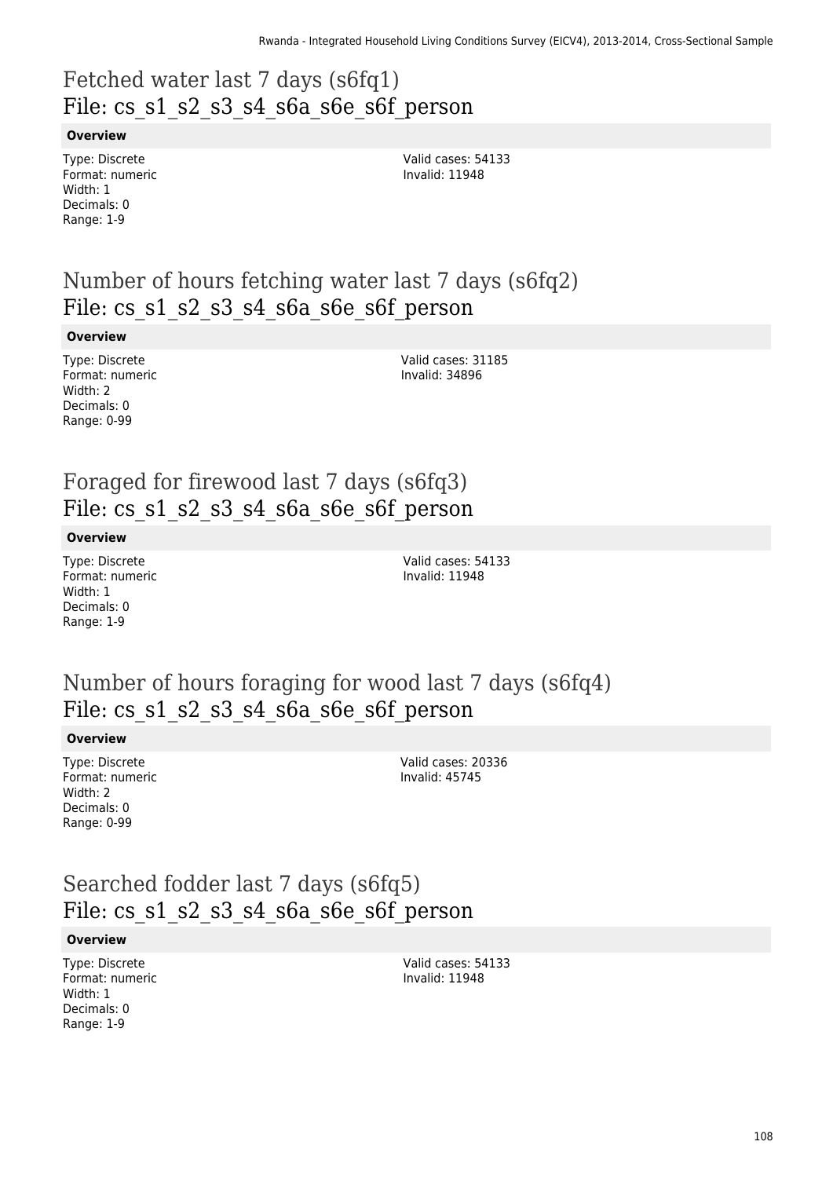## Fetched water last 7 days (s6fq1)
File: cs_s1_s2_s3_s4_s6a_s6e_s6f_person

**Overview**

Type: Discrete
Format: numeric
Width: 1
Decimals: 0
Range: 1-9

Valid cases: 54133
Invalid: 11948

## Number of hours fetching water last 7 days (s6fq2)
File: cs_s1_s2_s3_s4_s6a_s6e_s6f_person

**Overview**

Type: Discrete
Format: numeric
Width: 2
Decimals: 0
Range: 0-99

Valid cases: 31185
Invalid: 34896

## Foraged for firewood last 7 days (s6fq3)
File: cs_s1_s2_s3_s4_s6a_s6e_s6f_person

**Overview**

Type: Discrete
Format: numeric
Width: 1
Decimals: 0
Range: 1-9

Valid cases: 54133
Invalid: 11948

## Number of hours foraging for wood last 7 days (s6fq4)
File: cs_s1_s2_s3_s4_s6a_s6e_s6f_person

**Overview**

Type: Discrete
Format: numeric
Width: 2
Decimals: 0
Range: 0-99

Valid cases: 20336
Invalid: 45745

## Searched fodder last 7 days (s6fq5)
File: cs_s1_s2_s3_s4_s6a_s6e_s6f_person

**Overview**

Type: Discrete
Format: numeric
Width: 1
Decimals: 0
Range: 1-9

Valid cases: 54133
Invalid: 11948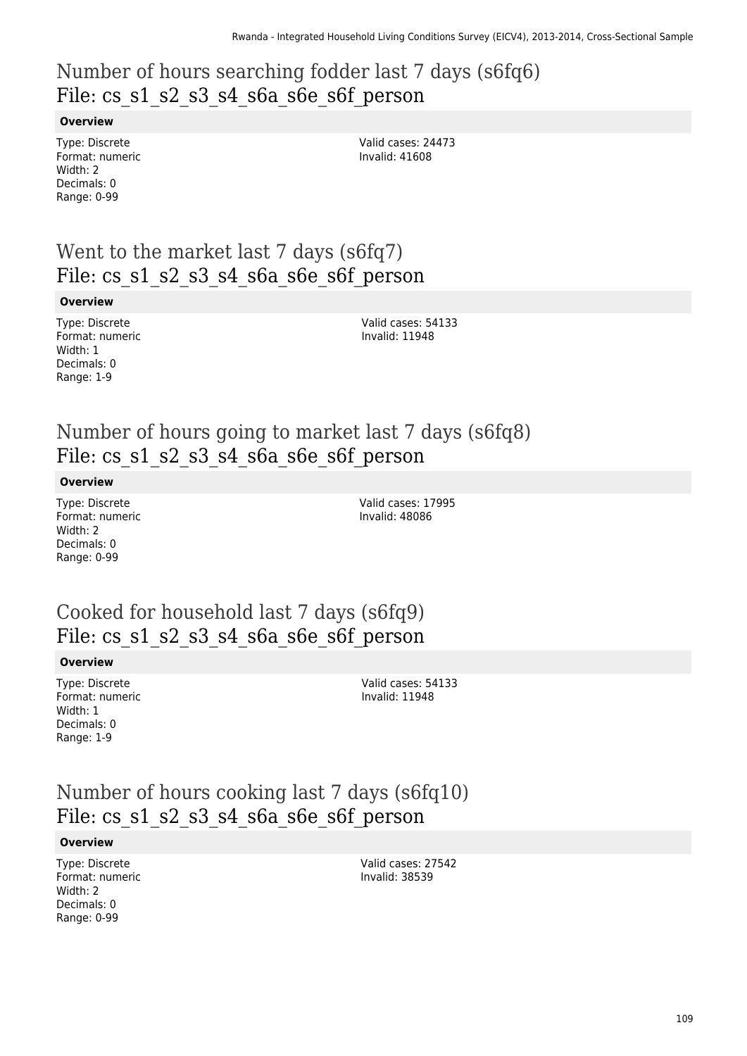## Number of hours searching fodder last 7 days (s6fq6)
## File: cs_s1_s2_s3_s4_s6a_s6e_s6f_person

**Overview**

Type: Discrete
Format: numeric
Width: 2
Decimals: 0
Range: 0-99

Valid cases: 24473
Invalid: 41608

## Went to the market last 7 days (s6fq7)
## File: cs_s1_s2_s3_s4_s6a_s6e_s6f_person

**Overview**

Type: Discrete
Format: numeric
Width: 1
Decimals: 0
Range: 1-9

Valid cases: 54133
Invalid: 11948

## Number of hours going to market last 7 days (s6fq8)
## File: cs_s1_s2_s3_s4_s6a_s6e_s6f_person

**Overview**

Type: Discrete
Format: numeric
Width: 2
Decimals: 0
Range: 0-99

Valid cases: 17995
Invalid: 48086

## Cooked for household last 7 days (s6fq9)
## File: cs_s1_s2_s3_s4_s6a_s6e_s6f_person

**Overview**

Type: Discrete
Format: numeric
Width: 1
Decimals: 0
Range: 1-9

Valid cases: 54133
Invalid: 11948

## Number of hours cooking last 7 days (s6fq10)
## File: cs_s1_s2_s3_s4_s6a_s6e_s6f_person

**Overview**

Type: Discrete
Format: numeric
Width: 2
Decimals: 0
Range: 0-99

Valid cases: 27542
Invalid: 38539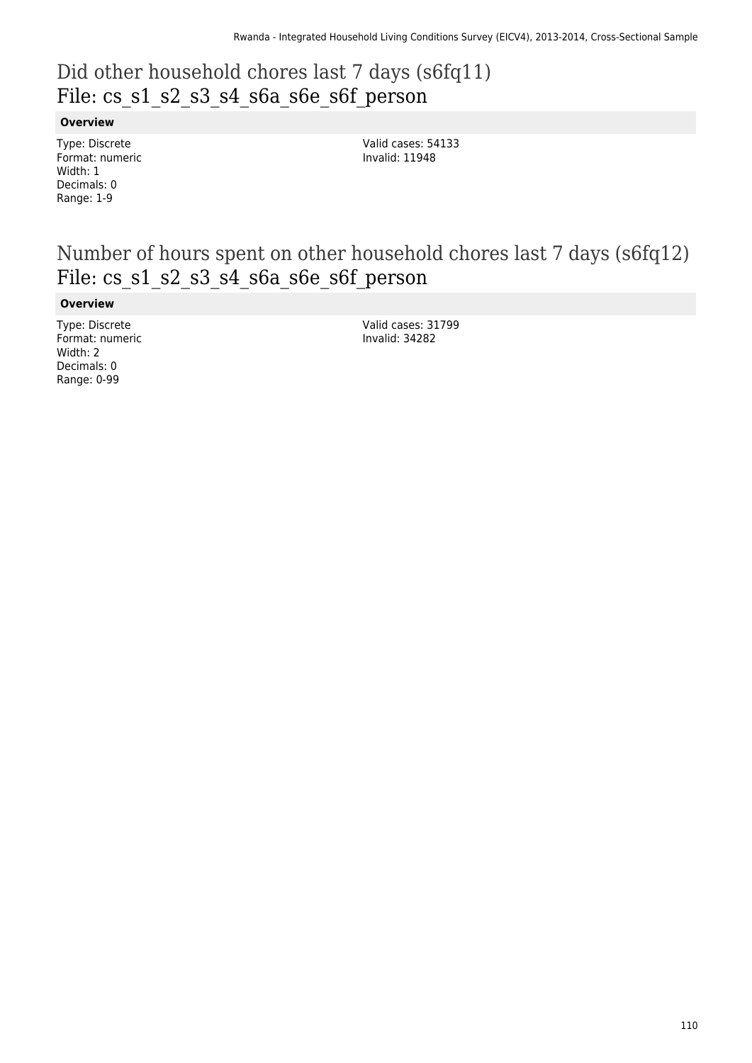# Did other household chores last 7 days (s6fq11)
# File: cs_s1_s2_s3_s4_s6a_s6e_s6f_person

**Overview**

Type: Discrete
Format: numeric
Width: 1
Decimals: 0
Range: 1-9

Valid cases: 54133
Invalid: 11948

# Number of hours spent on other household chores last 7 days (s6fq12)
# File: cs_s1_s2_s3_s4_s6a_s6e_s6f_person

**Overview**

Type: Discrete
Format: numeric
Width: 2
Decimals: 0
Range: 0-99

Valid cases: 31799
Invalid: 34282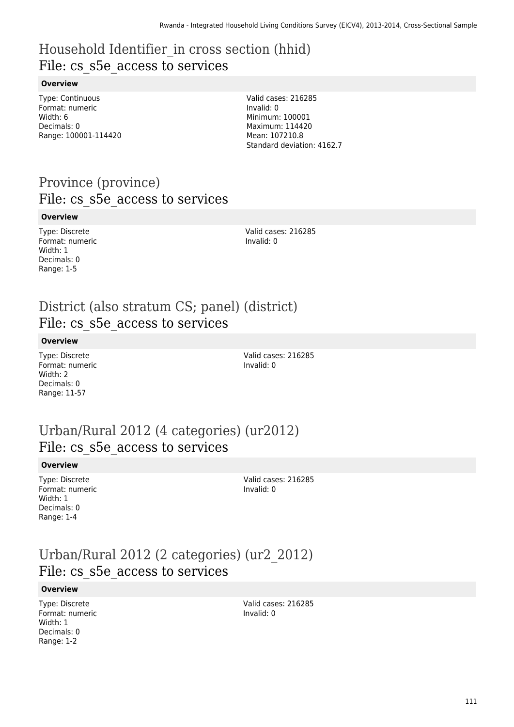## Household Identifier_in cross section (hhid)
### File: cs_s5e_access to services

**Overview**

Type: Continuous
Format: numeric
Width: 6
Decimals: 0
Range: 100001-114420

Valid cases: 216285
Invalid: 0
Minimum: 100001
Maximum: 114420
Mean: 107210.8
Standard deviation: 4162.7

## Province (province)
### File: cs_s5e_access to services

**Overview**

Type: Discrete
Format: numeric
Width: 1
Decimals: 0
Range: 1-5

Valid cases: 216285
Invalid: 0

## District (also stratum CS; panel) (district)
### File: cs_s5e_access to services

**Overview**

Type: Discrete
Format: numeric
Width: 2
Decimals: 0
Range: 11-57

Valid cases: 216285
Invalid: 0

## Urban/Rural 2012 (4 categories) (ur2012)
### File: cs_s5e_access to services

**Overview**

Type: Discrete
Format: numeric
Width: 1
Decimals: 0
Range: 1-4

Valid cases: 216285
Invalid: 0

## Urban/Rural 2012 (2 categories) (ur2_2012)
### File: cs_s5e_access to services

**Overview**

Type: Discrete
Format: numeric
Width: 1
Decimals: 0
Range: 1-2

Valid cases: 216285
Invalid: 0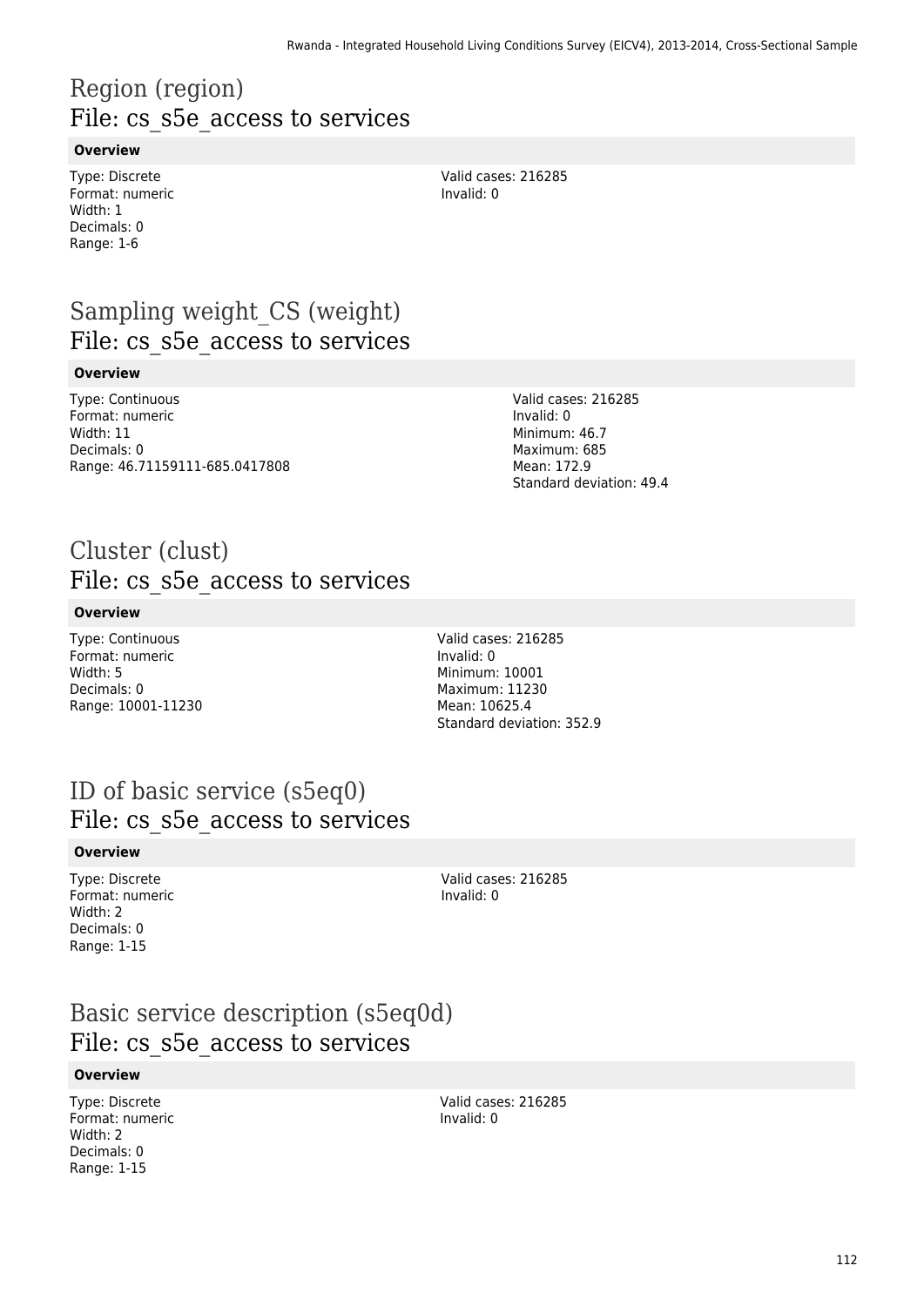## Region (region)
## File: cs_s5e_access to services

**Overview**

Type: Discrete
Format: numeric
Width: 1
Decimals: 0
Range: 1-6

Valid cases: 216285
Invalid: 0

## Sampling weight_CS (weight)
## File: cs_s5e_access to services

**Overview**

Type: Continuous
Format: numeric
Width: 11
Decimals: 0
Range: 46.71159111-685.0417808

Valid cases: 216285
Invalid: 0
Minimum: 46.7
Maximum: 685
Mean: 172.9
Standard deviation: 49.4

## Cluster (clust)
## File: cs_s5e_access to services

**Overview**

Type: Continuous
Format: numeric
Width: 5
Decimals: 0
Range: 10001-11230

Valid cases: 216285
Invalid: 0
Minimum: 10001
Maximum: 11230
Mean: 10625.4
Standard deviation: 352.9

## ID of basic service (s5eq0)
## File: cs_s5e_access to services

**Overview**

Type: Discrete
Format: numeric
Width: 2
Decimals: 0
Range: 1-15

Valid cases: 216285
Invalid: 0

## Basic service description (s5eq0d)
## File: cs_s5e_access to services

**Overview**

Type: Discrete
Format: numeric
Width: 2
Decimals: 0
Range: 1-15

Valid cases: 216285
Invalid: 0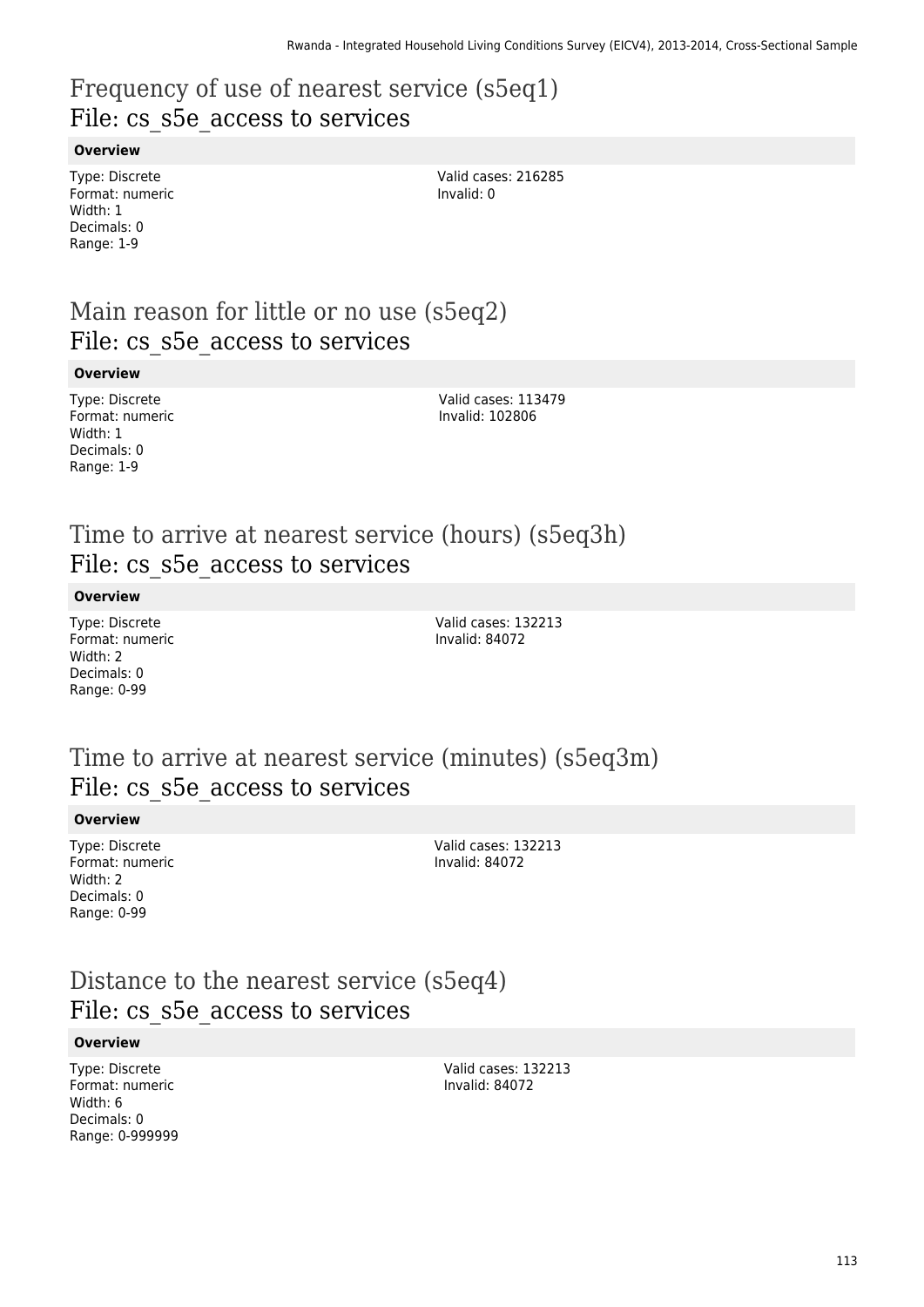## Frequency of use of nearest service (s5eq1)
## File: cs_s5e_access to services

**Overview**

Type: Discrete
Format: numeric
Width: 1
Decimals: 0
Range: 1-9

Valid cases: 216285
Invalid: 0

## Main reason for little or no use (s5eq2)
## File: cs_s5e_access to services

**Overview**

Type: Discrete
Format: numeric
Width: 1
Decimals: 0
Range: 1-9

Valid cases: 113479
Invalid: 102806

## Time to arrive at nearest service (hours) (s5eq3h)
## File: cs_s5e_access to services

**Overview**

Type: Discrete
Format: numeric
Width: 2
Decimals: 0
Range: 0-99

Valid cases: 132213
Invalid: 84072

## Time to arrive at nearest service (minutes) (s5eq3m)
## File: cs_s5e_access to services

**Overview**

Type: Discrete
Format: numeric
Width: 2
Decimals: 0
Range: 0-99

Valid cases: 132213
Invalid: 84072

## Distance to the nearest service (s5eq4)
## File: cs_s5e_access to services

**Overview**

Type: Discrete
Format: numeric
Width: 6
Decimals: 0
Range: 0-999999

Valid cases: 132213
Invalid: 84072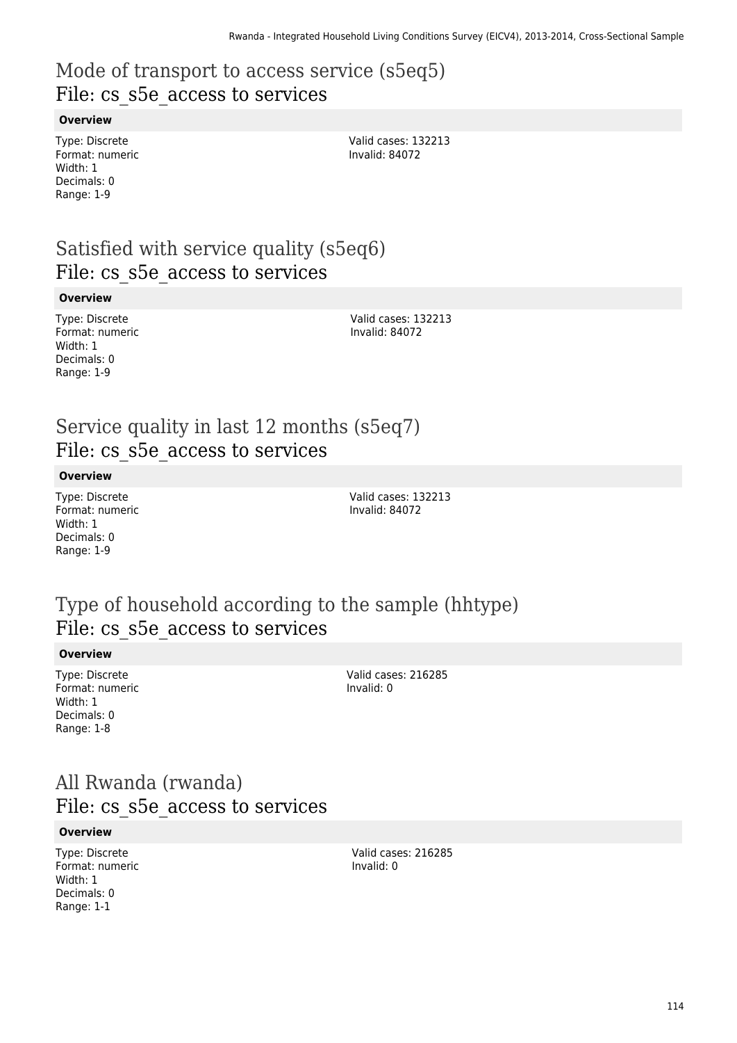## Mode of transport to access service (s5eq5)
File: cs_s5e_access to services

**Overview**

Type: Discrete
Format: numeric
Width: 1
Decimals: 0
Range: 1-9

Valid cases: 132213
Invalid: 84072

## Satisfied with service quality (s5eq6)
File: cs_s5e_access to services

**Overview**

Type: Discrete
Format: numeric
Width: 1
Decimals: 0
Range: 1-9

Valid cases: 132213
Invalid: 84072

## Service quality in last 12 months (s5eq7)
File: cs_s5e_access to services

**Overview**

Type: Discrete
Format: numeric
Width: 1
Decimals: 0
Range: 1-9

Valid cases: 132213
Invalid: 84072

## Type of household according to the sample (hhtype)
File: cs_s5e_access to services

**Overview**

Type: Discrete
Format: numeric
Width: 1
Decimals: 0
Range: 1-8

Valid cases: 216285
Invalid: 0

## All Rwanda (rwanda)
File: cs_s5e_access to services

**Overview**

Type: Discrete
Format: numeric
Width: 1
Decimals: 0
Range: 1-1

Valid cases: 216285
Invalid: 0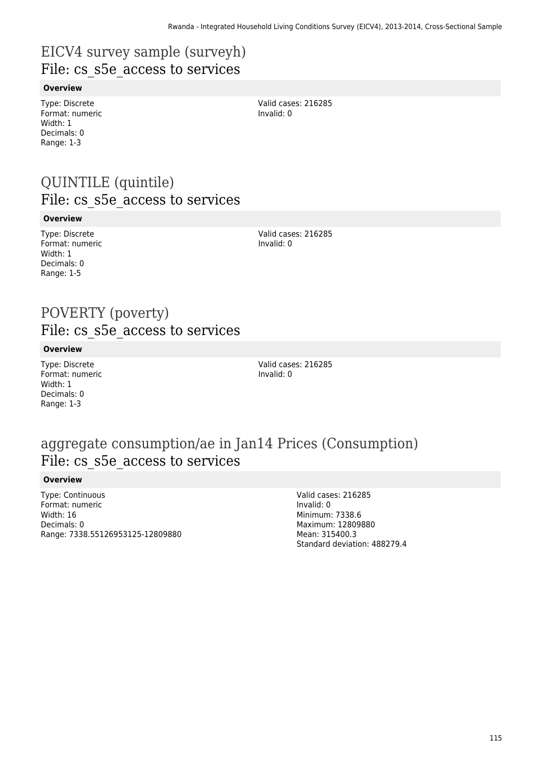## EICV4 survey sample (surveyh)
## File: cs_s5e_access to services

**Overview**

Type: Discrete
Format: numeric
Width: 1
Decimals: 0
Range: 1-3

Valid cases: 216285
Invalid: 0

## QUINTILE (quintile)
## File: cs_s5e_access to services

**Overview**

Type: Discrete
Format: numeric
Width: 1
Decimals: 0
Range: 1-5

Valid cases: 216285
Invalid: 0

## POVERTY (poverty)
## File: cs_s5e_access to services

**Overview**

Type: Discrete
Format: numeric
Width: 1
Decimals: 0
Range: 1-3

Valid cases: 216285
Invalid: 0

## aggregate consumption/ae in Jan14 Prices (Consumption)
## File: cs_s5e_access to services

**Overview**

Type: Continuous
Format: numeric
Width: 16
Decimals: 0
Range: 7338.55126953125-12809880

Valid cases: 216285
Invalid: 0
Minimum: 7338.6
Maximum: 12809880
Mean: 315400.3
Standard deviation: 488279.4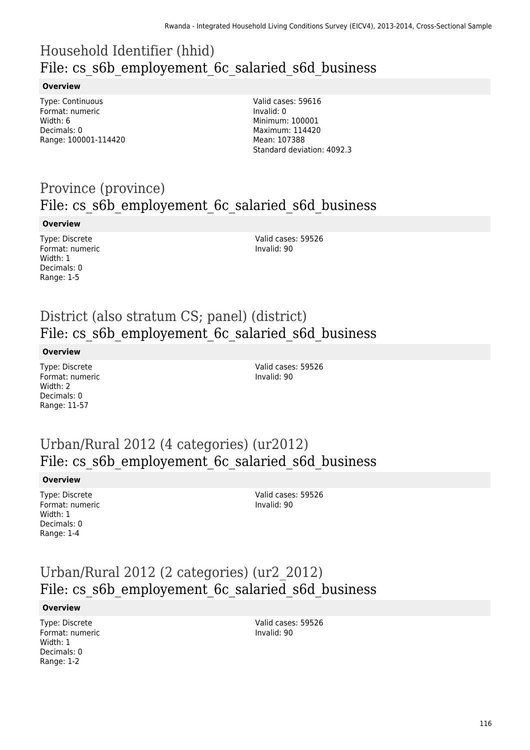# Household Identifier (hhid)
## File: cs_s6b_employement_6c_salaried_s6d_business

**Overview**

Type: Continuous
Format: numeric
Width: 6
Decimals: 0
Range: 100001-114420

Valid cases: 59616
Invalid: 0
Minimum: 100001
Maximum: 114420
Mean: 107388
Standard deviation: 4092.3

# Province (province)
## File: cs_s6b_employement_6c_salaried_s6d_business

**Overview**

Type: Discrete
Format: numeric
Width: 1
Decimals: 0
Range: 1-5

Valid cases: 59526
Invalid: 90

# District (also stratum CS; panel) (district)
## File: cs_s6b_employement_6c_salaried_s6d_business

**Overview**

Type: Discrete
Format: numeric
Width: 2
Decimals: 0
Range: 11-57

Valid cases: 59526
Invalid: 90

# Urban/Rural 2012 (4 categories) (ur2012)
## File: cs_s6b_employement_6c_salaried_s6d_business

**Overview**

Type: Discrete
Format: numeric
Width: 1
Decimals: 0
Range: 1-4

Valid cases: 59526
Invalid: 90

# Urban/Rural 2012 (2 categories) (ur2_2012)
## File: cs_s6b_employement_6c_salaried_s6d_business

**Overview**

Type: Discrete
Format: numeric
Width: 1
Decimals: 0
Range: 1-2

Valid cases: 59526
Invalid: 90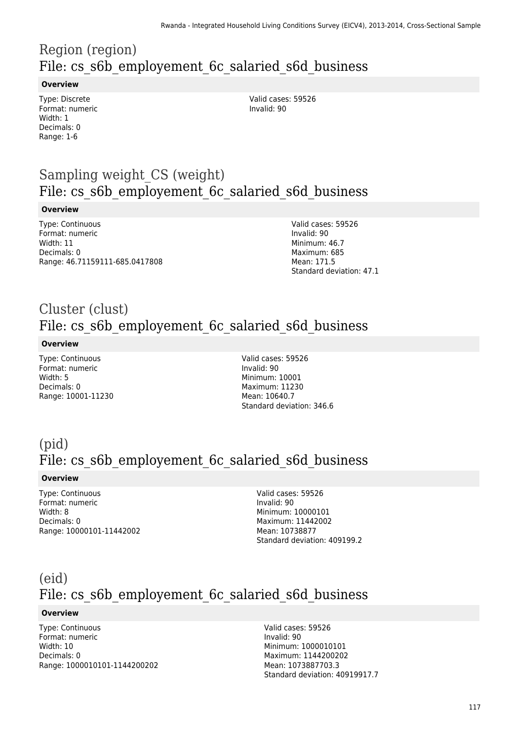# Region (region)
## File: cs_s6b_employement_6c_salaried_s6d_business

**Overview**

Type: Discrete
Format: numeric
Width: 1
Decimals: 0
Range: 1-6

Valid cases: 59526
Invalid: 90

# Sampling weight_CS (weight)
## File: cs_s6b_employement_6c_salaried_s6d_business

**Overview**

Type: Continuous
Format: numeric
Width: 11
Decimals: 0
Range: 46.71159111-685.0417808

Valid cases: 59526
Invalid: 90
Minimum: 46.7
Maximum: 685
Mean: 171.5
Standard deviation: 47.1

# Cluster (clust)
## File: cs_s6b_employement_6c_salaried_s6d_business

**Overview**

Type: Continuous
Format: numeric
Width: 5
Decimals: 0
Range: 10001-11230

Valid cases: 59526
Invalid: 90
Minimum: 10001
Maximum: 11230
Mean: 10640.7
Standard deviation: 346.6

# (pid)
## File: cs_s6b_employement_6c_salaried_s6d_business

**Overview**

Type: Continuous
Format: numeric
Width: 8
Decimals: 0
Range: 10000101-11442002

Valid cases: 59526
Invalid: 90
Minimum: 10000101
Maximum: 11442002
Mean: 10738877
Standard deviation: 409199.2

# (eid)
## File: cs_s6b_employement_6c_salaried_s6d_business

**Overview**

Type: Continuous
Format: numeric
Width: 10
Decimals: 0
Range: 1000010101-1144200202

Valid cases: 59526
Invalid: 90
Minimum: 1000010101
Maximum: 1144200202
Mean: 1073887703.3
Standard deviation: 40919917.7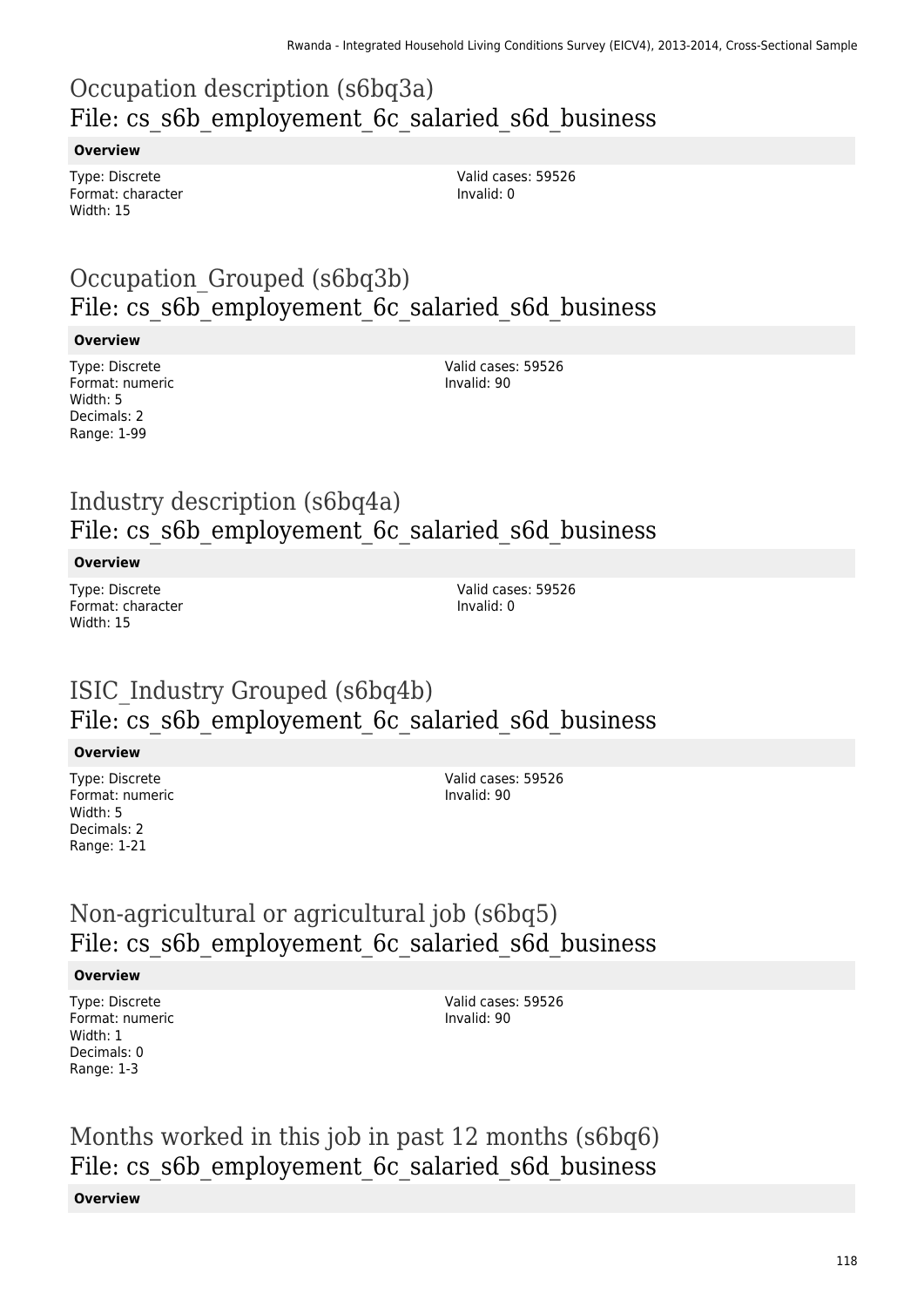## Occupation description (s6bq3a)
## File: cs_s6b_employement_6c_salaried_s6d_business

**Overview**

Type: Discrete
Format: character
Width: 15

Valid cases: 59526
Invalid: 0

## Occupation_Grouped (s6bq3b)
## File: cs_s6b_employement_6c_salaried_s6d_business

**Overview**

Type: Discrete
Format: numeric
Width: 5
Decimals: 2
Range: 1-99

Valid cases: 59526
Invalid: 90

## Industry description (s6bq4a)
## File: cs_s6b_employement_6c_salaried_s6d_business

**Overview**

Type: Discrete
Format: character
Width: 15

Valid cases: 59526
Invalid: 0

## ISIC_Industry Grouped (s6bq4b)
## File: cs_s6b_employement_6c_salaried_s6d_business

**Overview**

Type: Discrete
Format: numeric
Width: 5
Decimals: 2
Range: 1-21

Valid cases: 59526
Invalid: 90

## Non-agricultural or agricultural job (s6bq5)
## File: cs_s6b_employement_6c_salaried_s6d_business

**Overview**

Type: Discrete
Format: numeric
Width: 1
Decimals: 0
Range: 1-3

Valid cases: 59526
Invalid: 90

## Months worked in this job in past 12 months (s6bq6)
## File: cs_s6b_employement_6c_salaried_s6d_business

**Overview**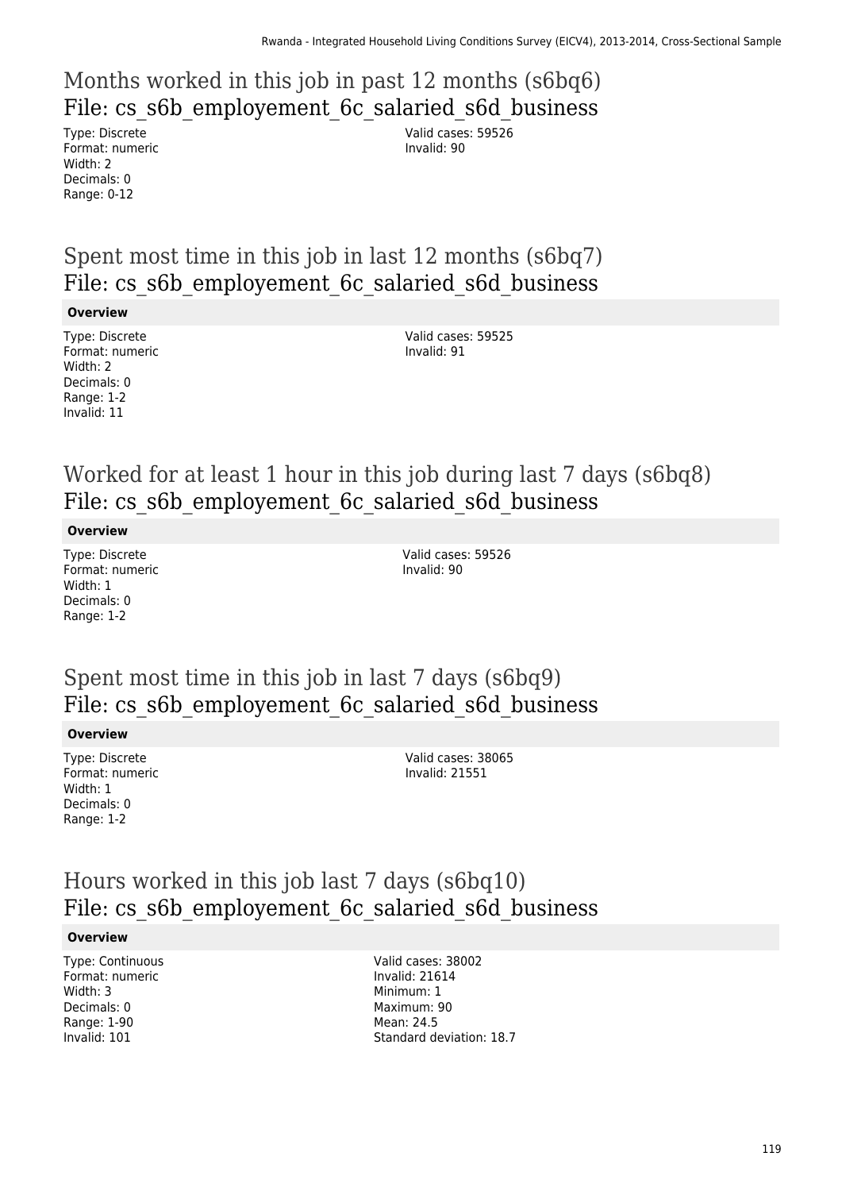# Months worked in this job in past 12 months (s6bq6)

## File: cs_s6b_employement_6c_salaried_s6d_business

Type: Discrete
Format: numeric
Width: 2
Decimals: 0
Range: 0-12

Valid cases: 59526
Invalid: 90

# Spent most time in this job in last 12 months (s6bq7)

## File: cs_s6b_employement_6c_salaried_s6d_business

**Overview**

Type: Discrete
Format: numeric
Width: 2
Decimals: 0
Range: 1-2
Invalid: 11

Valid cases: 59525
Invalid: 91

# Worked for at least 1 hour in this job during last 7 days (s6bq8)

## File: cs_s6b_employement_6c_salaried_s6d_business

**Overview**

Type: Discrete
Format: numeric
Width: 1
Decimals: 0
Range: 1-2

Valid cases: 59526
Invalid: 90

# Spent most time in this job in last 7 days (s6bq9)

## File: cs_s6b_employement_6c_salaried_s6d_business

**Overview**

Type: Discrete
Format: numeric
Width: 1
Decimals: 0
Range: 1-2

Valid cases: 38065
Invalid: 21551

# Hours worked in this job last 7 days (s6bq10)

## File: cs_s6b_employement_6c_salaried_s6d_business

**Overview**

Type: Continuous
Format: numeric
Width: 3
Decimals: 0
Range: 1-90
Invalid: 101

Valid cases: 38002
Invalid: 21614
Minimum: 1
Maximum: 90
Mean: 24.5
Standard deviation: 18.7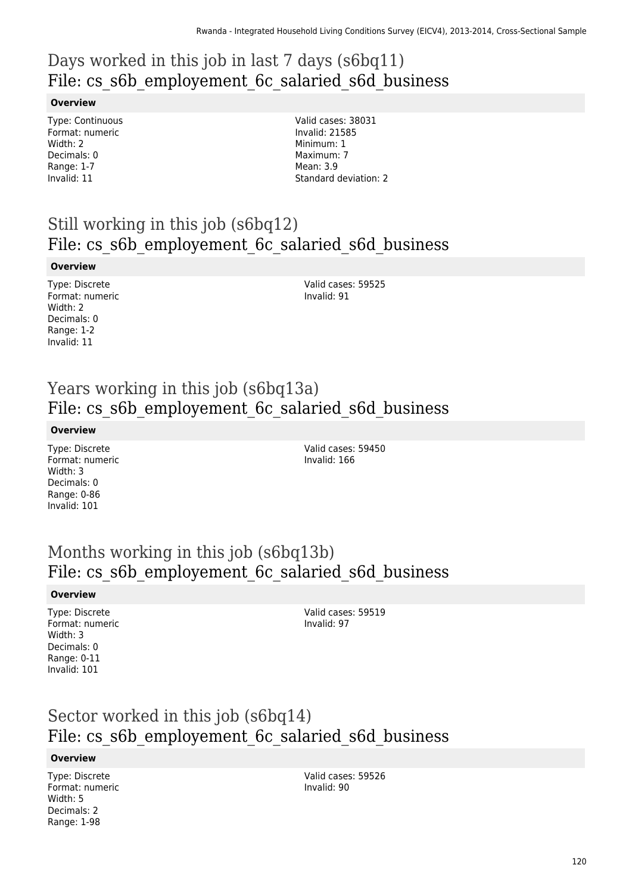## Days worked in this job in last 7 days (s6bq11)
## File: cs_s6b_employement_6c_salaried_s6d_business

**Overview**

Type: Continuous
Format: numeric
Width: 2
Decimals: 0
Range: 1-7
Invalid: 11

Valid cases: 38031
Invalid: 21585
Minimum: 1
Maximum: 7
Mean: 3.9
Standard deviation: 2

## Still working in this job (s6bq12)
## File: cs_s6b_employement_6c_salaried_s6d_business

**Overview**

Type: Discrete
Format: numeric
Width: 2
Decimals: 0
Range: 1-2
Invalid: 11

Valid cases: 59525
Invalid: 91

## Years working in this job (s6bq13a)
## File: cs_s6b_employement_6c_salaried_s6d_business

**Overview**

Type: Discrete
Format: numeric
Width: 3
Decimals: 0
Range: 0-86
Invalid: 101

Valid cases: 59450
Invalid: 166

## Months working in this job (s6bq13b)
## File: cs_s6b_employement_6c_salaried_s6d_business

**Overview**

Type: Discrete
Format: numeric
Width: 3
Decimals: 0
Range: 0-11
Invalid: 101

Valid cases: 59519
Invalid: 97

## Sector worked in this job (s6bq14)
## File: cs_s6b_employement_6c_salaried_s6d_business

**Overview**

Type: Discrete
Format: numeric
Width: 5
Decimals: 2
Range: 1-98

Valid cases: 59526
Invalid: 90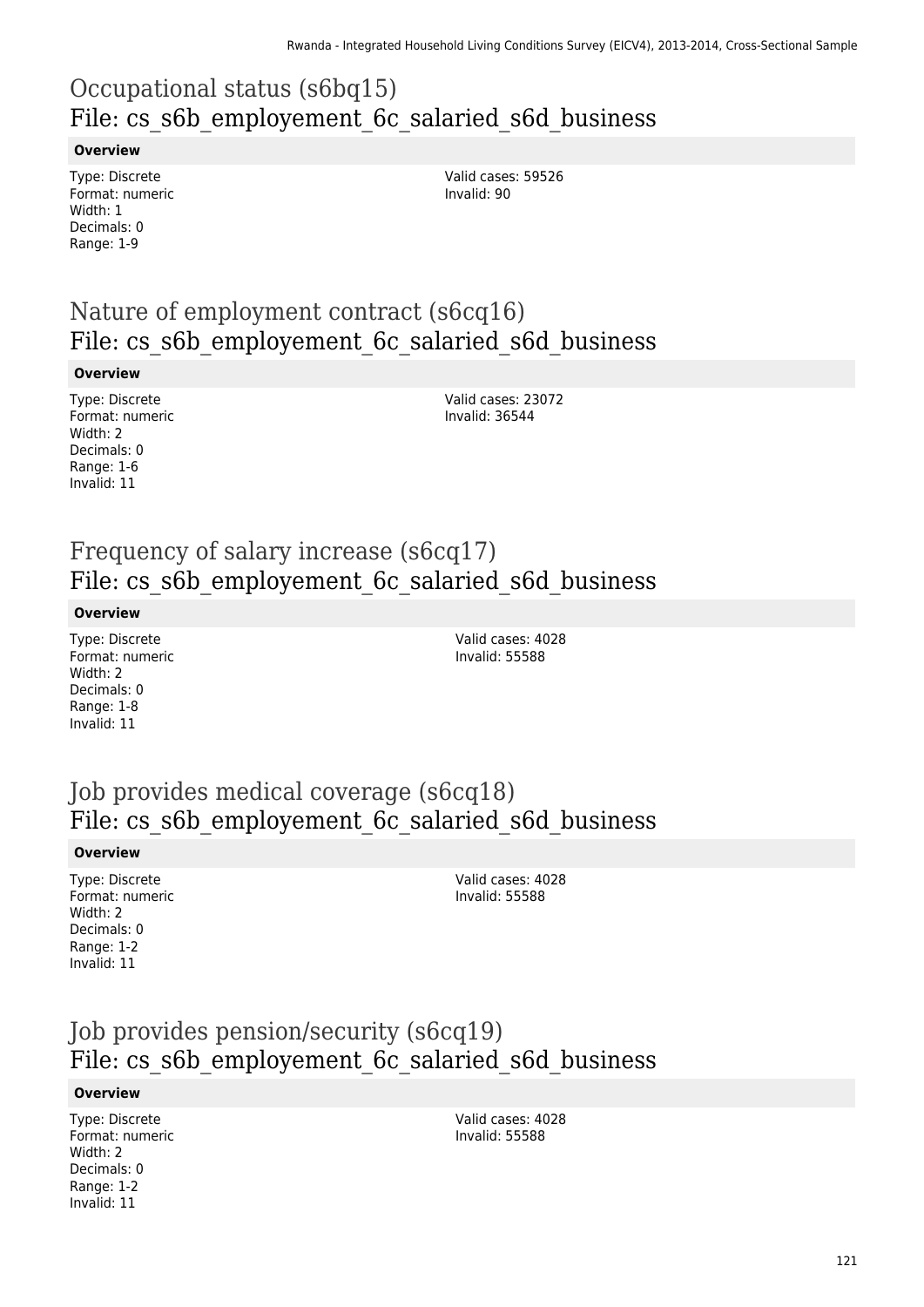# Occupational status (s6bq15)
## File: cs_s6b_employement_6c_salaried_s6d_business

**Overview**

Type: Discrete
Format: numeric
Width: 1
Decimals: 0
Range: 1-9

Valid cases: 59526
Invalid: 90

# Nature of employment contract (s6cq16)
## File: cs_s6b_employement_6c_salaried_s6d_business

**Overview**

Type: Discrete
Format: numeric
Width: 2
Decimals: 0
Range: 1-6
Invalid: 11

Valid cases: 23072
Invalid: 36544

# Frequency of salary increase (s6cq17)
## File: cs_s6b_employement_6c_salaried_s6d_business

**Overview**

Type: Discrete
Format: numeric
Width: 2
Decimals: 0
Range: 1-8
Invalid: 11

Valid cases: 4028
Invalid: 55588

# Job provides medical coverage (s6cq18)
## File: cs_s6b_employement_6c_salaried_s6d_business

**Overview**

Type: Discrete
Format: numeric
Width: 2
Decimals: 0
Range: 1-2
Invalid: 11

Valid cases: 4028
Invalid: 55588

# Job provides pension/security (s6cq19)
## File: cs_s6b_employement_6c_salaried_s6d_business

**Overview**

Type: Discrete
Format: numeric
Width: 2
Decimals: 0
Range: 1-2
Invalid: 11

Valid cases: 4028
Invalid: 55588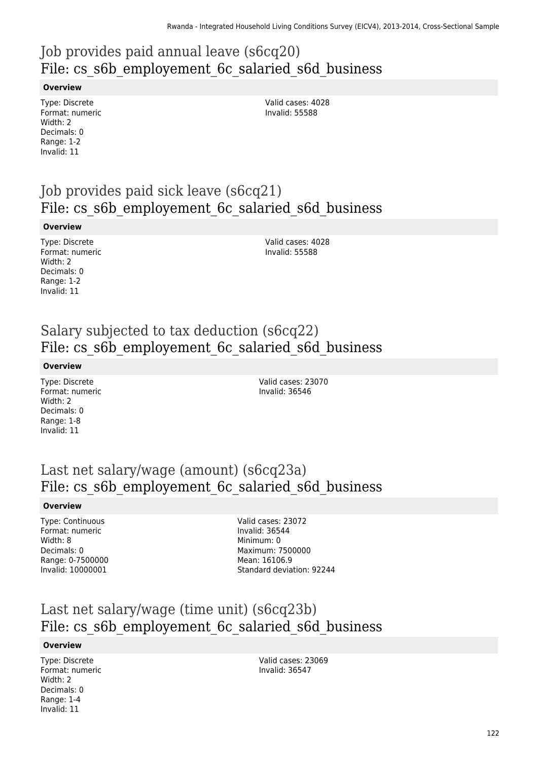## Job provides paid annual leave (s6cq20)
## File: cs_s6b_employement_6c_salaried_s6d_business

**Overview**

Type: Discrete
Format: numeric
Width: 2
Decimals: 0
Range: 1-2
Invalid: 11

Valid cases: 4028
Invalid: 55588

## Job provides paid sick leave (s6cq21)
## File: cs_s6b_employement_6c_salaried_s6d_business

**Overview**

Type: Discrete
Format: numeric
Width: 2
Decimals: 0
Range: 1-2
Invalid: 11

Valid cases: 4028
Invalid: 55588

## Salary subjected to tax deduction (s6cq22)
## File: cs_s6b_employement_6c_salaried_s6d_business

**Overview**

Type: Discrete
Format: numeric
Width: 2
Decimals: 0
Range: 1-8
Invalid: 11

Valid cases: 23070
Invalid: 36546

## Last net salary/wage (amount) (s6cq23a)
## File: cs_s6b_employement_6c_salaried_s6d_business

**Overview**

Type: Continuous
Format: numeric
Width: 8
Decimals: 0
Range: 0-7500000
Invalid: 10000001

Valid cases: 23072
Invalid: 36544
Minimum: 0
Maximum: 7500000
Mean: 16106.9
Standard deviation: 92244

## Last net salary/wage (time unit) (s6cq23b)
## File: cs_s6b_employement_6c_salaried_s6d_business

**Overview**

Type: Discrete
Format: numeric
Width: 2
Decimals: 0
Range: 1-4
Invalid: 11

Valid cases: 23069
Invalid: 36547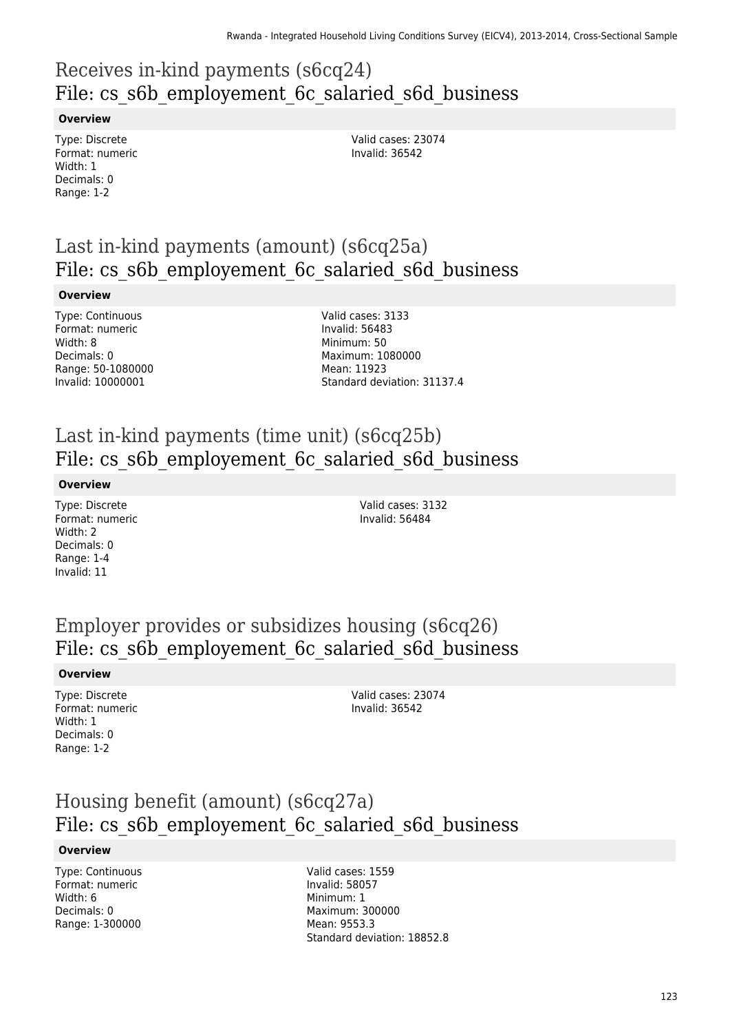## Receives in-kind payments (s6cq24)
## File: cs_s6b_employement_6c_salaried_s6d_business

**Overview**

Type: Discrete
Format: numeric
Width: 1
Decimals: 0
Range: 1-2

Valid cases: 23074
Invalid: 36542

## Last in-kind payments (amount) (s6cq25a)
## File: cs_s6b_employement_6c_salaried_s6d_business

**Overview**

Type: Continuous
Format: numeric
Width: 8
Decimals: 0
Range: 50-1080000
Invalid: 10000001

Valid cases: 3133
Invalid: 56483
Minimum: 50
Maximum: 1080000
Mean: 11923
Standard deviation: 31137.4

## Last in-kind payments (time unit) (s6cq25b)
## File: cs_s6b_employement_6c_salaried_s6d_business

**Overview**

Type: Discrete
Format: numeric
Width: 2
Decimals: 0
Range: 1-4
Invalid: 11

Valid cases: 3132
Invalid: 56484

## Employer provides or subsidizes housing (s6cq26)
## File: cs_s6b_employement_6c_salaried_s6d_business

**Overview**

Type: Discrete
Format: numeric
Width: 1
Decimals: 0
Range: 1-2

Valid cases: 23074
Invalid: 36542

## Housing benefit (amount) (s6cq27a)
## File: cs_s6b_employement_6c_salaried_s6d_business

**Overview**

Type: Continuous
Format: numeric
Width: 6
Decimals: 0
Range: 1-300000

Valid cases: 1559
Invalid: 58057
Minimum: 1
Maximum: 300000
Mean: 9553.3
Standard deviation: 18852.8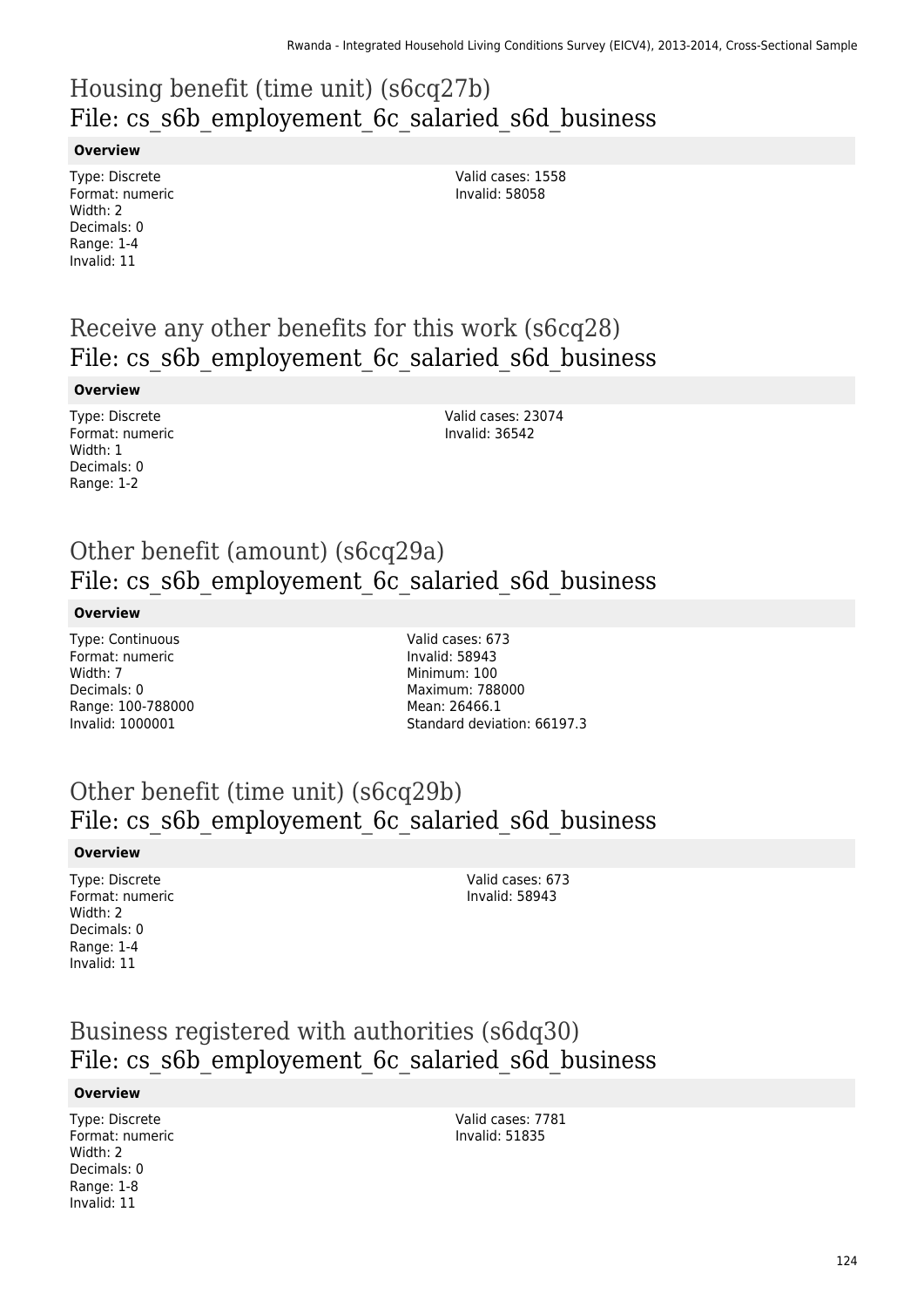# Housing benefit (time unit) (s6cq27b)
## File: cs_s6b_employement_6c_salaried_s6d_business

**Overview**

Type: Discrete
Format: numeric
Width: 2
Decimals: 0
Range: 1-4
Invalid: 11

Valid cases: 1558
Invalid: 58058

# Receive any other benefits for this work (s6cq28)
## File: cs_s6b_employement_6c_salaried_s6d_business

**Overview**

Type: Discrete
Format: numeric
Width: 1
Decimals: 0
Range: 1-2

Valid cases: 23074
Invalid: 36542

# Other benefit (amount) (s6cq29a)
## File: cs_s6b_employement_6c_salaried_s6d_business

**Overview**

Type: Continuous
Format: numeric
Width: 7
Decimals: 0
Range: 100-788000
Invalid: 1000001

Valid cases: 673
Invalid: 58943
Minimum: 100
Maximum: 788000
Mean: 26466.1
Standard deviation: 66197.3

# Other benefit (time unit) (s6cq29b)
## File: cs_s6b_employement_6c_salaried_s6d_business

**Overview**

Type: Discrete
Format: numeric
Width: 2
Decimals: 0
Range: 1-4
Invalid: 11

Valid cases: 673
Invalid: 58943

# Business registered with authorities (s6dq30)
## File: cs_s6b_employement_6c_salaried_s6d_business

**Overview**

Type: Discrete
Format: numeric
Width: 2
Decimals: 0
Range: 1-8
Invalid: 11

Valid cases: 7781
Invalid: 51835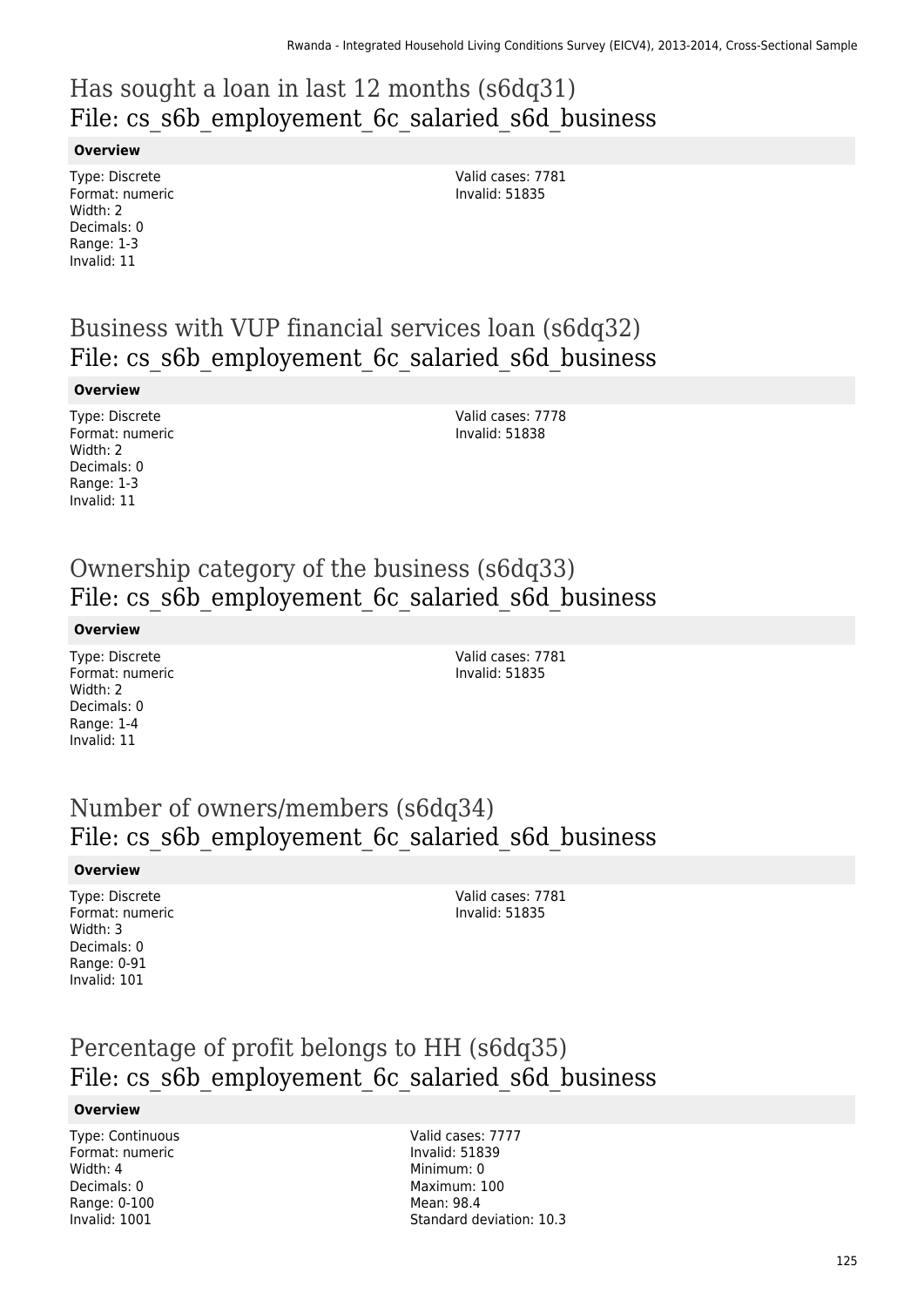## Has sought a loan in last 12 months (s6dq31)
## File: cs_s6b_employement_6c_salaried_s6d_business

**Overview**

Type: Discrete
Format: numeric
Width: 2
Decimals: 0
Range: 1-3
Invalid: 11

Valid cases: 7781
Invalid: 51835

## Business with VUP financial services loan (s6dq32)
## File: cs_s6b_employement_6c_salaried_s6d_business

**Overview**

Type: Discrete
Format: numeric
Width: 2
Decimals: 0
Range: 1-3
Invalid: 11

Valid cases: 7778
Invalid: 51838

## Ownership category of the business (s6dq33)
## File: cs_s6b_employement_6c_salaried_s6d_business

**Overview**

Type: Discrete
Format: numeric
Width: 2
Decimals: 0
Range: 1-4
Invalid: 11

Valid cases: 7781
Invalid: 51835

## Number of owners/members (s6dq34)
## File: cs_s6b_employement_6c_salaried_s6d_business

**Overview**

Type: Discrete
Format: numeric
Width: 3
Decimals: 0
Range: 0-91
Invalid: 101

Valid cases: 7781
Invalid: 51835

## Percentage of profit belongs to HH (s6dq35)
## File: cs_s6b_employement_6c_salaried_s6d_business

**Overview**

Type: Continuous
Format: numeric
Width: 4
Decimals: 0
Range: 0-100
Invalid: 1001

Valid cases: 7777
Invalid: 51839
Minimum: 0
Maximum: 100
Mean: 98.4
Standard deviation: 10.3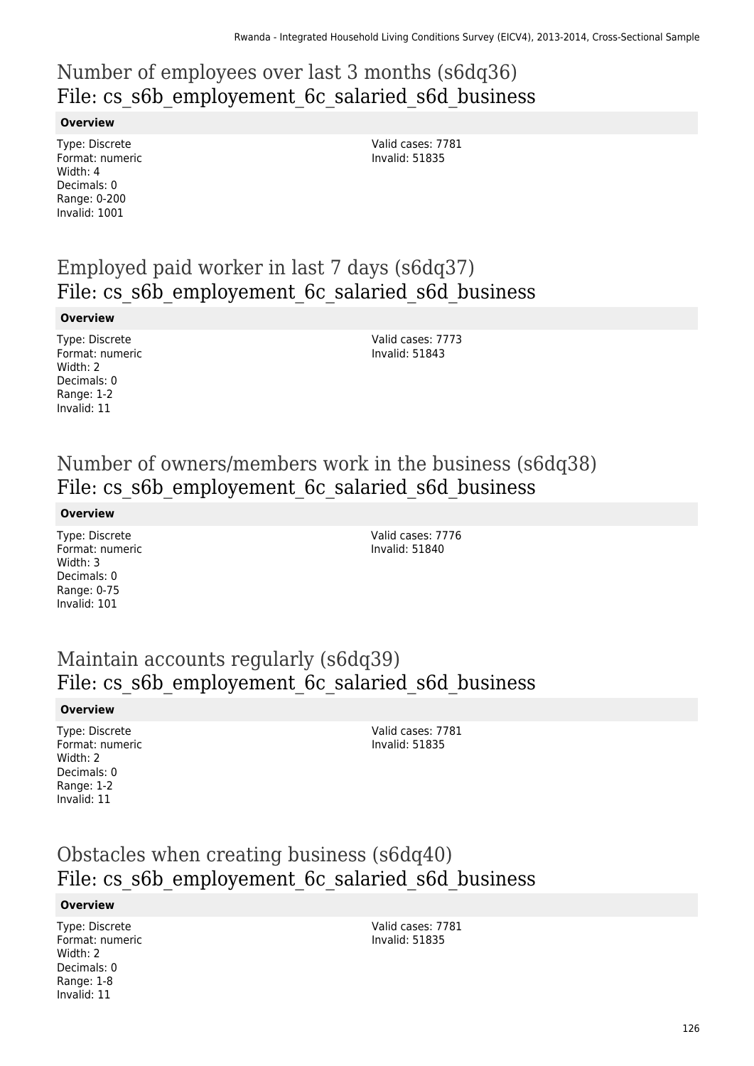# Number of employees over last 3 months (s6dq36)
## File: cs_s6b_employement_6c_salaried_s6d_business

**Overview**

Type: Discrete
Format: numeric
Width: 4
Decimals: 0
Range: 0-200
Invalid: 1001

Valid cases: 7781
Invalid: 51835

# Employed paid worker in last 7 days (s6dq37)
## File: cs_s6b_employement_6c_salaried_s6d_business

**Overview**

Type: Discrete
Format: numeric
Width: 2
Decimals: 0
Range: 1-2
Invalid: 11

Valid cases: 7773
Invalid: 51843

# Number of owners/members work in the business (s6dq38)
## File: cs_s6b_employement_6c_salaried_s6d_business

**Overview**

Type: Discrete
Format: numeric
Width: 3
Decimals: 0
Range: 0-75
Invalid: 101

Valid cases: 7776
Invalid: 51840

# Maintain accounts regularly (s6dq39)
## File: cs_s6b_employement_6c_salaried_s6d_business

**Overview**

Type: Discrete
Format: numeric
Width: 2
Decimals: 0
Range: 1-2
Invalid: 11

Valid cases: 7781
Invalid: 51835

# Obstacles when creating business (s6dq40)
## File: cs_s6b_employement_6c_salaried_s6d_business

**Overview**

Type: Discrete
Format: numeric
Width: 2
Decimals: 0
Range: 1-8
Invalid: 11

Valid cases: 7781
Invalid: 51835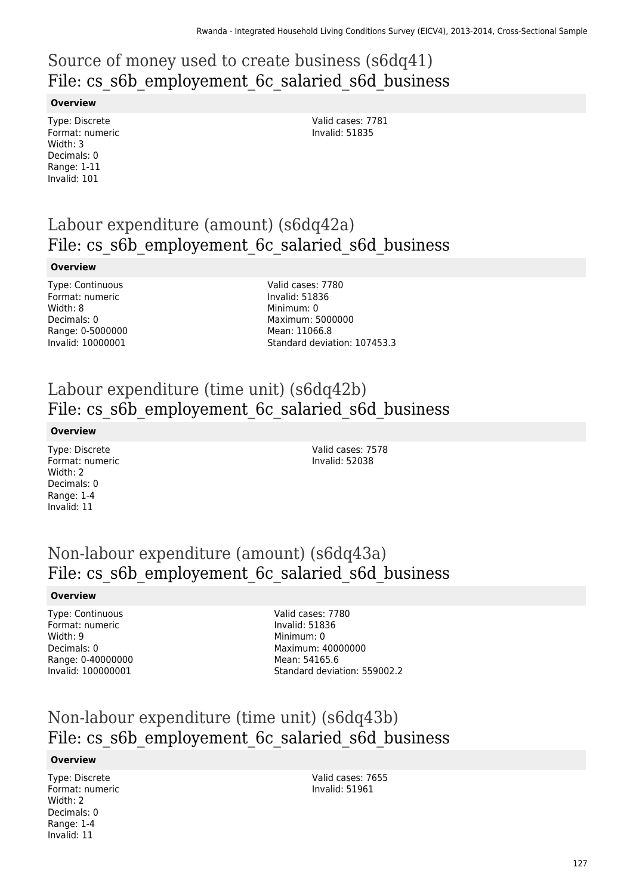# Source of money used to create business (s6dq41)
## File: cs_s6b_employement_6c_salaried_s6d_business

**Overview**

Type: Discrete
Format: numeric
Width: 3
Decimals: 0
Range: 1-11
Invalid: 101

Valid cases: 7781
Invalid: 51835

# Labour expenditure (amount) (s6dq42a)
## File: cs_s6b_employement_6c_salaried_s6d_business

**Overview**

Type: Continuous
Format: numeric
Width: 8
Decimals: 0
Range: 0-5000000
Invalid: 10000001

Valid cases: 7780
Invalid: 51836
Minimum: 0
Maximum: 5000000
Mean: 11066.8
Standard deviation: 107453.3

# Labour expenditure (time unit) (s6dq42b)
## File: cs_s6b_employement_6c_salaried_s6d_business

**Overview**

Type: Discrete
Format: numeric
Width: 2
Decimals: 0
Range: 1-4
Invalid: 11

Valid cases: 7578
Invalid: 52038

# Non-labour expenditure (amount) (s6dq43a)
## File: cs_s6b_employement_6c_salaried_s6d_business

**Overview**

Type: Continuous
Format: numeric
Width: 9
Decimals: 0
Range: 0-40000000
Invalid: 100000001

Valid cases: 7780
Invalid: 51836
Minimum: 0
Maximum: 40000000
Mean: 54165.6
Standard deviation: 559002.2

# Non-labour expenditure (time unit) (s6dq43b)
## File: cs_s6b_employement_6c_salaried_s6d_business

**Overview**

Type: Discrete
Format: numeric
Width: 2
Decimals: 0
Range: 1-4
Invalid: 11

Valid cases: 7655
Invalid: 51961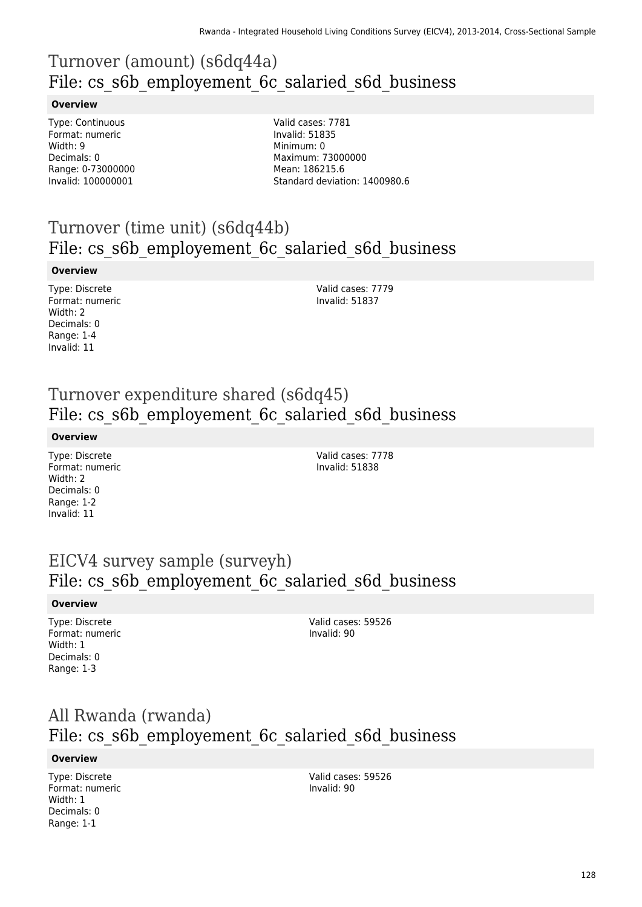## Turnover (amount) (s6dq44a)
## File: cs_s6b_employement_6c_salaried_s6d_business

**Overview**

Type: Continuous
Format: numeric
Width: 9
Decimals: 0
Range: 0-73000000
Invalid: 100000001

Valid cases: 7781
Invalid: 51835
Minimum: 0
Maximum: 73000000
Mean: 186215.6
Standard deviation: 1400980.6

## Turnover (time unit) (s6dq44b)
## File: cs_s6b_employement_6c_salaried_s6d_business

**Overview**

Type: Discrete
Format: numeric
Width: 2
Decimals: 0
Range: 1-4
Invalid: 11

Valid cases: 7779
Invalid: 51837

## Turnover expenditure shared (s6dq45)
## File: cs_s6b_employement_6c_salaried_s6d_business

**Overview**

Type: Discrete
Format: numeric
Width: 2
Decimals: 0
Range: 1-2
Invalid: 11

Valid cases: 7778
Invalid: 51838

## EICV4 survey sample (surveyh)
## File: cs_s6b_employement_6c_salaried_s6d_business

**Overview**

Type: Discrete
Format: numeric
Width: 1
Decimals: 0
Range: 1-3

Valid cases: 59526
Invalid: 90

## All Rwanda (rwanda)
## File: cs_s6b_employement_6c_salaried_s6d_business

**Overview**

Type: Discrete
Format: numeric
Width: 1
Decimals: 0
Range: 1-1

Valid cases: 59526
Invalid: 90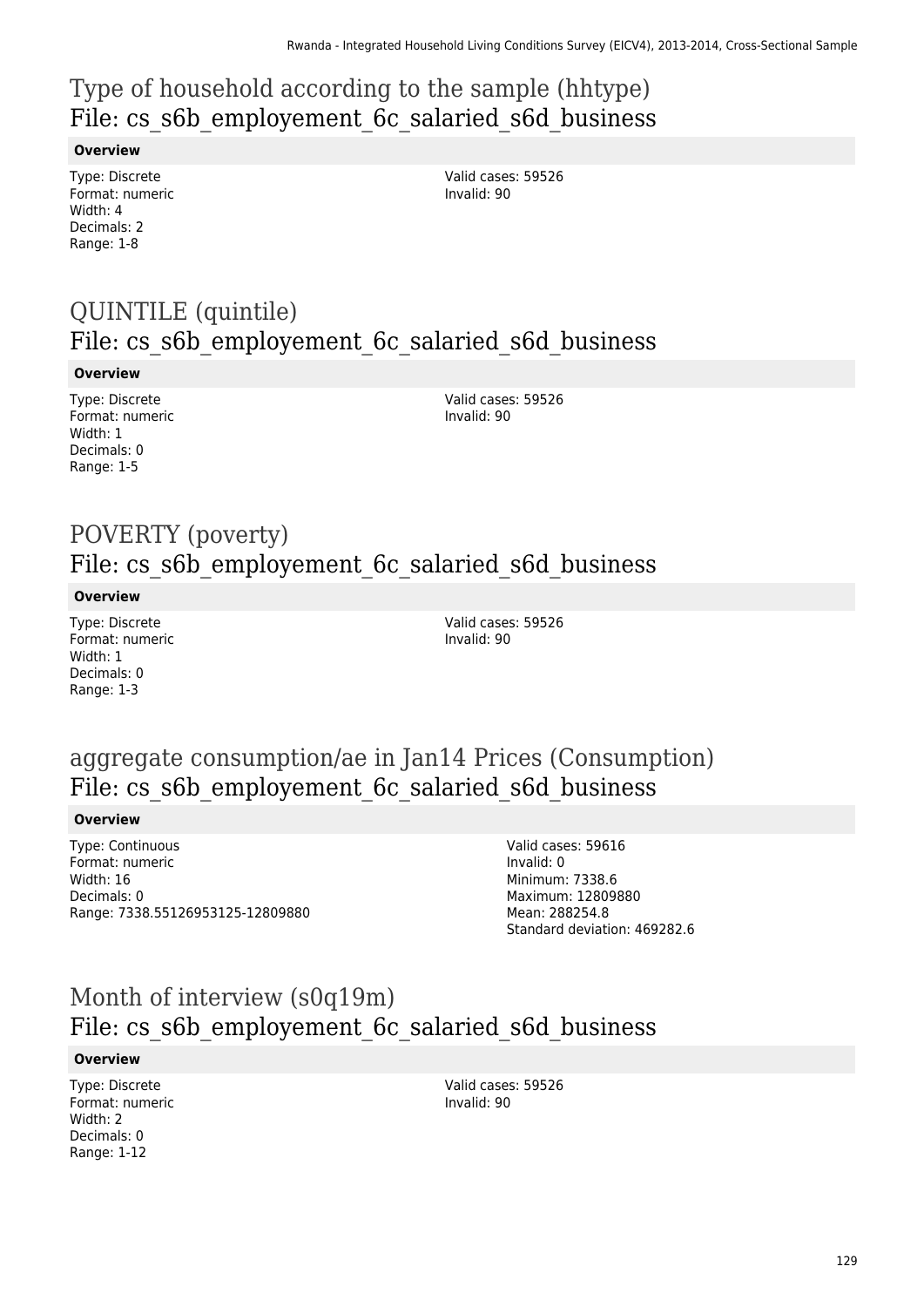# Type of household according to the sample (hhtype)
## File: cs_s6b_employement_6c_salaried_s6d_business

**Overview**

Type: Discrete
Format: numeric
Width: 4
Decimals: 2
Range: 1-8

Valid cases: 59526
Invalid: 90

# QUINTILE (quintile)
## File: cs_s6b_employement_6c_salaried_s6d_business

**Overview**

Type: Discrete
Format: numeric
Width: 1
Decimals: 0
Range: 1-5

Valid cases: 59526
Invalid: 90

# POVERTY (poverty)
## File: cs_s6b_employement_6c_salaried_s6d_business

**Overview**

Type: Discrete
Format: numeric
Width: 1
Decimals: 0
Range: 1-3

Valid cases: 59526
Invalid: 90

# aggregate consumption/ae in Jan14 Prices (Consumption)
## File: cs_s6b_employement_6c_salaried_s6d_business

**Overview**

Type: Continuous
Format: numeric
Width: 16
Decimals: 0
Range: 7338.55126953125-12809880

Valid cases: 59616
Invalid: 0
Minimum: 7338.6
Maximum: 12809880
Mean: 288254.8
Standard deviation: 469282.6

# Month of interview (s0q19m)
## File: cs_s6b_employement_6c_salaried_s6d_business

**Overview**

Type: Discrete
Format: numeric
Width: 2
Decimals: 0
Range: 1-12

Valid cases: 59526
Invalid: 90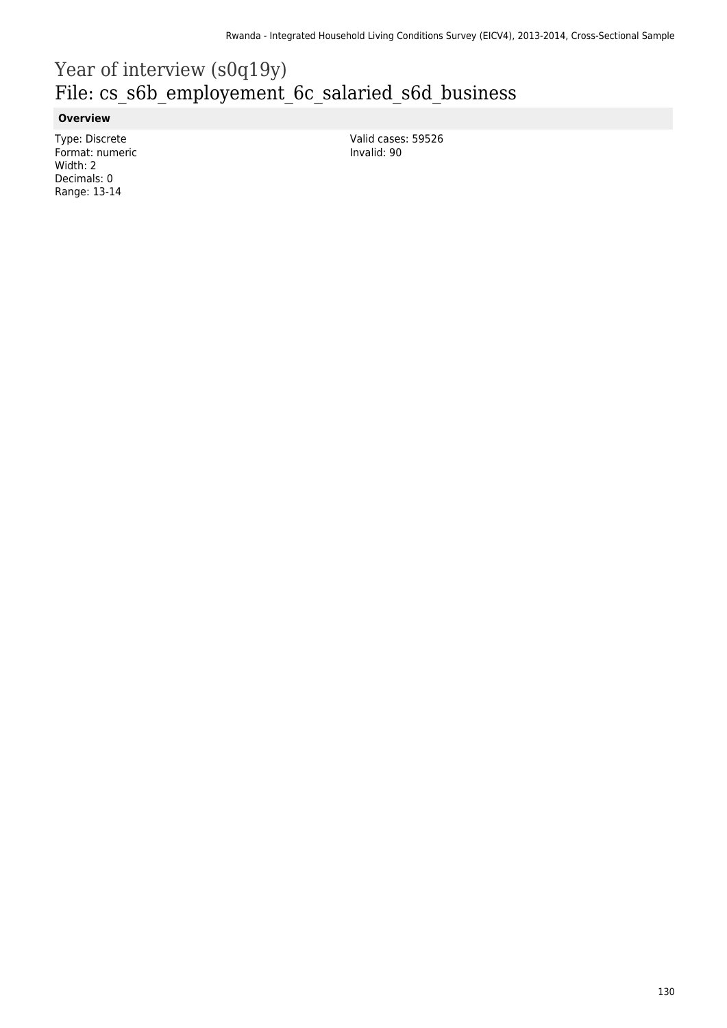# Year of interview (s0q19y)

## File: cs_s6b_employement_6c_salaried_s6d_business

**Overview**

Type: Discrete
Format: numeric
Width: 2
Decimals: 0
Range: 13-14

Valid cases: 59526
Invalid: 90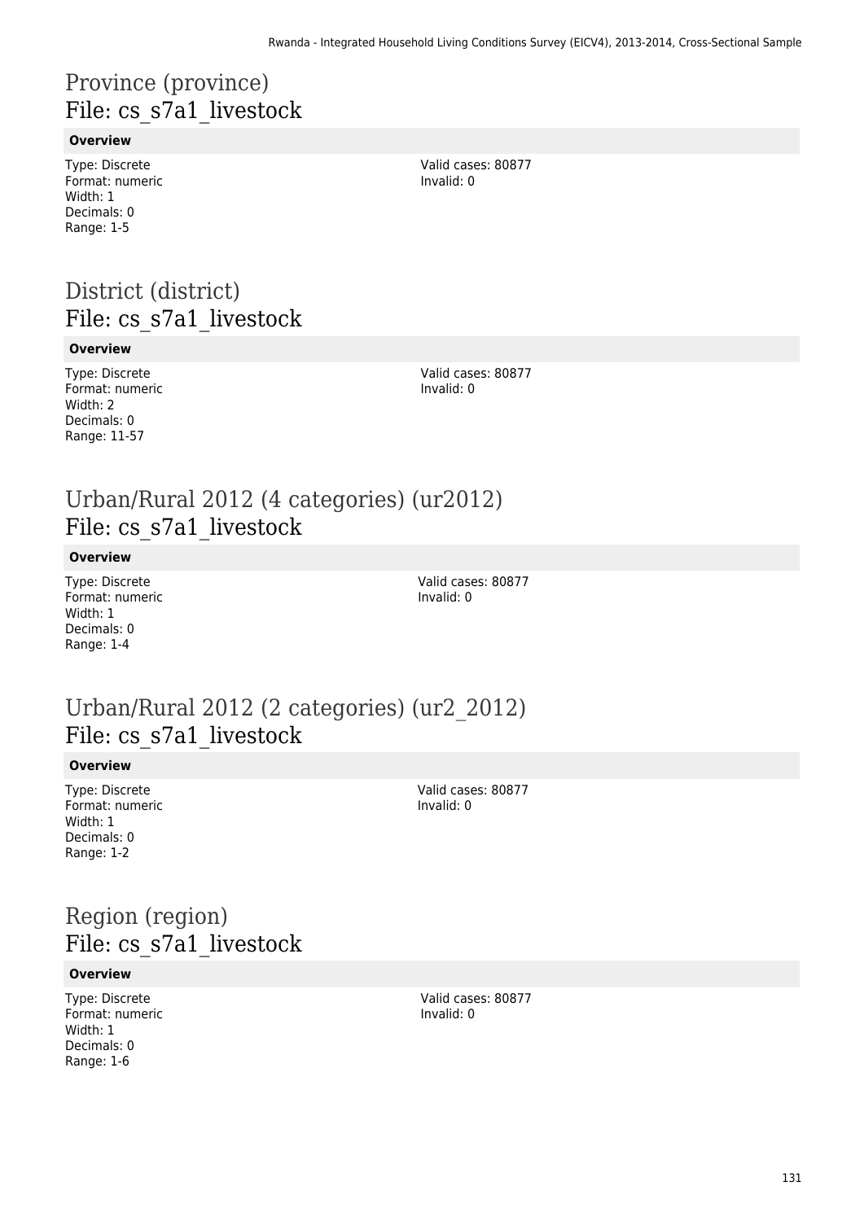## Province (province)
## File: cs_s7a1_livestock

**Overview**

Type: Discrete
Format: numeric
Width: 1
Decimals: 0
Range: 1-5

Valid cases: 80877
Invalid: 0

## District (district)
## File: cs_s7a1_livestock

**Overview**

Type: Discrete
Format: numeric
Width: 2
Decimals: 0
Range: 11-57

Valid cases: 80877
Invalid: 0

## Urban/Rural 2012 (4 categories) (ur2012)
## File: cs_s7a1_livestock

**Overview**

Type: Discrete
Format: numeric
Width: 1
Decimals: 0
Range: 1-4

Valid cases: 80877
Invalid: 0

## Urban/Rural 2012 (2 categories) (ur2_2012)
## File: cs_s7a1_livestock

**Overview**

Type: Discrete
Format: numeric
Width: 1
Decimals: 0
Range: 1-2

Valid cases: 80877
Invalid: 0

## Region (region)
## File: cs_s7a1_livestock

**Overview**

Type: Discrete
Format: numeric
Width: 1
Decimals: 0
Range: 1-6

Valid cases: 80877
Invalid: 0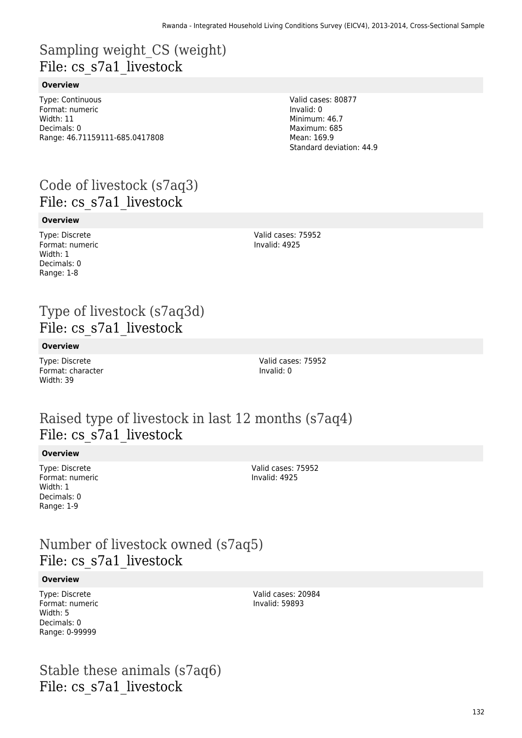## Sampling weight_CS (weight)
File: cs_s7a1_livestock

**Overview**

Type: Continuous
Format: numeric
Width: 11
Decimals: 0
Range: 46.71159111-685.0417808

Valid cases: 80877
Invalid: 0
Minimum: 46.7
Maximum: 685
Mean: 169.9
Standard deviation: 44.9

## Code of livestock (s7aq3)
File: cs_s7a1_livestock

**Overview**

Type: Discrete
Format: numeric
Width: 1
Decimals: 0
Range: 1-8

Valid cases: 75952
Invalid: 4925

## Type of livestock (s7aq3d)
File: cs_s7a1_livestock

**Overview**

Type: Discrete
Format: character
Width: 39

Valid cases: 75952
Invalid: 0

## Raised type of livestock in last 12 months (s7aq4)
File: cs_s7a1_livestock

**Overview**

Type: Discrete
Format: numeric
Width: 1
Decimals: 0
Range: 1-9

Valid cases: 75952
Invalid: 4925

## Number of livestock owned (s7aq5)
File: cs_s7a1_livestock

**Overview**

Type: Discrete
Format: numeric
Width: 5
Decimals: 0
Range: 0-99999

Valid cases: 20984
Invalid: 59893

## Stable these animals (s7aq6)
File: cs_s7a1_livestock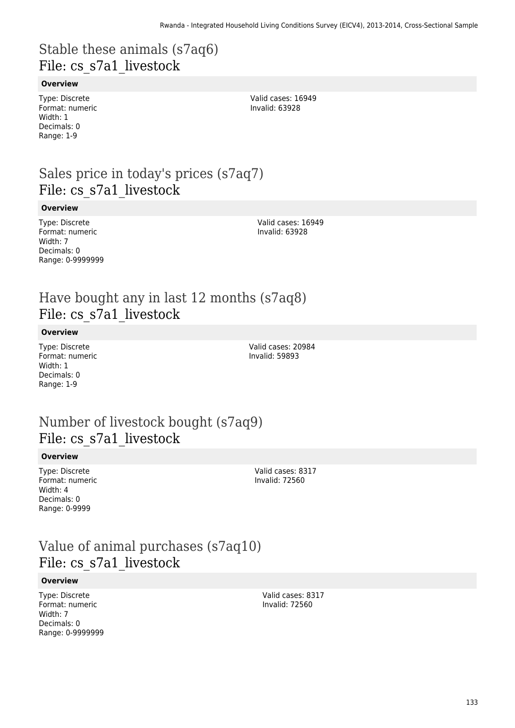## Stable these animals (s7aq6)
## File: cs_s7a1_livestock

**Overview**

Type: Discrete
Format: numeric
Width: 1
Decimals: 0
Range: 1-9

Valid cases: 16949
Invalid: 63928

## Sales price in today's prices (s7aq7)
## File: cs_s7a1_livestock

**Overview**

Type: Discrete
Format: numeric
Width: 7
Decimals: 0
Range: 0-9999999

Valid cases: 16949
Invalid: 63928

## Have bought any in last 12 months (s7aq8)
## File: cs_s7a1_livestock

**Overview**

Type: Discrete
Format: numeric
Width: 1
Decimals: 0
Range: 1-9

Valid cases: 20984
Invalid: 59893

## Number of livestock bought (s7aq9)
## File: cs_s7a1_livestock

**Overview**

Type: Discrete
Format: numeric
Width: 4
Decimals: 0
Range: 0-9999

Valid cases: 8317
Invalid: 72560

## Value of animal purchases (s7aq10)
## File: cs_s7a1_livestock

**Overview**

Type: Discrete
Format: numeric
Width: 7
Decimals: 0
Range: 0-9999999

Valid cases: 8317
Invalid: 72560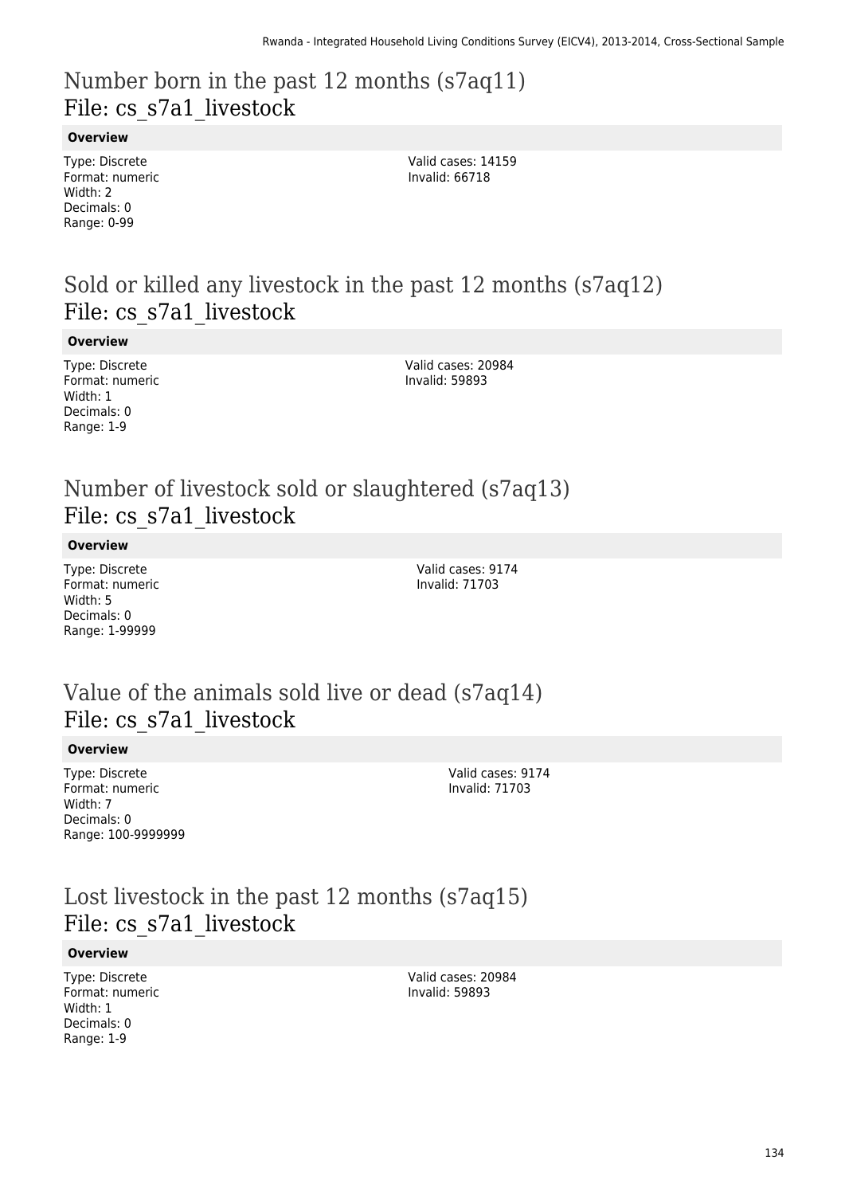## Number born in the past 12 months (s7aq11)
File: cs_s7a1_livestock

**Overview**

Type: Discrete
Format: numeric
Width: 2
Decimals: 0
Range: 0-99

Valid cases: 14159
Invalid: 66718

## Sold or killed any livestock in the past 12 months (s7aq12)
File: cs_s7a1_livestock

**Overview**

Type: Discrete
Format: numeric
Width: 1
Decimals: 0
Range: 1-9

Valid cases: 20984
Invalid: 59893

## Number of livestock sold or slaughtered (s7aq13)
File: cs_s7a1_livestock

**Overview**

Type: Discrete
Format: numeric
Width: 5
Decimals: 0
Range: 1-99999

Valid cases: 9174
Invalid: 71703

## Value of the animals sold live or dead (s7aq14)
File: cs_s7a1_livestock

**Overview**

Type: Discrete
Format: numeric
Width: 7
Decimals: 0
Range: 100-9999999

Valid cases: 9174
Invalid: 71703

## Lost livestock in the past 12 months (s7aq15)
File: cs_s7a1_livestock

**Overview**

Type: Discrete
Format: numeric
Width: 1
Decimals: 0
Range: 1-9

Valid cases: 20984
Invalid: 59893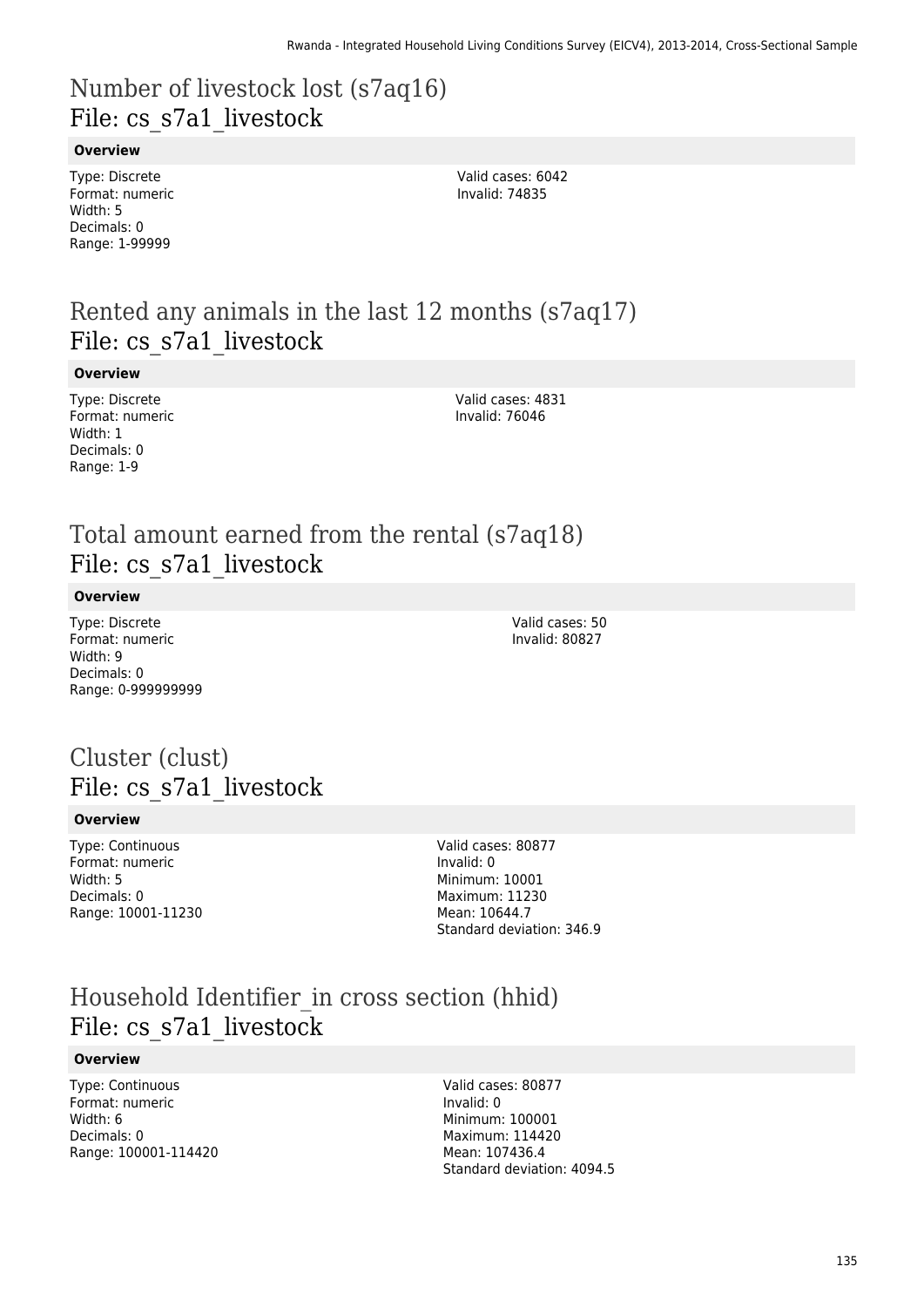# Number of livestock lost (s7aq16)
## File: cs_s7a1_livestock

**Overview**

Type: Discrete
Format: numeric
Width: 5
Decimals: 0
Range: 1-99999

Valid cases: 6042
Invalid: 74835

# Rented any animals in the last 12 months (s7aq17)
## File: cs_s7a1_livestock

**Overview**

Type: Discrete
Format: numeric
Width: 1
Decimals: 0
Range: 1-9

Valid cases: 4831
Invalid: 76046

# Total amount earned from the rental (s7aq18)
## File: cs_s7a1_livestock

**Overview**

Type: Discrete
Format: numeric
Width: 9
Decimals: 0
Range: 0-999999999

Valid cases: 50
Invalid: 80827

# Cluster (clust)
## File: cs_s7a1_livestock

**Overview**

Type: Continuous
Format: numeric
Width: 5
Decimals: 0
Range: 10001-11230

Valid cases: 80877
Invalid: 0
Minimum: 10001
Maximum: 11230
Mean: 10644.7
Standard deviation: 346.9

# Household Identifier_in cross section (hhid)
## File: cs_s7a1_livestock

**Overview**

Type: Continuous
Format: numeric
Width: 6
Decimals: 0
Range: 100001-114420

Valid cases: 80877
Invalid: 0
Minimum: 100001
Maximum: 114420
Mean: 107436.4
Standard deviation: 4094.5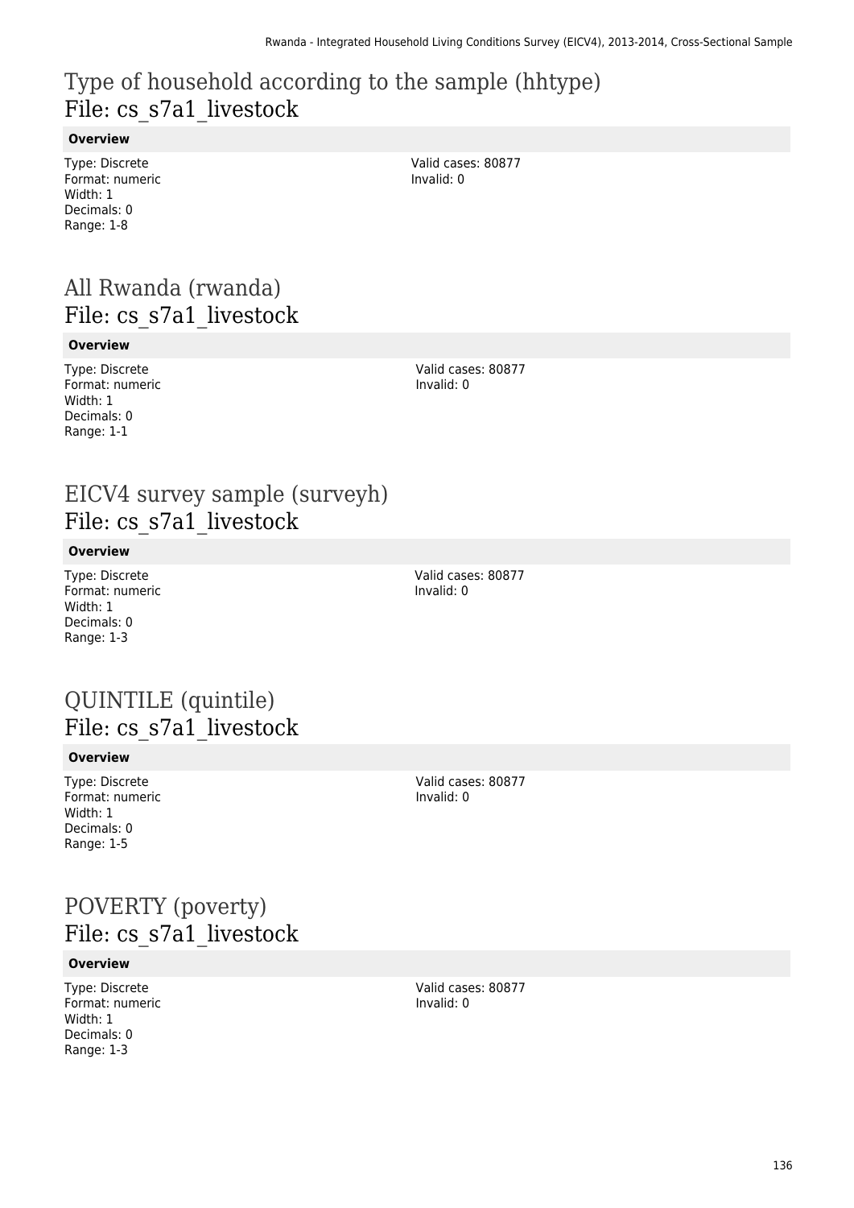# Type of household according to the sample (hhtype)
## File: cs_s7a1_livestock

**Overview**

Type: Discrete
Format: numeric
Width: 1
Decimals: 0
Range: 1-8

Valid cases: 80877
Invalid: 0

# All Rwanda (rwanda)
## File: cs_s7a1_livestock

**Overview**

Type: Discrete
Format: numeric
Width: 1
Decimals: 0
Range: 1-1

Valid cases: 80877
Invalid: 0

# EICV4 survey sample (surveyh)
## File: cs_s7a1_livestock

**Overview**

Type: Discrete
Format: numeric
Width: 1
Decimals: 0
Range: 1-3

Valid cases: 80877
Invalid: 0

# QUINTILE (quintile)
## File: cs_s7a1_livestock

**Overview**

Type: Discrete
Format: numeric
Width: 1
Decimals: 0
Range: 1-5

Valid cases: 80877
Invalid: 0

# POVERTY (poverty)
## File: cs_s7a1_livestock

**Overview**

Type: Discrete
Format: numeric
Width: 1
Decimals: 0
Range: 1-3

Valid cases: 80877
Invalid: 0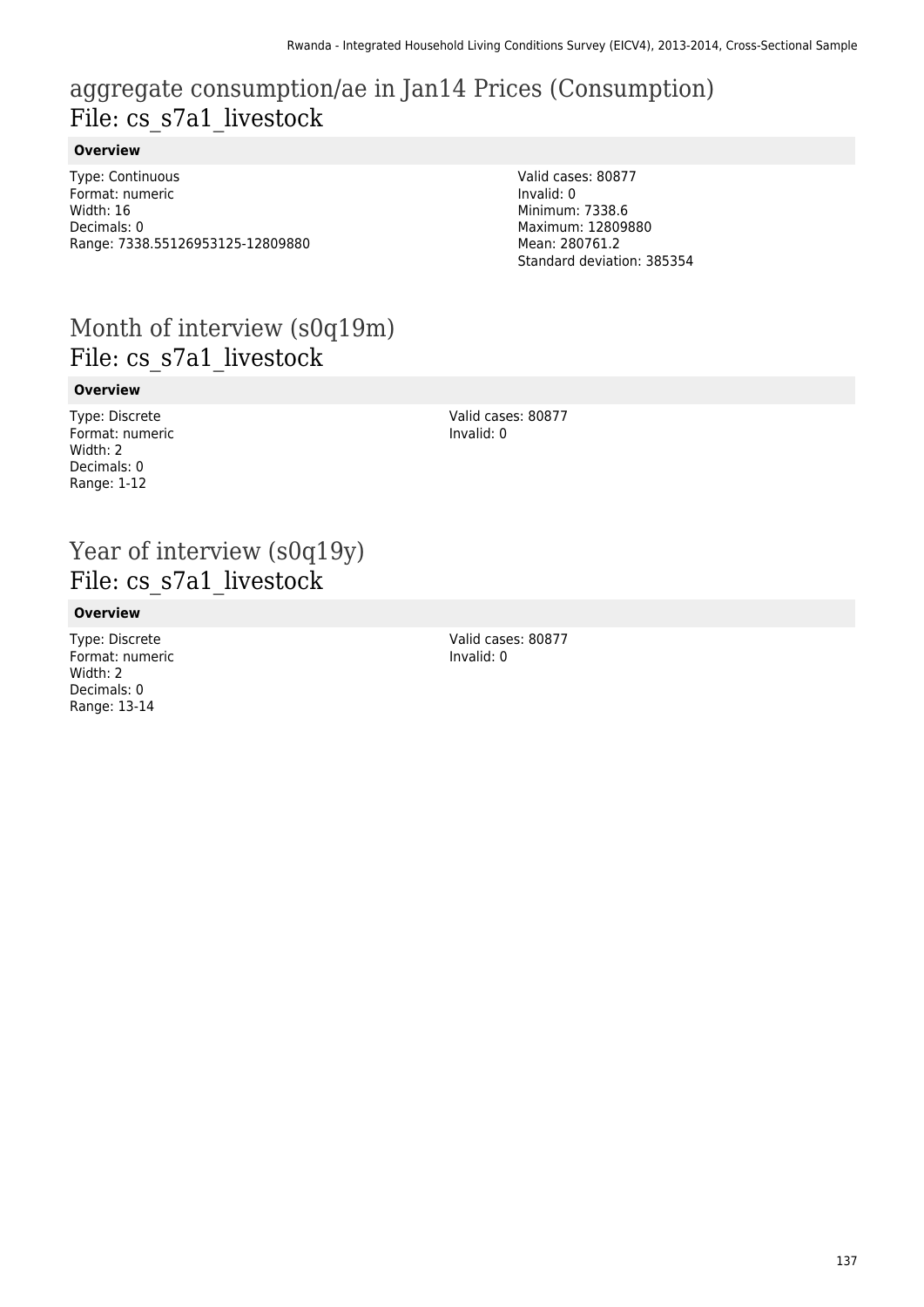## aggregate consumption/ae in Jan14 Prices (Consumption)
## File: cs_s7a1_livestock

**Overview**

Type: Continuous
Format: numeric
Width: 16
Decimals: 0
Range: 7338.55126953125-12809880

Valid cases: 80877
Invalid: 0
Minimum: 7338.6
Maximum: 12809880
Mean: 280761.2
Standard deviation: 385354

## Month of interview (s0q19m)
## File: cs_s7a1_livestock

**Overview**

Type: Discrete
Format: numeric
Width: 2
Decimals: 0
Range: 1-12

Valid cases: 80877
Invalid: 0

## Year of interview (s0q19y)
## File: cs_s7a1_livestock

**Overview**

Type: Discrete
Format: numeric
Width: 2
Decimals: 0
Range: 13-14

Valid cases: 80877
Invalid: 0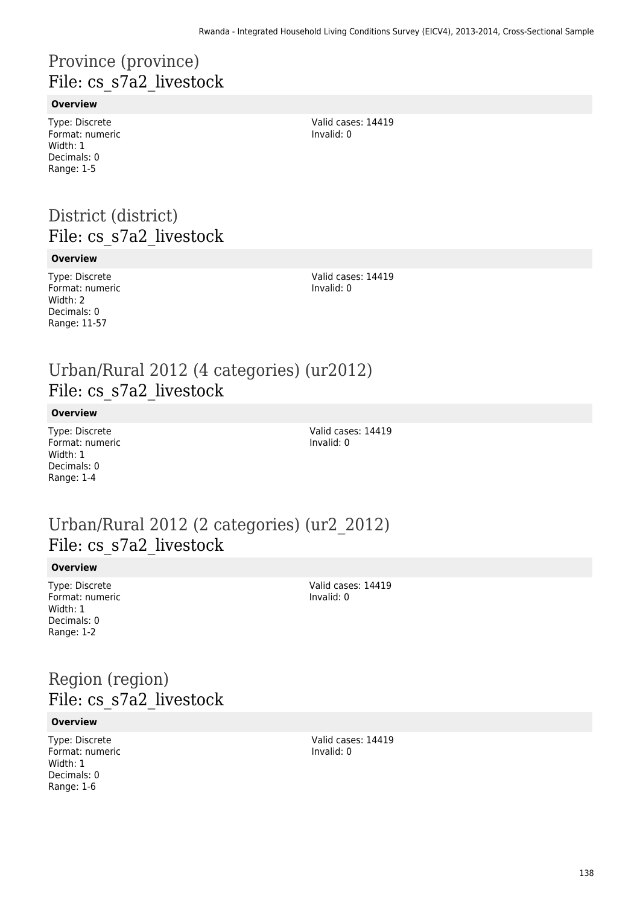# Province (province)
## File: cs_s7a2_livestock

**Overview**

Type: Discrete
Format: numeric
Width: 1
Decimals: 0
Range: 1-5

Valid cases: 14419
Invalid: 0

# District (district)
## File: cs_s7a2_livestock

**Overview**

Type: Discrete
Format: numeric
Width: 2
Decimals: 0
Range: 11-57

Valid cases: 14419
Invalid: 0

# Urban/Rural 2012 (4 categories) (ur2012)
## File: cs_s7a2_livestock

**Overview**

Type: Discrete
Format: numeric
Width: 1
Decimals: 0
Range: 1-4

Valid cases: 14419
Invalid: 0

# Urban/Rural 2012 (2 categories) (ur2_2012)
## File: cs_s7a2_livestock

**Overview**

Type: Discrete
Format: numeric
Width: 1
Decimals: 0
Range: 1-2

Valid cases: 14419
Invalid: 0

# Region (region)
## File: cs_s7a2_livestock

**Overview**

Type: Discrete
Format: numeric
Width: 1
Decimals: 0
Range: 1-6

Valid cases: 14419
Invalid: 0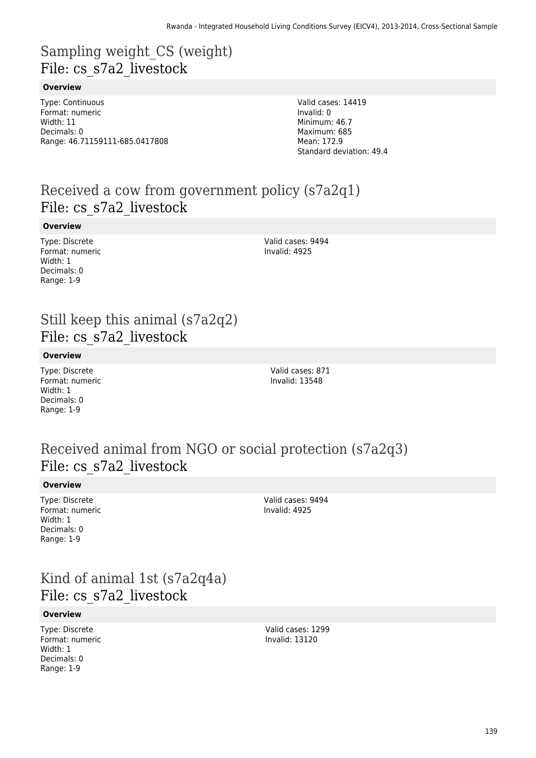# Sampling weight_CS (weight)
File: cs_s7a2_livestock

**Overview**

Type: Continuous
Format: numeric
Width: 11
Decimals: 0
Range: 46.71159111-685.0417808

Valid cases: 14419
Invalid: 0
Minimum: 46.7
Maximum: 685
Mean: 172.9
Standard deviation: 49.4

# Received a cow from government policy (s7a2q1)
File: cs_s7a2_livestock

**Overview**

Type: Discrete
Format: numeric
Width: 1
Decimals: 0
Range: 1-9

Valid cases: 9494
Invalid: 4925

# Still keep this animal (s7a2q2)
File: cs_s7a2_livestock

**Overview**

Type: Discrete
Format: numeric
Width: 1
Decimals: 0
Range: 1-9

Valid cases: 871
Invalid: 13548

# Received animal from NGO or social protection (s7a2q3)
File: cs_s7a2_livestock

**Overview**

Type: Discrete
Format: numeric
Width: 1
Decimals: 0
Range: 1-9

Valid cases: 9494
Invalid: 4925

# Kind of animal 1st (s7a2q4a)
File: cs_s7a2_livestock

**Overview**

Type: Discrete
Format: numeric
Width: 1
Decimals: 0
Range: 1-9

Valid cases: 1299
Invalid: 13120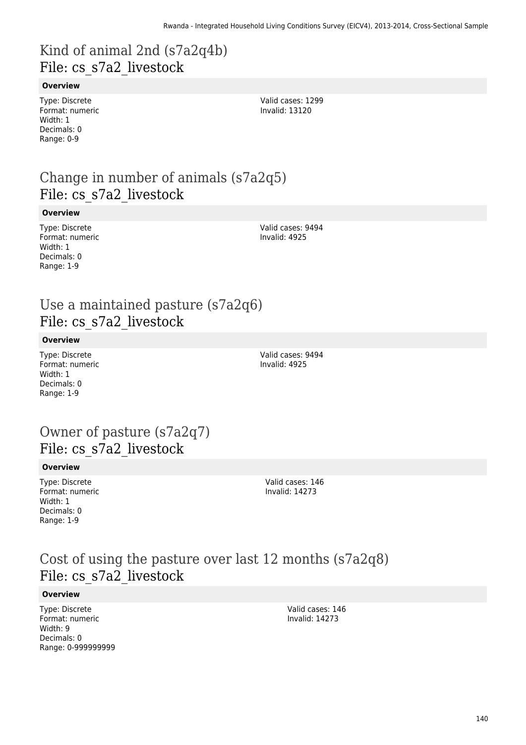# Kind of animal 2nd (s7a2q4b)
File: cs_s7a2_livestock

**Overview**

Type: Discrete
Format: numeric
Width: 1
Decimals: 0
Range: 0-9

Valid cases: 1299
Invalid: 13120

# Change in number of animals (s7a2q5)
File: cs_s7a2_livestock

**Overview**

Type: Discrete
Format: numeric
Width: 1
Decimals: 0
Range: 1-9

Valid cases: 9494
Invalid: 4925

# Use a maintained pasture (s7a2q6)
File: cs_s7a2_livestock

**Overview**

Type: Discrete
Format: numeric
Width: 1
Decimals: 0
Range: 1-9

Valid cases: 9494
Invalid: 4925

# Owner of pasture (s7a2q7)
File: cs_s7a2_livestock

**Overview**

Type: Discrete
Format: numeric
Width: 1
Decimals: 0
Range: 1-9

Valid cases: 146
Invalid: 14273

# Cost of using the pasture over last 12 months (s7a2q8)
File: cs_s7a2_livestock

**Overview**

Type: Discrete
Format: numeric
Width: 9
Decimals: 0
Range: 0-999999999

Valid cases: 146
Invalid: 14273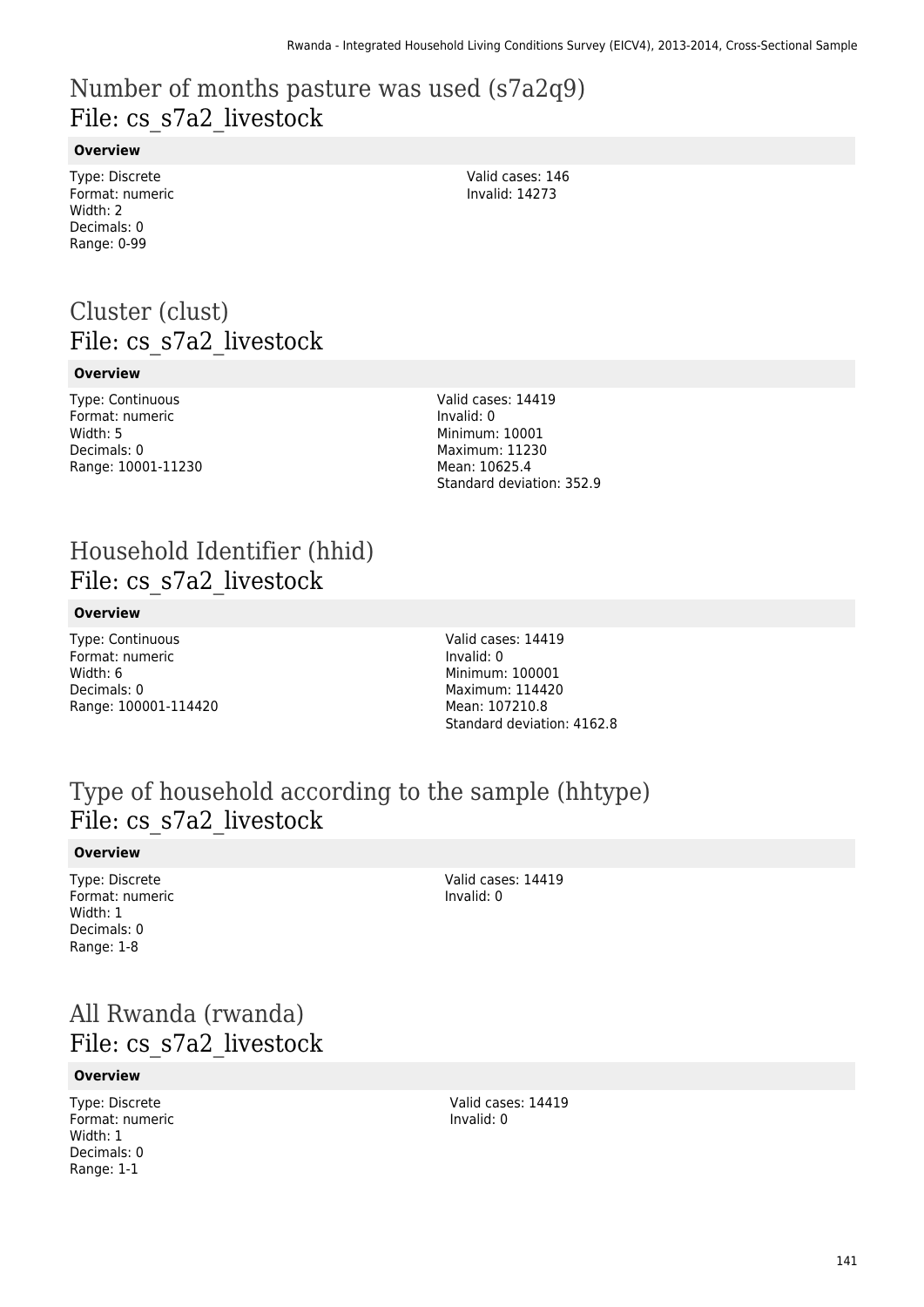# Number of months pasture was used (s7a2q9)
## File: cs_s7a2_livestock

**Overview**

Type: Discrete
Format: numeric
Width: 2
Decimals: 0
Range: 0-99

Valid cases: 146
Invalid: 14273

# Cluster (clust)
## File: cs_s7a2_livestock

**Overview**

Type: Continuous
Format: numeric
Width: 5
Decimals: 0
Range: 10001-11230

Valid cases: 14419
Invalid: 0
Minimum: 10001
Maximum: 11230
Mean: 10625.4
Standard deviation: 352.9

# Household Identifier (hhid)
## File: cs_s7a2_livestock

**Overview**

Type: Continuous
Format: numeric
Width: 6
Decimals: 0
Range: 100001-114420

Valid cases: 14419
Invalid: 0
Minimum: 100001
Maximum: 114420
Mean: 107210.8
Standard deviation: 4162.8

# Type of household according to the sample (hhtype)
## File: cs_s7a2_livestock

**Overview**

Type: Discrete
Format: numeric
Width: 1
Decimals: 0
Range: 1-8

Valid cases: 14419
Invalid: 0

# All Rwanda (rwanda)
## File: cs_s7a2_livestock

**Overview**

Type: Discrete
Format: numeric
Width: 1
Decimals: 0
Range: 1-1

Valid cases: 14419
Invalid: 0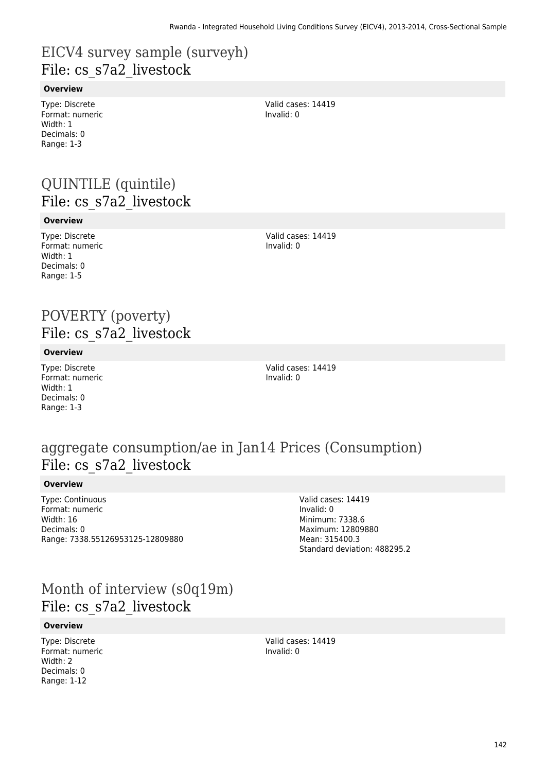# EICV4 survey sample (surveyh)
## File: cs_s7a2_livestock

**Overview**

Type: Discrete
Format: numeric
Width: 1
Decimals: 0
Range: 1-3

Valid cases: 14419
Invalid: 0

# QUINTILE (quintile)
## File: cs_s7a2_livestock

**Overview**

Type: Discrete
Format: numeric
Width: 1
Decimals: 0
Range: 1-5

Valid cases: 14419
Invalid: 0

# POVERTY (poverty)
## File: cs_s7a2_livestock

**Overview**

Type: Discrete
Format: numeric
Width: 1
Decimals: 0
Range: 1-3

Valid cases: 14419
Invalid: 0

# aggregate consumption/ae in Jan14 Prices (Consumption)
## File: cs_s7a2_livestock

**Overview**

Type: Continuous
Format: numeric
Width: 16
Decimals: 0
Range: 7338.55126953125-12809880

Valid cases: 14419
Invalid: 0
Minimum: 7338.6
Maximum: 12809880
Mean: 315400.3
Standard deviation: 488295.2

# Month of interview (s0q19m)
## File: cs_s7a2_livestock

**Overview**

Type: Discrete
Format: numeric
Width: 2
Decimals: 0
Range: 1-12

Valid cases: 14419
Invalid: 0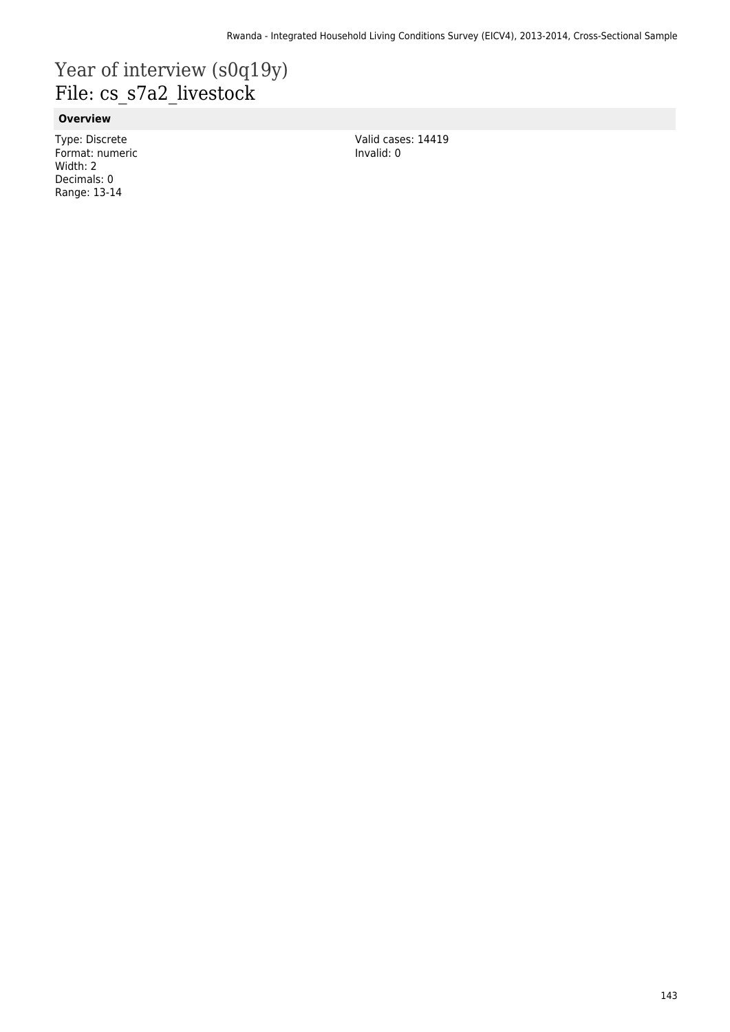# Year of interview (s0q19y)
## File: cs_s7a2_livestock

### Overview

Type: Discrete
Format: numeric
Width: 2
Decimals: 0
Range: 13-14

Valid cases: 14419
Invalid: 0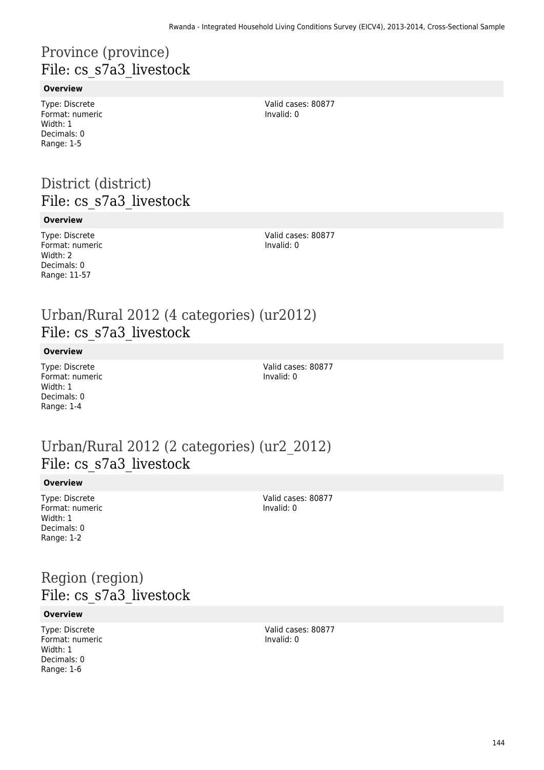## Province (province)
## File: cs_s7a3_livestock

**Overview**

Type: Discrete
Format: numeric
Width: 1
Decimals: 0
Range: 1-5

Valid cases: 80877
Invalid: 0

## District (district)
## File: cs_s7a3_livestock

**Overview**

Type: Discrete
Format: numeric
Width: 2
Decimals: 0
Range: 11-57

Valid cases: 80877
Invalid: 0

## Urban/Rural 2012 (4 categories) (ur2012)
## File: cs_s7a3_livestock

**Overview**

Type: Discrete
Format: numeric
Width: 1
Decimals: 0
Range: 1-4

Valid cases: 80877
Invalid: 0

## Urban/Rural 2012 (2 categories) (ur2_2012)
## File: cs_s7a3_livestock

**Overview**

Type: Discrete
Format: numeric
Width: 1
Decimals: 0
Range: 1-2

Valid cases: 80877
Invalid: 0

## Region (region)
## File: cs_s7a3_livestock

**Overview**

Type: Discrete
Format: numeric
Width: 1
Decimals: 0
Range: 1-6

Valid cases: 80877
Invalid: 0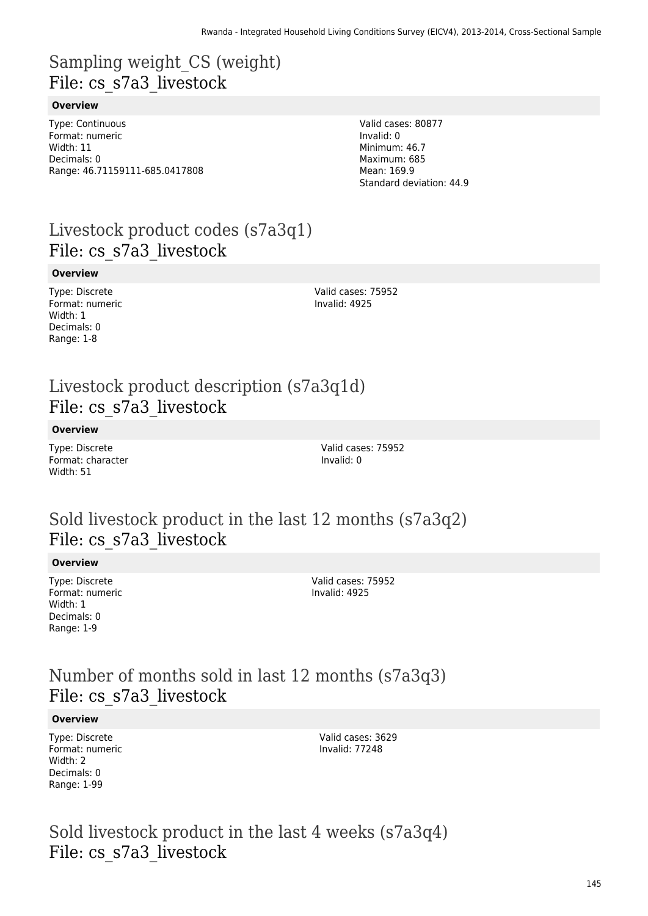# Sampling weight_CS (weight)
File: cs_s7a3_livestock

**Overview**

Type: Continuous
Format: numeric
Width: 11
Decimals: 0
Range: 46.71159111-685.0417808

Valid cases: 80877
Invalid: 0
Minimum: 46.7
Maximum: 685
Mean: 169.9
Standard deviation: 44.9

# Livestock product codes (s7a3q1)
File: cs_s7a3_livestock

**Overview**

Type: Discrete
Format: numeric
Width: 1
Decimals: 0
Range: 1-8

Valid cases: 75952
Invalid: 4925

# Livestock product description (s7a3q1d)
File: cs_s7a3_livestock

**Overview**

Type: Discrete
Format: character
Width: 51

Valid cases: 75952
Invalid: 0

# Sold livestock product in the last 12 months (s7a3q2)
File: cs_s7a3_livestock

**Overview**

Type: Discrete
Format: numeric
Width: 1
Decimals: 0
Range: 1-9

Valid cases: 75952
Invalid: 4925

# Number of months sold in last 12 months (s7a3q3)
File: cs_s7a3_livestock

**Overview**

Type: Discrete
Format: numeric
Width: 2
Decimals: 0
Range: 1-99

Valid cases: 3629
Invalid: 77248

# Sold livestock product in the last 4 weeks (s7a3q4)
File: cs_s7a3_livestock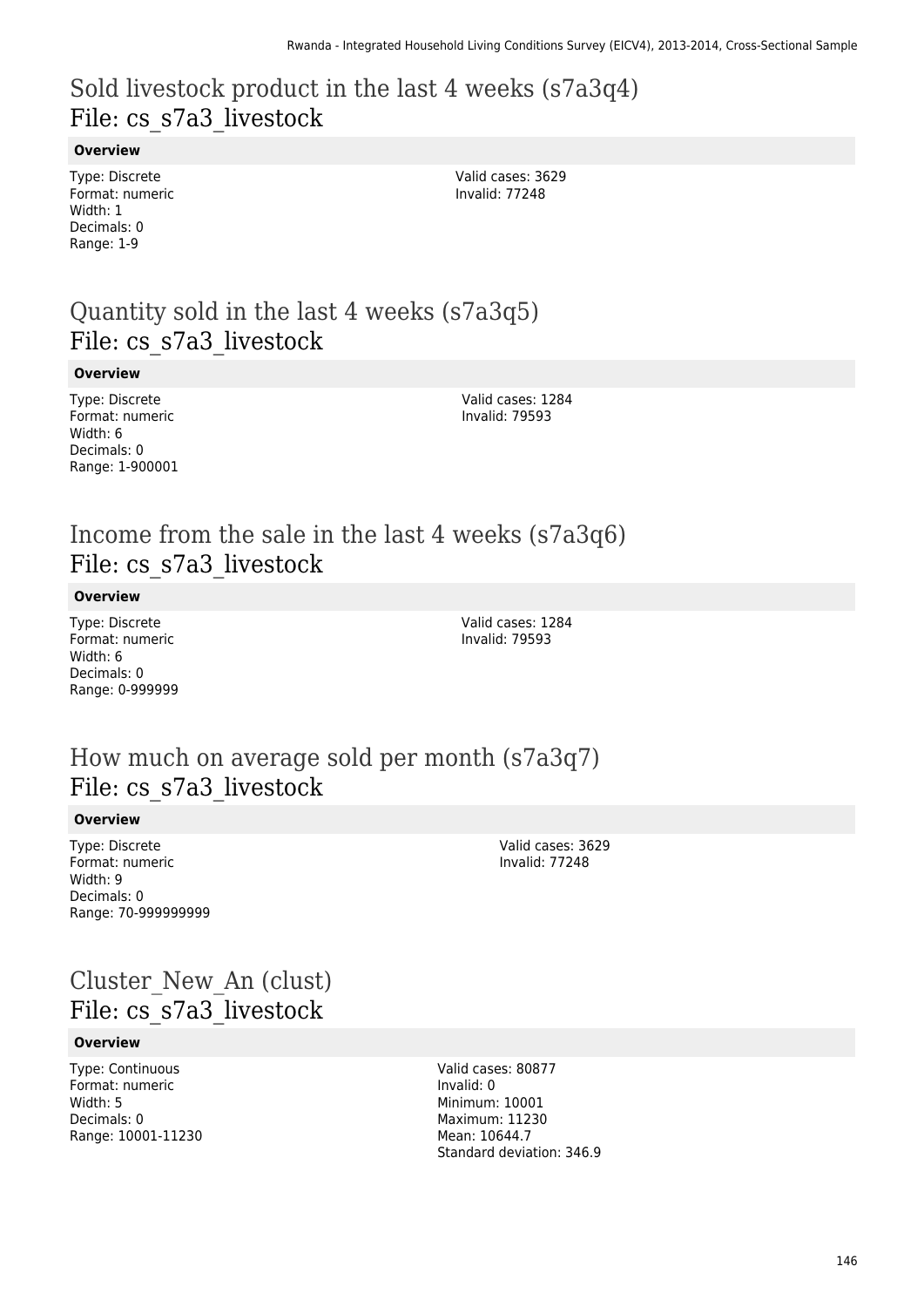## Sold livestock product in the last 4 weeks (s7a3q4)
File: cs_s7a3_livestock

**Overview**

Type: Discrete
Format: numeric
Width: 1
Decimals: 0
Range: 1-9

Valid cases: 3629
Invalid: 77248

## Quantity sold in the last 4 weeks (s7a3q5)
File: cs_s7a3_livestock

**Overview**

Type: Discrete
Format: numeric
Width: 6
Decimals: 0
Range: 1-900001

Valid cases: 1284
Invalid: 79593

## Income from the sale in the last 4 weeks (s7a3q6)
File: cs_s7a3_livestock

**Overview**

Type: Discrete
Format: numeric
Width: 6
Decimals: 0
Range: 0-999999

Valid cases: 1284
Invalid: 79593

## How much on average sold per month (s7a3q7)
File: cs_s7a3_livestock

**Overview**

Type: Discrete
Format: numeric
Width: 9
Decimals: 0
Range: 70-999999999

Valid cases: 3629
Invalid: 77248

## Cluster_New_An (clust)
File: cs_s7a3_livestock

**Overview**

Type: Continuous
Format: numeric
Width: 5
Decimals: 0
Range: 10001-11230

Valid cases: 80877
Invalid: 0
Minimum: 10001
Maximum: 11230
Mean: 10644.7
Standard deviation: 346.9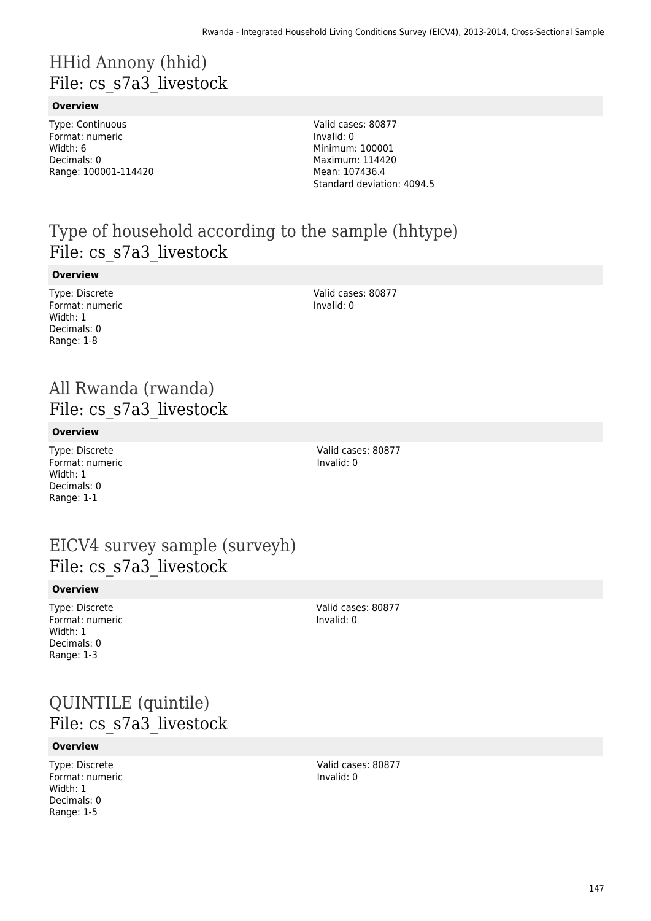# HHid Annony (hhid)
## File: cs_s7a3_livestock

### Overview

Type: Continuous
Format: numeric
Width: 6
Decimals: 0
Range: 100001-114420

Valid cases: 80877
Invalid: 0
Minimum: 100001
Maximum: 114420
Mean: 107436.4
Standard deviation: 4094.5

# Type of household according to the sample (hhtype)
## File: cs_s7a3_livestock

### Overview

Type: Discrete
Format: numeric
Width: 1
Decimals: 0
Range: 1-8

Valid cases: 80877
Invalid: 0

# All Rwanda (rwanda)
## File: cs_s7a3_livestock

### Overview

Type: Discrete
Format: numeric
Width: 1
Decimals: 0
Range: 1-1

Valid cases: 80877
Invalid: 0

# EICV4 survey sample (surveyh)
## File: cs_s7a3_livestock

### Overview

Type: Discrete
Format: numeric
Width: 1
Decimals: 0
Range: 1-3

Valid cases: 80877
Invalid: 0

# QUINTILE (quintile)
## File: cs_s7a3_livestock

### Overview

Type: Discrete
Format: numeric
Width: 1
Decimals: 0
Range: 1-5

Valid cases: 80877
Invalid: 0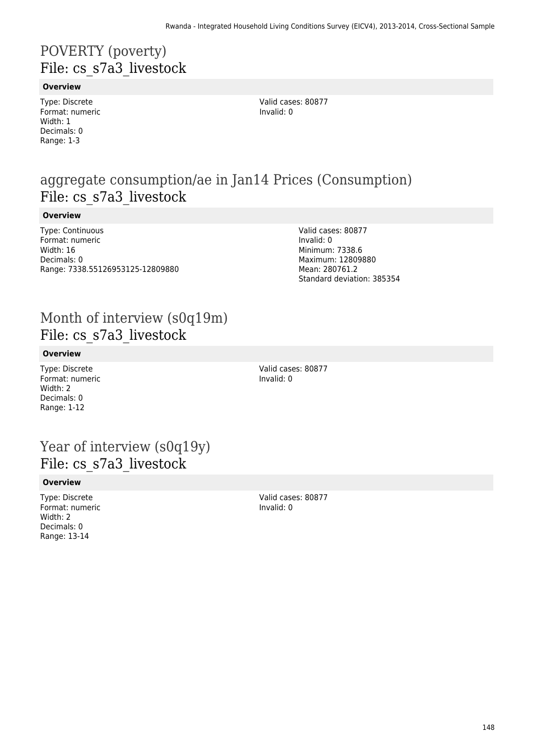# POVERTY (poverty)
## File: cs_s7a3_livestock

**Overview**

Type: Discrete
Format: numeric
Width: 1
Decimals: 0
Range: 1-3

Valid cases: 80877
Invalid: 0

# aggregate consumption/ae in Jan14 Prices (Consumption)
## File: cs_s7a3_livestock

**Overview**

Type: Continuous
Format: numeric
Width: 16
Decimals: 0
Range: 7338.55126953125-12809880

Valid cases: 80877
Invalid: 0
Minimum: 7338.6
Maximum: 12809880
Mean: 280761.2
Standard deviation: 385354

# Month of interview (s0q19m)
## File: cs_s7a3_livestock

**Overview**

Type: Discrete
Format: numeric
Width: 2
Decimals: 0
Range: 1-12

Valid cases: 80877
Invalid: 0

# Year of interview (s0q19y)
## File: cs_s7a3_livestock

**Overview**

Type: Discrete
Format: numeric
Width: 2
Decimals: 0
Range: 13-14

Valid cases: 80877
Invalid: 0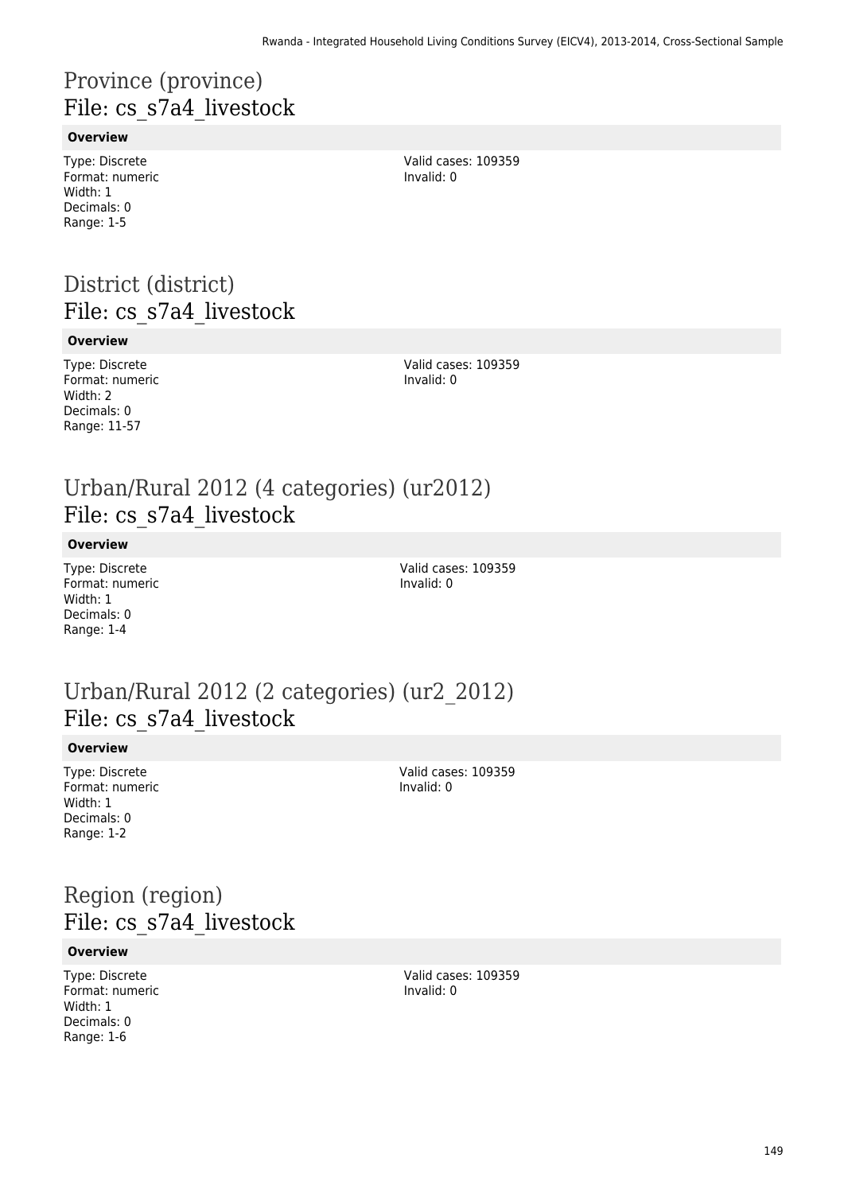# Province (province)
## File: cs_s7a4_livestock

**Overview**

Type: Discrete
Format: numeric
Width: 1
Decimals: 0
Range: 1-5

Valid cases: 109359
Invalid: 0

# District (district)
## File: cs_s7a4_livestock

**Overview**

Type: Discrete
Format: numeric
Width: 2
Decimals: 0
Range: 11-57

Valid cases: 109359
Invalid: 0

# Urban/Rural 2012 (4 categories) (ur2012)
## File: cs_s7a4_livestock

**Overview**

Type: Discrete
Format: numeric
Width: 1
Decimals: 0
Range: 1-4

Valid cases: 109359
Invalid: 0

# Urban/Rural 2012 (2 categories) (ur2_2012)
## File: cs_s7a4_livestock

**Overview**

Type: Discrete
Format: numeric
Width: 1
Decimals: 0
Range: 1-2

Valid cases: 109359
Invalid: 0

# Region (region)
## File: cs_s7a4_livestock

**Overview**

Type: Discrete
Format: numeric
Width: 1
Decimals: 0
Range: 1-6

Valid cases: 109359
Invalid: 0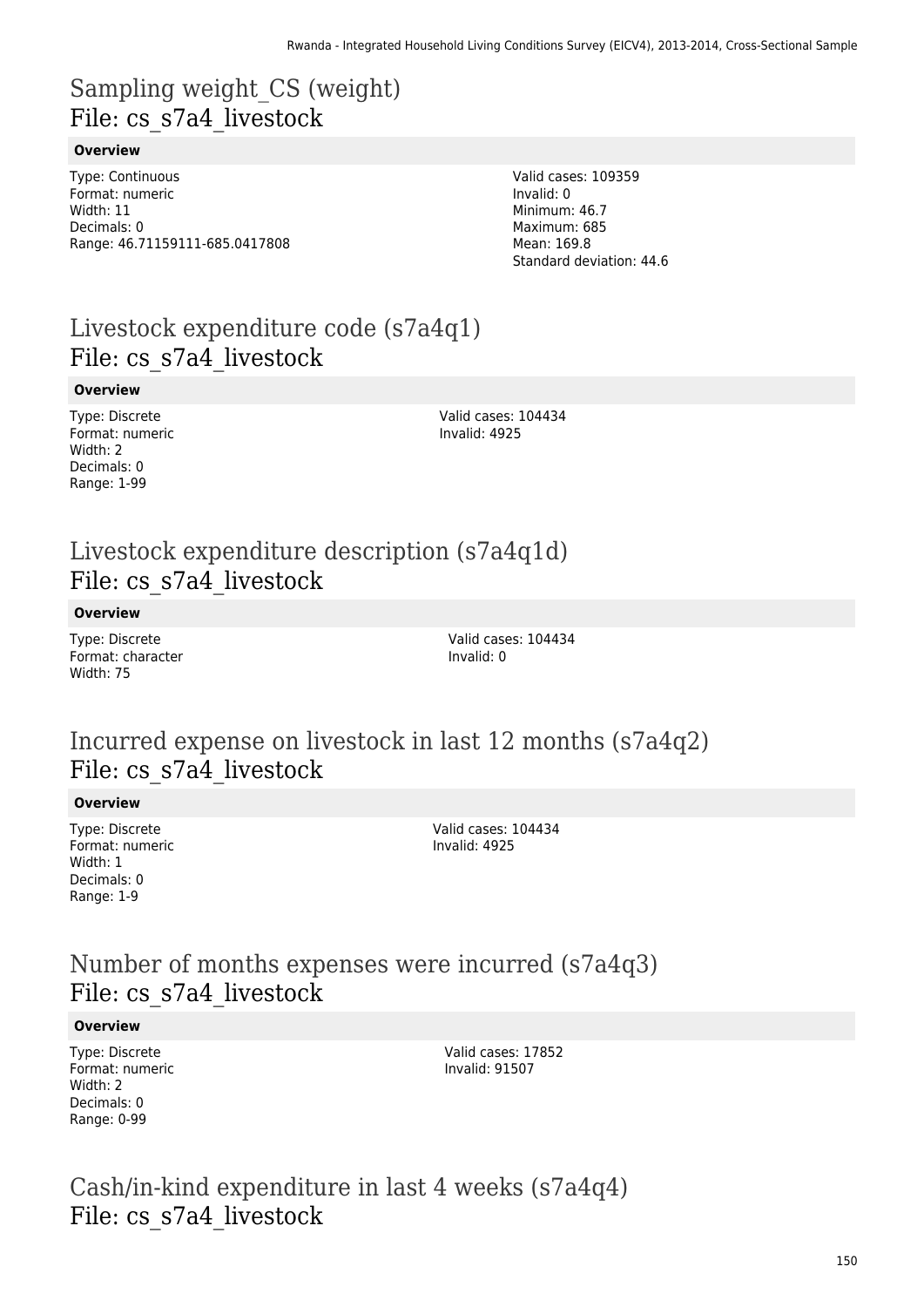# Sampling weight_CS (weight)
File: cs_s7a4_livestock

**Overview**

Type: Continuous
Format: numeric
Width: 11
Decimals: 0
Range: 46.71159111-685.0417808

Valid cases: 109359
Invalid: 0
Minimum: 46.7
Maximum: 685
Mean: 169.8
Standard deviation: 44.6

# Livestock expenditure code (s7a4q1)
File: cs_s7a4_livestock

**Overview**

Type: Discrete
Format: numeric
Width: 2
Decimals: 0
Range: 1-99

Valid cases: 104434
Invalid: 4925

# Livestock expenditure description (s7a4q1d)
File: cs_s7a4_livestock

**Overview**

Type: Discrete
Format: character
Width: 75

Valid cases: 104434
Invalid: 0

# Incurred expense on livestock in last 12 months (s7a4q2)
File: cs_s7a4_livestock

**Overview**

Type: Discrete
Format: numeric
Width: 1
Decimals: 0
Range: 1-9

Valid cases: 104434
Invalid: 4925

# Number of months expenses were incurred (s7a4q3)
File: cs_s7a4_livestock

**Overview**

Type: Discrete
Format: numeric
Width: 2
Decimals: 0
Range: 0-99

Valid cases: 17852
Invalid: 91507

# Cash/in-kind expenditure in last 4 weeks (s7a4q4)
File: cs_s7a4_livestock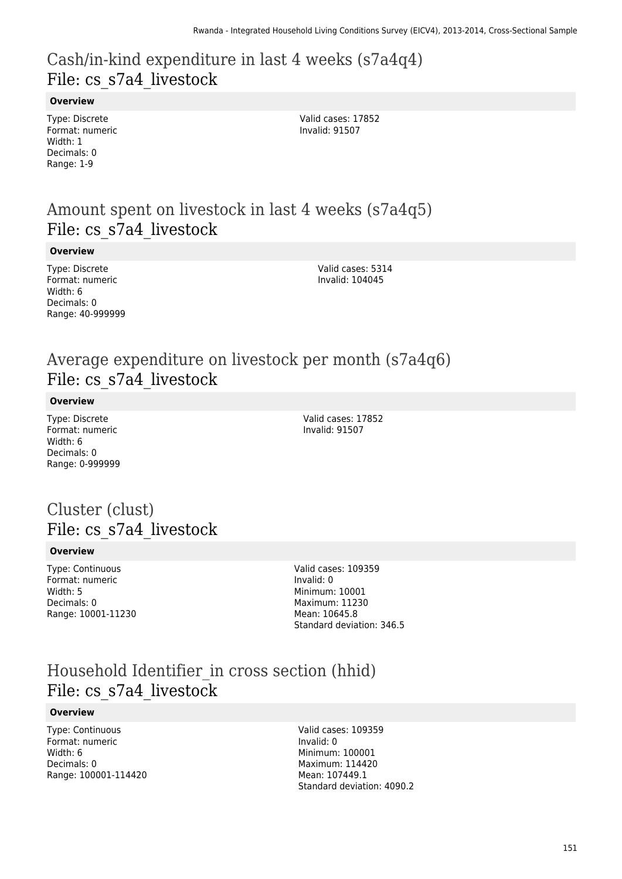# Cash/in-kind expenditure in last 4 weeks (s7a4q4)
## File: cs_s7a4_livestock

**Overview**

Type: Discrete
Format: numeric
Width: 1
Decimals: 0
Range: 1-9

Valid cases: 17852
Invalid: 91507

# Amount spent on livestock in last 4 weeks (s7a4q5)
## File: cs_s7a4_livestock

**Overview**

Type: Discrete
Format: numeric
Width: 6
Decimals: 0
Range: 40-999999

Valid cases: 5314
Invalid: 104045

# Average expenditure on livestock per month (s7a4q6)
## File: cs_s7a4_livestock

**Overview**

Type: Discrete
Format: numeric
Width: 6
Decimals: 0
Range: 0-999999

Valid cases: 17852
Invalid: 91507

# Cluster (clust)
## File: cs_s7a4_livestock

**Overview**

Type: Continuous
Format: numeric
Width: 5
Decimals: 0
Range: 10001-11230

Valid cases: 109359
Invalid: 0
Minimum: 10001
Maximum: 11230
Mean: 10645.8
Standard deviation: 346.5

# Household Identifier_in cross section (hhid)
## File: cs_s7a4_livestock

**Overview**

Type: Continuous
Format: numeric
Width: 6
Decimals: 0
Range: 100001-114420

Valid cases: 109359
Invalid: 0
Minimum: 100001
Maximum: 114420
Mean: 107449.1
Standard deviation: 4090.2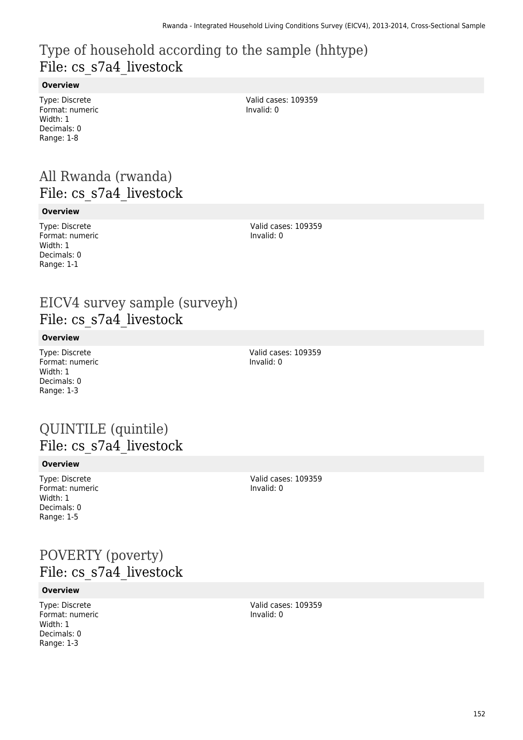## Type of household according to the sample (hhtype)
File: cs_s7a4_livestock

**Overview**

Type: Discrete
Format: numeric
Width: 1
Decimals: 0
Range: 1-8

Valid cases: 109359
Invalid: 0

## All Rwanda (rwanda)
File: cs_s7a4_livestock

**Overview**

Type: Discrete
Format: numeric
Width: 1
Decimals: 0
Range: 1-1

Valid cases: 109359
Invalid: 0

## EICV4 survey sample (surveyh)
File: cs_s7a4_livestock

**Overview**

Type: Discrete
Format: numeric
Width: 1
Decimals: 0
Range: 1-3

Valid cases: 109359
Invalid: 0

## QUINTILE (quintile)
File: cs_s7a4_livestock

**Overview**

Type: Discrete
Format: numeric
Width: 1
Decimals: 0
Range: 1-5

Valid cases: 109359
Invalid: 0

## POVERTY (poverty)
File: cs_s7a4_livestock

**Overview**

Type: Discrete
Format: numeric
Width: 1
Decimals: 0
Range: 1-3

Valid cases: 109359
Invalid: 0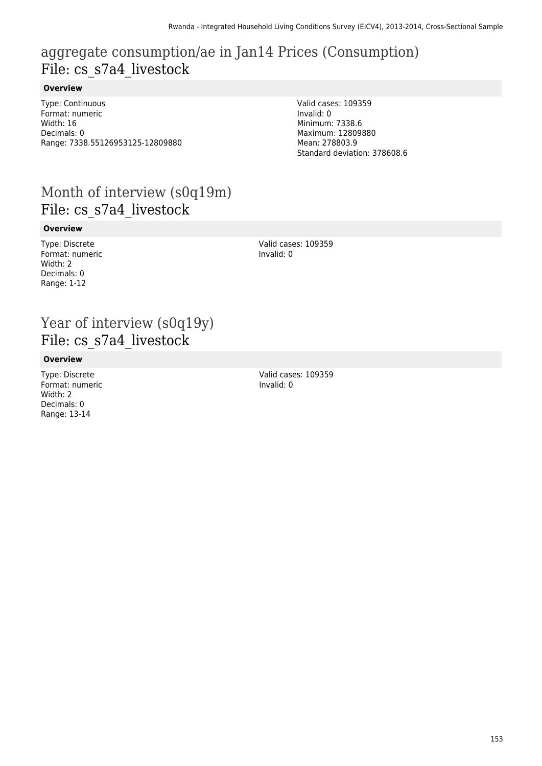## aggregate consumption/ae in Jan14 Prices (Consumption)
## File: cs_s7a4_livestock

**Overview**

Type: Continuous
Format: numeric
Width: 16
Decimals: 0
Range: 7338.55126953125-12809880

Valid cases: 109359
Invalid: 0
Minimum: 7338.6
Maximum: 12809880
Mean: 278803.9
Standard deviation: 378608.6

## Month of interview (s0q19m)
## File: cs_s7a4_livestock

**Overview**

Type: Discrete
Format: numeric
Width: 2
Decimals: 0
Range: 1-12

Valid cases: 109359
Invalid: 0

## Year of interview (s0q19y)
## File: cs_s7a4_livestock

**Overview**

Type: Discrete
Format: numeric
Width: 2
Decimals: 0
Range: 13-14

Valid cases: 109359
Invalid: 0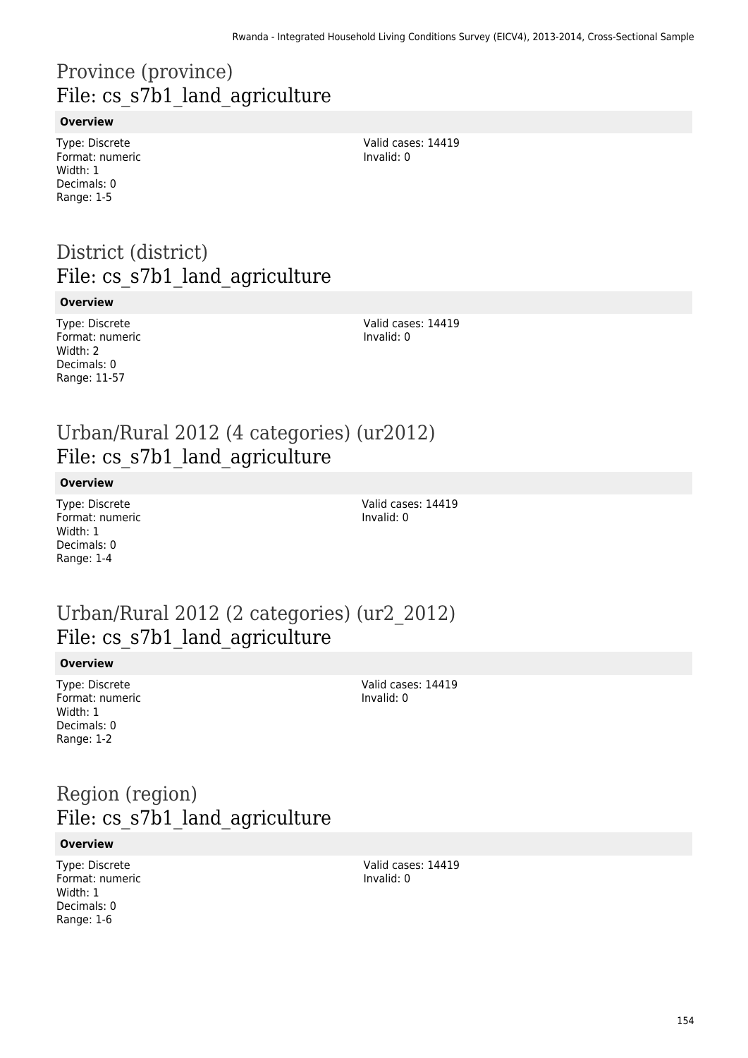# Province (province)
## File: cs_s7b1_land_agriculture

**Overview**

Type: Discrete
Format: numeric
Width: 1
Decimals: 0
Range: 1-5

Valid cases: 14419
Invalid: 0

# District (district)
## File: cs_s7b1_land_agriculture

**Overview**

Type: Discrete
Format: numeric
Width: 2
Decimals: 0
Range: 11-57

Valid cases: 14419
Invalid: 0

# Urban/Rural 2012 (4 categories) (ur2012)
## File: cs_s7b1_land_agriculture

**Overview**

Type: Discrete
Format: numeric
Width: 1
Decimals: 0
Range: 1-4

Valid cases: 14419
Invalid: 0

# Urban/Rural 2012 (2 categories) (ur2_2012)
## File: cs_s7b1_land_agriculture

**Overview**

Type: Discrete
Format: numeric
Width: 1
Decimals: 0
Range: 1-2

Valid cases: 14419
Invalid: 0

# Region (region)
## File: cs_s7b1_land_agriculture

**Overview**

Type: Discrete
Format: numeric
Width: 1
Decimals: 0
Range: 1-6

Valid cases: 14419
Invalid: 0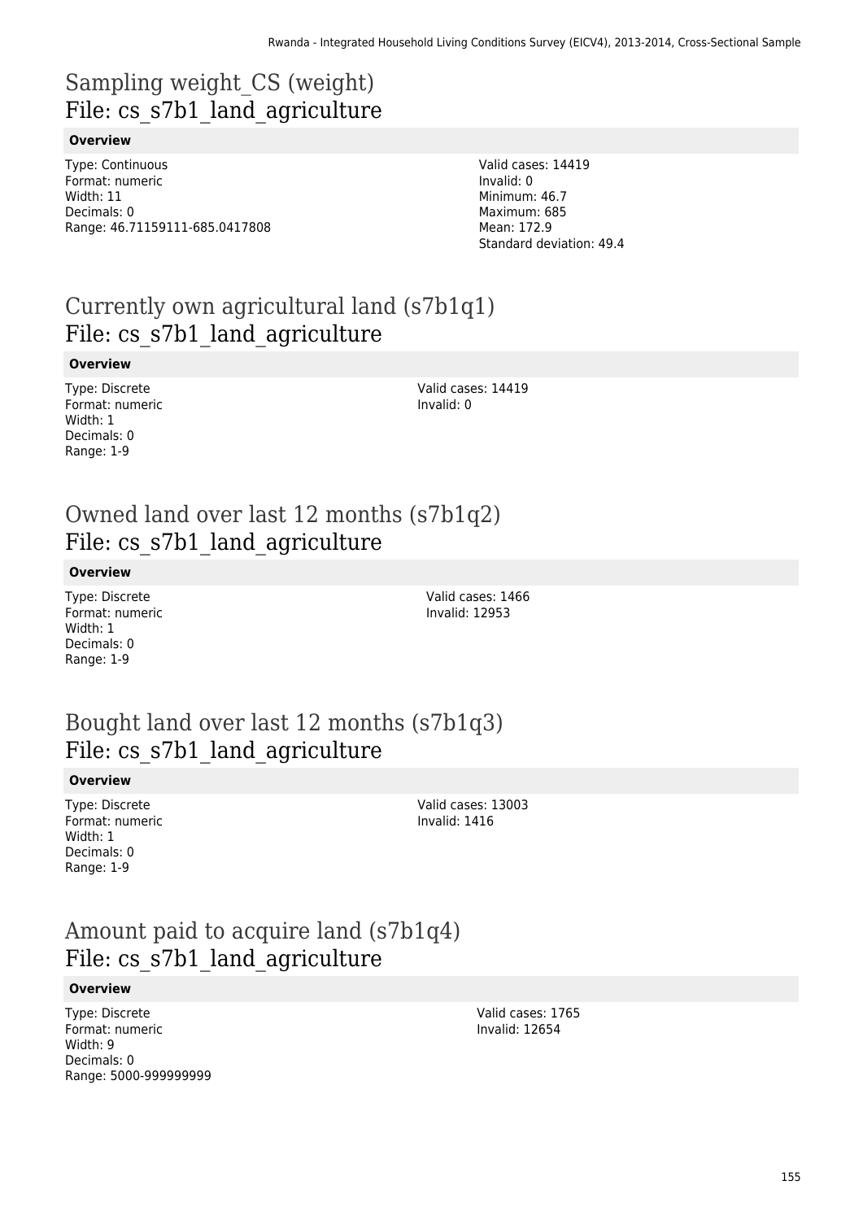# Sampling weight_CS (weight)
## File: cs_s7b1_land_agriculture

**Overview**

Type: Continuous
Format: numeric
Width: 11
Decimals: 0
Range: 46.71159111-685.0417808

Valid cases: 14419
Invalid: 0
Minimum: 46.7
Maximum: 685
Mean: 172.9
Standard deviation: 49.4

# Currently own agricultural land (s7b1q1)
## File: cs_s7b1_land_agriculture

**Overview**

Type: Discrete
Format: numeric
Width: 1
Decimals: 0
Range: 1-9

Valid cases: 14419
Invalid: 0

# Owned land over last 12 months (s7b1q2)
## File: cs_s7b1_land_agriculture

**Overview**

Type: Discrete
Format: numeric
Width: 1
Decimals: 0
Range: 1-9

Valid cases: 1466
Invalid: 12953

# Bought land over last 12 months (s7b1q3)
## File: cs_s7b1_land_agriculture

**Overview**

Type: Discrete
Format: numeric
Width: 1
Decimals: 0
Range: 1-9

Valid cases: 13003
Invalid: 1416

# Amount paid to acquire land (s7b1q4)
## File: cs_s7b1_land_agriculture

**Overview**

Type: Discrete
Format: numeric
Width: 9
Decimals: 0
Range: 5000-999999999

Valid cases: 1765
Invalid: 12654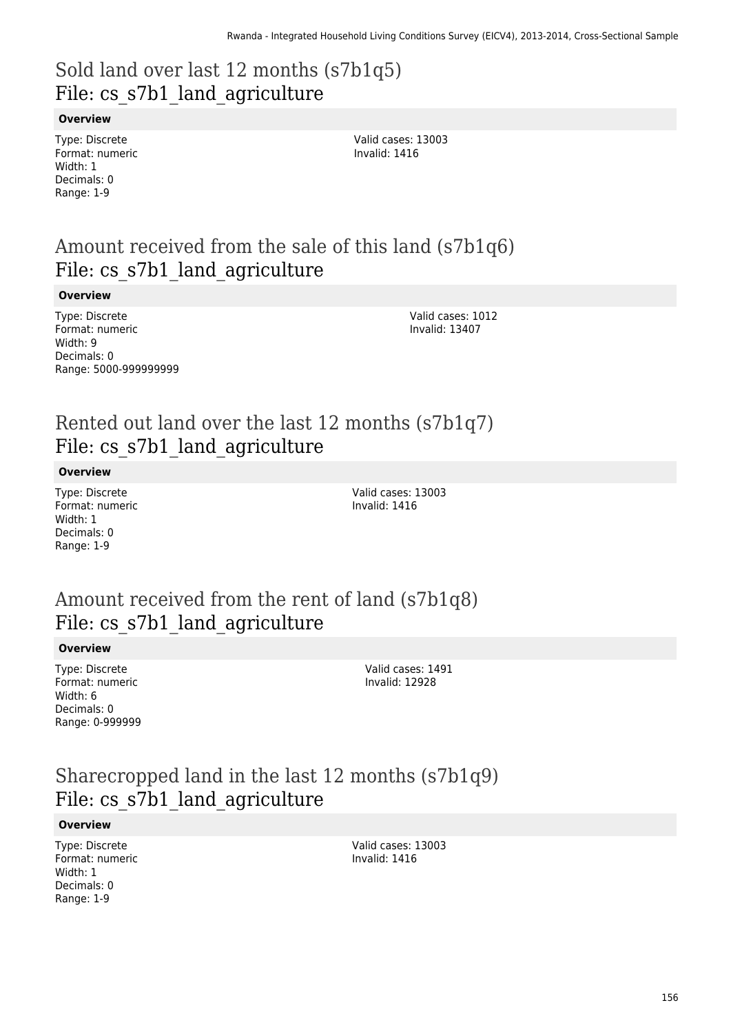# Sold land over last 12 months (s7b1q5)
File: cs_s7b1_land_agriculture

**Overview**

Type: Discrete
Format: numeric
Width: 1
Decimals: 0
Range: 1-9

Valid cases: 13003
Invalid: 1416

# Amount received from the sale of this land (s7b1q6)
File: cs_s7b1_land_agriculture

**Overview**

Type: Discrete
Format: numeric
Width: 9
Decimals: 0
Range: 5000-999999999

Valid cases: 1012
Invalid: 13407

# Rented out land over the last 12 months (s7b1q7)
File: cs_s7b1_land_agriculture

**Overview**

Type: Discrete
Format: numeric
Width: 1
Decimals: 0
Range: 1-9

Valid cases: 13003
Invalid: 1416

# Amount received from the rent of land (s7b1q8)
File: cs_s7b1_land_agriculture

**Overview**

Type: Discrete
Format: numeric
Width: 6
Decimals: 0
Range: 0-999999

Valid cases: 1491
Invalid: 12928

# Sharecropped land in the last 12 months (s7b1q9)
File: cs_s7b1_land_agriculture

**Overview**

Type: Discrete
Format: numeric
Width: 1
Decimals: 0
Range: 1-9

Valid cases: 13003
Invalid: 1416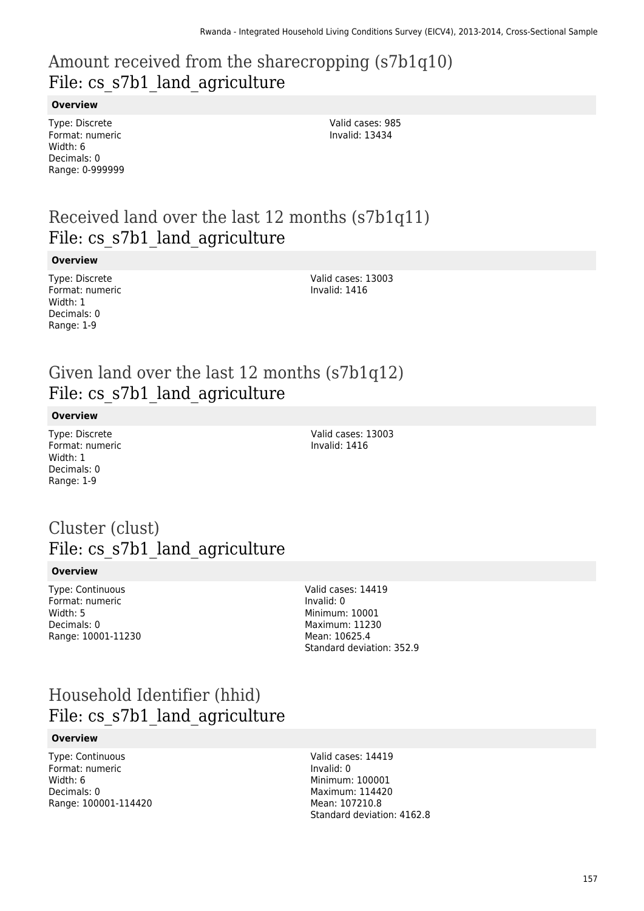## Amount received from the sharecropping (s7b1q10)
File: cs_s7b1_land_agriculture

**Overview**

Type: Discrete
Format: numeric
Width: 6
Decimals: 0
Range: 0-999999

Valid cases: 985
Invalid: 13434

## Received land over the last 12 months (s7b1q11)
File: cs_s7b1_land_agriculture

**Overview**

Type: Discrete
Format: numeric
Width: 1
Decimals: 0
Range: 1-9

Valid cases: 13003
Invalid: 1416

## Given land over the last 12 months (s7b1q12)
File: cs_s7b1_land_agriculture

**Overview**

Type: Discrete
Format: numeric
Width: 1
Decimals: 0
Range: 1-9

Valid cases: 13003
Invalid: 1416

## Cluster (clust)
File: cs_s7b1_land_agriculture

**Overview**

Type: Continuous
Format: numeric
Width: 5
Decimals: 0
Range: 10001-11230

Valid cases: 14419
Invalid: 0
Minimum: 10001
Maximum: 11230
Mean: 10625.4
Standard deviation: 352.9

## Household Identifier (hhid)
File: cs_s7b1_land_agriculture

**Overview**

Type: Continuous
Format: numeric
Width: 6
Decimals: 0
Range: 100001-114420

Valid cases: 14419
Invalid: 0
Minimum: 100001
Maximum: 114420
Mean: 107210.8
Standard deviation: 4162.8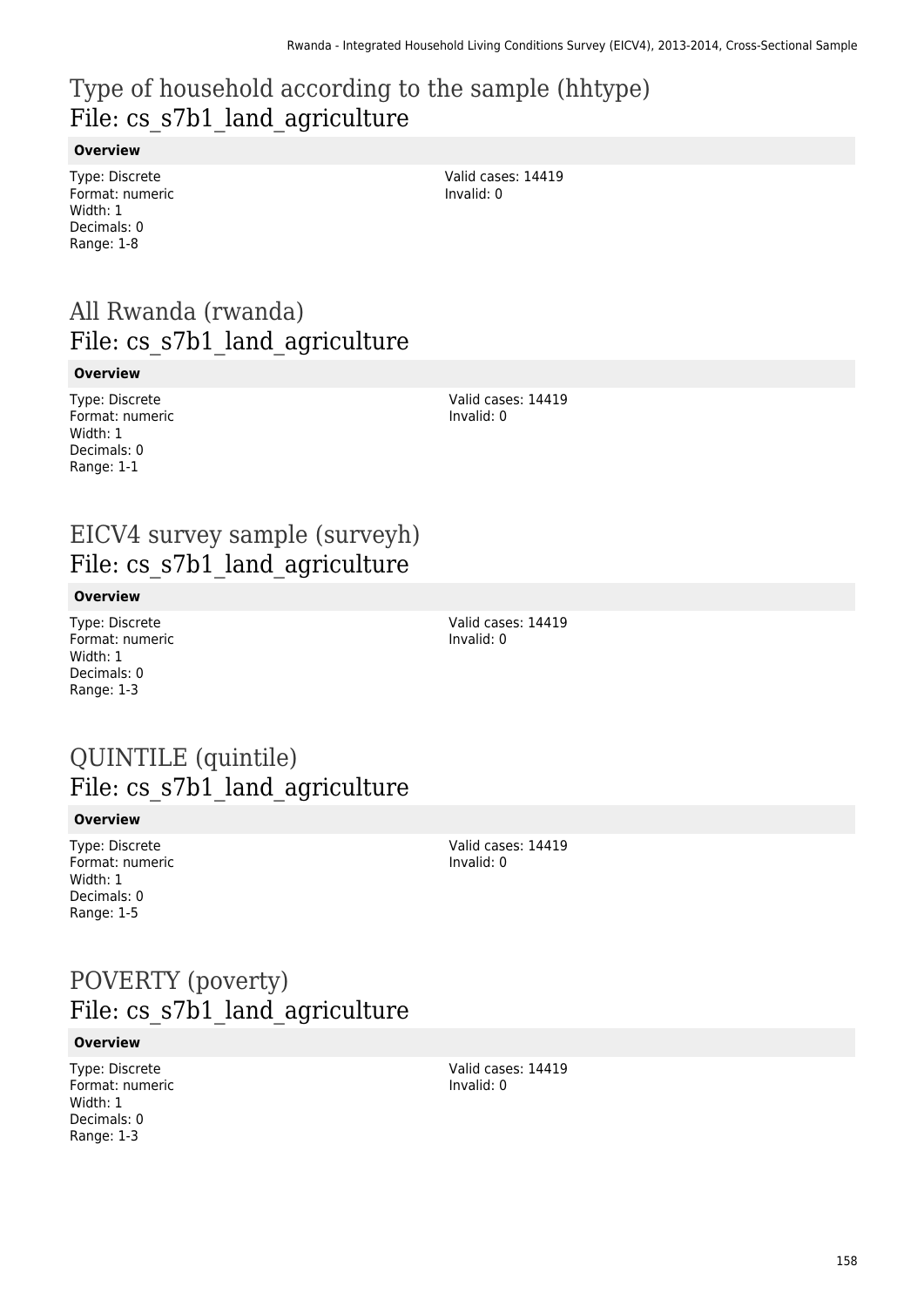# Type of household according to the sample (hhtype)
## File: cs_s7b1_land_agriculture

**Overview**

Type: Discrete
Format: numeric
Width: 1
Decimals: 0
Range: 1-8

Valid cases: 14419
Invalid: 0

# All Rwanda (rwanda)
## File: cs_s7b1_land_agriculture

**Overview**

Type: Discrete
Format: numeric
Width: 1
Decimals: 0
Range: 1-1

Valid cases: 14419
Invalid: 0

# EICV4 survey sample (surveyh)
## File: cs_s7b1_land_agriculture

**Overview**

Type: Discrete
Format: numeric
Width: 1
Decimals: 0
Range: 1-3

Valid cases: 14419
Invalid: 0

# QUINTILE (quintile)
## File: cs_s7b1_land_agriculture

**Overview**

Type: Discrete
Format: numeric
Width: 1
Decimals: 0
Range: 1-5

Valid cases: 14419
Invalid: 0

# POVERTY (poverty)
## File: cs_s7b1_land_agriculture

**Overview**

Type: Discrete
Format: numeric
Width: 1
Decimals: 0
Range: 1-3

Valid cases: 14419
Invalid: 0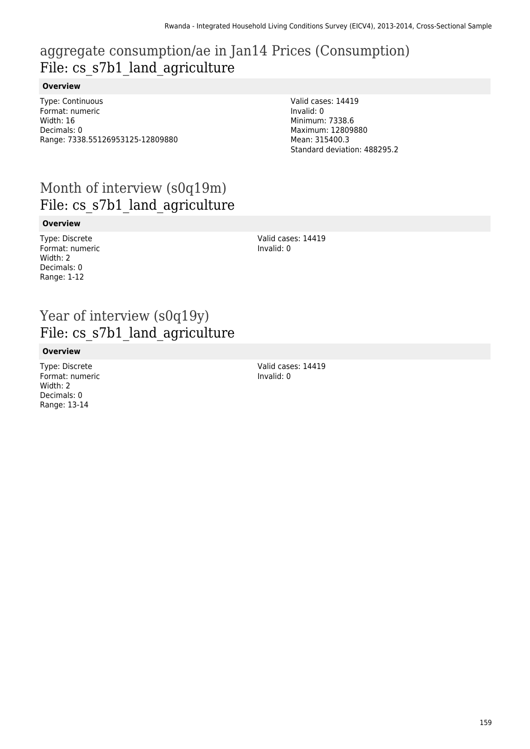# aggregate consumption/ae in Jan14 Prices (Consumption)
## File: cs_s7b1_land_agriculture

**Overview**

Type: Continuous
Format: numeric
Width: 16
Decimals: 0
Range: 7338.55126953125-12809880

Valid cases: 14419
Invalid: 0
Minimum: 7338.6
Maximum: 12809880
Mean: 315400.3
Standard deviation: 488295.2

# Month of interview (s0q19m)
## File: cs_s7b1_land_agriculture

**Overview**

Type: Discrete
Format: numeric
Width: 2
Decimals: 0
Range: 1-12

Valid cases: 14419
Invalid: 0

# Year of interview (s0q19y)
## File: cs_s7b1_land_agriculture

**Overview**

Type: Discrete
Format: numeric
Width: 2
Decimals: 0
Range: 13-14

Valid cases: 14419
Invalid: 0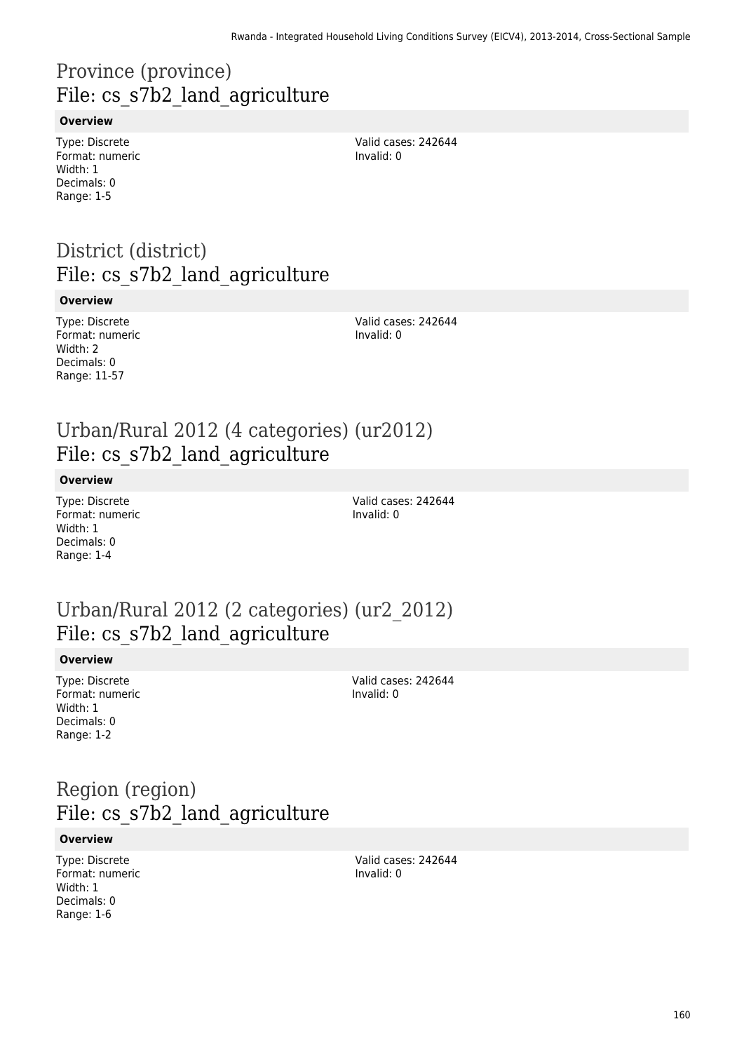# Province (province)
## File: cs_s7b2_land_agriculture

**Overview**

Type: Discrete
Format: numeric
Width: 1
Decimals: 0
Range: 1-5

Valid cases: 242644
Invalid: 0

# District (district)
## File: cs_s7b2_land_agriculture

**Overview**

Type: Discrete
Format: numeric
Width: 2
Decimals: 0
Range: 11-57

Valid cases: 242644
Invalid: 0

# Urban/Rural 2012 (4 categories) (ur2012)
## File: cs_s7b2_land_agriculture

**Overview**

Type: Discrete
Format: numeric
Width: 1
Decimals: 0
Range: 1-4

Valid cases: 242644
Invalid: 0

# Urban/Rural 2012 (2 categories) (ur2_2012)
## File: cs_s7b2_land_agriculture

**Overview**

Type: Discrete
Format: numeric
Width: 1
Decimals: 0
Range: 1-2

Valid cases: 242644
Invalid: 0

# Region (region)
## File: cs_s7b2_land_agriculture

**Overview**

Type: Discrete
Format: numeric
Width: 1
Decimals: 0
Range: 1-6

Valid cases: 242644
Invalid: 0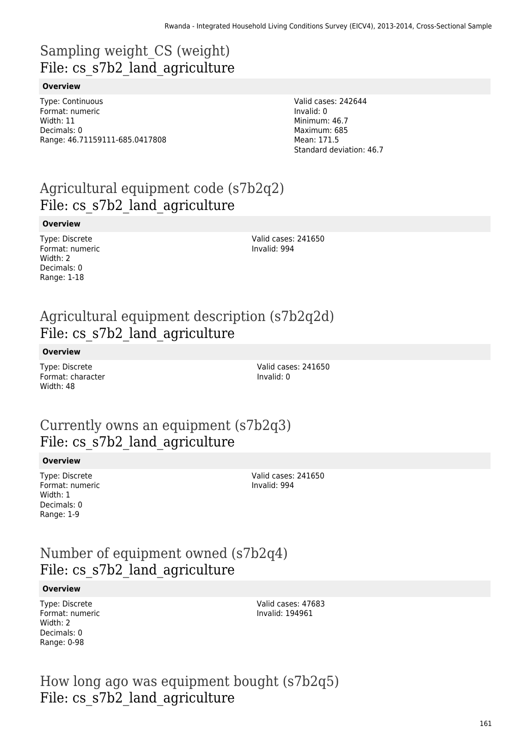## Sampling weight_CS (weight)
File: cs_s7b2_land_agriculture

**Overview**

Type: Continuous
Format: numeric
Width: 11
Decimals: 0
Range: 46.71159111-685.0417808

Valid cases: 242644
Invalid: 0
Minimum: 46.7
Maximum: 685
Mean: 171.5
Standard deviation: 46.7

## Agricultural equipment code (s7b2q2)
File: cs_s7b2_land_agriculture

**Overview**

Type: Discrete
Format: numeric
Width: 2
Decimals: 0
Range: 1-18

Valid cases: 241650
Invalid: 994

## Agricultural equipment description (s7b2q2d)
File: cs_s7b2_land_agriculture

**Overview**

Type: Discrete
Format: character
Width: 48

Valid cases: 241650
Invalid: 0

## Currently owns an equipment (s7b2q3)
File: cs_s7b2_land_agriculture

**Overview**

Type: Discrete
Format: numeric
Width: 1
Decimals: 0
Range: 1-9

Valid cases: 241650
Invalid: 994

## Number of equipment owned (s7b2q4)
File: cs_s7b2_land_agriculture

**Overview**

Type: Discrete
Format: numeric
Width: 2
Decimals: 0
Range: 0-98

Valid cases: 47683
Invalid: 194961

## How long ago was equipment bought (s7b2q5)
File: cs_s7b2_land_agriculture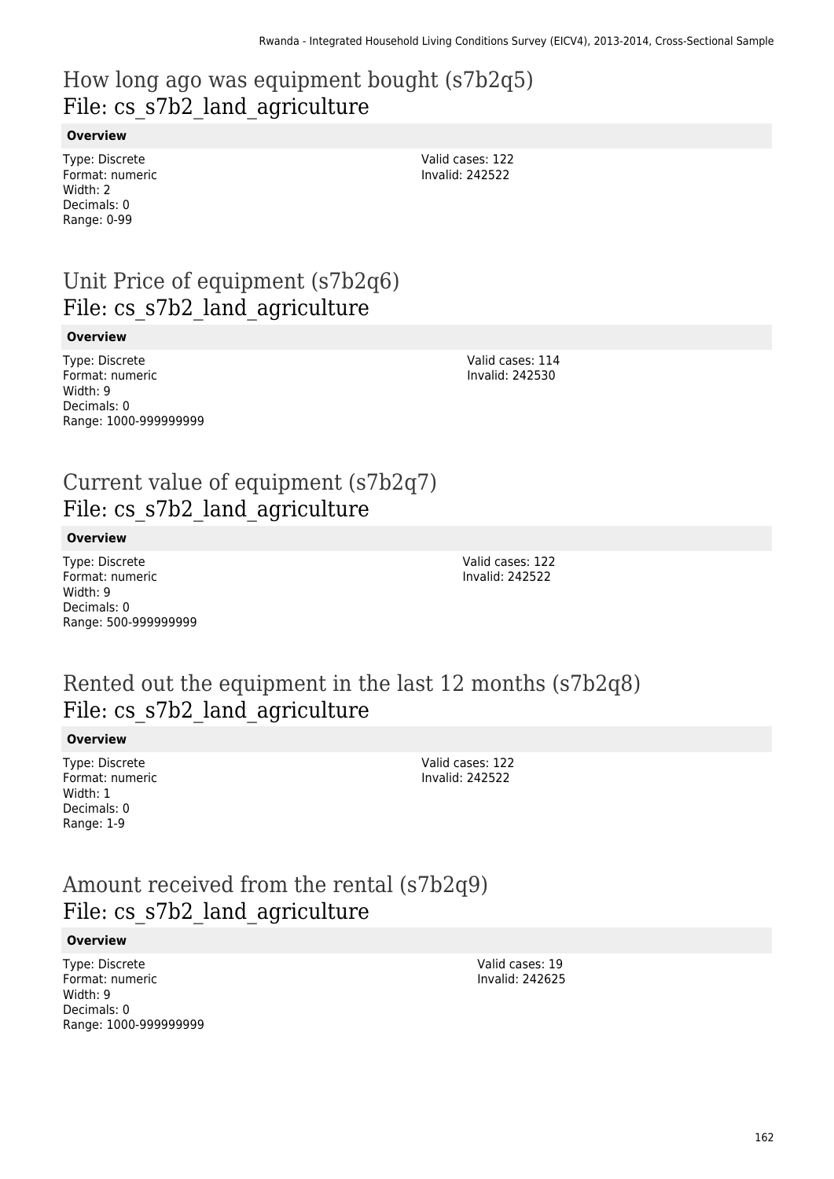## How long ago was equipment bought (s7b2q5)
## File: cs_s7b2_land_agriculture

**Overview**

Type: Discrete
Format: numeric
Width: 2
Decimals: 0
Range: 0-99

Valid cases: 122
Invalid: 242522

## Unit Price of equipment (s7b2q6)
## File: cs_s7b2_land_agriculture

**Overview**

Type: Discrete
Format: numeric
Width: 9
Decimals: 0
Range: 1000-999999999

Valid cases: 114
Invalid: 242530

## Current value of equipment (s7b2q7)
## File: cs_s7b2_land_agriculture

**Overview**

Type: Discrete
Format: numeric
Width: 9
Decimals: 0
Range: 500-999999999

Valid cases: 122
Invalid: 242522

## Rented out the equipment in the last 12 months (s7b2q8)
## File: cs_s7b2_land_agriculture

**Overview**

Type: Discrete
Format: numeric
Width: 1
Decimals: 0
Range: 1-9

Valid cases: 122
Invalid: 242522

## Amount received from the rental (s7b2q9)
## File: cs_s7b2_land_agriculture

**Overview**

Type: Discrete
Format: numeric
Width: 9
Decimals: 0
Range: 1000-999999999

Valid cases: 19
Invalid: 242625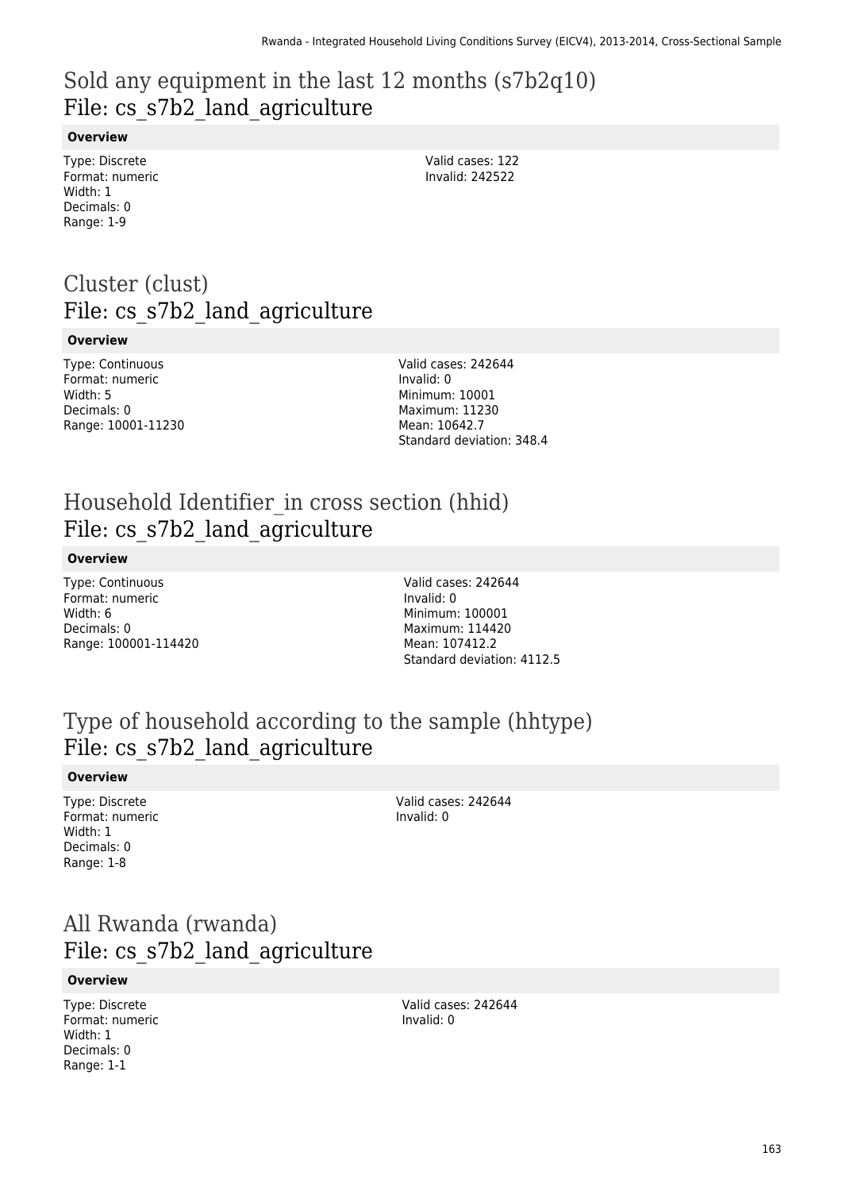## Sold any equipment in the last 12 months (s7b2q10)
File: cs_s7b2_land_agriculture

**Overview**

Type: Discrete
Format: numeric
Width: 1
Decimals: 0
Range: 1-9

Valid cases: 122
Invalid: 242522

## Cluster (clust)
File: cs_s7b2_land_agriculture

**Overview**

Type: Continuous
Format: numeric
Width: 5
Decimals: 0
Range: 10001-11230

Valid cases: 242644
Invalid: 0
Minimum: 10001
Maximum: 11230
Mean: 10642.7
Standard deviation: 348.4

## Household Identifier_in cross section (hhid)
File: cs_s7b2_land_agriculture

**Overview**

Type: Continuous
Format: numeric
Width: 6
Decimals: 0
Range: 100001-114420

Valid cases: 242644
Invalid: 0
Minimum: 100001
Maximum: 114420
Mean: 107412.2
Standard deviation: 4112.5

## Type of household according to the sample (hhtype)
File: cs_s7b2_land_agriculture

**Overview**

Type: Discrete
Format: numeric
Width: 1
Decimals: 0
Range: 1-8

Valid cases: 242644
Invalid: 0

## All Rwanda (rwanda)
File: cs_s7b2_land_agriculture

**Overview**

Type: Discrete
Format: numeric
Width: 1
Decimals: 0
Range: 1-1

Valid cases: 242644
Invalid: 0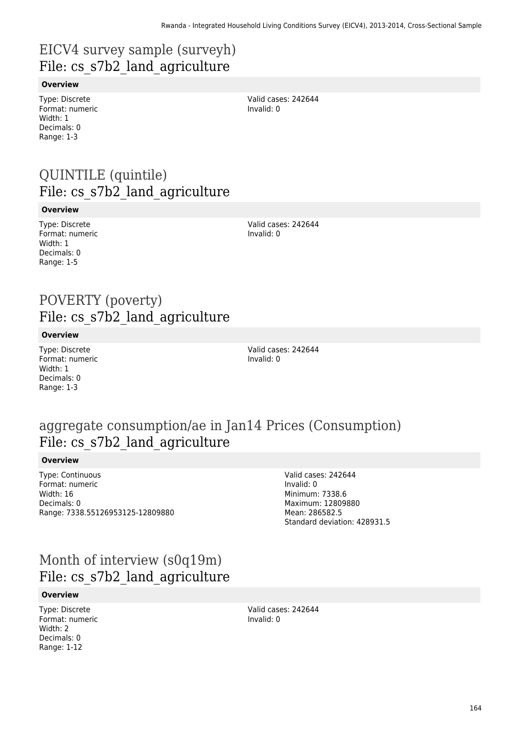# EICV4 survey sample (surveyh)
## File: cs_s7b2_land_agriculture

**Overview**

Type: Discrete
Format: numeric
Width: 1
Decimals: 0
Range: 1-3

Valid cases: 242644
Invalid: 0

# QUINTILE (quintile)
## File: cs_s7b2_land_agriculture

**Overview**

Type: Discrete
Format: numeric
Width: 1
Decimals: 0
Range: 1-5

Valid cases: 242644
Invalid: 0

# POVERTY (poverty)
## File: cs_s7b2_land_agriculture

**Overview**

Type: Discrete
Format: numeric
Width: 1
Decimals: 0
Range: 1-3

Valid cases: 242644
Invalid: 0

# aggregate consumption/ae in Jan14 Prices (Consumption)
## File: cs_s7b2_land_agriculture

**Overview**

Type: Continuous
Format: numeric
Width: 16
Decimals: 0
Range: 7338.55126953125-12809880

Valid cases: 242644
Invalid: 0
Minimum: 7338.6
Maximum: 12809880
Mean: 286582.5
Standard deviation: 428931.5

# Month of interview (s0q19m)
## File: cs_s7b2_land_agriculture

**Overview**

Type: Discrete
Format: numeric
Width: 2
Decimals: 0
Range: 1-12

Valid cases: 242644
Invalid: 0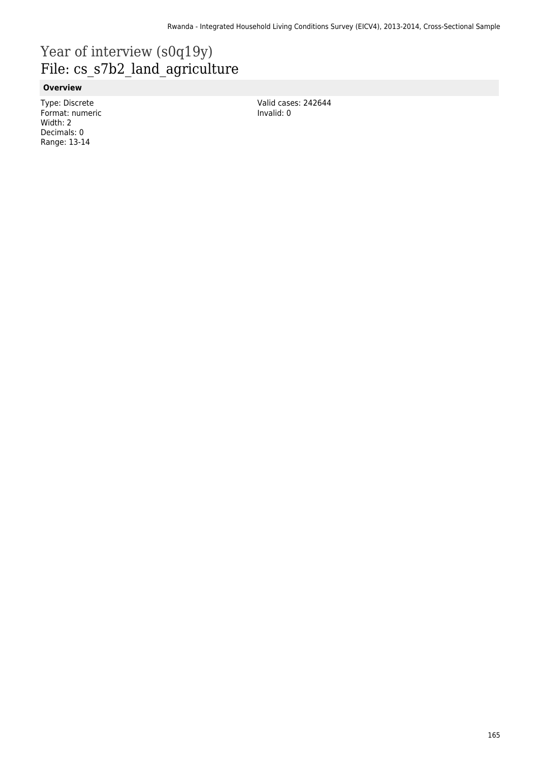# Year of interview (s0q19y)

## File: cs_s7b2_land_agriculture

### Overview

Type: Discrete
Format: numeric
Width: 2
Decimals: 0
Range: 13-14

Valid cases: 242644
Invalid: 0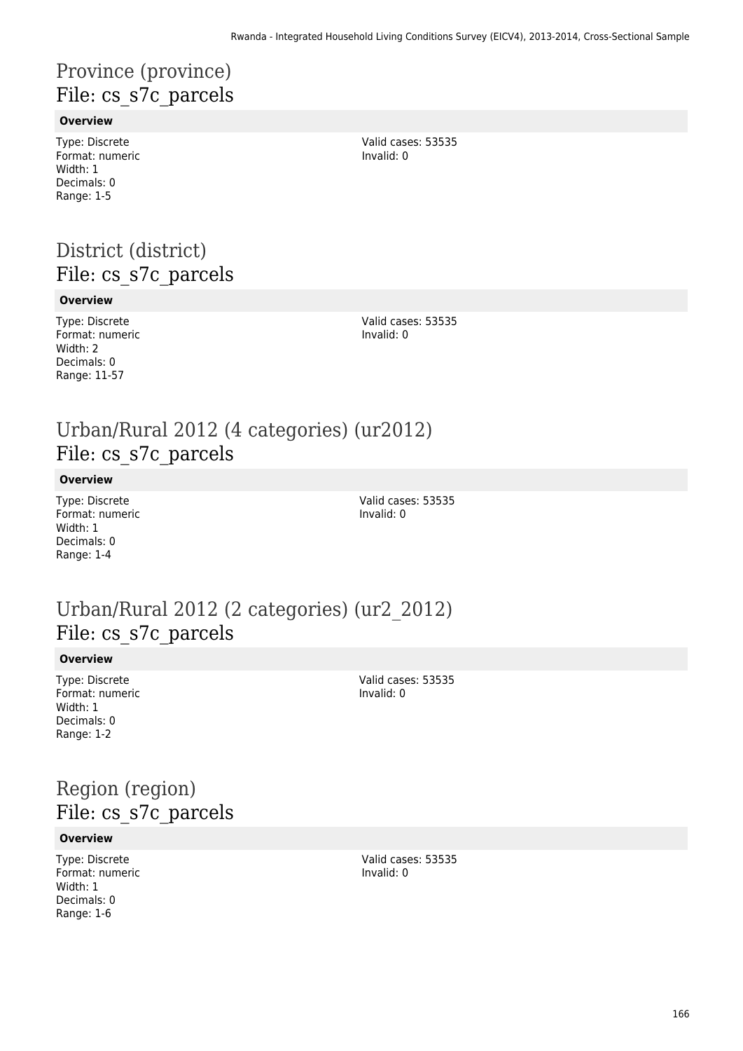## Province (province)
## File: cs_s7c_parcels

**Overview**

Type: Discrete
Format: numeric
Width: 1
Decimals: 0
Range: 1-5

Valid cases: 53535
Invalid: 0

## District (district)
## File: cs_s7c_parcels

**Overview**

Type: Discrete
Format: numeric
Width: 2
Decimals: 0
Range: 11-57

Valid cases: 53535
Invalid: 0

## Urban/Rural 2012 (4 categories) (ur2012)
## File: cs_s7c_parcels

**Overview**

Type: Discrete
Format: numeric
Width: 1
Decimals: 0
Range: 1-4

Valid cases: 53535
Invalid: 0

## Urban/Rural 2012 (2 categories) (ur2_2012)
## File: cs_s7c_parcels

**Overview**

Type: Discrete
Format: numeric
Width: 1
Decimals: 0
Range: 1-2

Valid cases: 53535
Invalid: 0

## Region (region)
## File: cs_s7c_parcels

**Overview**

Type: Discrete
Format: numeric
Width: 1
Decimals: 0
Range: 1-6

Valid cases: 53535
Invalid: 0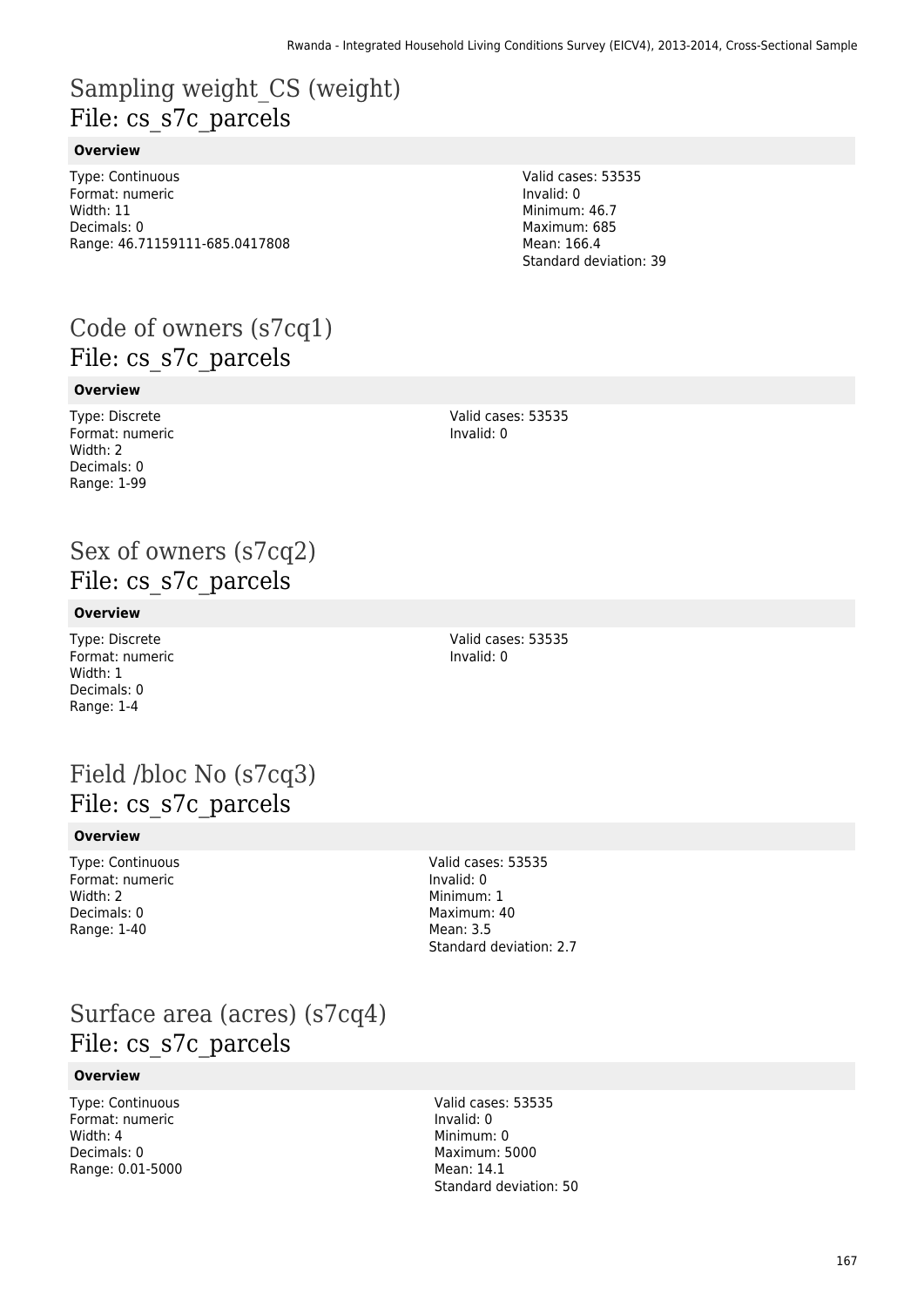# Sampling weight_CS (weight)
File: cs_s7c_parcels

**Overview**

Type: Continuous
Format: numeric
Width: 11
Decimals: 0
Range: 46.71159111-685.0417808

Valid cases: 53535
Invalid: 0
Minimum: 46.7
Maximum: 685
Mean: 166.4
Standard deviation: 39

# Code of owners (s7cq1)
File: cs_s7c_parcels

**Overview**

Type: Discrete
Format: numeric
Width: 2
Decimals: 0
Range: 1-99

Valid cases: 53535
Invalid: 0

# Sex of owners (s7cq2)
File: cs_s7c_parcels

**Overview**

Type: Discrete
Format: numeric
Width: 1
Decimals: 0
Range: 1-4

Valid cases: 53535
Invalid: 0

# Field /bloc No (s7cq3)
File: cs_s7c_parcels

**Overview**

Type: Continuous
Format: numeric
Width: 2
Decimals: 0
Range: 1-40

Valid cases: 53535
Invalid: 0
Minimum: 1
Maximum: 40
Mean: 3.5
Standard deviation: 2.7

# Surface area (acres) (s7cq4)
File: cs_s7c_parcels

**Overview**

Type: Continuous
Format: numeric
Width: 4
Decimals: 0
Range: 0.01-5000

Valid cases: 53535
Invalid: 0
Minimum: 0
Maximum: 5000
Mean: 14.1
Standard deviation: 50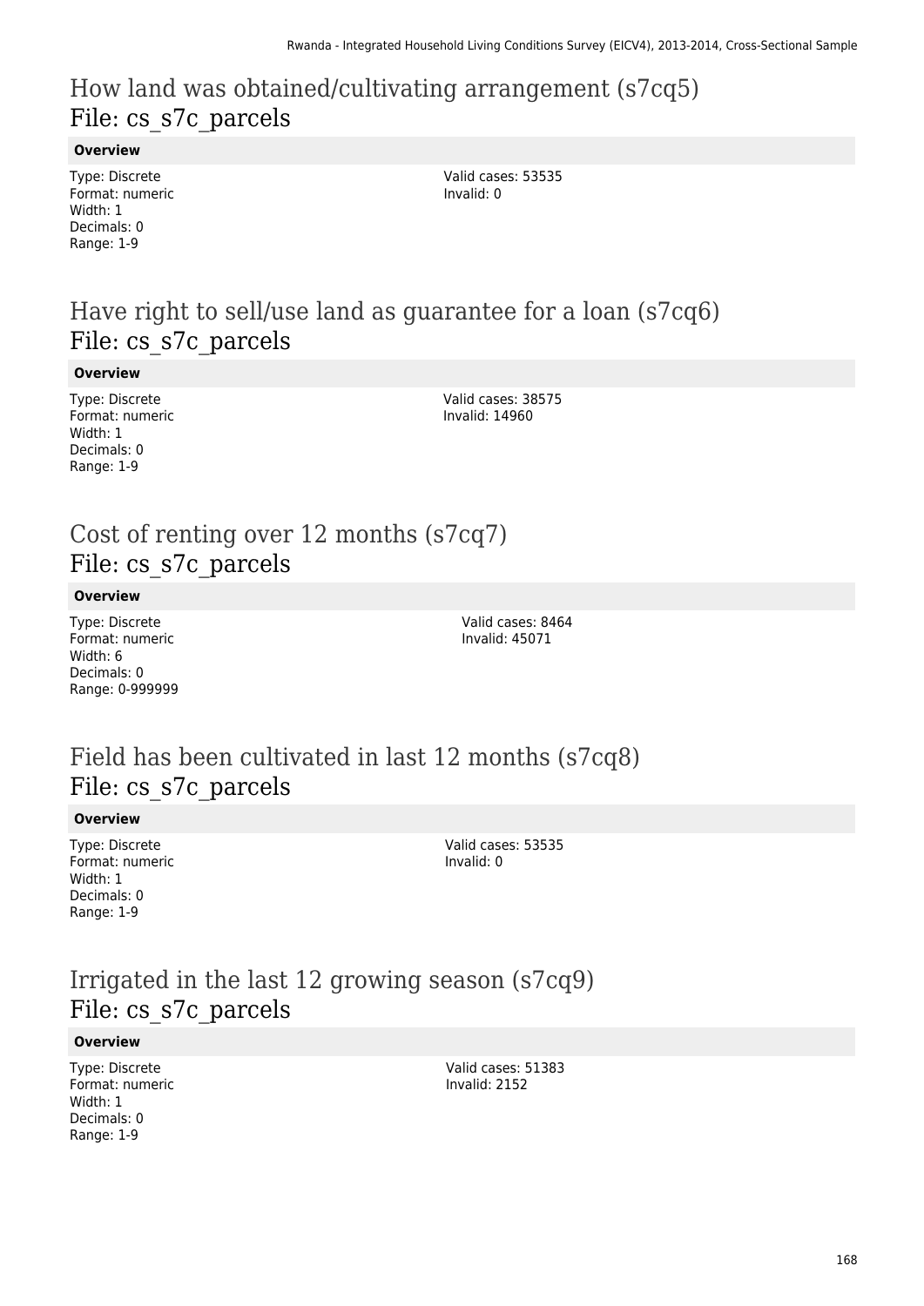## How land was obtained/cultivating arrangement (s7cq5)
File: cs_s7c_parcels

**Overview**

Type: Discrete
Format: numeric
Width: 1
Decimals: 0
Range: 1-9

Valid cases: 53535
Invalid: 0

## Have right to sell/use land as guarantee for a loan (s7cq6)
File: cs_s7c_parcels

**Overview**

Type: Discrete
Format: numeric
Width: 1
Decimals: 0
Range: 1-9

Valid cases: 38575
Invalid: 14960

## Cost of renting over 12 months (s7cq7)
File: cs_s7c_parcels

**Overview**

Type: Discrete
Format: numeric
Width: 6
Decimals: 0
Range: 0-999999

Valid cases: 8464
Invalid: 45071

## Field has been cultivated in last 12 months (s7cq8)
File: cs_s7c_parcels

**Overview**

Type: Discrete
Format: numeric
Width: 1
Decimals: 0
Range: 1-9

Valid cases: 53535
Invalid: 0

## Irrigated in the last 12 growing season (s7cq9)
File: cs_s7c_parcels

**Overview**

Type: Discrete
Format: numeric
Width: 1
Decimals: 0
Range: 1-9

Valid cases: 51383
Invalid: 2152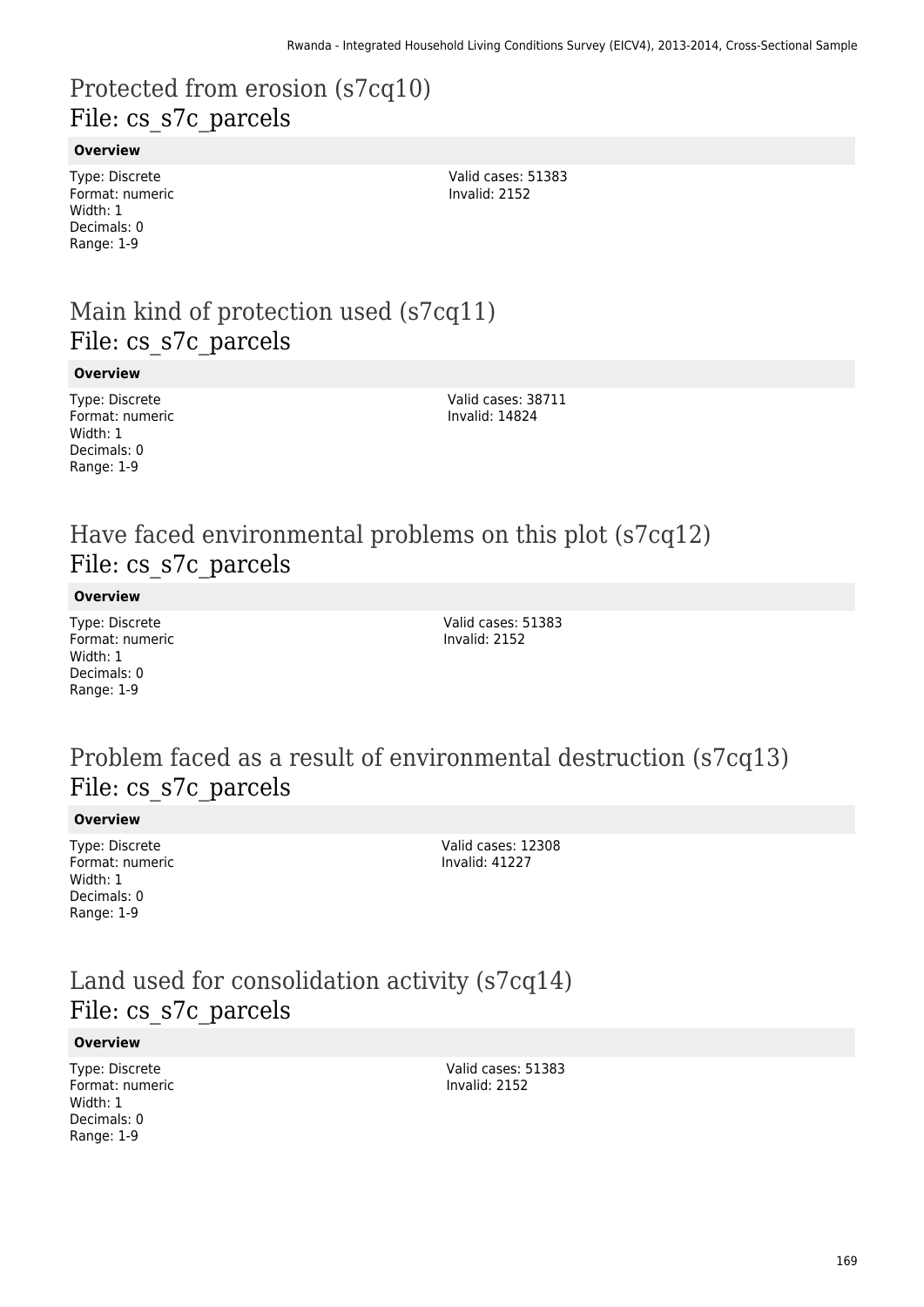# Protected from erosion (s7cq10)
## File: cs_s7c_parcels

**Overview**

Type: Discrete
Format: numeric
Width: 1
Decimals: 0
Range: 1-9

Valid cases: 51383
Invalid: 2152

# Main kind of protection used (s7cq11)
## File: cs_s7c_parcels

**Overview**

Type: Discrete
Format: numeric
Width: 1
Decimals: 0
Range: 1-9

Valid cases: 38711
Invalid: 14824

# Have faced environmental problems on this plot (s7cq12)
## File: cs_s7c_parcels

**Overview**

Type: Discrete
Format: numeric
Width: 1
Decimals: 0
Range: 1-9

Valid cases: 51383
Invalid: 2152

# Problem faced as a result of environmental destruction (s7cq13)
## File: cs_s7c_parcels

**Overview**

Type: Discrete
Format: numeric
Width: 1
Decimals: 0
Range: 1-9

Valid cases: 12308
Invalid: 41227

# Land used for consolidation activity (s7cq14)
## File: cs_s7c_parcels

**Overview**

Type: Discrete
Format: numeric
Width: 1
Decimals: 0
Range: 1-9

Valid cases: 51383
Invalid: 2152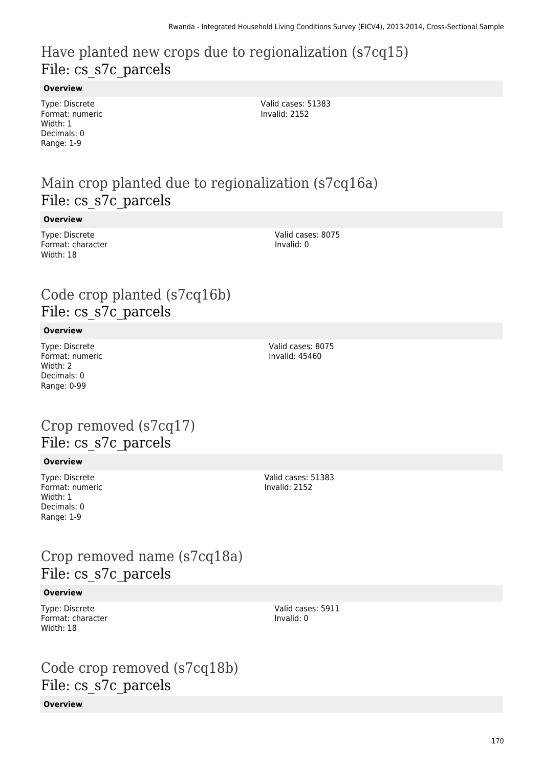## Have planted new crops due to regionalization (s7cq15)
## File: cs_s7c_parcels

**Overview**

Type: Discrete
Format: numeric
Width: 1
Decimals: 0
Range: 1-9

Valid cases: 51383
Invalid: 2152

## Main crop planted due to regionalization (s7cq16a)
## File: cs_s7c_parcels

**Overview**

Type: Discrete
Format: character
Width: 18

Valid cases: 8075
Invalid: 0

## Code crop planted (s7cq16b)
## File: cs_s7c_parcels

**Overview**

Type: Discrete
Format: numeric
Width: 2
Decimals: 0
Range: 0-99

Valid cases: 8075
Invalid: 45460

## Crop removed (s7cq17)
## File: cs_s7c_parcels

**Overview**

Type: Discrete
Format: numeric
Width: 1
Decimals: 0
Range: 1-9

Valid cases: 51383
Invalid: 2152

## Crop removed name (s7cq18a)
## File: cs_s7c_parcels

**Overview**

Type: Discrete
Format: character
Width: 18

Valid cases: 5911
Invalid: 0

## Code crop removed (s7cq18b)
## File: cs_s7c_parcels

**Overview**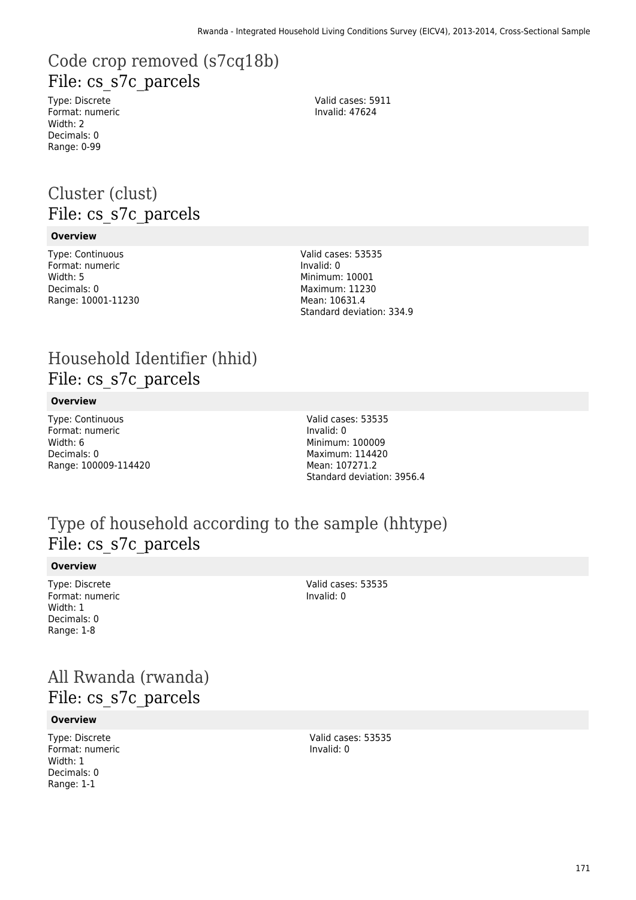## Code crop removed (s7cq18b)
## File: cs_s7c_parcels

Type: Discrete
Format: numeric
Width: 2
Decimals: 0
Range: 0-99

Valid cases: 5911
Invalid: 47624

## Cluster (clust)
## File: cs_s7c_parcels

**Overview**

Type: Continuous
Format: numeric
Width: 5
Decimals: 0
Range: 10001-11230

Valid cases: 53535
Invalid: 0
Minimum: 10001
Maximum: 11230
Mean: 10631.4
Standard deviation: 334.9

## Household Identifier (hhid)
## File: cs_s7c_parcels

**Overview**

Type: Continuous
Format: numeric
Width: 6
Decimals: 0
Range: 100009-114420

Valid cases: 53535
Invalid: 0
Minimum: 100009
Maximum: 114420
Mean: 107271.2
Standard deviation: 3956.4

## Type of household according to the sample (hhtype)
## File: cs_s7c_parcels

**Overview**

Type: Discrete
Format: numeric
Width: 1
Decimals: 0
Range: 1-8

Valid cases: 53535
Invalid: 0

## All Rwanda (rwanda)
## File: cs_s7c_parcels

**Overview**

Type: Discrete
Format: numeric
Width: 1
Decimals: 0
Range: 1-1

Valid cases: 53535
Invalid: 0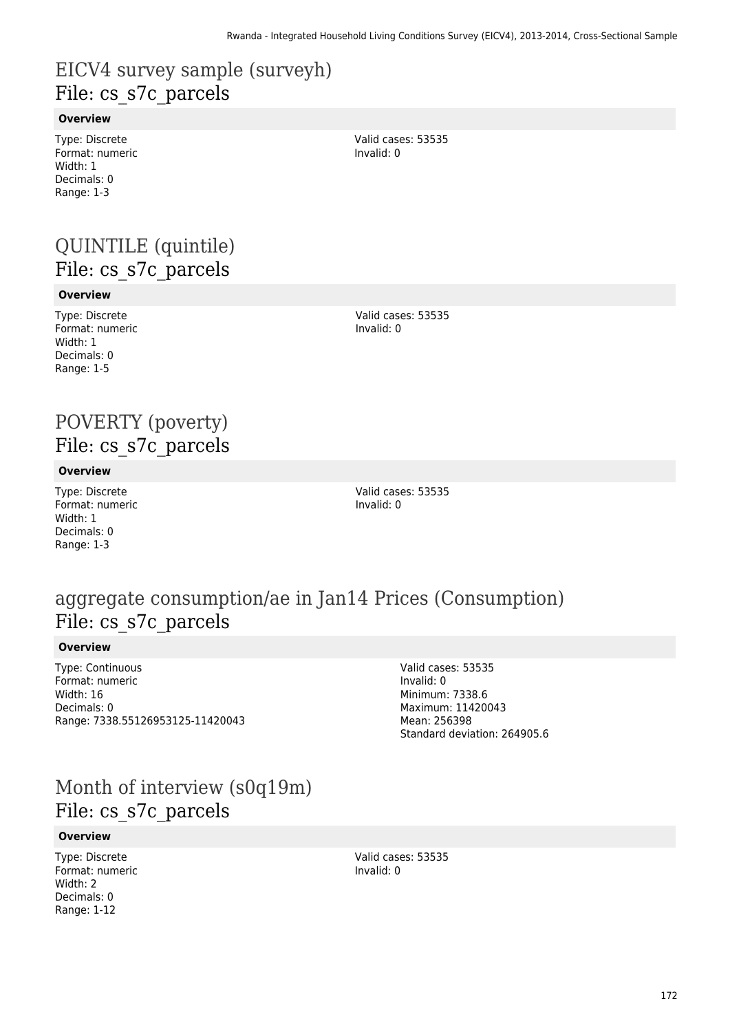# EICV4 survey sample (surveyh)
## File: cs_s7c_parcels

**Overview**

Type: Discrete
Format: numeric
Width: 1
Decimals: 0
Range: 1-3

Valid cases: 53535
Invalid: 0

# QUINTILE (quintile)
## File: cs_s7c_parcels

**Overview**

Type: Discrete
Format: numeric
Width: 1
Decimals: 0
Range: 1-5

Valid cases: 53535
Invalid: 0

# POVERTY (poverty)
## File: cs_s7c_parcels

**Overview**

Type: Discrete
Format: numeric
Width: 1
Decimals: 0
Range: 1-3

Valid cases: 53535
Invalid: 0

# aggregate consumption/ae in Jan14 Prices (Consumption)
## File: cs_s7c_parcels

**Overview**

Type: Continuous
Format: numeric
Width: 16
Decimals: 0
Range: 7338.55126953125-11420043

Valid cases: 53535
Invalid: 0
Minimum: 7338.6
Maximum: 11420043
Mean: 256398
Standard deviation: 264905.6

# Month of interview (s0q19m)
## File: cs_s7c_parcels

**Overview**

Type: Discrete
Format: numeric
Width: 2
Decimals: 0
Range: 1-12

Valid cases: 53535
Invalid: 0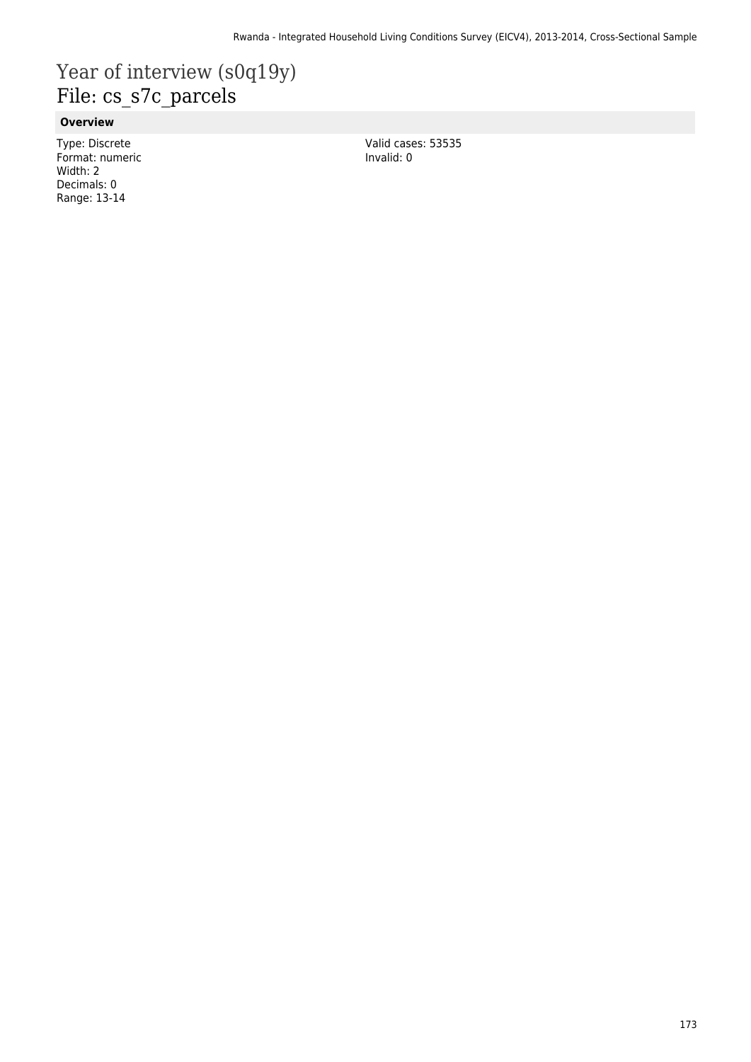# Year of interview (s0q19y)
## File: cs_s7c_parcels

### Overview

Type: Discrete
Format: numeric
Width: 2
Decimals: 0
Range: 13-14

Valid cases: 53535
Invalid: 0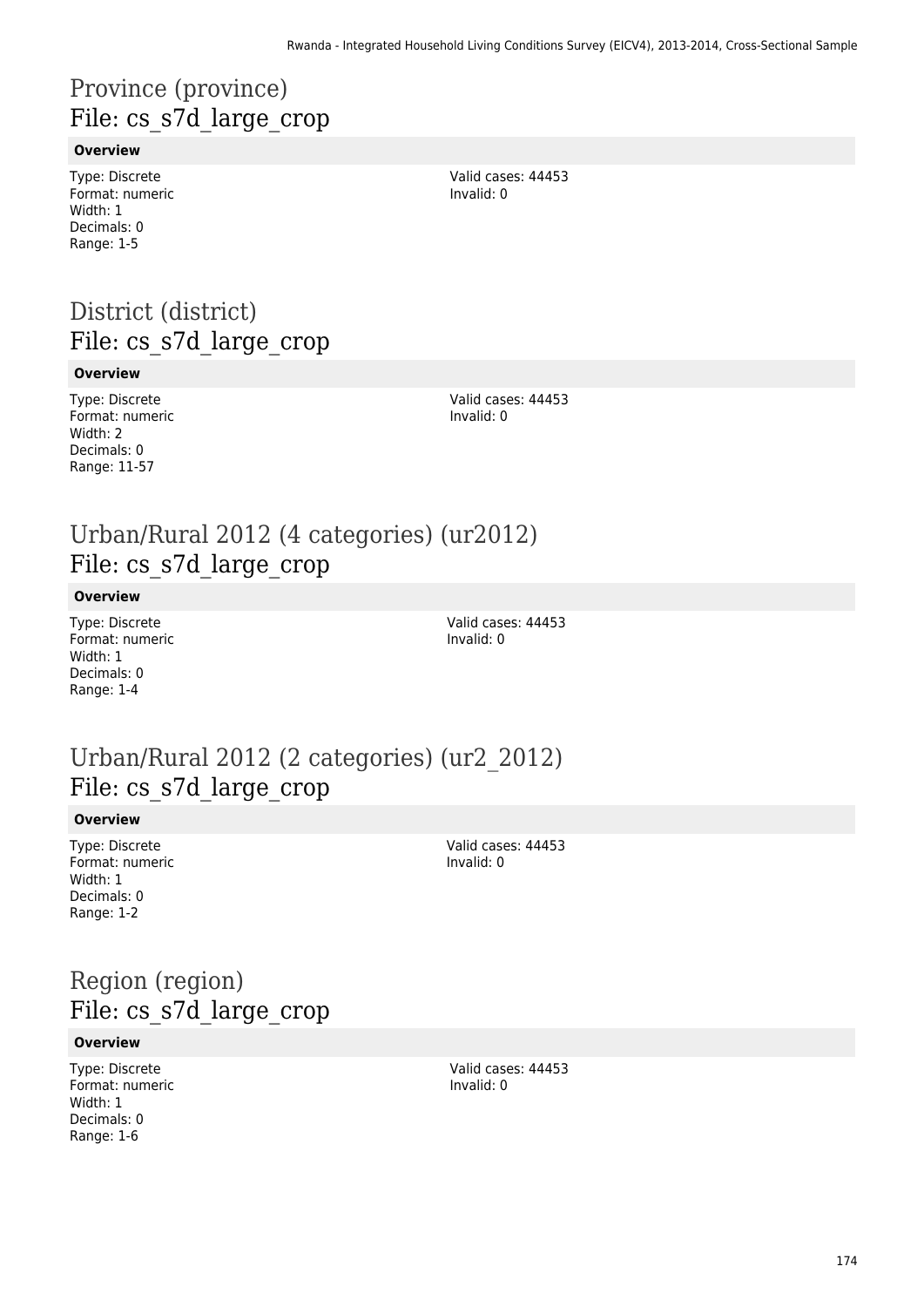# Province (province)
## File: cs_s7d_large_crop

**Overview**

Type: Discrete
Format: numeric
Width: 1
Decimals: 0
Range: 1-5

Valid cases: 44453
Invalid: 0

# District (district)
## File: cs_s7d_large_crop

**Overview**

Type: Discrete
Format: numeric
Width: 2
Decimals: 0
Range: 11-57

Valid cases: 44453
Invalid: 0

# Urban/Rural 2012 (4 categories) (ur2012)
## File: cs_s7d_large_crop

**Overview**

Type: Discrete
Format: numeric
Width: 1
Decimals: 0
Range: 1-4

Valid cases: 44453
Invalid: 0

# Urban/Rural 2012 (2 categories) (ur2_2012)
## File: cs_s7d_large_crop

**Overview**

Type: Discrete
Format: numeric
Width: 1
Decimals: 0
Range: 1-2

Valid cases: 44453
Invalid: 0

# Region (region)
## File: cs_s7d_large_crop

**Overview**

Type: Discrete
Format: numeric
Width: 1
Decimals: 0
Range: 1-6

Valid cases: 44453
Invalid: 0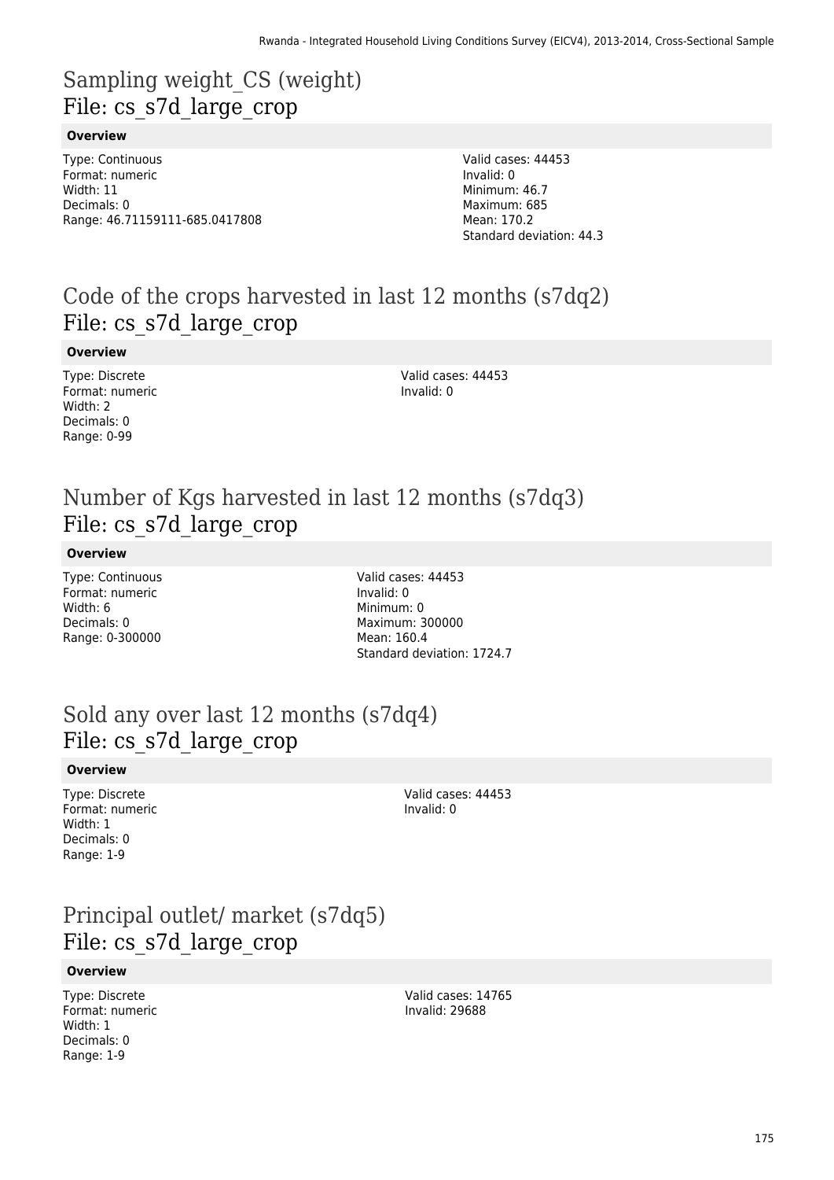# Sampling weight_CS (weight)
File: cs_s7d_large_crop

**Overview**

Type: Continuous
Format: numeric
Width: 11
Decimals: 0
Range: 46.71159111-685.0417808

Valid cases: 44453
Invalid: 0
Minimum: 46.7
Maximum: 685
Mean: 170.2
Standard deviation: 44.3

# Code of the crops harvested in last 12 months (s7dq2)
File: cs_s7d_large_crop

**Overview**

Type: Discrete
Format: numeric
Width: 2
Decimals: 0
Range: 0-99

Valid cases: 44453
Invalid: 0

# Number of Kgs harvested in last 12 months (s7dq3)
File: cs_s7d_large_crop

**Overview**

Type: Continuous
Format: numeric
Width: 6
Decimals: 0
Range: 0-300000

Valid cases: 44453
Invalid: 0
Minimum: 0
Maximum: 300000
Mean: 160.4
Standard deviation: 1724.7

# Sold any over last 12 months (s7dq4)
File: cs_s7d_large_crop

**Overview**

Type: Discrete
Format: numeric
Width: 1
Decimals: 0
Range: 1-9

Valid cases: 44453
Invalid: 0

# Principal outlet/ market (s7dq5)
File: cs_s7d_large_crop

**Overview**

Type: Discrete
Format: numeric
Width: 1
Decimals: 0
Range: 1-9

Valid cases: 14765
Invalid: 29688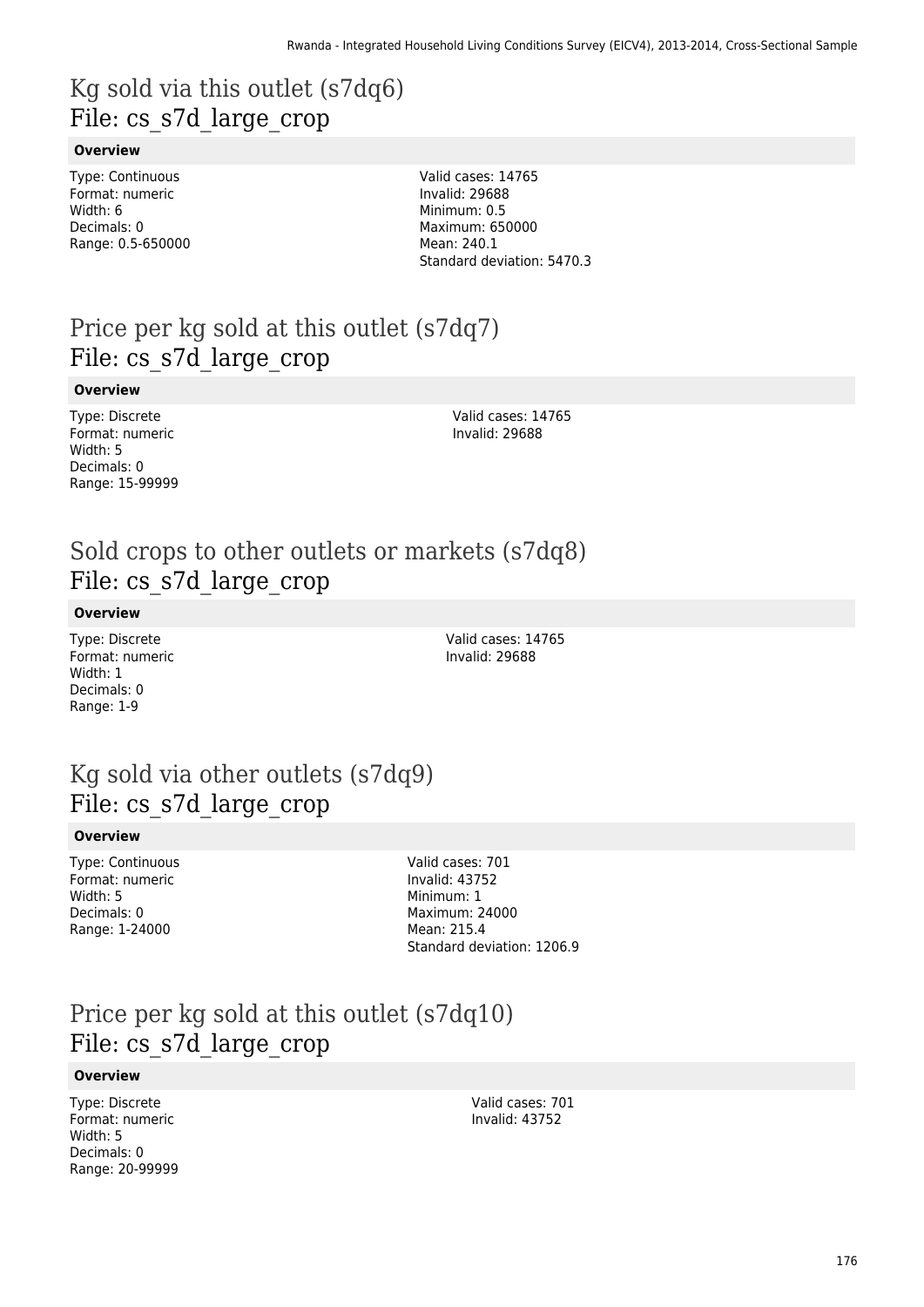# Kg sold via this outlet (s7dq6)
File: cs_s7d_large_crop

**Overview**

Type: Continuous
Format: numeric
Width: 6
Decimals: 0
Range: 0.5-650000

Valid cases: 14765
Invalid: 29688
Minimum: 0.5
Maximum: 650000
Mean: 240.1
Standard deviation: 5470.3

# Price per kg sold at this outlet (s7dq7)
File: cs_s7d_large_crop

**Overview**

Type: Discrete
Format: numeric
Width: 5
Decimals: 0
Range: 15-99999

Valid cases: 14765
Invalid: 29688

# Sold crops to other outlets or markets (s7dq8)
File: cs_s7d_large_crop

**Overview**

Type: Discrete
Format: numeric
Width: 1
Decimals: 0
Range: 1-9

Valid cases: 14765
Invalid: 29688

# Kg sold via other outlets (s7dq9)
File: cs_s7d_large_crop

**Overview**

Type: Continuous
Format: numeric
Width: 5
Decimals: 0
Range: 1-24000

Valid cases: 701
Invalid: 43752
Minimum: 1
Maximum: 24000
Mean: 215.4
Standard deviation: 1206.9

# Price per kg sold at this outlet (s7dq10)
File: cs_s7d_large_crop

**Overview**

Type: Discrete
Format: numeric
Width: 5
Decimals: 0
Range: 20-99999

Valid cases: 701
Invalid: 43752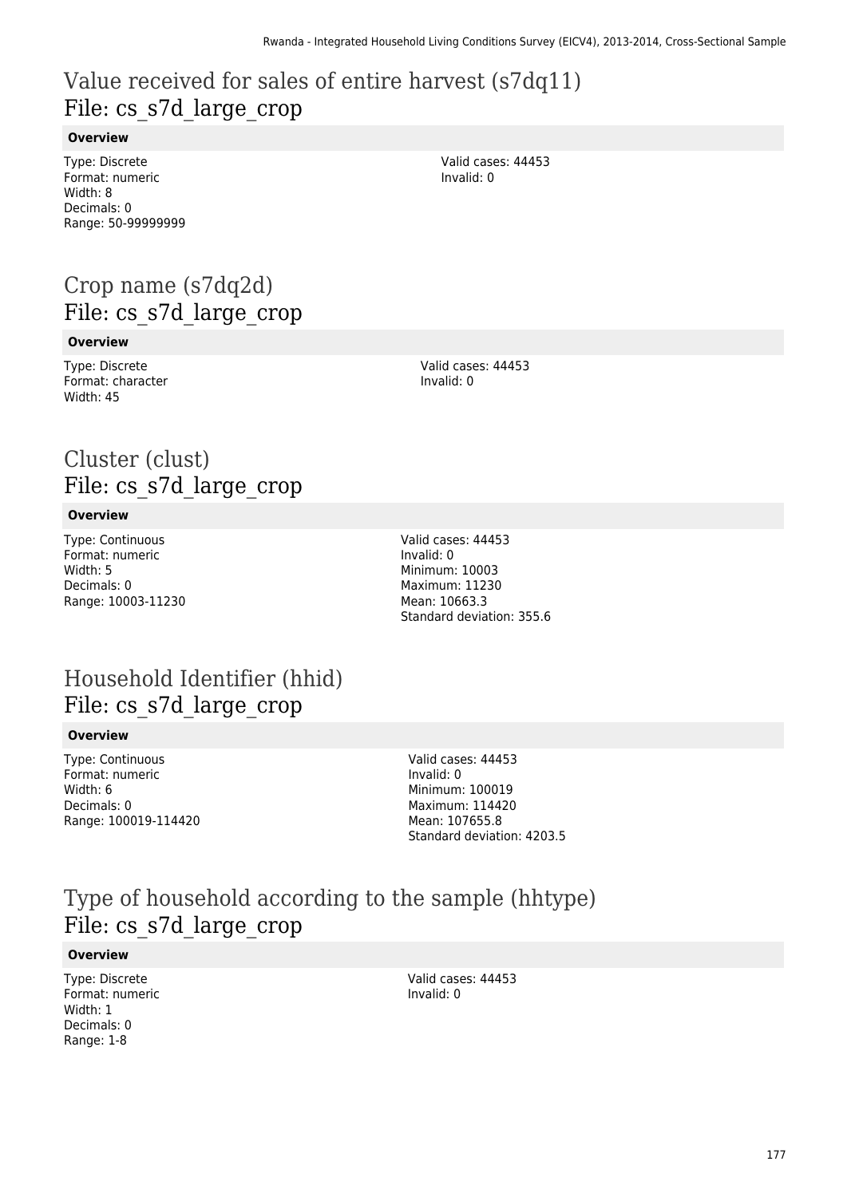# Value received for sales of entire harvest (s7dq11)
## File: cs_s7d_large_crop

**Overview**

Type: Discrete
Format: numeric
Width: 8
Decimals: 0
Range: 50-99999999

Valid cases: 44453
Invalid: 0

# Crop name (s7dq2d)
## File: cs_s7d_large_crop

**Overview**

Type: Discrete
Format: character
Width: 45

Valid cases: 44453
Invalid: 0

# Cluster (clust)
## File: cs_s7d_large_crop

**Overview**

Type: Continuous
Format: numeric
Width: 5
Decimals: 0
Range: 10003-11230

Valid cases: 44453
Invalid: 0
Minimum: 10003
Maximum: 11230
Mean: 10663.3
Standard deviation: 355.6

# Household Identifier (hhid)
## File: cs_s7d_large_crop

**Overview**

Type: Continuous
Format: numeric
Width: 6
Decimals: 0
Range: 100019-114420

Valid cases: 44453
Invalid: 0
Minimum: 100019
Maximum: 114420
Mean: 107655.8
Standard deviation: 4203.5

# Type of household according to the sample (hhtype)
## File: cs_s7d_large_crop

**Overview**

Type: Discrete
Format: numeric
Width: 1
Decimals: 0
Range: 1-8

Valid cases: 44453
Invalid: 0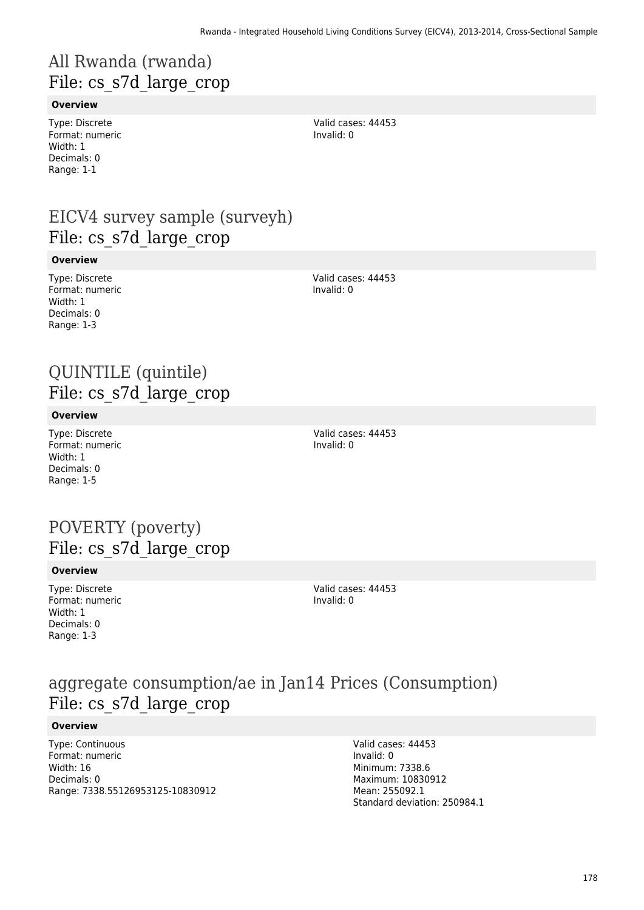# All Rwanda (rwanda)
## File: cs_s7d_large_crop

#### Overview

Type: Discrete
Format: numeric
Width: 1
Decimals: 0
Range: 1-1

Valid cases: 44453
Invalid: 0

# EICV4 survey sample (surveyh)
## File: cs_s7d_large_crop

#### Overview

Type: Discrete
Format: numeric
Width: 1
Decimals: 0
Range: 1-3

Valid cases: 44453
Invalid: 0

# QUINTILE (quintile)
## File: cs_s7d_large_crop

#### Overview

Type: Discrete
Format: numeric
Width: 1
Decimals: 0
Range: 1-5

Valid cases: 44453
Invalid: 0

# POVERTY (poverty)
## File: cs_s7d_large_crop

#### Overview

Type: Discrete
Format: numeric
Width: 1
Decimals: 0
Range: 1-3

Valid cases: 44453
Invalid: 0

# aggregate consumption/ae in Jan14 Prices (Consumption)
## File: cs_s7d_large_crop

#### Overview

Type: Continuous
Format: numeric
Width: 16
Decimals: 0
Range: 7338.55126953125-10830912

Valid cases: 44453
Invalid: 0
Minimum: 7338.6
Maximum: 10830912
Mean: 255092.1
Standard deviation: 250984.1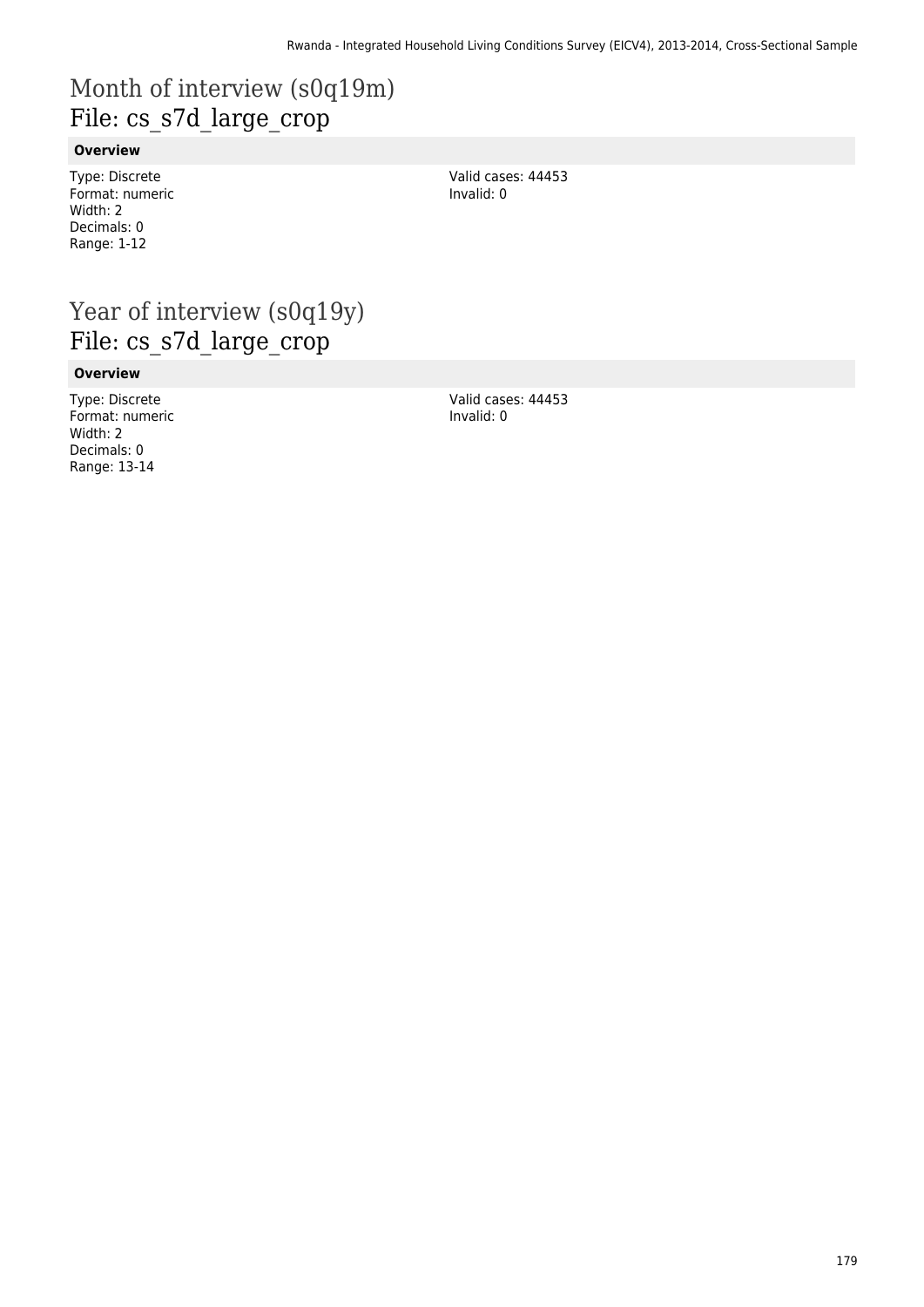# Month of interview (s0q19m)
## File: cs_s7d_large_crop

### Overview

Type: Discrete
Format: numeric
Width: 2
Decimals: 0
Range: 1-12

Valid cases: 44453
Invalid: 0

# Year of interview (s0q19y)
## File: cs_s7d_large_crop

### Overview

Type: Discrete
Format: numeric
Width: 2
Decimals: 0
Range: 13-14

Valid cases: 44453
Invalid: 0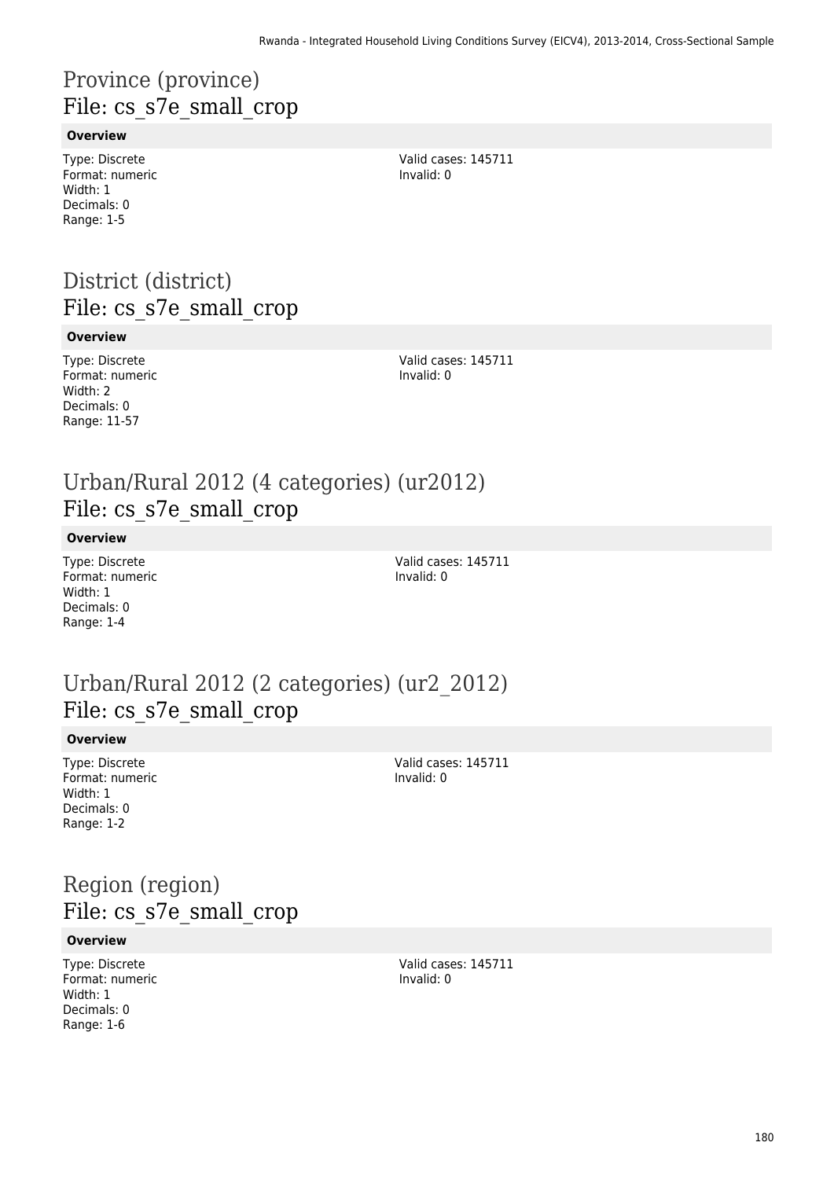# Province (province)
## File: cs_s7e_small_crop

**Overview**

Type: Discrete
Format: numeric
Width: 1
Decimals: 0
Range: 1-5

Valid cases: 145711
Invalid: 0

# District (district)
## File: cs_s7e_small_crop

**Overview**

Type: Discrete
Format: numeric
Width: 2
Decimals: 0
Range: 11-57

Valid cases: 145711
Invalid: 0

# Urban/Rural 2012 (4 categories) (ur2012)
## File: cs_s7e_small_crop

**Overview**

Type: Discrete
Format: numeric
Width: 1
Decimals: 0
Range: 1-4

Valid cases: 145711
Invalid: 0

# Urban/Rural 2012 (2 categories) (ur2_2012)
## File: cs_s7e_small_crop

**Overview**

Type: Discrete
Format: numeric
Width: 1
Decimals: 0
Range: 1-2

Valid cases: 145711
Invalid: 0

# Region (region)
## File: cs_s7e_small_crop

**Overview**

Type: Discrete
Format: numeric
Width: 1
Decimals: 0
Range: 1-6

Valid cases: 145711
Invalid: 0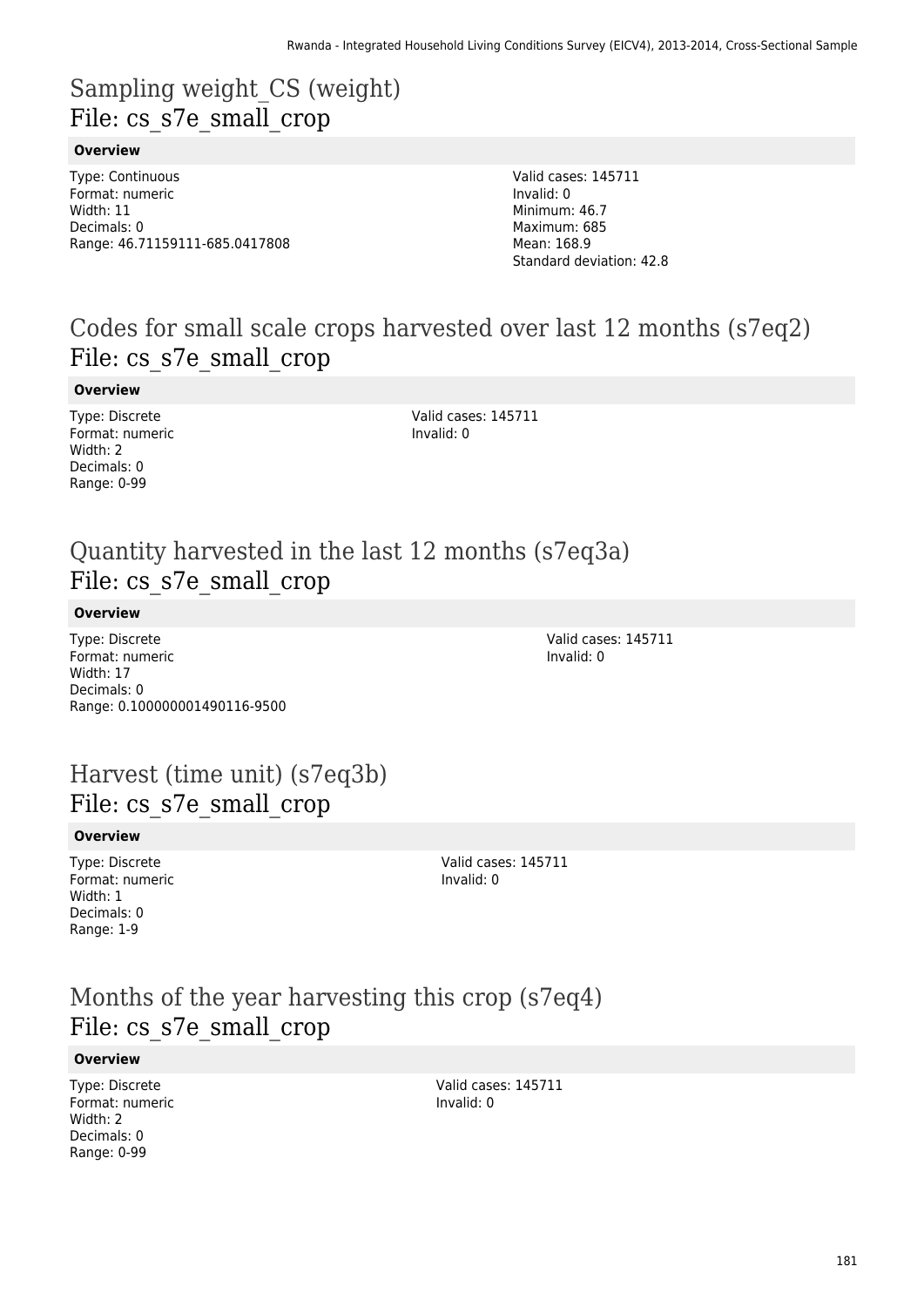# Sampling weight_CS (weight)
## File: cs_s7e_small_crop

**Overview**

Type: Continuous
Format: numeric
Width: 11
Decimals: 0
Range: 46.71159111-685.0417808

Valid cases: 145711
Invalid: 0
Minimum: 46.7
Maximum: 685
Mean: 168.9
Standard deviation: 42.8

# Codes for small scale crops harvested over last 12 months (s7eq2)
## File: cs_s7e_small_crop

**Overview**

Type: Discrete
Format: numeric
Width: 2
Decimals: 0
Range: 0-99

Valid cases: 145711
Invalid: 0

# Quantity harvested in the last 12 months (s7eq3a)
## File: cs_s7e_small_crop

**Overview**

Type: Discrete
Format: numeric
Width: 17
Decimals: 0
Range: 0.100000001490116-9500

Valid cases: 145711
Invalid: 0

# Harvest (time unit) (s7eq3b)
## File: cs_s7e_small_crop

**Overview**

Type: Discrete
Format: numeric
Width: 1
Decimals: 0
Range: 1-9

Valid cases: 145711
Invalid: 0

# Months of the year harvesting this crop (s7eq4)
## File: cs_s7e_small_crop

**Overview**

Type: Discrete
Format: numeric
Width: 2
Decimals: 0
Range: 0-99

Valid cases: 145711
Invalid: 0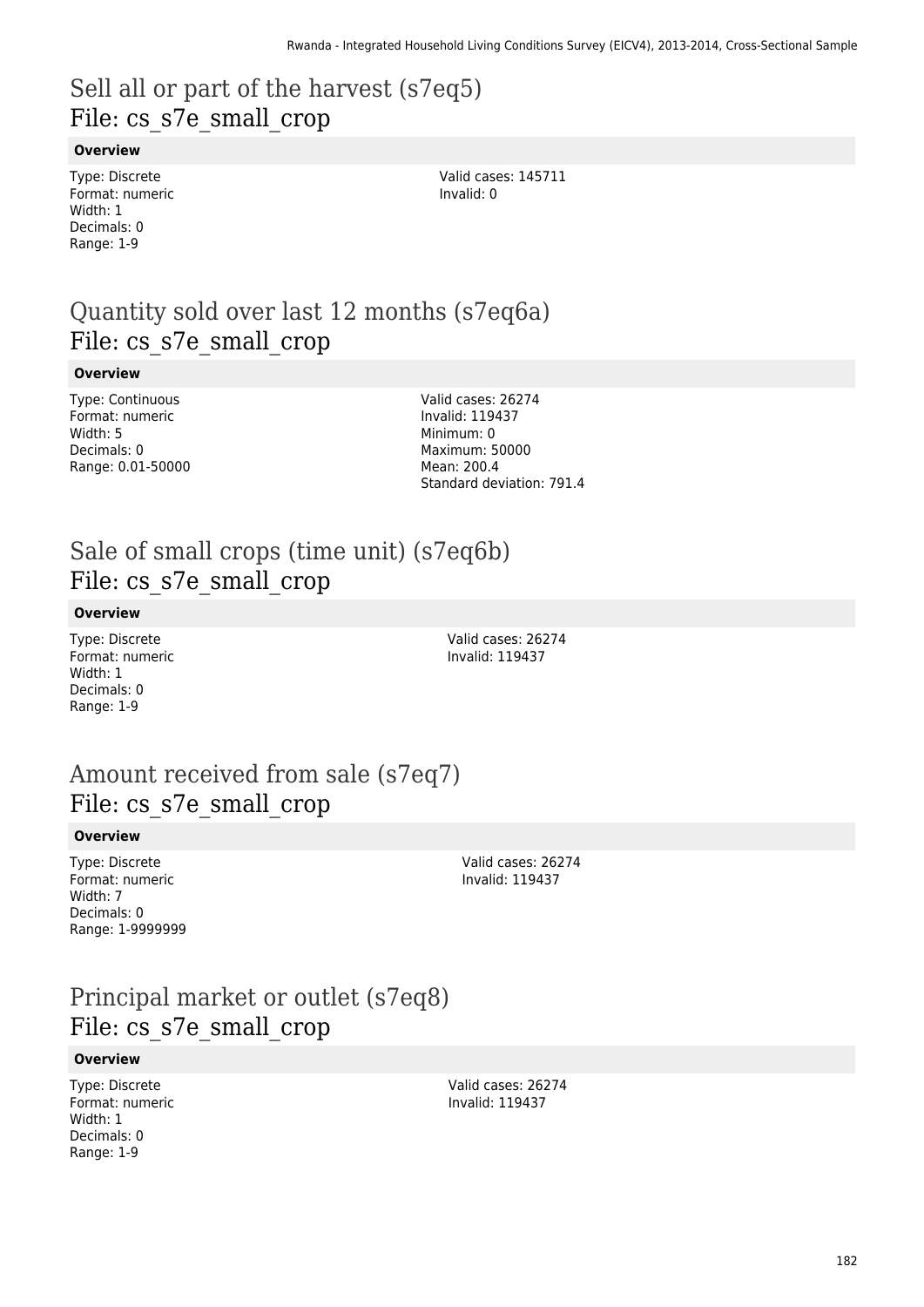# Sell all or part of the harvest (s7eq5)
## File: cs_s7e_small_crop

**Overview**

Type: Discrete
Format: numeric
Width: 1
Decimals: 0
Range: 1-9

Valid cases: 145711
Invalid: 0

# Quantity sold over last 12 months (s7eq6a)
## File: cs_s7e_small_crop

**Overview**

Type: Continuous
Format: numeric
Width: 5
Decimals: 0
Range: 0.01-50000

Valid cases: 26274
Invalid: 119437
Minimum: 0
Maximum: 50000
Mean: 200.4
Standard deviation: 791.4

# Sale of small crops (time unit) (s7eq6b)
## File: cs_s7e_small_crop

**Overview**

Type: Discrete
Format: numeric
Width: 1
Decimals: 0
Range: 1-9

Valid cases: 26274
Invalid: 119437

# Amount received from sale (s7eq7)
## File: cs_s7e_small_crop

**Overview**

Type: Discrete
Format: numeric
Width: 7
Decimals: 0
Range: 1-9999999

Valid cases: 26274
Invalid: 119437

# Principal market or outlet (s7eq8)
## File: cs_s7e_small_crop

**Overview**

Type: Discrete
Format: numeric
Width: 1
Decimals: 0
Range: 1-9

Valid cases: 26274
Invalid: 119437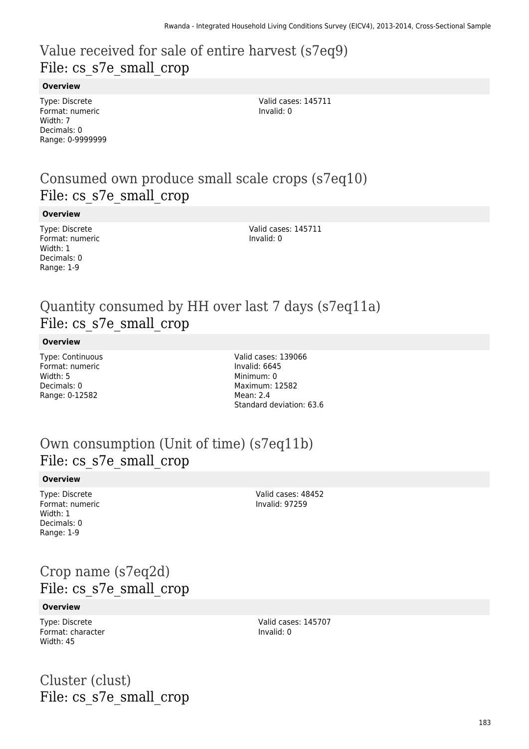# Value received for sale of entire harvest (s7eq9)
File: cs_s7e_small_crop

**Overview**

Type: Discrete
Format: numeric
Width: 7
Decimals: 0
Range: 0-9999999

Valid cases: 145711
Invalid: 0

# Consumed own produce small scale crops (s7eq10)
File: cs_s7e_small_crop

**Overview**

Type: Discrete
Format: numeric
Width: 1
Decimals: 0
Range: 1-9

Valid cases: 145711
Invalid: 0

# Quantity consumed by HH over last 7 days (s7eq11a)
File: cs_s7e_small_crop

**Overview**

Type: Continuous
Format: numeric
Width: 5
Decimals: 0
Range: 0-12582

Valid cases: 139066
Invalid: 6645
Minimum: 0
Maximum: 12582
Mean: 2.4
Standard deviation: 63.6

# Own consumption (Unit of time) (s7eq11b)
File: cs_s7e_small_crop

**Overview**

Type: Discrete
Format: numeric
Width: 1
Decimals: 0
Range: 1-9

Valid cases: 48452
Invalid: 97259

# Crop name (s7eq2d)
File: cs_s7e_small_crop

**Overview**

Type: Discrete
Format: character
Width: 45

Valid cases: 145707
Invalid: 0

# Cluster (clust)
File: cs_s7e_small_crop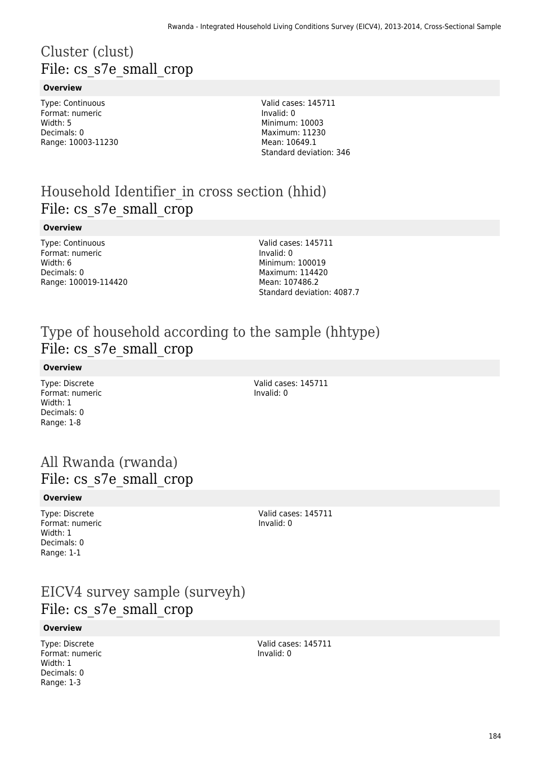# Cluster (clust)
## File: cs_s7e_small_crop

**Overview**

Type: Continuous
Format: numeric
Width: 5
Decimals: 0
Range: 10003-11230

Valid cases: 145711
Invalid: 0
Minimum: 10003
Maximum: 11230
Mean: 10649.1
Standard deviation: 346

# Household Identifier_in cross section (hhid)
## File: cs_s7e_small_crop

**Overview**

Type: Continuous
Format: numeric
Width: 6
Decimals: 0
Range: 100019-114420

Valid cases: 145711
Invalid: 0
Minimum: 100019
Maximum: 114420
Mean: 107486.2
Standard deviation: 4087.7

# Type of household according to the sample (hhtype)
## File: cs_s7e_small_crop

**Overview**

Type: Discrete
Format: numeric
Width: 1
Decimals: 0
Range: 1-8

Valid cases: 145711
Invalid: 0

# All Rwanda (rwanda)
## File: cs_s7e_small_crop

**Overview**

Type: Discrete
Format: numeric
Width: 1
Decimals: 0
Range: 1-1

Valid cases: 145711
Invalid: 0

# EICV4 survey sample (surveyh)
## File: cs_s7e_small_crop

**Overview**

Type: Discrete
Format: numeric
Width: 1
Decimals: 0
Range: 1-3

Valid cases: 145711
Invalid: 0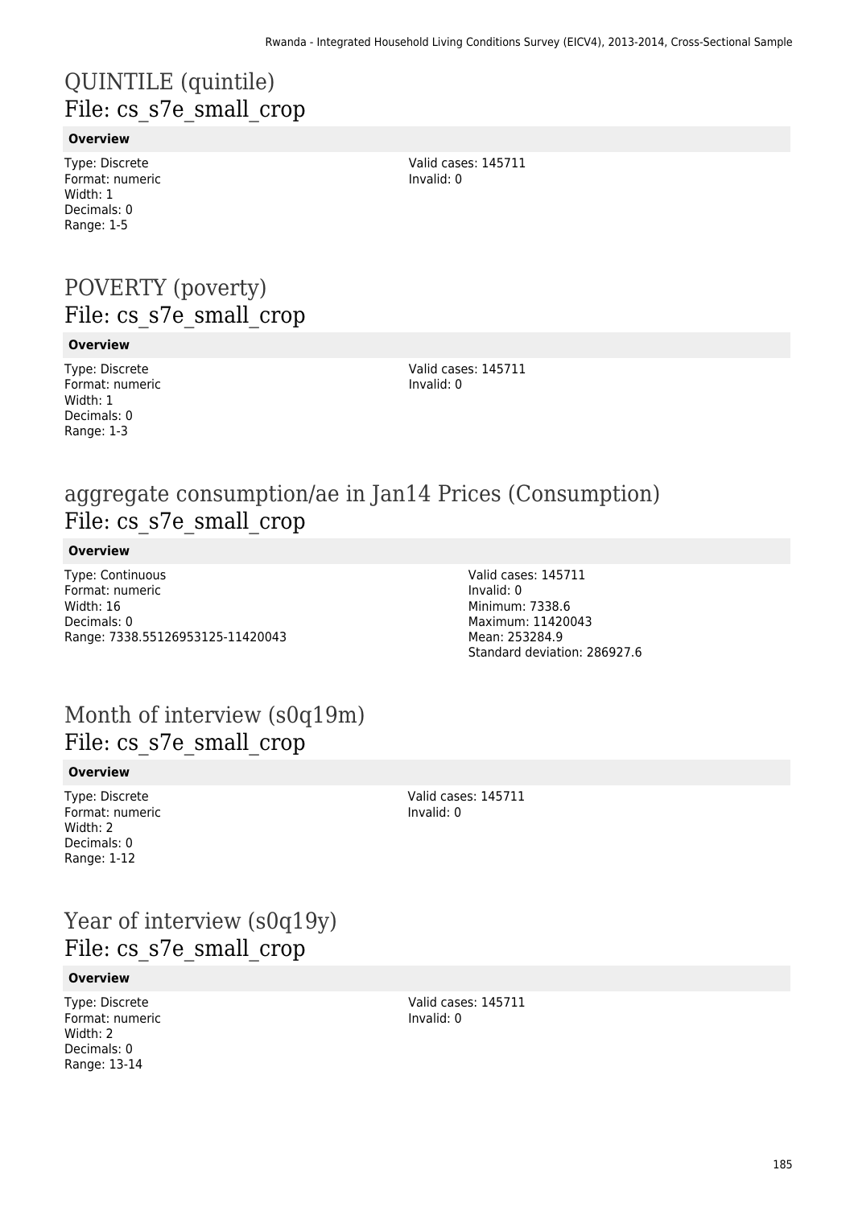# QUINTILE (quintile)

## File: cs_s7e_small_crop

### Overview

Type: Discrete
Format: numeric
Width: 1
Decimals: 0
Range: 1-5

Valid cases: 145711
Invalid: 0

# POVERTY (poverty)

## File: cs_s7e_small_crop

### Overview

Type: Discrete
Format: numeric
Width: 1
Decimals: 0
Range: 1-3

Valid cases: 145711
Invalid: 0

# aggregate consumption/ae in Jan14 Prices (Consumption)

## File: cs_s7e_small_crop

### Overview

Type: Continuous
Format: numeric
Width: 16
Decimals: 0
Range: 7338.55126953125-11420043

Valid cases: 145711
Invalid: 0
Minimum: 7338.6
Maximum: 11420043
Mean: 253284.9
Standard deviation: 286927.6

# Month of interview (s0q19m)

## File: cs_s7e_small_crop

### Overview

Type: Discrete
Format: numeric
Width: 2
Decimals: 0
Range: 1-12

Valid cases: 145711
Invalid: 0

# Year of interview (s0q19y)

## File: cs_s7e_small_crop

### Overview

Type: Discrete
Format: numeric
Width: 2
Decimals: 0
Range: 13-14

Valid cases: 145711
Invalid: 0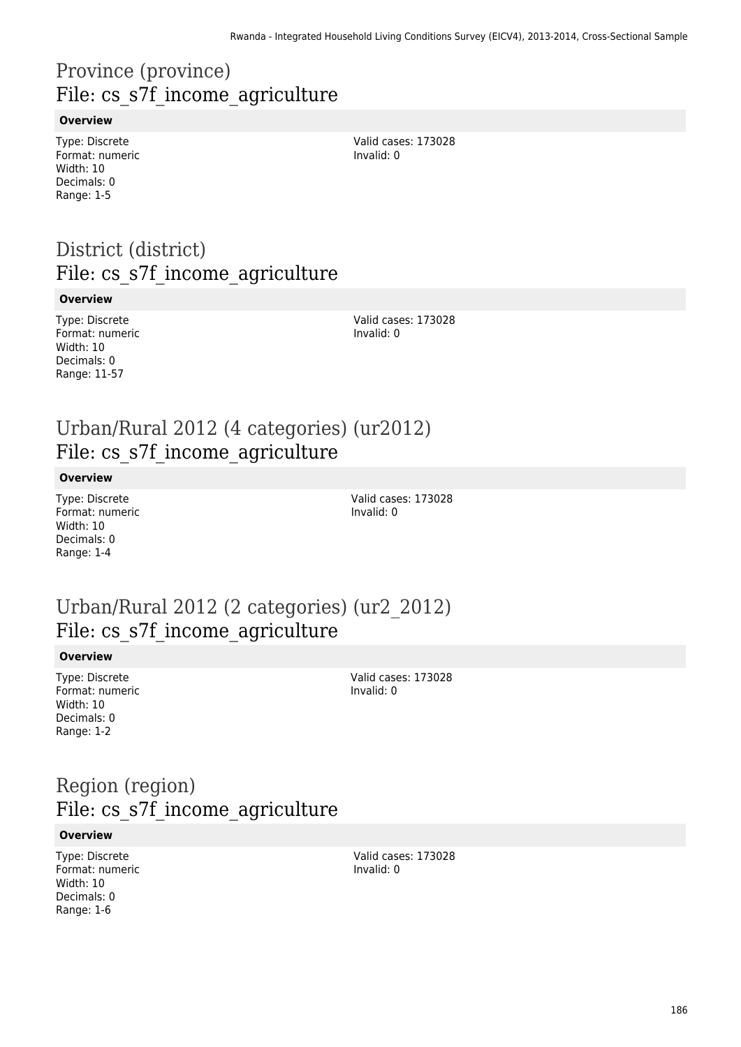# Province (province)
## File: cs_s7f_income_agriculture

**Overview**

Type: Discrete
Format: numeric
Width: 10
Decimals: 0
Range: 1-5

Valid cases: 173028
Invalid: 0

# District (district)
## File: cs_s7f_income_agriculture

**Overview**

Type: Discrete
Format: numeric
Width: 10
Decimals: 0
Range: 11-57

Valid cases: 173028
Invalid: 0

# Urban/Rural 2012 (4 categories) (ur2012)
## File: cs_s7f_income_agriculture

**Overview**

Type: Discrete
Format: numeric
Width: 10
Decimals: 0
Range: 1-4

Valid cases: 173028
Invalid: 0

# Urban/Rural 2012 (2 categories) (ur2_2012)
## File: cs_s7f_income_agriculture

**Overview**

Type: Discrete
Format: numeric
Width: 10
Decimals: 0
Range: 1-2

Valid cases: 173028
Invalid: 0

# Region (region)
## File: cs_s7f_income_agriculture

**Overview**

Type: Discrete
Format: numeric
Width: 10
Decimals: 0
Range: 1-6

Valid cases: 173028
Invalid: 0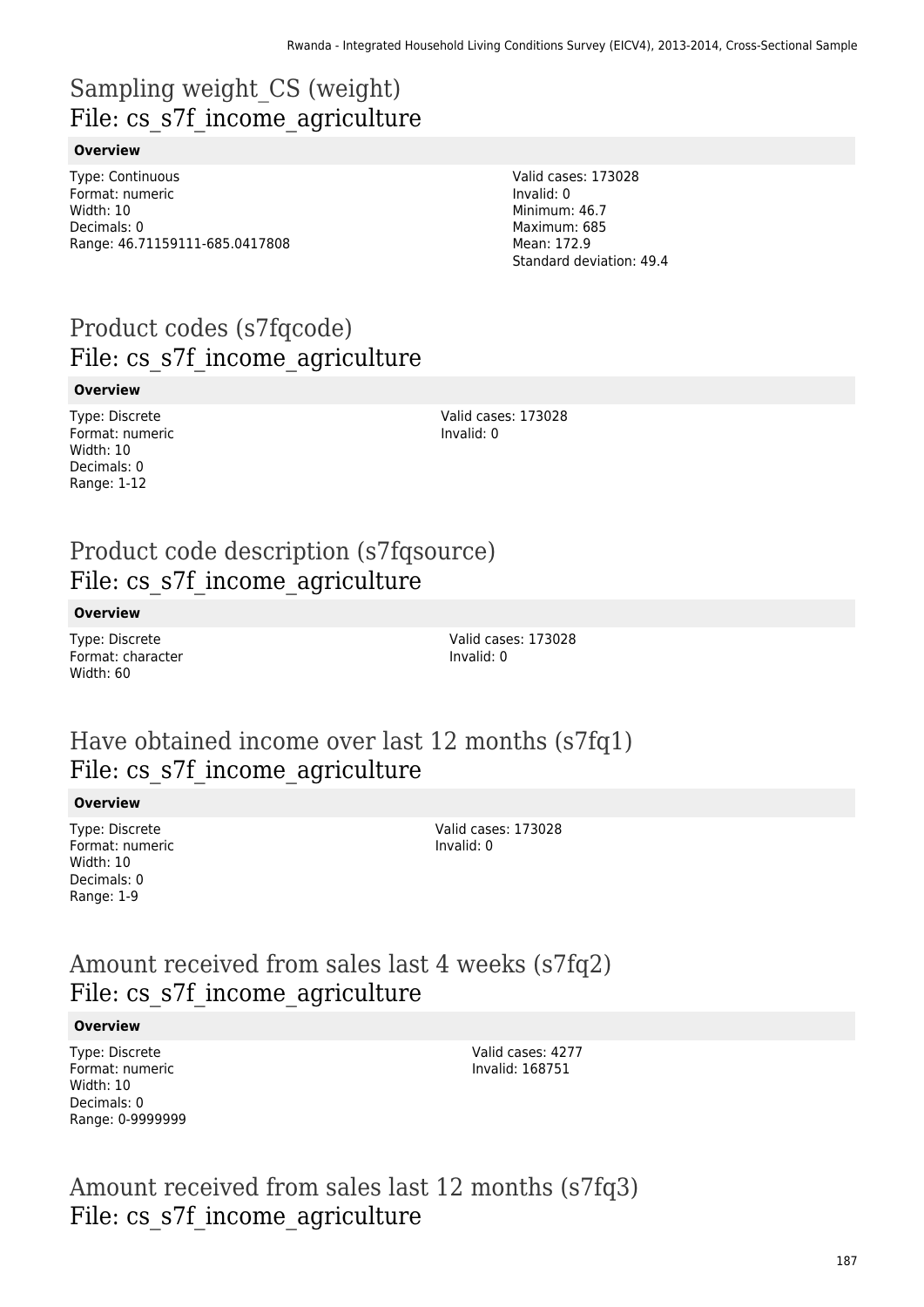# Sampling weight_CS (weight)
## File: cs_s7f_income_agriculture

**Overview**

Type: Continuous
Format: numeric
Width: 10
Decimals: 0
Range: 46.71159111-685.0417808

Valid cases: 173028
Invalid: 0
Minimum: 46.7
Maximum: 685
Mean: 172.9
Standard deviation: 49.4

# Product codes (s7fqcode)
## File: cs_s7f_income_agriculture

**Overview**

Type: Discrete
Format: numeric
Width: 10
Decimals: 0
Range: 1-12

Valid cases: 173028
Invalid: 0

# Product code description (s7fqsource)
## File: cs_s7f_income_agriculture

**Overview**

Type: Discrete
Format: character
Width: 60

Valid cases: 173028
Invalid: 0

# Have obtained income over last 12 months (s7fq1)
## File: cs_s7f_income_agriculture

**Overview**

Type: Discrete
Format: numeric
Width: 10
Decimals: 0
Range: 1-9

Valid cases: 173028
Invalid: 0

# Amount received from sales last 4 weeks (s7fq2)
## File: cs_s7f_income_agriculture

**Overview**

Type: Discrete
Format: numeric
Width: 10
Decimals: 0
Range: 0-9999999

Valid cases: 4277
Invalid: 168751

# Amount received from sales last 12 months (s7fq3)
## File: cs_s7f_income_agriculture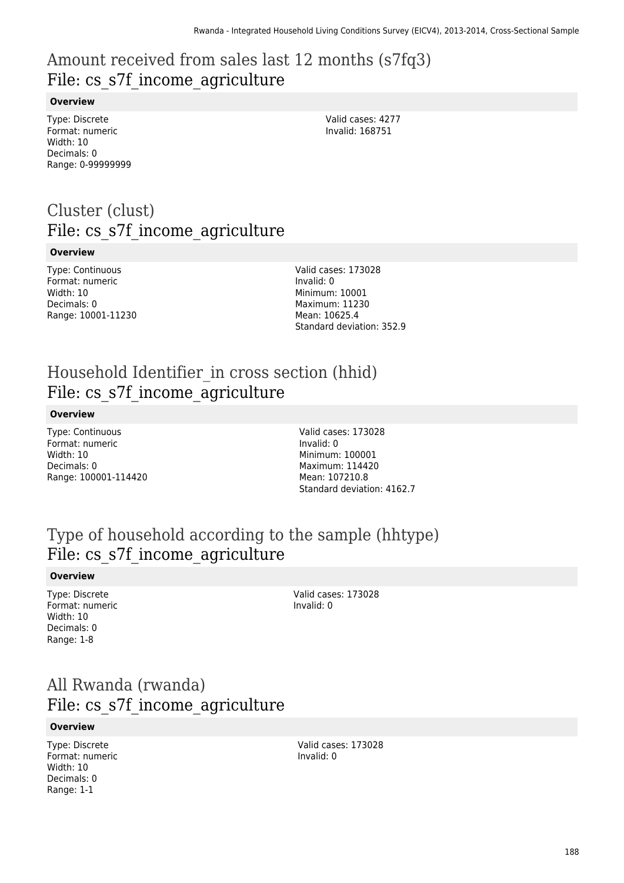## Amount received from sales last 12 months (s7fq3)
## File: cs_s7f_income_agriculture

**Overview**

Type: Discrete
Format: numeric
Width: 10
Decimals: 0
Range: 0-99999999

Valid cases: 4277
Invalid: 168751

## Cluster (clust)
## File: cs_s7f_income_agriculture

**Overview**

Type: Continuous
Format: numeric
Width: 10
Decimals: 0
Range: 10001-11230

Valid cases: 173028
Invalid: 0
Minimum: 10001
Maximum: 11230
Mean: 10625.4
Standard deviation: 352.9

## Household Identifier_in cross section (hhid)
## File: cs_s7f_income_agriculture

**Overview**

Type: Continuous
Format: numeric
Width: 10
Decimals: 0
Range: 100001-114420

Valid cases: 173028
Invalid: 0
Minimum: 100001
Maximum: 114420
Mean: 107210.8
Standard deviation: 4162.7

## Type of household according to the sample (hhtype)
## File: cs_s7f_income_agriculture

**Overview**

Type: Discrete
Format: numeric
Width: 10
Decimals: 0
Range: 1-8

Valid cases: 173028
Invalid: 0

## All Rwanda (rwanda)
## File: cs_s7f_income_agriculture

**Overview**

Type: Discrete
Format: numeric
Width: 10
Decimals: 0
Range: 1-1

Valid cases: 173028
Invalid: 0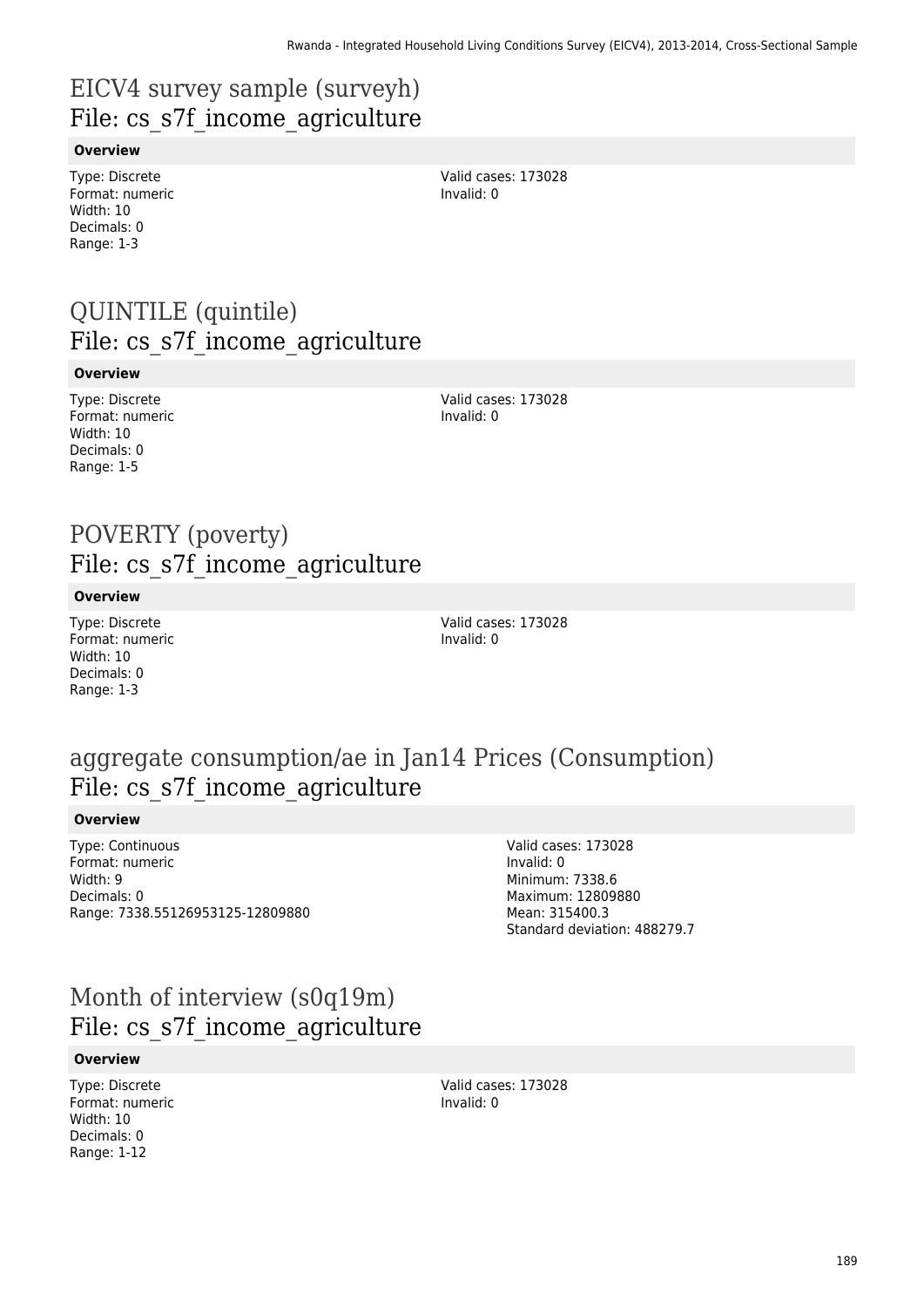# EICV4 survey sample (surveyh)
## File: cs_s7f_income_agriculture

**Overview**

Type: Discrete
Format: numeric
Width: 10
Decimals: 0
Range: 1-3

Valid cases: 173028
Invalid: 0

# QUINTILE (quintile)
## File: cs_s7f_income_agriculture

**Overview**

Type: Discrete
Format: numeric
Width: 10
Decimals: 0
Range: 1-5

Valid cases: 173028
Invalid: 0

# POVERTY (poverty)
## File: cs_s7f_income_agriculture

**Overview**

Type: Discrete
Format: numeric
Width: 10
Decimals: 0
Range: 1-3

Valid cases: 173028
Invalid: 0

# aggregate consumption/ae in Jan14 Prices (Consumption)
## File: cs_s7f_income_agriculture

**Overview**

Type: Continuous
Format: numeric
Width: 9
Decimals: 0
Range: 7338.55126953125-12809880

Valid cases: 173028
Invalid: 0
Minimum: 7338.6
Maximum: 12809880
Mean: 315400.3
Standard deviation: 488279.7

# Month of interview (s0q19m)
## File: cs_s7f_income_agriculture

**Overview**

Type: Discrete
Format: numeric
Width: 10
Decimals: 0
Range: 1-12

Valid cases: 173028
Invalid: 0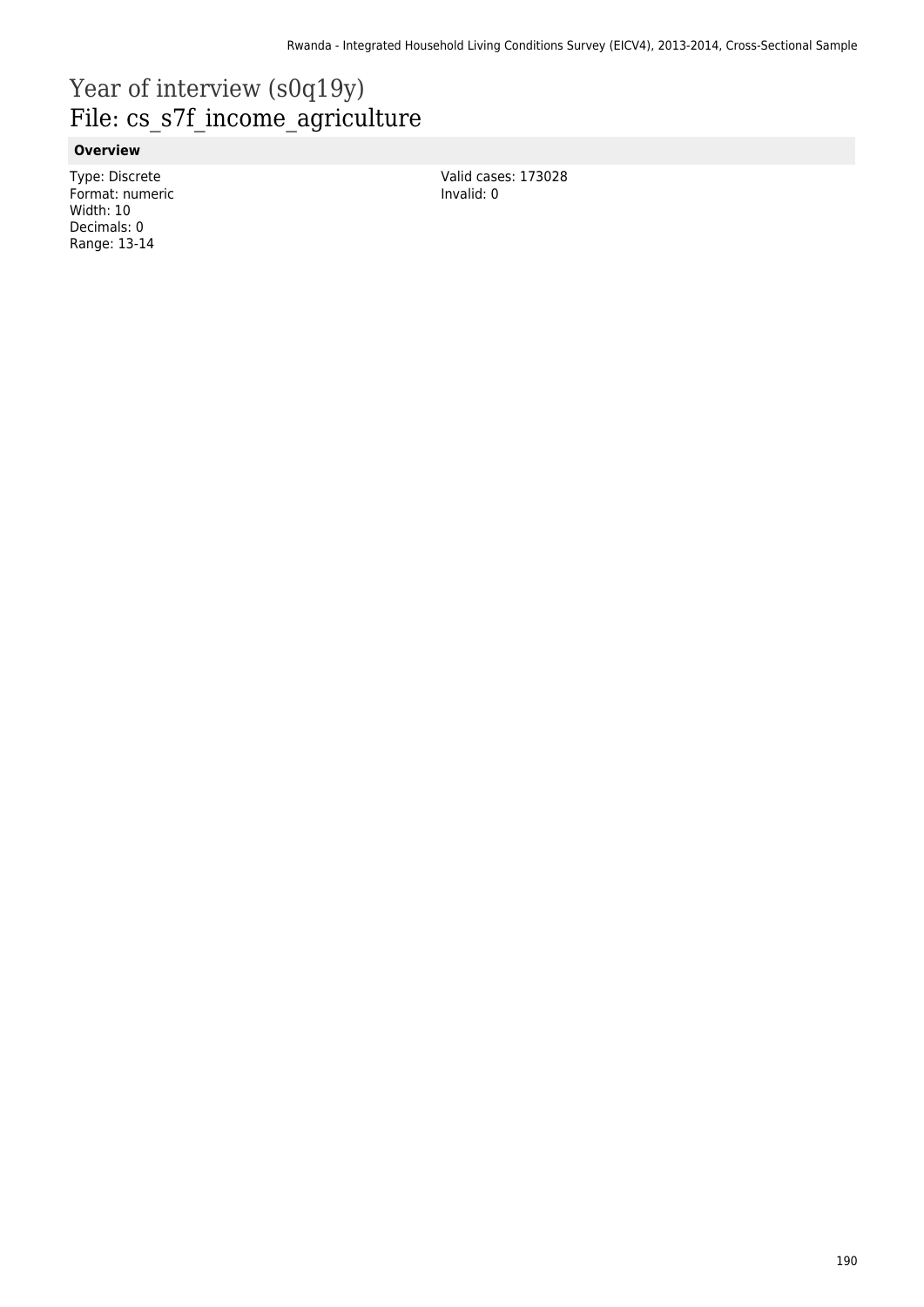# Year of interview (s0q19y)

# File: cs_s7f_income_agriculture

**Overview**

Type: Discrete
Format: numeric
Width: 10
Decimals: 0
Range: 13-14

Valid cases: 173028
Invalid: 0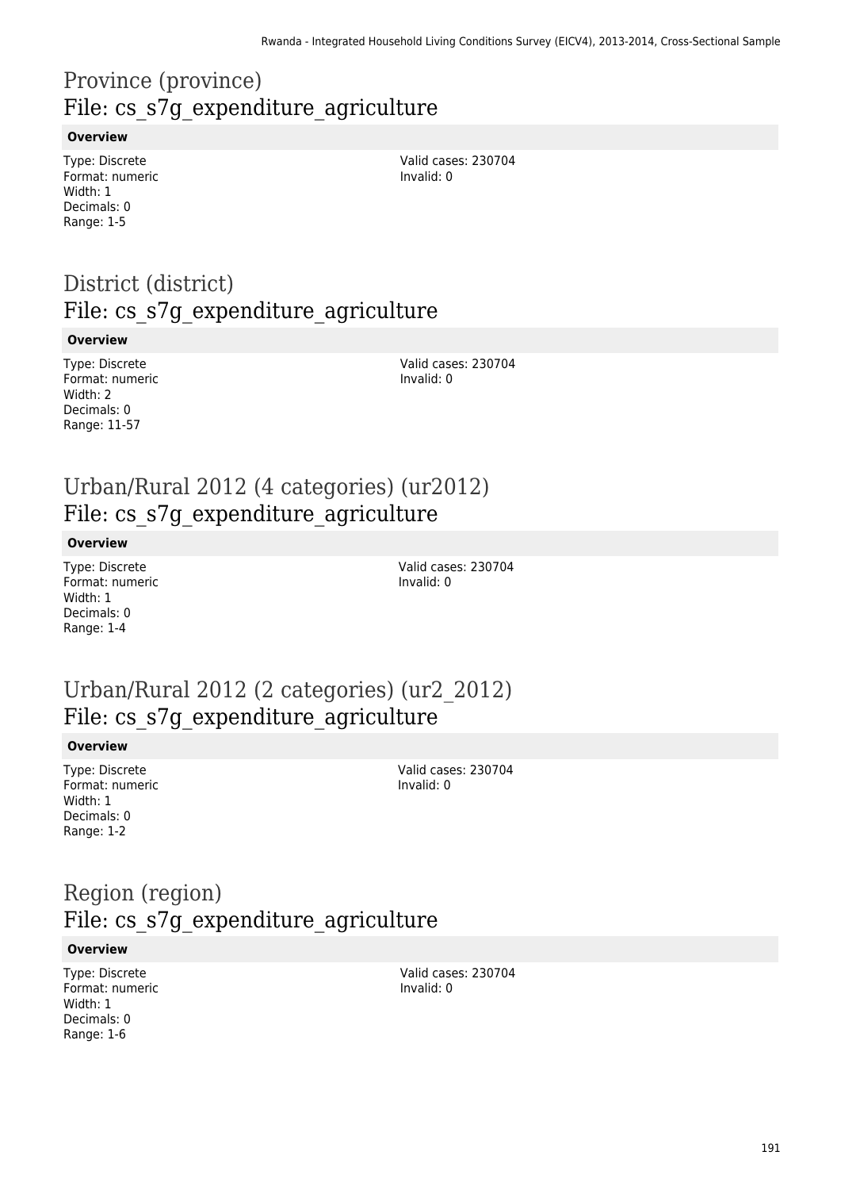# Province (province)
## File: cs_s7g_expenditure_agriculture

**Overview**

Type: Discrete
Format: numeric
Width: 1
Decimals: 0
Range: 1-5

Valid cases: 230704
Invalid: 0

# District (district)
## File: cs_s7g_expenditure_agriculture

**Overview**

Type: Discrete
Format: numeric
Width: 2
Decimals: 0
Range: 11-57

Valid cases: 230704
Invalid: 0

# Urban/Rural 2012 (4 categories) (ur2012)
## File: cs_s7g_expenditure_agriculture

**Overview**

Type: Discrete
Format: numeric
Width: 1
Decimals: 0
Range: 1-4

Valid cases: 230704
Invalid: 0

# Urban/Rural 2012 (2 categories) (ur2_2012)
## File: cs_s7g_expenditure_agriculture

**Overview**

Type: Discrete
Format: numeric
Width: 1
Decimals: 0
Range: 1-2

Valid cases: 230704
Invalid: 0

# Region (region)
## File: cs_s7g_expenditure_agriculture

**Overview**

Type: Discrete
Format: numeric
Width: 1
Decimals: 0
Range: 1-6

Valid cases: 230704
Invalid: 0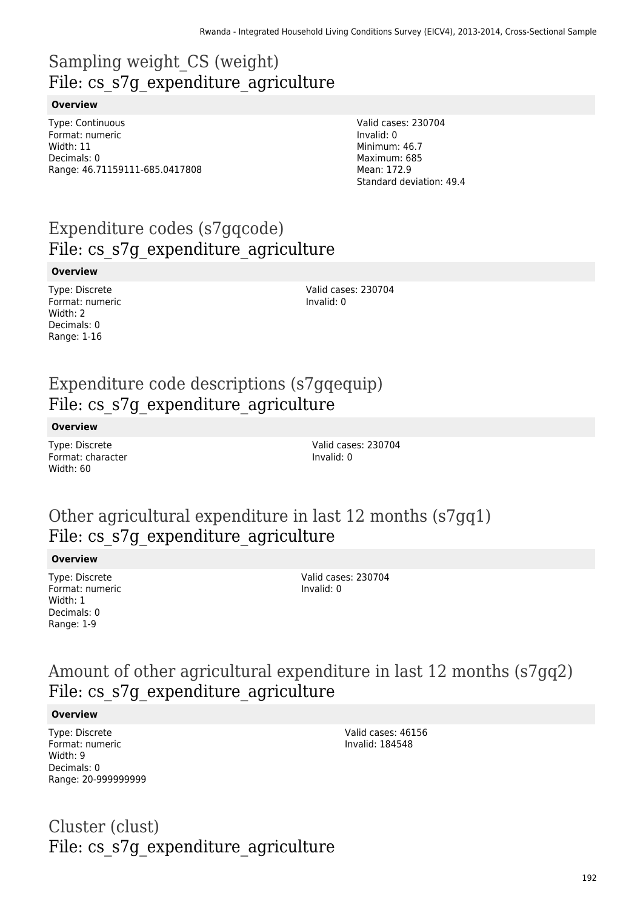## Sampling weight_CS (weight)
## File: cs_s7g_expenditure_agriculture

**Overview**

Type: Continuous
Format: numeric
Width: 11
Decimals: 0
Range: 46.71159111-685.0417808

Valid cases: 230704
Invalid: 0
Minimum: 46.7
Maximum: 685
Mean: 172.9
Standard deviation: 49.4

## Expenditure codes (s7gqcode)
## File: cs_s7g_expenditure_agriculture

**Overview**

Type: Discrete
Format: numeric
Width: 2
Decimals: 0
Range: 1-16

Valid cases: 230704
Invalid: 0

## Expenditure code descriptions (s7gqequip)
## File: cs_s7g_expenditure_agriculture

**Overview**

Type: Discrete
Format: character
Width: 60

Valid cases: 230704
Invalid: 0

## Other agricultural expenditure in last 12 months (s7gq1)
## File: cs_s7g_expenditure_agriculture

**Overview**

Type: Discrete
Format: numeric
Width: 1
Decimals: 0
Range: 1-9

Valid cases: 230704
Invalid: 0

## Amount of other agricultural expenditure in last 12 months (s7gq2)
## File: cs_s7g_expenditure_agriculture

**Overview**

Type: Discrete
Format: numeric
Width: 9
Decimals: 0
Range: 20-999999999

Valid cases: 46156
Invalid: 184548

## Cluster (clust)
## File: cs_s7g_expenditure_agriculture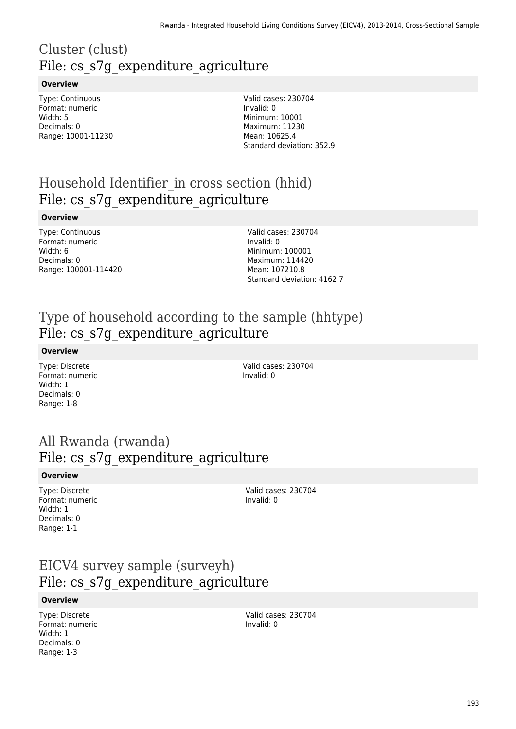# Cluster (clust)
## File: cs_s7g_expenditure_agriculture

**Overview**

Type: Continuous
Format: numeric
Width: 5
Decimals: 0
Range: 10001-11230

Valid cases: 230704
Invalid: 0
Minimum: 10001
Maximum: 11230
Mean: 10625.4
Standard deviation: 352.9

# Household Identifier_in cross section (hhid)
## File: cs_s7g_expenditure_agriculture

**Overview**

Type: Continuous
Format: numeric
Width: 6
Decimals: 0
Range: 100001-114420

Valid cases: 230704
Invalid: 0
Minimum: 100001
Maximum: 114420
Mean: 107210.8
Standard deviation: 4162.7

# Type of household according to the sample (hhtype)
## File: cs_s7g_expenditure_agriculture

**Overview**

Type: Discrete
Format: numeric
Width: 1
Decimals: 0
Range: 1-8

Valid cases: 230704
Invalid: 0

# All Rwanda (rwanda)
## File: cs_s7g_expenditure_agriculture

**Overview**

Type: Discrete
Format: numeric
Width: 1
Decimals: 0
Range: 1-1

Valid cases: 230704
Invalid: 0

# EICV4 survey sample (surveyh)
## File: cs_s7g_expenditure_agriculture

**Overview**

Type: Discrete
Format: numeric
Width: 1
Decimals: 0
Range: 1-3

Valid cases: 230704
Invalid: 0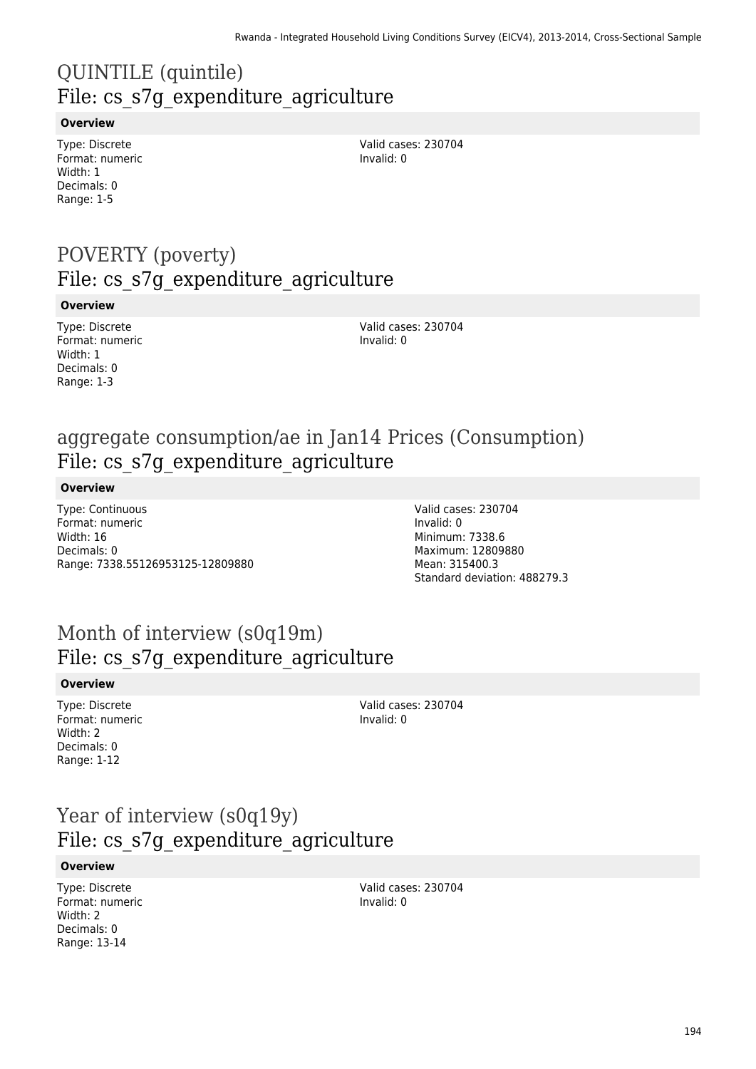# QUINTILE (quintile)
## File: cs_s7g_expenditure_agriculture

**Overview**

Type: Discrete
Format: numeric
Width: 1
Decimals: 0
Range: 1-5

Valid cases: 230704
Invalid: 0

# POVERTY (poverty)
## File: cs_s7g_expenditure_agriculture

**Overview**

Type: Discrete
Format: numeric
Width: 1
Decimals: 0
Range: 1-3

Valid cases: 230704
Invalid: 0

# aggregate consumption/ae in Jan14 Prices (Consumption)
## File: cs_s7g_expenditure_agriculture

**Overview**

Type: Continuous
Format: numeric
Width: 16
Decimals: 0
Range: 7338.55126953125-12809880

Valid cases: 230704
Invalid: 0
Minimum: 7338.6
Maximum: 12809880
Mean: 315400.3
Standard deviation: 488279.3

# Month of interview (s0q19m)
## File: cs_s7g_expenditure_agriculture

**Overview**

Type: Discrete
Format: numeric
Width: 2
Decimals: 0
Range: 1-12

Valid cases: 230704
Invalid: 0

# Year of interview (s0q19y)
## File: cs_s7g_expenditure_agriculture

**Overview**

Type: Discrete
Format: numeric
Width: 2
Decimals: 0
Range: 13-14

Valid cases: 230704
Invalid: 0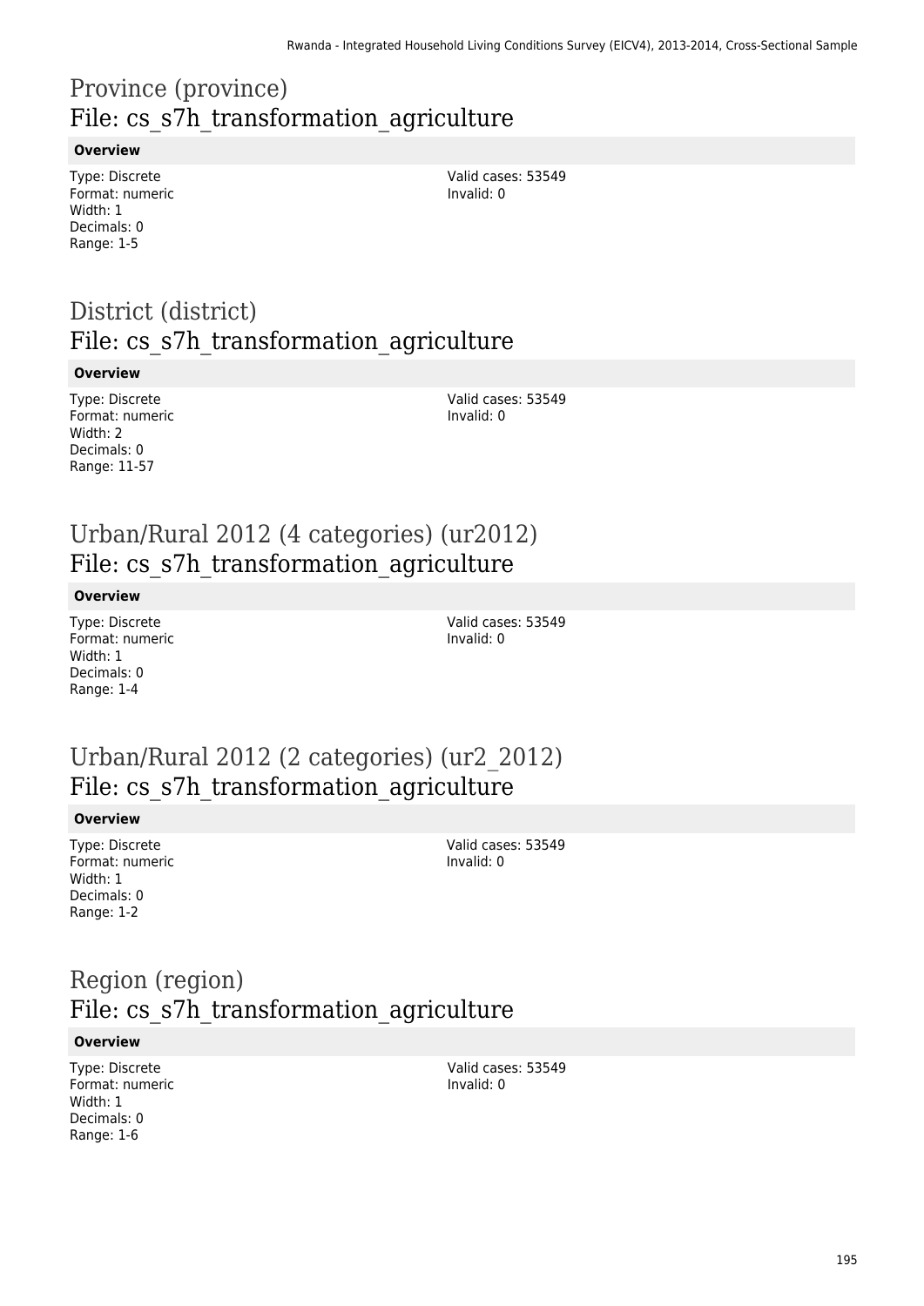# Province (province)
## File: cs_s7h_transformation_agriculture

**Overview**

Type: Discrete
Format: numeric
Width: 1
Decimals: 0
Range: 1-5

Valid cases: 53549
Invalid: 0

# District (district)
## File: cs_s7h_transformation_agriculture

**Overview**

Type: Discrete
Format: numeric
Width: 2
Decimals: 0
Range: 11-57

Valid cases: 53549
Invalid: 0

# Urban/Rural 2012 (4 categories) (ur2012)
## File: cs_s7h_transformation_agriculture

**Overview**

Type: Discrete
Format: numeric
Width: 1
Decimals: 0
Range: 1-4

Valid cases: 53549
Invalid: 0

# Urban/Rural 2012 (2 categories) (ur2_2012)
## File: cs_s7h_transformation_agriculture

**Overview**

Type: Discrete
Format: numeric
Width: 1
Decimals: 0
Range: 1-2

Valid cases: 53549
Invalid: 0

# Region (region)
## File: cs_s7h_transformation_agriculture

**Overview**

Type: Discrete
Format: numeric
Width: 1
Decimals: 0
Range: 1-6

Valid cases: 53549
Invalid: 0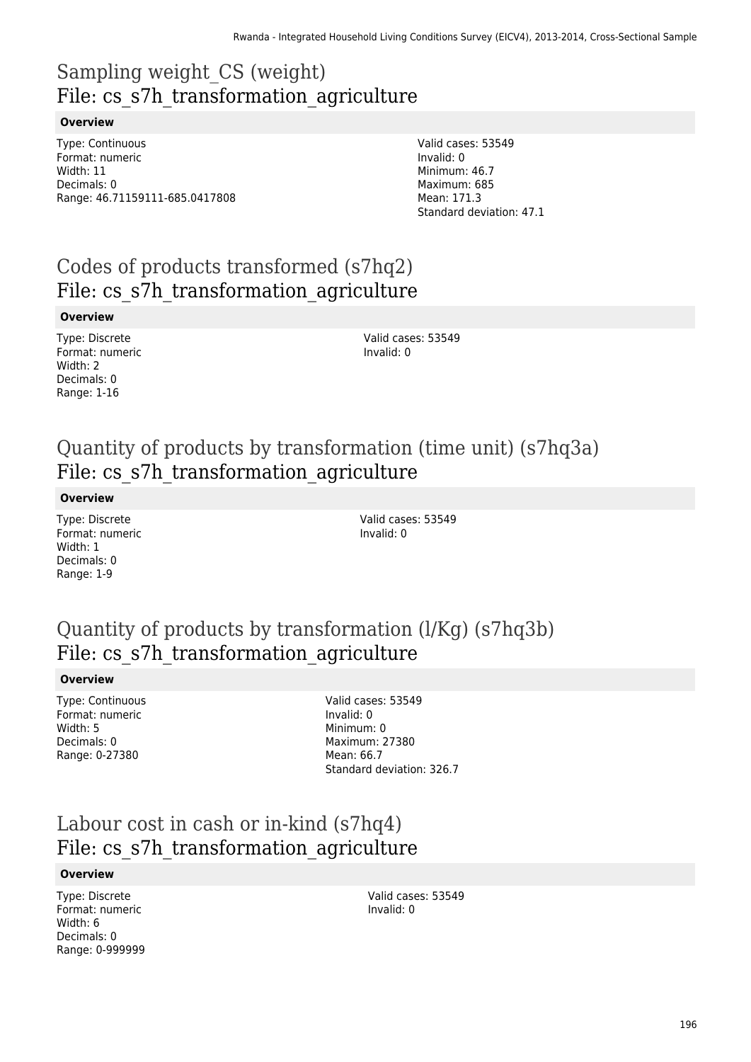# Sampling weight_CS (weight)
## File: cs_s7h_transformation_agriculture

**Overview**

Type: Continuous
Format: numeric
Width: 11
Decimals: 0
Range: 46.71159111-685.0417808

Valid cases: 53549
Invalid: 0
Minimum: 46.7
Maximum: 685
Mean: 171.3
Standard deviation: 47.1

# Codes of products transformed (s7hq2)
## File: cs_s7h_transformation_agriculture

**Overview**

Type: Discrete
Format: numeric
Width: 2
Decimals: 0
Range: 1-16

Valid cases: 53549
Invalid: 0

# Quantity of products by transformation (time unit) (s7hq3a)
## File: cs_s7h_transformation_agriculture

**Overview**

Type: Discrete
Format: numeric
Width: 1
Decimals: 0
Range: 1-9

Valid cases: 53549
Invalid: 0

# Quantity of products by transformation (l/Kg) (s7hq3b)
## File: cs_s7h_transformation_agriculture

**Overview**

Type: Continuous
Format: numeric
Width: 5
Decimals: 0
Range: 0-27380

Valid cases: 53549
Invalid: 0
Minimum: 0
Maximum: 27380
Mean: 66.7
Standard deviation: 326.7

# Labour cost in cash or in-kind (s7hq4)
## File: cs_s7h_transformation_agriculture

**Overview**

Type: Discrete
Format: numeric
Width: 6
Decimals: 0
Range: 0-999999

Valid cases: 53549
Invalid: 0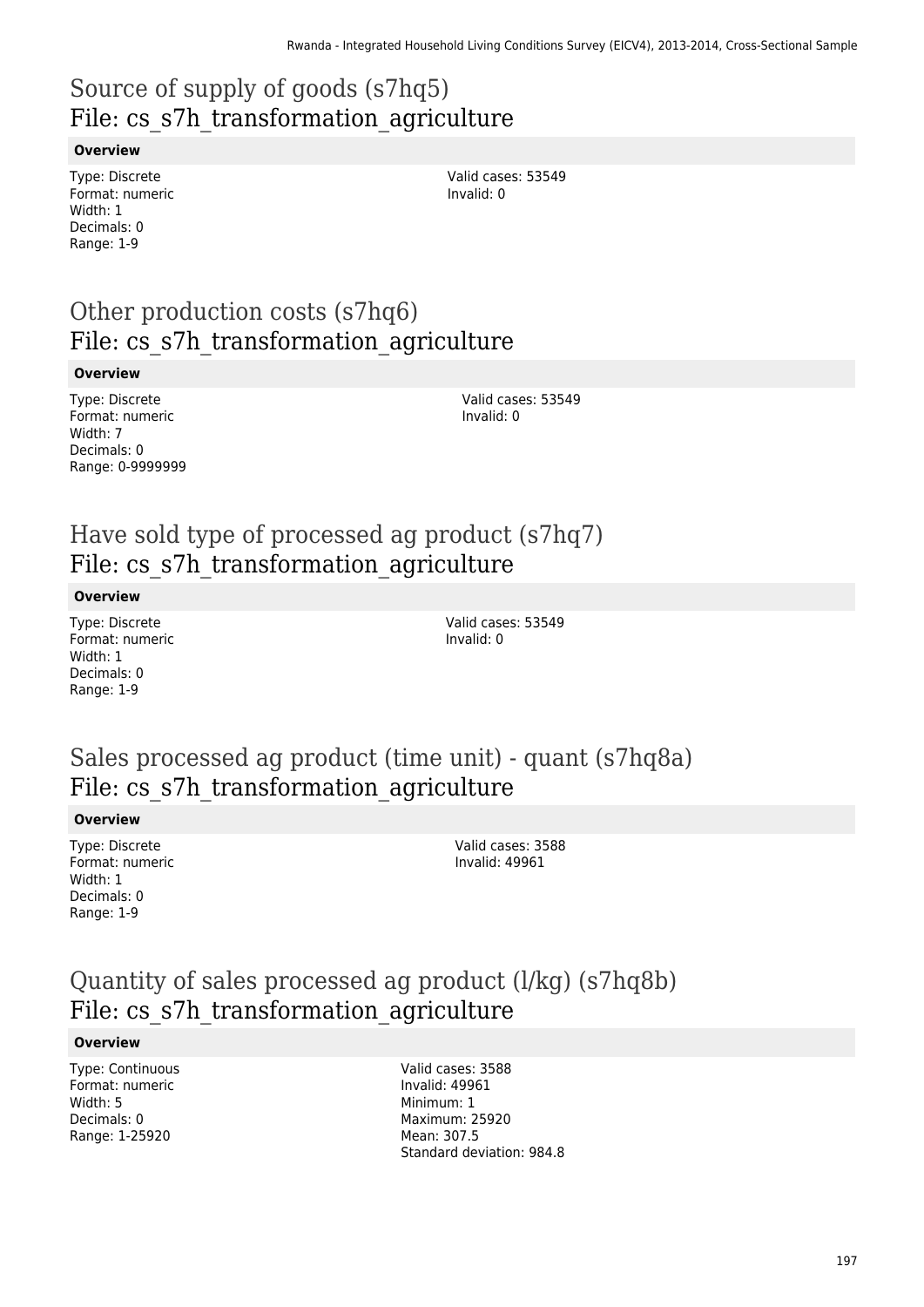# Source of supply of goods (s7hq5)
## File: cs_s7h_transformation_agriculture

**Overview**

Type: Discrete
Format: numeric
Width: 1
Decimals: 0
Range: 1-9

Valid cases: 53549
Invalid: 0

# Other production costs (s7hq6)
## File: cs_s7h_transformation_agriculture

**Overview**

Type: Discrete
Format: numeric
Width: 7
Decimals: 0
Range: 0-9999999

Valid cases: 53549
Invalid: 0

# Have sold type of processed ag product (s7hq7)
## File: cs_s7h_transformation_agriculture

**Overview**

Type: Discrete
Format: numeric
Width: 1
Decimals: 0
Range: 1-9

Valid cases: 53549
Invalid: 0

# Sales processed ag product (time unit) - quant (s7hq8a)
## File: cs_s7h_transformation_agriculture

**Overview**

Type: Discrete
Format: numeric
Width: 1
Decimals: 0
Range: 1-9

Valid cases: 3588
Invalid: 49961

# Quantity of sales processed ag product (l/kg) (s7hq8b)
## File: cs_s7h_transformation_agriculture

**Overview**

Type: Continuous
Format: numeric
Width: 5
Decimals: 0
Range: 1-25920

Valid cases: 3588
Invalid: 49961
Minimum: 1
Maximum: 25920
Mean: 307.5
Standard deviation: 984.8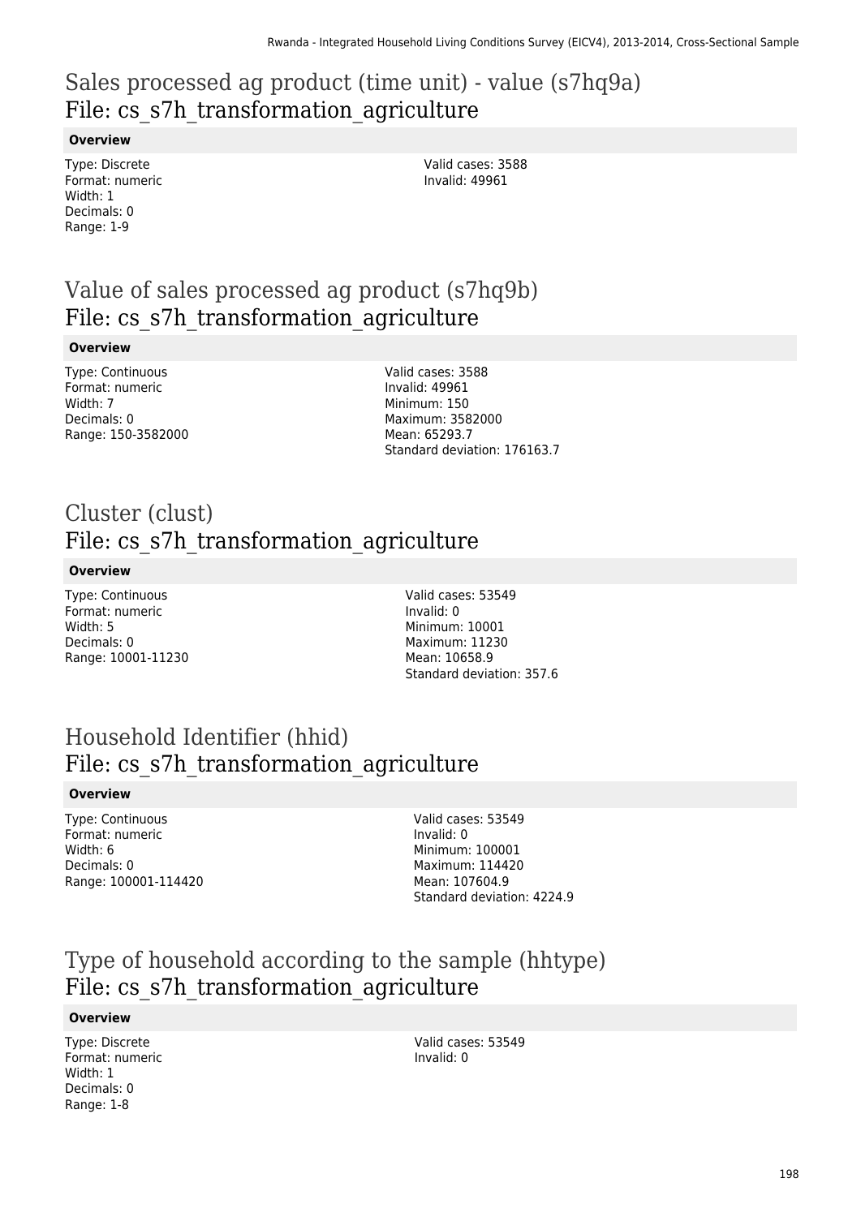## Sales processed ag product (time unit) - value (s7hq9a)
## File: cs_s7h_transformation_agriculture

**Overview**

Type: Discrete
Format: numeric
Width: 1
Decimals: 0
Range: 1-9

Valid cases: 3588
Invalid: 49961

## Value of sales processed ag product (s7hq9b)
## File: cs_s7h_transformation_agriculture

**Overview**

Type: Continuous
Format: numeric
Width: 7
Decimals: 0
Range: 150-3582000

Valid cases: 3588
Invalid: 49961
Minimum: 150
Maximum: 3582000
Mean: 65293.7
Standard deviation: 176163.7

## Cluster (clust)
## File: cs_s7h_transformation_agriculture

**Overview**

Type: Continuous
Format: numeric
Width: 5
Decimals: 0
Range: 10001-11230

Valid cases: 53549
Invalid: 0
Minimum: 10001
Maximum: 11230
Mean: 10658.9
Standard deviation: 357.6

## Household Identifier (hhid)
## File: cs_s7h_transformation_agriculture

**Overview**

Type: Continuous
Format: numeric
Width: 6
Decimals: 0
Range: 100001-114420

Valid cases: 53549
Invalid: 0
Minimum: 100001
Maximum: 114420
Mean: 107604.9
Standard deviation: 4224.9

## Type of household according to the sample (hhtype)
## File: cs_s7h_transformation_agriculture

**Overview**

Type: Discrete
Format: numeric
Width: 1
Decimals: 0
Range: 1-8

Valid cases: 53549
Invalid: 0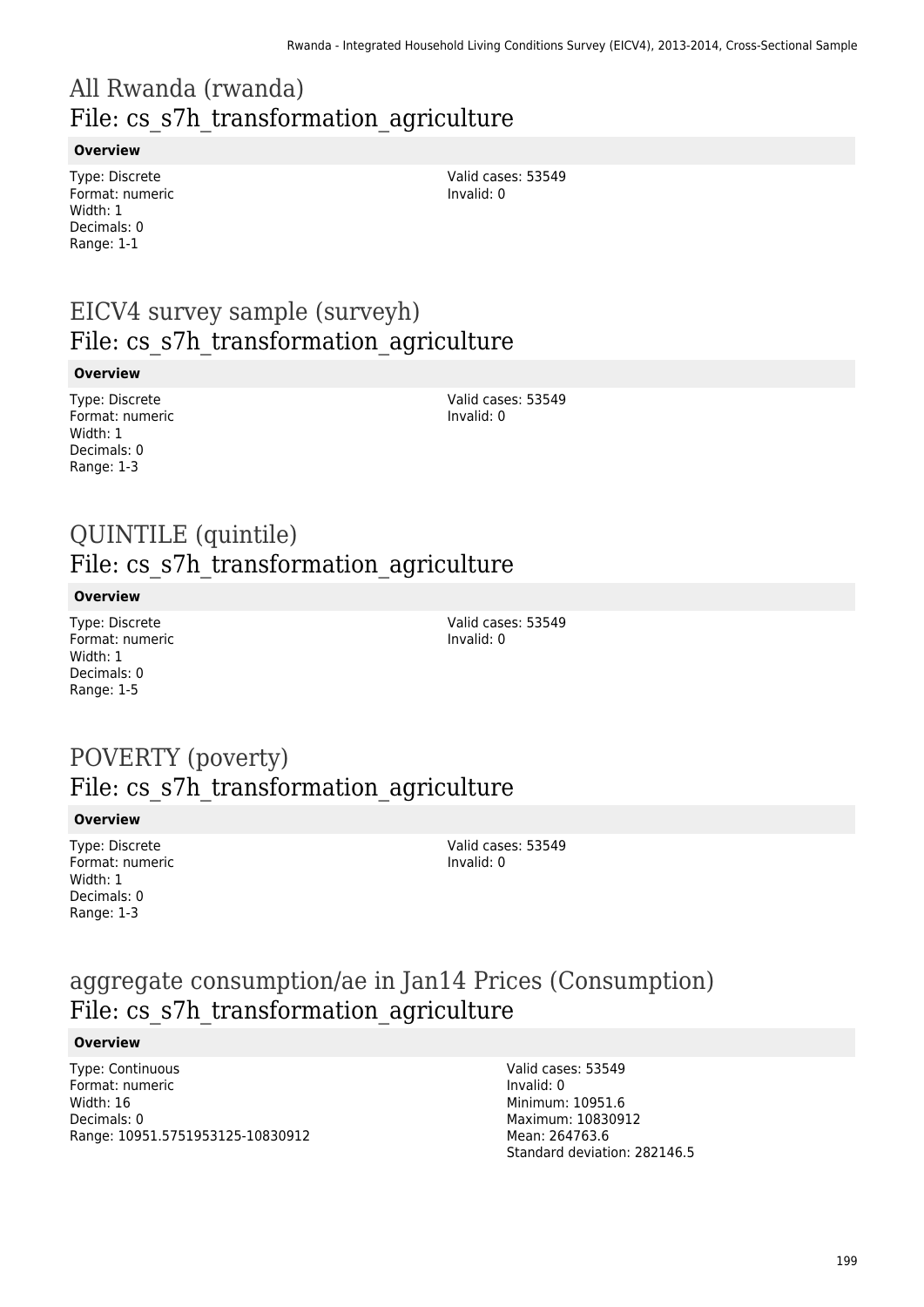# All Rwanda (rwanda)
## File: cs_s7h_transformation_agriculture

**Overview**

Type: Discrete
Format: numeric
Width: 1
Decimals: 0
Range: 1-1

Valid cases: 53549
Invalid: 0

# EICV4 survey sample (surveyh)
## File: cs_s7h_transformation_agriculture

**Overview**

Type: Discrete
Format: numeric
Width: 1
Decimals: 0
Range: 1-3

Valid cases: 53549
Invalid: 0

# QUINTILE (quintile)
## File: cs_s7h_transformation_agriculture

**Overview**

Type: Discrete
Format: numeric
Width: 1
Decimals: 0
Range: 1-5

Valid cases: 53549
Invalid: 0

# POVERTY (poverty)
## File: cs_s7h_transformation_agriculture

**Overview**

Type: Discrete
Format: numeric
Width: 1
Decimals: 0
Range: 1-3

Valid cases: 53549
Invalid: 0

# aggregate consumption/ae in Jan14 Prices (Consumption)
## File: cs_s7h_transformation_agriculture

**Overview**

Type: Continuous
Format: numeric
Width: 16
Decimals: 0
Range: 10951.5751953125-10830912

Valid cases: 53549
Invalid: 0
Minimum: 10951.6
Maximum: 10830912
Mean: 264763.6
Standard deviation: 282146.5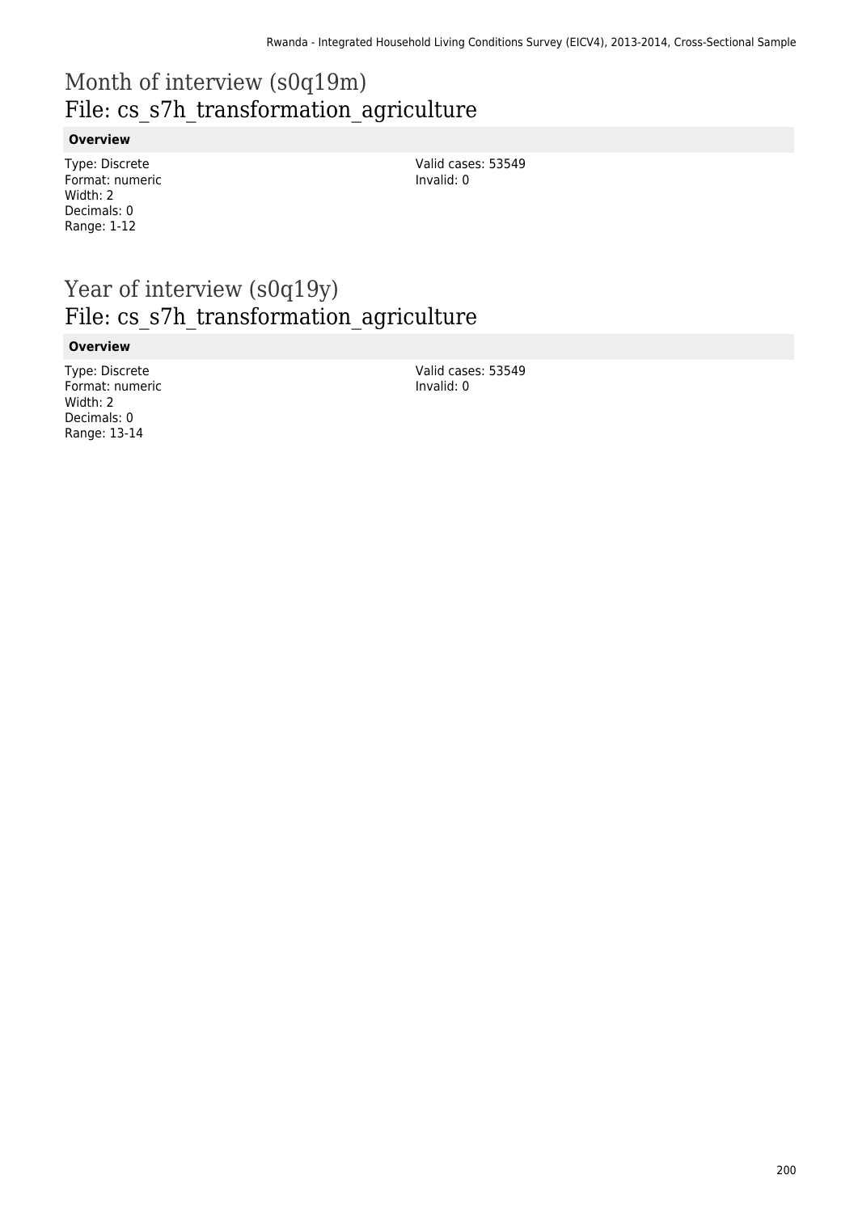# Month of interview (s0q19m)
# File: cs_s7h_transformation_agriculture

### Overview

Type: Discrete
Format: numeric
Width: 2
Decimals: 0
Range: 1-12

Valid cases: 53549
Invalid: 0

# Year of interview (s0q19y)
# File: cs_s7h_transformation_agriculture

### Overview

Type: Discrete
Format: numeric
Width: 2
Decimals: 0
Range: 13-14

Valid cases: 53549
Invalid: 0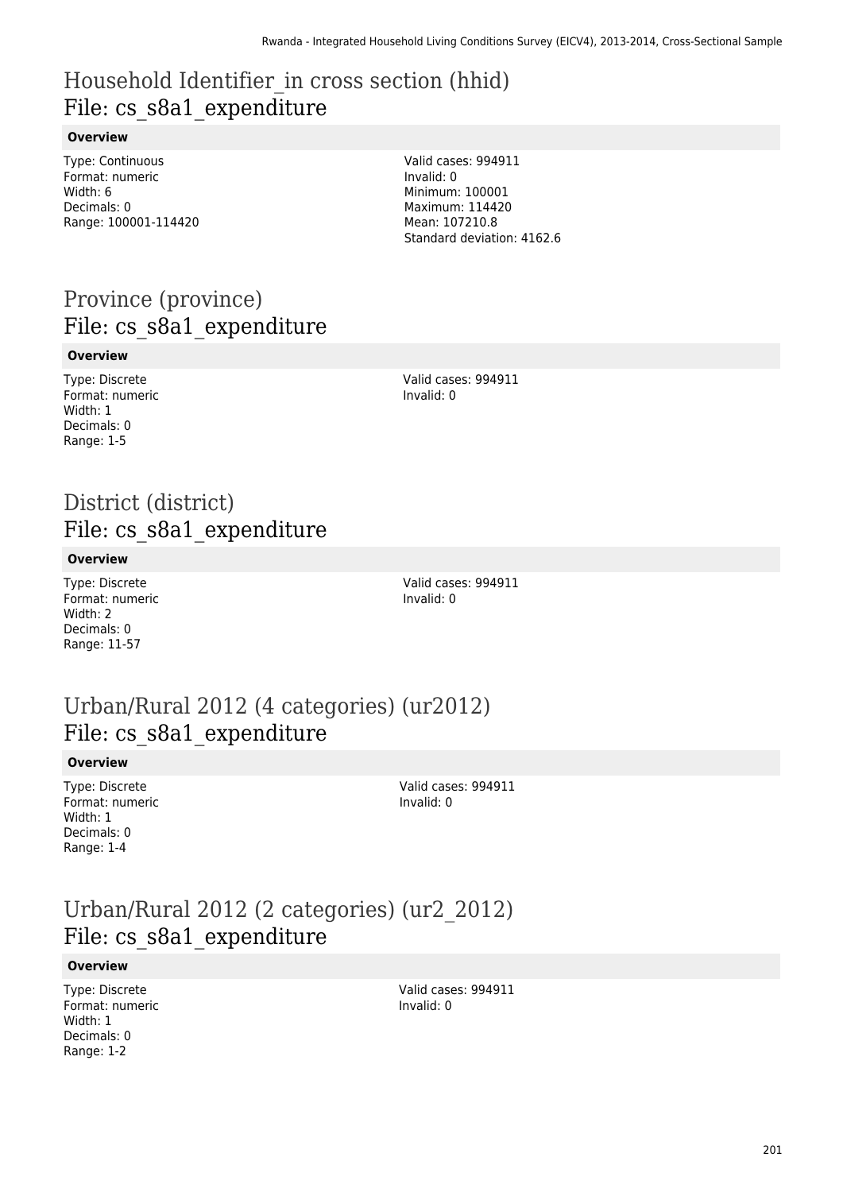# Household Identifier_in cross section (hhid)
## File: cs_s8a1_expenditure

**Overview**

Type: Continuous
Format: numeric
Width: 6
Decimals: 0
Range: 100001-114420

Valid cases: 994911
Invalid: 0
Minimum: 100001
Maximum: 114420
Mean: 107210.8
Standard deviation: 4162.6

# Province (province)
## File: cs_s8a1_expenditure

**Overview**

Type: Discrete
Format: numeric
Width: 1
Decimals: 0
Range: 1-5

Valid cases: 994911
Invalid: 0

# District (district)
## File: cs_s8a1_expenditure

**Overview**

Type: Discrete
Format: numeric
Width: 2
Decimals: 0
Range: 11-57

Valid cases: 994911
Invalid: 0

# Urban/Rural 2012 (4 categories) (ur2012)
## File: cs_s8a1_expenditure

**Overview**

Type: Discrete
Format: numeric
Width: 1
Decimals: 0
Range: 1-4

Valid cases: 994911
Invalid: 0

# Urban/Rural 2012 (2 categories) (ur2_2012)
## File: cs_s8a1_expenditure

**Overview**

Type: Discrete
Format: numeric
Width: 1
Decimals: 0
Range: 1-2

Valid cases: 994911
Invalid: 0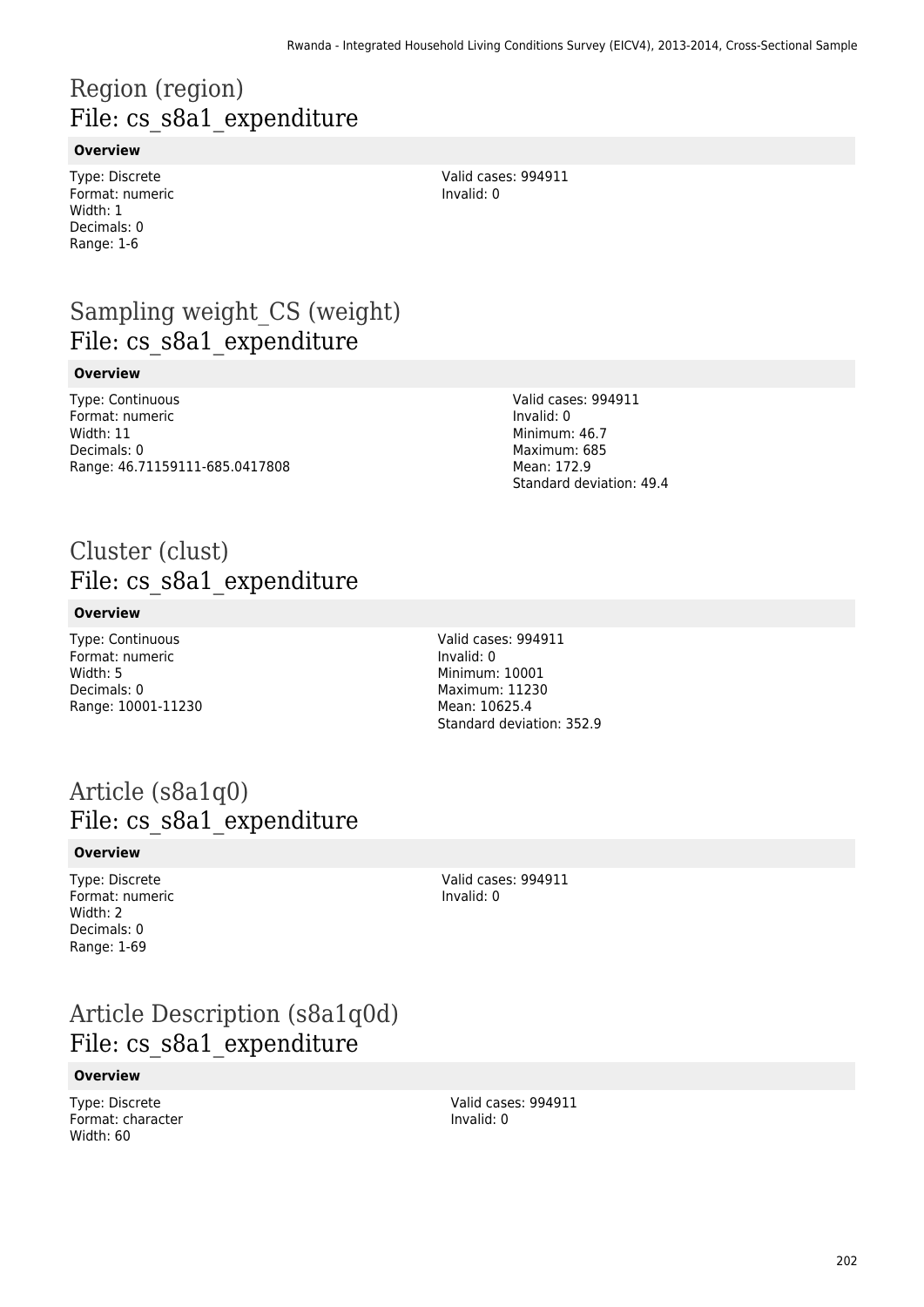# Region (region)
## File: cs_s8a1_expenditure

**Overview**

Type: Discrete
Format: numeric
Width: 1
Decimals: 0
Range: 1-6

Valid cases: 994911
Invalid: 0

# Sampling weight_CS (weight)
## File: cs_s8a1_expenditure

**Overview**

Type: Continuous
Format: numeric
Width: 11
Decimals: 0
Range: 46.71159111-685.0417808

Valid cases: 994911
Invalid: 0
Minimum: 46.7
Maximum: 685
Mean: 172.9
Standard deviation: 49.4

# Cluster (clust)
## File: cs_s8a1_expenditure

**Overview**

Type: Continuous
Format: numeric
Width: 5
Decimals: 0
Range: 10001-11230

Valid cases: 994911
Invalid: 0
Minimum: 10001
Maximum: 11230
Mean: 10625.4
Standard deviation: 352.9

# Article (s8a1q0)
## File: cs_s8a1_expenditure

**Overview**

Type: Discrete
Format: numeric
Width: 2
Decimals: 0
Range: 1-69

Valid cases: 994911
Invalid: 0

# Article Description (s8a1q0d)
## File: cs_s8a1_expenditure

**Overview**

Type: Discrete
Format: character
Width: 60

Valid cases: 994911
Invalid: 0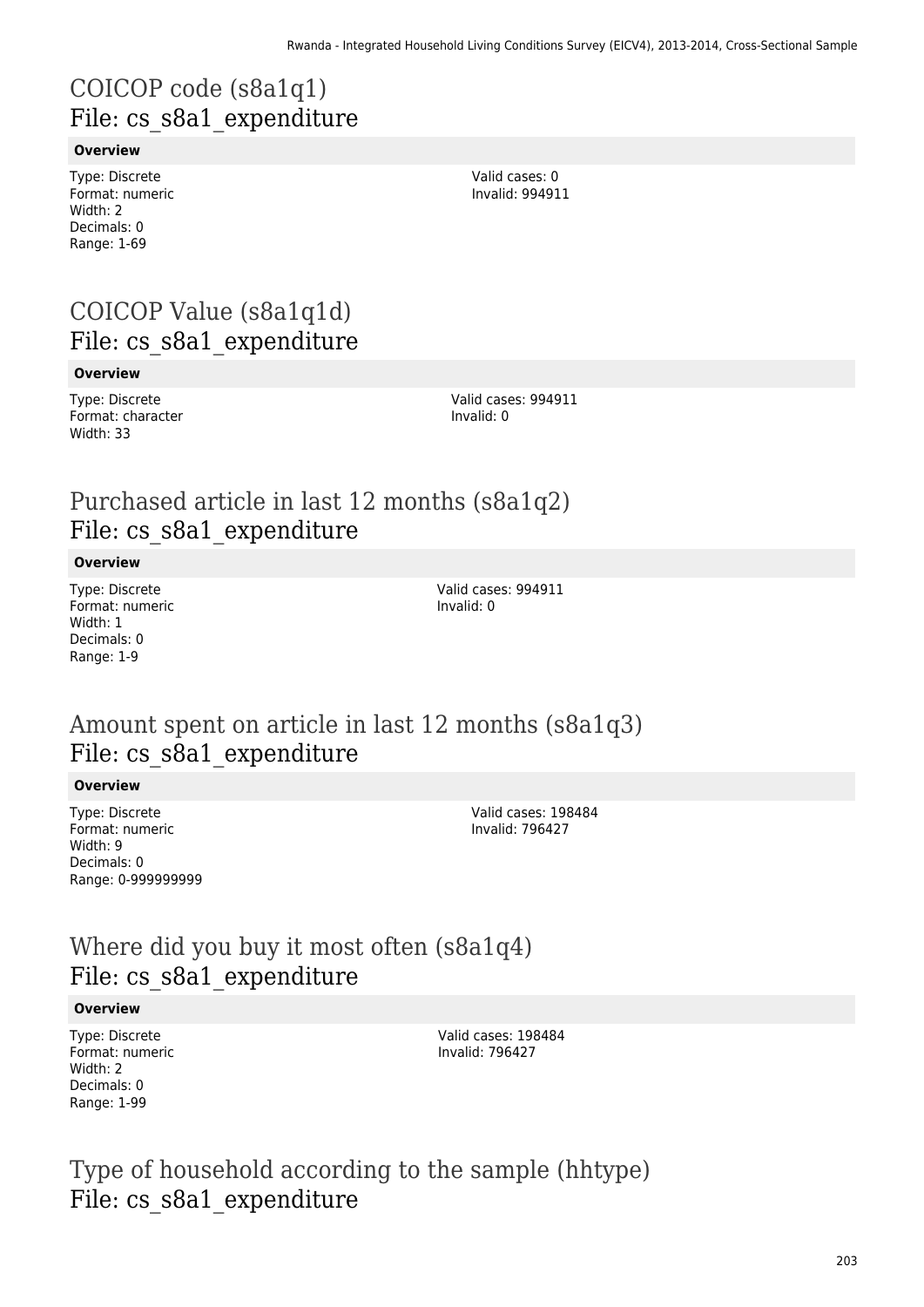## COICOP code (s8a1q1)
File: cs_s8a1_expenditure

**Overview**

Type: Discrete
Format: numeric
Width: 2
Decimals: 0
Range: 1-69

Valid cases: 0
Invalid: 994911

## COICOP Value (s8a1q1d)
File: cs_s8a1_expenditure

**Overview**

Type: Discrete
Format: character
Width: 33

Valid cases: 994911
Invalid: 0

## Purchased article in last 12 months (s8a1q2)
File: cs_s8a1_expenditure

**Overview**

Type: Discrete
Format: numeric
Width: 1
Decimals: 0
Range: 1-9

Valid cases: 994911
Invalid: 0

## Amount spent on article in last 12 months (s8a1q3)
File: cs_s8a1_expenditure

**Overview**

Type: Discrete
Format: numeric
Width: 9
Decimals: 0
Range: 0-999999999

Valid cases: 198484
Invalid: 796427

## Where did you buy it most often (s8a1q4)
File: cs_s8a1_expenditure

**Overview**

Type: Discrete
Format: numeric
Width: 2
Decimals: 0
Range: 1-99

Valid cases: 198484
Invalid: 796427

## Type of household according to the sample (hhtype)
File: cs_s8a1_expenditure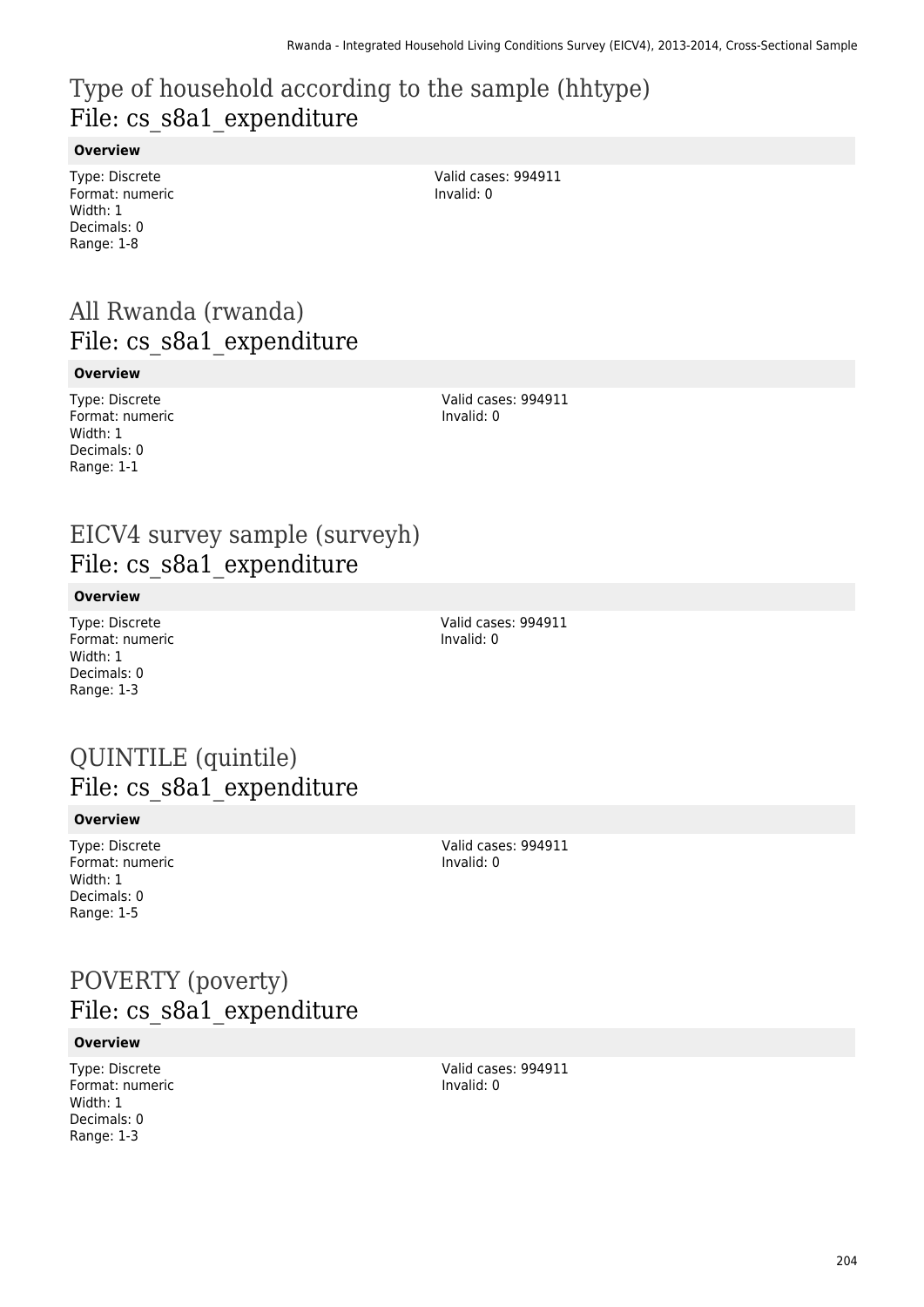# Type of household according to the sample (hhtype)
## File: cs_s8a1_expenditure

### Overview

Type: Discrete
Format: numeric
Width: 1
Decimals: 0
Range: 1-8

Valid cases: 994911
Invalid: 0

# All Rwanda (rwanda)
## File: cs_s8a1_expenditure

### Overview

Type: Discrete
Format: numeric
Width: 1
Decimals: 0
Range: 1-1

Valid cases: 994911
Invalid: 0

# EICV4 survey sample (surveyh)
## File: cs_s8a1_expenditure

### Overview

Type: Discrete
Format: numeric
Width: 1
Decimals: 0
Range: 1-3

Valid cases: 994911
Invalid: 0

# QUINTILE (quintile)
## File: cs_s8a1_expenditure

### Overview

Type: Discrete
Format: numeric
Width: 1
Decimals: 0
Range: 1-5

Valid cases: 994911
Invalid: 0

# POVERTY (poverty)
## File: cs_s8a1_expenditure

### Overview

Type: Discrete
Format: numeric
Width: 1
Decimals: 0
Range: 1-3

Valid cases: 994911
Invalid: 0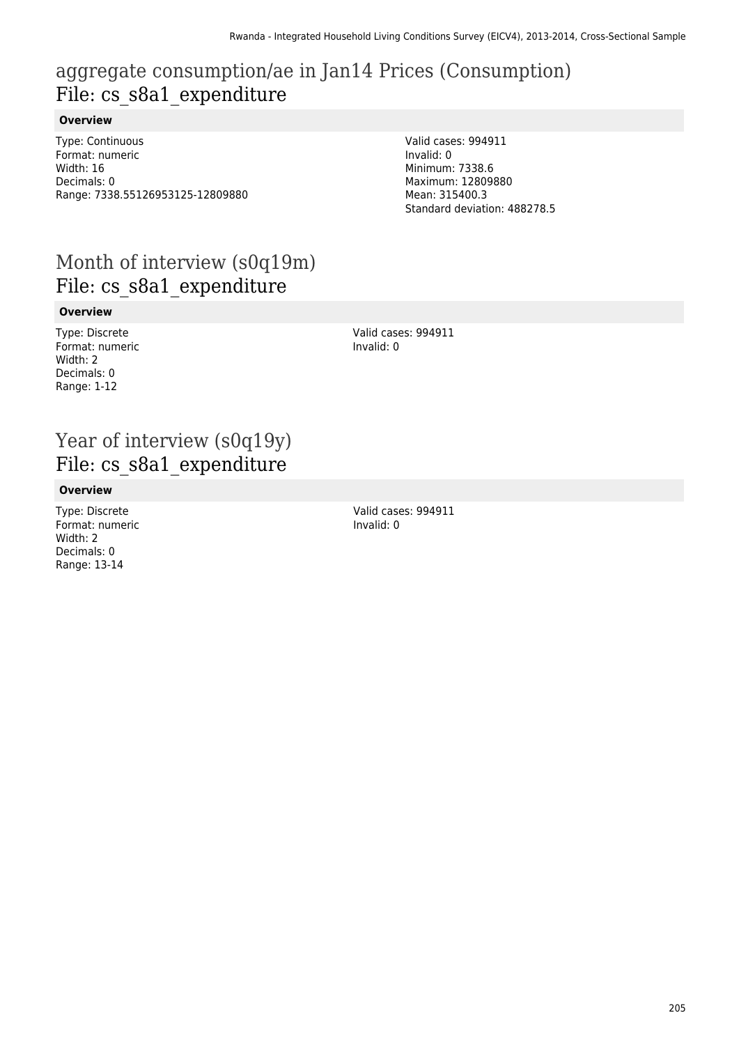# aggregate consumption/ae in Jan14 Prices (Consumption)
## File: cs_s8a1_expenditure

**Overview**

Type: Continuous
Format: numeric
Width: 16
Decimals: 0
Range: 7338.55126953125-12809880

Valid cases: 994911
Invalid: 0
Minimum: 7338.6
Maximum: 12809880
Mean: 315400.3
Standard deviation: 488278.5

# Month of interview (s0q19m)
## File: cs_s8a1_expenditure

**Overview**

Type: Discrete
Format: numeric
Width: 2
Decimals: 0
Range: 1-12

Valid cases: 994911
Invalid: 0

# Year of interview (s0q19y)
## File: cs_s8a1_expenditure

**Overview**

Type: Discrete
Format: numeric
Width: 2
Decimals: 0
Range: 13-14

Valid cases: 994911
Invalid: 0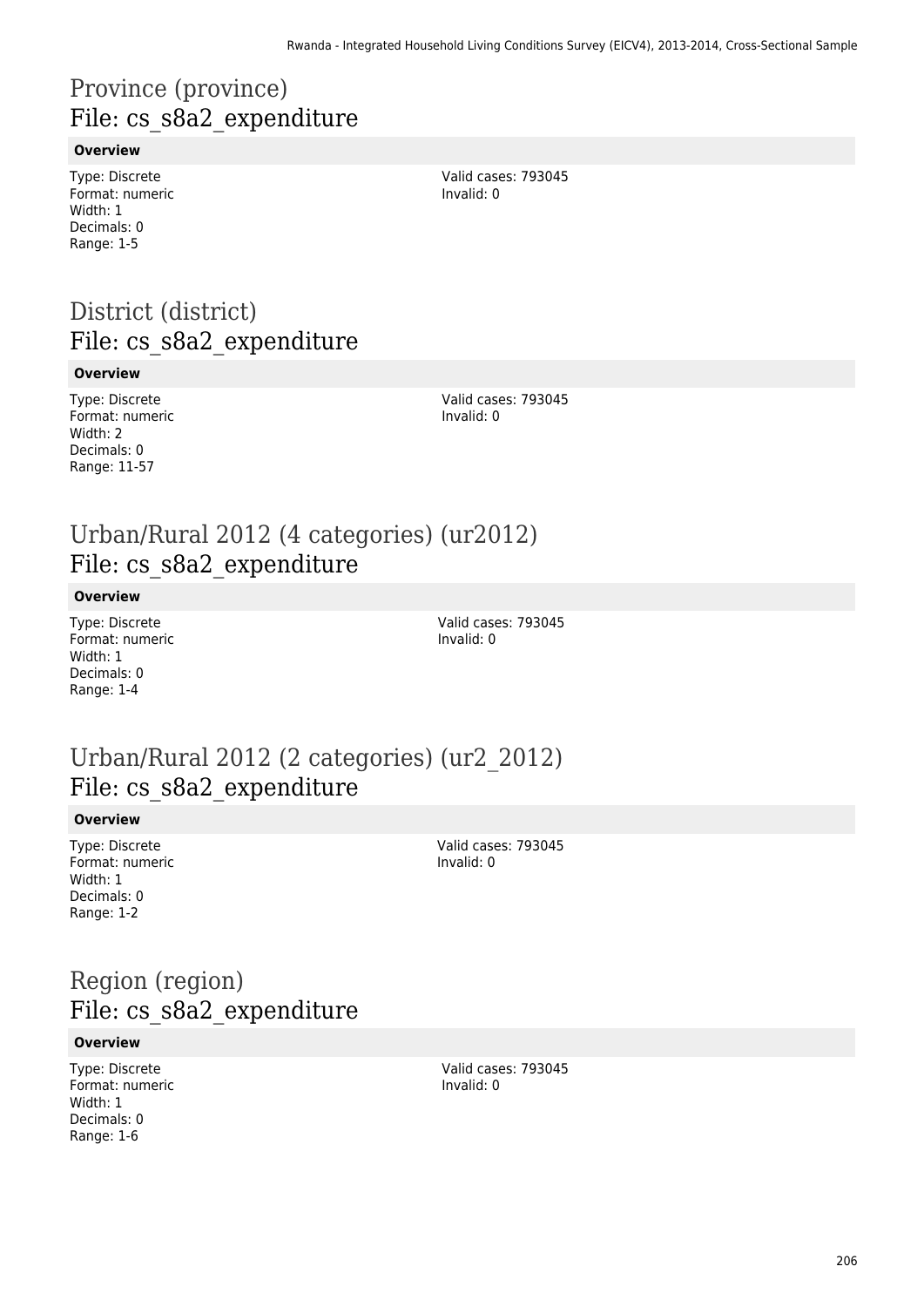# Province (province)
## File: cs_s8a2_expenditure

**Overview**

Type: Discrete
Format: numeric
Width: 1
Decimals: 0
Range: 1-5

Valid cases: 793045
Invalid: 0

# District (district)
## File: cs_s8a2_expenditure

**Overview**

Type: Discrete
Format: numeric
Width: 2
Decimals: 0
Range: 11-57

Valid cases: 793045
Invalid: 0

# Urban/Rural 2012 (4 categories) (ur2012)
## File: cs_s8a2_expenditure

**Overview**

Type: Discrete
Format: numeric
Width: 1
Decimals: 0
Range: 1-4

Valid cases: 793045
Invalid: 0

# Urban/Rural 2012 (2 categories) (ur2_2012)
## File: cs_s8a2_expenditure

**Overview**

Type: Discrete
Format: numeric
Width: 1
Decimals: 0
Range: 1-2

Valid cases: 793045
Invalid: 0

# Region (region)
## File: cs_s8a2_expenditure

**Overview**

Type: Discrete
Format: numeric
Width: 1
Decimals: 0
Range: 1-6

Valid cases: 793045
Invalid: 0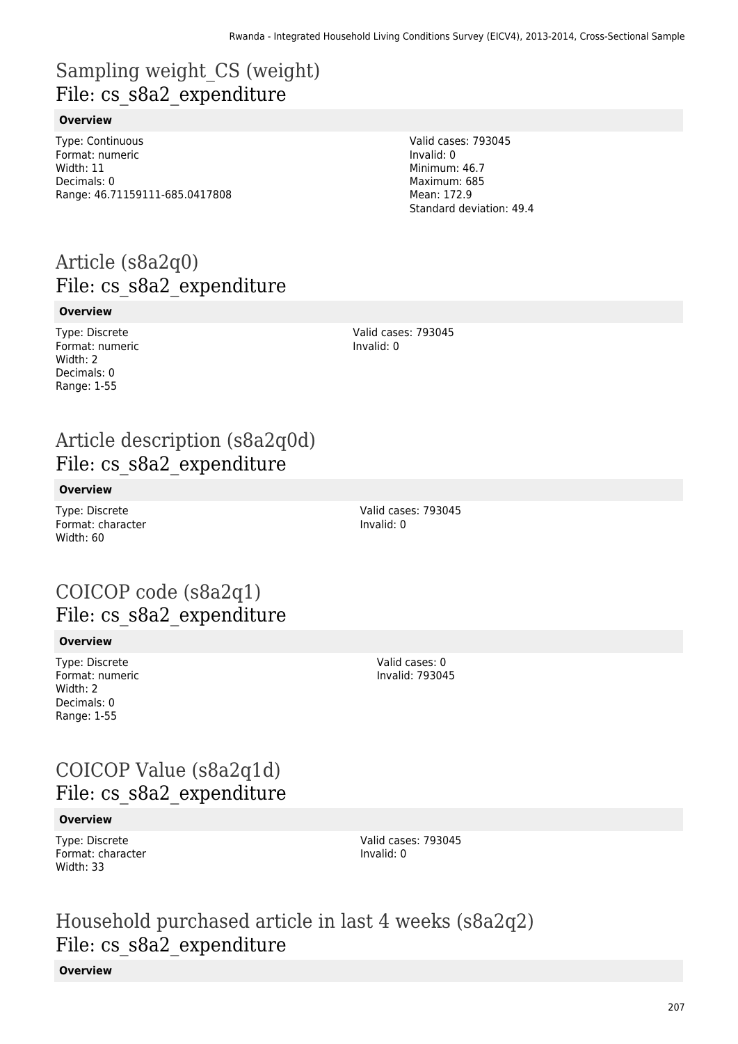# Sampling weight_CS (weight)
## File: cs_s8a2_expenditure

**Overview**

Type: Continuous
Format: numeric
Width: 11
Decimals: 0
Range: 46.71159111-685.0417808

Valid cases: 793045
Invalid: 0
Minimum: 46.7
Maximum: 685
Mean: 172.9
Standard deviation: 49.4

# Article (s8a2q0)
## File: cs_s8a2_expenditure

**Overview**

Type: Discrete
Format: numeric
Width: 2
Decimals: 0
Range: 1-55

Valid cases: 793045
Invalid: 0

# Article description (s8a2q0d)
## File: cs_s8a2_expenditure

**Overview**

Type: Discrete
Format: character
Width: 60

Valid cases: 793045
Invalid: 0

# COICOP code (s8a2q1)
## File: cs_s8a2_expenditure

**Overview**

Type: Discrete
Format: numeric
Width: 2
Decimals: 0
Range: 1-55

Valid cases: 0
Invalid: 793045

# COICOP Value (s8a2q1d)
## File: cs_s8a2_expenditure

**Overview**

Type: Discrete
Format: character
Width: 33

Valid cases: 793045
Invalid: 0

# Household purchased article in last 4 weeks (s8a2q2)
## File: cs_s8a2_expenditure

**Overview**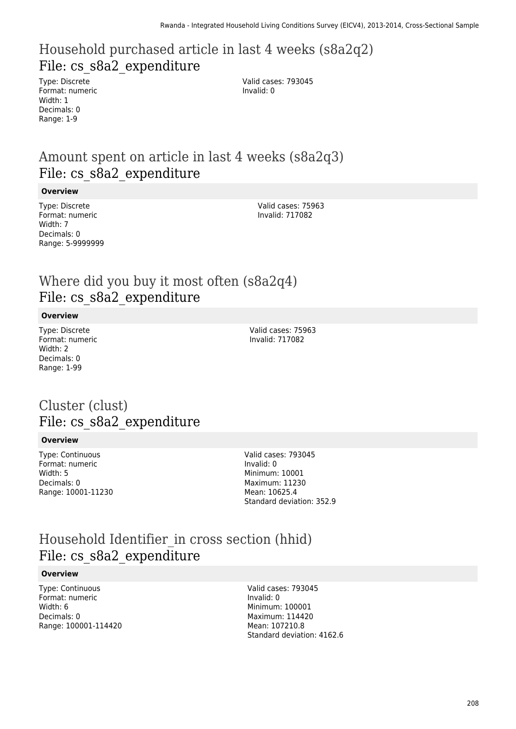## Household purchased article in last 4 weeks (s8a2q2)

File: cs_s8a2_expenditure

Type: Discrete
Format: numeric
Width: 1
Decimals: 0
Range: 1-9

Valid cases: 793045
Invalid: 0

## Amount spent on article in last 4 weeks (s8a2q3)

File: cs_s8a2_expenditure

**Overview**

Type: Discrete
Format: numeric
Width: 7
Decimals: 0
Range: 5-9999999

Valid cases: 75963
Invalid: 717082

## Where did you buy it most often (s8a2q4)

File: cs_s8a2_expenditure

**Overview**

Type: Discrete
Format: numeric
Width: 2
Decimals: 0
Range: 1-99

Valid cases: 75963
Invalid: 717082

## Cluster (clust)

File: cs_s8a2_expenditure

**Overview**

Type: Continuous
Format: numeric
Width: 5
Decimals: 0
Range: 10001-11230

Valid cases: 793045
Invalid: 0
Minimum: 10001
Maximum: 11230
Mean: 10625.4
Standard deviation: 352.9

## Household Identifier_in cross section (hhid)

File: cs_s8a2_expenditure

**Overview**

Type: Continuous
Format: numeric
Width: 6
Decimals: 0
Range: 100001-114420

Valid cases: 793045
Invalid: 0
Minimum: 100001
Maximum: 114420
Mean: 107210.8
Standard deviation: 4162.6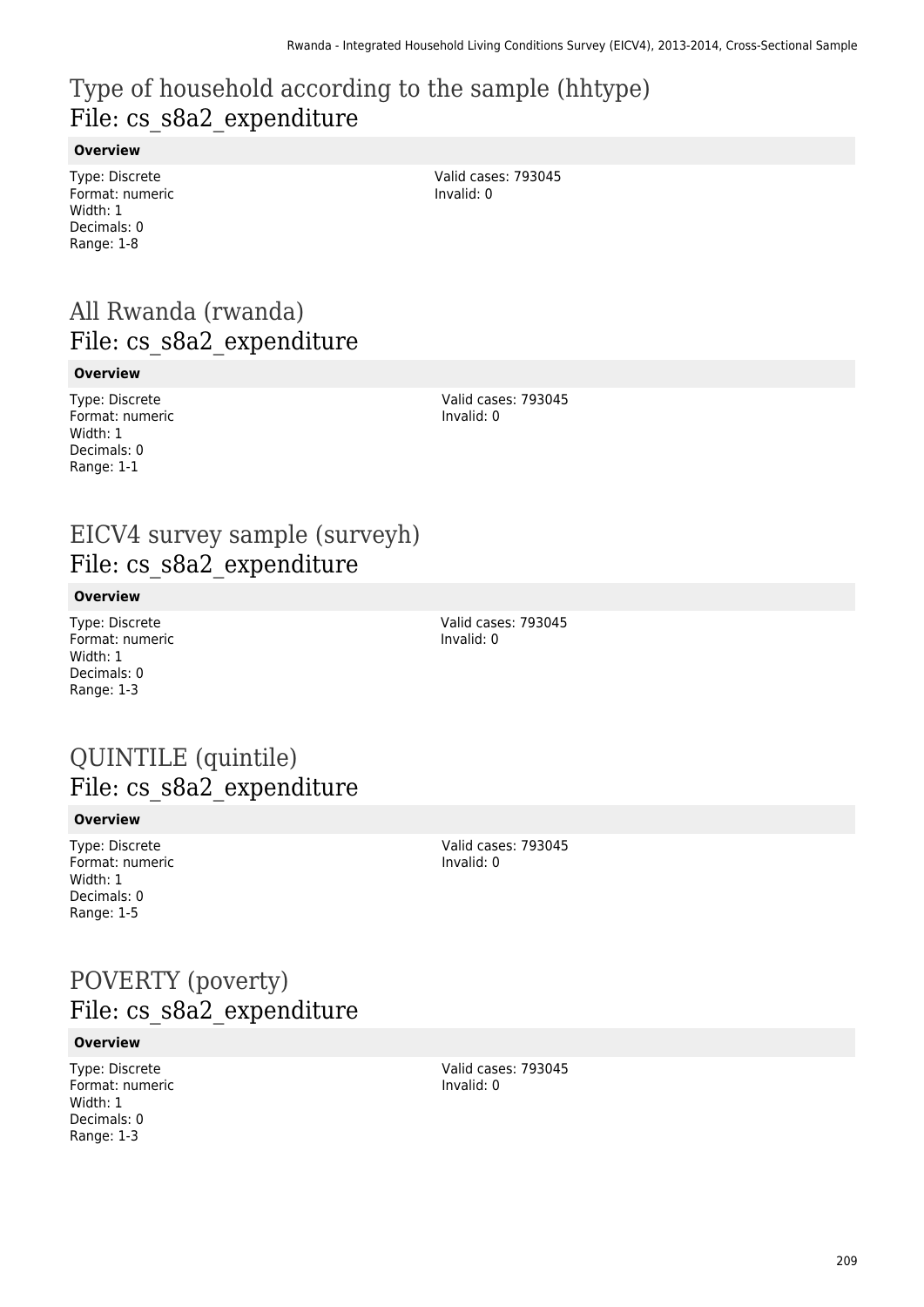## Type of household according to the sample (hhtype)
File: cs_s8a2_expenditure

**Overview**

Type: Discrete
Format: numeric
Width: 1
Decimals: 0
Range: 1-8

Valid cases: 793045
Invalid: 0

## All Rwanda (rwanda)
File: cs_s8a2_expenditure

**Overview**

Type: Discrete
Format: numeric
Width: 1
Decimals: 0
Range: 1-1

Valid cases: 793045
Invalid: 0

## EICV4 survey sample (surveyh)
File: cs_s8a2_expenditure

**Overview**

Type: Discrete
Format: numeric
Width: 1
Decimals: 0
Range: 1-3

Valid cases: 793045
Invalid: 0

## QUINTILE (quintile)
File: cs_s8a2_expenditure

**Overview**

Type: Discrete
Format: numeric
Width: 1
Decimals: 0
Range: 1-5

Valid cases: 793045
Invalid: 0

## POVERTY (poverty)
File: cs_s8a2_expenditure

**Overview**

Type: Discrete
Format: numeric
Width: 1
Decimals: 0
Range: 1-3

Valid cases: 793045
Invalid: 0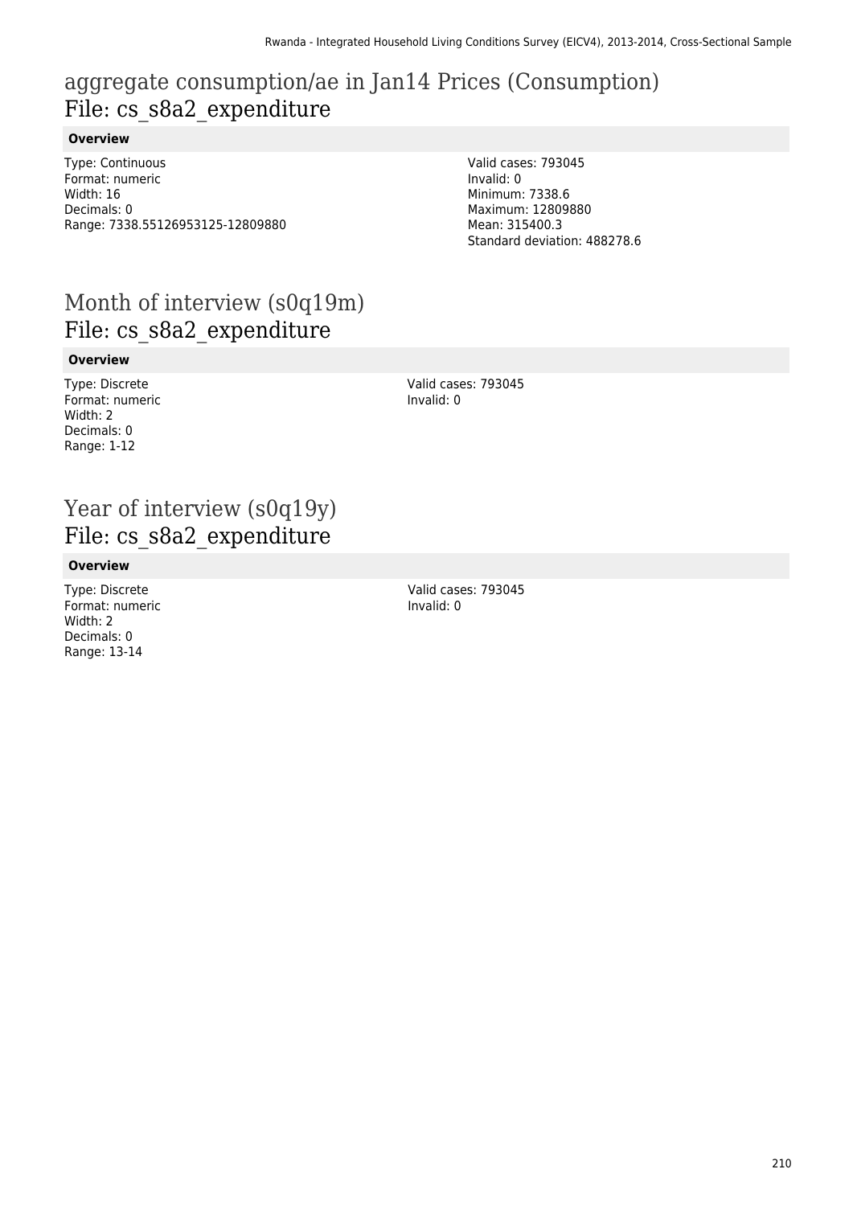# aggregate consumption/ae in Jan14 Prices (Consumption)
# File: cs_s8a2_expenditure

**Overview**

Type: Continuous
Format: numeric
Width: 16
Decimals: 0
Range: 7338.55126953125-12809880

Valid cases: 793045
Invalid: 0
Minimum: 7338.6
Maximum: 12809880
Mean: 315400.3
Standard deviation: 488278.6

# Month of interview (s0q19m)
# File: cs_s8a2_expenditure

**Overview**

Type: Discrete
Format: numeric
Width: 2
Decimals: 0
Range: 1-12

Valid cases: 793045
Invalid: 0

# Year of interview (s0q19y)
# File: cs_s8a2_expenditure

**Overview**

Type: Discrete
Format: numeric
Width: 2
Decimals: 0
Range: 13-14

Valid cases: 793045
Invalid: 0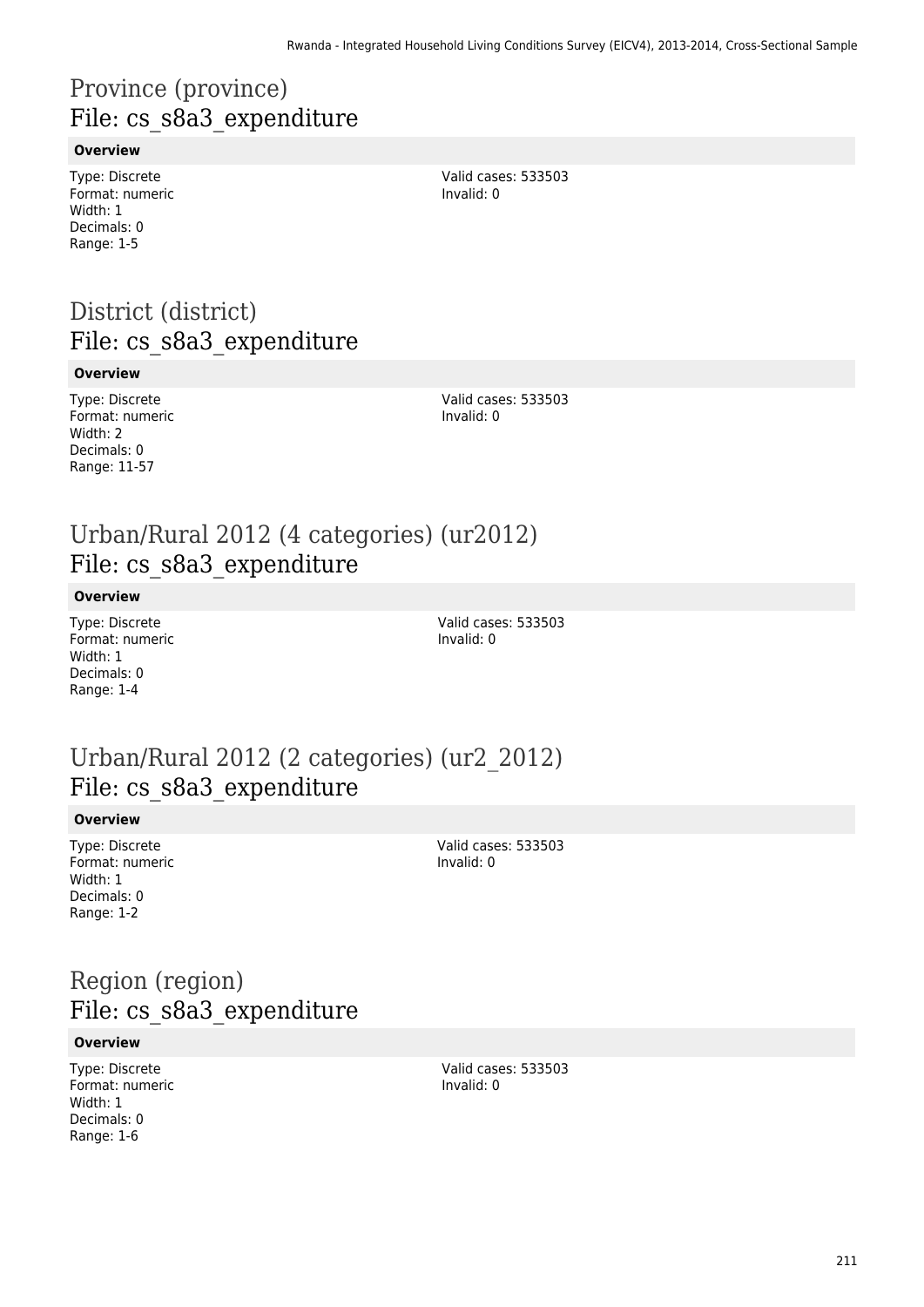# Province (province)
## File: cs_s8a3_expenditure

**Overview**

Type: Discrete
Format: numeric
Width: 1
Decimals: 0
Range: 1-5

Valid cases: 533503
Invalid: 0

# District (district)
## File: cs_s8a3_expenditure

**Overview**

Type: Discrete
Format: numeric
Width: 2
Decimals: 0
Range: 11-57

Valid cases: 533503
Invalid: 0

# Urban/Rural 2012 (4 categories) (ur2012)
## File: cs_s8a3_expenditure

**Overview**

Type: Discrete
Format: numeric
Width: 1
Decimals: 0
Range: 1-4

Valid cases: 533503
Invalid: 0

# Urban/Rural 2012 (2 categories) (ur2_2012)
## File: cs_s8a3_expenditure

**Overview**

Type: Discrete
Format: numeric
Width: 1
Decimals: 0
Range: 1-2

Valid cases: 533503
Invalid: 0

# Region (region)
## File: cs_s8a3_expenditure

**Overview**

Type: Discrete
Format: numeric
Width: 1
Decimals: 0
Range: 1-6

Valid cases: 533503
Invalid: 0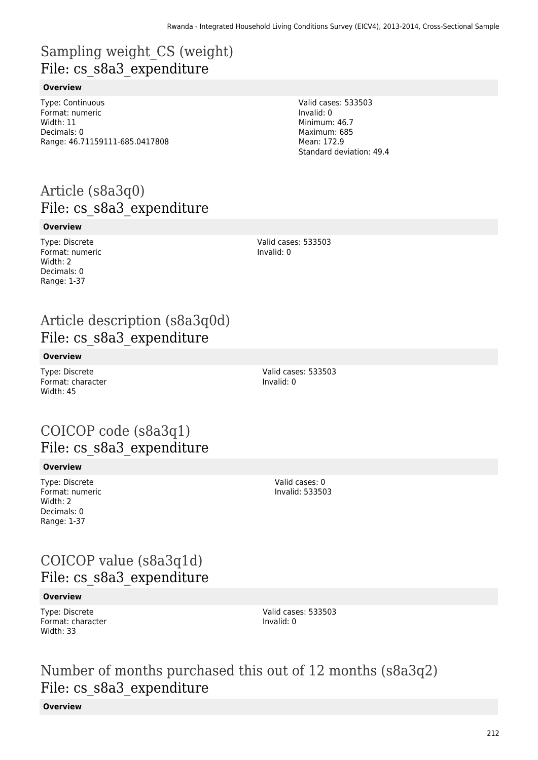# Sampling weight_CS (weight)
## File: cs_s8a3_expenditure

**Overview**

Type: Continuous
Format: numeric
Width: 11
Decimals: 0
Range: 46.71159111-685.0417808

Valid cases: 533503
Invalid: 0
Minimum: 46.7
Maximum: 685
Mean: 172.9
Standard deviation: 49.4

# Article (s8a3q0)
## File: cs_s8a3_expenditure

**Overview**

Type: Discrete
Format: numeric
Width: 2
Decimals: 0
Range: 1-37

Valid cases: 533503
Invalid: 0

# Article description (s8a3q0d)
## File: cs_s8a3_expenditure

**Overview**

Type: Discrete
Format: character
Width: 45

Valid cases: 533503
Invalid: 0

# COICOP code (s8a3q1)
## File: cs_s8a3_expenditure

**Overview**

Type: Discrete
Format: numeric
Width: 2
Decimals: 0
Range: 1-37

Valid cases: 0
Invalid: 533503

# COICOP value (s8a3q1d)
## File: cs_s8a3_expenditure

**Overview**

Type: Discrete
Format: character
Width: 33

Valid cases: 533503
Invalid: 0

# Number of months purchased this out of 12 months (s8a3q2)
## File: cs_s8a3_expenditure

**Overview**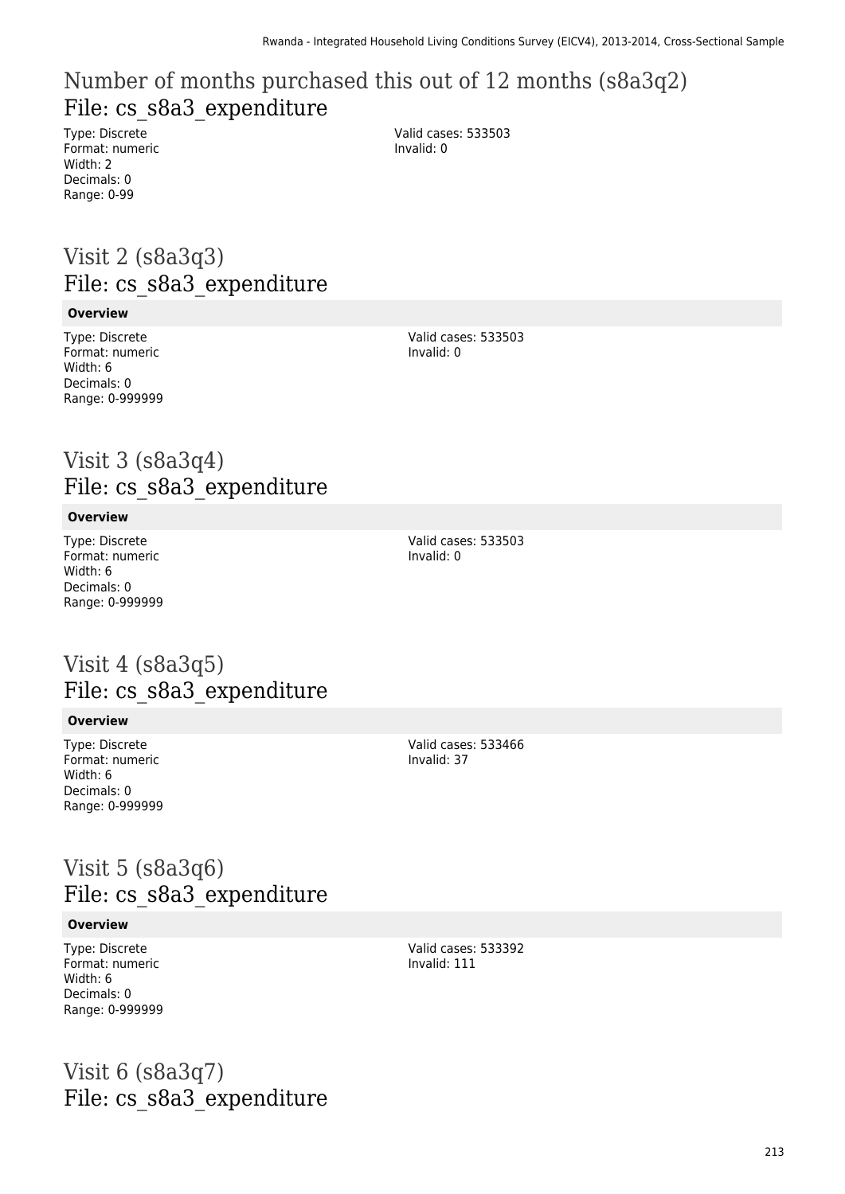# Number of months purchased this out of 12 months (s8a3q2)
## File: cs_s8a3_expenditure

Type: Discrete
Format: numeric
Width: 2
Decimals: 0
Range: 0-99

Valid cases: 533503
Invalid: 0

# Visit 2 (s8a3q3)
## File: cs_s8a3_expenditure

**Overview**

Type: Discrete
Format: numeric
Width: 6
Decimals: 0
Range: 0-999999

Valid cases: 533503
Invalid: 0

# Visit 3 (s8a3q4)
## File: cs_s8a3_expenditure

**Overview**

Type: Discrete
Format: numeric
Width: 6
Decimals: 0
Range: 0-999999

Valid cases: 533503
Invalid: 0

# Visit 4 (s8a3q5)
## File: cs_s8a3_expenditure

**Overview**

Type: Discrete
Format: numeric
Width: 6
Decimals: 0
Range: 0-999999

Valid cases: 533466
Invalid: 37

# Visit 5 (s8a3q6)
## File: cs_s8a3_expenditure

**Overview**

Type: Discrete
Format: numeric
Width: 6
Decimals: 0
Range: 0-999999

Valid cases: 533392
Invalid: 111

# Visit 6 (s8a3q7)
## File: cs_s8a3_expenditure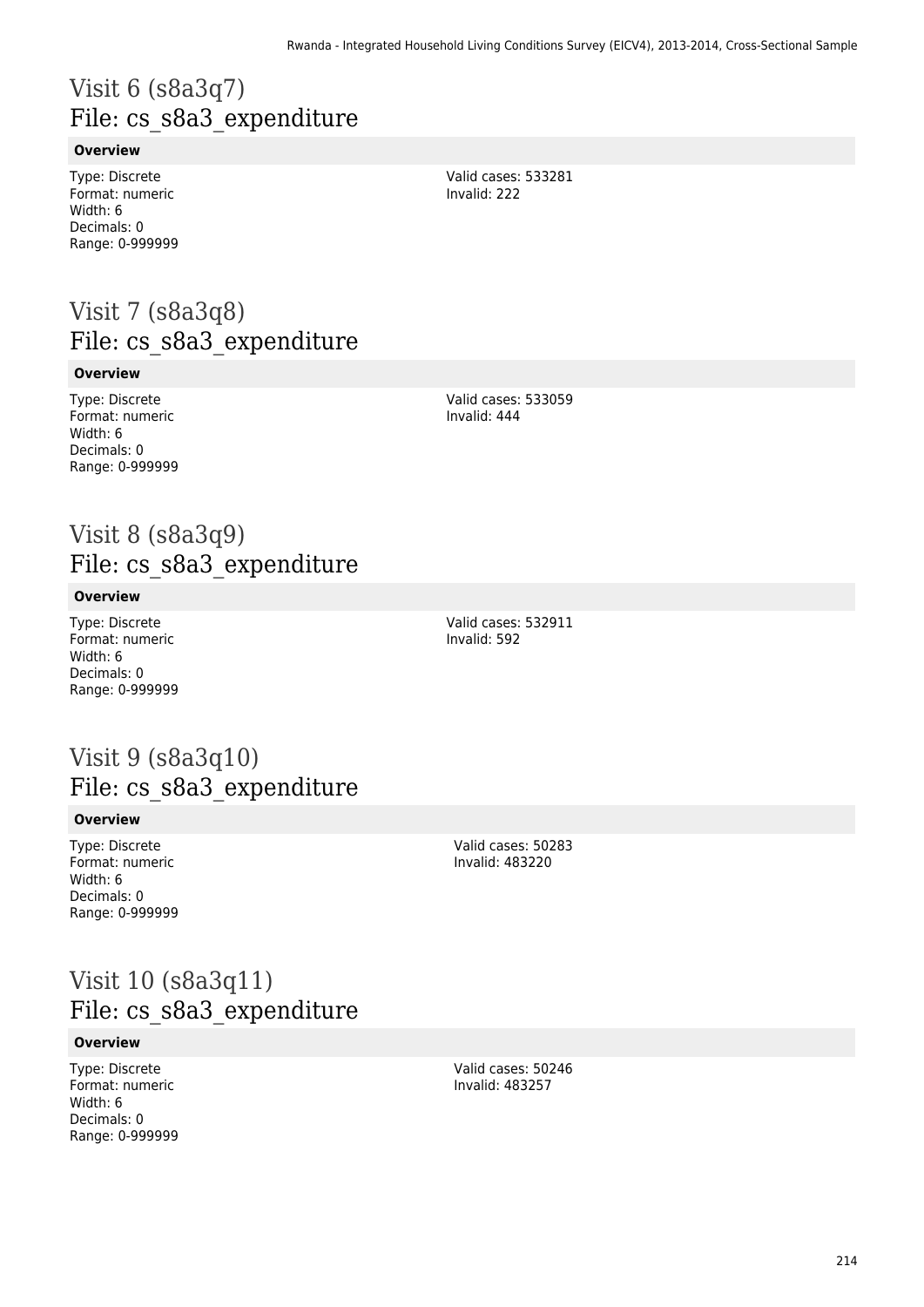# Visit 6 (s8a3q7)
## File: cs_s8a3_expenditure

**Overview**

Type: Discrete
Format: numeric
Width: 6
Decimals: 0
Range: 0-999999

Valid cases: 533281
Invalid: 222

# Visit 7 (s8a3q8)
## File: cs_s8a3_expenditure

**Overview**

Type: Discrete
Format: numeric
Width: 6
Decimals: 0
Range: 0-999999

Valid cases: 533059
Invalid: 444

# Visit 8 (s8a3q9)
## File: cs_s8a3_expenditure

**Overview**

Type: Discrete
Format: numeric
Width: 6
Decimals: 0
Range: 0-999999

Valid cases: 532911
Invalid: 592

# Visit 9 (s8a3q10)
## File: cs_s8a3_expenditure

**Overview**

Type: Discrete
Format: numeric
Width: 6
Decimals: 0
Range: 0-999999

Valid cases: 50283
Invalid: 483220

# Visit 10 (s8a3q11)
## File: cs_s8a3_expenditure

**Overview**

Type: Discrete
Format: numeric
Width: 6
Decimals: 0
Range: 0-999999

Valid cases: 50246
Invalid: 483257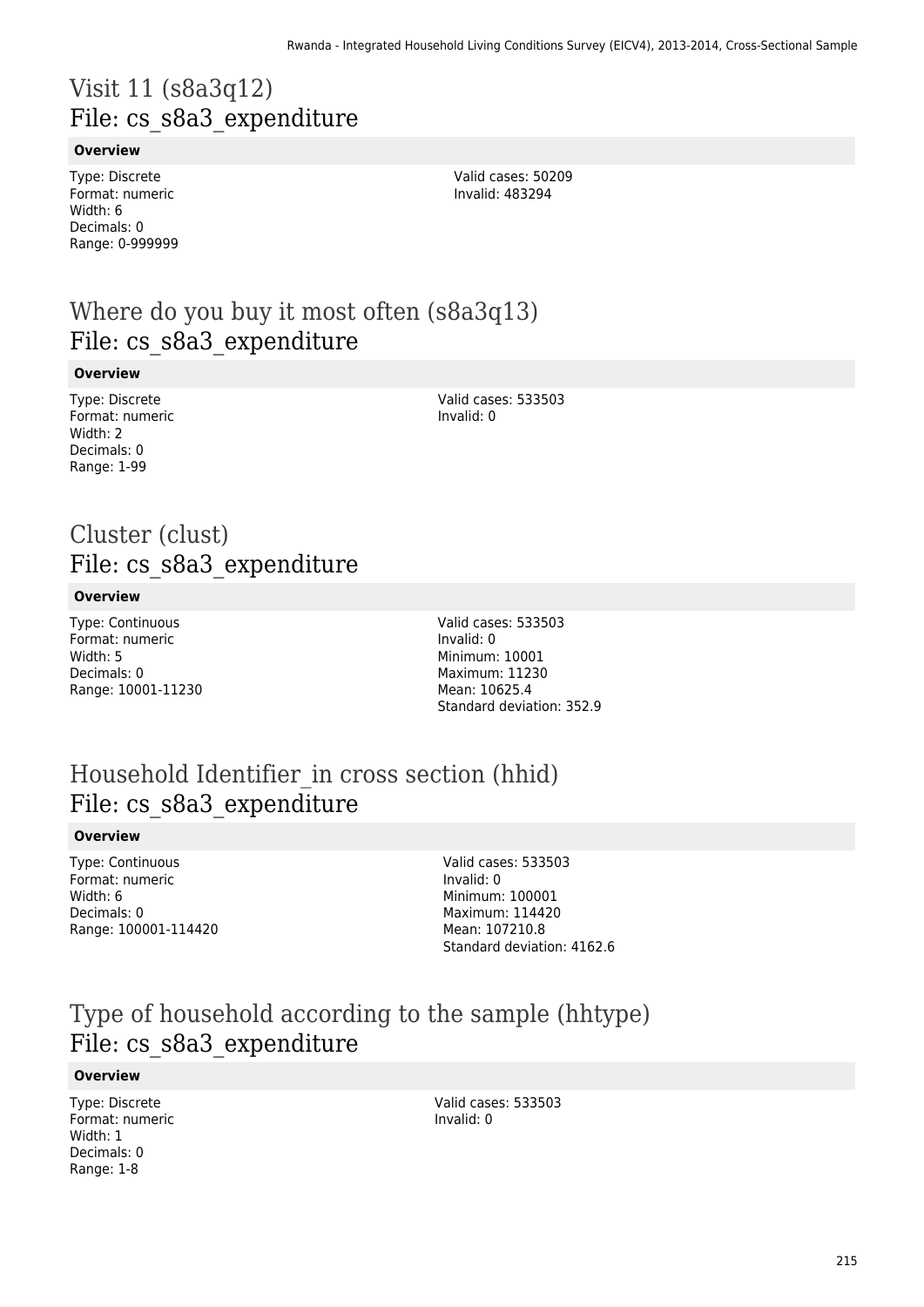# Visit 11 (s8a3q12)
## File: cs_s8a3_expenditure

**Overview**

Type: Discrete
Format: numeric
Width: 6
Decimals: 0
Range: 0-999999

Valid cases: 50209
Invalid: 483294

# Where do you buy it most often (s8a3q13)
## File: cs_s8a3_expenditure

**Overview**

Type: Discrete
Format: numeric
Width: 2
Decimals: 0
Range: 1-99

Valid cases: 533503
Invalid: 0

# Cluster (clust)
## File: cs_s8a3_expenditure

**Overview**

Type: Continuous
Format: numeric
Width: 5
Decimals: 0
Range: 10001-11230

Valid cases: 533503
Invalid: 0
Minimum: 10001
Maximum: 11230
Mean: 10625.4
Standard deviation: 352.9

# Household Identifier_in cross section (hhid)
## File: cs_s8a3_expenditure

**Overview**

Type: Continuous
Format: numeric
Width: 6
Decimals: 0
Range: 100001-114420

Valid cases: 533503
Invalid: 0
Minimum: 100001
Maximum: 114420
Mean: 107210.8
Standard deviation: 4162.6

# Type of household according to the sample (hhtype)
## File: cs_s8a3_expenditure

**Overview**

Type: Discrete
Format: numeric
Width: 1
Decimals: 0
Range: 1-8

Valid cases: 533503
Invalid: 0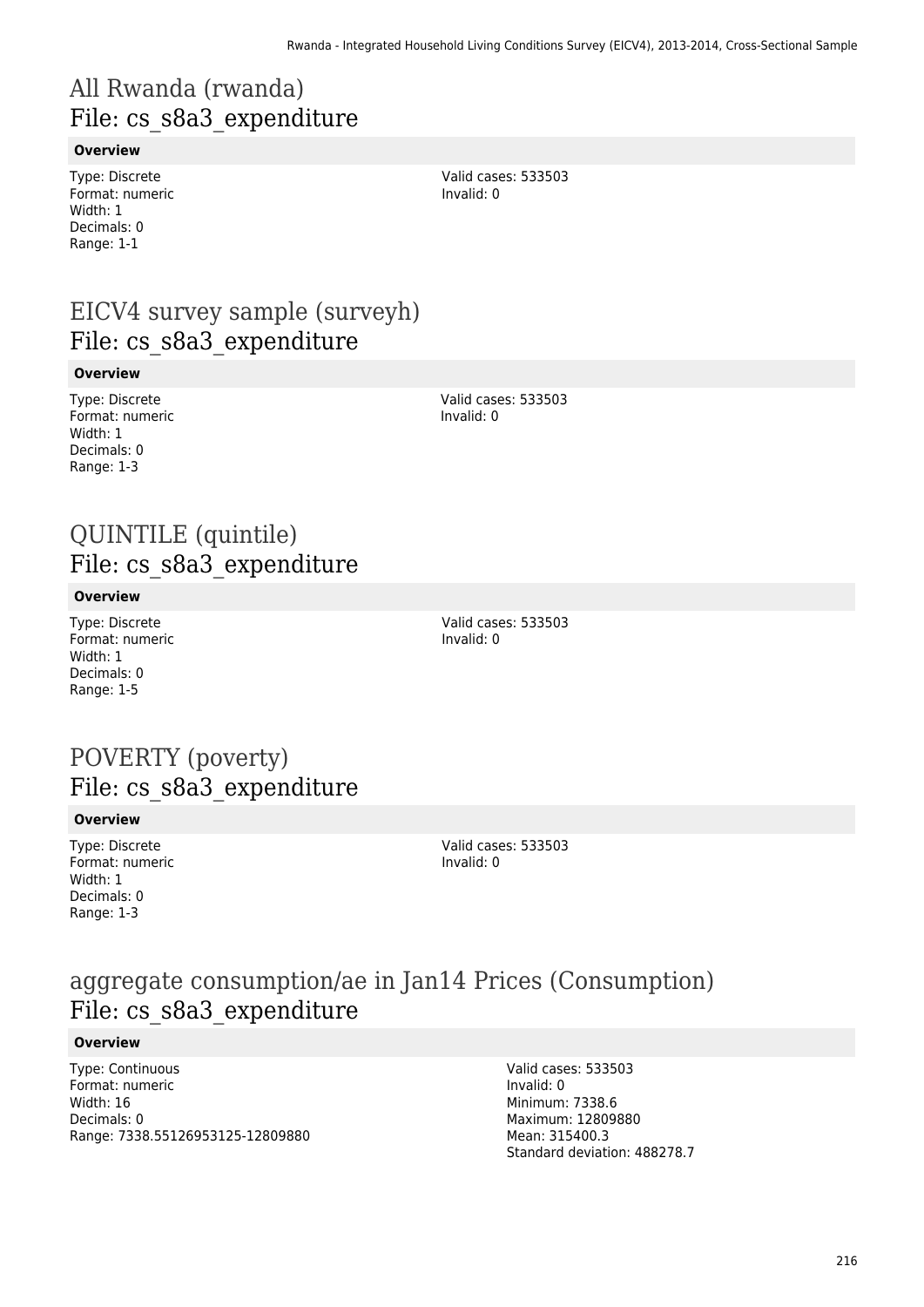# All Rwanda (rwanda)
## File: cs_s8a3_expenditure

### Overview

Type: Discrete
Format: numeric
Width: 1
Decimals: 0
Range: 1-1

Valid cases: 533503
Invalid: 0

# EICV4 survey sample (surveyh)
## File: cs_s8a3_expenditure

### Overview

Type: Discrete
Format: numeric
Width: 1
Decimals: 0
Range: 1-3

Valid cases: 533503
Invalid: 0

# QUINTILE (quintile)
## File: cs_s8a3_expenditure

### Overview

Type: Discrete
Format: numeric
Width: 1
Decimals: 0
Range: 1-5

Valid cases: 533503
Invalid: 0

# POVERTY (poverty)
## File: cs_s8a3_expenditure

### Overview

Type: Discrete
Format: numeric
Width: 1
Decimals: 0
Range: 1-3

Valid cases: 533503
Invalid: 0

# aggregate consumption/ae in Jan14 Prices (Consumption)
## File: cs_s8a3_expenditure

### Overview

Type: Continuous
Format: numeric
Width: 16
Decimals: 0
Range: 7338.55126953125-12809880

Valid cases: 533503
Invalid: 0
Minimum: 7338.6
Maximum: 12809880
Mean: 315400.3
Standard deviation: 488278.7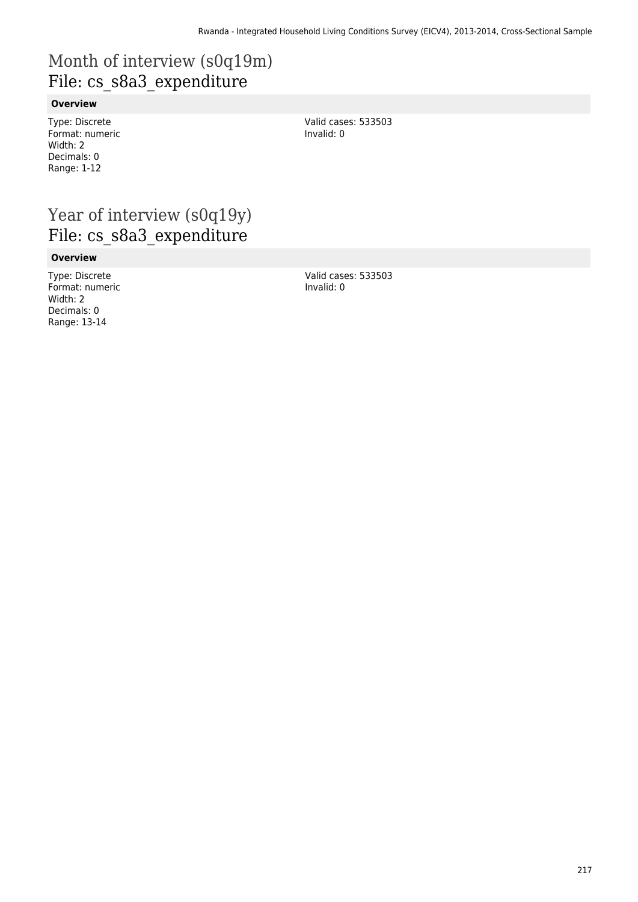# Month of interview (s0q19m)
## File: cs_s8a3_expenditure

**Overview**

Type: Discrete
Format: numeric
Width: 2
Decimals: 0
Range: 1-12

Valid cases: 533503
Invalid: 0

# Year of interview (s0q19y)
## File: cs_s8a3_expenditure

**Overview**

Type: Discrete
Format: numeric
Width: 2
Decimals: 0
Range: 13-14

Valid cases: 533503
Invalid: 0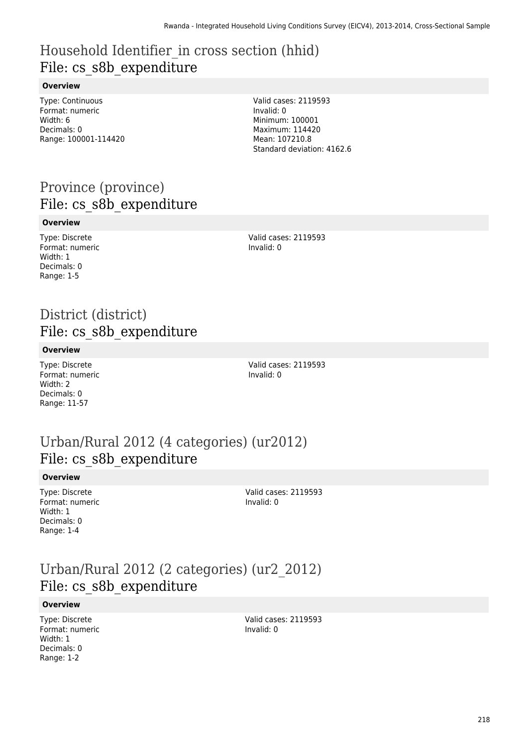## Household Identifier_in cross section (hhid)
## File: cs_s8b_expenditure

**Overview**

Type: Continuous
Format: numeric
Width: 6
Decimals: 0
Range: 100001-114420

Valid cases: 2119593
Invalid: 0
Minimum: 100001
Maximum: 114420
Mean: 107210.8
Standard deviation: 4162.6

## Province (province)
## File: cs_s8b_expenditure

**Overview**

Type: Discrete
Format: numeric
Width: 1
Decimals: 0
Range: 1-5

Valid cases: 2119593
Invalid: 0

## District (district)
## File: cs_s8b_expenditure

**Overview**

Type: Discrete
Format: numeric
Width: 2
Decimals: 0
Range: 11-57

Valid cases: 2119593
Invalid: 0

## Urban/Rural 2012 (4 categories) (ur2012)
## File: cs_s8b_expenditure

**Overview**

Type: Discrete
Format: numeric
Width: 1
Decimals: 0
Range: 1-4

Valid cases: 2119593
Invalid: 0

## Urban/Rural 2012 (2 categories) (ur2_2012)
## File: cs_s8b_expenditure

**Overview**

Type: Discrete
Format: numeric
Width: 1
Decimals: 0
Range: 1-2

Valid cases: 2119593
Invalid: 0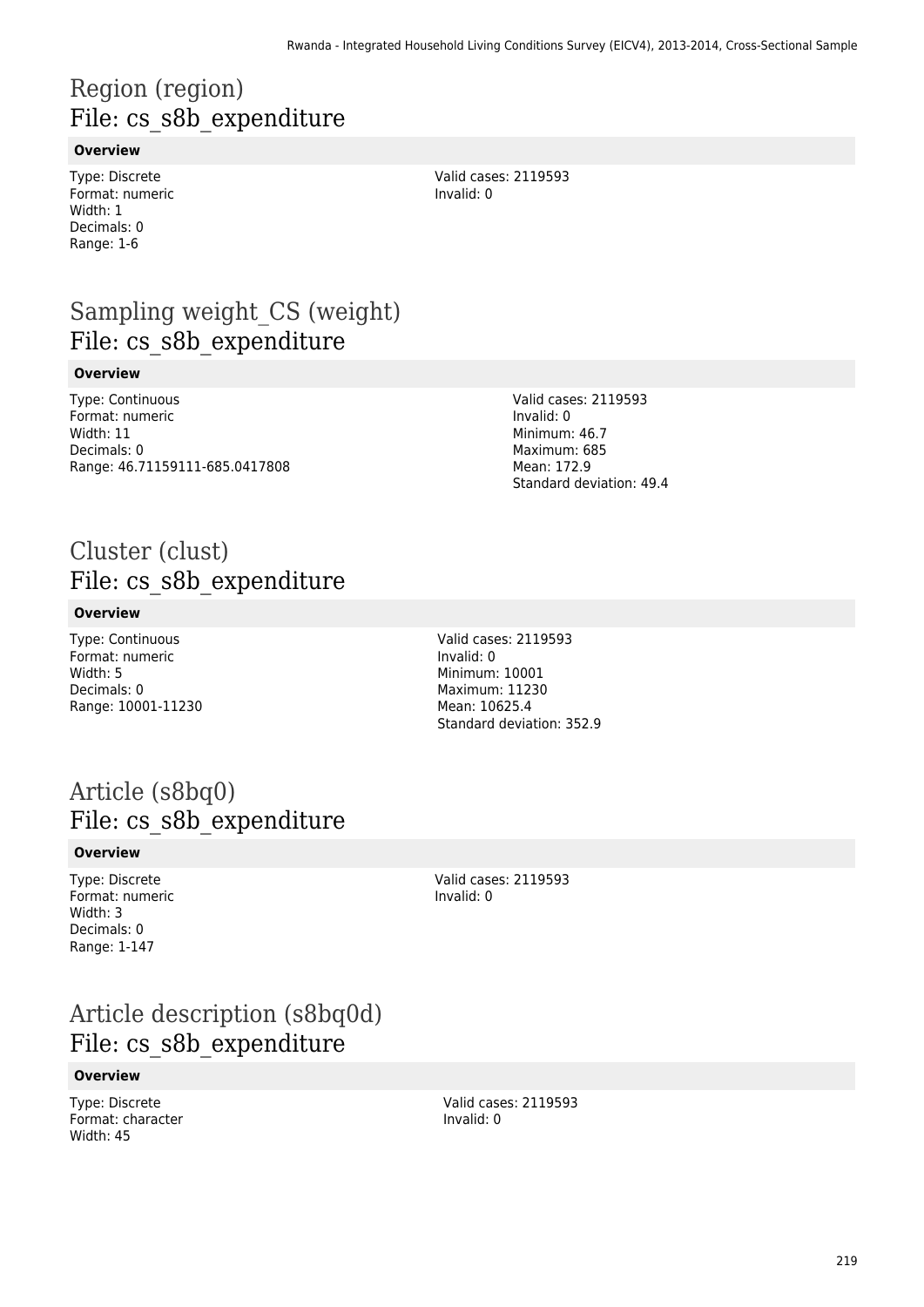# Region (region)
## File: cs_s8b_expenditure

**Overview**

Type: Discrete
Format: numeric
Width: 1
Decimals: 0
Range: 1-6

Valid cases: 2119593
Invalid: 0

# Sampling weight_CS (weight)
## File: cs_s8b_expenditure

**Overview**

Type: Continuous
Format: numeric
Width: 11
Decimals: 0
Range: 46.71159111-685.0417808

Valid cases: 2119593
Invalid: 0
Minimum: 46.7
Maximum: 685
Mean: 172.9
Standard deviation: 49.4

# Cluster (clust)
## File: cs_s8b_expenditure

**Overview**

Type: Continuous
Format: numeric
Width: 5
Decimals: 0
Range: 10001-11230

Valid cases: 2119593
Invalid: 0
Minimum: 10001
Maximum: 11230
Mean: 10625.4
Standard deviation: 352.9

# Article (s8bq0)
## File: cs_s8b_expenditure

**Overview**

Type: Discrete
Format: numeric
Width: 3
Decimals: 0
Range: 1-147

Valid cases: 2119593
Invalid: 0

# Article description (s8bq0d)
## File: cs_s8b_expenditure

**Overview**

Type: Discrete
Format: character
Width: 45

Valid cases: 2119593
Invalid: 0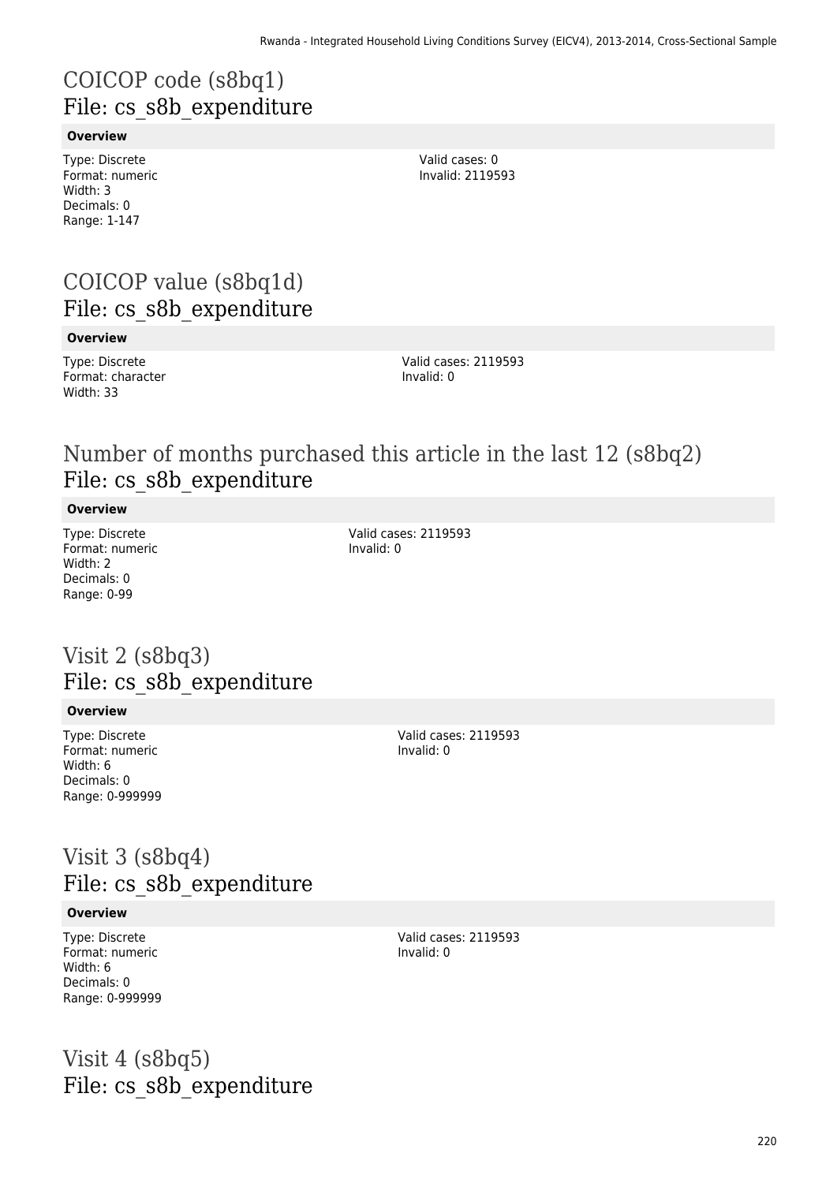# COICOP code (s8bq1)
## File: cs_s8b_expenditure

**Overview**

Type: Discrete
Format: numeric
Width: 3
Decimals: 0
Range: 1-147

Valid cases: 0
Invalid: 2119593

# COICOP value (s8bq1d)
## File: cs_s8b_expenditure

**Overview**

Type: Discrete
Format: character
Width: 33

Valid cases: 2119593
Invalid: 0

# Number of months purchased this article in the last 12 (s8bq2)
## File: cs_s8b_expenditure

**Overview**

Type: Discrete
Format: numeric
Width: 2
Decimals: 0
Range: 0-99

Valid cases: 2119593
Invalid: 0

# Visit 2 (s8bq3)
## File: cs_s8b_expenditure

**Overview**

Type: Discrete
Format: numeric
Width: 6
Decimals: 0
Range: 0-999999

Valid cases: 2119593
Invalid: 0

# Visit 3 (s8bq4)
## File: cs_s8b_expenditure

**Overview**

Type: Discrete
Format: numeric
Width: 6
Decimals: 0
Range: 0-999999

Valid cases: 2119593
Invalid: 0

# Visit 4 (s8bq5)
## File: cs_s8b_expenditure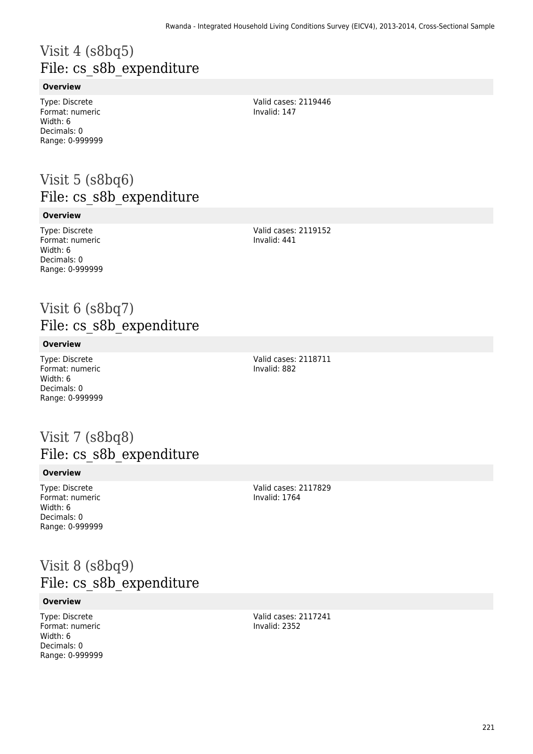# Visit 4 (s8bq5)
## File: cs_s8b_expenditure

**Overview**

Type: Discrete
Format: numeric
Width: 6
Decimals: 0
Range: 0-999999

Valid cases: 2119446
Invalid: 147

# Visit 5 (s8bq6)
## File: cs_s8b_expenditure

**Overview**

Type: Discrete
Format: numeric
Width: 6
Decimals: 0
Range: 0-999999

Valid cases: 2119152
Invalid: 441

# Visit 6 (s8bq7)
## File: cs_s8b_expenditure

**Overview**

Type: Discrete
Format: numeric
Width: 6
Decimals: 0
Range: 0-999999

Valid cases: 2118711
Invalid: 882

# Visit 7 (s8bq8)
## File: cs_s8b_expenditure

**Overview**

Type: Discrete
Format: numeric
Width: 6
Decimals: 0
Range: 0-999999

Valid cases: 2117829
Invalid: 1764

# Visit 8 (s8bq9)
## File: cs_s8b_expenditure

**Overview**

Type: Discrete
Format: numeric
Width: 6
Decimals: 0
Range: 0-999999

Valid cases: 2117241
Invalid: 2352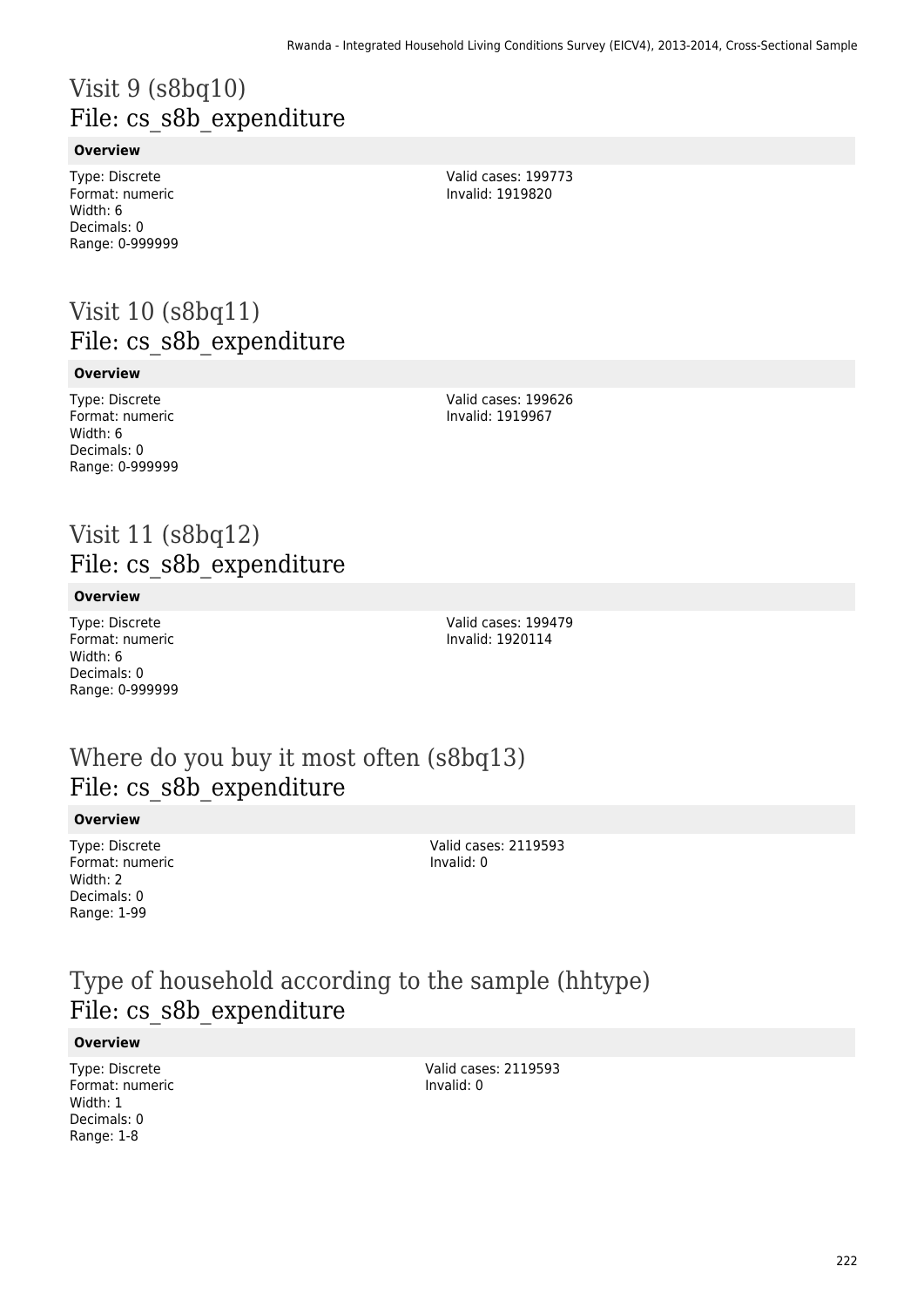# Visit 9 (s8bq10)
## File: cs_s8b_expenditure

**Overview**

Type: Discrete
Format: numeric
Width: 6
Decimals: 0
Range: 0-999999

Valid cases: 199773
Invalid: 1919820

# Visit 10 (s8bq11)
## File: cs_s8b_expenditure

**Overview**

Type: Discrete
Format: numeric
Width: 6
Decimals: 0
Range: 0-999999

Valid cases: 199626
Invalid: 1919967

# Visit 11 (s8bq12)
## File: cs_s8b_expenditure

**Overview**

Type: Discrete
Format: numeric
Width: 6
Decimals: 0
Range: 0-999999

Valid cases: 199479
Invalid: 1920114

# Where do you buy it most often (s8bq13)
## File: cs_s8b_expenditure

**Overview**

Type: Discrete
Format: numeric
Width: 2
Decimals: 0
Range: 1-99

Valid cases: 2119593
Invalid: 0

# Type of household according to the sample (hhtype)
## File: cs_s8b_expenditure

**Overview**

Type: Discrete
Format: numeric
Width: 1
Decimals: 0
Range: 1-8

Valid cases: 2119593
Invalid: 0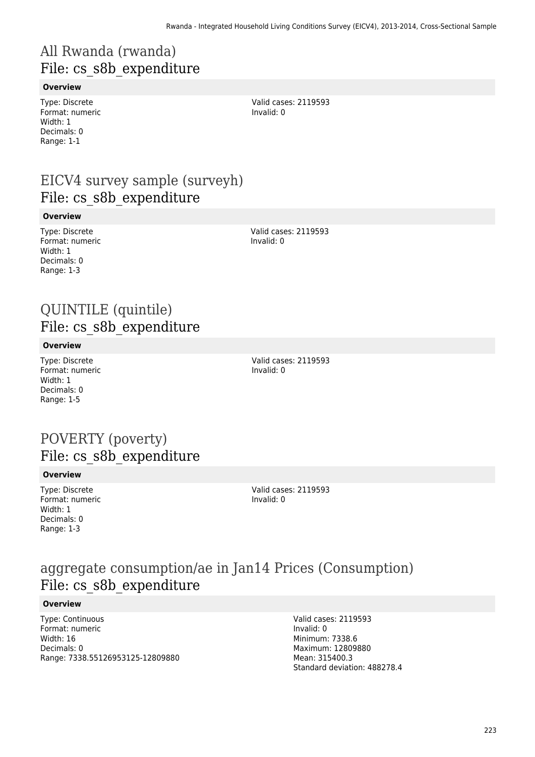# All Rwanda (rwanda)
## File: cs_s8b_expenditure

#### Overview

Type: Discrete
Format: numeric
Width: 1
Decimals: 0
Range: 1-1

Valid cases: 2119593
Invalid: 0

# EICV4 survey sample (surveyh)
## File: cs_s8b_expenditure

#### Overview

Type: Discrete
Format: numeric
Width: 1
Decimals: 0
Range: 1-3

Valid cases: 2119593
Invalid: 0

# QUINTILE (quintile)
## File: cs_s8b_expenditure

#### Overview

Type: Discrete
Format: numeric
Width: 1
Decimals: 0
Range: 1-5

Valid cases: 2119593
Invalid: 0

# POVERTY (poverty)
## File: cs_s8b_expenditure

#### Overview

Type: Discrete
Format: numeric
Width: 1
Decimals: 0
Range: 1-3

Valid cases: 2119593
Invalid: 0

# aggregate consumption/ae in Jan14 Prices (Consumption)
## File: cs_s8b_expenditure

#### Overview

Type: Continuous
Format: numeric
Width: 16
Decimals: 0
Range: 7338.55126953125-12809880

Valid cases: 2119593
Invalid: 0
Minimum: 7338.6
Maximum: 12809880
Mean: 315400.3
Standard deviation: 488278.4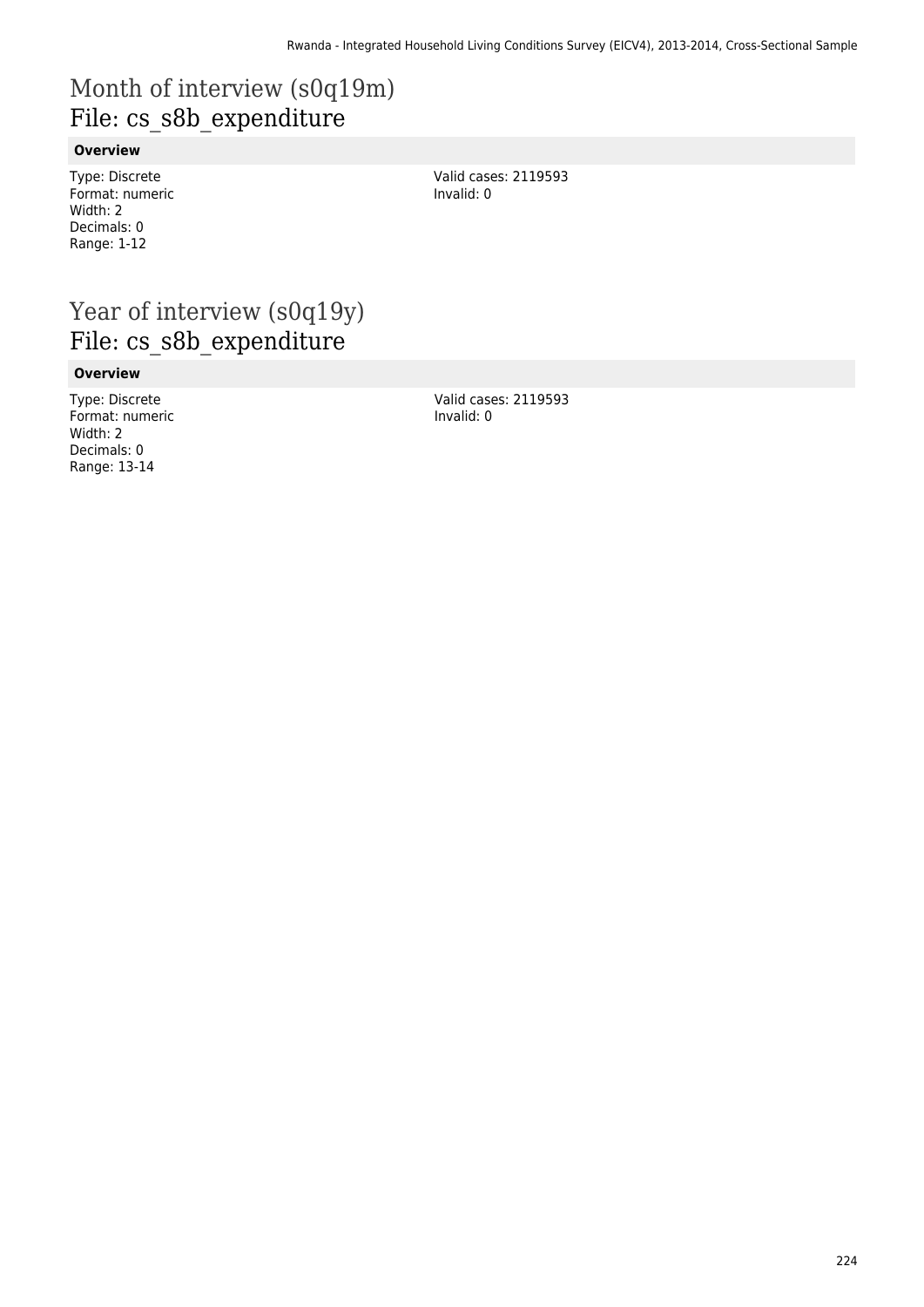# Month of interview (s0q19m)
## File: cs_s8b_expenditure

**Overview**

Type: Discrete
Format: numeric
Width: 2
Decimals: 0
Range: 1-12

Valid cases: 2119593
Invalid: 0

# Year of interview (s0q19y)
## File: cs_s8b_expenditure

**Overview**

Type: Discrete
Format: numeric
Width: 2
Decimals: 0
Range: 13-14

Valid cases: 2119593
Invalid: 0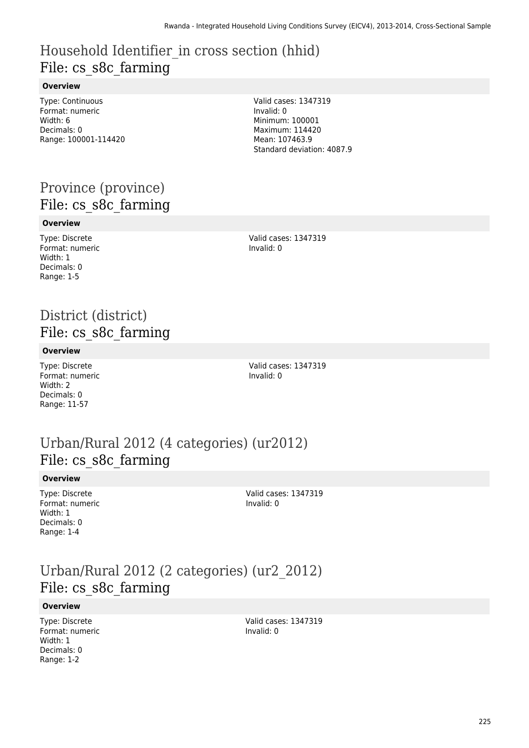# Household Identifier_in cross section (hhid)
## File: cs_s8c_farming

**Overview**

Type: Continuous
Format: numeric
Width: 6
Decimals: 0
Range: 100001-114420

Valid cases: 1347319
Invalid: 0
Minimum: 100001
Maximum: 114420
Mean: 107463.9
Standard deviation: 4087.9

# Province (province)
## File: cs_s8c_farming

**Overview**

Type: Discrete
Format: numeric
Width: 1
Decimals: 0
Range: 1-5

Valid cases: 1347319
Invalid: 0

# District (district)
## File: cs_s8c_farming

**Overview**

Type: Discrete
Format: numeric
Width: 2
Decimals: 0
Range: 11-57

Valid cases: 1347319
Invalid: 0

# Urban/Rural 2012 (4 categories) (ur2012)
## File: cs_s8c_farming

**Overview**

Type: Discrete
Format: numeric
Width: 1
Decimals: 0
Range: 1-4

Valid cases: 1347319
Invalid: 0

# Urban/Rural 2012 (2 categories) (ur2_2012)
## File: cs_s8c_farming

**Overview**

Type: Discrete
Format: numeric
Width: 1
Decimals: 0
Range: 1-2

Valid cases: 1347319
Invalid: 0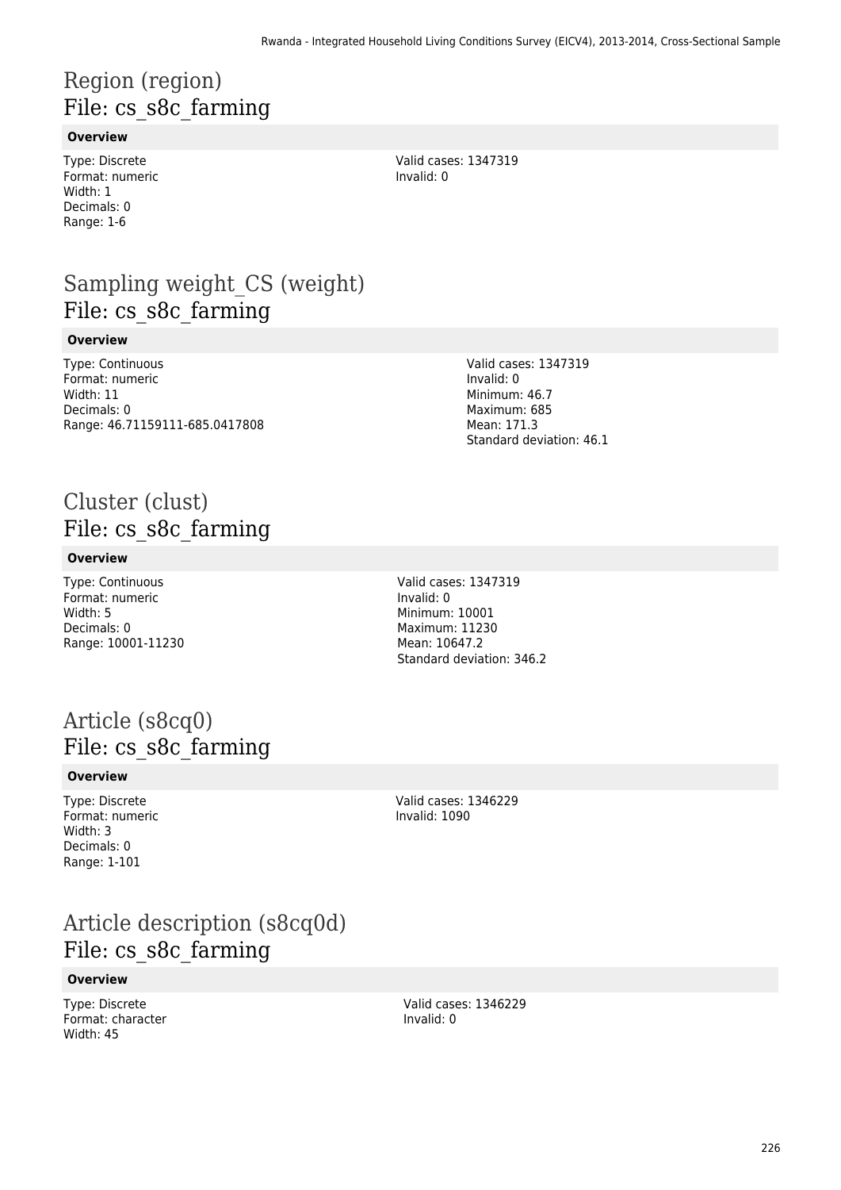# Region (region)
## File: cs_s8c_farming

**Overview**

Type: Discrete
Format: numeric
Width: 1
Decimals: 0
Range: 1-6

Valid cases: 1347319
Invalid: 0

# Sampling weight_CS (weight)
## File: cs_s8c_farming

**Overview**

Type: Continuous
Format: numeric
Width: 11
Decimals: 0
Range: 46.71159111-685.0417808

Valid cases: 1347319
Invalid: 0
Minimum: 46.7
Maximum: 685
Mean: 171.3
Standard deviation: 46.1

# Cluster (clust)
## File: cs_s8c_farming

**Overview**

Type: Continuous
Format: numeric
Width: 5
Decimals: 0
Range: 10001-11230

Valid cases: 1347319
Invalid: 0
Minimum: 10001
Maximum: 11230
Mean: 10647.2
Standard deviation: 346.2

# Article (s8cq0)
## File: cs_s8c_farming

**Overview**

Type: Discrete
Format: numeric
Width: 3
Decimals: 0
Range: 1-101

Valid cases: 1346229
Invalid: 1090

# Article description (s8cq0d)
## File: cs_s8c_farming

**Overview**

Type: Discrete
Format: character
Width: 45

Valid cases: 1346229
Invalid: 0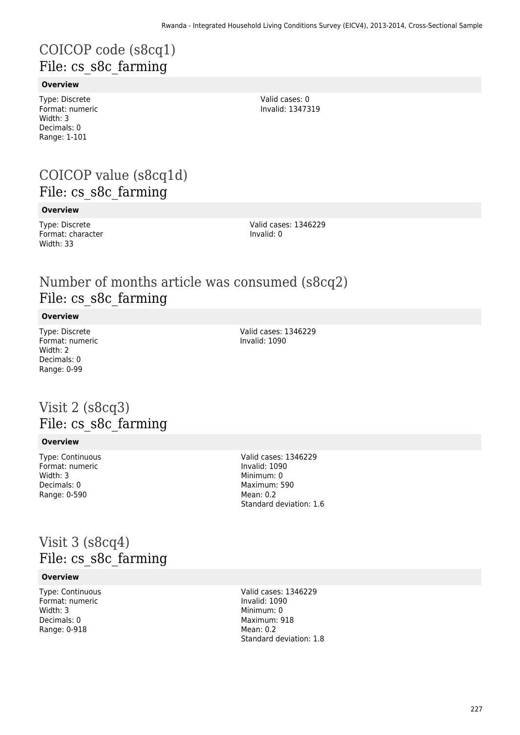# COICOP code (s8cq1)
## File: cs_s8c_farming

**Overview**

Type: Discrete
Format: numeric
Width: 3
Decimals: 0
Range: 1-101

Valid cases: 0
Invalid: 1347319

# COICOP value (s8cq1d)
## File: cs_s8c_farming

**Overview**

Type: Discrete
Format: character
Width: 33

Valid cases: 1346229
Invalid: 0

# Number of months article was consumed (s8cq2)
## File: cs_s8c_farming

**Overview**

Type: Discrete
Format: numeric
Width: 2
Decimals: 0
Range: 0-99

Valid cases: 1346229
Invalid: 1090

# Visit 2 (s8cq3)
## File: cs_s8c_farming

**Overview**

Type: Continuous
Format: numeric
Width: 3
Decimals: 0
Range: 0-590

Valid cases: 1346229
Invalid: 1090
Minimum: 0
Maximum: 590
Mean: 0.2
Standard deviation: 1.6

# Visit 3 (s8cq4)
## File: cs_s8c_farming

**Overview**

Type: Continuous
Format: numeric
Width: 3
Decimals: 0
Range: 0-918

Valid cases: 1346229
Invalid: 1090
Minimum: 0
Maximum: 918
Mean: 0.2
Standard deviation: 1.8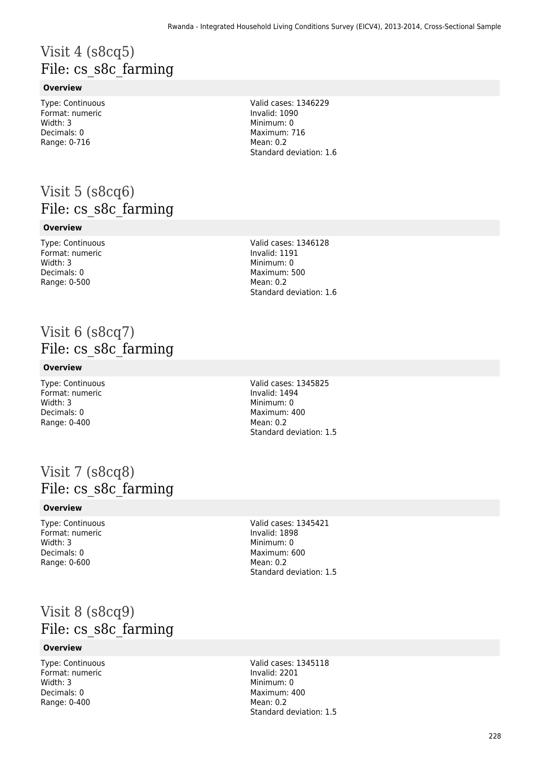# Visit 4 (s8cq5)
## File: cs_s8c_farming

**Overview**

Type: Continuous
Format: numeric
Width: 3
Decimals: 0
Range: 0-716

Valid cases: 1346229
Invalid: 1090
Minimum: 0
Maximum: 716
Mean: 0.2
Standard deviation: 1.6

# Visit 5 (s8cq6)
## File: cs_s8c_farming

**Overview**

Type: Continuous
Format: numeric
Width: 3
Decimals: 0
Range: 0-500

Valid cases: 1346128
Invalid: 1191
Minimum: 0
Maximum: 500
Mean: 0.2
Standard deviation: 1.6

# Visit 6 (s8cq7)
## File: cs_s8c_farming

**Overview**

Type: Continuous
Format: numeric
Width: 3
Decimals: 0
Range: 0-400

Valid cases: 1345825
Invalid: 1494
Minimum: 0
Maximum: 400
Mean: 0.2
Standard deviation: 1.5

# Visit 7 (s8cq8)
## File: cs_s8c_farming

**Overview**

Type: Continuous
Format: numeric
Width: 3
Decimals: 0
Range: 0-600

Valid cases: 1345421
Invalid: 1898
Minimum: 0
Maximum: 600
Mean: 0.2
Standard deviation: 1.5

# Visit 8 (s8cq9)
## File: cs_s8c_farming

**Overview**

Type: Continuous
Format: numeric
Width: 3
Decimals: 0
Range: 0-400

Valid cases: 1345118
Invalid: 2201
Minimum: 0
Maximum: 400
Mean: 0.2
Standard deviation: 1.5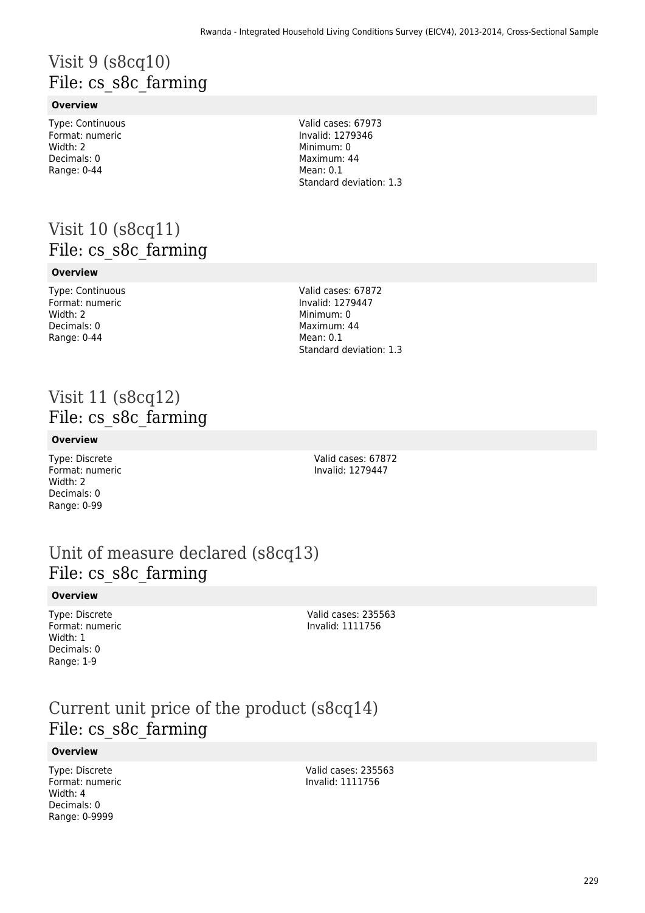# Visit 9 (s8cq10)
## File: cs_s8c_farming

**Overview**

Type: Continuous
Format: numeric
Width: 2
Decimals: 0
Range: 0-44

Valid cases: 67973
Invalid: 1279346
Minimum: 0
Maximum: 44
Mean: 0.1
Standard deviation: 1.3

# Visit 10 (s8cq11)
## File: cs_s8c_farming

**Overview**

Type: Continuous
Format: numeric
Width: 2
Decimals: 0
Range: 0-44

Valid cases: 67872
Invalid: 1279447
Minimum: 0
Maximum: 44
Mean: 0.1
Standard deviation: 1.3

# Visit 11 (s8cq12)
## File: cs_s8c_farming

**Overview**

Type: Discrete
Format: numeric
Width: 2
Decimals: 0
Range: 0-99

Valid cases: 67872
Invalid: 1279447

# Unit of measure declared (s8cq13)
## File: cs_s8c_farming

**Overview**

Type: Discrete
Format: numeric
Width: 1
Decimals: 0
Range: 1-9

Valid cases: 235563
Invalid: 1111756

# Current unit price of the product (s8cq14)
## File: cs_s8c_farming

**Overview**

Type: Discrete
Format: numeric
Width: 4
Decimals: 0
Range: 0-9999

Valid cases: 235563
Invalid: 1111756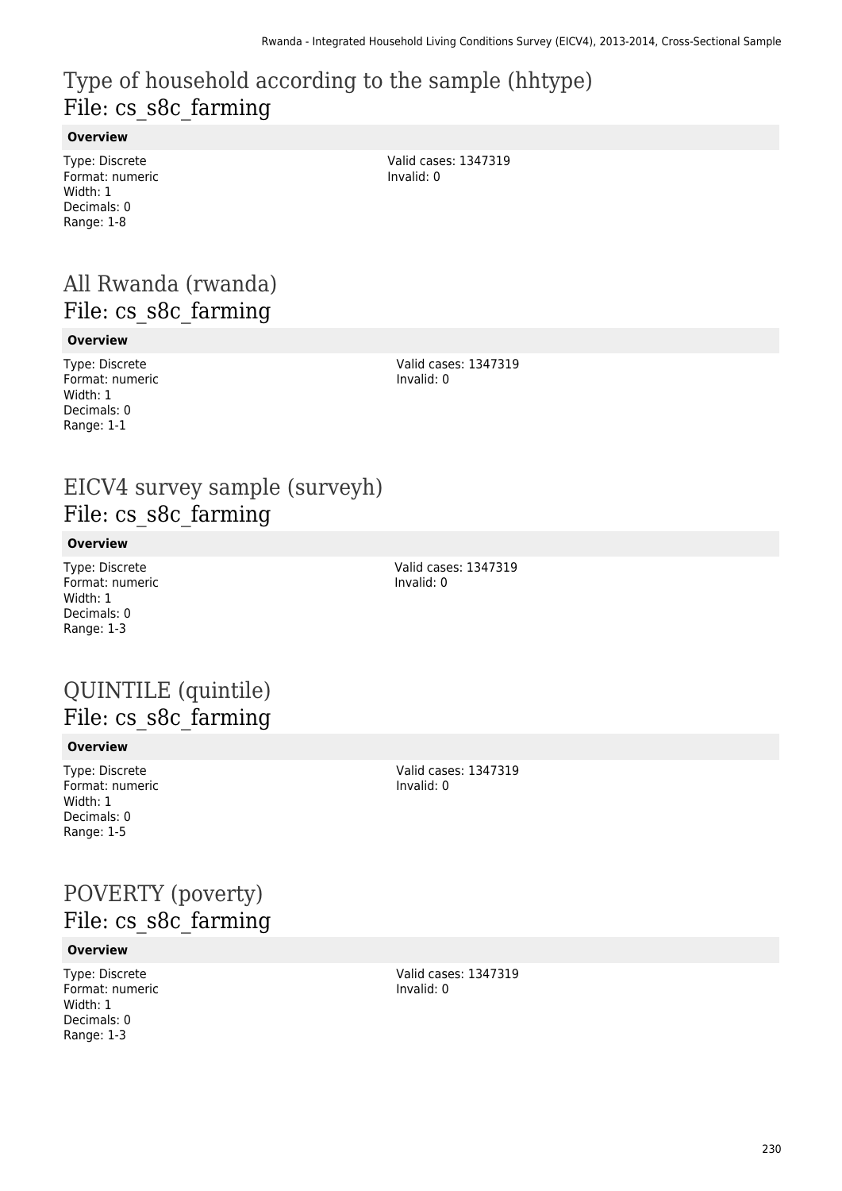# Type of household according to the sample (hhtype)
## File: cs_s8c_farming

**Overview**

Type: Discrete
Format: numeric
Width: 1
Decimals: 0
Range: 1-8

Valid cases: 1347319
Invalid: 0

# All Rwanda (rwanda)
## File: cs_s8c_farming

**Overview**

Type: Discrete
Format: numeric
Width: 1
Decimals: 0
Range: 1-1

Valid cases: 1347319
Invalid: 0

# EICV4 survey sample (surveyh)
## File: cs_s8c_farming

**Overview**

Type: Discrete
Format: numeric
Width: 1
Decimals: 0
Range: 1-3

Valid cases: 1347319
Invalid: 0

# QUINTILE (quintile)
## File: cs_s8c_farming

**Overview**

Type: Discrete
Format: numeric
Width: 1
Decimals: 0
Range: 1-5

Valid cases: 1347319
Invalid: 0

# POVERTY (poverty)
## File: cs_s8c_farming

**Overview**

Type: Discrete
Format: numeric
Width: 1
Decimals: 0
Range: 1-3

Valid cases: 1347319
Invalid: 0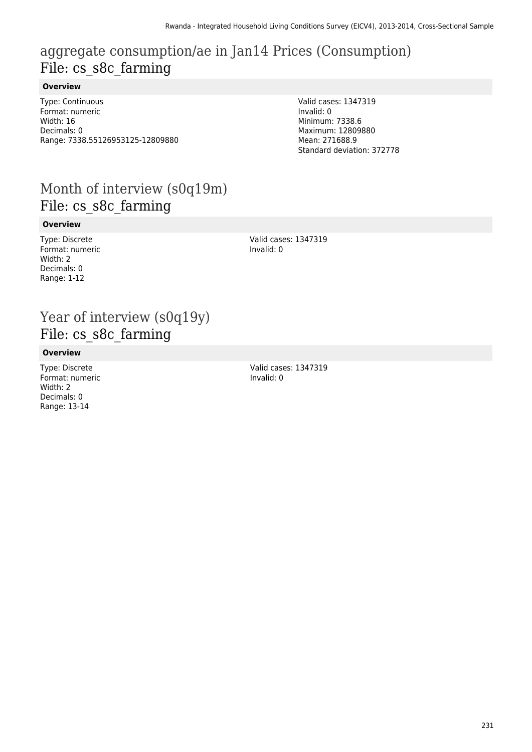# aggregate consumption/ae in Jan14 Prices (Consumption)
File: cs_s8c_farming

**Overview**

Type: Continuous
Format: numeric
Width: 16
Decimals: 0
Range: 7338.55126953125-12809880

Valid cases: 1347319
Invalid: 0
Minimum: 7338.6
Maximum: 12809880
Mean: 271688.9
Standard deviation: 372778

# Month of interview (s0q19m)
File: cs_s8c_farming

**Overview**

Type: Discrete
Format: numeric
Width: 2
Decimals: 0
Range: 1-12

Valid cases: 1347319
Invalid: 0

# Year of interview (s0q19y)
File: cs_s8c_farming

**Overview**

Type: Discrete
Format: numeric
Width: 2
Decimals: 0
Range: 13-14

Valid cases: 1347319
Invalid: 0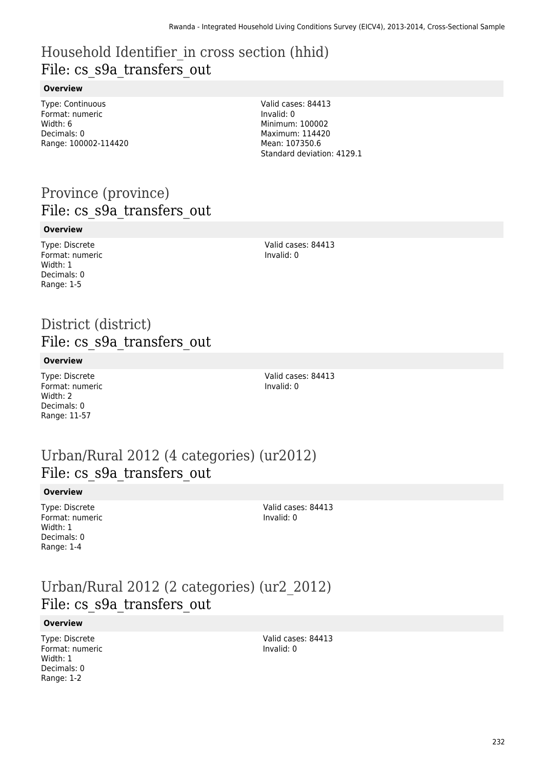## Household Identifier_in cross section (hhid)
File: cs_s9a_transfers_out

**Overview**

Type: Continuous
Format: numeric
Width: 6
Decimals: 0
Range: 100002-114420

Valid cases: 84413
Invalid: 0
Minimum: 100002
Maximum: 114420
Mean: 107350.6
Standard deviation: 4129.1

## Province (province)
File: cs_s9a_transfers_out

**Overview**

Type: Discrete
Format: numeric
Width: 1
Decimals: 0
Range: 1-5

Valid cases: 84413
Invalid: 0

## District (district)
File: cs_s9a_transfers_out

**Overview**

Type: Discrete
Format: numeric
Width: 2
Decimals: 0
Range: 11-57

Valid cases: 84413
Invalid: 0

## Urban/Rural 2012 (4 categories) (ur2012)
File: cs_s9a_transfers_out

**Overview**

Type: Discrete
Format: numeric
Width: 1
Decimals: 0
Range: 1-4

Valid cases: 84413
Invalid: 0

## Urban/Rural 2012 (2 categories) (ur2_2012)
File: cs_s9a_transfers_out

**Overview**

Type: Discrete
Format: numeric
Width: 1
Decimals: 0
Range: 1-2

Valid cases: 84413
Invalid: 0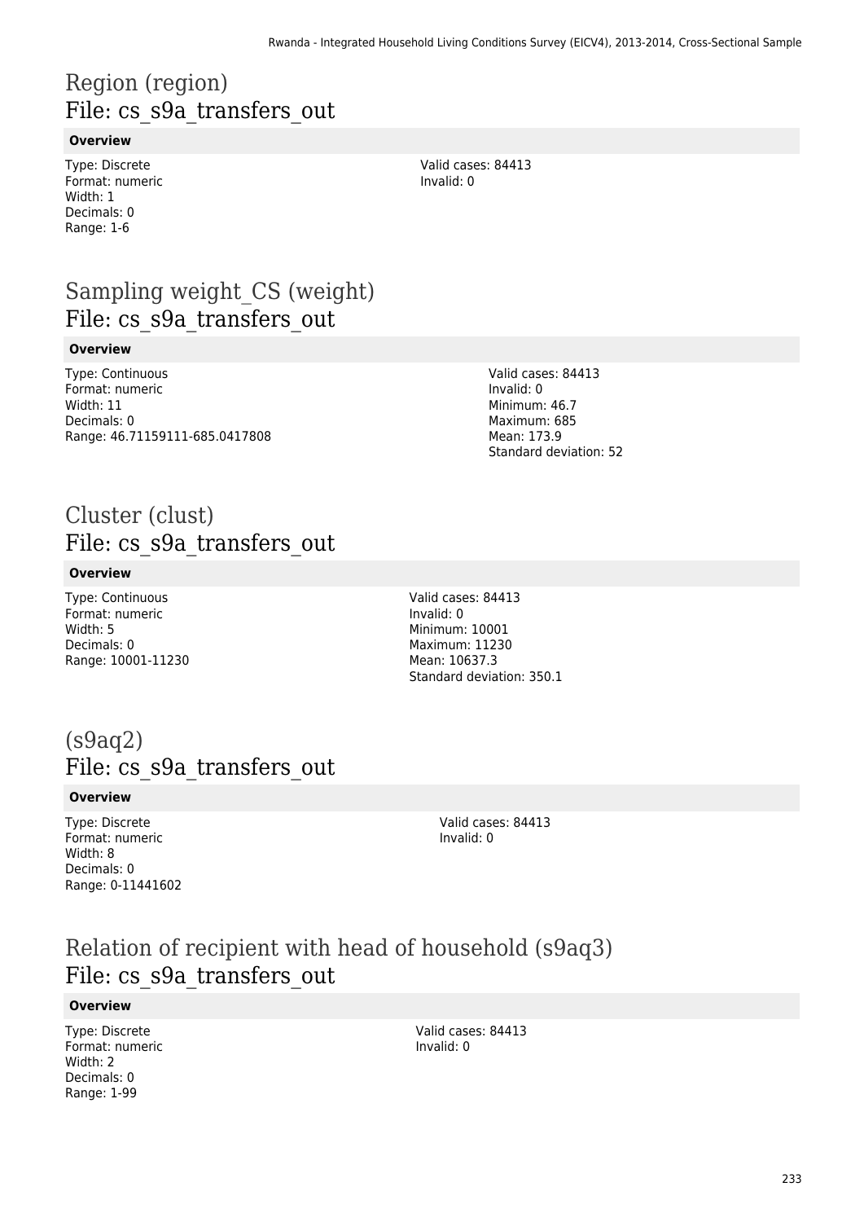# Region (region)
## File: cs_s9a_transfers_out

**Overview**

Type: Discrete
Format: numeric
Width: 1
Decimals: 0
Range: 1-6

Valid cases: 84413
Invalid: 0

# Sampling weight_CS (weight)
## File: cs_s9a_transfers_out

**Overview**

Type: Continuous
Format: numeric
Width: 11
Decimals: 0
Range: 46.71159111-685.0417808

Valid cases: 84413
Invalid: 0
Minimum: 46.7
Maximum: 685
Mean: 173.9
Standard deviation: 52

# Cluster (clust)
## File: cs_s9a_transfers_out

**Overview**

Type: Continuous
Format: numeric
Width: 5
Decimals: 0
Range: 10001-11230

Valid cases: 84413
Invalid: 0
Minimum: 10001
Maximum: 11230
Mean: 10637.3
Standard deviation: 350.1

# (s9aq2)
## File: cs_s9a_transfers_out

**Overview**

Type: Discrete
Format: numeric
Width: 8
Decimals: 0
Range: 0-11441602

Valid cases: 84413
Invalid: 0

# Relation of recipient with head of household (s9aq3)
## File: cs_s9a_transfers_out

**Overview**

Type: Discrete
Format: numeric
Width: 2
Decimals: 0
Range: 1-99

Valid cases: 84413
Invalid: 0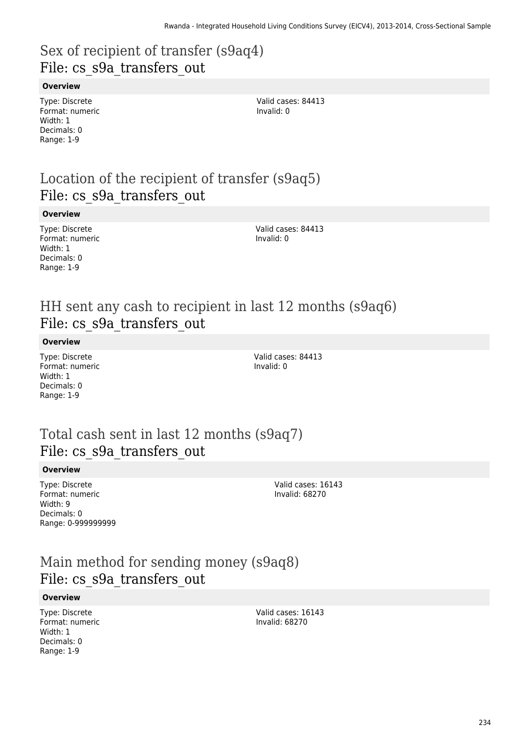## Sex of recipient of transfer (s9aq4)
File: cs_s9a_transfers_out

**Overview**

Type: Discrete
Format: numeric
Width: 1
Decimals: 0
Range: 1-9

Valid cases: 84413
Invalid: 0

## Location of the recipient of transfer (s9aq5)
File: cs_s9a_transfers_out

**Overview**

Type: Discrete
Format: numeric
Width: 1
Decimals: 0
Range: 1-9

Valid cases: 84413
Invalid: 0

## HH sent any cash to recipient in last 12 months (s9aq6)
File: cs_s9a_transfers_out

**Overview**

Type: Discrete
Format: numeric
Width: 1
Decimals: 0
Range: 1-9

Valid cases: 84413
Invalid: 0

## Total cash sent in last 12 months (s9aq7)
File: cs_s9a_transfers_out

**Overview**

Type: Discrete
Format: numeric
Width: 9
Decimals: 0
Range: 0-999999999

Valid cases: 16143
Invalid: 68270

## Main method for sending money (s9aq8)
File: cs_s9a_transfers_out

**Overview**

Type: Discrete
Format: numeric
Width: 1
Decimals: 0
Range: 1-9

Valid cases: 16143
Invalid: 68270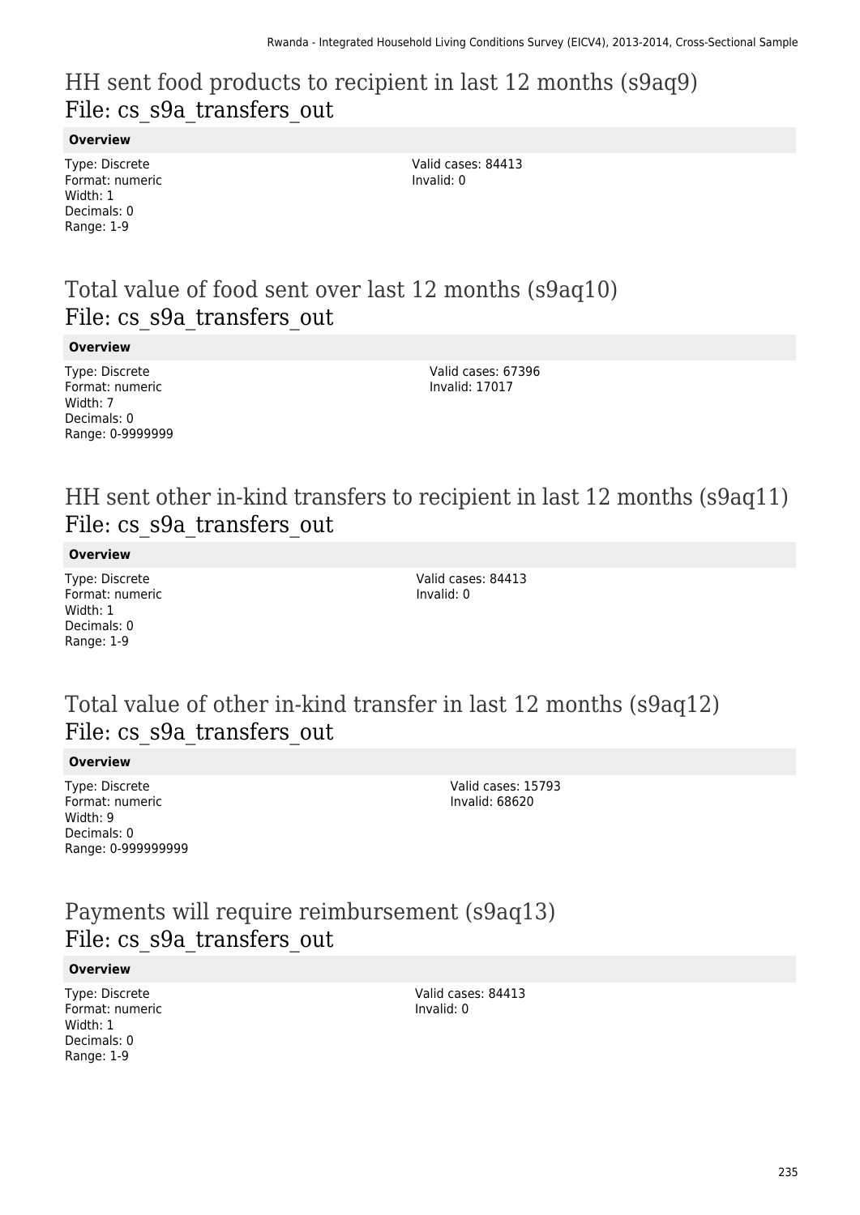## HH sent food products to recipient in last 12 months (s9aq9)
File: cs_s9a_transfers_out

**Overview**

Type: Discrete
Format: numeric
Width: 1
Decimals: 0
Range: 1-9

Valid cases: 84413
Invalid: 0

## Total value of food sent over last 12 months (s9aq10)
File: cs_s9a_transfers_out

**Overview**

Type: Discrete
Format: numeric
Width: 7
Decimals: 0
Range: 0-9999999

Valid cases: 67396
Invalid: 17017

## HH sent other in-kind transfers to recipient in last 12 months (s9aq11)
File: cs_s9a_transfers_out

**Overview**

Type: Discrete
Format: numeric
Width: 1
Decimals: 0
Range: 1-9

Valid cases: 84413
Invalid: 0

## Total value of other in-kind transfer in last 12 months (s9aq12)
File: cs_s9a_transfers_out

**Overview**

Type: Discrete
Format: numeric
Width: 9
Decimals: 0
Range: 0-999999999

Valid cases: 15793
Invalid: 68620

## Payments will require reimbursement (s9aq13)
File: cs_s9a_transfers_out

**Overview**

Type: Discrete
Format: numeric
Width: 1
Decimals: 0
Range: 1-9

Valid cases: 84413
Invalid: 0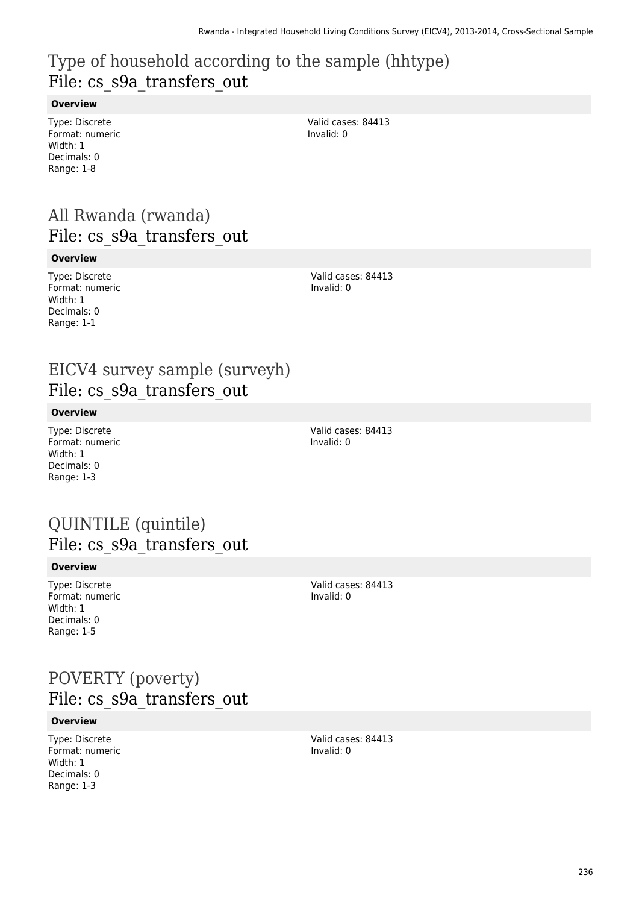# Type of household according to the sample (hhtype)
File: cs_s9a_transfers_out

**Overview**

Type: Discrete
Format: numeric
Width: 1
Decimals: 0
Range: 1-8

Valid cases: 84413
Invalid: 0

# All Rwanda (rwanda)
File: cs_s9a_transfers_out

**Overview**

Type: Discrete
Format: numeric
Width: 1
Decimals: 0
Range: 1-1

Valid cases: 84413
Invalid: 0

# EICV4 survey sample (surveyh)
File: cs_s9a_transfers_out

**Overview**

Type: Discrete
Format: numeric
Width: 1
Decimals: 0
Range: 1-3

Valid cases: 84413
Invalid: 0

# QUINTILE (quintile)
File: cs_s9a_transfers_out

**Overview**

Type: Discrete
Format: numeric
Width: 1
Decimals: 0
Range: 1-5

Valid cases: 84413
Invalid: 0

# POVERTY (poverty)
File: cs_s9a_transfers_out

**Overview**

Type: Discrete
Format: numeric
Width: 1
Decimals: 0
Range: 1-3

Valid cases: 84413
Invalid: 0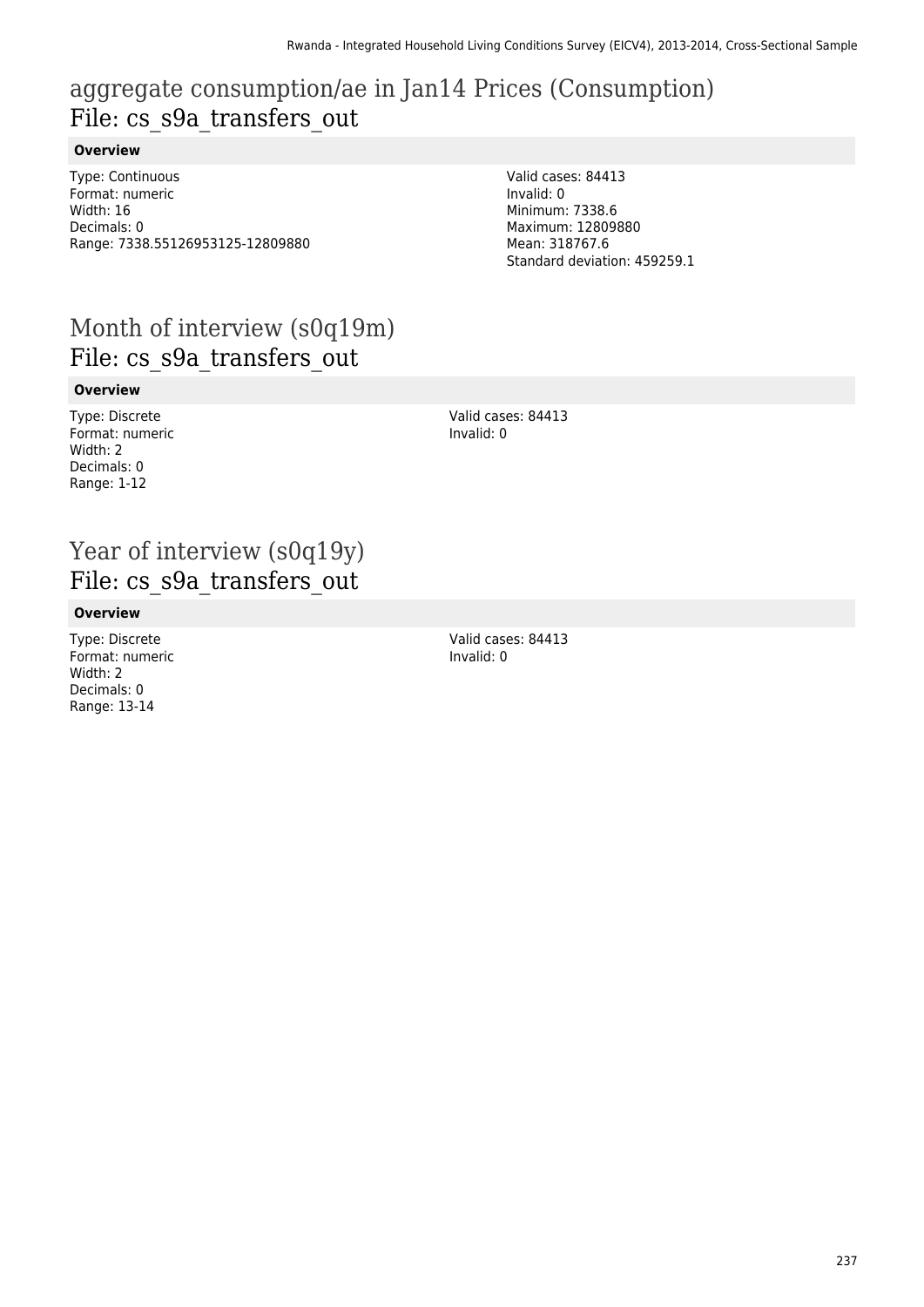# aggregate consumption/ae in Jan14 Prices (Consumption)
## File: cs_s9a_transfers_out

### Overview

Type: Continuous
Format: numeric
Width: 16
Decimals: 0
Range: 7338.55126953125-12809880

Valid cases: 84413
Invalid: 0
Minimum: 7338.6
Maximum: 12809880
Mean: 318767.6
Standard deviation: 459259.1

# Month of interview (s0q19m)
## File: cs_s9a_transfers_out

### Overview

Type: Discrete
Format: numeric
Width: 2
Decimals: 0
Range: 1-12

Valid cases: 84413
Invalid: 0

# Year of interview (s0q19y)
## File: cs_s9a_transfers_out

### Overview

Type: Discrete
Format: numeric
Width: 2
Decimals: 0
Range: 13-14

Valid cases: 84413
Invalid: 0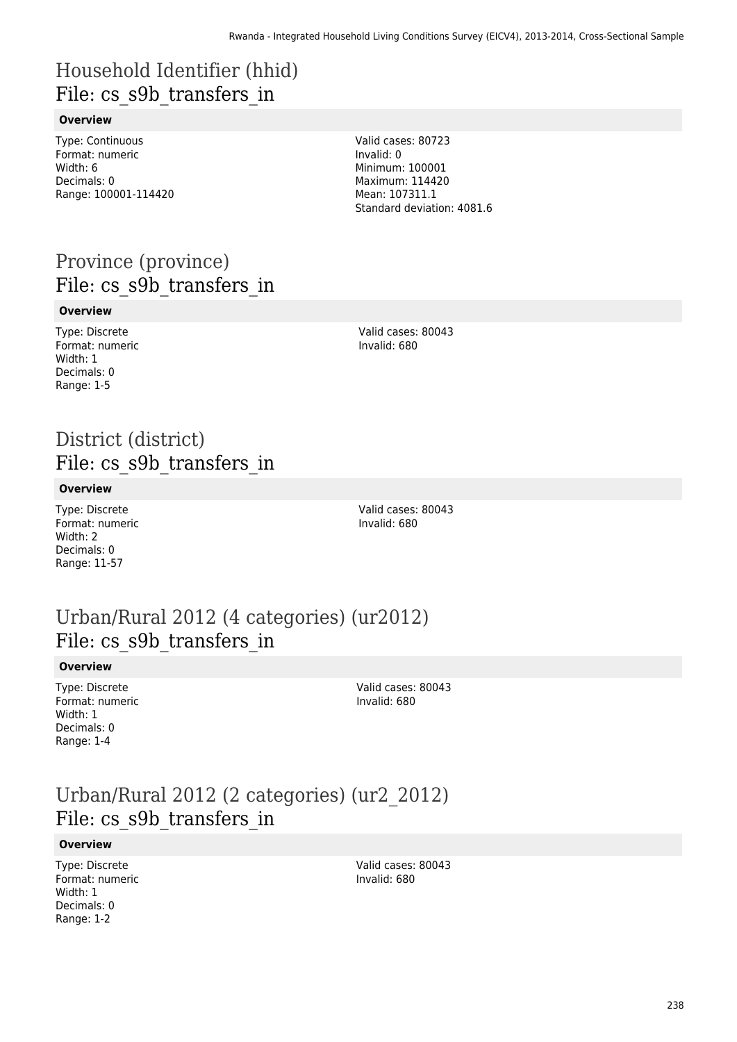# Household Identifier (hhid)
## File: cs_s9b_transfers_in

### Overview

Type: Continuous
Format: numeric
Width: 6
Decimals: 0
Range: 100001-114420

Valid cases: 80723
Invalid: 0
Minimum: 100001
Maximum: 114420
Mean: 107311.1
Standard deviation: 4081.6

# Province (province)
## File: cs_s9b_transfers_in

### Overview

Type: Discrete
Format: numeric
Width: 1
Decimals: 0
Range: 1-5

Valid cases: 80043
Invalid: 680

# District (district)
## File: cs_s9b_transfers_in

### Overview

Type: Discrete
Format: numeric
Width: 2
Decimals: 0
Range: 11-57

Valid cases: 80043
Invalid: 680

# Urban/Rural 2012 (4 categories) (ur2012)
## File: cs_s9b_transfers_in

### Overview

Type: Discrete
Format: numeric
Width: 1
Decimals: 0
Range: 1-4

Valid cases: 80043
Invalid: 680

# Urban/Rural 2012 (2 categories) (ur2_2012)
## File: cs_s9b_transfers_in

### Overview

Type: Discrete
Format: numeric
Width: 1
Decimals: 0
Range: 1-2

Valid cases: 80043
Invalid: 680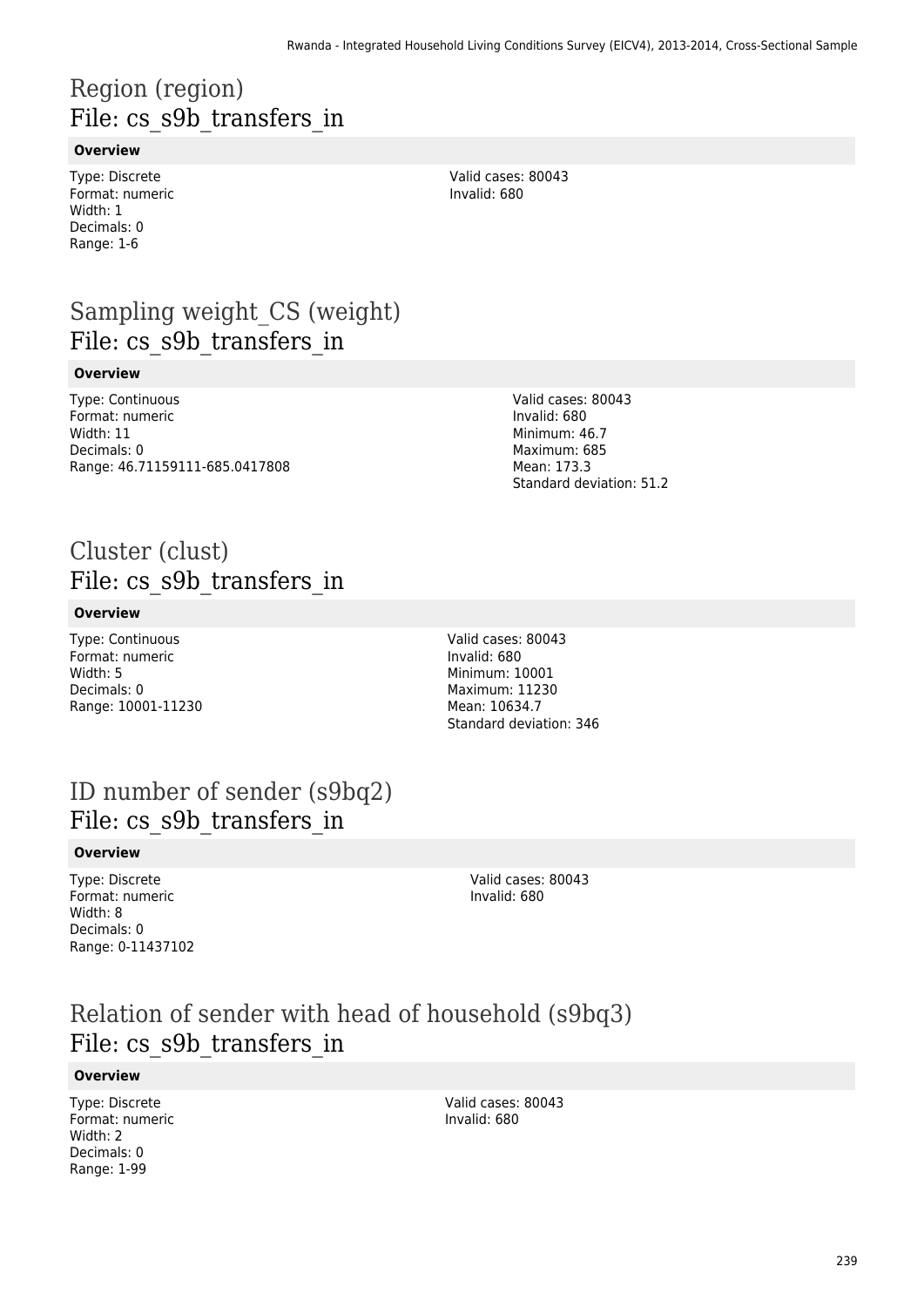# Region (region)
## File: cs_s9b_transfers_in

### Overview

Type: Discrete
Format: numeric
Width: 1
Decimals: 0
Range: 1-6

Valid cases: 80043
Invalid: 680

# Sampling weight_CS (weight)
## File: cs_s9b_transfers_in

### Overview

Type: Continuous
Format: numeric
Width: 11
Decimals: 0
Range: 46.71159111-685.0417808

Valid cases: 80043
Invalid: 680
Minimum: 46.7
Maximum: 685
Mean: 173.3
Standard deviation: 51.2

# Cluster (clust)
## File: cs_s9b_transfers_in

### Overview

Type: Continuous
Format: numeric
Width: 5
Decimals: 0
Range: 10001-11230

Valid cases: 80043
Invalid: 680
Minimum: 10001
Maximum: 11230
Mean: 10634.7
Standard deviation: 346

# ID number of sender (s9bq2)
## File: cs_s9b_transfers_in

### Overview

Type: Discrete
Format: numeric
Width: 8
Decimals: 0
Range: 0-11437102

Valid cases: 80043
Invalid: 680

# Relation of sender with head of household (s9bq3)
## File: cs_s9b_transfers_in

### Overview

Type: Discrete
Format: numeric
Width: 2
Decimals: 0
Range: 1-99

Valid cases: 80043
Invalid: 680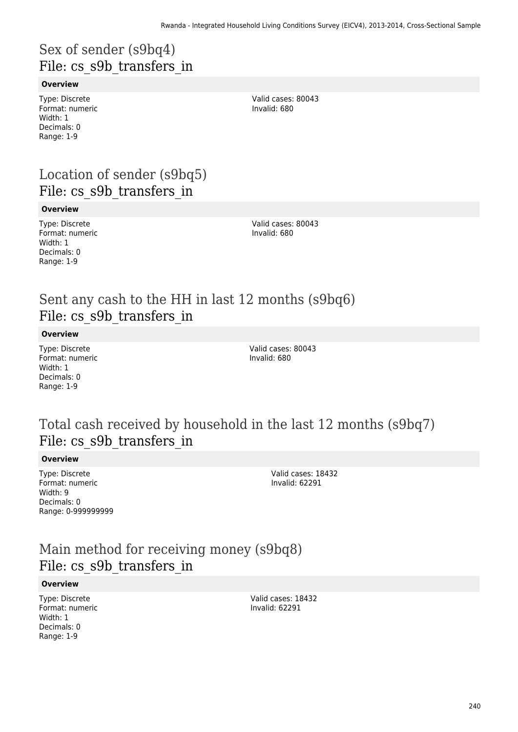# Sex of sender (s9bq4)
## File: cs_s9b_transfers_in

**Overview**

Type: Discrete
Format: numeric
Width: 1
Decimals: 0
Range: 1-9

Valid cases: 80043
Invalid: 680

# Location of sender (s9bq5)
## File: cs_s9b_transfers_in

**Overview**

Type: Discrete
Format: numeric
Width: 1
Decimals: 0
Range: 1-9

Valid cases: 80043
Invalid: 680

# Sent any cash to the HH in last 12 months (s9bq6)
## File: cs_s9b_transfers_in

**Overview**

Type: Discrete
Format: numeric
Width: 1
Decimals: 0
Range: 1-9

Valid cases: 80043
Invalid: 680

# Total cash received by household in the last 12 months (s9bq7)
## File: cs_s9b_transfers_in

**Overview**

Type: Discrete
Format: numeric
Width: 9
Decimals: 0
Range: 0-999999999

Valid cases: 18432
Invalid: 62291

# Main method for receiving money (s9bq8)
## File: cs_s9b_transfers_in

**Overview**

Type: Discrete
Format: numeric
Width: 1
Decimals: 0
Range: 1-9

Valid cases: 18432
Invalid: 62291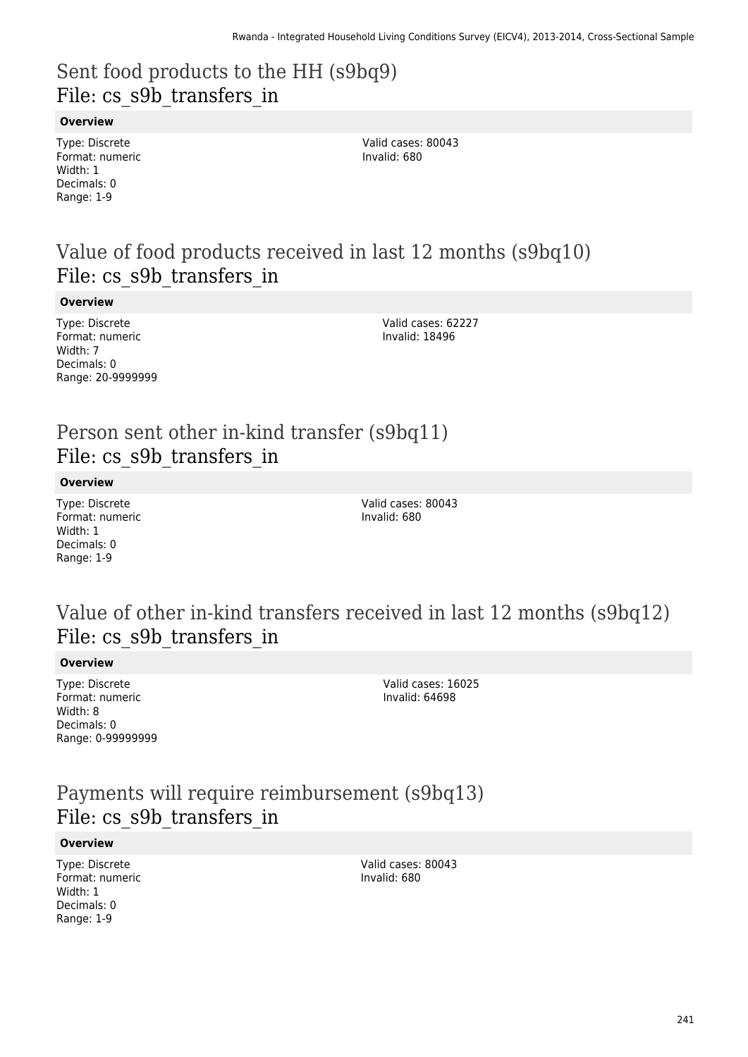## Sent food products to the HH (s9bq9)
File: cs_s9b_transfers_in

**Overview**

Type: Discrete
Format: numeric
Width: 1
Decimals: 0
Range: 1-9

Valid cases: 80043
Invalid: 680

## Value of food products received in last 12 months (s9bq10)
File: cs_s9b_transfers_in

**Overview**

Type: Discrete
Format: numeric
Width: 7
Decimals: 0
Range: 20-9999999

Valid cases: 62227
Invalid: 18496

## Person sent other in-kind transfer (s9bq11)
File: cs_s9b_transfers_in

**Overview**

Type: Discrete
Format: numeric
Width: 1
Decimals: 0
Range: 1-9

Valid cases: 80043
Invalid: 680

## Value of other in-kind transfers received in last 12 months (s9bq12)
File: cs_s9b_transfers_in

**Overview**

Type: Discrete
Format: numeric
Width: 8
Decimals: 0
Range: 0-99999999

Valid cases: 16025
Invalid: 64698

## Payments will require reimbursement (s9bq13)
File: cs_s9b_transfers_in

**Overview**

Type: Discrete
Format: numeric
Width: 1
Decimals: 0
Range: 1-9

Valid cases: 80043
Invalid: 680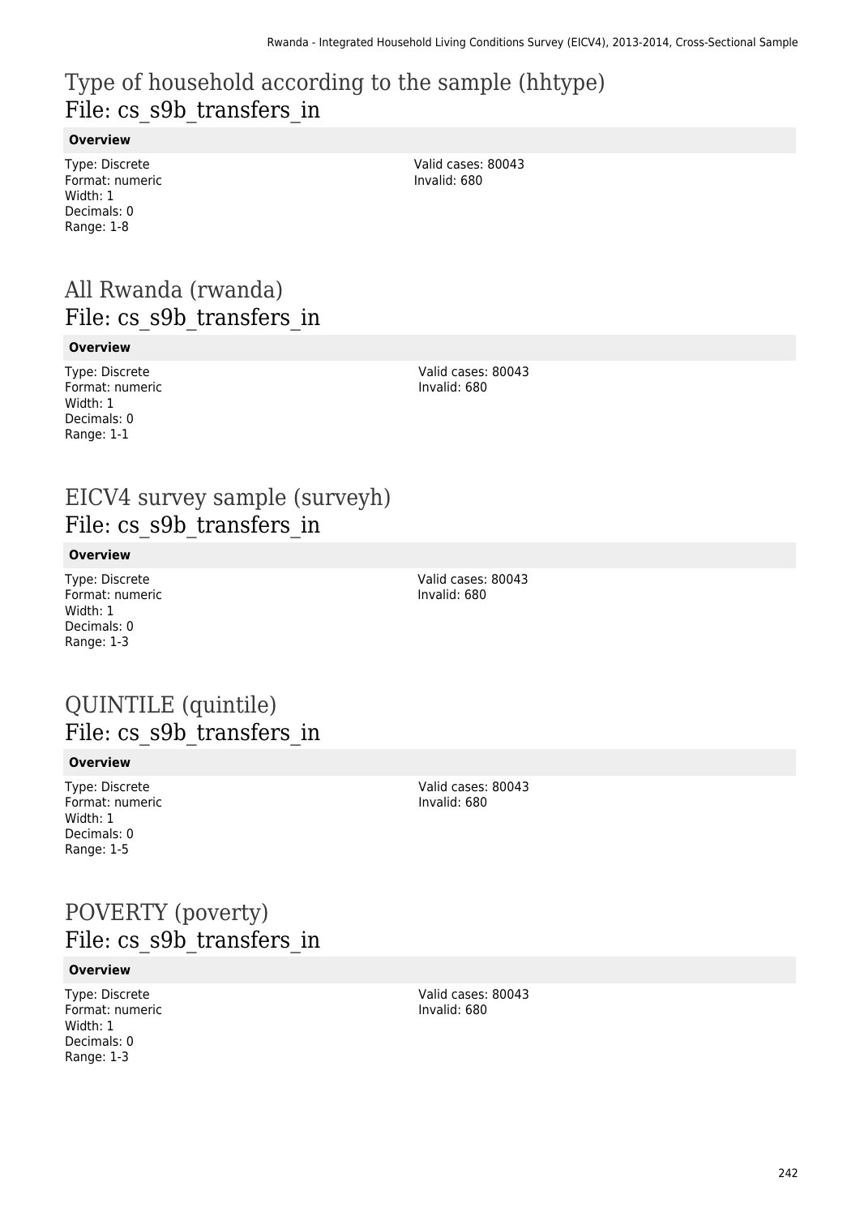## Type of household according to the sample (hhtype)
## File: cs_s9b_transfers_in

**Overview**

Type: Discrete
Format: numeric
Width: 1
Decimals: 0
Range: 1-8

Valid cases: 80043
Invalid: 680

## All Rwanda (rwanda)
## File: cs_s9b_transfers_in

**Overview**

Type: Discrete
Format: numeric
Width: 1
Decimals: 0
Range: 1-1

Valid cases: 80043
Invalid: 680

## EICV4 survey sample (surveyh)
## File: cs_s9b_transfers_in

**Overview**

Type: Discrete
Format: numeric
Width: 1
Decimals: 0
Range: 1-3

Valid cases: 80043
Invalid: 680

## QUINTILE (quintile)
## File: cs_s9b_transfers_in

**Overview**

Type: Discrete
Format: numeric
Width: 1
Decimals: 0
Range: 1-5

Valid cases: 80043
Invalid: 680

## POVERTY (poverty)
## File: cs_s9b_transfers_in

**Overview**

Type: Discrete
Format: numeric
Width: 1
Decimals: 0
Range: 1-3

Valid cases: 80043
Invalid: 680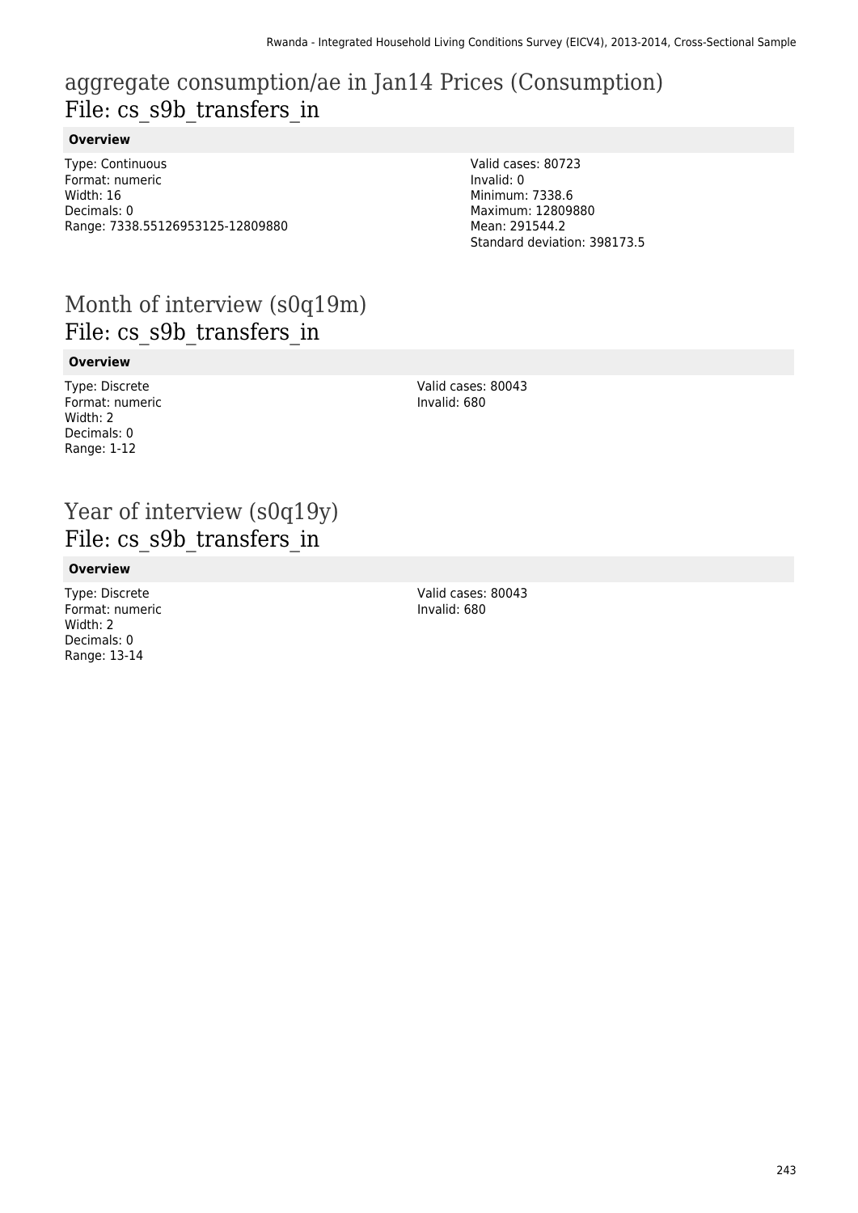# aggregate consumption/ae in Jan14 Prices (Consumption)
## File: cs_s9b_transfers_in

**Overview**

Type: Continuous
Format: numeric
Width: 16
Decimals: 0
Range: 7338.55126953125-12809880

Valid cases: 80723
Invalid: 0
Minimum: 7338.6
Maximum: 12809880
Mean: 291544.2
Standard deviation: 398173.5

# Month of interview (s0q19m)
## File: cs_s9b_transfers_in

**Overview**

Type: Discrete
Format: numeric
Width: 2
Decimals: 0
Range: 1-12

Valid cases: 80043
Invalid: 680

# Year of interview (s0q19y)
## File: cs_s9b_transfers_in

**Overview**

Type: Discrete
Format: numeric
Width: 2
Decimals: 0
Range: 13-14

Valid cases: 80043
Invalid: 680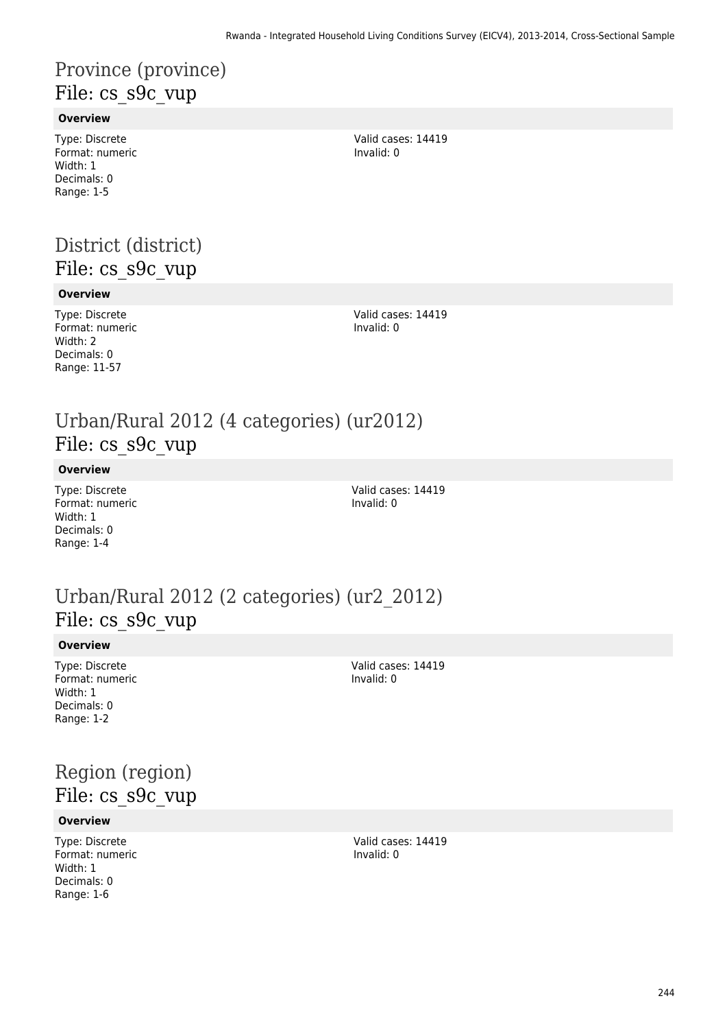# Province (province)
## File: cs_s9c_vup

**Overview**

Type: Discrete
Format: numeric
Width: 1
Decimals: 0
Range: 1-5

Valid cases: 14419
Invalid: 0

# District (district)
## File: cs_s9c_vup

**Overview**

Type: Discrete
Format: numeric
Width: 2
Decimals: 0
Range: 11-57

Valid cases: 14419
Invalid: 0

# Urban/Rural 2012 (4 categories) (ur2012)
## File: cs_s9c_vup

**Overview**

Type: Discrete
Format: numeric
Width: 1
Decimals: 0
Range: 1-4

Valid cases: 14419
Invalid: 0

# Urban/Rural 2012 (2 categories) (ur2_2012)
## File: cs_s9c_vup

**Overview**

Type: Discrete
Format: numeric
Width: 1
Decimals: 0
Range: 1-2

Valid cases: 14419
Invalid: 0

# Region (region)
## File: cs_s9c_vup

**Overview**

Type: Discrete
Format: numeric
Width: 1
Decimals: 0
Range: 1-6

Valid cases: 14419
Invalid: 0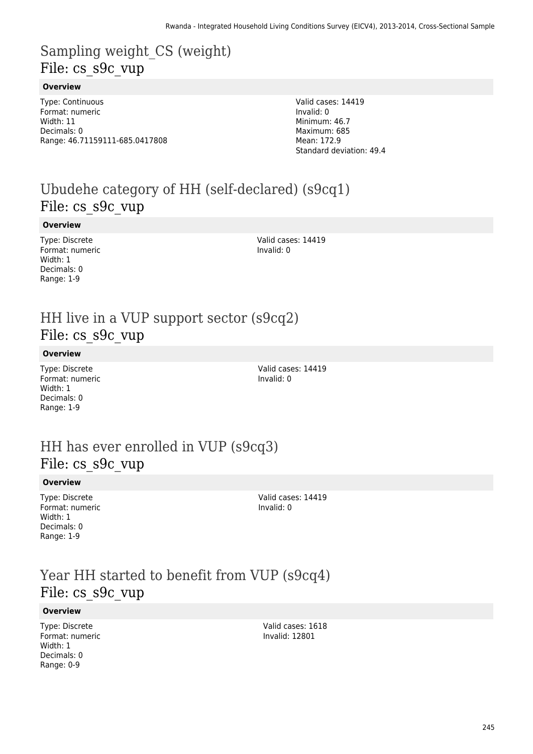# Sampling weight_CS (weight)
File: cs_s9c_vup

**Overview**

Type: Continuous
Format: numeric
Width: 11
Decimals: 0
Range: 46.71159111-685.0417808

Valid cases: 14419
Invalid: 0
Minimum: 46.7
Maximum: 685
Mean: 172.9
Standard deviation: 49.4

# Ubudehe category of HH (self-declared) (s9cq1)
File: cs_s9c_vup

**Overview**

Type: Discrete
Format: numeric
Width: 1
Decimals: 0
Range: 1-9

Valid cases: 14419
Invalid: 0

# HH live in a VUP support sector (s9cq2)
File: cs_s9c_vup

**Overview**

Type: Discrete
Format: numeric
Width: 1
Decimals: 0
Range: 1-9

Valid cases: 14419
Invalid: 0

# HH has ever enrolled in VUP (s9cq3)
File: cs_s9c_vup

**Overview**

Type: Discrete
Format: numeric
Width: 1
Decimals: 0
Range: 1-9

Valid cases: 14419
Invalid: 0

# Year HH started to benefit from VUP (s9cq4)
File: cs_s9c_vup

**Overview**

Type: Discrete
Format: numeric
Width: 1
Decimals: 0
Range: 0-9

Valid cases: 1618
Invalid: 12801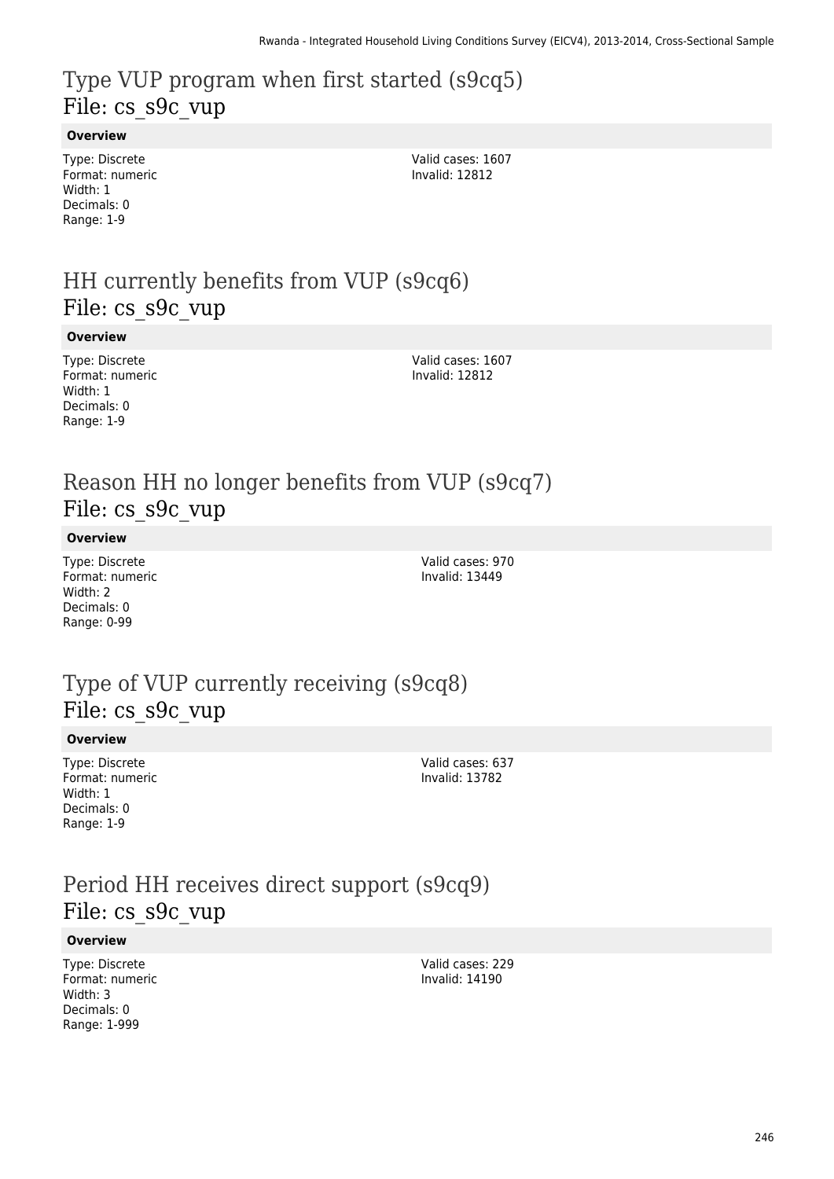# Type VUP program when first started (s9cq5)
File: cs_s9c_vup

**Overview**

Type: Discrete
Format: numeric
Width: 1
Decimals: 0
Range: 1-9

Valid cases: 1607
Invalid: 12812

# HH currently benefits from VUP (s9cq6)
File: cs_s9c_vup

**Overview**

Type: Discrete
Format: numeric
Width: 1
Decimals: 0
Range: 1-9

Valid cases: 1607
Invalid: 12812

# Reason HH no longer benefits from VUP (s9cq7)
File: cs_s9c_vup

**Overview**

Type: Discrete
Format: numeric
Width: 2
Decimals: 0
Range: 0-99

Valid cases: 970
Invalid: 13449

# Type of VUP currently receiving (s9cq8)
File: cs_s9c_vup

**Overview**

Type: Discrete
Format: numeric
Width: 1
Decimals: 0
Range: 1-9

Valid cases: 637
Invalid: 13782

# Period HH receives direct support (s9cq9)
File: cs_s9c_vup

**Overview**

Type: Discrete
Format: numeric
Width: 3
Decimals: 0
Range: 1-999

Valid cases: 229
Invalid: 14190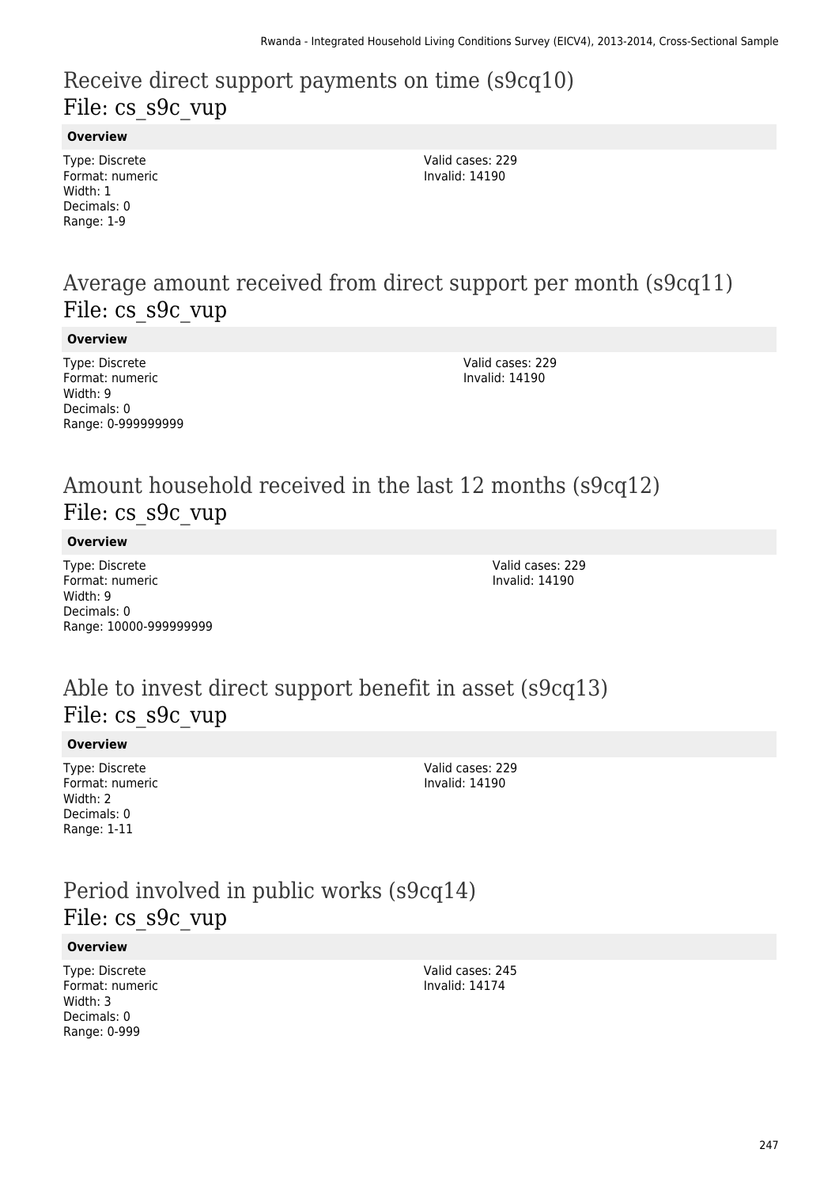## Receive direct support payments on time (s9cq10)
File: cs_s9c_vup

**Overview**

Type: Discrete
Format: numeric
Width: 1
Decimals: 0
Range: 1-9

Valid cases: 229
Invalid: 14190

## Average amount received from direct support per month (s9cq11)
File: cs_s9c_vup

**Overview**

Type: Discrete
Format: numeric
Width: 9
Decimals: 0
Range: 0-999999999

Valid cases: 229
Invalid: 14190

## Amount household received in the last 12 months (s9cq12)
File: cs_s9c_vup

**Overview**

Type: Discrete
Format: numeric
Width: 9
Decimals: 0
Range: 10000-999999999

Valid cases: 229
Invalid: 14190

## Able to invest direct support benefit in asset (s9cq13)
File: cs_s9c_vup

**Overview**

Type: Discrete
Format: numeric
Width: 2
Decimals: 0
Range: 1-11

Valid cases: 229
Invalid: 14190

## Period involved in public works (s9cq14)
File: cs_s9c_vup

**Overview**

Type: Discrete
Format: numeric
Width: 3
Decimals: 0
Range: 0-999

Valid cases: 245
Invalid: 14174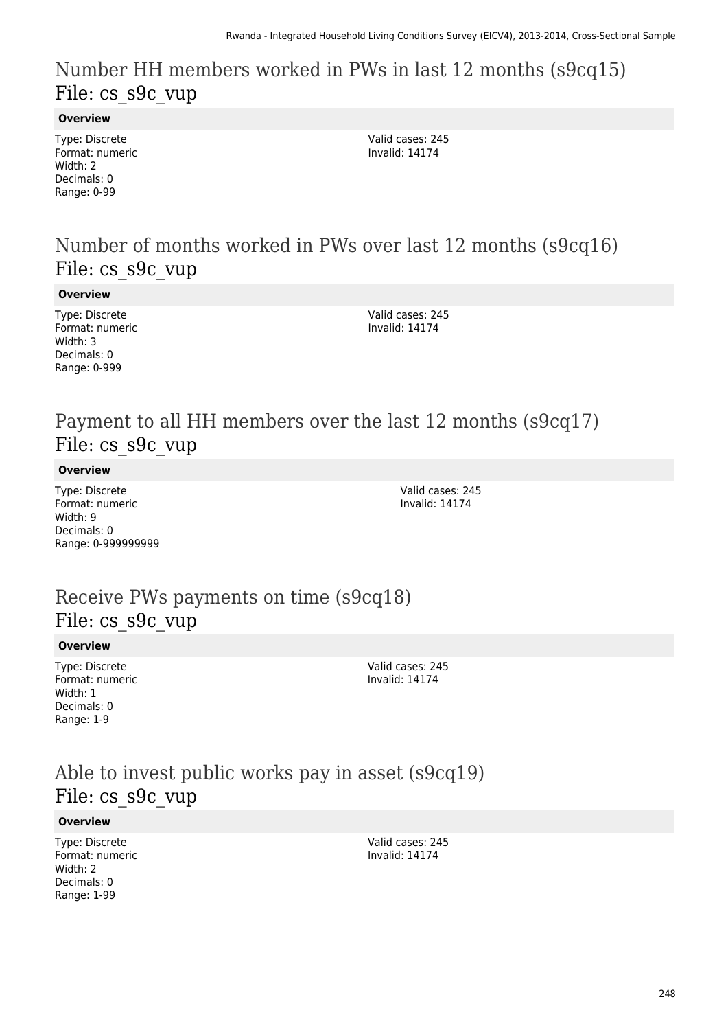# Number HH members worked in PWs in last 12 months (s9cq15)
File: cs_s9c_vup

**Overview**

Type: Discrete
Format: numeric
Width: 2
Decimals: 0
Range: 0-99

Valid cases: 245
Invalid: 14174

# Number of months worked in PWs over last 12 months (s9cq16)
File: cs_s9c_vup

**Overview**

Type: Discrete
Format: numeric
Width: 3
Decimals: 0
Range: 0-999

Valid cases: 245
Invalid: 14174

# Payment to all HH members over the last 12 months (s9cq17)
File: cs_s9c_vup

**Overview**

Type: Discrete
Format: numeric
Width: 9
Decimals: 0
Range: 0-999999999

Valid cases: 245
Invalid: 14174

# Receive PWs payments on time (s9cq18)
File: cs_s9c_vup

**Overview**

Type: Discrete
Format: numeric
Width: 1
Decimals: 0
Range: 1-9

Valid cases: 245
Invalid: 14174

# Able to invest public works pay in asset (s9cq19)
File: cs_s9c_vup

**Overview**

Type: Discrete
Format: numeric
Width: 2
Decimals: 0
Range: 1-99

Valid cases: 245
Invalid: 14174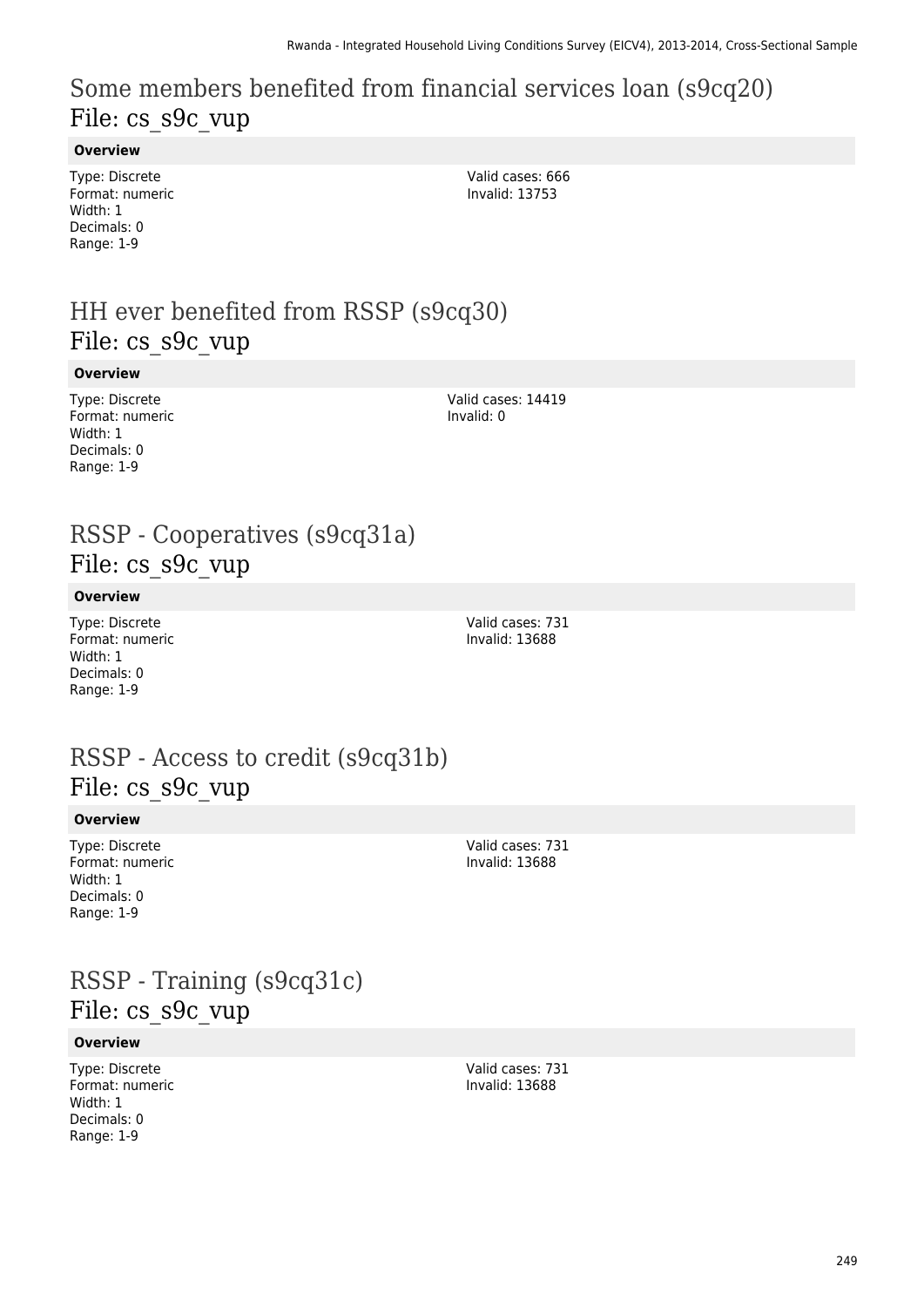# Some members benefited from financial services loan (s9cq20)
File: cs_s9c_vup

**Overview**

Type: Discrete
Format: numeric
Width: 1
Decimals: 0
Range: 1-9

Valid cases: 666
Invalid: 13753

# HH ever benefited from RSSP (s9cq30)
File: cs_s9c_vup

**Overview**

Type: Discrete
Format: numeric
Width: 1
Decimals: 0
Range: 1-9

Valid cases: 14419
Invalid: 0

# RSSP - Cooperatives (s9cq31a)
File: cs_s9c_vup

**Overview**

Type: Discrete
Format: numeric
Width: 1
Decimals: 0
Range: 1-9

Valid cases: 731
Invalid: 13688

# RSSP - Access to credit (s9cq31b)
File: cs_s9c_vup

**Overview**

Type: Discrete
Format: numeric
Width: 1
Decimals: 0
Range: 1-9

Valid cases: 731
Invalid: 13688

# RSSP - Training (s9cq31c)
File: cs_s9c_vup

**Overview**

Type: Discrete
Format: numeric
Width: 1
Decimals: 0
Range: 1-9

Valid cases: 731
Invalid: 13688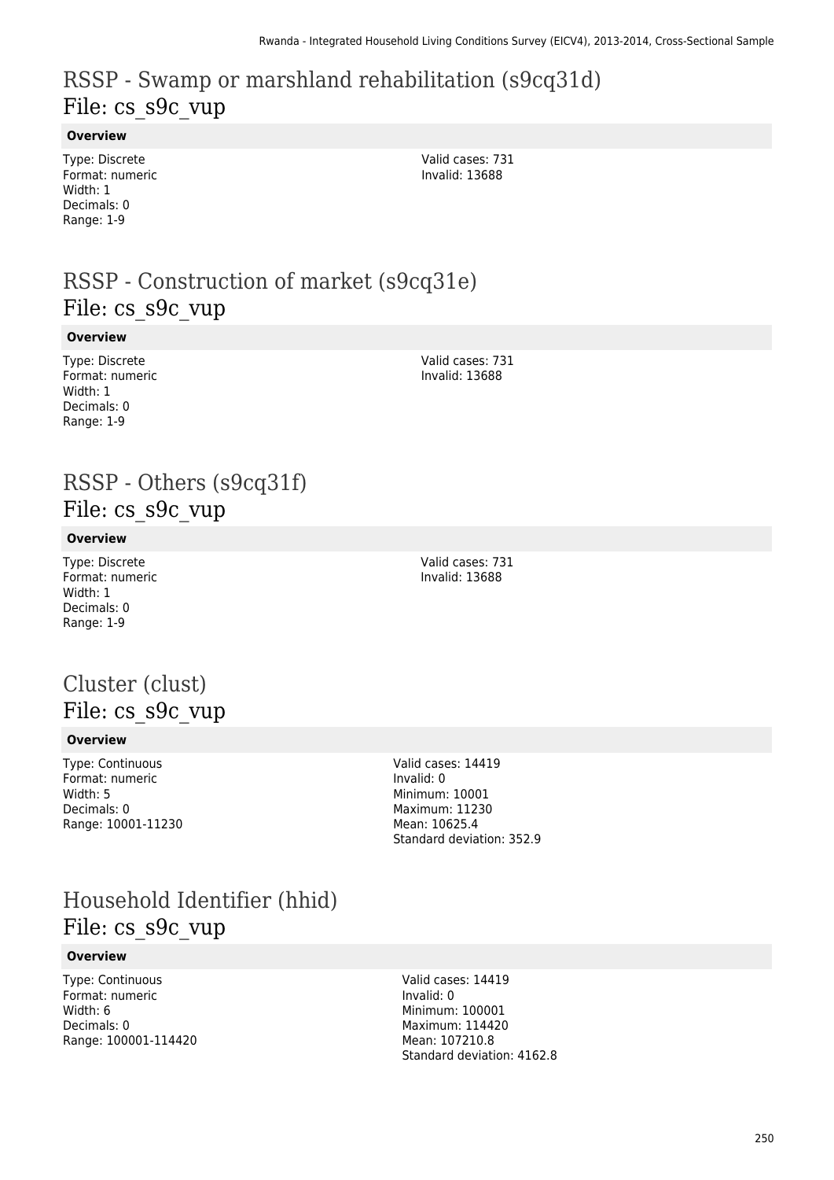# RSSP - Swamp or marshland rehabilitation (s9cq31d)
## File: cs_s9c_vup

**Overview**

Type: Discrete
Format: numeric
Width: 1
Decimals: 0
Range: 1-9

Valid cases: 731
Invalid: 13688

# RSSP - Construction of market (s9cq31e)
## File: cs_s9c_vup

**Overview**

Type: Discrete
Format: numeric
Width: 1
Decimals: 0
Range: 1-9

Valid cases: 731
Invalid: 13688

# RSSP - Others (s9cq31f)
## File: cs_s9c_vup

**Overview**

Type: Discrete
Format: numeric
Width: 1
Decimals: 0
Range: 1-9

Valid cases: 731
Invalid: 13688

# Cluster (clust)
## File: cs_s9c_vup

**Overview**

Type: Continuous
Format: numeric
Width: 5
Decimals: 0
Range: 10001-11230

Valid cases: 14419
Invalid: 0
Minimum: 10001
Maximum: 11230
Mean: 10625.4
Standard deviation: 352.9

# Household Identifier (hhid)
## File: cs_s9c_vup

**Overview**

Type: Continuous
Format: numeric
Width: 6
Decimals: 0
Range: 100001-114420

Valid cases: 14419
Invalid: 0
Minimum: 100001
Maximum: 114420
Mean: 107210.8
Standard deviation: 4162.8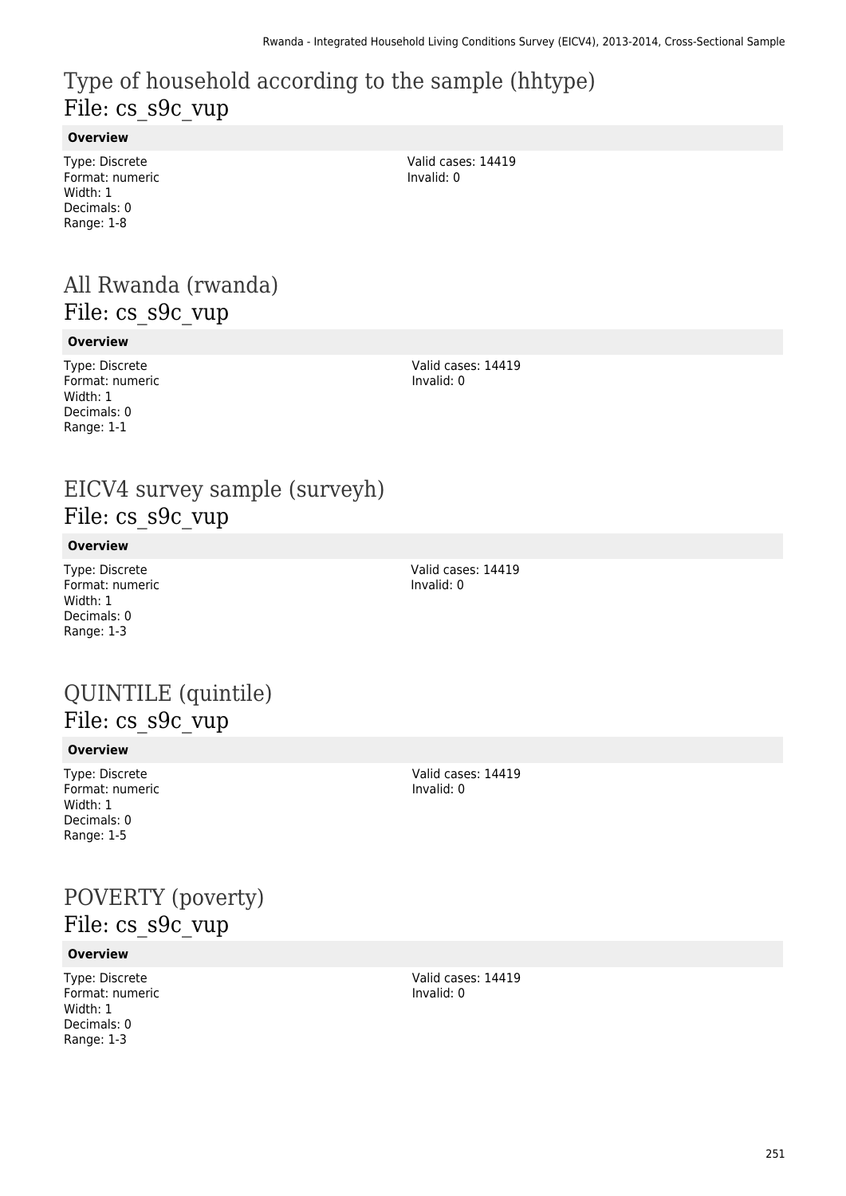# Type of household according to the sample (hhtype)
File: cs_s9c_vup

**Overview**

Type: Discrete
Format: numeric
Width: 1
Decimals: 0
Range: 1-8

Valid cases: 14419
Invalid: 0

# All Rwanda (rwanda)
File: cs_s9c_vup

**Overview**

Type: Discrete
Format: numeric
Width: 1
Decimals: 0
Range: 1-1

Valid cases: 14419
Invalid: 0

# EICV4 survey sample (surveyh)
File: cs_s9c_vup

**Overview**

Type: Discrete
Format: numeric
Width: 1
Decimals: 0
Range: 1-3

Valid cases: 14419
Invalid: 0

# QUINTILE (quintile)
File: cs_s9c_vup

**Overview**

Type: Discrete
Format: numeric
Width: 1
Decimals: 0
Range: 1-5

Valid cases: 14419
Invalid: 0

# POVERTY (poverty)
File: cs_s9c_vup

**Overview**

Type: Discrete
Format: numeric
Width: 1
Decimals: 0
Range: 1-3

Valid cases: 14419
Invalid: 0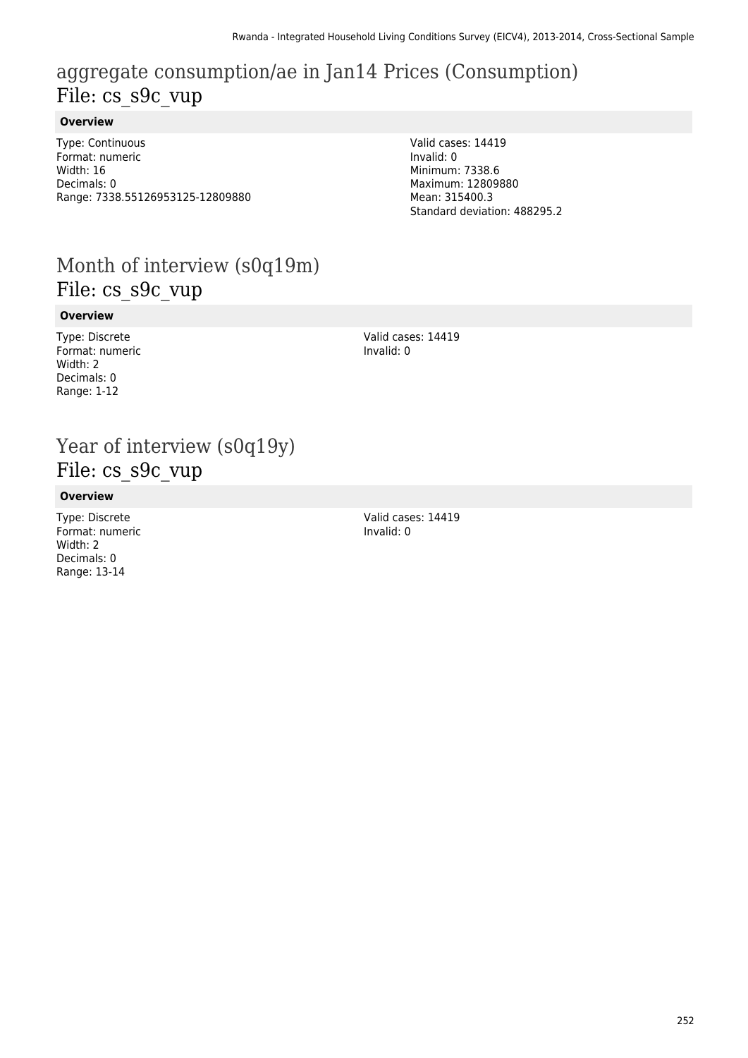# aggregate consumption/ae in Jan14 Prices (Consumption)

## File: cs_s9c_vup

**Overview**

Type: Continuous
Format: numeric
Width: 16
Decimals: 0
Range: 7338.55126953125-12809880

Valid cases: 14419
Invalid: 0
Minimum: 7338.6
Maximum: 12809880
Mean: 315400.3
Standard deviation: 488295.2

# Month of interview (s0q19m)

## File: cs_s9c_vup

**Overview**

Type: Discrete
Format: numeric
Width: 2
Decimals: 0
Range: 1-12

Valid cases: 14419
Invalid: 0

# Year of interview (s0q19y)

## File: cs_s9c_vup

**Overview**

Type: Discrete
Format: numeric
Width: 2
Decimals: 0
Range: 13-14

Valid cases: 14419
Invalid: 0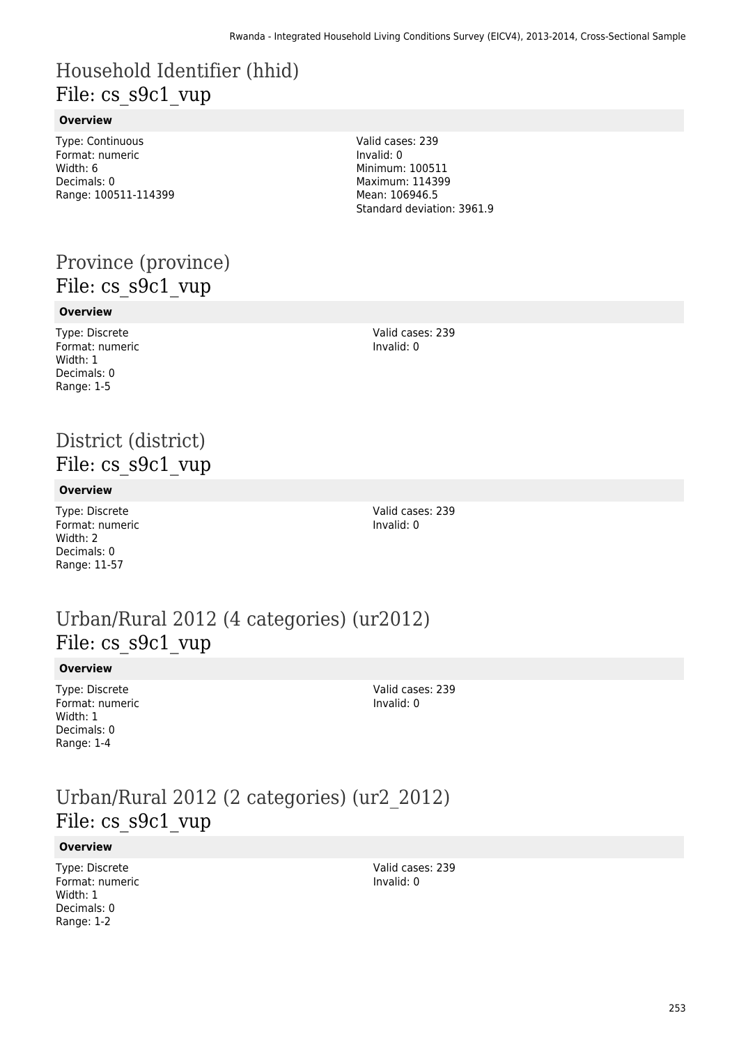# Household Identifier (hhid)
## File: cs_s9c1_vup

**Overview**

Type: Continuous
Format: numeric
Width: 6
Decimals: 0
Range: 100511-114399

Valid cases: 239
Invalid: 0
Minimum: 100511
Maximum: 114399
Mean: 106946.5
Standard deviation: 3961.9

# Province (province)
## File: cs_s9c1_vup

**Overview**

Type: Discrete
Format: numeric
Width: 1
Decimals: 0
Range: 1-5

Valid cases: 239
Invalid: 0

# District (district)
## File: cs_s9c1_vup

**Overview**

Type: Discrete
Format: numeric
Width: 2
Decimals: 0
Range: 11-57

Valid cases: 239
Invalid: 0

# Urban/Rural 2012 (4 categories) (ur2012)
## File: cs_s9c1_vup

**Overview**

Type: Discrete
Format: numeric
Width: 1
Decimals: 0
Range: 1-4

Valid cases: 239
Invalid: 0

# Urban/Rural 2012 (2 categories) (ur2_2012)
## File: cs_s9c1_vup

**Overview**

Type: Discrete
Format: numeric
Width: 1
Decimals: 0
Range: 1-2

Valid cases: 239
Invalid: 0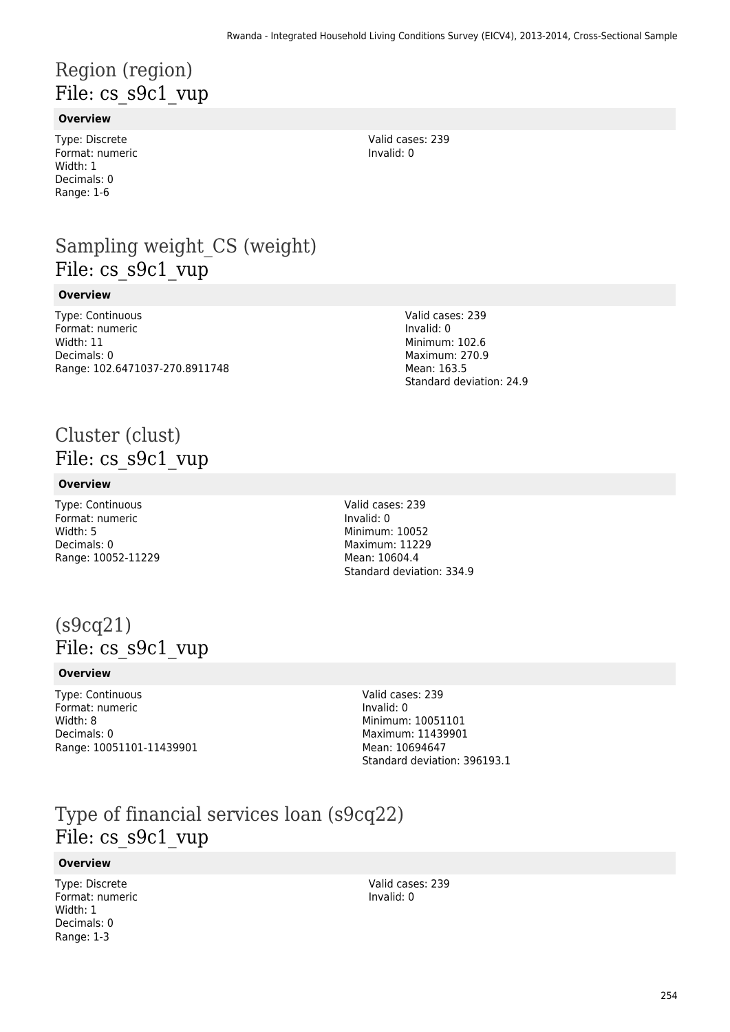# Region (region)
## File: cs_s9c1_vup

**Overview**

Type: Discrete
Format: numeric
Width: 1
Decimals: 0
Range: 1-6

Valid cases: 239
Invalid: 0

# Sampling weight_CS (weight)
## File: cs_s9c1_vup

**Overview**

Type: Continuous
Format: numeric
Width: 11
Decimals: 0
Range: 102.6471037-270.8911748

Valid cases: 239
Invalid: 0
Minimum: 102.6
Maximum: 270.9
Mean: 163.5
Standard deviation: 24.9

# Cluster (clust)
## File: cs_s9c1_vup

**Overview**

Type: Continuous
Format: numeric
Width: 5
Decimals: 0
Range: 10052-11229

Valid cases: 239
Invalid: 0
Minimum: 10052
Maximum: 11229
Mean: 10604.4
Standard deviation: 334.9

# (s9cq21)
## File: cs_s9c1_vup

**Overview**

Type: Continuous
Format: numeric
Width: 8
Decimals: 0
Range: 10051101-11439901

Valid cases: 239
Invalid: 0
Minimum: 10051101
Maximum: 11439901
Mean: 10694647
Standard deviation: 396193.1

# Type of financial services loan (s9cq22)
## File: cs_s9c1_vup

**Overview**

Type: Discrete
Format: numeric
Width: 1
Decimals: 0
Range: 1-3

Valid cases: 239
Invalid: 0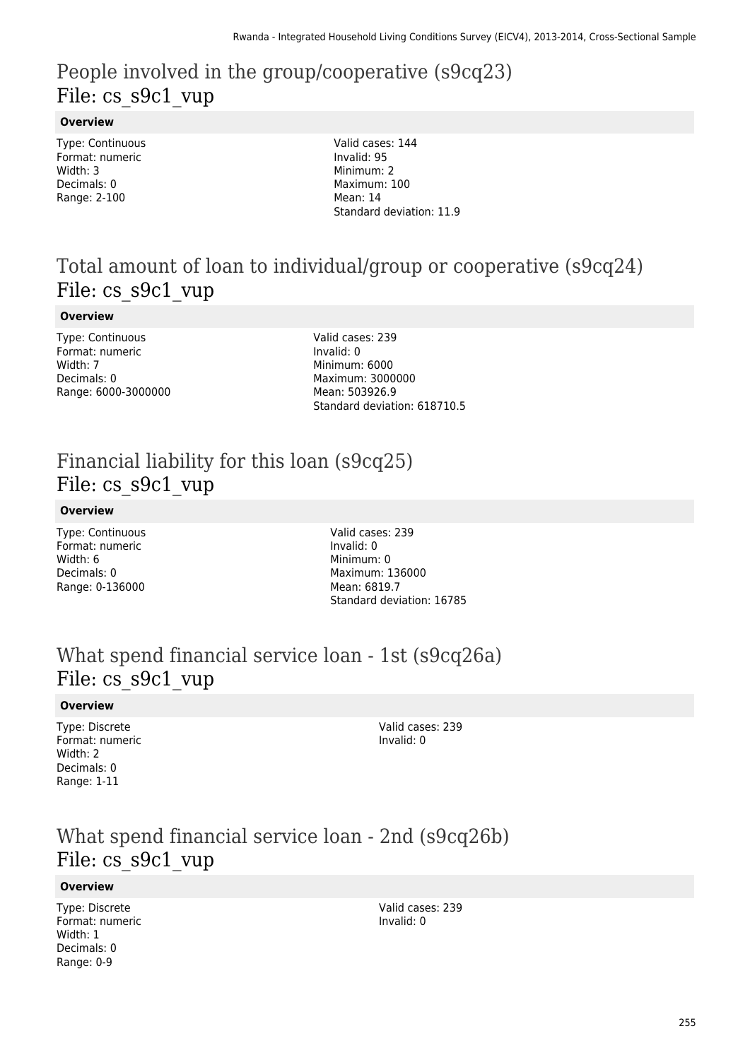## People involved in the group/cooperative (s9cq23)
## File: cs_s9c1_vup

**Overview**

Type: Continuous
Format: numeric
Width: 3
Decimals: 0
Range: 2-100

Valid cases: 144
Invalid: 95
Minimum: 2
Maximum: 100
Mean: 14
Standard deviation: 11.9

## Total amount of loan to individual/group or cooperative (s9cq24)
## File: cs_s9c1_vup

**Overview**

Type: Continuous
Format: numeric
Width: 7
Decimals: 0
Range: 6000-3000000

Valid cases: 239
Invalid: 0
Minimum: 6000
Maximum: 3000000
Mean: 503926.9
Standard deviation: 618710.5

## Financial liability for this loan (s9cq25)
## File: cs_s9c1_vup

**Overview**

Type: Continuous
Format: numeric
Width: 6
Decimals: 0
Range: 0-136000

Valid cases: 239
Invalid: 0
Minimum: 0
Maximum: 136000
Mean: 6819.7
Standard deviation: 16785

## What spend financial service loan - 1st (s9cq26a)
## File: cs_s9c1_vup

**Overview**

Type: Discrete
Format: numeric
Width: 2
Decimals: 0
Range: 1-11

Valid cases: 239
Invalid: 0

## What spend financial service loan - 2nd (s9cq26b)
## File: cs_s9c1_vup

**Overview**

Type: Discrete
Format: numeric
Width: 1
Decimals: 0
Range: 0-9

Valid cases: 239
Invalid: 0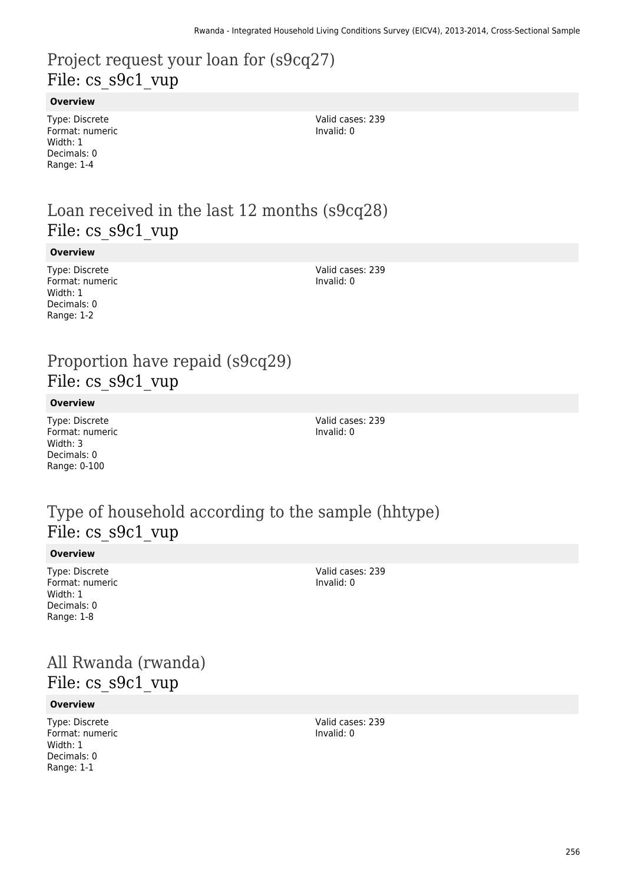# Project request your loan for (s9cq27)
File: cs_s9c1_vup

**Overview**

Type: Discrete
Format: numeric
Width: 1
Decimals: 0
Range: 1-4

Valid cases: 239
Invalid: 0

# Loan received in the last 12 months (s9cq28)
File: cs_s9c1_vup

**Overview**

Type: Discrete
Format: numeric
Width: 1
Decimals: 0
Range: 1-2

Valid cases: 239
Invalid: 0

# Proportion have repaid (s9cq29)
File: cs_s9c1_vup

**Overview**

Type: Discrete
Format: numeric
Width: 3
Decimals: 0
Range: 0-100

Valid cases: 239
Invalid: 0

# Type of household according to the sample (hhtype)
File: cs_s9c1_vup

**Overview**

Type: Discrete
Format: numeric
Width: 1
Decimals: 0
Range: 1-8

Valid cases: 239
Invalid: 0

# All Rwanda (rwanda)
File: cs_s9c1_vup

**Overview**

Type: Discrete
Format: numeric
Width: 1
Decimals: 0
Range: 1-1

Valid cases: 239
Invalid: 0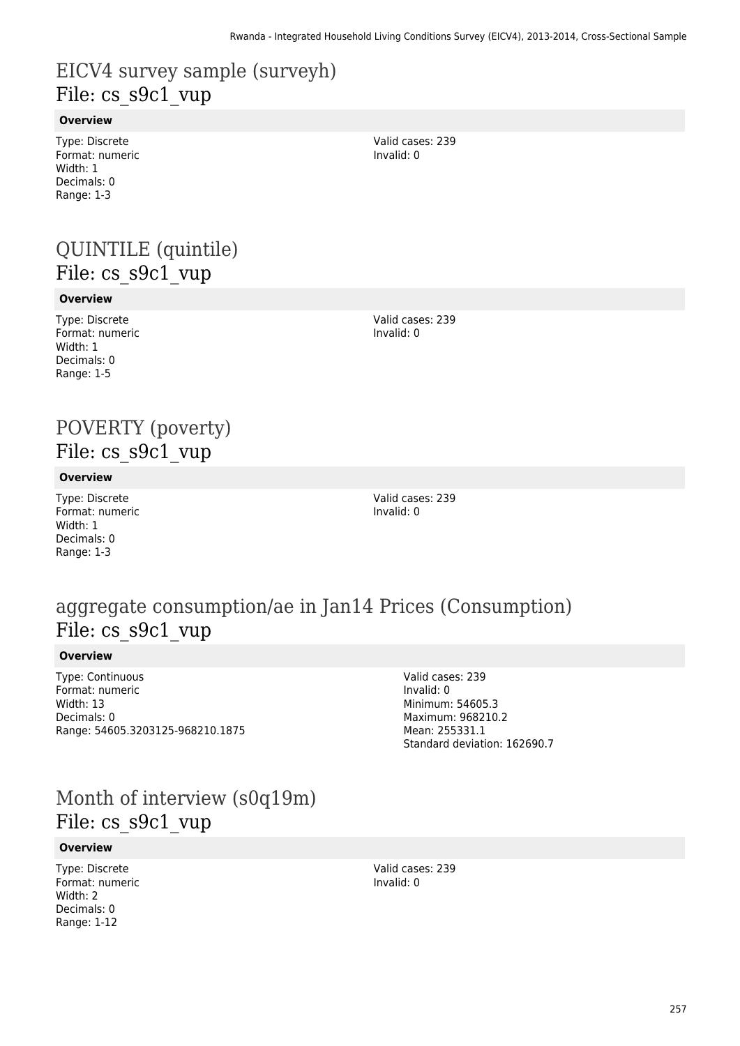## EICV4 survey sample (surveyh)
File: cs_s9c1_vup

**Overview**

Type: Discrete
Format: numeric
Width: 1
Decimals: 0
Range: 1-3

Valid cases: 239
Invalid: 0

## QUINTILE (quintile)
File: cs_s9c1_vup

**Overview**

Type: Discrete
Format: numeric
Width: 1
Decimals: 0
Range: 1-5

Valid cases: 239
Invalid: 0

## POVERTY (poverty)
File: cs_s9c1_vup

**Overview**

Type: Discrete
Format: numeric
Width: 1
Decimals: 0
Range: 1-3

Valid cases: 239
Invalid: 0

## aggregate consumption/ae in Jan14 Prices (Consumption)
File: cs_s9c1_vup

**Overview**

Type: Continuous
Format: numeric
Width: 13
Decimals: 0
Range: 54605.3203125-968210.1875

Valid cases: 239
Invalid: 0
Minimum: 54605.3
Maximum: 968210.2
Mean: 255331.1
Standard deviation: 162690.7

## Month of interview (s0q19m)
File: cs_s9c1_vup

**Overview**

Type: Discrete
Format: numeric
Width: 2
Decimals: 0
Range: 1-12

Valid cases: 239
Invalid: 0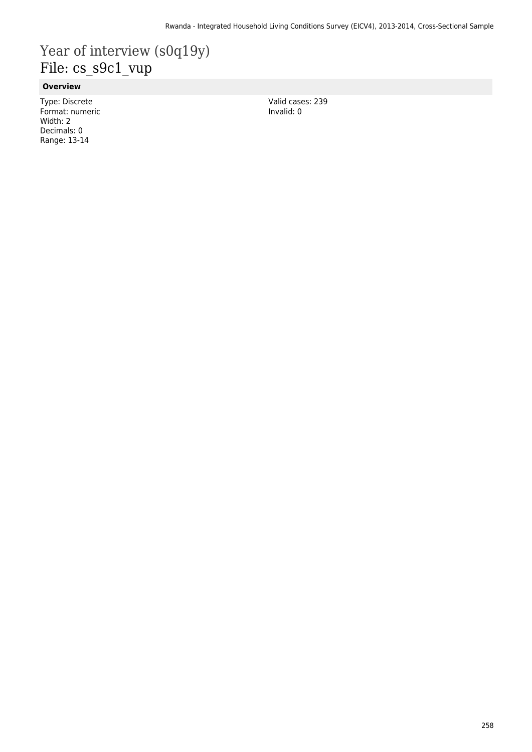# Year of interview (s0q19y)
## File: cs_s9c1_vup

### Overview

Type: Discrete
Format: numeric
Width: 2
Decimals: 0
Range: 13-14

Valid cases: 239
Invalid: 0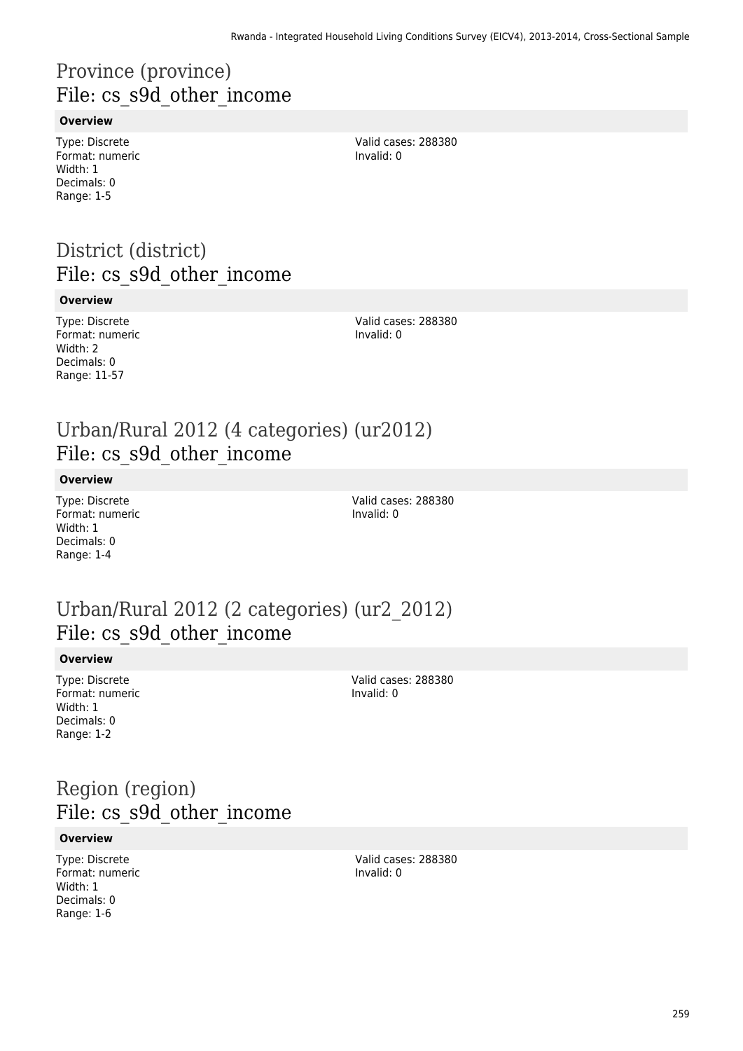# Province (province)
## File: cs_s9d_other_income

**Overview**

Type: Discrete
Format: numeric
Width: 1
Decimals: 0
Range: 1-5

Valid cases: 288380
Invalid: 0

# District (district)
## File: cs_s9d_other_income

**Overview**

Type: Discrete
Format: numeric
Width: 2
Decimals: 0
Range: 11-57

Valid cases: 288380
Invalid: 0

# Urban/Rural 2012 (4 categories) (ur2012)
## File: cs_s9d_other_income

**Overview**

Type: Discrete
Format: numeric
Width: 1
Decimals: 0
Range: 1-4

Valid cases: 288380
Invalid: 0

# Urban/Rural 2012 (2 categories) (ur2_2012)
## File: cs_s9d_other_income

**Overview**

Type: Discrete
Format: numeric
Width: 1
Decimals: 0
Range: 1-2

Valid cases: 288380
Invalid: 0

# Region (region)
## File: cs_s9d_other_income

**Overview**

Type: Discrete
Format: numeric
Width: 1
Decimals: 0
Range: 1-6

Valid cases: 288380
Invalid: 0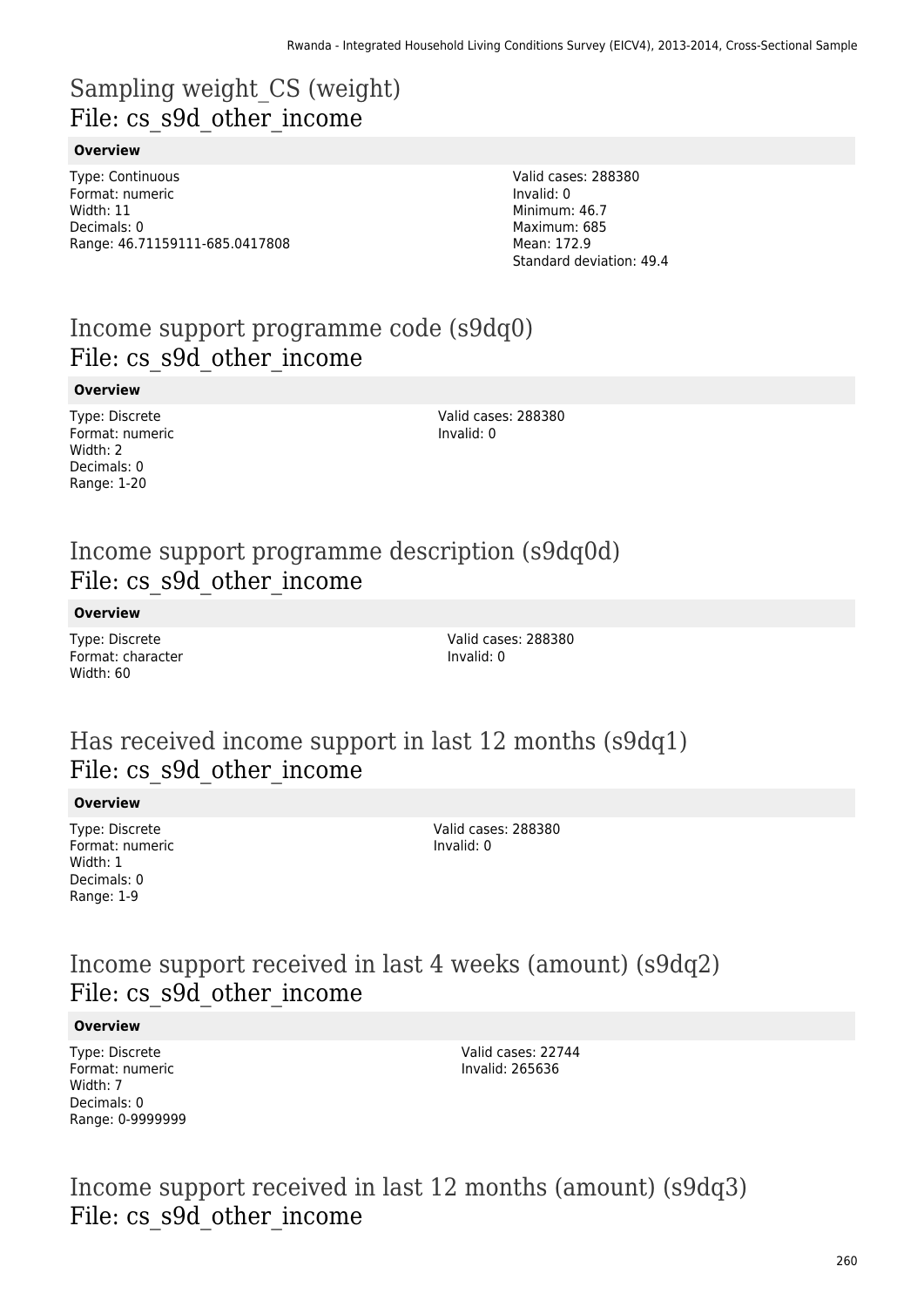# Sampling weight_CS (weight)
## File: cs_s9d_other_income

**Overview**

Type: Continuous
Format: numeric
Width: 11
Decimals: 0
Range: 46.71159111-685.0417808

Valid cases: 288380
Invalid: 0
Minimum: 46.7
Maximum: 685
Mean: 172.9
Standard deviation: 49.4

# Income support programme code (s9dq0)
## File: cs_s9d_other_income

**Overview**

Type: Discrete
Format: numeric
Width: 2
Decimals: 0
Range: 1-20

Valid cases: 288380
Invalid: 0

# Income support programme description (s9dq0d)
## File: cs_s9d_other_income

**Overview**

Type: Discrete
Format: character
Width: 60

Valid cases: 288380
Invalid: 0

# Has received income support in last 12 months (s9dq1)
## File: cs_s9d_other_income

**Overview**

Type: Discrete
Format: numeric
Width: 1
Decimals: 0
Range: 1-9

Valid cases: 288380
Invalid: 0

# Income support received in last 4 weeks (amount) (s9dq2)
## File: cs_s9d_other_income

**Overview**

Type: Discrete
Format: numeric
Width: 7
Decimals: 0
Range: 0-9999999

Valid cases: 22744
Invalid: 265636

# Income support received in last 12 months (amount) (s9dq3)
## File: cs_s9d_other_income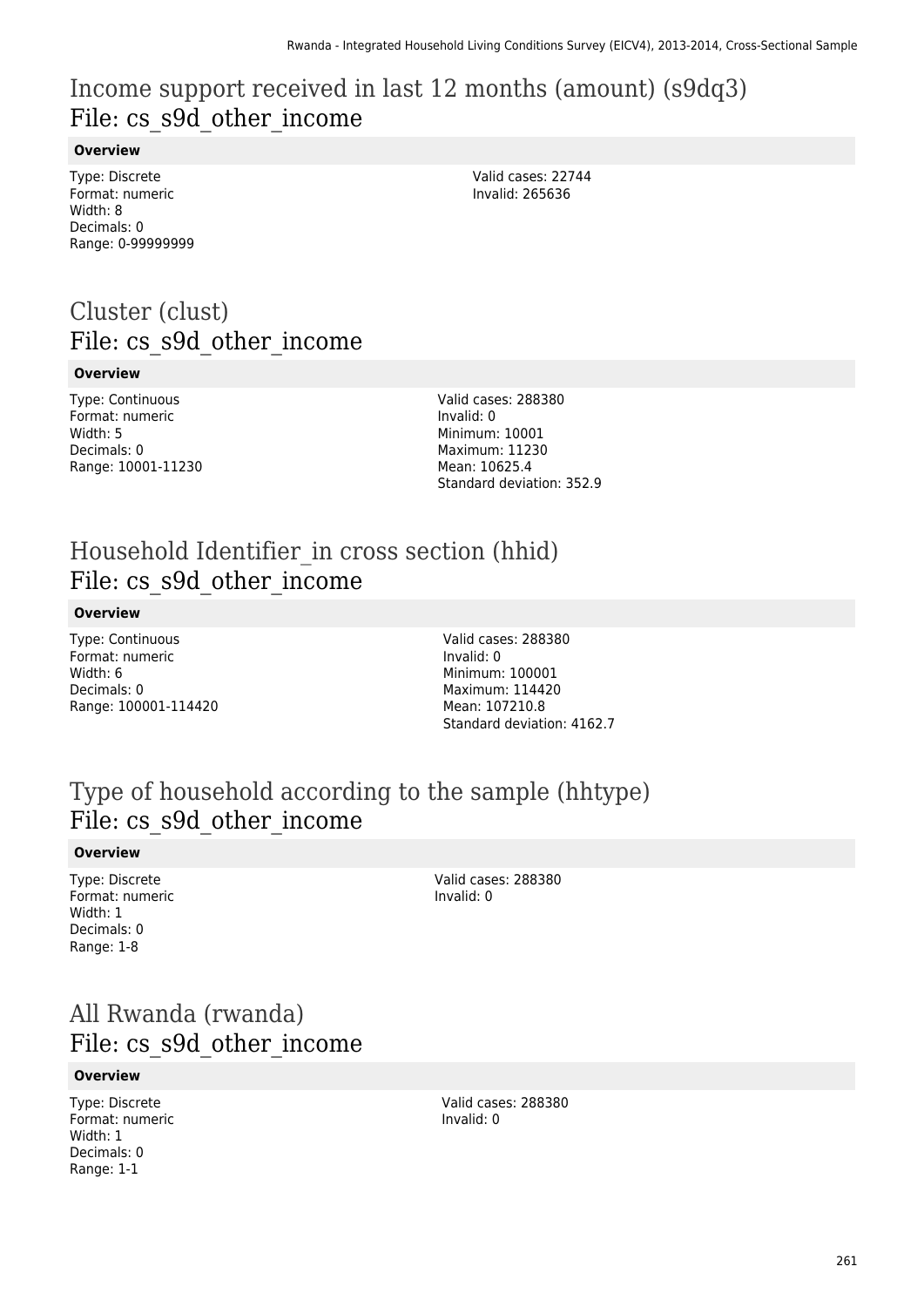## Income support received in last 12 months (amount) (s9dq3)
File: cs_s9d_other_income

**Overview**

Type: Discrete
Format: numeric
Width: 8
Decimals: 0
Range: 0-99999999

Valid cases: 22744
Invalid: 265636

## Cluster (clust)
File: cs_s9d_other_income

**Overview**

Type: Continuous
Format: numeric
Width: 5
Decimals: 0
Range: 10001-11230

Valid cases: 288380
Invalid: 0
Minimum: 10001
Maximum: 11230
Mean: 10625.4
Standard deviation: 352.9

## Household Identifier_in cross section (hhid)
File: cs_s9d_other_income

**Overview**

Type: Continuous
Format: numeric
Width: 6
Decimals: 0
Range: 100001-114420

Valid cases: 288380
Invalid: 0
Minimum: 100001
Maximum: 114420
Mean: 107210.8
Standard deviation: 4162.7

## Type of household according to the sample (hhtype)
File: cs_s9d_other_income

**Overview**

Type: Discrete
Format: numeric
Width: 1
Decimals: 0
Range: 1-8

Valid cases: 288380
Invalid: 0

## All Rwanda (rwanda)
File: cs_s9d_other_income

**Overview**

Type: Discrete
Format: numeric
Width: 1
Decimals: 0
Range: 1-1

Valid cases: 288380
Invalid: 0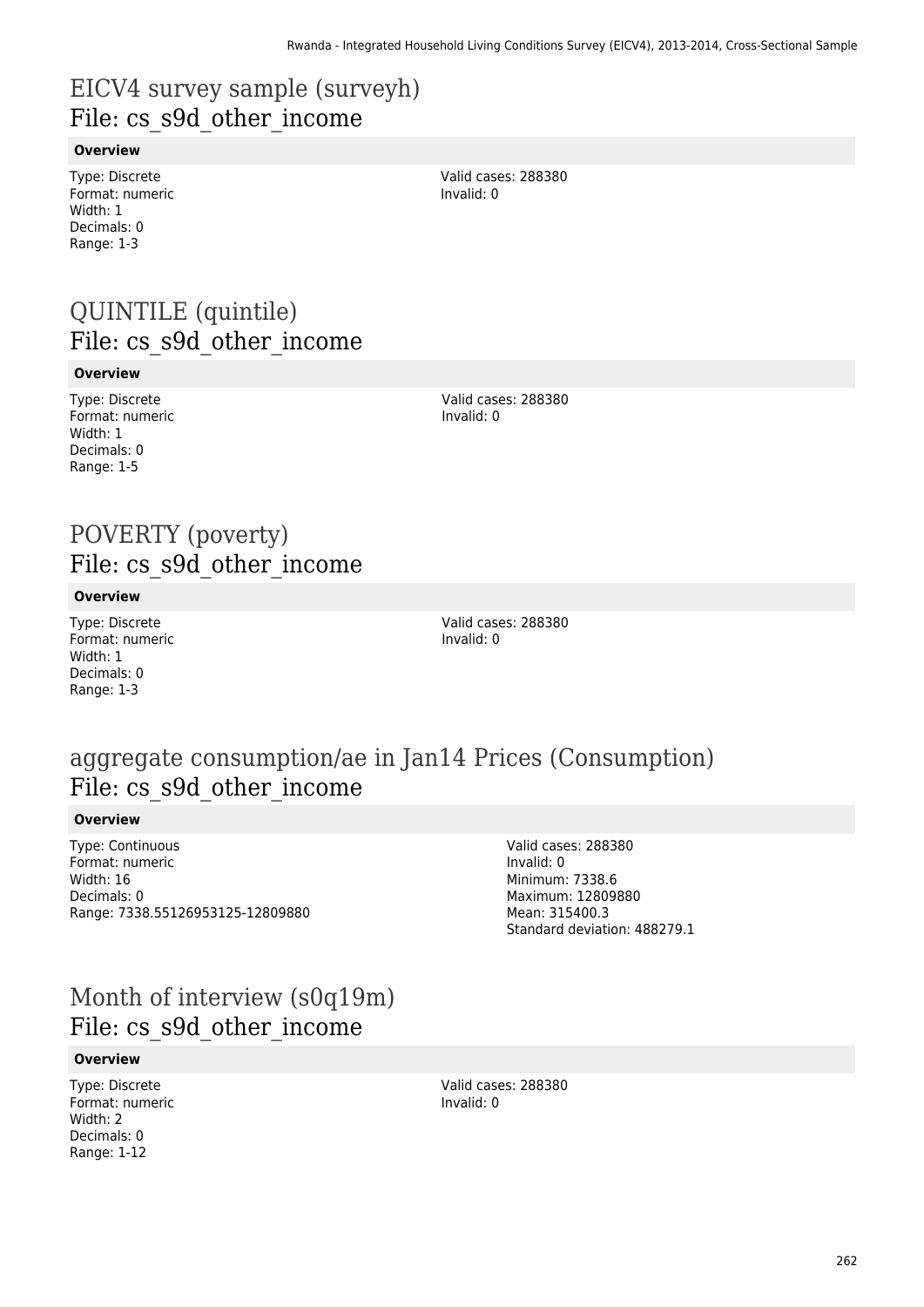# EICV4 survey sample (surveyh)
## File: cs_s9d_other_income

**Overview**

Type: Discrete
Format: numeric
Width: 1
Decimals: 0
Range: 1-3

Valid cases: 288380
Invalid: 0

# QUINTILE (quintile)
## File: cs_s9d_other_income

**Overview**

Type: Discrete
Format: numeric
Width: 1
Decimals: 0
Range: 1-5

Valid cases: 288380
Invalid: 0

# POVERTY (poverty)
## File: cs_s9d_other_income

**Overview**

Type: Discrete
Format: numeric
Width: 1
Decimals: 0
Range: 1-3

Valid cases: 288380
Invalid: 0

# aggregate consumption/ae in Jan14 Prices (Consumption)
## File: cs_s9d_other_income

**Overview**

Type: Continuous
Format: numeric
Width: 16
Decimals: 0
Range: 7338.55126953125-12809880

Valid cases: 288380
Invalid: 0
Minimum: 7338.6
Maximum: 12809880
Mean: 315400.3
Standard deviation: 488279.1

# Month of interview (s0q19m)
## File: cs_s9d_other_income

**Overview**

Type: Discrete
Format: numeric
Width: 2
Decimals: 0
Range: 1-12

Valid cases: 288380
Invalid: 0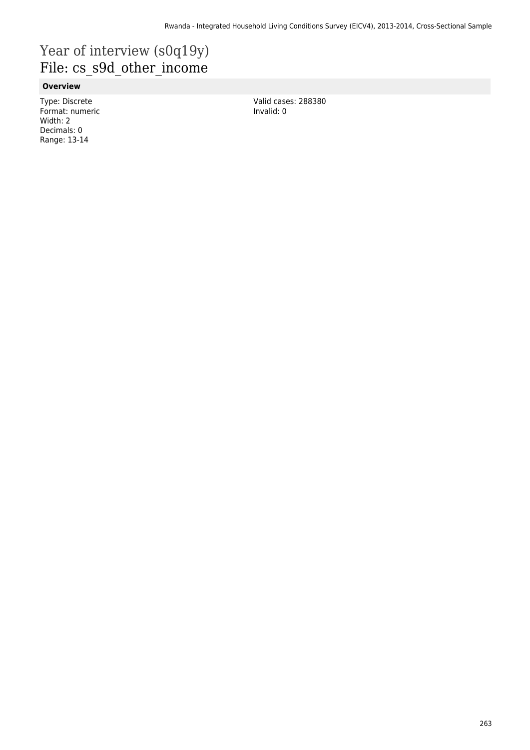# Year of interview (s0q19y)
## File: cs_s9d_other_income

### Overview

Type: Discrete
Format: numeric
Width: 2
Decimals: 0
Range: 13-14

Valid cases: 288380
Invalid: 0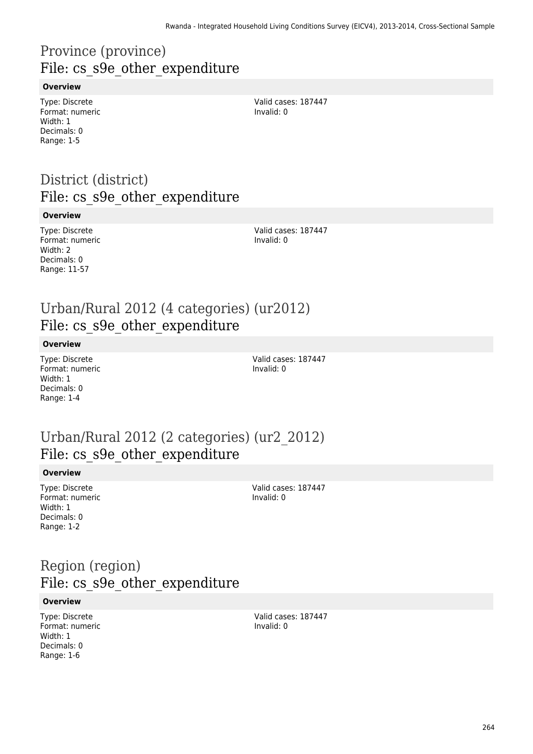# Province (province)
## File: cs_s9e_other_expenditure

**Overview**

Type: Discrete
Format: numeric
Width: 1
Decimals: 0
Range: 1-5

Valid cases: 187447
Invalid: 0

# District (district)
## File: cs_s9e_other_expenditure

**Overview**

Type: Discrete
Format: numeric
Width: 2
Decimals: 0
Range: 11-57

Valid cases: 187447
Invalid: 0

# Urban/Rural 2012 (4 categories) (ur2012)
## File: cs_s9e_other_expenditure

**Overview**

Type: Discrete
Format: numeric
Width: 1
Decimals: 0
Range: 1-4

Valid cases: 187447
Invalid: 0

# Urban/Rural 2012 (2 categories) (ur2_2012)
## File: cs_s9e_other_expenditure

**Overview**

Type: Discrete
Format: numeric
Width: 1
Decimals: 0
Range: 1-2

Valid cases: 187447
Invalid: 0

# Region (region)
## File: cs_s9e_other_expenditure

**Overview**

Type: Discrete
Format: numeric
Width: 1
Decimals: 0
Range: 1-6

Valid cases: 187447
Invalid: 0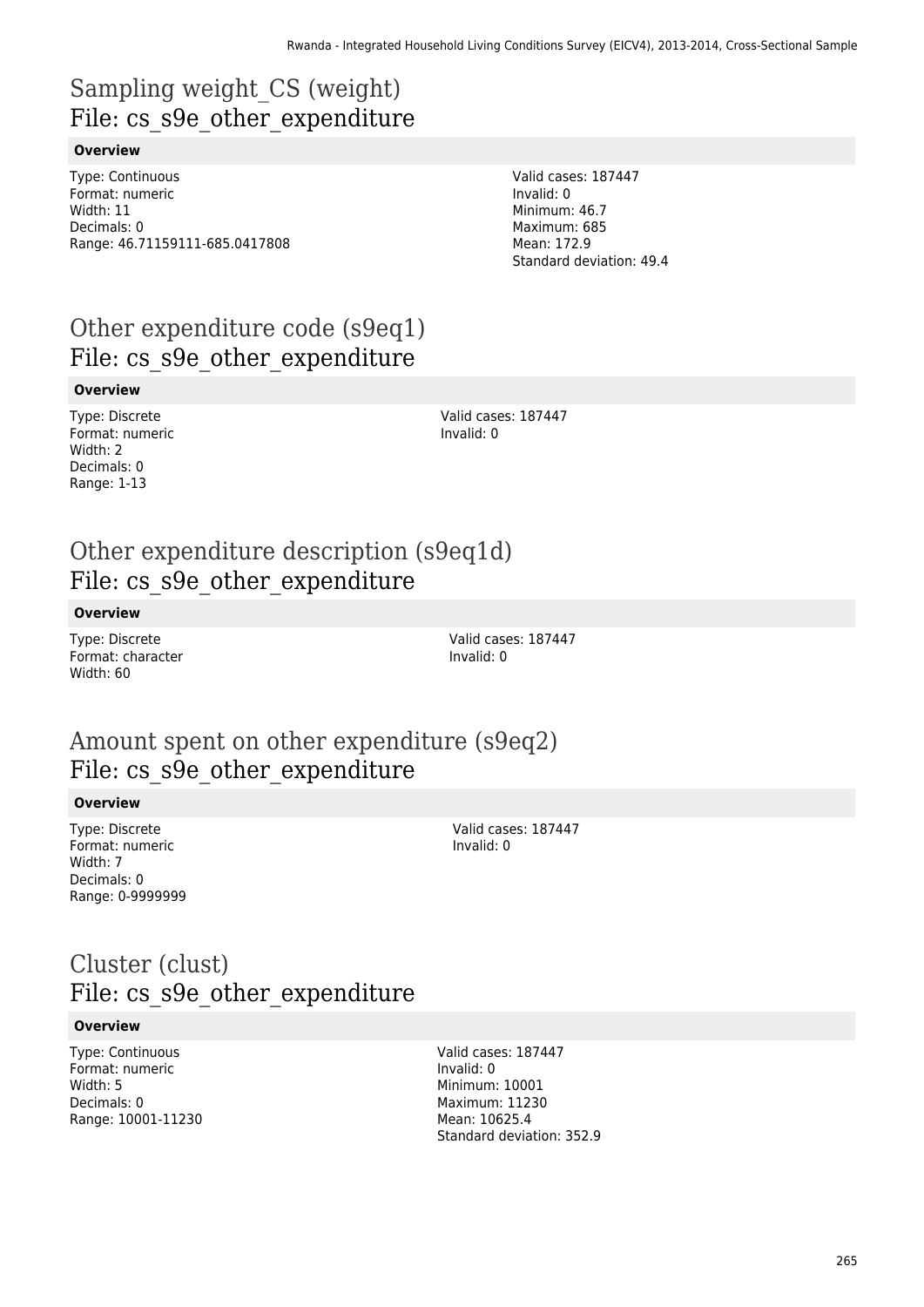# Sampling weight_CS (weight)
File: cs_s9e_other_expenditure

**Overview**

Type: Continuous
Format: numeric
Width: 11
Decimals: 0
Range: 46.71159111-685.0417808

Valid cases: 187447
Invalid: 0
Minimum: 46.7
Maximum: 685
Mean: 172.9
Standard deviation: 49.4

# Other expenditure code (s9eq1)
File: cs_s9e_other_expenditure

**Overview**

Type: Discrete
Format: numeric
Width: 2
Decimals: 0
Range: 1-13

Valid cases: 187447
Invalid: 0

# Other expenditure description (s9eq1d)
File: cs_s9e_other_expenditure

**Overview**

Type: Discrete
Format: character
Width: 60

Valid cases: 187447
Invalid: 0

# Amount spent on other expenditure (s9eq2)
File: cs_s9e_other_expenditure

**Overview**

Type: Discrete
Format: numeric
Width: 7
Decimals: 0
Range: 0-9999999

Valid cases: 187447
Invalid: 0

# Cluster (clust)
File: cs_s9e_other_expenditure

**Overview**

Type: Continuous
Format: numeric
Width: 5
Decimals: 0
Range: 10001-11230

Valid cases: 187447
Invalid: 0
Minimum: 10001
Maximum: 11230
Mean: 10625.4
Standard deviation: 352.9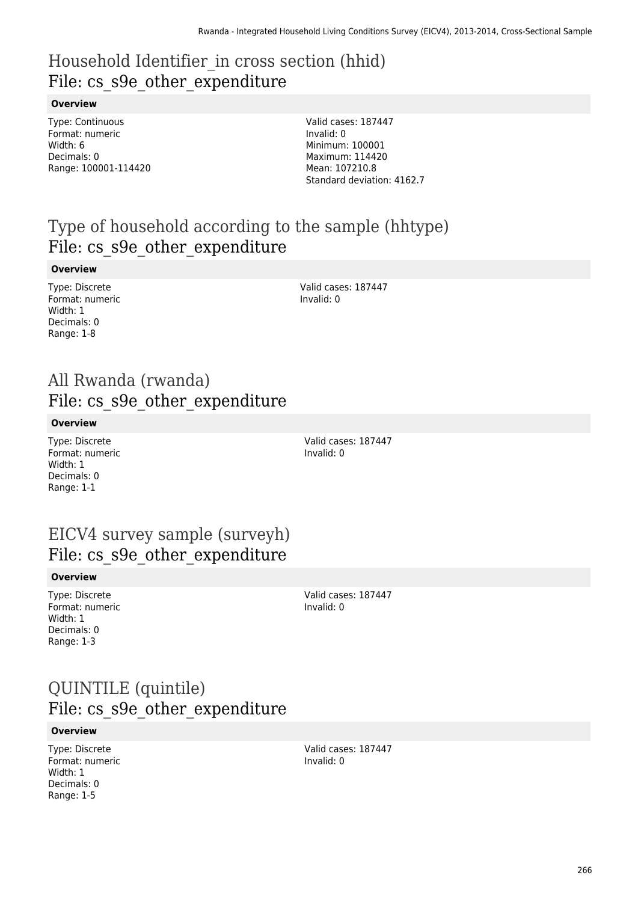## Household Identifier_in cross section (hhid)
## File: cs_s9e_other_expenditure

**Overview**

Type: Continuous
Format: numeric
Width: 6
Decimals: 0
Range: 100001-114420

Valid cases: 187447
Invalid: 0
Minimum: 100001
Maximum: 114420
Mean: 107210.8
Standard deviation: 4162.7

## Type of household according to the sample (hhtype)
## File: cs_s9e_other_expenditure

**Overview**

Type: Discrete
Format: numeric
Width: 1
Decimals: 0
Range: 1-8

Valid cases: 187447
Invalid: 0

## All Rwanda (rwanda)
## File: cs_s9e_other_expenditure

**Overview**

Type: Discrete
Format: numeric
Width: 1
Decimals: 0
Range: 1-1

Valid cases: 187447
Invalid: 0

## EICV4 survey sample (surveyh)
## File: cs_s9e_other_expenditure

**Overview**

Type: Discrete
Format: numeric
Width: 1
Decimals: 0
Range: 1-3

Valid cases: 187447
Invalid: 0

## QUINTILE (quintile)
## File: cs_s9e_other_expenditure

**Overview**

Type: Discrete
Format: numeric
Width: 1
Decimals: 0
Range: 1-5

Valid cases: 187447
Invalid: 0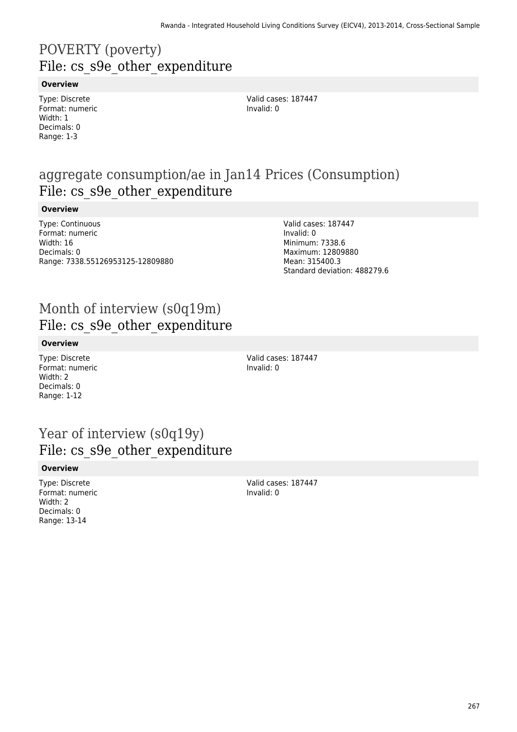# POVERTY (poverty)
## File: cs_s9e_other_expenditure

**Overview**

Type: Discrete
Format: numeric
Width: 1
Decimals: 0
Range: 1-3

Valid cases: 187447
Invalid: 0

# aggregate consumption/ae in Jan14 Prices (Consumption)
## File: cs_s9e_other_expenditure

**Overview**

Type: Continuous
Format: numeric
Width: 16
Decimals: 0
Range: 7338.55126953125-12809880

Valid cases: 187447
Invalid: 0
Minimum: 7338.6
Maximum: 12809880
Mean: 315400.3
Standard deviation: 488279.6

# Month of interview (s0q19m)
## File: cs_s9e_other_expenditure

**Overview**

Type: Discrete
Format: numeric
Width: 2
Decimals: 0
Range: 1-12

Valid cases: 187447
Invalid: 0

# Year of interview (s0q19y)
## File: cs_s9e_other_expenditure

**Overview**

Type: Discrete
Format: numeric
Width: 2
Decimals: 0
Range: 13-14

Valid cases: 187447
Invalid: 0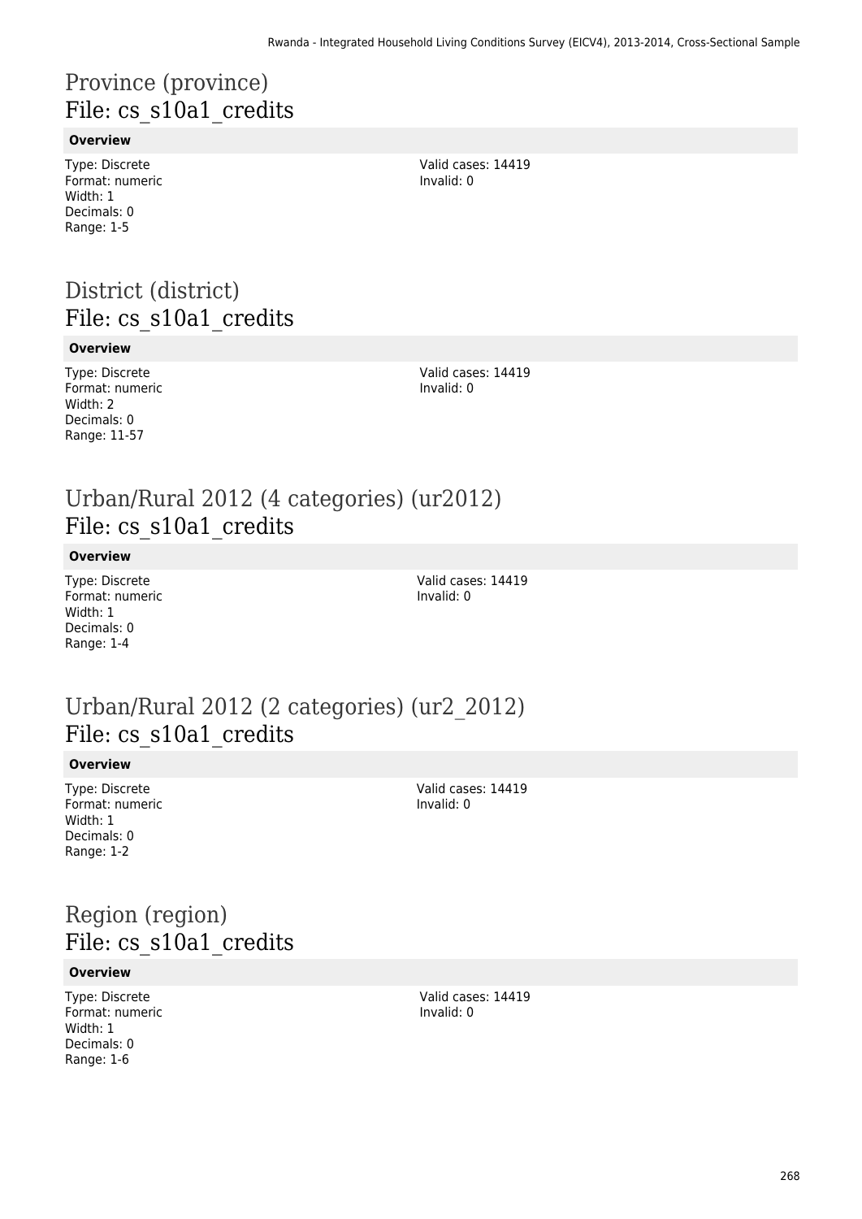# Province (province)
## File: cs_s10a1_credits

**Overview**

Type: Discrete
Format: numeric
Width: 1
Decimals: 0
Range: 1-5

Valid cases: 14419
Invalid: 0

# District (district)
## File: cs_s10a1_credits

**Overview**

Type: Discrete
Format: numeric
Width: 2
Decimals: 0
Range: 11-57

Valid cases: 14419
Invalid: 0

# Urban/Rural 2012 (4 categories) (ur2012)
## File: cs_s10a1_credits

**Overview**

Type: Discrete
Format: numeric
Width: 1
Decimals: 0
Range: 1-4

Valid cases: 14419
Invalid: 0

# Urban/Rural 2012 (2 categories) (ur2_2012)
## File: cs_s10a1_credits

**Overview**

Type: Discrete
Format: numeric
Width: 1
Decimals: 0
Range: 1-2

Valid cases: 14419
Invalid: 0

# Region (region)
## File: cs_s10a1_credits

**Overview**

Type: Discrete
Format: numeric
Width: 1
Decimals: 0
Range: 1-6

Valid cases: 14419
Invalid: 0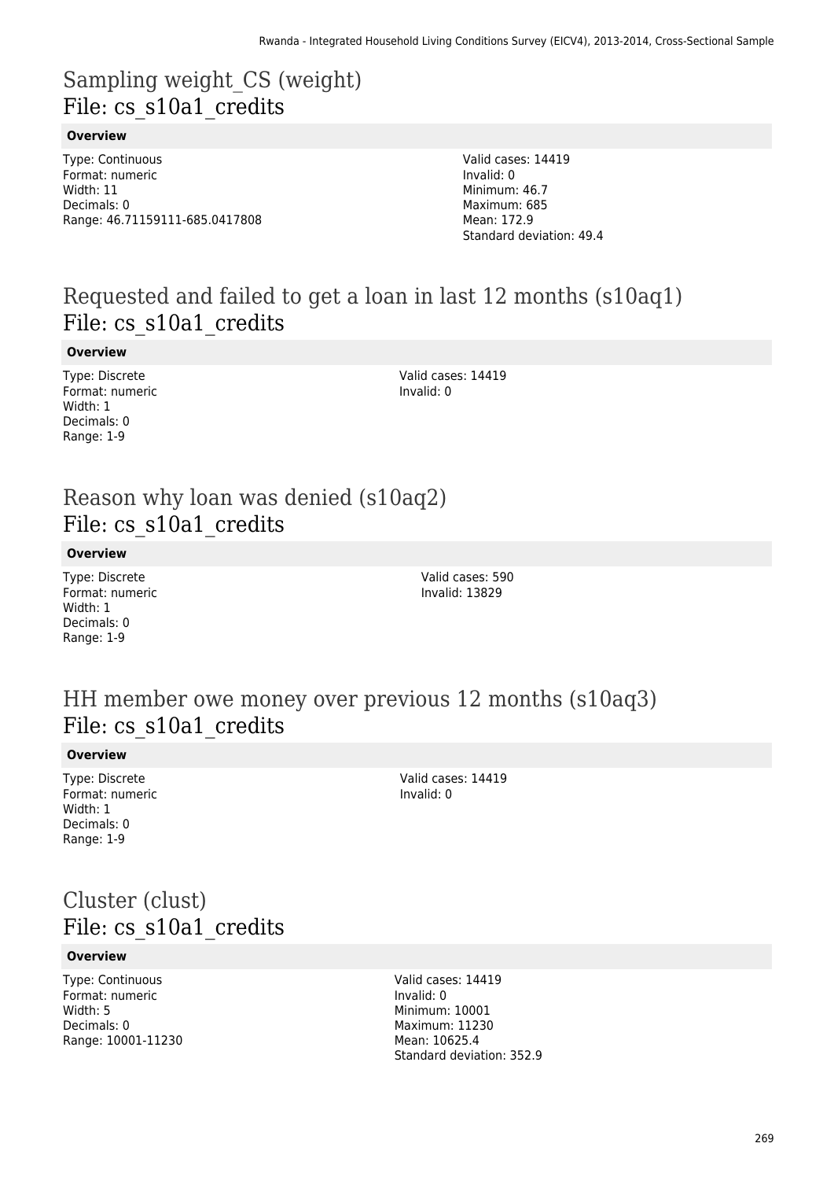## Sampling weight_CS (weight)
File: cs_s10a1_credits

**Overview**

Type: Continuous
Format: numeric
Width: 11
Decimals: 0
Range: 46.71159111-685.0417808

Valid cases: 14419
Invalid: 0
Minimum: 46.7
Maximum: 685
Mean: 172.9
Standard deviation: 49.4

## Requested and failed to get a loan in last 12 months (s10aq1)
File: cs_s10a1_credits

**Overview**

Type: Discrete
Format: numeric
Width: 1
Decimals: 0
Range: 1-9

Valid cases: 14419
Invalid: 0

## Reason why loan was denied (s10aq2)
File: cs_s10a1_credits

**Overview**

Type: Discrete
Format: numeric
Width: 1
Decimals: 0
Range: 1-9

Valid cases: 590
Invalid: 13829

## HH member owe money over previous 12 months (s10aq3)
File: cs_s10a1_credits

**Overview**

Type: Discrete
Format: numeric
Width: 1
Decimals: 0
Range: 1-9

Valid cases: 14419
Invalid: 0

## Cluster (clust)
File: cs_s10a1_credits

**Overview**

Type: Continuous
Format: numeric
Width: 5
Decimals: 0
Range: 10001-11230

Valid cases: 14419
Invalid: 0
Minimum: 10001
Maximum: 11230
Mean: 10625.4
Standard deviation: 352.9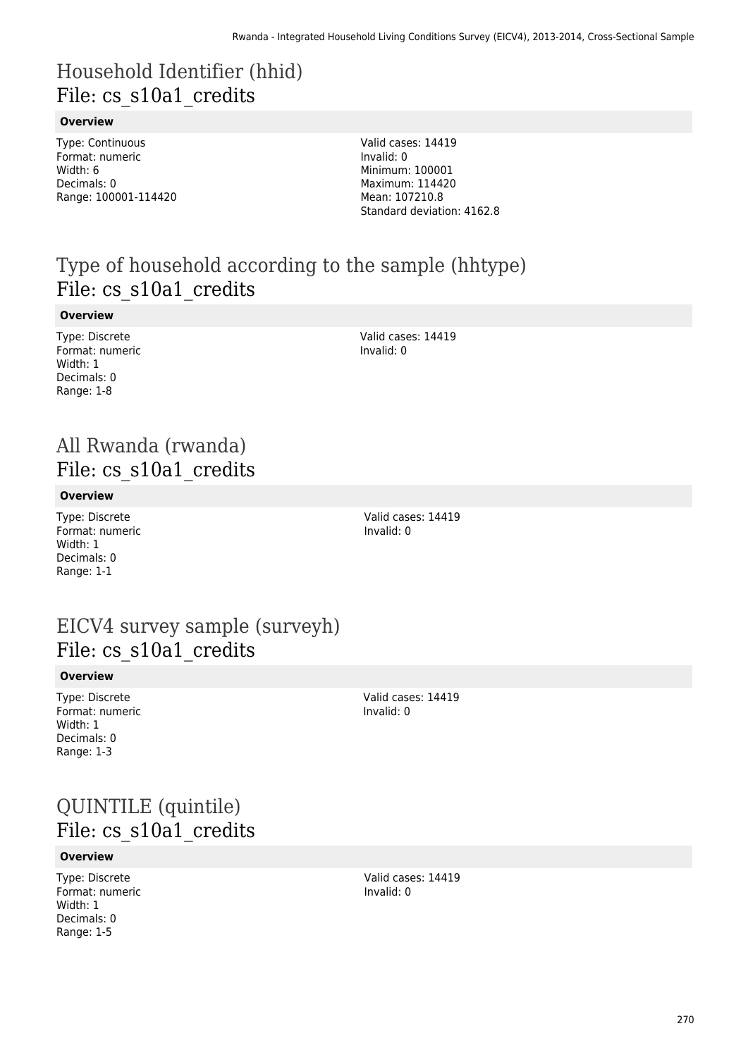# Household Identifier (hhid)

## File: cs_s10a1_credits

**Overview**

Type: Continuous
Format: numeric
Width: 6
Decimals: 0
Range: 100001-114420

Valid cases: 14419
Invalid: 0
Minimum: 100001
Maximum: 114420
Mean: 107210.8
Standard deviation: 4162.8

# Type of household according to the sample (hhtype)

## File: cs_s10a1_credits

**Overview**

Type: Discrete
Format: numeric
Width: 1
Decimals: 0
Range: 1-8

Valid cases: 14419
Invalid: 0

# All Rwanda (rwanda)

## File: cs_s10a1_credits

**Overview**

Type: Discrete
Format: numeric
Width: 1
Decimals: 0
Range: 1-1

Valid cases: 14419
Invalid: 0

# EICV4 survey sample (surveyh)

## File: cs_s10a1_credits

**Overview**

Type: Discrete
Format: numeric
Width: 1
Decimals: 0
Range: 1-3

Valid cases: 14419
Invalid: 0

# QUINTILE (quintile)

## File: cs_s10a1_credits

**Overview**

Type: Discrete
Format: numeric
Width: 1
Decimals: 0
Range: 1-5

Valid cases: 14419
Invalid: 0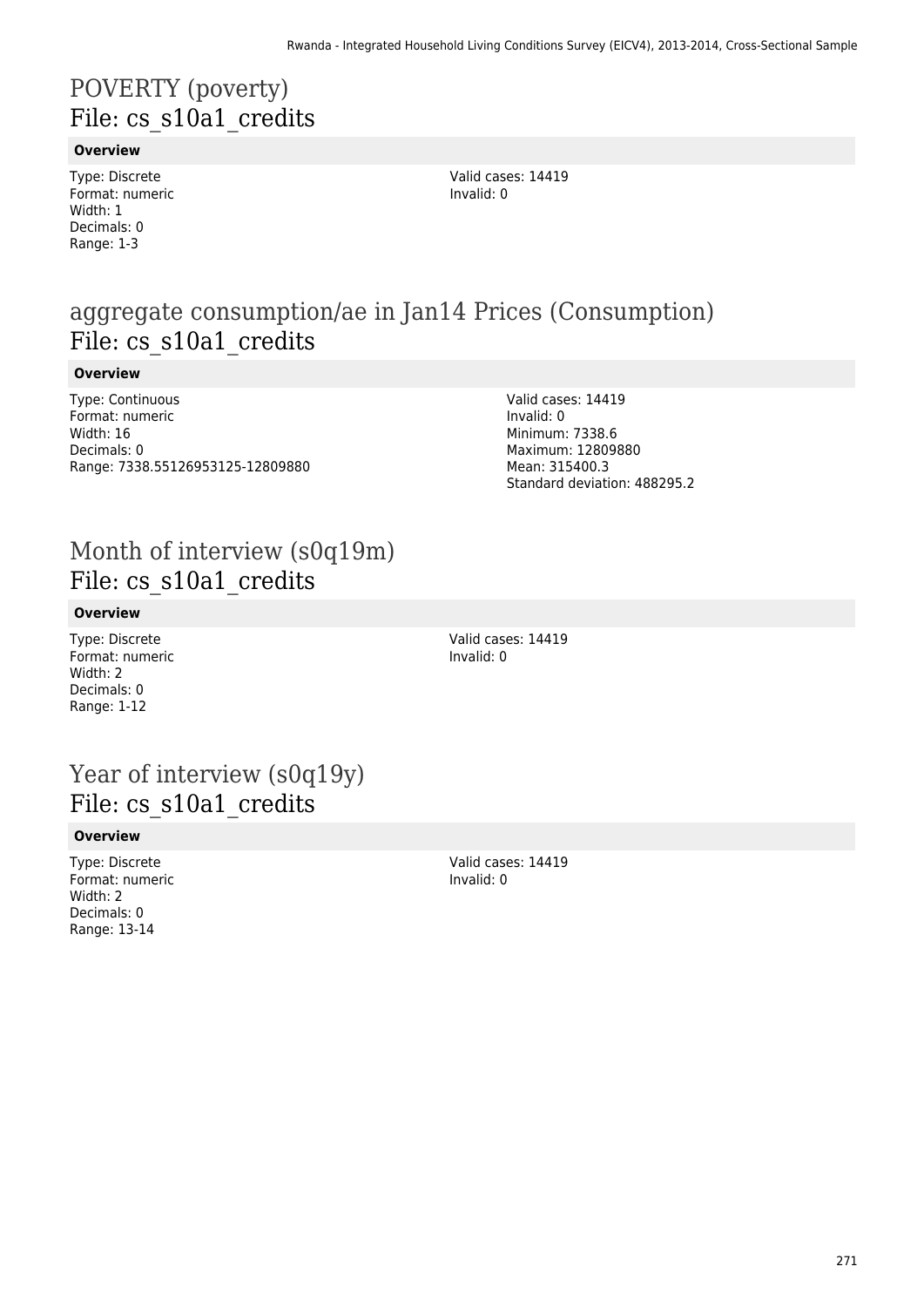# POVERTY (poverty)
## File: cs_s10a1_credits

### Overview

Type: Discrete
Format: numeric
Width: 1
Decimals: 0
Range: 1-3

Valid cases: 14419
Invalid: 0

# aggregate consumption/ae in Jan14 Prices (Consumption)
## File: cs_s10a1_credits

### Overview

Type: Continuous
Format: numeric
Width: 16
Decimals: 0
Range: 7338.55126953125-12809880

Valid cases: 14419
Invalid: 0
Minimum: 7338.6
Maximum: 12809880
Mean: 315400.3
Standard deviation: 488295.2

# Month of interview (s0q19m)
## File: cs_s10a1_credits

### Overview

Type: Discrete
Format: numeric
Width: 2
Decimals: 0
Range: 1-12

Valid cases: 14419
Invalid: 0

# Year of interview (s0q19y)
## File: cs_s10a1_credits

### Overview

Type: Discrete
Format: numeric
Width: 2
Decimals: 0
Range: 13-14

Valid cases: 14419
Invalid: 0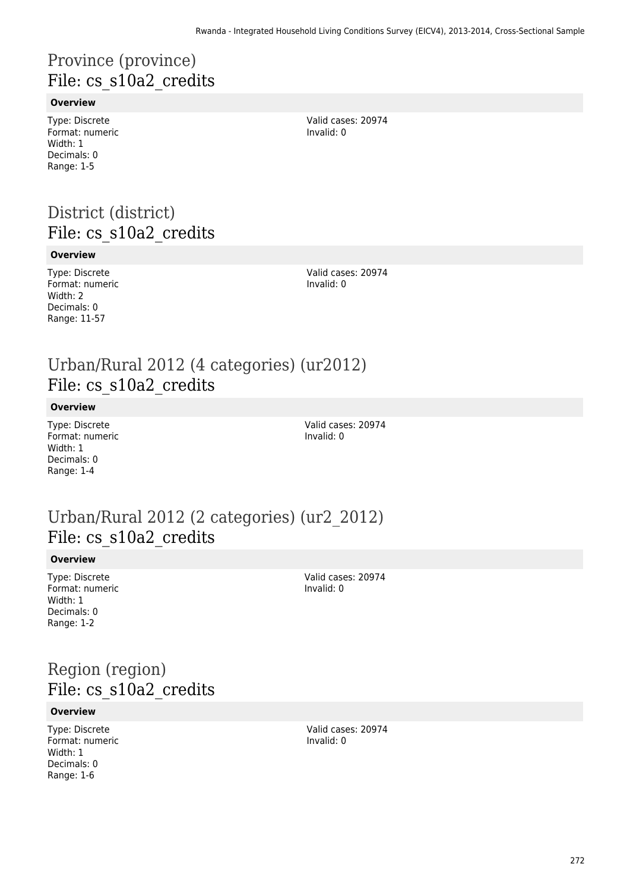# Province (province)
## File: cs_s10a2_credits

**Overview**

Type: Discrete
Format: numeric
Width: 1
Decimals: 0
Range: 1-5

Valid cases: 20974
Invalid: 0

# District (district)
## File: cs_s10a2_credits

**Overview**

Type: Discrete
Format: numeric
Width: 2
Decimals: 0
Range: 11-57

Valid cases: 20974
Invalid: 0

# Urban/Rural 2012 (4 categories) (ur2012)
## File: cs_s10a2_credits

**Overview**

Type: Discrete
Format: numeric
Width: 1
Decimals: 0
Range: 1-4

Valid cases: 20974
Invalid: 0

# Urban/Rural 2012 (2 categories) (ur2_2012)
## File: cs_s10a2_credits

**Overview**

Type: Discrete
Format: numeric
Width: 1
Decimals: 0
Range: 1-2

Valid cases: 20974
Invalid: 0

# Region (region)
## File: cs_s10a2_credits

**Overview**

Type: Discrete
Format: numeric
Width: 1
Decimals: 0
Range: 1-6

Valid cases: 20974
Invalid: 0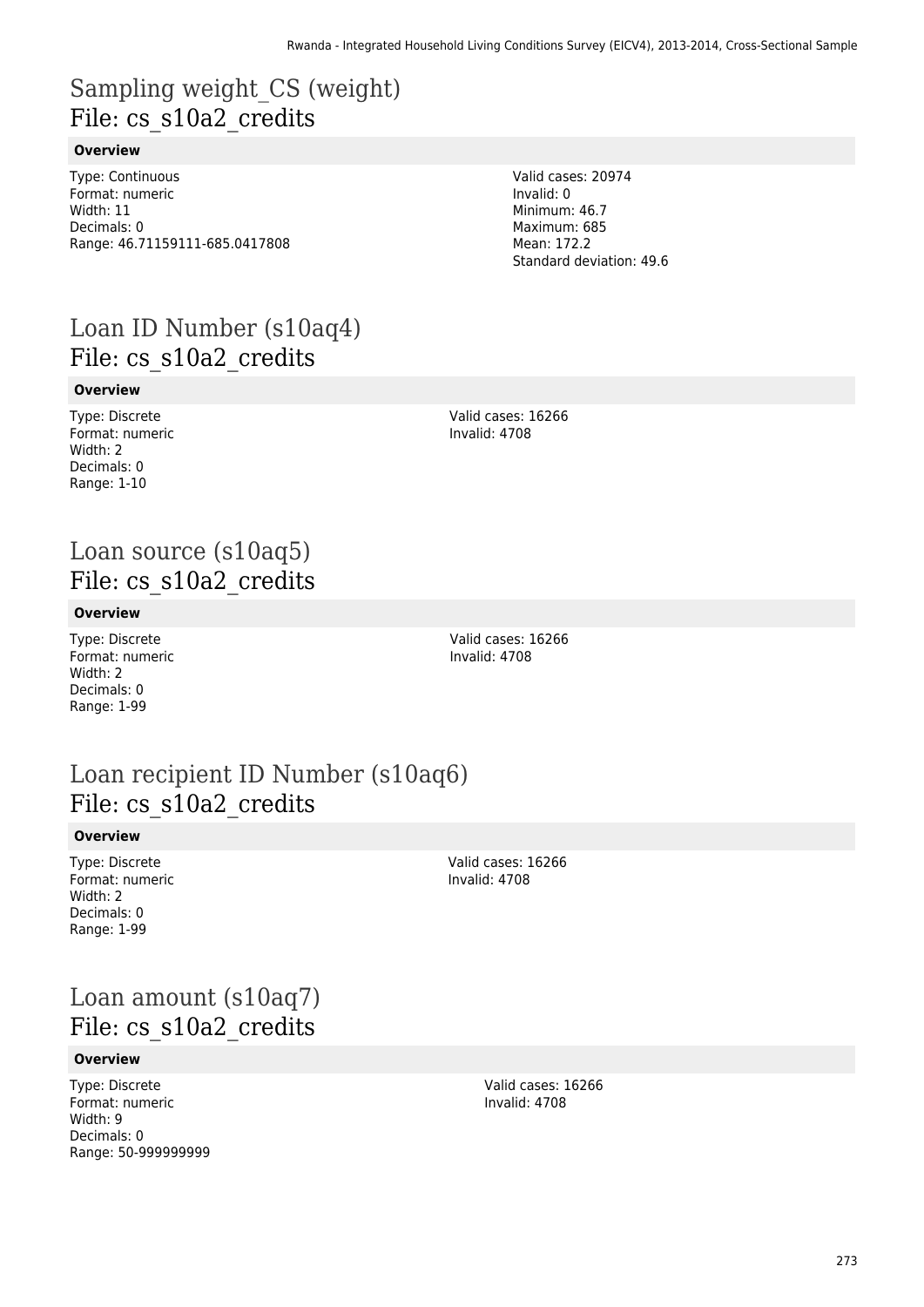# Sampling weight_CS (weight)
## File: cs_s10a2_credits

**Overview**

Type: Continuous
Format: numeric
Width: 11
Decimals: 0
Range: 46.71159111-685.0417808

Valid cases: 20974
Invalid: 0
Minimum: 46.7
Maximum: 685
Mean: 172.2
Standard deviation: 49.6

# Loan ID Number (s10aq4)
## File: cs_s10a2_credits

**Overview**

Type: Discrete
Format: numeric
Width: 2
Decimals: 0
Range: 1-10

Valid cases: 16266
Invalid: 4708

# Loan source (s10aq5)
## File: cs_s10a2_credits

**Overview**

Type: Discrete
Format: numeric
Width: 2
Decimals: 0
Range: 1-99

Valid cases: 16266
Invalid: 4708

# Loan recipient ID Number (s10aq6)
## File: cs_s10a2_credits

**Overview**

Type: Discrete
Format: numeric
Width: 2
Decimals: 0
Range: 1-99

Valid cases: 16266
Invalid: 4708

# Loan amount (s10aq7)
## File: cs_s10a2_credits

**Overview**

Type: Discrete
Format: numeric
Width: 9
Decimals: 0
Range: 50-999999999

Valid cases: 16266
Invalid: 4708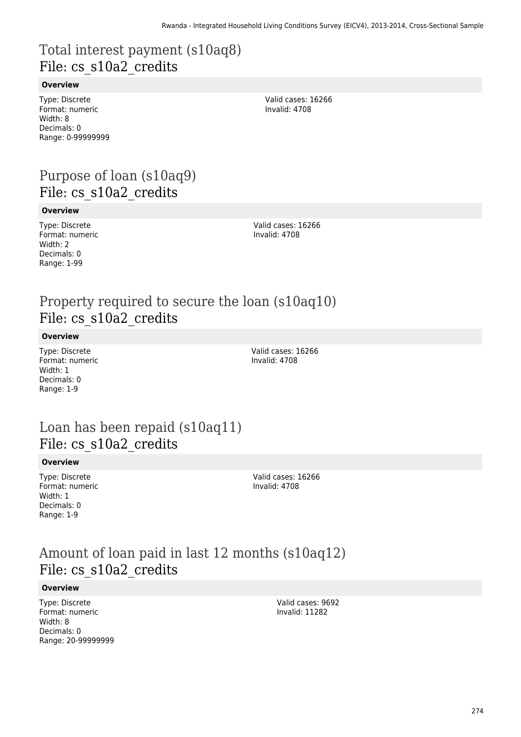## Total interest payment (s10aq8)
## File: cs_s10a2_credits

**Overview**

Type: Discrete
Format: numeric
Width: 8
Decimals: 0
Range: 0-99999999

Valid cases: 16266
Invalid: 4708

## Purpose of loan (s10aq9)
## File: cs_s10a2_credits

**Overview**

Type: Discrete
Format: numeric
Width: 2
Decimals: 0
Range: 1-99

Valid cases: 16266
Invalid: 4708

## Property required to secure the loan (s10aq10)
## File: cs_s10a2_credits

**Overview**

Type: Discrete
Format: numeric
Width: 1
Decimals: 0
Range: 1-9

Valid cases: 16266
Invalid: 4708

## Loan has been repaid (s10aq11)
## File: cs_s10a2_credits

**Overview**

Type: Discrete
Format: numeric
Width: 1
Decimals: 0
Range: 1-9

Valid cases: 16266
Invalid: 4708

## Amount of loan paid in last 12 months (s10aq12)
## File: cs_s10a2_credits

**Overview**

Type: Discrete
Format: numeric
Width: 8
Decimals: 0
Range: 20-99999999

Valid cases: 9692
Invalid: 11282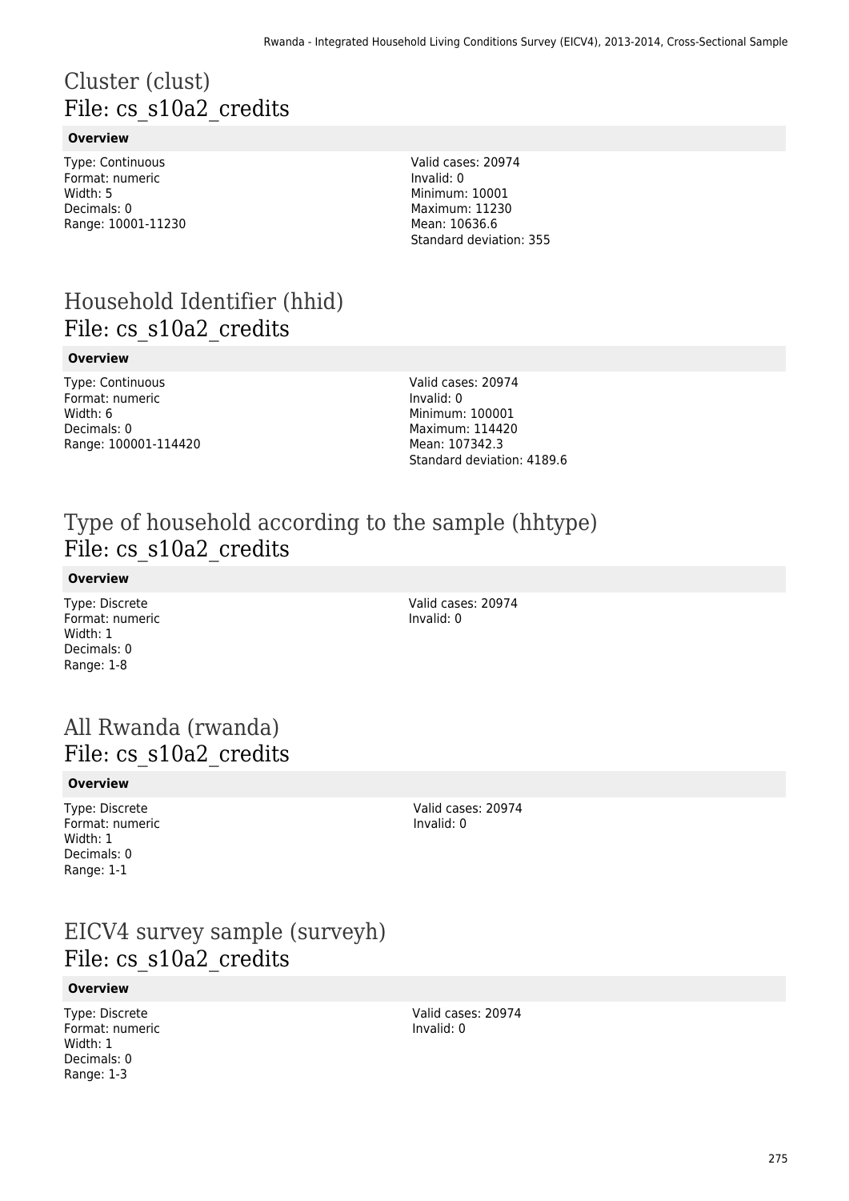# Cluster (clust)
## File: cs_s10a2_credits

**Overview**

Type: Continuous
Format: numeric
Width: 5
Decimals: 0
Range: 10001-11230

Valid cases: 20974
Invalid: 0
Minimum: 10001
Maximum: 11230
Mean: 10636.6
Standard deviation: 355

# Household Identifier (hhid)
## File: cs_s10a2_credits

**Overview**

Type: Continuous
Format: numeric
Width: 6
Decimals: 0
Range: 100001-114420

Valid cases: 20974
Invalid: 0
Minimum: 100001
Maximum: 114420
Mean: 107342.3
Standard deviation: 4189.6

# Type of household according to the sample (hhtype)
## File: cs_s10a2_credits

**Overview**

Type: Discrete
Format: numeric
Width: 1
Decimals: 0
Range: 1-8

Valid cases: 20974
Invalid: 0

# All Rwanda (rwanda)
## File: cs_s10a2_credits

**Overview**

Type: Discrete
Format: numeric
Width: 1
Decimals: 0
Range: 1-1

Valid cases: 20974
Invalid: 0

# EICV4 survey sample (surveyh)
## File: cs_s10a2_credits

**Overview**

Type: Discrete
Format: numeric
Width: 1
Decimals: 0
Range: 1-3

Valid cases: 20974
Invalid: 0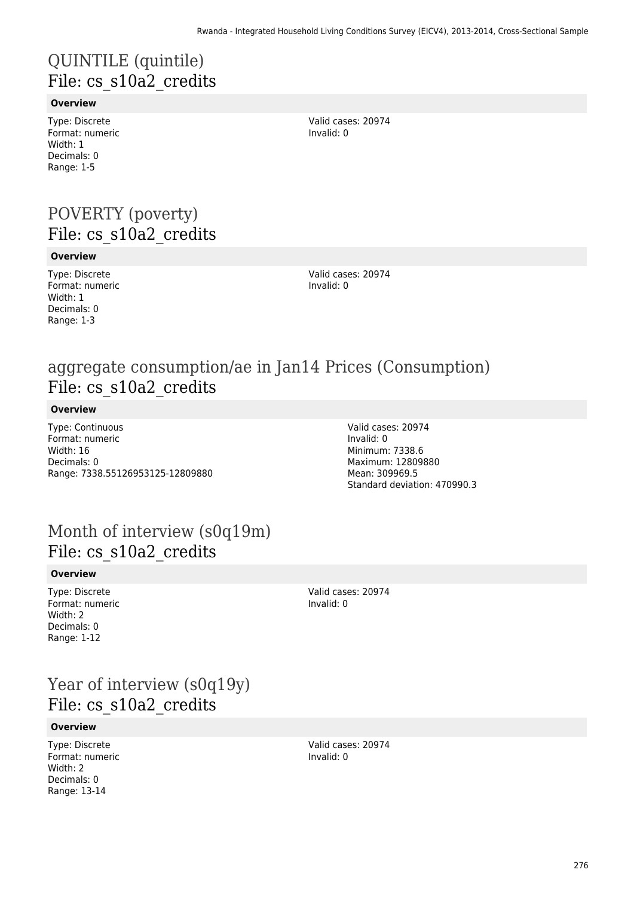# QUINTILE (quintile)
## File: cs_s10a2_credits

**Overview**

Type: Discrete
Format: numeric
Width: 1
Decimals: 0
Range: 1-5

Valid cases: 20974
Invalid: 0

# POVERTY (poverty)
## File: cs_s10a2_credits

**Overview**

Type: Discrete
Format: numeric
Width: 1
Decimals: 0
Range: 1-3

Valid cases: 20974
Invalid: 0

# aggregate consumption/ae in Jan14 Prices (Consumption)
## File: cs_s10a2_credits

**Overview**

Type: Continuous
Format: numeric
Width: 16
Decimals: 0
Range: 7338.55126953125-12809880

Valid cases: 20974
Invalid: 0
Minimum: 7338.6
Maximum: 12809880
Mean: 309969.5
Standard deviation: 470990.3

# Month of interview (s0q19m)
## File: cs_s10a2_credits

**Overview**

Type: Discrete
Format: numeric
Width: 2
Decimals: 0
Range: 1-12

Valid cases: 20974
Invalid: 0

# Year of interview (s0q19y)
## File: cs_s10a2_credits

**Overview**

Type: Discrete
Format: numeric
Width: 2
Decimals: 0
Range: 13-14

Valid cases: 20974
Invalid: 0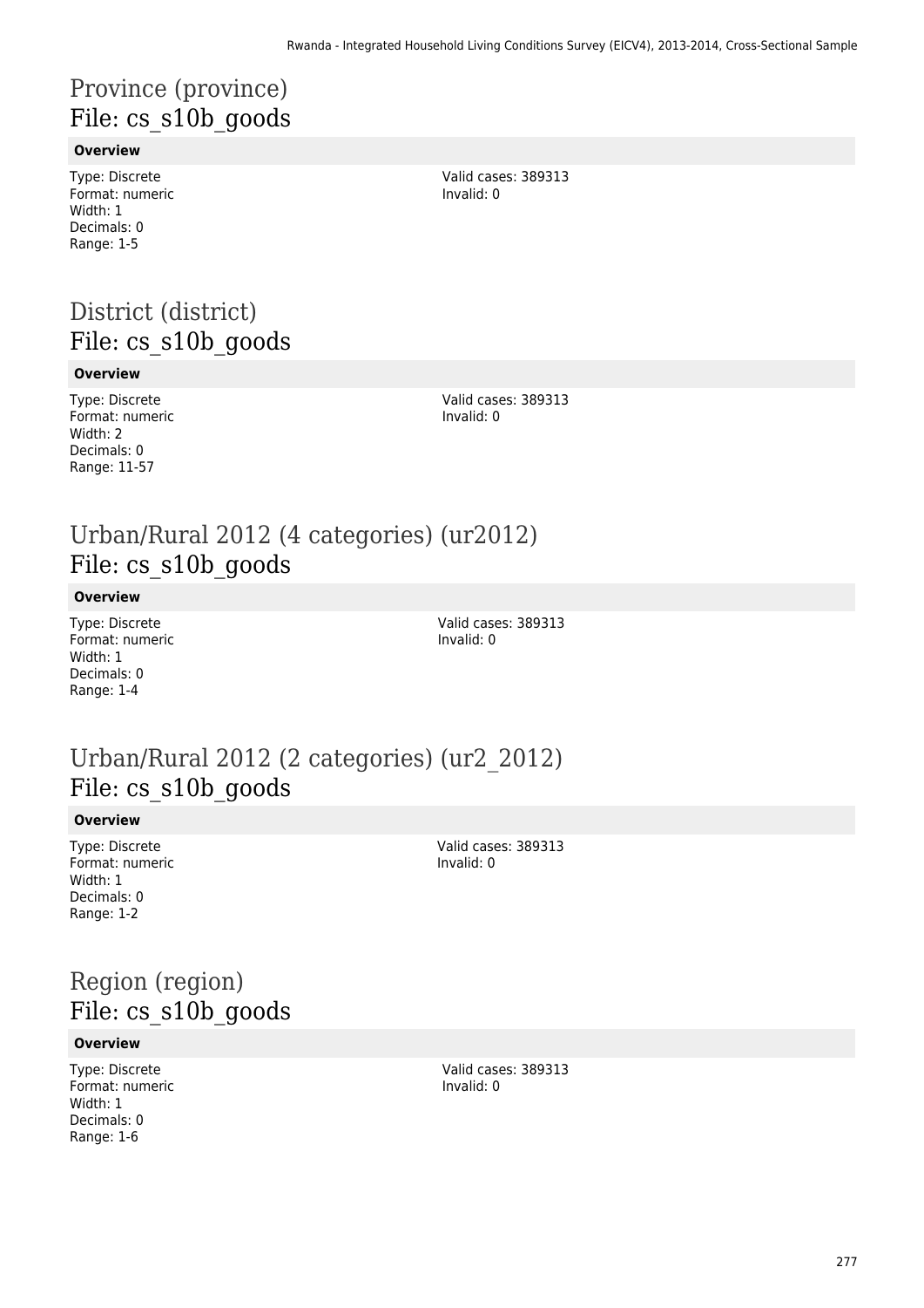# Province (province)
## File: cs_s10b_goods

**Overview**

Type: Discrete
Format: numeric
Width: 1
Decimals: 0
Range: 1-5

Valid cases: 389313
Invalid: 0

# District (district)
## File: cs_s10b_goods

**Overview**

Type: Discrete
Format: numeric
Width: 2
Decimals: 0
Range: 11-57

Valid cases: 389313
Invalid: 0

# Urban/Rural 2012 (4 categories) (ur2012)
## File: cs_s10b_goods

**Overview**

Type: Discrete
Format: numeric
Width: 1
Decimals: 0
Range: 1-4

Valid cases: 389313
Invalid: 0

# Urban/Rural 2012 (2 categories) (ur2_2012)
## File: cs_s10b_goods

**Overview**

Type: Discrete
Format: numeric
Width: 1
Decimals: 0
Range: 1-2

Valid cases: 389313
Invalid: 0

# Region (region)
## File: cs_s10b_goods

**Overview**

Type: Discrete
Format: numeric
Width: 1
Decimals: 0
Range: 1-6

Valid cases: 389313
Invalid: 0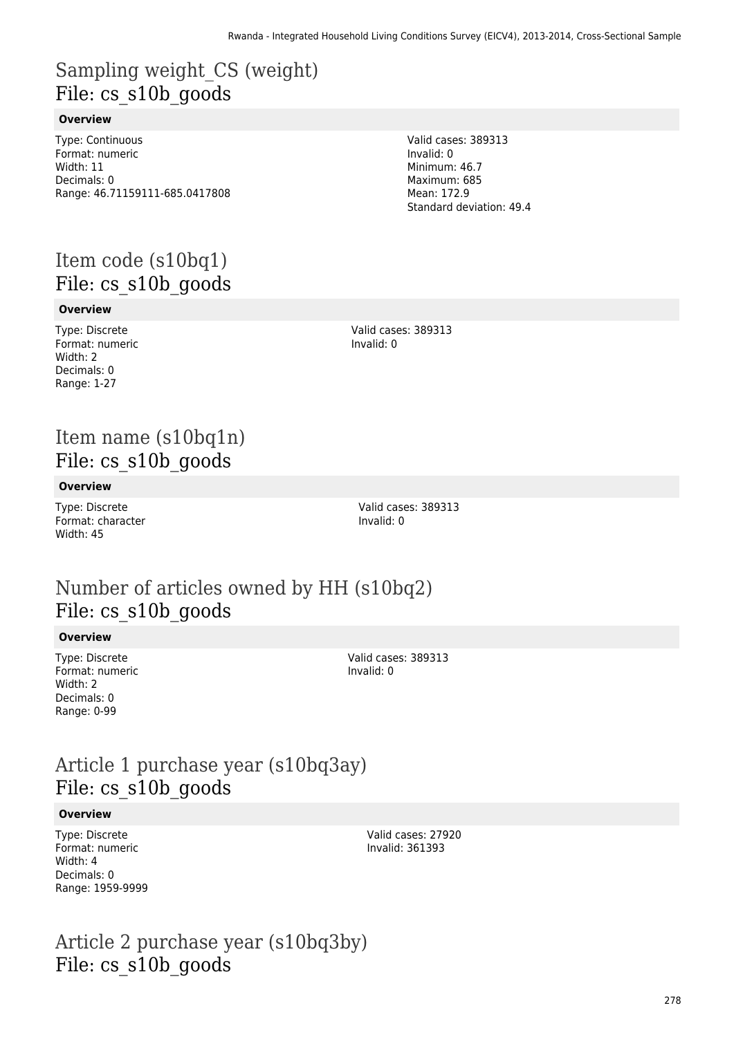## Sampling weight_CS (weight)
File: cs_s10b_goods

**Overview**

Type: Continuous
Format: numeric
Width: 11
Decimals: 0
Range: 46.71159111-685.0417808

Valid cases: 389313
Invalid: 0
Minimum: 46.7
Maximum: 685
Mean: 172.9
Standard deviation: 49.4

## Item code (s10bq1)
File: cs_s10b_goods

**Overview**

Type: Discrete
Format: numeric
Width: 2
Decimals: 0
Range: 1-27

Valid cases: 389313
Invalid: 0

## Item name (s10bq1n)
File: cs_s10b_goods

**Overview**

Type: Discrete
Format: character
Width: 45

Valid cases: 389313
Invalid: 0

## Number of articles owned by HH (s10bq2)
File: cs_s10b_goods

**Overview**

Type: Discrete
Format: numeric
Width: 2
Decimals: 0
Range: 0-99

Valid cases: 389313
Invalid: 0

## Article 1 purchase year (s10bq3ay)
File: cs_s10b_goods

**Overview**

Type: Discrete
Format: numeric
Width: 4
Decimals: 0
Range: 1959-9999

Valid cases: 27920
Invalid: 361393

## Article 2 purchase year (s10bq3by)
File: cs_s10b_goods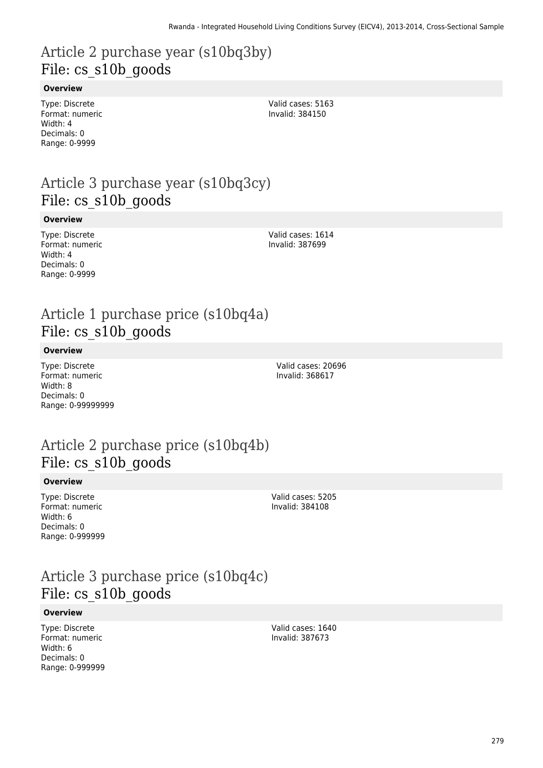# Article 2 purchase year (s10bq3by)
## File: cs_s10b_goods

**Overview**

Type: Discrete
Format: numeric
Width: 4
Decimals: 0
Range: 0-9999

Valid cases: 5163
Invalid: 384150

# Article 3 purchase year (s10bq3cy)
## File: cs_s10b_goods

**Overview**

Type: Discrete
Format: numeric
Width: 4
Decimals: 0
Range: 0-9999

Valid cases: 1614
Invalid: 387699

# Article 1 purchase price (s10bq4a)
## File: cs_s10b_goods

**Overview**

Type: Discrete
Format: numeric
Width: 8
Decimals: 0
Range: 0-99999999

Valid cases: 20696
Invalid: 368617

# Article 2 purchase price (s10bq4b)
## File: cs_s10b_goods

**Overview**

Type: Discrete
Format: numeric
Width: 6
Decimals: 0
Range: 0-999999

Valid cases: 5205
Invalid: 384108

# Article 3 purchase price (s10bq4c)
## File: cs_s10b_goods

**Overview**

Type: Discrete
Format: numeric
Width: 6
Decimals: 0
Range: 0-999999

Valid cases: 1640
Invalid: 387673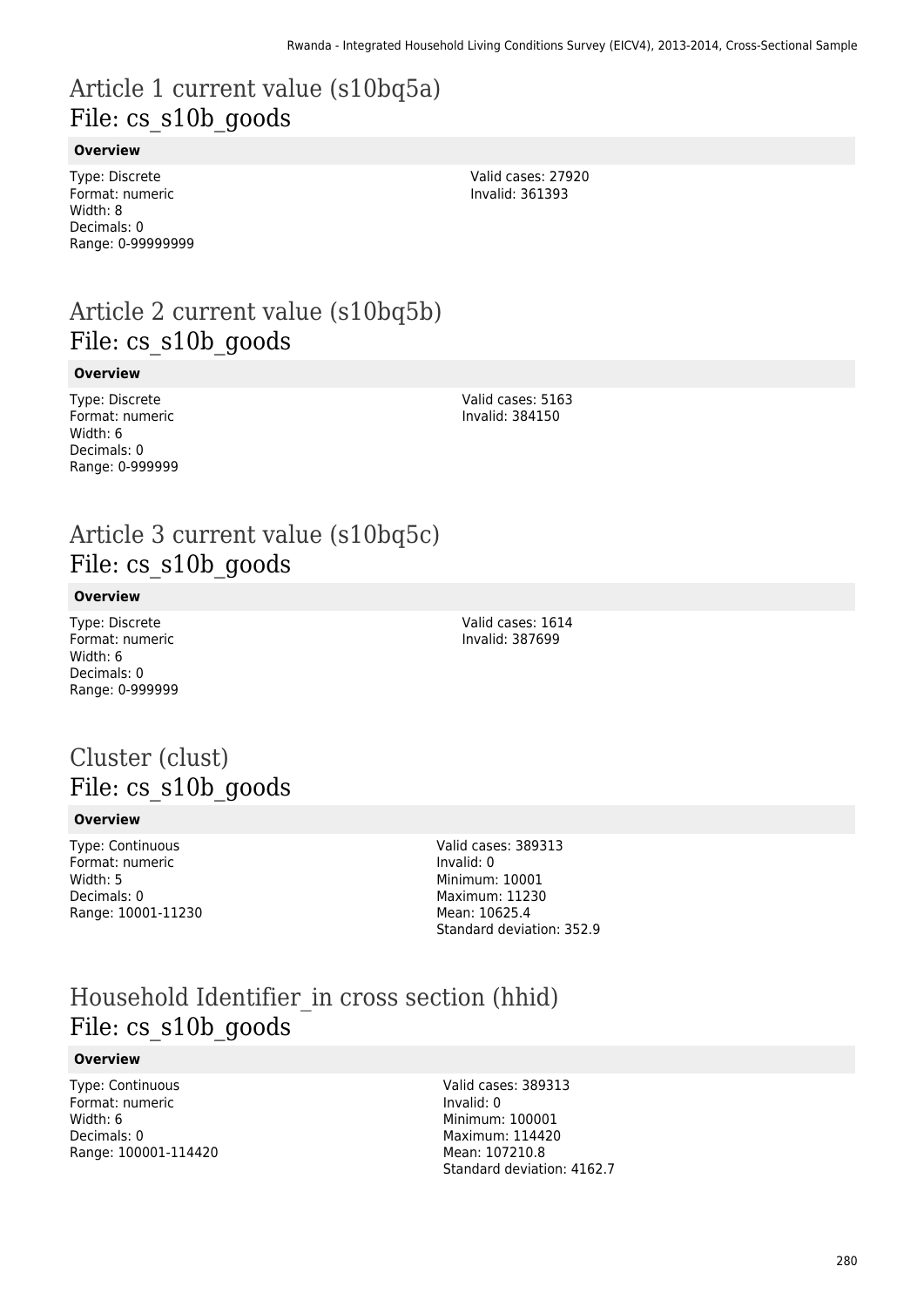# Article 1 current value (s10bq5a)
## File: cs_s10b_goods

**Overview**

Type: Discrete
Format: numeric
Width: 8
Decimals: 0
Range: 0-99999999

Valid cases: 27920
Invalid: 361393

# Article 2 current value (s10bq5b)
## File: cs_s10b_goods

**Overview**

Type: Discrete
Format: numeric
Width: 6
Decimals: 0
Range: 0-999999

Valid cases: 5163
Invalid: 384150

# Article 3 current value (s10bq5c)
## File: cs_s10b_goods

**Overview**

Type: Discrete
Format: numeric
Width: 6
Decimals: 0
Range: 0-999999

Valid cases: 1614
Invalid: 387699

# Cluster (clust)
## File: cs_s10b_goods

**Overview**

Type: Continuous
Format: numeric
Width: 5
Decimals: 0
Range: 10001-11230

Valid cases: 389313
Invalid: 0
Minimum: 10001
Maximum: 11230
Mean: 10625.4
Standard deviation: 352.9

# Household Identifier_in cross section (hhid)
## File: cs_s10b_goods

**Overview**

Type: Continuous
Format: numeric
Width: 6
Decimals: 0
Range: 100001-114420

Valid cases: 389313
Invalid: 0
Minimum: 100001
Maximum: 114420
Mean: 107210.8
Standard deviation: 4162.7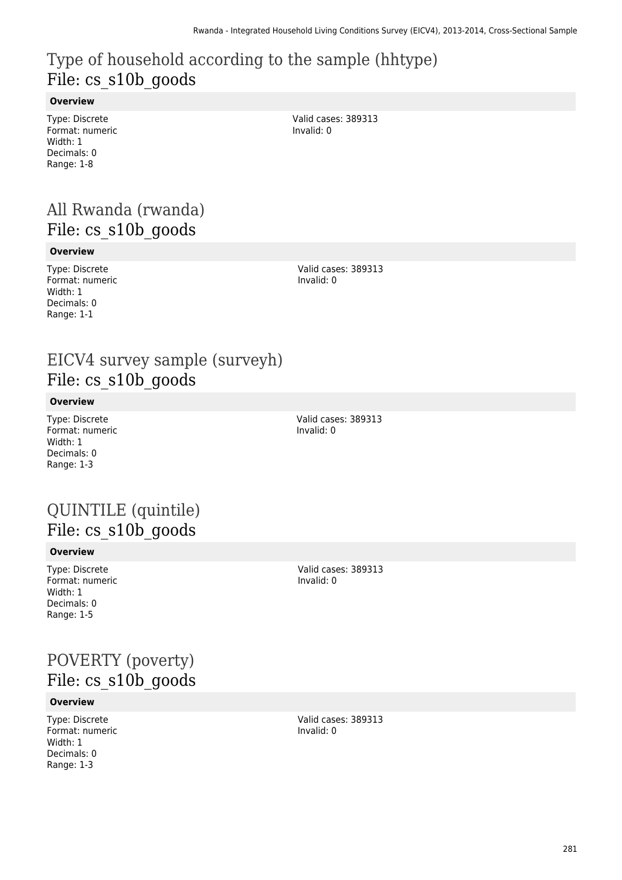# Type of household according to the sample (hhtype)
## File: cs_s10b_goods

**Overview**

Type: Discrete
Format: numeric
Width: 1
Decimals: 0
Range: 1-8

Valid cases: 389313
Invalid: 0

# All Rwanda (rwanda)
## File: cs_s10b_goods

**Overview**

Type: Discrete
Format: numeric
Width: 1
Decimals: 0
Range: 1-1

Valid cases: 389313
Invalid: 0

# EICV4 survey sample (surveyh)
## File: cs_s10b_goods

**Overview**

Type: Discrete
Format: numeric
Width: 1
Decimals: 0
Range: 1-3

Valid cases: 389313
Invalid: 0

# QUINTILE (quintile)
## File: cs_s10b_goods

**Overview**

Type: Discrete
Format: numeric
Width: 1
Decimals: 0
Range: 1-5

Valid cases: 389313
Invalid: 0

# POVERTY (poverty)
## File: cs_s10b_goods

**Overview**

Type: Discrete
Format: numeric
Width: 1
Decimals: 0
Range: 1-3

Valid cases: 389313
Invalid: 0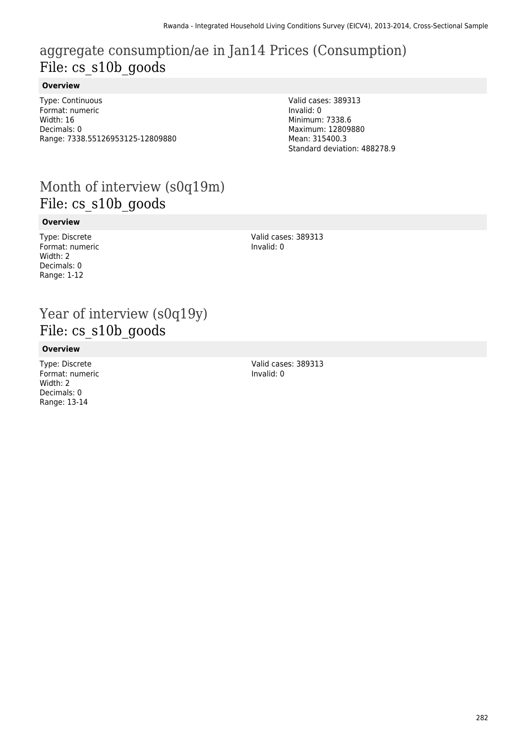# aggregate consumption/ae in Jan14 Prices (Consumption)
## File: cs_s10b_goods

**Overview**

Type: Continuous
Format: numeric
Width: 16
Decimals: 0
Range: 7338.55126953125-12809880

Valid cases: 389313
Invalid: 0
Minimum: 7338.6
Maximum: 12809880
Mean: 315400.3
Standard deviation: 488278.9

# Month of interview (s0q19m)
## File: cs_s10b_goods

**Overview**

Type: Discrete
Format: numeric
Width: 2
Decimals: 0
Range: 1-12

Valid cases: 389313
Invalid: 0

# Year of interview (s0q19y)
## File: cs_s10b_goods

**Overview**

Type: Discrete
Format: numeric
Width: 2
Decimals: 0
Range: 13-14

Valid cases: 389313
Invalid: 0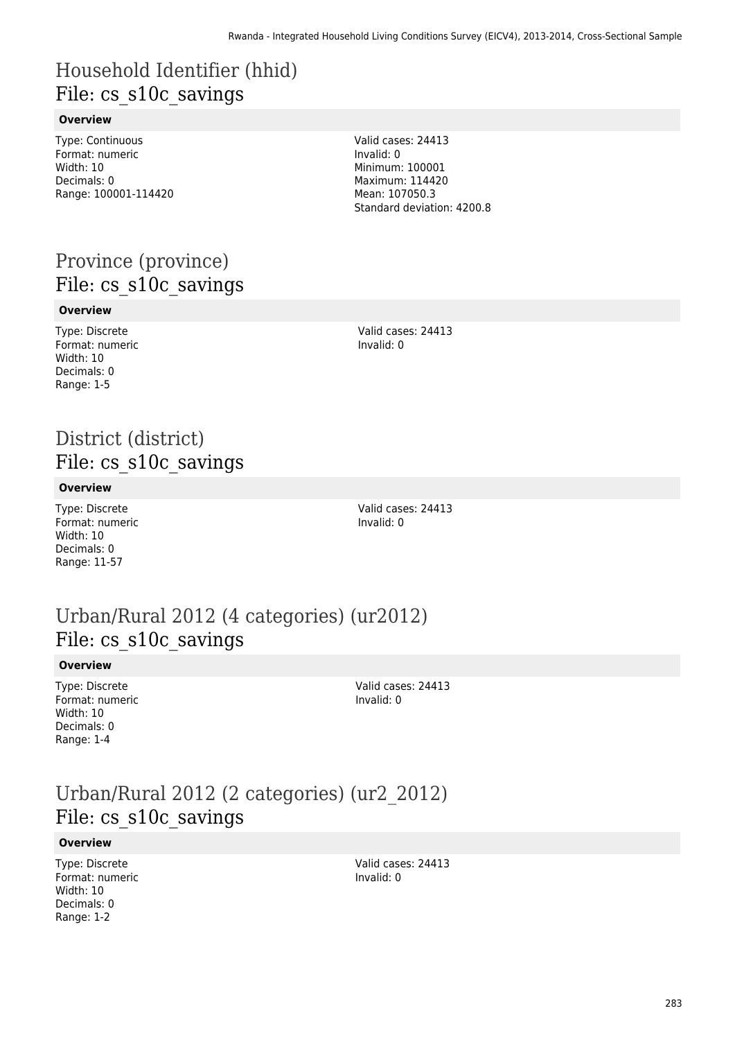# Household Identifier (hhid)
## File: cs_s10c_savings

**Overview**

Type: Continuous
Format: numeric
Width: 10
Decimals: 0
Range: 100001-114420

Valid cases: 24413
Invalid: 0
Minimum: 100001
Maximum: 114420
Mean: 107050.3
Standard deviation: 4200.8

# Province (province)
## File: cs_s10c_savings

**Overview**

Type: Discrete
Format: numeric
Width: 10
Decimals: 0
Range: 1-5

Valid cases: 24413
Invalid: 0

# District (district)
## File: cs_s10c_savings

**Overview**

Type: Discrete
Format: numeric
Width: 10
Decimals: 0
Range: 11-57

Valid cases: 24413
Invalid: 0

# Urban/Rural 2012 (4 categories) (ur2012)
## File: cs_s10c_savings

**Overview**

Type: Discrete
Format: numeric
Width: 10
Decimals: 0
Range: 1-4

Valid cases: 24413
Invalid: 0

# Urban/Rural 2012 (2 categories) (ur2_2012)
## File: cs_s10c_savings

**Overview**

Type: Discrete
Format: numeric
Width: 10
Decimals: 0
Range: 1-2

Valid cases: 24413
Invalid: 0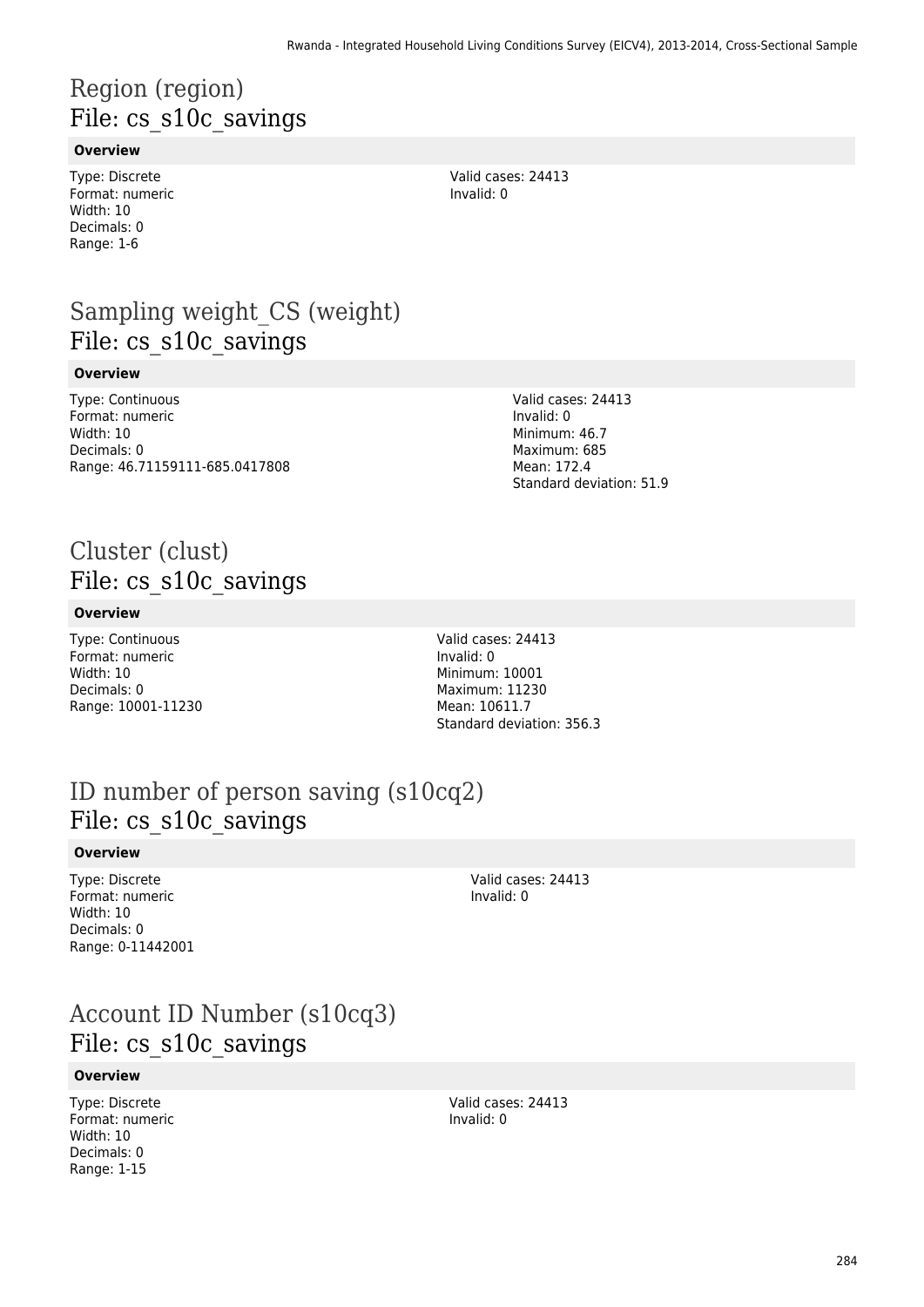# Region (region)
## File: cs_s10c_savings

**Overview**

Type: Discrete
Format: numeric
Width: 10
Decimals: 0
Range: 1-6

Valid cases: 24413
Invalid: 0

# Sampling weight_CS (weight)
## File: cs_s10c_savings

**Overview**

Type: Continuous
Format: numeric
Width: 10
Decimals: 0
Range: 46.71159111-685.0417808

Valid cases: 24413
Invalid: 0
Minimum: 46.7
Maximum: 685
Mean: 172.4
Standard deviation: 51.9

# Cluster (clust)
## File: cs_s10c_savings

**Overview**

Type: Continuous
Format: numeric
Width: 10
Decimals: 0
Range: 10001-11230

Valid cases: 24413
Invalid: 0
Minimum: 10001
Maximum: 11230
Mean: 10611.7
Standard deviation: 356.3

# ID number of person saving (s10cq2)
## File: cs_s10c_savings

**Overview**

Type: Discrete
Format: numeric
Width: 10
Decimals: 0
Range: 0-11442001

Valid cases: 24413
Invalid: 0

# Account ID Number (s10cq3)
## File: cs_s10c_savings

**Overview**

Type: Discrete
Format: numeric
Width: 10
Decimals: 0
Range: 1-15

Valid cases: 24413
Invalid: 0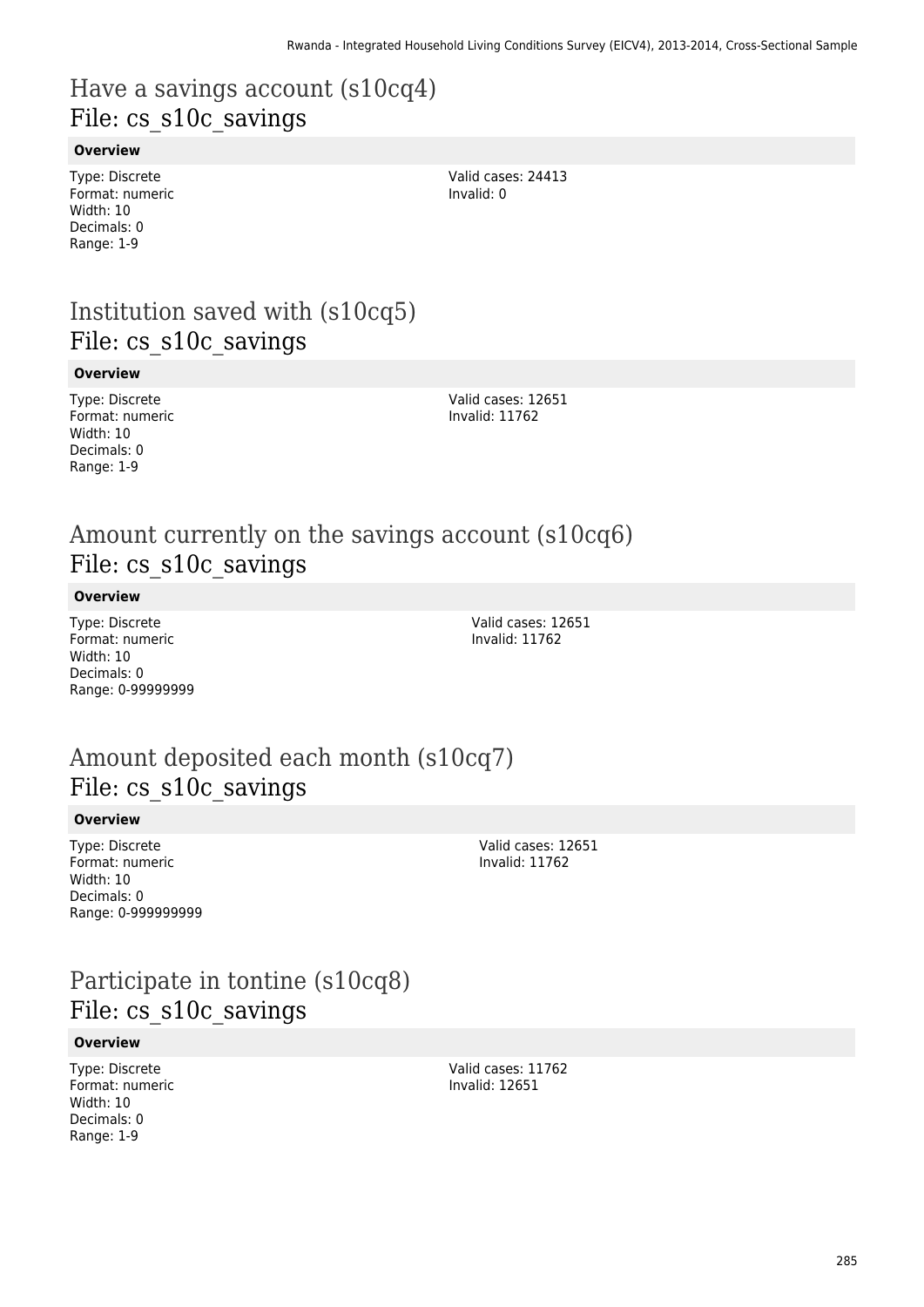# Have a savings account (s10cq4)
## File: cs_s10c_savings

**Overview**

Type: Discrete
Format: numeric
Width: 10
Decimals: 0
Range: 1-9

Valid cases: 24413
Invalid: 0

# Institution saved with (s10cq5)
## File: cs_s10c_savings

**Overview**

Type: Discrete
Format: numeric
Width: 10
Decimals: 0
Range: 1-9

Valid cases: 12651
Invalid: 11762

# Amount currently on the savings account (s10cq6)
## File: cs_s10c_savings

**Overview**

Type: Discrete
Format: numeric
Width: 10
Decimals: 0
Range: 0-99999999

Valid cases: 12651
Invalid: 11762

# Amount deposited each month (s10cq7)
## File: cs_s10c_savings

**Overview**

Type: Discrete
Format: numeric
Width: 10
Decimals: 0
Range: 0-999999999

Valid cases: 12651
Invalid: 11762

# Participate in tontine (s10cq8)
## File: cs_s10c_savings

**Overview**

Type: Discrete
Format: numeric
Width: 10
Decimals: 0
Range: 1-9

Valid cases: 11762
Invalid: 12651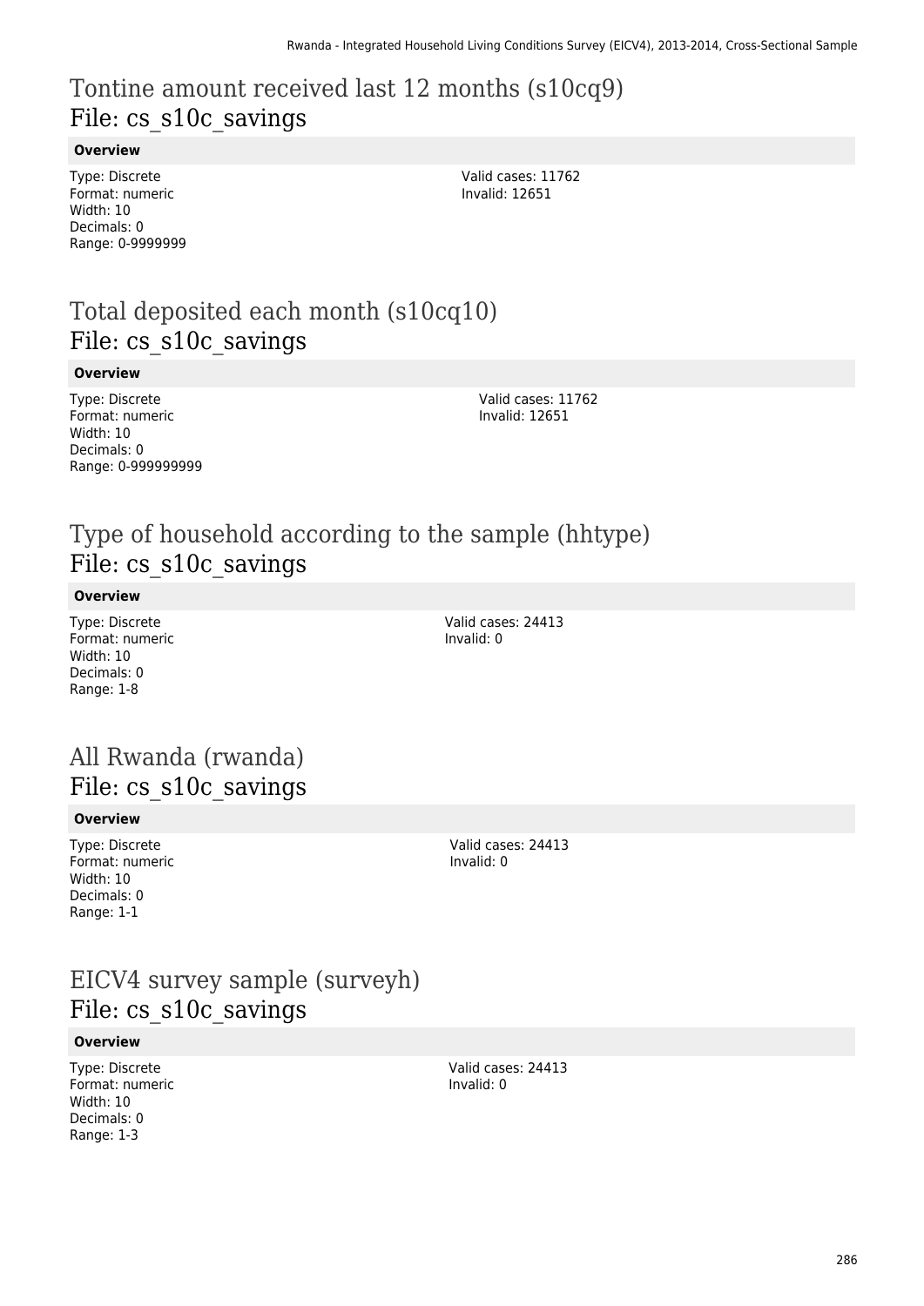# Tontine amount received last 12 months (s10cq9)
## File: cs_s10c_savings

**Overview**

Type: Discrete
Format: numeric
Width: 10
Decimals: 0
Range: 0-9999999

Valid cases: 11762
Invalid: 12651

# Total deposited each month (s10cq10)
## File: cs_s10c_savings

**Overview**

Type: Discrete
Format: numeric
Width: 10
Decimals: 0
Range: 0-999999999

Valid cases: 11762
Invalid: 12651

# Type of household according to the sample (hhtype)
## File: cs_s10c_savings

**Overview**

Type: Discrete
Format: numeric
Width: 10
Decimals: 0
Range: 1-8

Valid cases: 24413
Invalid: 0

# All Rwanda (rwanda)
## File: cs_s10c_savings

**Overview**

Type: Discrete
Format: numeric
Width: 10
Decimals: 0
Range: 1-1

Valid cases: 24413
Invalid: 0

# EICV4 survey sample (surveyh)
## File: cs_s10c_savings

**Overview**

Type: Discrete
Format: numeric
Width: 10
Decimals: 0
Range: 1-3

Valid cases: 24413
Invalid: 0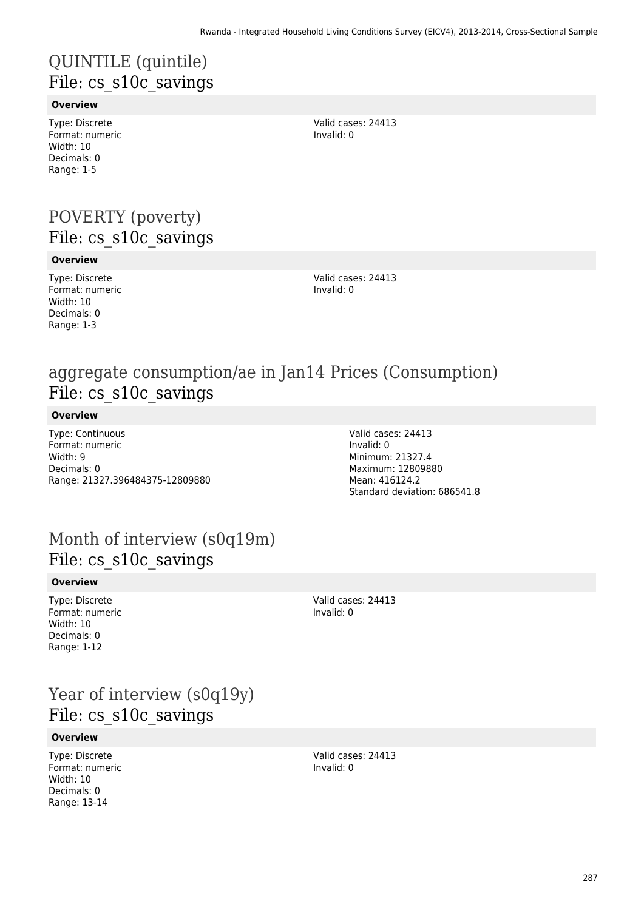# QUINTILE (quintile)
## File: cs_s10c_savings

**Overview**

Type: Discrete
Format: numeric
Width: 10
Decimals: 0
Range: 1-5

Valid cases: 24413
Invalid: 0

# POVERTY (poverty)
## File: cs_s10c_savings

**Overview**

Type: Discrete
Format: numeric
Width: 10
Decimals: 0
Range: 1-3

Valid cases: 24413
Invalid: 0

# aggregate consumption/ae in Jan14 Prices (Consumption)
## File: cs_s10c_savings

**Overview**

Type: Continuous
Format: numeric
Width: 9
Decimals: 0
Range: 21327.396484375-12809880

Valid cases: 24413
Invalid: 0
Minimum: 21327.4
Maximum: 12809880
Mean: 416124.2
Standard deviation: 686541.8

# Month of interview (s0q19m)
## File: cs_s10c_savings

**Overview**

Type: Discrete
Format: numeric
Width: 10
Decimals: 0
Range: 1-12

Valid cases: 24413
Invalid: 0

# Year of interview (s0q19y)
## File: cs_s10c_savings

**Overview**

Type: Discrete
Format: numeric
Width: 10
Decimals: 0
Range: 13-14

Valid cases: 24413
Invalid: 0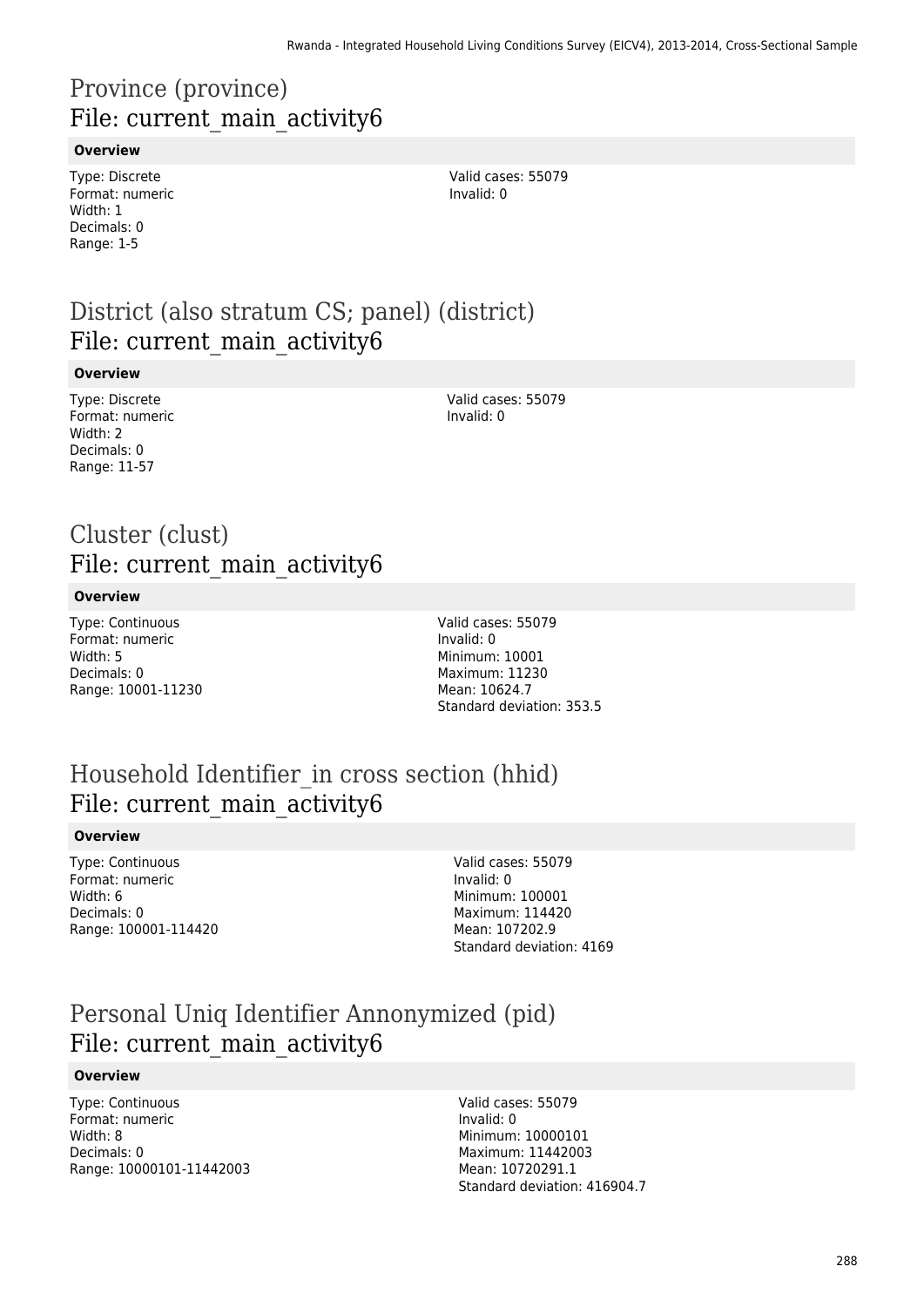# Province (province)
## File: current_main_activity6

**Overview**

Type: Discrete
Format: numeric
Width: 1
Decimals: 0
Range: 1-5

Valid cases: 55079
Invalid: 0

# District (also stratum CS; panel) (district)
## File: current_main_activity6

**Overview**

Type: Discrete
Format: numeric
Width: 2
Decimals: 0
Range: 11-57

Valid cases: 55079
Invalid: 0

# Cluster (clust)
## File: current_main_activity6

**Overview**

Type: Continuous
Format: numeric
Width: 5
Decimals: 0
Range: 10001-11230

Valid cases: 55079
Invalid: 0
Minimum: 10001
Maximum: 11230
Mean: 10624.7
Standard deviation: 353.5

# Household Identifier_in cross section (hhid)
## File: current_main_activity6

**Overview**

Type: Continuous
Format: numeric
Width: 6
Decimals: 0
Range: 100001-114420

Valid cases: 55079
Invalid: 0
Minimum: 100001
Maximum: 114420
Mean: 107202.9
Standard deviation: 4169

# Personal Uniq Identifier Annonymized (pid)
## File: current_main_activity6

**Overview**

Type: Continuous
Format: numeric
Width: 8
Decimals: 0
Range: 10000101-11442003

Valid cases: 55079
Invalid: 0
Minimum: 10000101
Maximum: 11442003
Mean: 10720291.1
Standard deviation: 416904.7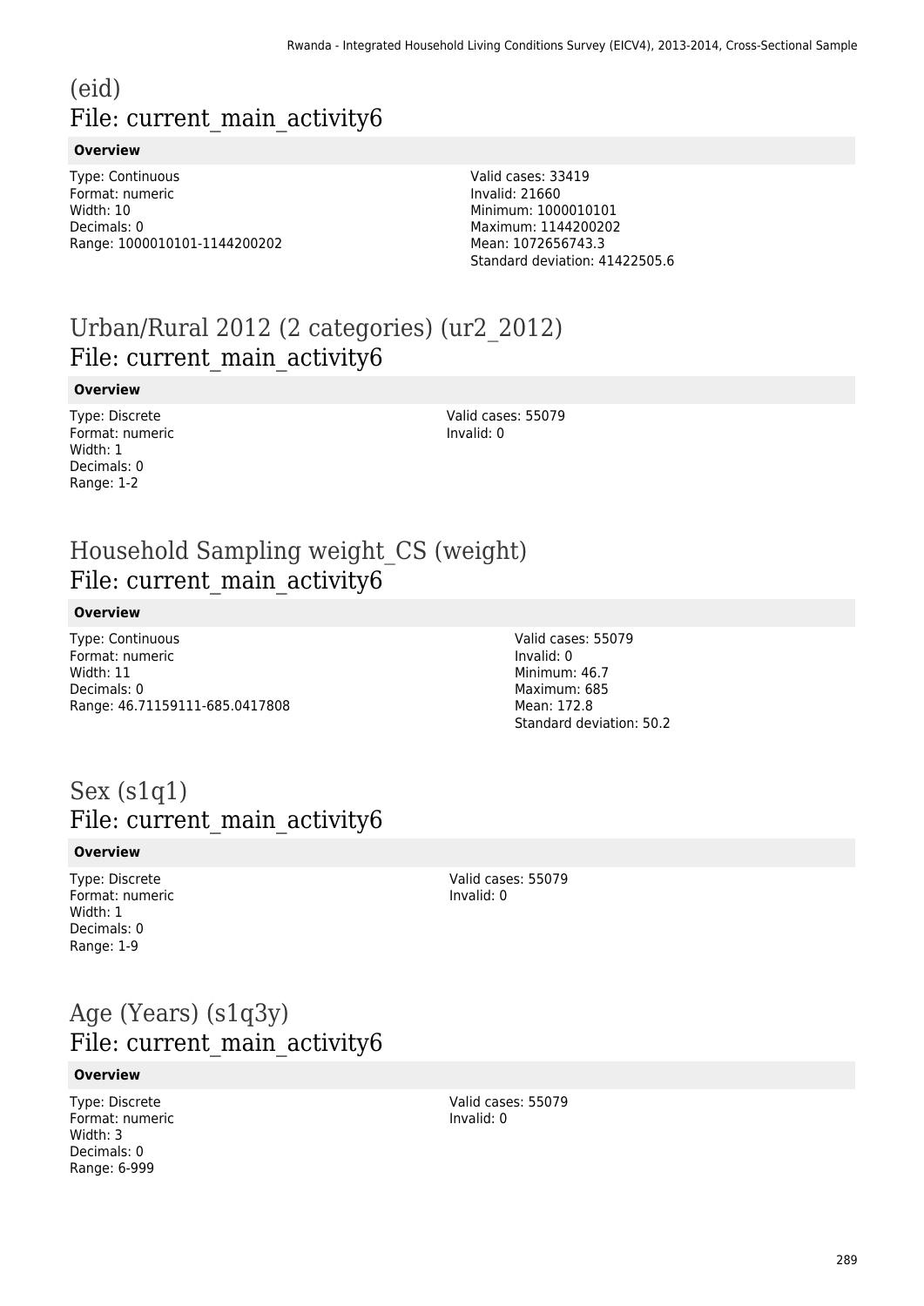# (eid)
## File: current_main_activity6

**Overview**

Type: Continuous
Format: numeric
Width: 10
Decimals: 0
Range: 1000010101-1144200202

Valid cases: 33419
Invalid: 21660
Minimum: 1000010101
Maximum: 1144200202
Mean: 1072656743.3
Standard deviation: 41422505.6

# Urban/Rural 2012 (2 categories) (ur2_2012)
## File: current_main_activity6

**Overview**

Type: Discrete
Format: numeric
Width: 1
Decimals: 0
Range: 1-2

Valid cases: 55079
Invalid: 0

# Household Sampling weight_CS (weight)
## File: current_main_activity6

**Overview**

Type: Continuous
Format: numeric
Width: 11
Decimals: 0
Range: 46.71159111-685.0417808

Valid cases: 55079
Invalid: 0
Minimum: 46.7
Maximum: 685
Mean: 172.8
Standard deviation: 50.2

# Sex (s1q1)
## File: current_main_activity6

**Overview**

Type: Discrete
Format: numeric
Width: 1
Decimals: 0
Range: 1-9

Valid cases: 55079
Invalid: 0

# Age (Years) (s1q3y)
## File: current_main_activity6

**Overview**

Type: Discrete
Format: numeric
Width: 3
Decimals: 0
Range: 6-999

Valid cases: 55079
Invalid: 0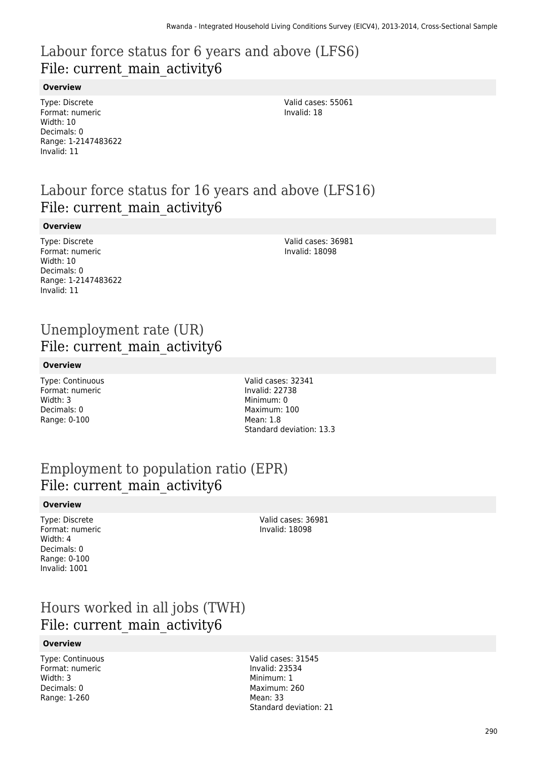# Labour force status for 6 years and above (LFS6)

## File: current_main_activity6

### Overview

Type: Discrete
Format: numeric
Width: 10
Decimals: 0
Range: 1-2147483622
Invalid: 11

Valid cases: 55061
Invalid: 18

# Labour force status for 16 years and above (LFS16)

## File: current_main_activity6

### Overview

Type: Discrete
Format: numeric
Width: 10
Decimals: 0
Range: 1-2147483622
Invalid: 11

Valid cases: 36981
Invalid: 18098

# Unemployment rate (UR)

## File: current_main_activity6

### Overview

Type: Continuous
Format: numeric
Width: 3
Decimals: 0
Range: 0-100

Valid cases: 32341
Invalid: 22738
Minimum: 0
Maximum: 100
Mean: 1.8
Standard deviation: 13.3

# Employment to population ratio (EPR)

## File: current_main_activity6

### Overview

Type: Discrete
Format: numeric
Width: 4
Decimals: 0
Range: 0-100
Invalid: 1001

Valid cases: 36981
Invalid: 18098

# Hours worked in all jobs (TWH)

## File: current_main_activity6

### Overview

Type: Continuous
Format: numeric
Width: 3
Decimals: 0
Range: 1-260

Valid cases: 31545
Invalid: 23534
Minimum: 1
Maximum: 260
Mean: 33
Standard deviation: 21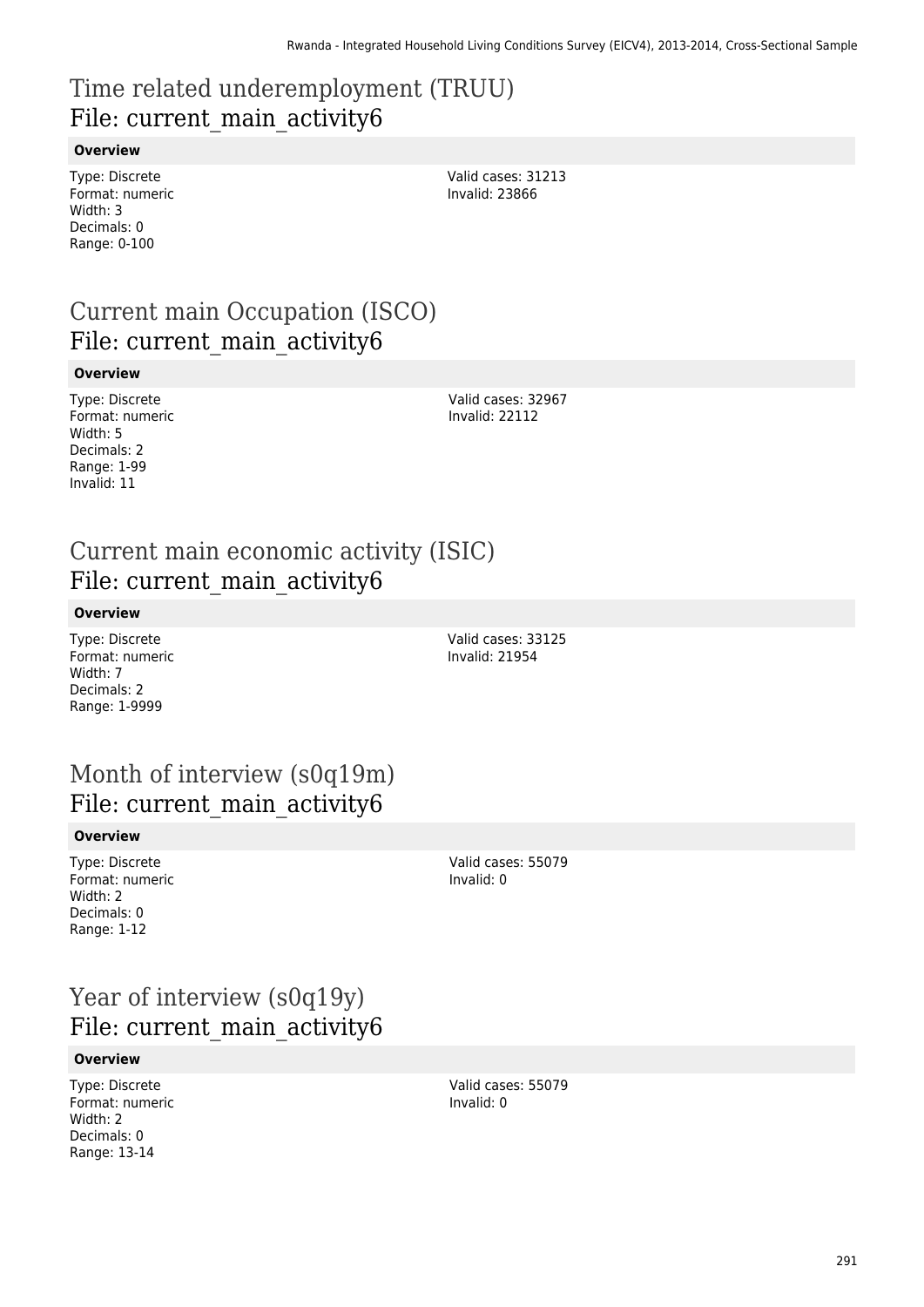# Time related underemployment (TRUU)
## File: current_main_activity6

**Overview**

Type: Discrete
Format: numeric
Width: 3
Decimals: 0
Range: 0-100

Valid cases: 31213
Invalid: 23866

# Current main Occupation (ISCO)
## File: current_main_activity6

**Overview**

Type: Discrete
Format: numeric
Width: 5
Decimals: 2
Range: 1-99
Invalid: 11

Valid cases: 32967
Invalid: 22112

# Current main economic activity (ISIC)
## File: current_main_activity6

**Overview**

Type: Discrete
Format: numeric
Width: 7
Decimals: 2
Range: 1-9999

Valid cases: 33125
Invalid: 21954

# Month of interview (s0q19m)
## File: current_main_activity6

**Overview**

Type: Discrete
Format: numeric
Width: 2
Decimals: 0
Range: 1-12

Valid cases: 55079
Invalid: 0

# Year of interview (s0q19y)
## File: current_main_activity6

**Overview**

Type: Discrete
Format: numeric
Width: 2
Decimals: 0
Range: 13-14

Valid cases: 55079
Invalid: 0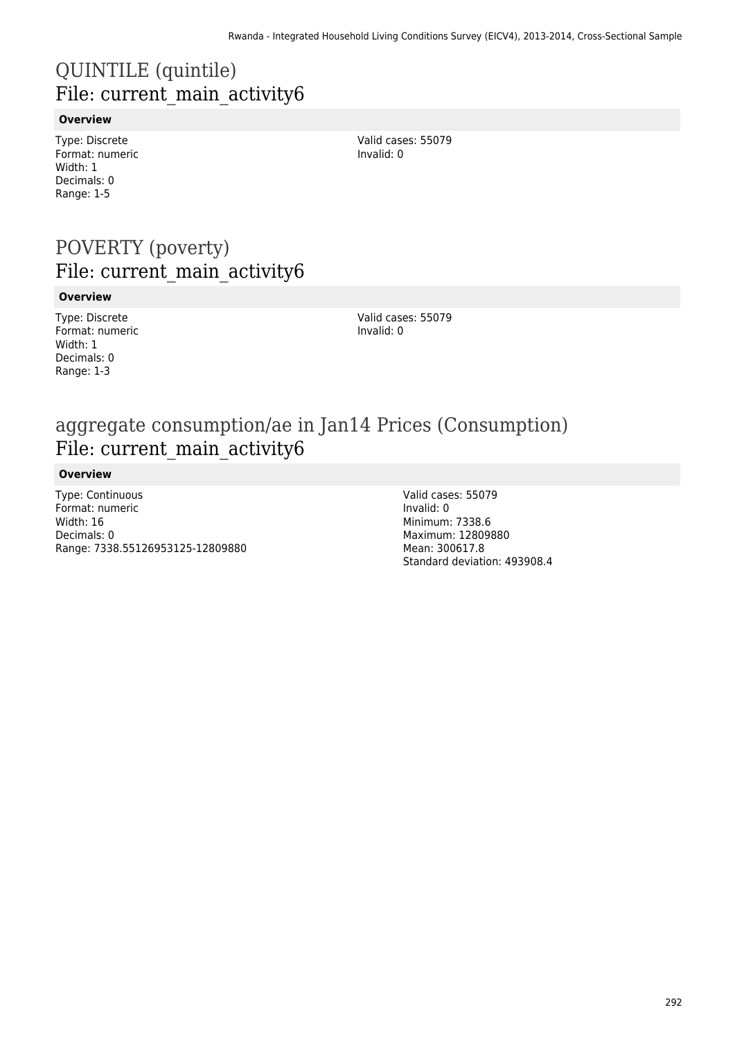# QUINTILE (quintile)
## File: current_main_activity6

**Overview**

Type: Discrete
Format: numeric
Width: 1
Decimals: 0
Range: 1-5

Valid cases: 55079
Invalid: 0

# POVERTY (poverty)
## File: current_main_activity6

**Overview**

Type: Discrete
Format: numeric
Width: 1
Decimals: 0
Range: 1-3

Valid cases: 55079
Invalid: 0

# aggregate consumption/ae in Jan14 Prices (Consumption)
## File: current_main_activity6

**Overview**

Type: Continuous
Format: numeric
Width: 16
Decimals: 0
Range: 7338.55126953125-12809880

Valid cases: 55079
Invalid: 0
Minimum: 7338.6
Maximum: 12809880
Mean: 300617.8
Standard deviation: 493908.4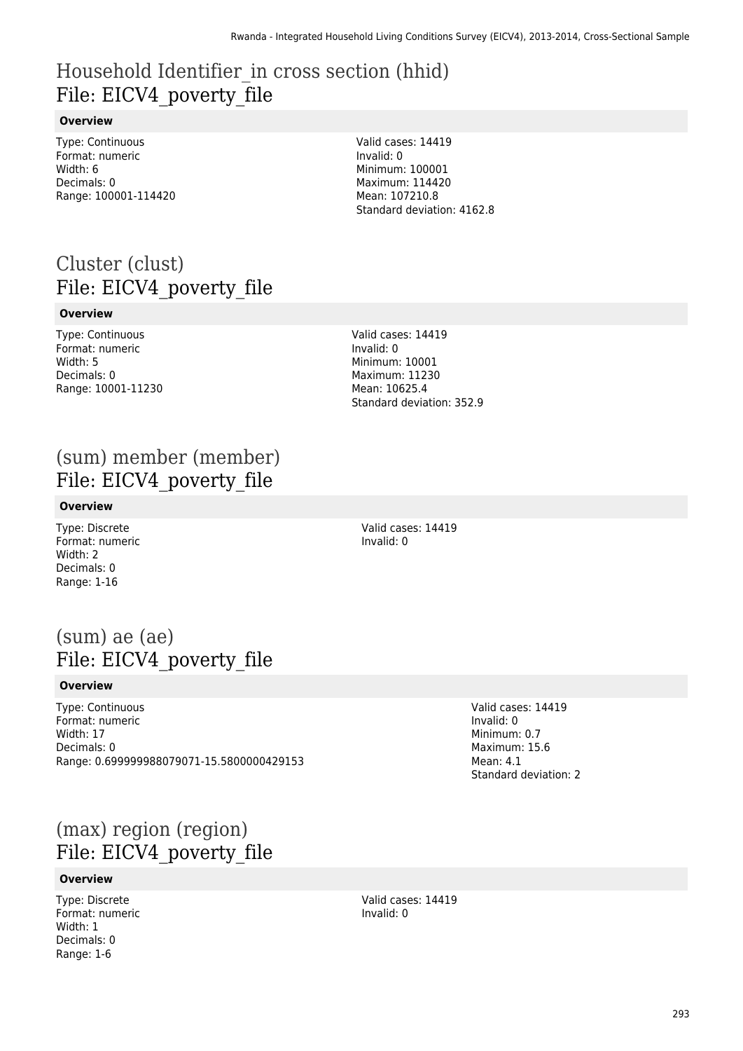# Household Identifier_in cross section (hhid)
## File: EICV4_poverty_file

**Overview**

Type: Continuous
Format: numeric
Width: 6
Decimals: 0
Range: 100001-114420

Valid cases: 14419
Invalid: 0
Minimum: 100001
Maximum: 114420
Mean: 107210.8
Standard deviation: 4162.8

# Cluster (clust)
## File: EICV4_poverty_file

**Overview**

Type: Continuous
Format: numeric
Width: 5
Decimals: 0
Range: 10001-11230

Valid cases: 14419
Invalid: 0
Minimum: 10001
Maximum: 11230
Mean: 10625.4
Standard deviation: 352.9

# (sum) member (member)
## File: EICV4_poverty_file

**Overview**

Type: Discrete
Format: numeric
Width: 2
Decimals: 0
Range: 1-16

Valid cases: 14419
Invalid: 0

# (sum) ae (ae)
## File: EICV4_poverty_file

**Overview**

Type: Continuous
Format: numeric
Width: 17
Decimals: 0
Range: 0.699999988079071-15.5800000429153

Valid cases: 14419
Invalid: 0
Minimum: 0.7
Maximum: 15.6
Mean: 4.1
Standard deviation: 2

# (max) region (region)
## File: EICV4_poverty_file

**Overview**

Type: Discrete
Format: numeric
Width: 1
Decimals: 0
Range: 1-6

Valid cases: 14419
Invalid: 0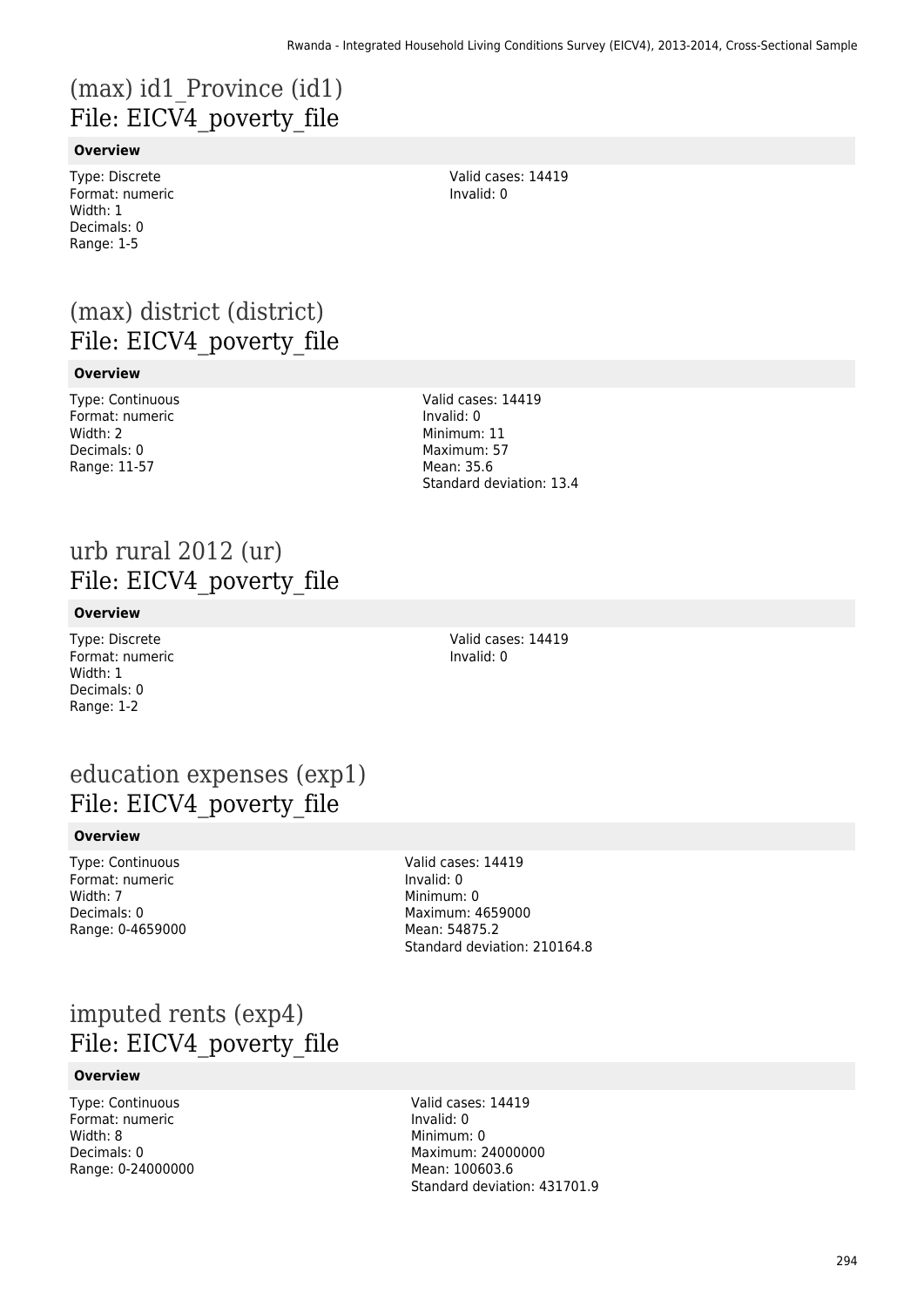# (max) id1_Province (id1)
File: EICV4_poverty_file

**Overview**

Type: Discrete
Format: numeric
Width: 1
Decimals: 0
Range: 1-5

Valid cases: 14419
Invalid: 0

# (max) district (district)
File: EICV4_poverty_file

**Overview**

Type: Continuous
Format: numeric
Width: 2
Decimals: 0
Range: 11-57

Valid cases: 14419
Invalid: 0
Minimum: 11
Maximum: 57
Mean: 35.6
Standard deviation: 13.4

# urb rural 2012 (ur)
File: EICV4_poverty_file

**Overview**

Type: Discrete
Format: numeric
Width: 1
Decimals: 0
Range: 1-2

Valid cases: 14419
Invalid: 0

# education expenses (exp1)
File: EICV4_poverty_file

**Overview**

Type: Continuous
Format: numeric
Width: 7
Decimals: 0
Range: 0-4659000

Valid cases: 14419
Invalid: 0
Minimum: 0
Maximum: 4659000
Mean: 54875.2
Standard deviation: 210164.8

# imputed rents (exp4)
File: EICV4_poverty_file

**Overview**

Type: Continuous
Format: numeric
Width: 8
Decimals: 0
Range: 0-24000000

Valid cases: 14419
Invalid: 0
Minimum: 0
Maximum: 24000000
Mean: 100603.6
Standard deviation: 431701.9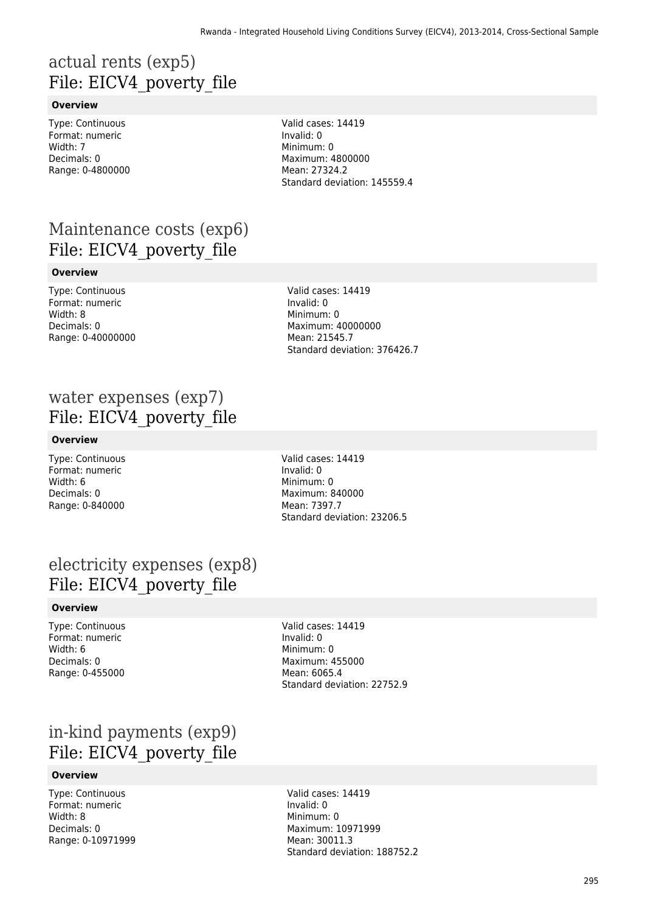# actual rents (exp5)
# File: EICV4_poverty_file

### Overview

Type: Continuous
Format: numeric
Width: 7
Decimals: 0
Range: 0-4800000

Valid cases: 14419
Invalid: 0
Minimum: 0
Maximum: 4800000
Mean: 27324.2
Standard deviation: 145559.4

# Maintenance costs (exp6)
# File: EICV4_poverty_file

### Overview

Type: Continuous
Format: numeric
Width: 8
Decimals: 0
Range: 0-40000000

Valid cases: 14419
Invalid: 0
Minimum: 0
Maximum: 40000000
Mean: 21545.7
Standard deviation: 376426.7

# water expenses (exp7)
# File: EICV4_poverty_file

### Overview

Type: Continuous
Format: numeric
Width: 6
Decimals: 0
Range: 0-840000

Valid cases: 14419
Invalid: 0
Minimum: 0
Maximum: 840000
Mean: 7397.7
Standard deviation: 23206.5

# electricity expenses (exp8)
# File: EICV4_poverty_file

### Overview

Type: Continuous
Format: numeric
Width: 6
Decimals: 0
Range: 0-455000

Valid cases: 14419
Invalid: 0
Minimum: 0
Maximum: 455000
Mean: 6065.4
Standard deviation: 22752.9

# in-kind payments (exp9)
# File: EICV4_poverty_file

### Overview

Type: Continuous
Format: numeric
Width: 8
Decimals: 0
Range: 0-10971999

Valid cases: 14419
Invalid: 0
Minimum: 0
Maximum: 10971999
Mean: 30011.3
Standard deviation: 188752.2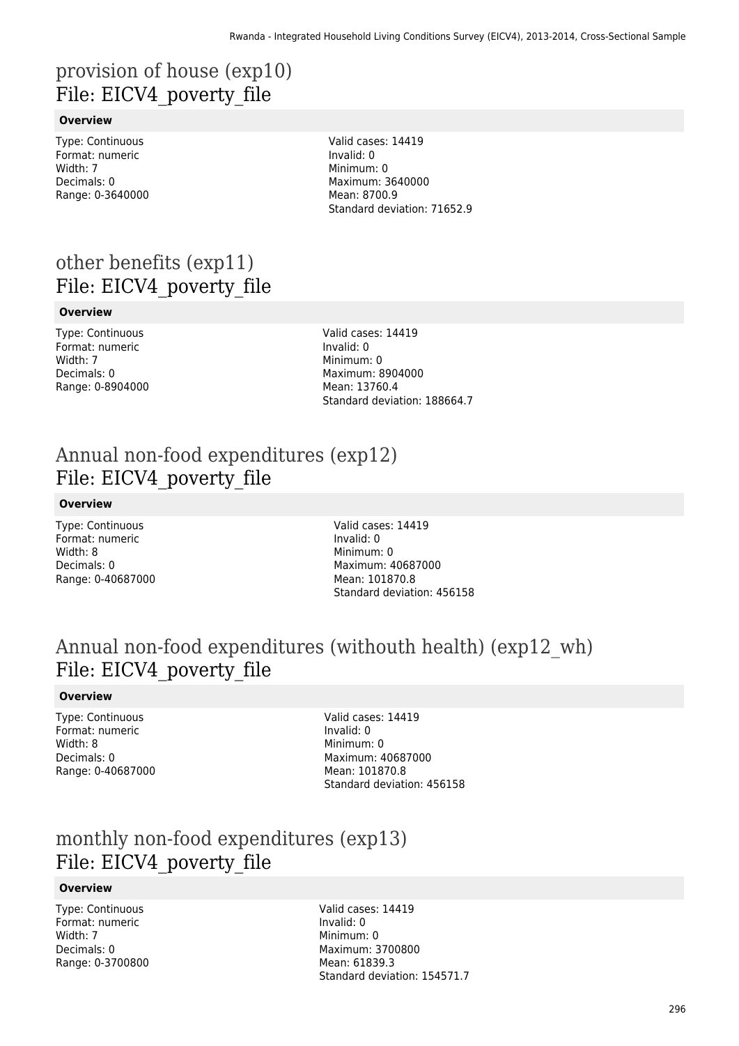# provision of house (exp10)
File: EICV4_poverty_file

**Overview**

Type: Continuous
Format: numeric
Width: 7
Decimals: 0
Range: 0-3640000

Valid cases: 14419
Invalid: 0
Minimum: 0
Maximum: 3640000
Mean: 8700.9
Standard deviation: 71652.9

# other benefits (exp11)
File: EICV4_poverty_file

**Overview**

Type: Continuous
Format: numeric
Width: 7
Decimals: 0
Range: 0-8904000

Valid cases: 14419
Invalid: 0
Minimum: 0
Maximum: 8904000
Mean: 13760.4
Standard deviation: 188664.7

# Annual non-food expenditures (exp12)
File: EICV4_poverty_file

**Overview**

Type: Continuous
Format: numeric
Width: 8
Decimals: 0
Range: 0-40687000

Valid cases: 14419
Invalid: 0
Minimum: 0
Maximum: 40687000
Mean: 101870.8
Standard deviation: 456158

# Annual non-food expenditures (withouth health) (exp12_wh)
File: EICV4_poverty_file

**Overview**

Type: Continuous
Format: numeric
Width: 8
Decimals: 0
Range: 0-40687000

Valid cases: 14419
Invalid: 0
Minimum: 0
Maximum: 40687000
Mean: 101870.8
Standard deviation: 456158

# monthly non-food expenditures (exp13)
File: EICV4_poverty_file

**Overview**

Type: Continuous
Format: numeric
Width: 7
Decimals: 0
Range: 0-3700800

Valid cases: 14419
Invalid: 0
Minimum: 0
Maximum: 3700800
Mean: 61839.3
Standard deviation: 154571.7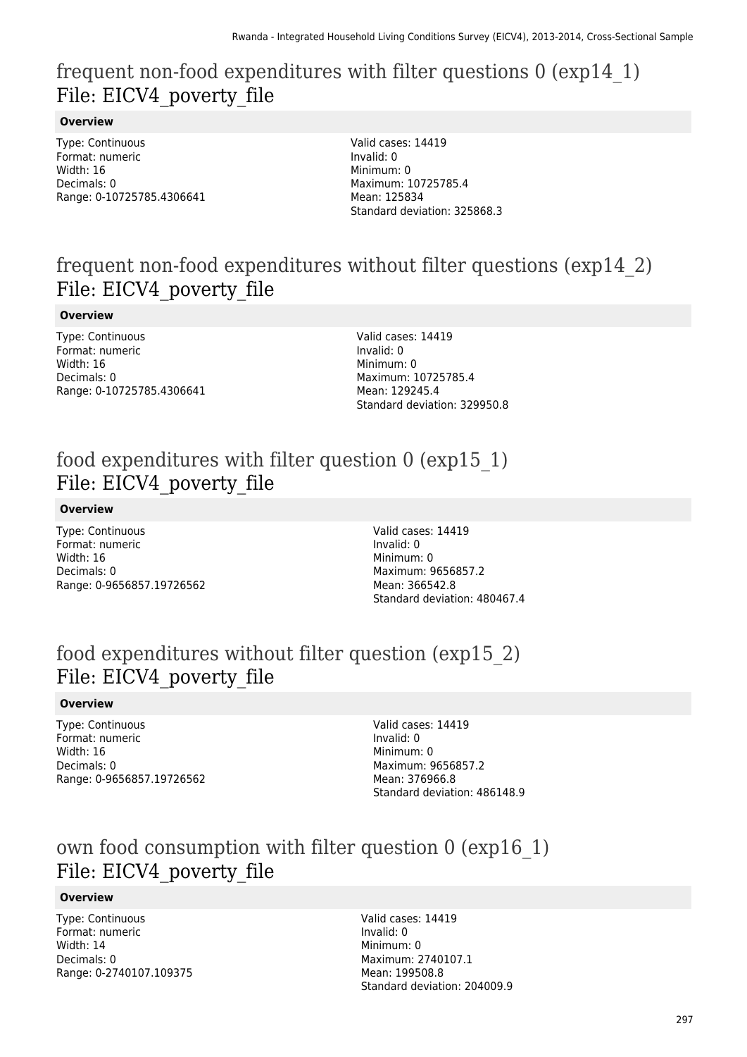## frequent non-food expenditures with filter questions 0 (exp14_1)
## File: EICV4_poverty_file

**Overview**

Type: Continuous
Format: numeric
Width: 16
Decimals: 0
Range: 0-10725785.4306641

Valid cases: 14419
Invalid: 0
Minimum: 0
Maximum: 10725785.4
Mean: 125834
Standard deviation: 325868.3

## frequent non-food expenditures without filter questions (exp14_2)
## File: EICV4_poverty_file

**Overview**

Type: Continuous
Format: numeric
Width: 16
Decimals: 0
Range: 0-10725785.4306641

Valid cases: 14419
Invalid: 0
Minimum: 0
Maximum: 10725785.4
Mean: 129245.4
Standard deviation: 329950.8

## food expenditures with filter question 0 (exp15_1)
## File: EICV4_poverty_file

**Overview**

Type: Continuous
Format: numeric
Width: 16
Decimals: 0
Range: 0-9656857.19726562

Valid cases: 14419
Invalid: 0
Minimum: 0
Maximum: 9656857.2
Mean: 366542.8
Standard deviation: 480467.4

## food expenditures without filter question (exp15_2)
## File: EICV4_poverty_file

**Overview**

Type: Continuous
Format: numeric
Width: 16
Decimals: 0
Range: 0-9656857.19726562

Valid cases: 14419
Invalid: 0
Minimum: 0
Maximum: 9656857.2
Mean: 376966.8
Standard deviation: 486148.9

## own food consumption with filter question 0 (exp16_1)
## File: EICV4_poverty_file

**Overview**

Type: Continuous
Format: numeric
Width: 14
Decimals: 0
Range: 0-2740107.109375

Valid cases: 14419
Invalid: 0
Minimum: 0
Maximum: 2740107.1
Mean: 199508.8
Standard deviation: 204009.9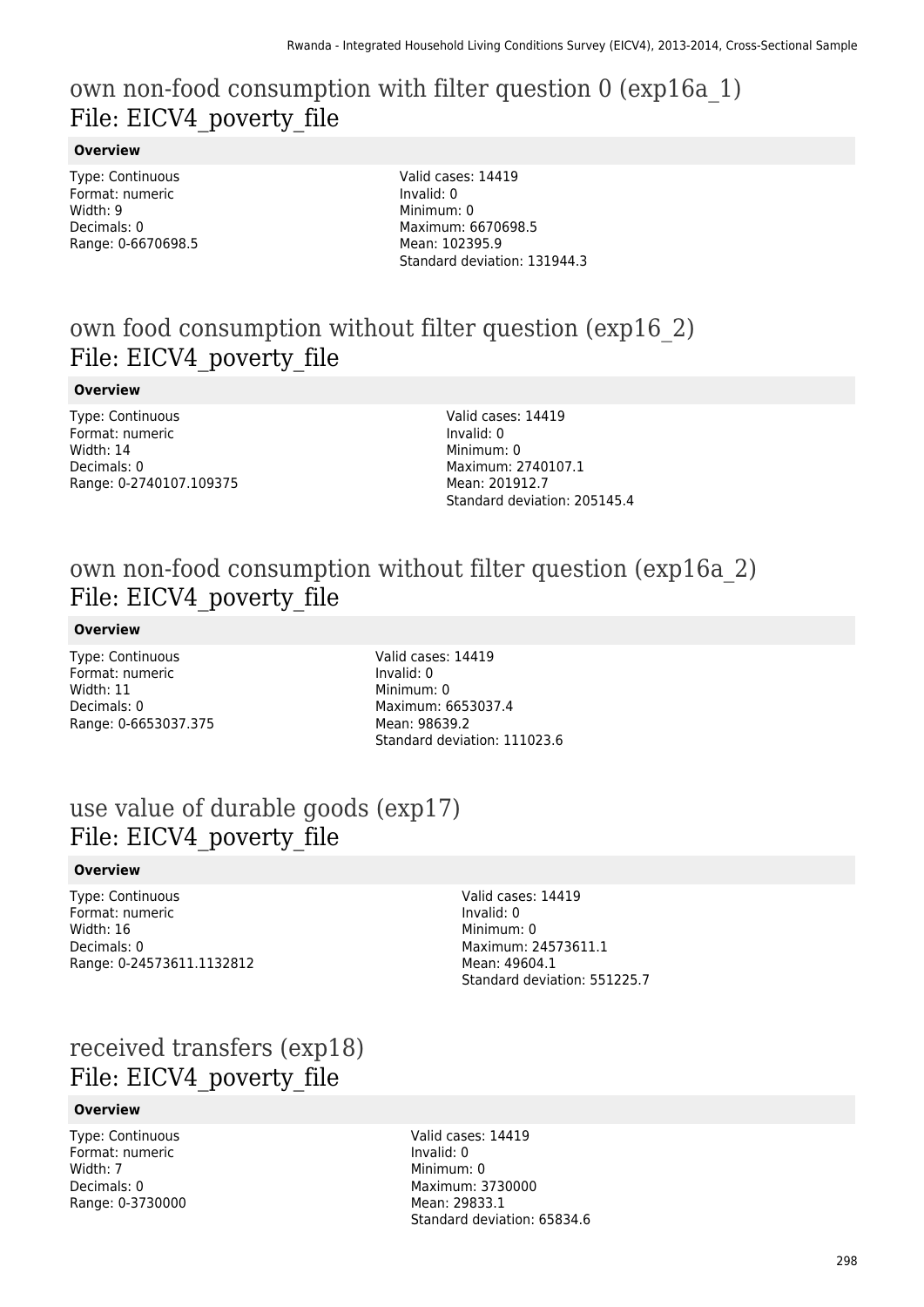# own non-food consumption with filter question 0 (exp16a_1)
File: EICV4_poverty_file

**Overview**

Type: Continuous
Format: numeric
Width: 9
Decimals: 0
Range: 0-6670698.5

Valid cases: 14419
Invalid: 0
Minimum: 0
Maximum: 6670698.5
Mean: 102395.9
Standard deviation: 131944.3

# own food consumption without filter question (exp16_2)
File: EICV4_poverty_file

**Overview**

Type: Continuous
Format: numeric
Width: 14
Decimals: 0
Range: 0-2740107.109375

Valid cases: 14419
Invalid: 0
Minimum: 0
Maximum: 2740107.1
Mean: 201912.7
Standard deviation: 205145.4

# own non-food consumption without filter question (exp16a_2)
File: EICV4_poverty_file

**Overview**

Type: Continuous
Format: numeric
Width: 11
Decimals: 0
Range: 0-6653037.375

Valid cases: 14419
Invalid: 0
Minimum: 0
Maximum: 6653037.4
Mean: 98639.2
Standard deviation: 111023.6

# use value of durable goods (exp17)
File: EICV4_poverty_file

**Overview**

Type: Continuous
Format: numeric
Width: 16
Decimals: 0
Range: 0-24573611.1132812

Valid cases: 14419
Invalid: 0
Minimum: 0
Maximum: 24573611.1
Mean: 49604.1
Standard deviation: 551225.7

# received transfers (exp18)
File: EICV4_poverty_file

**Overview**

Type: Continuous
Format: numeric
Width: 7
Decimals: 0
Range: 0-3730000

Valid cases: 14419
Invalid: 0
Minimum: 0
Maximum: 3730000
Mean: 29833.1
Standard deviation: 65834.6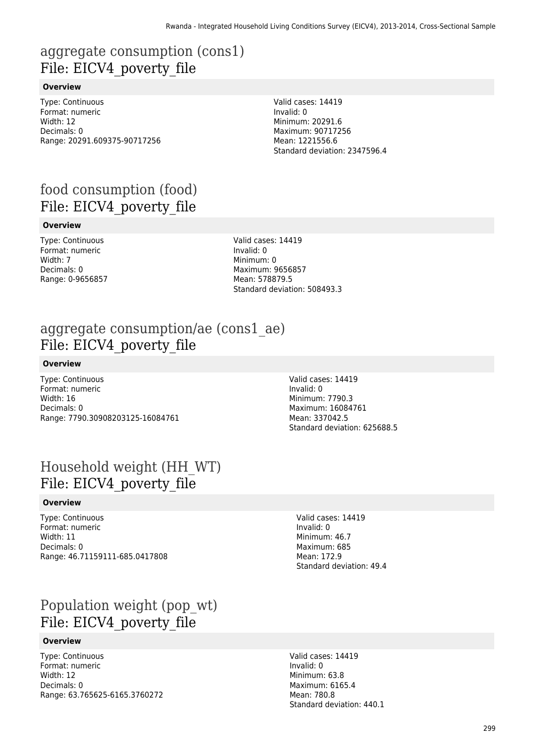# aggregate consumption (cons1)
File: EICV4_poverty_file

### Overview

Type: Continuous
Format: numeric
Width: 12
Decimals: 0
Range: 20291.609375-90717256

Valid cases: 14419
Invalid: 0
Minimum: 20291.6
Maximum: 90717256
Mean: 1221556.6
Standard deviation: 2347596.4

# food consumption (food)
File: EICV4_poverty_file

### Overview

Type: Continuous
Format: numeric
Width: 7
Decimals: 0
Range: 0-9656857

Valid cases: 14419
Invalid: 0
Minimum: 0
Maximum: 9656857
Mean: 578879.5
Standard deviation: 508493.3

# aggregate consumption/ae (cons1_ae)
File: EICV4_poverty_file

### Overview

Type: Continuous
Format: numeric
Width: 16
Decimals: 0
Range: 7790.30908203125-16084761

Valid cases: 14419
Invalid: 0
Minimum: 7790.3
Maximum: 16084761
Mean: 337042.5
Standard deviation: 625688.5

# Household weight (HH_WT)
File: EICV4_poverty_file

### Overview

Type: Continuous
Format: numeric
Width: 11
Decimals: 0
Range: 46.71159111-685.0417808

Valid cases: 14419
Invalid: 0
Minimum: 46.7
Maximum: 685
Mean: 172.9
Standard deviation: 49.4

# Population weight (pop_wt)
File: EICV4_poverty_file

### Overview

Type: Continuous
Format: numeric
Width: 12
Decimals: 0
Range: 63.765625-6165.3760272

Valid cases: 14419
Invalid: 0
Minimum: 63.8
Maximum: 6165.4
Mean: 780.8
Standard deviation: 440.1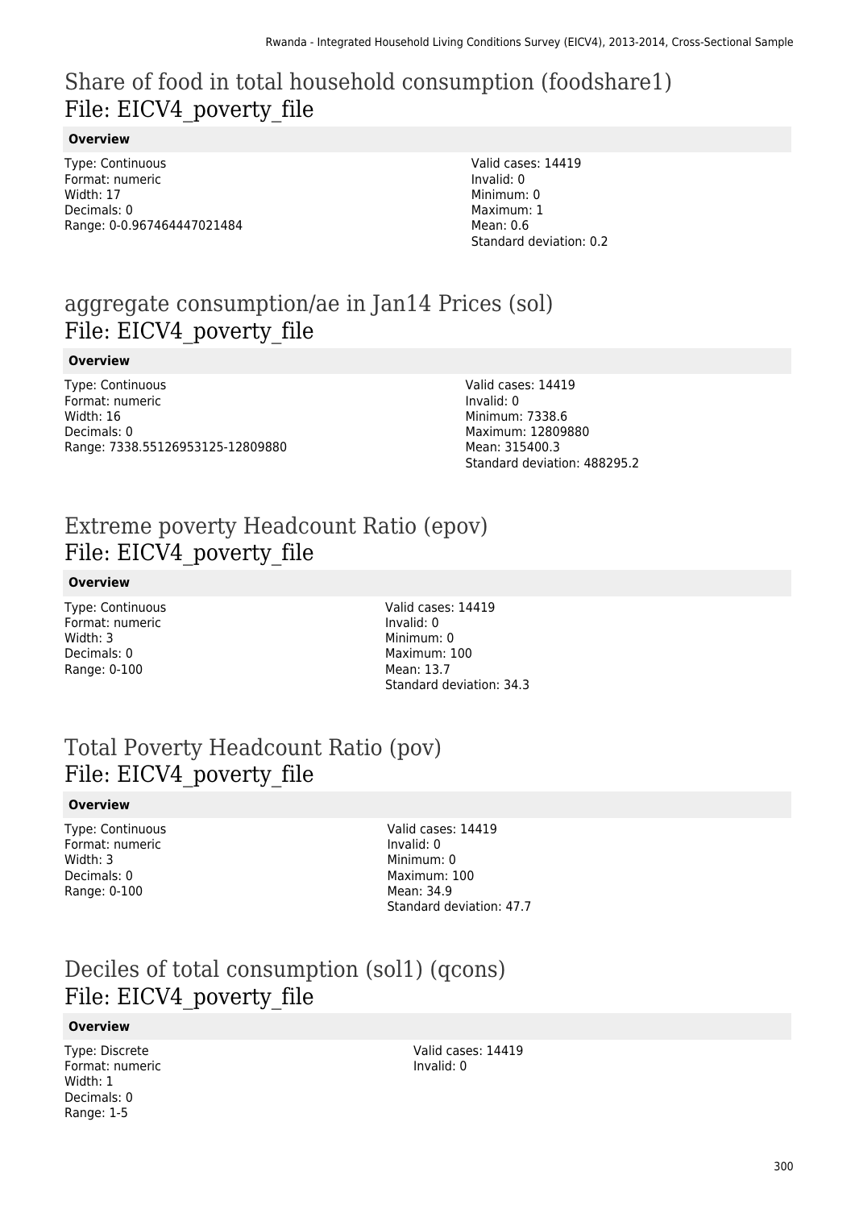# Share of food in total household consumption (foodshare1)
File: EICV4_poverty_file

**Overview**

Type: Continuous
Format: numeric
Width: 17
Decimals: 0
Range: 0-0.967464447021484

Valid cases: 14419
Invalid: 0
Minimum: 0
Maximum: 1
Mean: 0.6
Standard deviation: 0.2

# aggregate consumption/ae in Jan14 Prices (sol)
File: EICV4_poverty_file

**Overview**

Type: Continuous
Format: numeric
Width: 16
Decimals: 0
Range: 7338.55126953125-12809880

Valid cases: 14419
Invalid: 0
Minimum: 7338.6
Maximum: 12809880
Mean: 315400.3
Standard deviation: 488295.2

# Extreme poverty Headcount Ratio (epov)
File: EICV4_poverty_file

**Overview**

Type: Continuous
Format: numeric
Width: 3
Decimals: 0
Range: 0-100

Valid cases: 14419
Invalid: 0
Minimum: 0
Maximum: 100
Mean: 13.7
Standard deviation: 34.3

# Total Poverty Headcount Ratio (pov)
File: EICV4_poverty_file

**Overview**

Type: Continuous
Format: numeric
Width: 3
Decimals: 0
Range: 0-100

Valid cases: 14419
Invalid: 0
Minimum: 0
Maximum: 100
Mean: 34.9
Standard deviation: 47.7

# Deciles of total consumption (sol1) (qcons)
File: EICV4_poverty_file

**Overview**

Type: Discrete
Format: numeric
Width: 1
Decimals: 0
Range: 1-5

Valid cases: 14419
Invalid: 0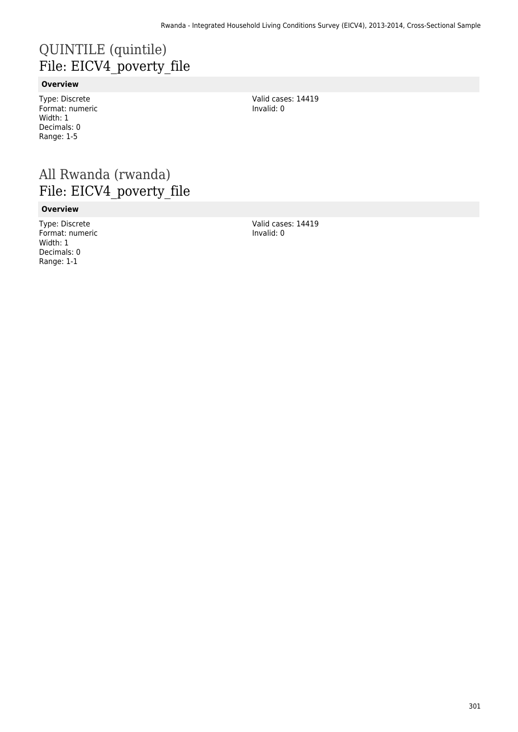# QUINTILE (quintile)
## File: EICV4_poverty_file

**Overview**

Type: Discrete
Format: numeric
Width: 1
Decimals: 0
Range: 1-5

Valid cases: 14419
Invalid: 0

# All Rwanda (rwanda)
## File: EICV4_poverty_file

**Overview**

Type: Discrete
Format: numeric
Width: 1
Decimals: 0
Range: 1-1

Valid cases: 14419
Invalid: 0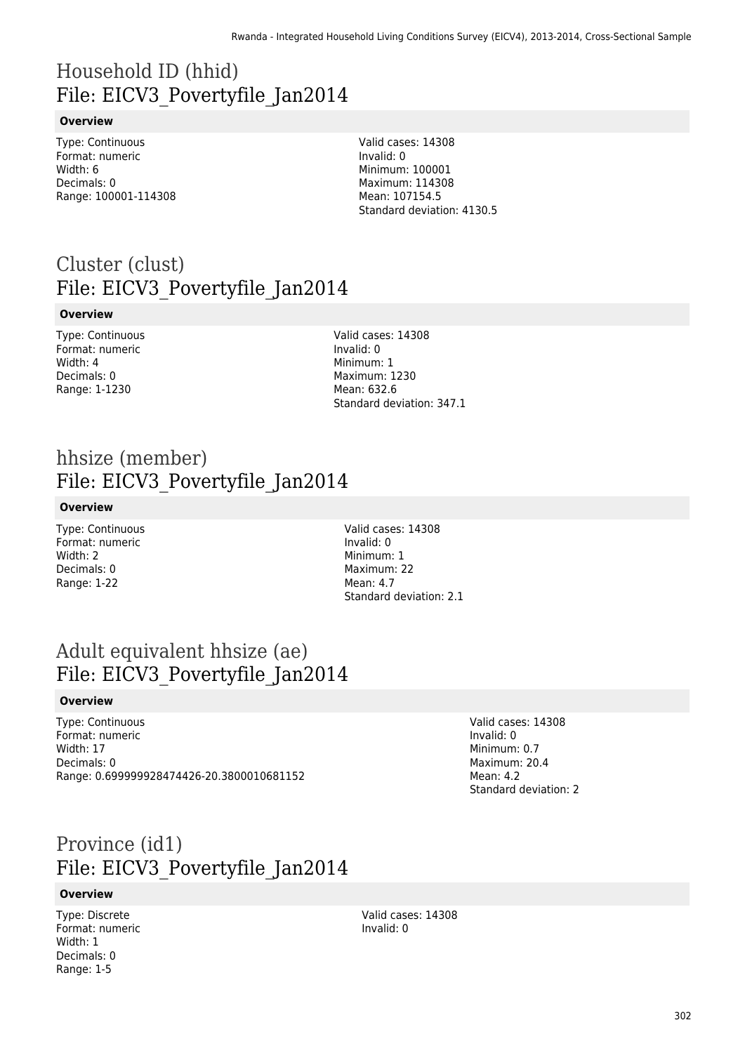# Household ID (hhid)
File: EICV3_Povertyfile_Jan2014

**Overview**

Type: Continuous
Format: numeric
Width: 6
Decimals: 0
Range: 100001-114308

Valid cases: 14308
Invalid: 0
Minimum: 100001
Maximum: 114308
Mean: 107154.5
Standard deviation: 4130.5

# Cluster (clust)
File: EICV3_Povertyfile_Jan2014

**Overview**

Type: Continuous
Format: numeric
Width: 4
Decimals: 0
Range: 1-1230

Valid cases: 14308
Invalid: 0
Minimum: 1
Maximum: 1230
Mean: 632.6
Standard deviation: 347.1

# hhsize (member)
File: EICV3_Povertyfile_Jan2014

**Overview**

Type: Continuous
Format: numeric
Width: 2
Decimals: 0
Range: 1-22

Valid cases: 14308
Invalid: 0
Minimum: 1
Maximum: 22
Mean: 4.7
Standard deviation: 2.1

# Adult equivalent hhsize (ae)
File: EICV3_Povertyfile_Jan2014

**Overview**

Type: Continuous
Format: numeric
Width: 17
Decimals: 0
Range: 0.699999928474426-20.3800010681152

Valid cases: 14308
Invalid: 0
Minimum: 0.7
Maximum: 20.4
Mean: 4.2
Standard deviation: 2

# Province (id1)
File: EICV3_Povertyfile_Jan2014

**Overview**

Type: Discrete
Format: numeric
Width: 1
Decimals: 0
Range: 1-5

Valid cases: 14308
Invalid: 0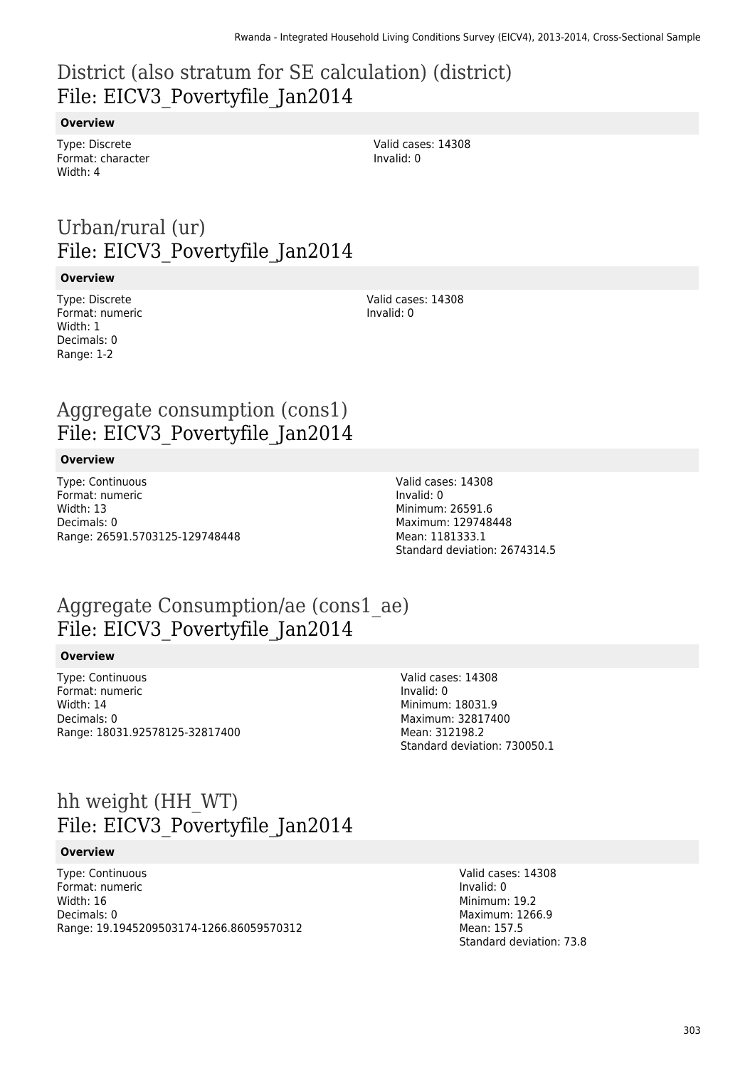# District (also stratum for SE calculation) (district)
File: EICV3_Povertyfile_Jan2014

### Overview

Type: Discrete
Format: character
Width: 4

Valid cases: 14308
Invalid: 0

# Urban/rural (ur)
File: EICV3_Povertyfile_Jan2014

### Overview

Type: Discrete
Format: numeric
Width: 1
Decimals: 0
Range: 1-2

Valid cases: 14308
Invalid: 0

# Aggregate consumption (cons1)
File: EICV3_Povertyfile_Jan2014

### Overview

Type: Continuous
Format: numeric
Width: 13
Decimals: 0
Range: 26591.5703125-129748448

Valid cases: 14308
Invalid: 0
Minimum: 26591.6
Maximum: 129748448
Mean: 1181333.1
Standard deviation: 2674314.5

# Aggregate Consumption/ae (cons1_ae)
File: EICV3_Povertyfile_Jan2014

### Overview

Type: Continuous
Format: numeric
Width: 14
Decimals: 0
Range: 18031.92578125-32817400

Valid cases: 14308
Invalid: 0
Minimum: 18031.9
Maximum: 32817400
Mean: 312198.2
Standard deviation: 730050.1

# hh weight (HH_WT)
File: EICV3_Povertyfile_Jan2014

### Overview

Type: Continuous
Format: numeric
Width: 16
Decimals: 0
Range: 19.1945209503174-1266.86059570312

Valid cases: 14308
Invalid: 0
Minimum: 19.2
Maximum: 1266.9
Mean: 157.5
Standard deviation: 73.8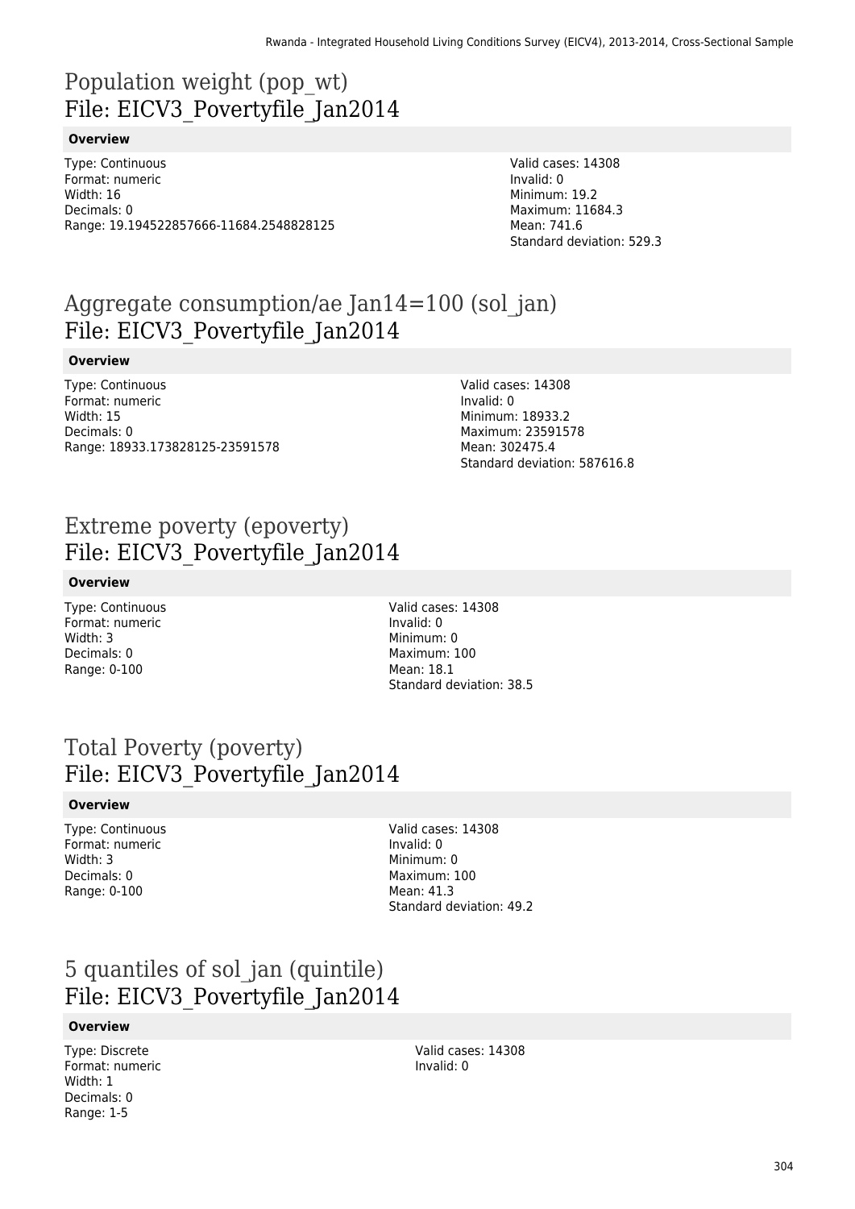# Population weight (pop_wt)
File: EICV3_Povertyfile_Jan2014

#### Overview

Type: Continuous
Format: numeric
Width: 16
Decimals: 0
Range: 19.194522857666-11684.2548828125

Valid cases: 14308
Invalid: 0
Minimum: 19.2
Maximum: 11684.3
Mean: 741.6
Standard deviation: 529.3

# Aggregate consumption/ae Jan14=100 (sol_jan)
File: EICV3_Povertyfile_Jan2014

#### Overview

Type: Continuous
Format: numeric
Width: 15
Decimals: 0
Range: 18933.173828125-23591578

Valid cases: 14308
Invalid: 0
Minimum: 18933.2
Maximum: 23591578
Mean: 302475.4
Standard deviation: 587616.8

# Extreme poverty (epoverty)
File: EICV3_Povertyfile_Jan2014

#### Overview

Type: Continuous
Format: numeric
Width: 3
Decimals: 0
Range: 0-100

Valid cases: 14308
Invalid: 0
Minimum: 0
Maximum: 100
Mean: 18.1
Standard deviation: 38.5

# Total Poverty (poverty)
File: EICV3_Povertyfile_Jan2014

#### Overview

Type: Continuous
Format: numeric
Width: 3
Decimals: 0
Range: 0-100

Valid cases: 14308
Invalid: 0
Minimum: 0
Maximum: 100
Mean: 41.3
Standard deviation: 49.2

# 5 quantiles of sol_jan (quintile)
File: EICV3_Povertyfile_Jan2014

#### Overview

Type: Discrete
Format: numeric
Width: 1
Decimals: 0
Range: 1-5

Valid cases: 14308
Invalid: 0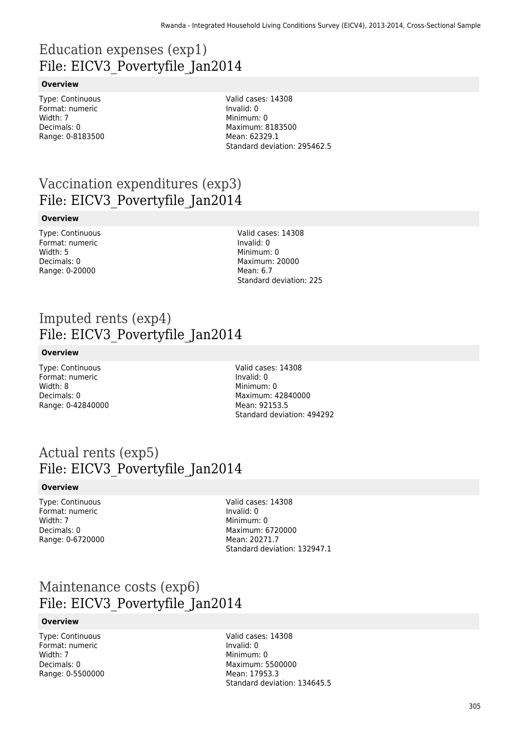# Education expenses (exp1)
# File: EICV3_Povertyfile_Jan2014

**Overview**

Type: Continuous
Format: numeric
Width: 7
Decimals: 0
Range: 0-8183500

Valid cases: 14308
Invalid: 0
Minimum: 0
Maximum: 8183500
Mean: 62329.1
Standard deviation: 295462.5

# Vaccination expenditures (exp3)
# File: EICV3_Povertyfile_Jan2014

**Overview**

Type: Continuous
Format: numeric
Width: 5
Decimals: 0
Range: 0-20000

Valid cases: 14308
Invalid: 0
Minimum: 0
Maximum: 20000
Mean: 6.7
Standard deviation: 225

# Imputed rents (exp4)
# File: EICV3_Povertyfile_Jan2014

**Overview**

Type: Continuous
Format: numeric
Width: 8
Decimals: 0
Range: 0-42840000

Valid cases: 14308
Invalid: 0
Minimum: 0
Maximum: 42840000
Mean: 92153.5
Standard deviation: 494292

# Actual rents (exp5)
# File: EICV3_Povertyfile_Jan2014

**Overview**

Type: Continuous
Format: numeric
Width: 7
Decimals: 0
Range: 0-6720000

Valid cases: 14308
Invalid: 0
Minimum: 0
Maximum: 6720000
Mean: 20271.7
Standard deviation: 132947.1

# Maintenance costs (exp6)
# File: EICV3_Povertyfile_Jan2014

**Overview**

Type: Continuous
Format: numeric
Width: 7
Decimals: 0
Range: 0-5500000

Valid cases: 14308
Invalid: 0
Minimum: 0
Maximum: 5500000
Mean: 17953.3
Standard deviation: 134645.5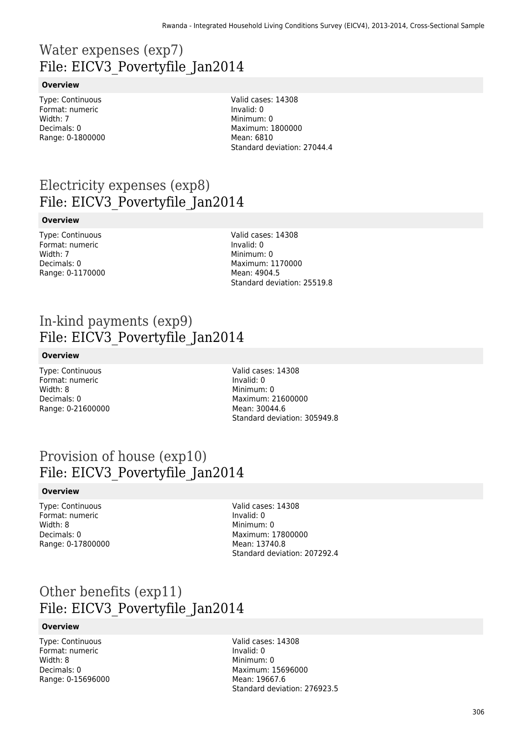# Water expenses (exp7)
# File: EICV3_Povertyfile_Jan2014

**Overview**

Type: Continuous
Format: numeric
Width: 7
Decimals: 0
Range: 0-1800000

Valid cases: 14308
Invalid: 0
Minimum: 0
Maximum: 1800000
Mean: 6810
Standard deviation: 27044.4

# Electricity expenses (exp8)
# File: EICV3_Povertyfile_Jan2014

**Overview**

Type: Continuous
Format: numeric
Width: 7
Decimals: 0
Range: 0-1170000

Valid cases: 14308
Invalid: 0
Minimum: 0
Maximum: 1170000
Mean: 4904.5
Standard deviation: 25519.8

# In-kind payments (exp9)
# File: EICV3_Povertyfile_Jan2014

**Overview**

Type: Continuous
Format: numeric
Width: 8
Decimals: 0
Range: 0-21600000

Valid cases: 14308
Invalid: 0
Minimum: 0
Maximum: 21600000
Mean: 30044.6
Standard deviation: 305949.8

# Provision of house (exp10)
# File: EICV3_Povertyfile_Jan2014

**Overview**

Type: Continuous
Format: numeric
Width: 8
Decimals: 0
Range: 0-17800000

Valid cases: 14308
Invalid: 0
Minimum: 0
Maximum: 17800000
Mean: 13740.8
Standard deviation: 207292.4

# Other benefits (exp11)
# File: EICV3_Povertyfile_Jan2014

**Overview**

Type: Continuous
Format: numeric
Width: 8
Decimals: 0
Range: 0-15696000

Valid cases: 14308
Invalid: 0
Minimum: 0
Maximum: 15696000
Mean: 19667.6
Standard deviation: 276923.5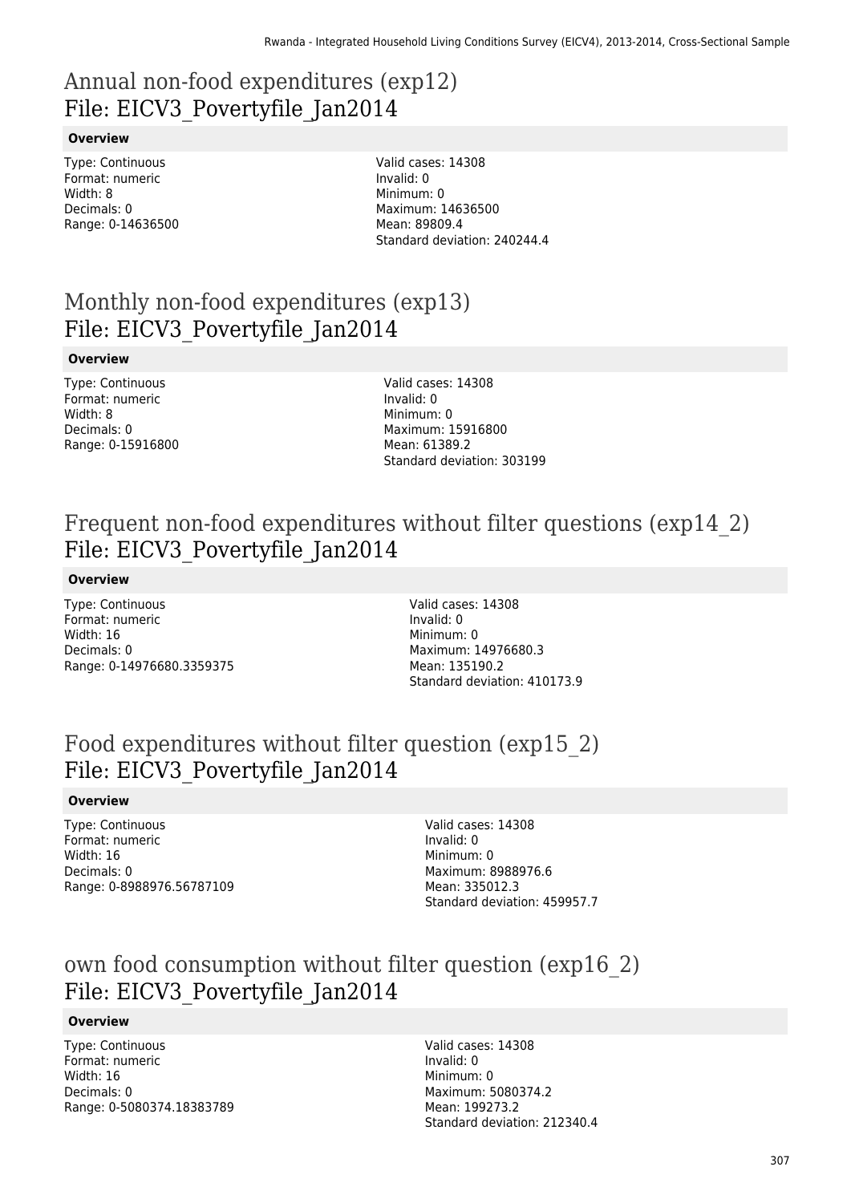# Annual non-food expenditures (exp12)
## File: EICV3_Povertyfile_Jan2014

**Overview**

Type: Continuous
Format: numeric
Width: 8
Decimals: 0
Range: 0-14636500

Valid cases: 14308
Invalid: 0
Minimum: 0
Maximum: 14636500
Mean: 89809.4
Standard deviation: 240244.4

# Monthly non-food expenditures (exp13)
## File: EICV3_Povertyfile_Jan2014

**Overview**

Type: Continuous
Format: numeric
Width: 8
Decimals: 0
Range: 0-15916800

Valid cases: 14308
Invalid: 0
Minimum: 0
Maximum: 15916800
Mean: 61389.2
Standard deviation: 303199

# Frequent non-food expenditures without filter questions (exp14_2)
## File: EICV3_Povertyfile_Jan2014

**Overview**

Type: Continuous
Format: numeric
Width: 16
Decimals: 0
Range: 0-14976680.3359375

Valid cases: 14308
Invalid: 0
Minimum: 0
Maximum: 14976680.3
Mean: 135190.2
Standard deviation: 410173.9

# Food expenditures without filter question (exp15_2)
## File: EICV3_Povertyfile_Jan2014

**Overview**

Type: Continuous
Format: numeric
Width: 16
Decimals: 0
Range: 0-8988976.56787109

Valid cases: 14308
Invalid: 0
Minimum: 0
Maximum: 8988976.6
Mean: 335012.3
Standard deviation: 459957.7

# own food consumption without filter question (exp16_2)
## File: EICV3_Povertyfile_Jan2014

**Overview**

Type: Continuous
Format: numeric
Width: 16
Decimals: 0
Range: 0-5080374.18383789

Valid cases: 14308
Invalid: 0
Minimum: 0
Maximum: 5080374.2
Mean: 199273.2
Standard deviation: 212340.4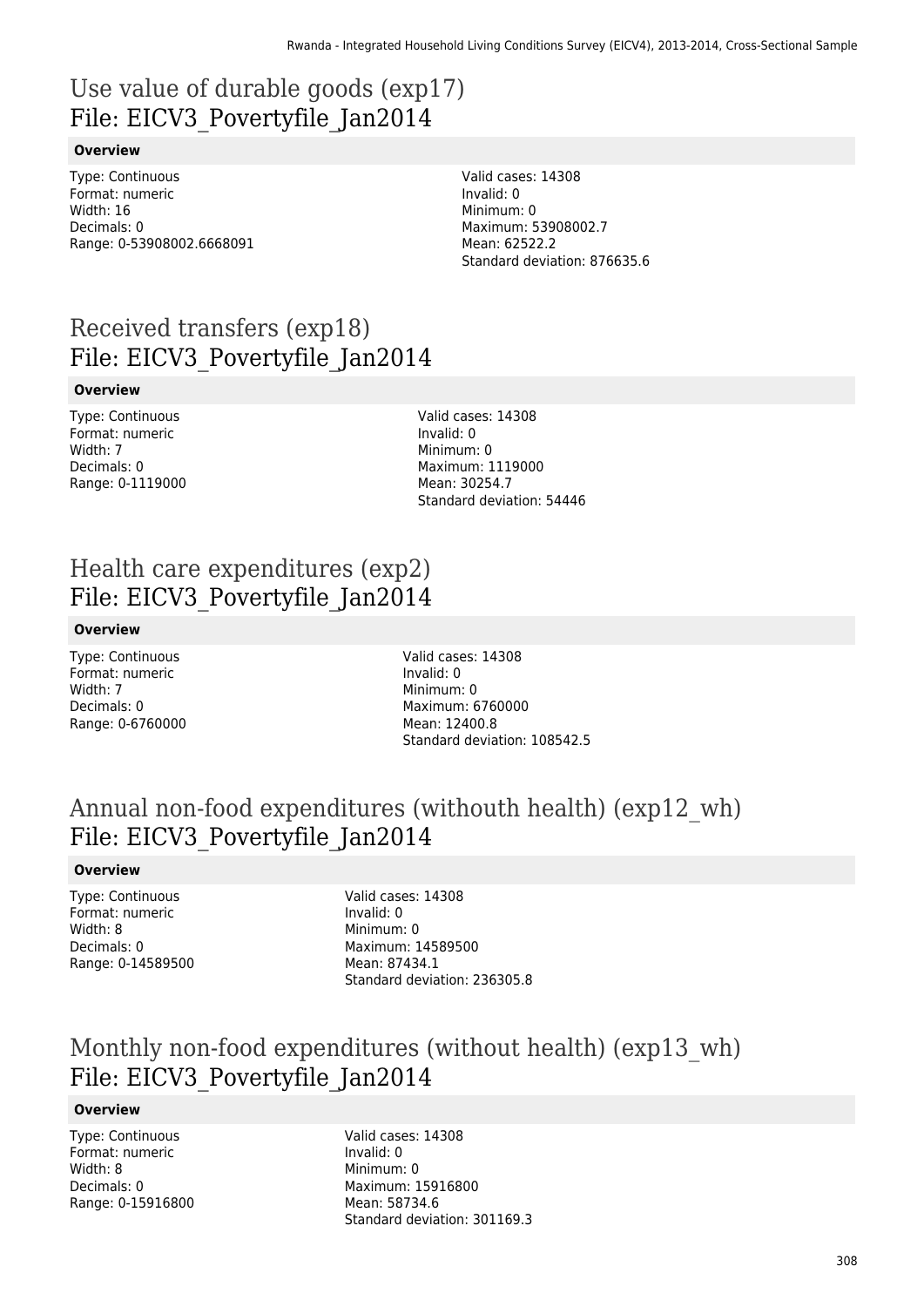# Use value of durable goods (exp17)
File: EICV3_Povertyfile_Jan2014

**Overview**

Type: Continuous
Format: numeric
Width: 16
Decimals: 0
Range: 0-53908002.6668091

Valid cases: 14308
Invalid: 0
Minimum: 0
Maximum: 53908002.7
Mean: 62522.2
Standard deviation: 876635.6

# Received transfers (exp18)
File: EICV3_Povertyfile_Jan2014

**Overview**

Type: Continuous
Format: numeric
Width: 7
Decimals: 0
Range: 0-1119000

Valid cases: 14308
Invalid: 0
Minimum: 0
Maximum: 1119000
Mean: 30254.7
Standard deviation: 54446

# Health care expenditures (exp2)
File: EICV3_Povertyfile_Jan2014

**Overview**

Type: Continuous
Format: numeric
Width: 7
Decimals: 0
Range: 0-6760000

Valid cases: 14308
Invalid: 0
Minimum: 0
Maximum: 6760000
Mean: 12400.8
Standard deviation: 108542.5

# Annual non-food expenditures (withouth health) (exp12_wh)
File: EICV3_Povertyfile_Jan2014

**Overview**

Type: Continuous
Format: numeric
Width: 8
Decimals: 0
Range: 0-14589500

Valid cases: 14308
Invalid: 0
Minimum: 0
Maximum: 14589500
Mean: 87434.1
Standard deviation: 236305.8

# Monthly non-food expenditures (without health) (exp13_wh)
File: EICV3_Povertyfile_Jan2014

**Overview**

Type: Continuous
Format: numeric
Width: 8
Decimals: 0
Range: 0-15916800

Valid cases: 14308
Invalid: 0
Minimum: 0
Maximum: 15916800
Mean: 58734.6
Standard deviation: 301169.3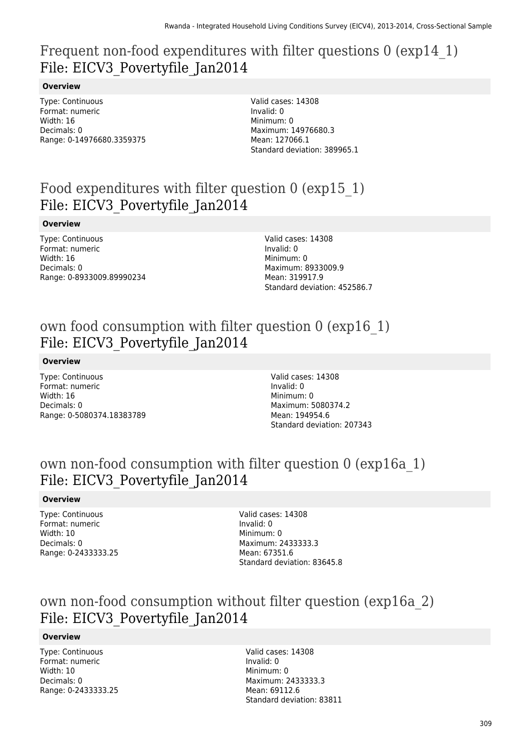# Frequent non-food expenditures with filter questions 0 (exp14_1)
# File: EICV3_Povertyfile_Jan2014

### Overview

Type: Continuous
Format: numeric
Width: 16
Decimals: 0
Range: 0-14976680.3359375

Valid cases: 14308
Invalid: 0
Minimum: 0
Maximum: 14976680.3
Mean: 127066.1
Standard deviation: 389965.1

# Food expenditures with filter question 0 (exp15_1)
# File: EICV3_Povertyfile_Jan2014

### Overview

Type: Continuous
Format: numeric
Width: 16
Decimals: 0
Range: 0-8933009.89990234

Valid cases: 14308
Invalid: 0
Minimum: 0
Maximum: 8933009.9
Mean: 319917.9
Standard deviation: 452586.7

# own food consumption with filter question 0 (exp16_1)
# File: EICV3_Povertyfile_Jan2014

### Overview

Type: Continuous
Format: numeric
Width: 16
Decimals: 0
Range: 0-5080374.18383789

Valid cases: 14308
Invalid: 0
Minimum: 0
Maximum: 5080374.2
Mean: 194954.6
Standard deviation: 207343

# own non-food consumption with filter question 0 (exp16a_1)
# File: EICV3_Povertyfile_Jan2014

### Overview

Type: Continuous
Format: numeric
Width: 10
Decimals: 0
Range: 0-2433333.25

Valid cases: 14308
Invalid: 0
Minimum: 0
Maximum: 2433333.3
Mean: 67351.6
Standard deviation: 83645.8

# own non-food consumption without filter question (exp16a_2)
# File: EICV3_Povertyfile_Jan2014

### Overview

Type: Continuous
Format: numeric
Width: 10
Decimals: 0
Range: 0-2433333.25

Valid cases: 14308
Invalid: 0
Minimum: 0
Maximum: 2433333.3
Mean: 69112.6
Standard deviation: 83811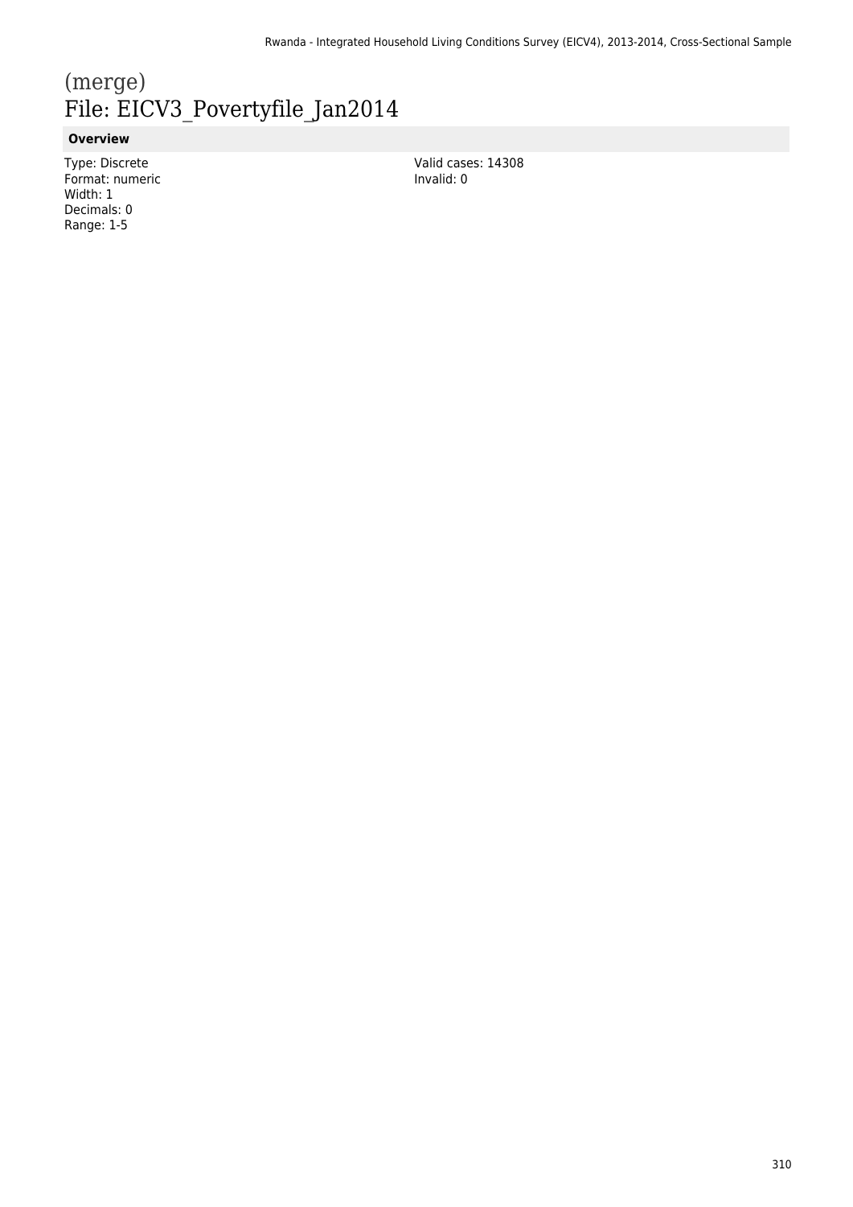# (merge)
## File: EICV3_Povertyfile_Jan2014

### Overview

Type: Discrete
Format: numeric
Width: 1
Decimals: 0
Range: 1-5

Valid cases: 14308
Invalid: 0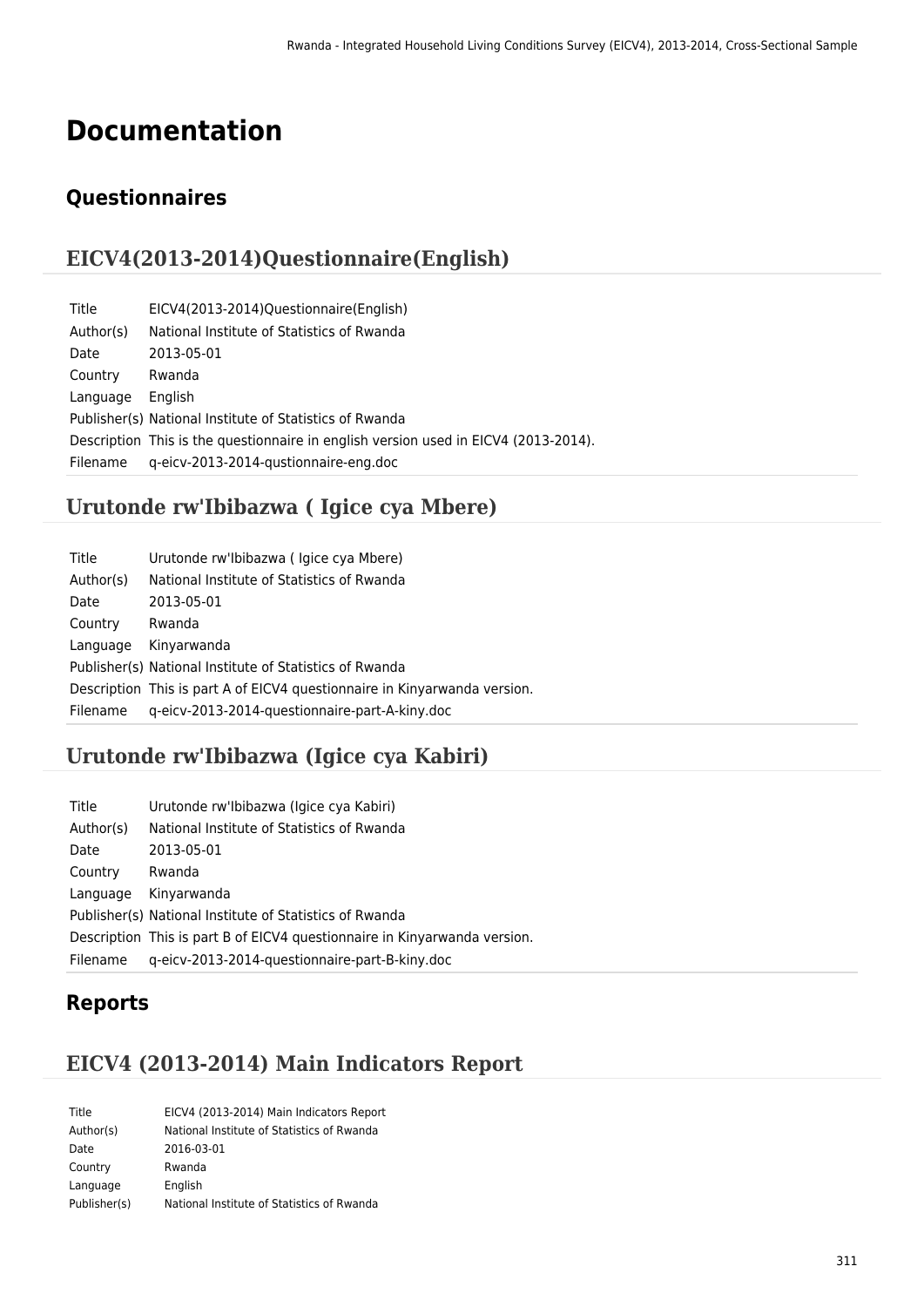# Documentation

## Questionnaires

### EICV4(2013-2014)Questionnaire(English)

| | |
|---|---|
| Title | EICV4(2013-2014)Questionnaire(English) |
| Author(s) | National Institute of Statistics of Rwanda |
| Date | 2013-05-01 |
| Country | Rwanda |
| Language | English |
| Publisher(s) | National Institute of Statistics of Rwanda |
| Description | This is the questionnaire in english version used in EICV4 (2013-2014). |
| Filename | q-eicv-2013-2014-qustionnaire-eng.doc |

### Urutonde rw'Ibibazwa ( Igice cya Mbere)

| | |
|---|---|
| Title | Urutonde rw'Ibibazwa ( Igice cya Mbere) |
| Author(s) | National Institute of Statistics of Rwanda |
| Date | 2013-05-01 |
| Country | Rwanda |
| Language | Kinyarwanda |
| Publisher(s) | National Institute of Statistics of Rwanda |
| Description | This is part A of EICV4 questionnaire in Kinyarwanda version. |
| Filename | q-eicv-2013-2014-questionnaire-part-A-kiny.doc |

### Urutonde rw'Ibibazwa (Igice cya Kabiri)

| | |
|---|---|
| Title | Urutonde rw'Ibibazwa (Igice cya Kabiri) |
| Author(s) | National Institute of Statistics of Rwanda |
| Date | 2013-05-01 |
| Country | Rwanda |
| Language | Kinyarwanda |
| Publisher(s) | National Institute of Statistics of Rwanda |
| Description | This is part B of EICV4 questionnaire in Kinyarwanda version. |
| Filename | q-eicv-2013-2014-questionnaire-part-B-kiny.doc |

## Reports

### EICV4 (2013-2014) Main Indicators Report

| | |
|---|---|
| Title | EICV4 (2013-2014) Main Indicators Report |
| Author(s) | National Institute of Statistics of Rwanda |
| Date | 2016-03-01 |
| Country | Rwanda |
| Language | English |
| Publisher(s) | National Institute of Statistics of Rwanda |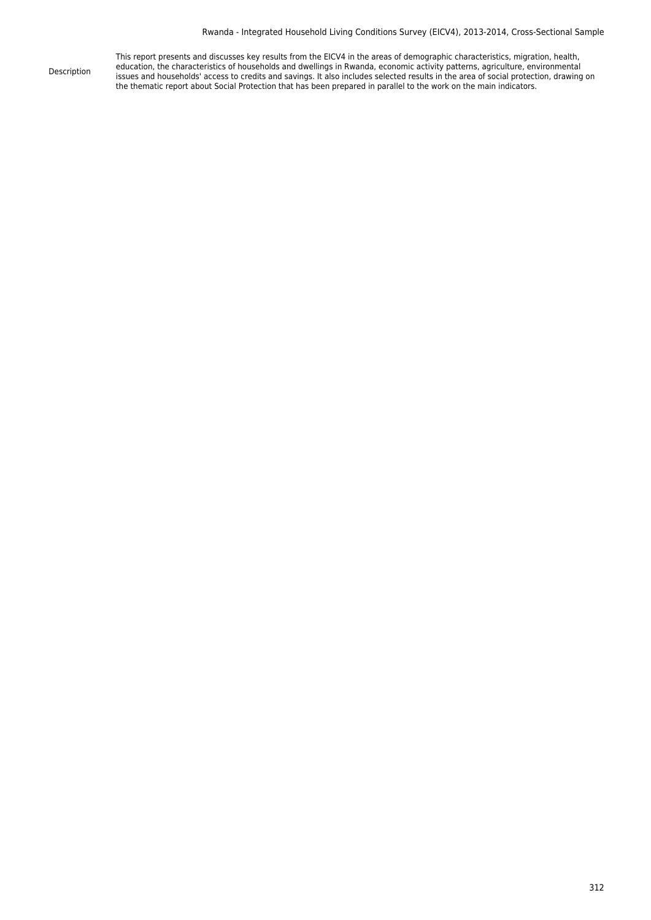| | |
|---|---|
| Description | This report presents and discusses key results from the EICV4 in the areas of demographic characteristics, migration, health, education, the characteristics of households and dwellings in Rwanda, economic activity patterns, agriculture, environmental issues and households' access to credits and savings. It also includes selected results in the area of social protection, drawing on the thematic report about Social Protection that has been prepared in parallel to the work on the main indicators. |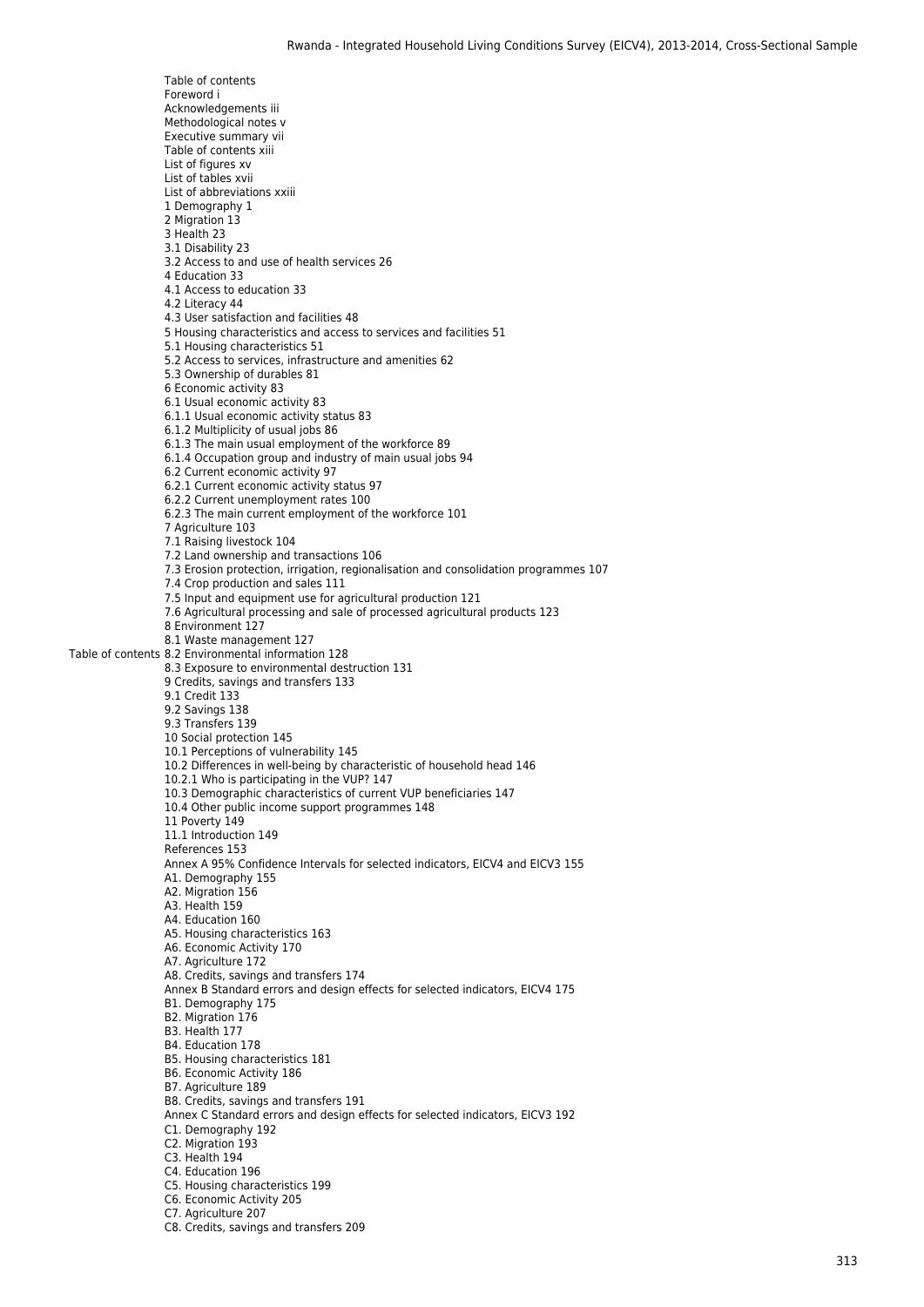Table of contents

Foreword i
Acknowledgements iii
Methodological notes v
Executive summary vii
Table of contents xiii
List of figures xv
List of tables xvii
List of abbreviations xxiii
1 Demography 1
2 Migration 13
3 Health 23
3.1 Disability 23
3.2 Access to and use of health services 26
4 Education 33
4.1 Access to education 33
4.2 Literacy 44
4.3 User satisfaction and facilities 48
5 Housing characteristics and access to services and facilities 51
5.1 Housing characteristics 51
5.2 Access to services, infrastructure and amenities 62
5.3 Ownership of durables 81
6 Economic activity 83
6.1 Usual economic activity 83
6.1.1 Usual economic activity status 83
6.1.2 Multiplicity of usual jobs 86
6.1.3 The main usual employment of the workforce 89
6.1.4 Occupation group and industry of main usual jobs 94
6.2 Current economic activity 97
6.2.1 Current economic activity status 97
6.2.2 Current unemployment rates 100
6.2.3 The main current employment of the workforce 101
7 Agriculture 103
7.1 Raising livestock 104
7.2 Land ownership and transactions 106
7.3 Erosion protection, irrigation, regionalisation and consolidation programmes 107
7.4 Crop production and sales 111
7.5 Input and equipment use for agricultural production 121
7.6 Agricultural processing and sale of processed agricultural products 123
8 Environment 127
8.1 Waste management 127
8.2 Environmental information 128
8.3 Exposure to environmental destruction 131
9 Credits, savings and transfers 133
9.1 Credit 133
9.2 Savings 138
9.3 Transfers 139
10 Social protection 145
10.1 Perceptions of vulnerability 145
10.2 Differences in well-being by characteristic of household head 146
10.2.1 Who is participating in the VUP? 147
10.3 Demographic characteristics of current VUP beneficiaries 147
10.4 Other public income support programmes 148
11 Poverty 149
11.1 Introduction 149
References 153
Annex A 95% Confidence Intervals for selected indicators, EICV4 and EICV3 155
A1. Demography 155
A2. Migration 156
A3. Health 159
A4. Education 160
A5. Housing characteristics 163
A6. Economic Activity 170
A7. Agriculture 172
A8. Credits, savings and transfers 174
Annex B Standard errors and design effects for selected indicators, EICV4 175
B1. Demography 175
B2. Migration 176
B3. Health 177
B4. Education 178
B5. Housing characteristics 181
B6. Economic Activity 186
B7. Agriculture 189
B8. Credits, savings and transfers 191
Annex C Standard errors and design effects for selected indicators, EICV3 192
C1. Demography 192
C2. Migration 193
C3. Health 194
C4. Education 196
C5. Housing characteristics 199
C6. Economic Activity 205
C7. Agriculture 207
C8. Credits, savings and transfers 209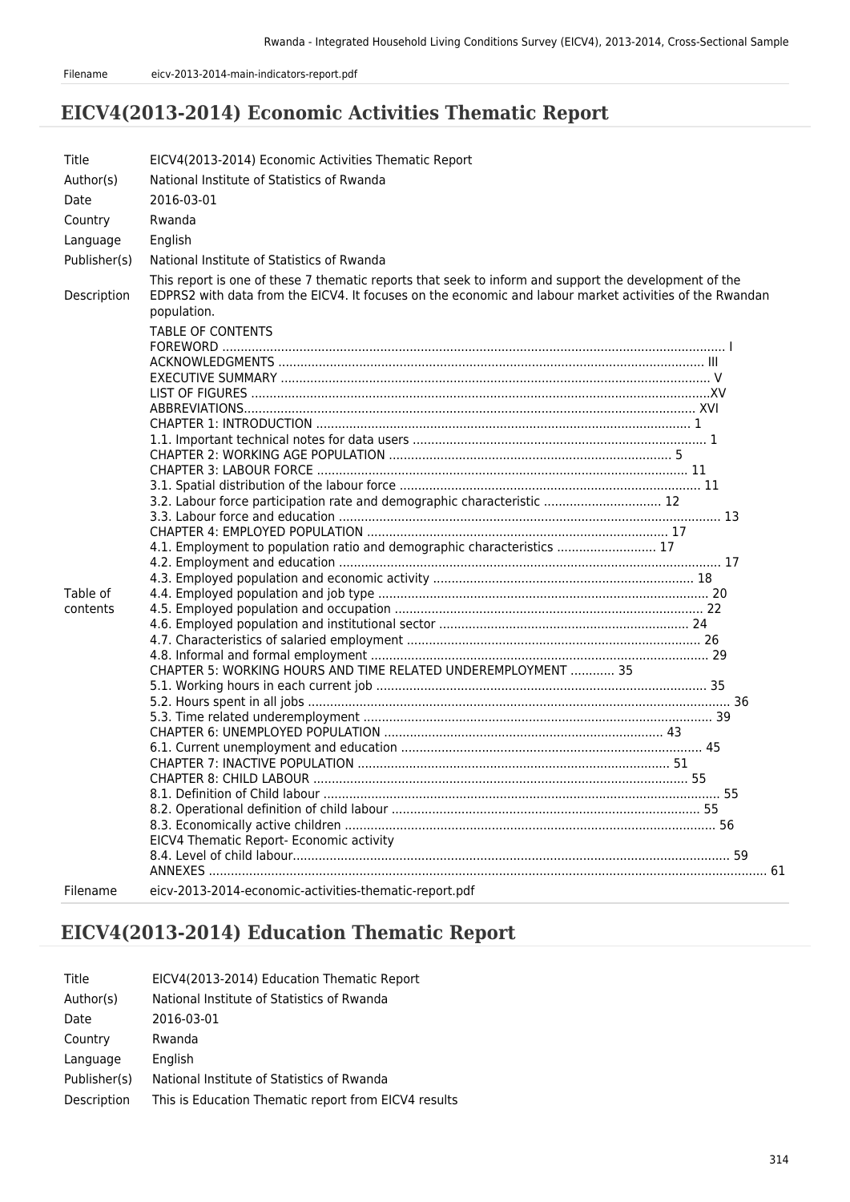| Filename | eicv-2013-2014-main-indicators-report.pdf |
|---|---|

## EICV4(2013-2014) Economic Activities Thematic Report

| | |
|---|---|
| Title | EICV4(2013-2014) Economic Activities Thematic Report |
| Author(s) | National Institute of Statistics of Rwanda |
| Date | 2016-03-01 |
| Country | Rwanda |
| Language | English |
| Publisher(s) | National Institute of Statistics of Rwanda |
| Description | This report is one of these 7 thematic reports that seek to inform and support the development of the EDPRS2 with data from the EICV4. It focuses on the economic and labour market activities of the Rwandan population. |
| Table of contents | TABLE OF CONTENTS<br>FOREWORD .......... I<br>ACKNOWLEDGMENTS .......... III<br>EXECUTIVE SUMMARY .......... V<br>LIST OF FIGURES .......... XV<br>ABBREVIATIONS .......... XVI<br>CHAPTER 1: INTRODUCTION .......... 1<br>1.1. Important technical notes for data users .......... 1<br>CHAPTER 2: WORKING AGE POPULATION .......... 5<br>CHAPTER 3: LABOUR FORCE .......... 11<br>3.1. Spatial distribution of the labour force .......... 11<br>3.2. Labour force participation rate and demographic characteristic .......... 12<br>3.3. Labour force and education .......... 13<br>CHAPTER 4: EMPLOYED POPULATION .......... 17<br>4.1. Employment to population ratio and demographic characteristics .......... 17<br>4.2. Employment and education .......... 17<br>4.3. Employed population and economic activity .......... 18<br>4.4. Employed population and job type .......... 20<br>4.5. Employed population and occupation .......... 22<br>4.6. Employed population and institutional sector .......... 24<br>4.7. Characteristics of salaried employment .......... 26<br>4.8. Informal and formal employment .......... 29<br>CHAPTER 5: WORKING HOURS AND TIME RELATED UNDEREMPLOYMENT .......... 35<br>5.1. Working hours in each current job .......... 35<br>5.2. Hours spent in all jobs .......... 36<br>5.3. Time related underemployment .......... 39<br>CHAPTER 6: UNEMPLOYED POPULATION .......... 43<br>6.1. Current unemployment and education .......... 45<br>CHAPTER 7: INACTIVE POPULATION .......... 51<br>CHAPTER 8: CHILD LABOUR .......... 55<br>8.1. Definition of Child labour .......... 55<br>8.2. Operational definition of child labour .......... 55<br>8.3. Economically active children .......... 56<br>EICV4 Thematic Report- Economic activity<br>8.4. Level of child labour .......... 59<br>ANNEXES .......... 61 |
| Filename | eicv-2013-2014-economic-activities-thematic-report.pdf |

## EICV4(2013-2014) Education Thematic Report

| | |
|---|---|
| Title | EICV4(2013-2014) Education Thematic Report |
| Author(s) | National Institute of Statistics of Rwanda |
| Date | 2016-03-01 |
| Country | Rwanda |
| Language | English |
| Publisher(s) | National Institute of Statistics of Rwanda |
| Description | This is Education Thematic report from EICV4 results |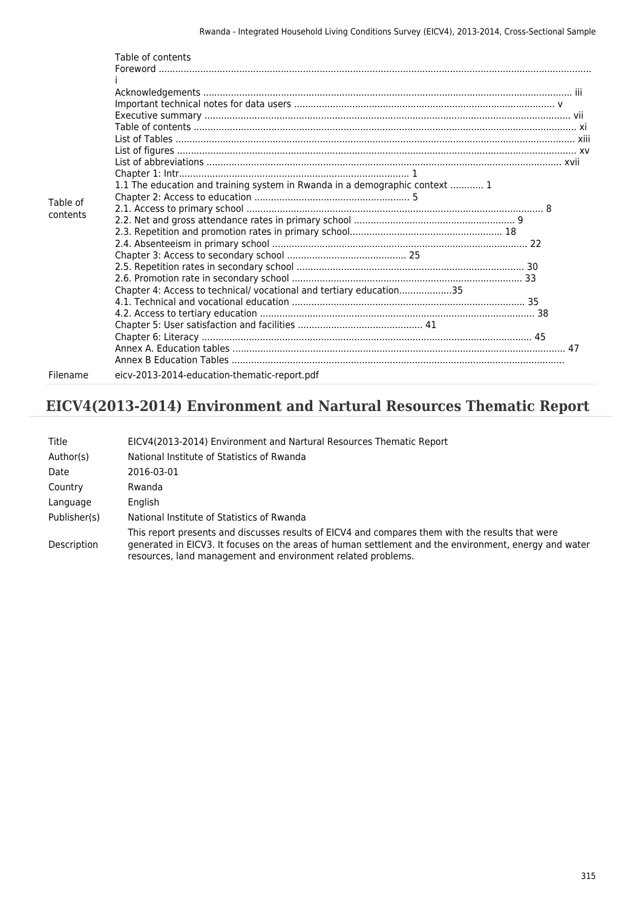| | |
|---|---|
| Table of contents | Table of contents<br>Foreword ..........................................................................................................................................................<br>i<br>Acknowledgements .................................................................................................................................. iii<br>Important technical notes for data users ............................................................................................ v<br>Executive summary ................................................................................................................................. vii<br>Table of contents ...................................................................................................................................... xi<br>List of Tables ............................................................................................................................................. xiii<br>List of figures ............................................................................................................................................. xv<br>List of abbreviations ............................................................................................................................... xvii<br>Chapter 1: Intr.................................................................................. 1<br>1.1 The education and training system in Rwanda in a demographic context ............ 1<br>Chapter 2: Access to education ......................................................... 5<br>2.1. Access to primary school .......................................................................................................... 8<br>2.2. Net and gross attendance rates in primary school .......................................................... 9<br>2.3. Repetition and promotion rates in primary school....................................................... 18<br>2.4. Absenteeism in primary school ............................................................................................ 22<br>Chapter 3: Access to secondary school ........................................... 25<br>2.5. Repetition rates in secondary school .................................................................................. 30<br>2.6. Promotion rate in secondary school .................................................................................. 33<br>Chapter 4: Access to technical/ vocational and tertiary education...................35<br>4.1. Technical and vocational education .................................................................................... 35<br>4.2. Access to tertiary education .................................................................................................. 38<br>Chapter 5: User satisfaction and facilities ............................................. 41<br>Chapter 6: Literacy ...................................................................................................................... 45<br>Annex A. Education tables ........................................................................................................................ 47<br>Annex B Education Tables ....................................................................................................................... |
| Filename | eicv-2013-2014-education-thematic-report.pdf |

## EICV4(2013-2014) Environment and Nartural Resources Thematic Report

| | |
|---|---|
| Title | EICV4(2013-2014) Environment and Nartural Resources Thematic Report |
| Author(s) | National Institute of Statistics of Rwanda |
| Date | 2016-03-01 |
| Country | Rwanda |
| Language | English |
| Publisher(s) | National Institute of Statistics of Rwanda |
| Description | This report presents and discusses results of EICV4 and compares them with the results that were generated in EICV3. It focuses on the areas of human settlement and the environment, energy and water resources, land management and environment related problems. |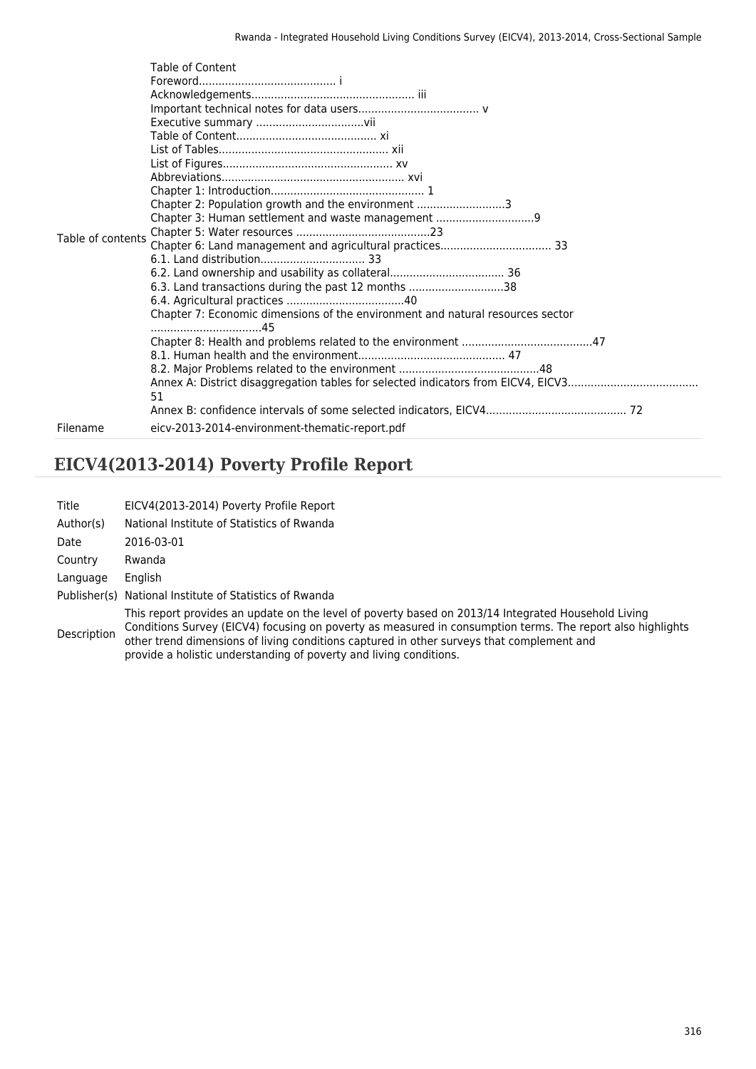| | |
|---|---|
| Table of contents | Table of Content<br>Foreword.......................................... i<br>Acknowledgements.................................................. iii<br>Important technical notes for data users..................................... v<br>Executive summary .................................vii<br>Table of Content.......................................... xi<br>List of Tables................................................... xii<br>List of Figures.................................................... xv<br>Abbreviations........................................................ xvi<br>Chapter 1: Introduction............................................... 1<br>Chapter 2: Population growth and the environment ...........................3<br>Chapter 3: Human settlement and waste management ..............................9<br>Chapter 5: Water resources .........................................23<br>Chapter 6: Land management and agricultural practices.................................. 33<br>6.1. Land distribution................................ 33<br>6.2. Land ownership and usability as collateral................................... 36<br>6.3. Land transactions during the past 12 months .............................38<br>6.4. Agricultural practices ....................................40<br>Chapter 7: Economic dimensions of the environment and natural resources sector .................................45<br>Chapter 8: Health and problems related to the environment ........................................47<br>8.1. Human health and the environment............................................ 47<br>8.2. Major Problems related to the environment ...........................................48<br>Annex A: District disaggregation tables for selected indicators from EICV4, EICV3....................................... 51<br>Annex B: confidence intervals of some selected indicators, EICV4........................................... 72 |
| Filename | eicv-2013-2014-environment-thematic-report.pdf |

## EICV4(2013-2014) Poverty Profile Report

| | |
|---|---|
| Title | EICV4(2013-2014) Poverty Profile Report |
| Author(s) | National Institute of Statistics of Rwanda |
| Date | 2016-03-01 |
| Country | Rwanda |
| Language | English |
| Publisher(s) | National Institute of Statistics of Rwanda |
| Description | This report provides an update on the level of poverty based on 2013/14 Integrated Household Living Conditions Survey (EICV4) focusing on poverty as measured in consumption terms. The report also highlights other trend dimensions of living conditions captured in other surveys that complement and provide a holistic understanding of poverty and living conditions. |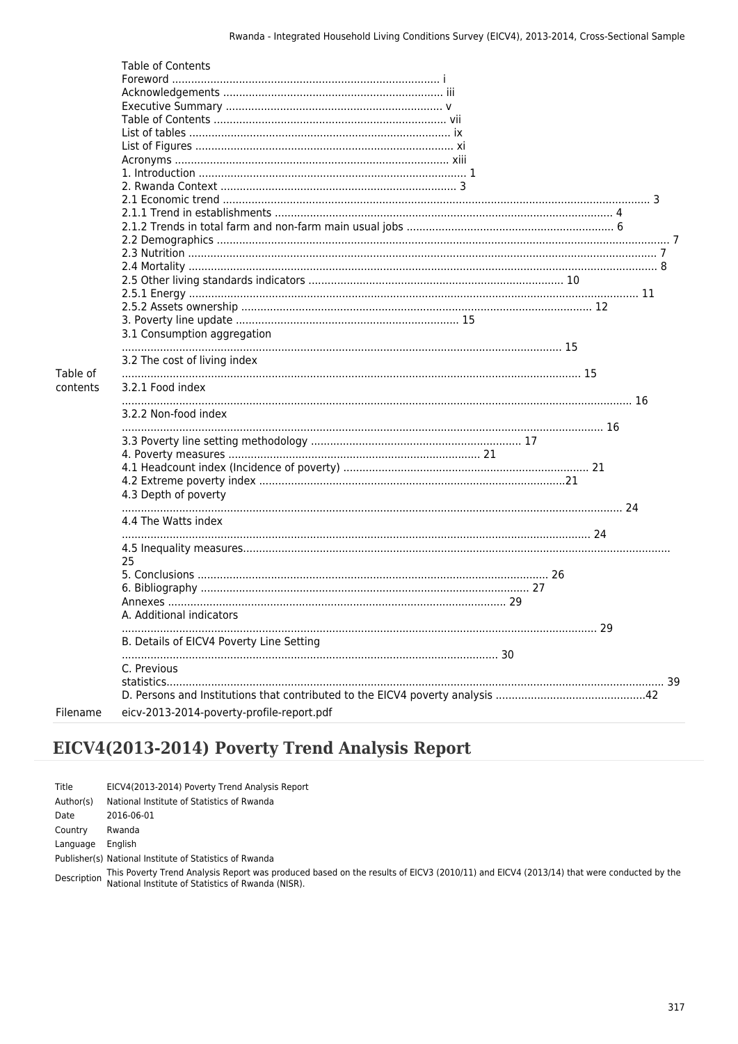| | |
|---|---|
| Table of contents | Table of Contents<br>Foreword ................................................................................... i<br>Acknowledgements .................................................................... iii<br>Executive Summary ................................................................... v<br>Table of Contents ........................................................................ vii<br>List of tables ................................................................................. ix<br>List of Figures ................................................................................ xi<br>Acronyms ...................................................................................... xiii<br>1. Introduction ................................................................................... 1<br>2. Rwanda Context ......................................................................... 3<br>2.1 Economic trend ........................................................................................................................ 3<br>2.1.1 Trend in establishments ........................................................................................ 4<br>2.1.2 Trends in total farm and non-farm main usual jobs ................................................................ 6<br>2.2 Demographics ............................................................................................................................ 7<br>2.3 Nutrition ................................................................................................................................ 7<br>2.4 Mortality ................................................................................................................................ 8<br>2.5 Other living standards indicators ............................................................................... 10<br>2.5.1 Energy ........................................................................................................................... 11<br>2.5.2 Assets ownership ............................................................................................................ 12<br>3. Poverty line update ..................................................................... 15<br>3.1 Consumption aggregation<br>........................................................................................................................... 15<br>3.2 The cost of living index<br>............................................................................................................................... 15<br>3.2.1 Food index<br>.................................................................................................................................... 16<br>3.2.2 Non-food index<br>............................................................................................................................. 16<br>3.3 Poverty line setting methodology ................................................................. 17<br>4. Poverty measures .............................................................................. 21<br>4.1 Headcount index (Incidence of poverty) ............................................................ 21<br>4.2 Extreme poverty index ...............................................................................21<br>4.3 Depth of poverty<br>........................................................................................................................................ 24<br>4.4 The Watts index<br>............................................................................................................................. 24<br>4.5 Inequality measures.......................................................................................................................<br>25<br>5. Conclusions ............................................................................................. 26<br>6. Bibliography ....................................................................................... 27<br>Annexes ......................................................................................... 29<br>A. Additional indicators<br>.................................................................................................................................... 29<br>B. Details of EICV4 Poverty Line Setting<br>...................................................................................................... 30<br>C. Previous statistics......................................................................................................................................... 39<br>D. Persons and Institutions that contributed to the EICV4 poverty analysis ...............................................42 |
| Filename | eicv-2013-2014-poverty-profile-report.pdf |

## EICV4(2013-2014) Poverty Trend Analysis Report

| | |
|---|---|
| Title | EICV4(2013-2014) Poverty Trend Analysis Report |
| Author(s) | National Institute of Statistics of Rwanda |
| Date | 2016-06-01 |
| Country | Rwanda |
| Language | English |
| Publisher(s) | National Institute of Statistics of Rwanda |
| Description | This Poverty Trend Analysis Report was produced based on the results of EICV3 (2010/11) and EICV4 (2013/14) that were conducted by the National Institute of Statistics of Rwanda (NISR). |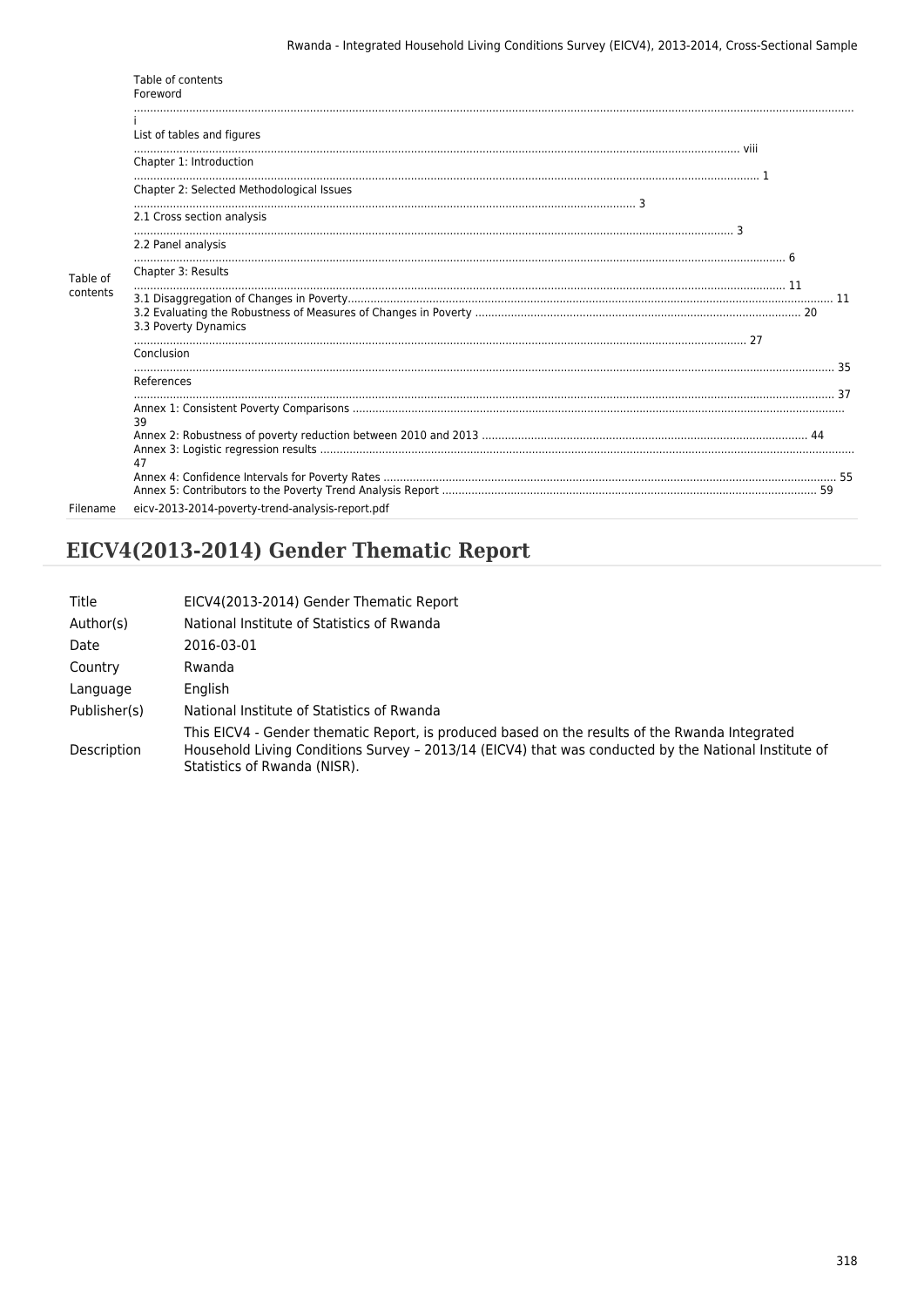| | |
|---|---|
| Table of contents | Table of contents<br>Foreword ........ i<br>List of tables and figures ........ viii<br>Chapter 1: Introduction ........ 1<br>Chapter 2: Selected Methodological Issues ........ 3<br>2.1 Cross section analysis ........ 3<br>2.2 Panel analysis ........ 6<br>Chapter 3: Results ........ 11<br>3.1 Disaggregation of Changes in Poverty........ 11<br>3.2 Evaluating the Robustness of Measures of Changes in Poverty ........ 20<br>3.3 Poverty Dynamics ........ 27<br>Conclusion ........ 35<br>References ........ 37<br>Annex 1: Consistent Poverty Comparisons ........ 39<br>Annex 2: Robustness of poverty reduction between 2010 and 2013 ........ 44<br>Annex 3: Logistic regression results ........ 47<br>Annex 4: Confidence Intervals for Poverty Rates ........ 55<br>Annex 5: Contributors to the Poverty Trend Analysis Report ........ 59 |
| Filename | eicv-2013-2014-poverty-trend-analysis-report.pdf |

## EICV4(2013-2014) Gender Thematic Report

| | |
|---|---|
| Title | EICV4(2013-2014) Gender Thematic Report |
| Author(s) | National Institute of Statistics of Rwanda |
| Date | 2016-03-01 |
| Country | Rwanda |
| Language | English |
| Publisher(s) | National Institute of Statistics of Rwanda |
| Description | This EICV4 - Gender thematic Report, is produced based on the results of the Rwanda Integrated Household Living Conditions Survey – 2013/14 (EICV4) that was conducted by the National Institute of Statistics of Rwanda (NISR). |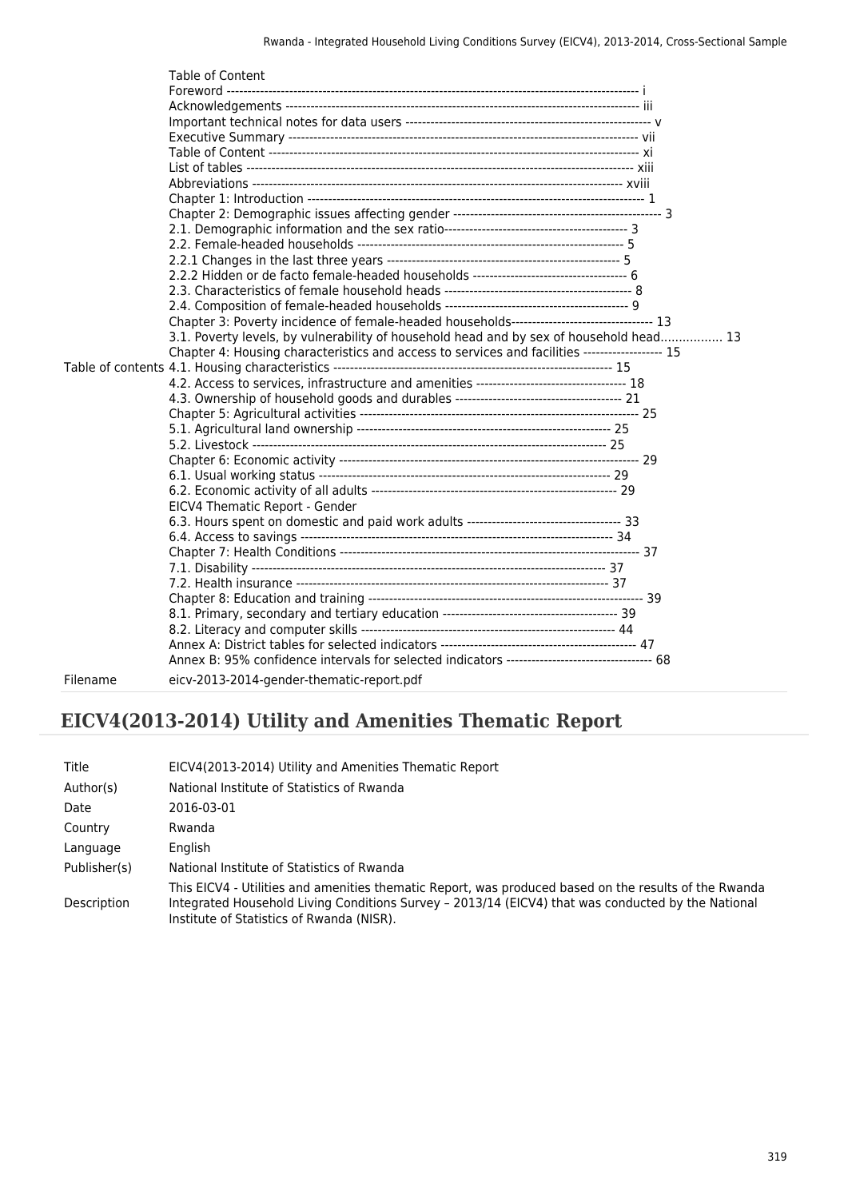| | |
|---|---|
| Table of contents | Table of Content<br>Foreword ---------------------------------------------------------------------------------------------------- i<br>Acknowledgements ---------------------------------------------------------------------------------------- iii<br>Important technical notes for data users ---------------------------------------------------------------- v<br>Executive Summary -------------------------------------------------------------------------------------- vii<br>Table of Content ------------------------------------------------------------------------------------------ xi<br>List of tables ----------------------------------------------------------------------------------------------- xiii<br>Abbreviations ---------------------------------------------------------------------------------------------- xviii<br>Chapter 1: Introduction ------------------------------------------------------------------------------------ 1<br>Chapter 2: Demographic issues affecting gender ---------------------------------------------------- 3<br>2.1. Demographic information and the sex ratio------------------------------------------ 3<br>2.2. Female-headed households --------------------------------------------------------------- 5<br>2.2.1 Changes in the last three years ------------------------------------------------------ 5<br>2.2.2 Hidden or de facto female-headed households ------------------------------------- 6<br>2.3. Characteristics of female household heads ----------------------------------------- 8<br>2.4. Composition of female-headed households ------------------------------------------ 9<br>Chapter 3: Poverty incidence of female-headed households---------------------------------- 13<br>3.1. Poverty levels, by vulnerability of household head and by sex of household head................ 13<br>Chapter 4: Housing characteristics and access to services and facilities ------------------- 15<br>4.1. Housing characteristics -------------------------------------------------------------------- 15<br>4.2. Access to services, infrastructure and amenities ------------------------------------- 18<br>4.3. Ownership of household goods and durables ---------------------------------------- 21<br>Chapter 5: Agricultural activities ------------------------------------------------------------------------ 25<br>5.1. Agricultural land ownership ----------------------------------------------------------------- 25<br>5.2. Livestock -------------------------------------------------------------------------------------- 25<br>Chapter 6: Economic activity ------------------------------------------------------------------------------ 29<br>6.1. Usual working status ------------------------------------------------------------------------ 29<br>6.2. Economic activity of all adults ------------------------------------------------------------ 29<br>EICV4 Thematic Report - Gender<br>6.3. Hours spent on domestic and paid work adults -------------------------------------- 33<br>6.4. Access to savings --------------------------------------------------------------------------- 34<br>Chapter 7: Health Conditions ----------------------------------------------------------------------------- 37<br>7.1. Disability -------------------------------------------------------------------------------------- 37<br>7.2. Health insurance ----------------------------------------------------------------------------- 37<br>Chapter 8: Education and training ---------------------------------------------------------------------- 39<br>8.1. Primary, secondary and tertiary education ------------------------------------------ 39<br>8.2. Literacy and computer skills -------------------------------------------------------------- 44<br>Annex A: District tables for selected indicators ----------------------------------------------- 47<br>Annex B: 95% confidence intervals for selected indicators ---------------------------------- 68 |
| Filename | eicv-2013-2014-gender-thematic-report.pdf |

## EICV4(2013-2014) Utility and Amenities Thematic Report

| | |
|---|---|
| Title | EICV4(2013-2014) Utility and Amenities Thematic Report |
| Author(s) | National Institute of Statistics of Rwanda |
| Date | 2016-03-01 |
| Country | Rwanda |
| Language | English |
| Publisher(s) | National Institute of Statistics of Rwanda |
| Description | This EICV4 - Utilities and amenities thematic Report, was produced based on the results of the Rwanda Integrated Household Living Conditions Survey – 2013/14 (EICV4) that was conducted by the National Institute of Statistics of Rwanda (NISR). |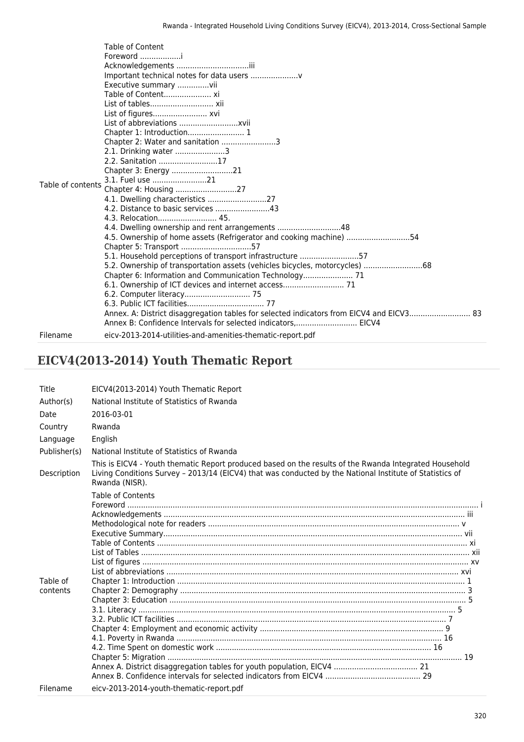| | |
|---|---|
| Table of contents | Table of Content<br>Foreword ..................i<br>Acknowledgements ................................iii<br>Important technical notes for data users .....................v<br>Executive summary ..............vii<br>Table of Content..................... xi<br>List of tables............................ xii<br>List of figures........................ xvi<br>List of abbreviations ..........................xvii<br>Chapter 1: Introduction......................... 1<br>Chapter 2: Water and sanitation ........................3<br>2.1. Drinking water ......................3<br>2.2. Sanitation ..........................17<br>Chapter 3: Energy ...........................21<br>3.1. Fuel use ........................21<br>Chapter 4: Housing ...........................27<br>4.1. Dwelling characteristics ..........................27<br>4.2. Distance to basic services ........................43<br>4.3. Relocation.......................... 45.<br>4.4. Dwelling ownership and rent arrangements ............................48<br>4.5. Ownership of home assets (Refrigerator and cooking machine) ............................54<br>Chapter 5: Transport ...............................57<br>5.1. Household perceptions of transport infrastructure ..........................57<br>5.2. Ownership of transportation assets (vehicles bicycles, motorcycles) ..........................68<br>Chapter 6: Information and Communication Technology...................... 71<br>6.1. Ownership of ICT devices and internet access........................... 71<br>6.2. Computer literacy............................. 75<br>6.3. Public ICT facilities.................................. 77<br>Annex. A: District disaggregation tables for selected indicators from EICV4 and EICV3........................... 83<br>Annex B: Confidence Intervals for selected indicators,........................... EICV4 |
| Filename | eicv-2013-2014-utilities-and-amenities-thematic-report.pdf |

## EICV4(2013-2014) Youth Thematic Report

| | |
|---|---|
| Title | EICV4(2013-2014) Youth Thematic Report |
| Author(s) | National Institute of Statistics of Rwanda |
| Date | 2016-03-01 |
| Country | Rwanda |
| Language | English |
| Publisher(s) | National Institute of Statistics of Rwanda |
| Description | This is EICV4 - Youth thematic Report produced based on the results of the Rwanda Integrated Household Living Conditions Survey – 2013/14 (EICV4) that was conducted by the National Institute of Statistics of Rwanda (NISR). |
| Table of contents | Table of Contents<br>Foreword ........................................................................................................................................... i<br>Acknowledgements ................................................................................................................... iii<br>Methodological note for readers .............................................................................................. v<br>Executive Summary.................................................................................................................. vii<br>Table of Contents ....................................................................................................................... xi<br>List of Tables ............................................................................................................................. xii<br>List of figures ............................................................................................................................. xv<br>List of abbreviations ................................................................................................................ xvi<br>Chapter 1: Introduction ............................................................................................................. 1<br>Chapter 2: Demography ............................................................................................................. 3<br>Chapter 3: Education ................................................................................................................. 5<br>3.1. Literacy ................................................................................................................................ 5<br>3.2. Public ICT facilities ............................................................................................................ 7<br>Chapter 4: Employment and economic activity ................................................................... 9<br>4.1. Poverty in Rwanda ........................................................................................................... 16<br>4.2. Time Spent on domestic work ........................................................................................ 16<br>Chapter 5: Migration ............................................................................................................... 19<br>Annex A. District disaggregation tables for youth population, EICV4 ..................................... 21<br>Annex B. Confidence intervals for selected indicators from EICV4 .......................................... 29 |
| Filename | eicv-2013-2014-youth-thematic-report.pdf |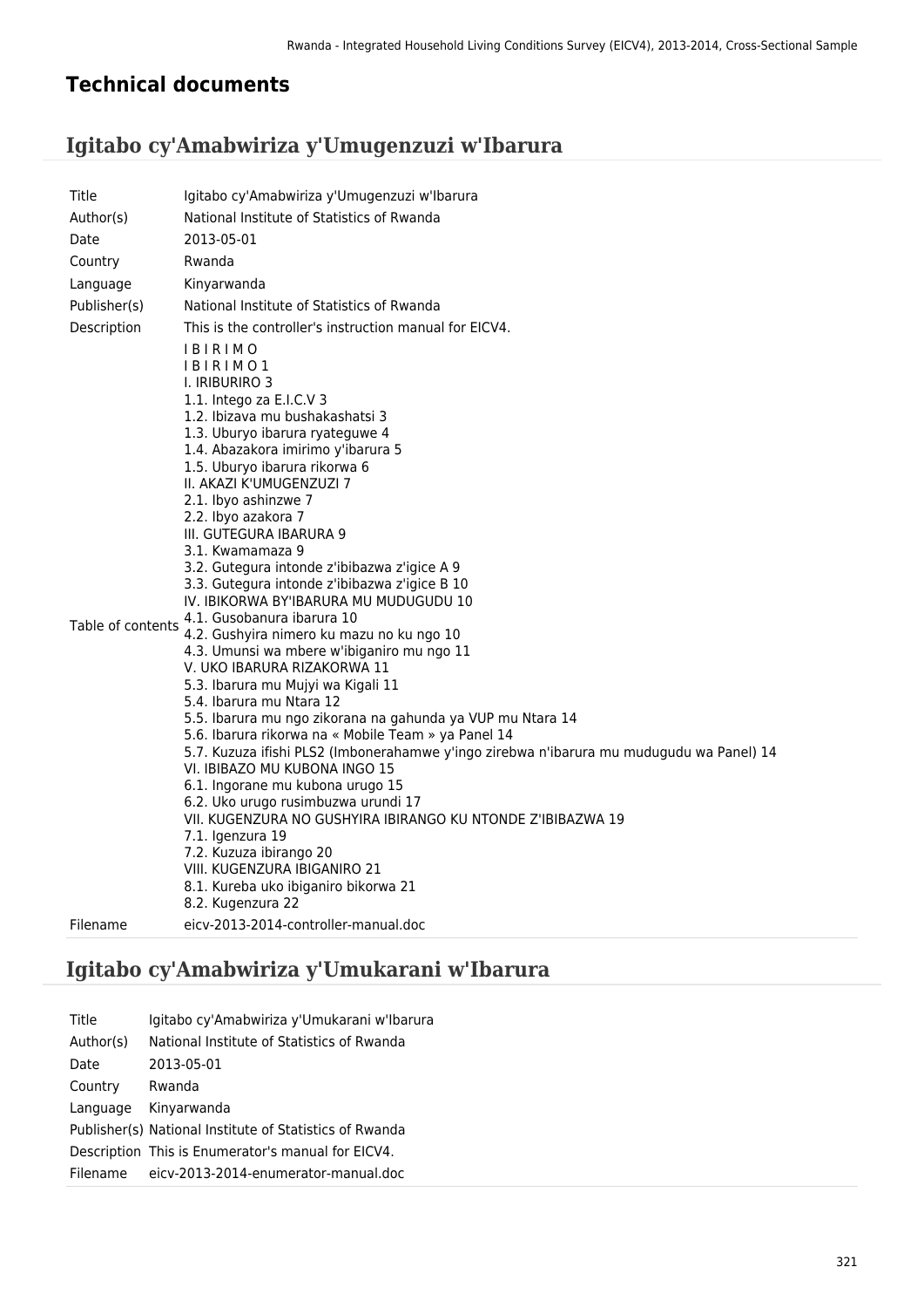## Technical documents

## Igitabo cy'Amabwiriza y'Umugenzuzi w'Ibarura

| | |
|---|---|
| Title | Igitabo cy'Amabwiriza y'Umugenzuzi w'Ibarura |
| Author(s) | National Institute of Statistics of Rwanda |
| Date | 2013-05-01 |
| Country | Rwanda |
| Language | Kinyarwanda |
| Publisher(s) | National Institute of Statistics of Rwanda |
| Description | This is the controller's instruction manual for EICV4. |
| Table of contents | I B I R I M O<br>I B I R I M O 1<br>I. IRIBURIRO 3<br>1.1. Intego za E.I.C.V 3<br>1.2. Ibizava mu bushakashatsi 3<br>1.3. Uburyo ibarura ryateguwe 4<br>1.4. Abazakora imirimo y'ibarura 5<br>1.5. Uburyo ibarura rikorwa 6<br>II. AKAZI K'UMUGENZUZI 7<br>2.1. Ibyo ashinzwe 7<br>2.2. Ibyo azakora 7<br>III. GUTEGURA IBARURA 9<br>3.1. Kwamamaza 9<br>3.2. Gutegura intonde z'ibibazwa z'igice A 9<br>3.3. Gutegura intonde z'ibibazwa z'igice B 10<br>IV. IBIKORWA BY'IBARURA MU MUDUGUDU 10<br>4.1. Gusobanura ibarura 10<br>4.2. Gushyira nimero ku mazu no ku ngo 10<br>4.3. Umunsi wa mbere w'ibiganiro mu ngo 11<br>V. UKO IBARURA RIZAKORWA 11<br>5.3. Ibarura mu Mujyi wa Kigali 11<br>5.4. Ibarura mu Ntara 12<br>5.5. Ibarura mu ngo zikorana na gahunda ya VUP mu Ntara 14<br>5.6. Ibarura rikorwa na « Mobile Team » ya Panel 14<br>5.7. Kuzuza ifishi PLS2 (Imbonerahamwe y'ingo zirebwa n'ibarura mu mudugudu wa Panel) 14<br>VI. IBIBAZO MU KUBONA INGO 15<br>6.1. Ingorane mu kubona urugo 15<br>6.2. Uko urugo rusimbuzwa urundi 17<br>VII. KUGENZURA NO GUSHYIRA IBIRANGO KU NTONDE Z'IBIBAZWA 19<br>7.1. Igenzura 19<br>7.2. Kuzuza ibirango 20<br>VIII. KUGENZURA IBIGANIRO 21<br>8.1. Kureba uko ibiganiro bikorwa 21<br>8.2. Kugenzura 22 |
| Filename | eicv-2013-2014-controller-manual.doc |

## Igitabo cy'Amabwiriza y'Umukarani w'Ibarura

| | |
|---|---|
| Title | Igitabo cy'Amabwiriza y'Umukarani w'Ibarura |
| Author(s) | National Institute of Statistics of Rwanda |
| Date | 2013-05-01 |
| Country | Rwanda |
| Language | Kinyarwanda |
| Publisher(s) | National Institute of Statistics of Rwanda |
| Description | This is Enumerator's manual for EICV4. |
| Filename | eicv-2013-2014-enumerator-manual.doc |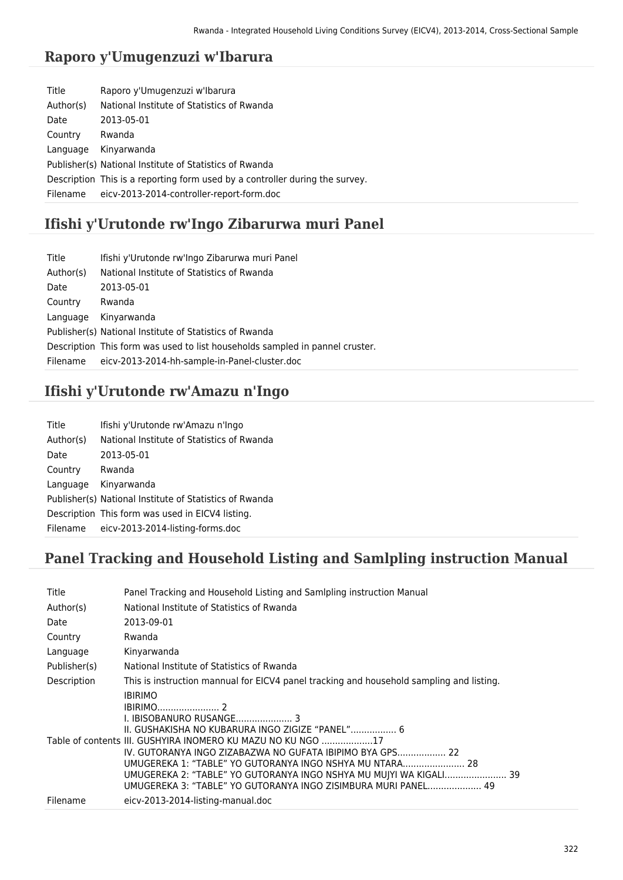## Raporo y'Umugenzuzi w'Ibarura

| | |
|---|---|
| Title | Raporo y'Umugenzuzi w'Ibarura |
| Author(s) | National Institute of Statistics of Rwanda |
| Date | 2013-05-01 |
| Country | Rwanda |
| Language | Kinyarwanda |
| Publisher(s) | National Institute of Statistics of Rwanda |
| Description | This is a reporting form used by a controller during the survey. |
| Filename | eicv-2013-2014-controller-report-form.doc |

## Ifishi y'Urutonde rw'Ingo Zibarurwa muri Panel

| | |
|---|---|
| Title | Ifishi y'Urutonde rw'Ingo Zibarurwa muri Panel |
| Author(s) | National Institute of Statistics of Rwanda |
| Date | 2013-05-01 |
| Country | Rwanda |
| Language | Kinyarwanda |
| Publisher(s) | National Institute of Statistics of Rwanda |
| Description | This form was used to list households sampled in pannel cruster. |
| Filename | eicv-2013-2014-hh-sample-in-Panel-cluster.doc |

## Ifishi y'Urutonde rw'Amazu n'Ingo

| | |
|---|---|
| Title | Ifishi y'Urutonde rw'Amazu n'Ingo |
| Author(s) | National Institute of Statistics of Rwanda |
| Date | 2013-05-01 |
| Country | Rwanda |
| Language | Kinyarwanda |
| Publisher(s) | National Institute of Statistics of Rwanda |
| Description | This form was used in EICV4 listing. |
| Filename | eicv-2013-2014-listing-forms.doc |

## Panel Tracking and Household Listing and Samlpling instruction Manual

| | |
|---|---|
| Title | Panel Tracking and Household Listing and Samlpling instruction Manual |
| Author(s) | National Institute of Statistics of Rwanda |
| Date | 2013-09-01 |
| Country | Rwanda |
| Language | Kinyarwanda |
| Publisher(s) | National Institute of Statistics of Rwanda |
| Description | This is instruction mannual for EICV4 panel tracking and household sampling and listing. |
| Table of contents | IBIRIMO<br>IBIRIMO....................... 2<br>I. IBISOBANURO RUSANGE..................... 3<br>II. GUSHAKISHA NO KUBARURA INGO ZIGIZE "PANEL"................. 6<br>III. GUSHYIRA INOMERO KU MAZU NO KU NGO ...................17<br>IV. GUTORANYA INGO ZIZABAZWA NO GUFATA IBIPIMO BYA GPS.................. 22<br>UMUGEREKA 1: "TABLE" YO GUTORANYA INGO NSHYA MU NTARA....................... 28<br>UMUGEREKA 2: "TABLE" YO GUTORANYA INGO NSHYA MU MUJYI WA KIGALI....................... 39<br>UMUGEREKA 3: "TABLE" YO GUTORANYA INGO ZISIMBURA MURI PANEL.................... 49 |
| Filename | eicv-2013-2014-listing-manual.doc |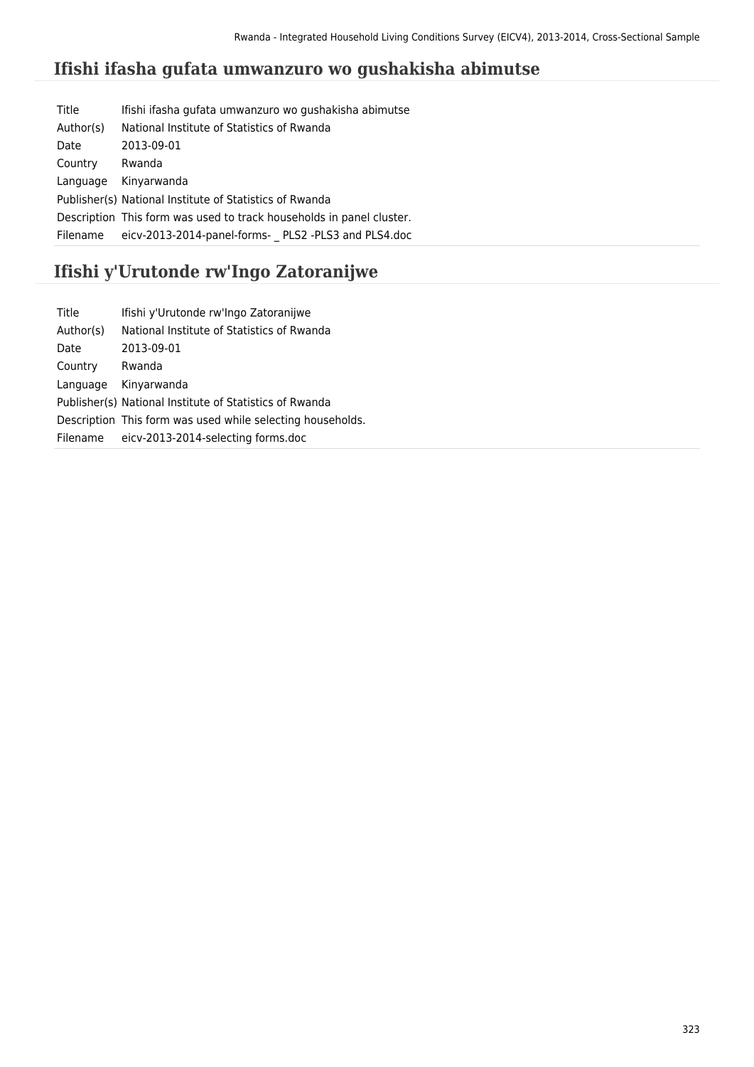## Ifishi ifasha gufata umwanzuro wo gushakisha abimutse

| | |
|---|---|
| Title | Ifishi ifasha gufata umwanzuro wo gushakisha abimutse |
| Author(s) | National Institute of Statistics of Rwanda |
| Date | 2013-09-01 |
| Country | Rwanda |
| Language | Kinyarwanda |
| Publisher(s) | National Institute of Statistics of Rwanda |
| Description | This form was used to track households in panel cluster. |
| Filename | eicv-2013-2014-panel-forms- _ PLS2 -PLS3 and PLS4.doc |

## Ifishi y'Urutonde rw'Ingo Zatoranijwe

| | |
|---|---|
| Title | Ifishi y'Urutonde rw'Ingo Zatoranijwe |
| Author(s) | National Institute of Statistics of Rwanda |
| Date | 2013-09-01 |
| Country | Rwanda |
| Language | Kinyarwanda |
| Publisher(s) | National Institute of Statistics of Rwanda |
| Description | This form was used while selecting households. |
| Filename | eicv-2013-2014-selecting forms.doc |